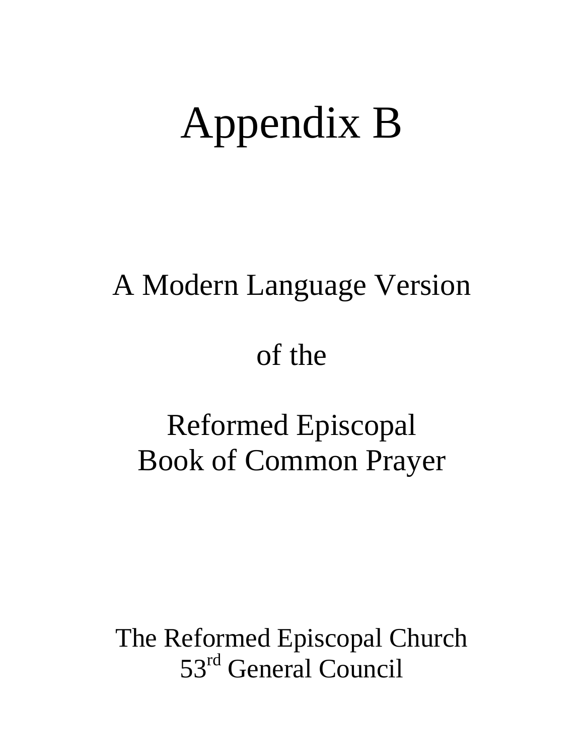# Appendix B

## A Modern Language Version

## of the

## Reformed Episcopal Book of Common Prayer

The Reformed Episcopal Church
53rd General Council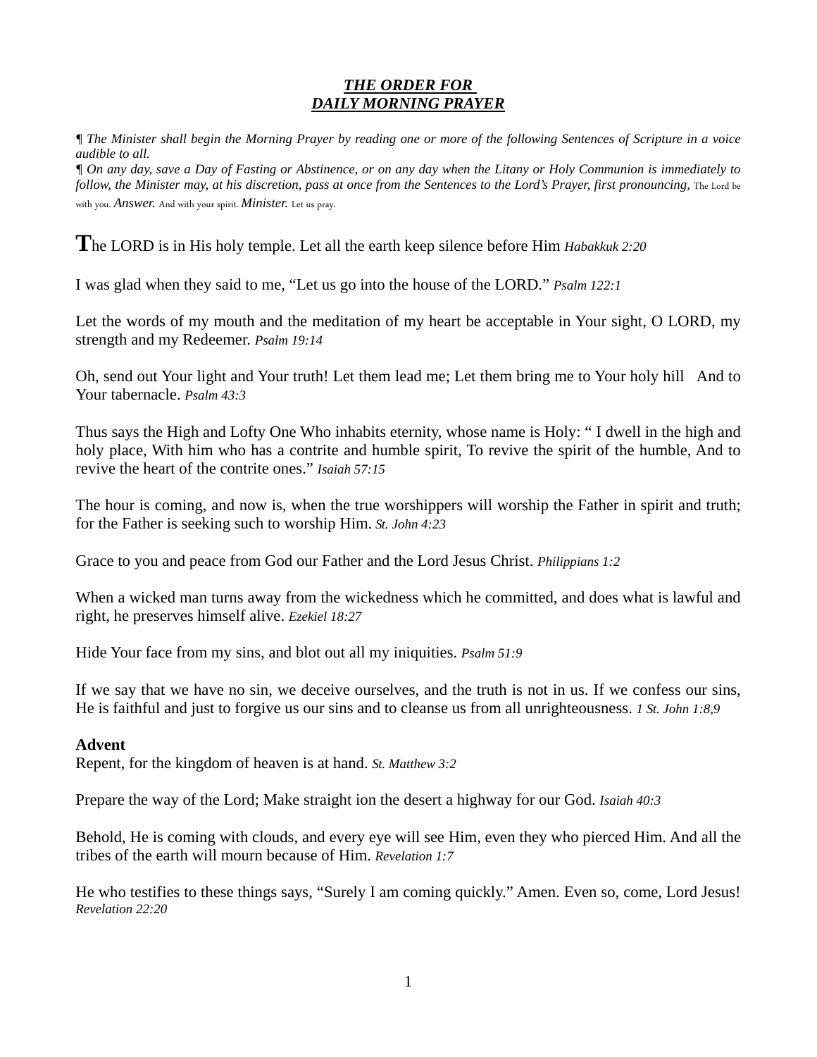# ***THE ORDER FOR DAILY MORNING PRAYER***

¶ *The Minister shall begin the Morning Prayer by reading one or more of the following Sentences of Scripture in a voice audible to all.*

¶ *On any day, save a Day of Fasting or Abstinence, or on any day when the Litany or Holy Communion is immediately to follow, the Minister may, at his discretion, pass at once from the Sentences to the Lord's Prayer, first pronouncing,* The Lord be with you. *Answer.* And with your spirit. *Minister.* Let us pray.

**T**he LORD is in His holy temple. Let all the earth keep silence before Him *Habakkuk 2:20*

I was glad when they said to me, "Let us go into the house of the LORD." *Psalm 122:1*

Let the words of my mouth and the meditation of my heart be acceptable in Your sight, O LORD, my strength and my Redeemer. *Psalm 19:14*

Oh, send out Your light and Your truth! Let them lead me; Let them bring me to Your holy hill And to Your tabernacle. *Psalm 43:3*

Thus says the High and Lofty One Who inhabits eternity, whose name is Holy: " I dwell in the high and holy place, With him who has a contrite and humble spirit, To revive the spirit of the humble, And to revive the heart of the contrite ones." *Isaiah 57:15*

The hour is coming, and now is, when the true worshippers will worship the Father in spirit and truth; for the Father is seeking such to worship Him. *St. John 4:23*

Grace to you and peace from God our Father and the Lord Jesus Christ. *Philippians 1:2*

When a wicked man turns away from the wickedness which he committed, and does what is lawful and right, he preserves himself alive. *Ezekiel 18:27*

Hide Your face from my sins, and blot out all my iniquities. *Psalm 51:9*

If we say that we have no sin, we deceive ourselves, and the truth is not in us. If we confess our sins, He is faithful and just to forgive us our sins and to cleanse us from all unrighteousness. *1 St. John 1:8,9*

**Advent**

Repent, for the kingdom of heaven is at hand. *St. Matthew 3:2*

Prepare the way of the Lord; Make straight ion the desert a highway for our God. *Isaiah 40:3*

Behold, He is coming with clouds, and every eye will see Him, even they who pierced Him. And all the tribes of the earth will mourn because of Him. *Revelation 1:7*

He who testifies to these things says, "Surely I am coming quickly." Amen. Even so, come, Lord Jesus! *Revelation 22:20*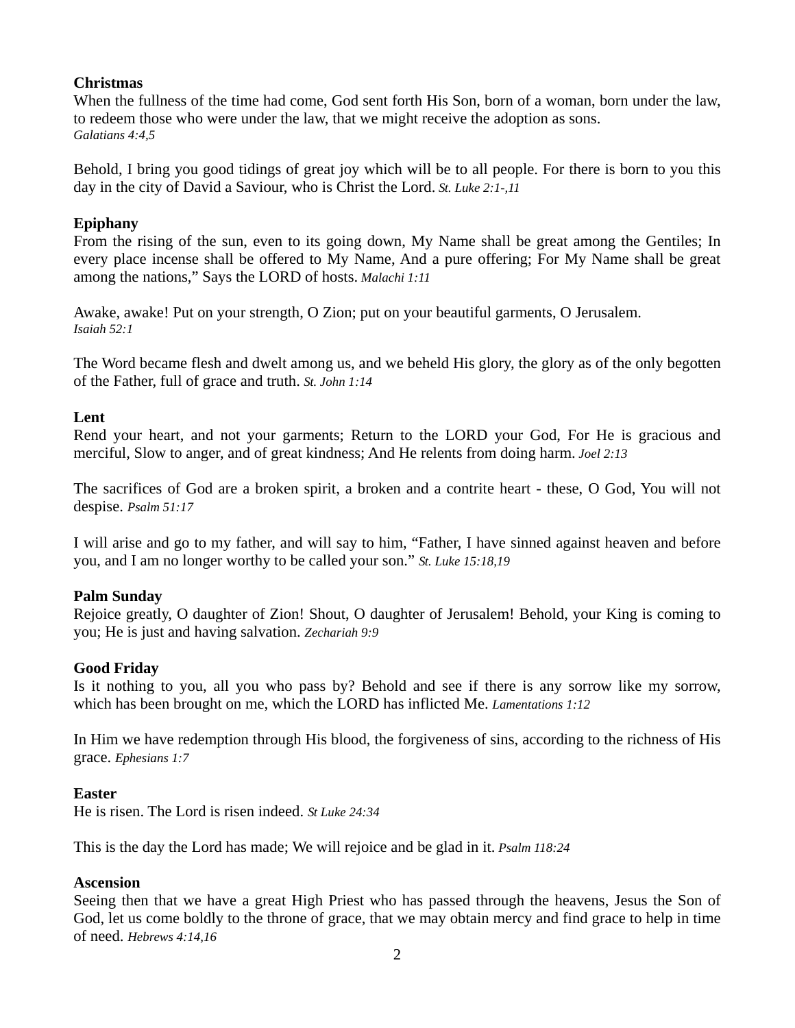**Christmas**

When the fullness of the time had come, God sent forth His Son, born of a woman, born under the law, to redeem those who were under the law, that we might receive the adoption as sons.
*Galatians 4:4,5*

Behold, I bring you good tidings of great joy which will be to all people. For there is born to you this day in the city of David a Saviour, who is Christ the Lord. *St. Luke 2:1-,11*

**Epiphany**

From the rising of the sun, even to its going down, My Name shall be great among the Gentiles; In every place incense shall be offered to My Name, And a pure offering; For My Name shall be great among the nations," Says the LORD of hosts. *Malachi 1:11*

Awake, awake! Put on your strength, O Zion; put on your beautiful garments, O Jerusalem.
*Isaiah 52:1*

The Word became flesh and dwelt among us, and we beheld His glory, the glory as of the only begotten of the Father, full of grace and truth. *St. John 1:14*

**Lent**

Rend your heart, and not your garments; Return to the LORD your God, For He is gracious and merciful, Slow to anger, and of great kindness; And He relents from doing harm. *Joel 2:13*

The sacrifices of God are a broken spirit, a broken and a contrite heart - these, O God, You will not despise. *Psalm 51:17*

I will arise and go to my father, and will say to him, "Father, I have sinned against heaven and before you, and I am no longer worthy to be called your son." *St. Luke 15:18,19*

**Palm Sunday**

Rejoice greatly, O daughter of Zion! Shout, O daughter of Jerusalem! Behold, your King is coming to you; He is just and having salvation. *Zechariah 9:9*

**Good Friday**

Is it nothing to you, all you who pass by? Behold and see if there is any sorrow like my sorrow, which has been brought on me, which the LORD has inflicted Me. *Lamentations 1:12*

In Him we have redemption through His blood, the forgiveness of sins, according to the richness of His grace. *Ephesians 1:7*

**Easter**

He is risen. The Lord is risen indeed. *St Luke 24:34*

This is the day the Lord has made; We will rejoice and be glad in it. *Psalm 118:24*

**Ascension**

Seeing then that we have a great High Priest who has passed through the heavens, Jesus the Son of God, let us come boldly to the throne of grace, that we may obtain mercy and find grace to help in time of need. *Hebrews 4:14,16*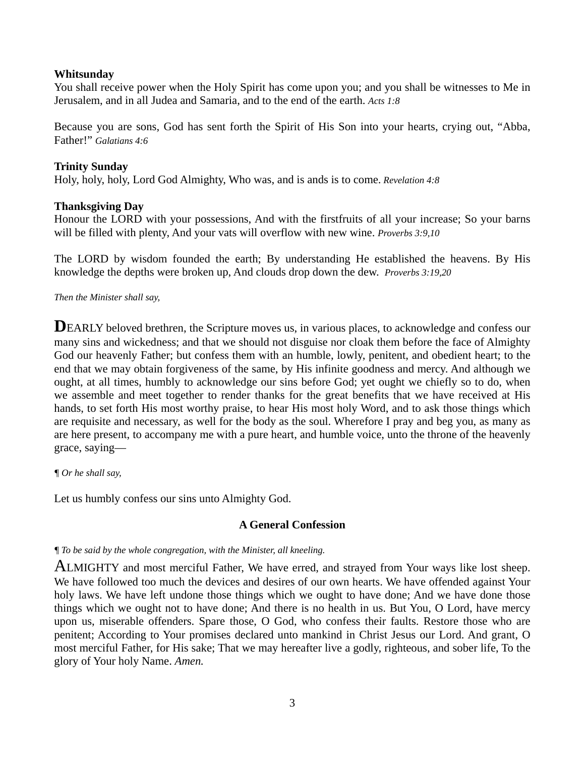**Whitsunday**

You shall receive power when the Holy Spirit has come upon you; and you shall be witnesses to Me in Jerusalem, and in all Judea and Samaria, and to the end of the earth. *Acts 1:8*

Because you are sons, God has sent forth the Spirit of His Son into your hearts, crying out, "Abba, Father!" *Galatians 4:6*

**Trinity Sunday**

Holy, holy, holy, Lord God Almighty, Who was, and is ands is to come. *Revelation 4:8*

**Thanksgiving Day**

Honour the LORD with your possessions, And with the firstfruits of all your increase; So your barns will be filled with plenty, And your vats will overflow with new wine. *Proverbs 3:9,10*

The LORD by wisdom founded the earth; By understanding He established the heavens. By His knowledge the depths were broken up, And clouds drop down the dew. *Proverbs 3:19,20*

*Then the Minister shall say,*

**D**EARLY beloved brethren, the Scripture moves us, in various places, to acknowledge and confess our many sins and wickedness; and that we should not disguise nor cloak them before the face of Almighty God our heavenly Father; but confess them with an humble, lowly, penitent, and obedient heart; to the end that we may obtain forgiveness of the same, by His infinite goodness and mercy. And although we ought, at all times, humbly to acknowledge our sins before God; yet ought we chiefly so to do, when we assemble and meet together to render thanks for the great benefits that we have received at His hands, to set forth His most worthy praise, to hear His most holy Word, and to ask those things which are requisite and necessary, as well for the body as the soul. Wherefore I pray and beg you, as many as are here present, to accompany me with a pure heart, and humble voice, unto the throne of the heavenly grace, saying—

¶ *Or he shall say,*

Let us humbly confess our sins unto Almighty God.

### A General Confession

¶ *To be said by the whole congregation, with the Minister, all kneeling.*

ALMIGHTY and most merciful Father, We have erred, and strayed from Your ways like lost sheep. We have followed too much the devices and desires of our own hearts. We have offended against Your holy laws. We have left undone those things which we ought to have done; And we have done those things which we ought not to have done; And there is no health in us. But You, O Lord, have mercy upon us, miserable offenders. Spare those, O God, who confess their faults. Restore those who are penitent; According to Your promises declared unto mankind in Christ Jesus our Lord. And grant, O most merciful Father, for His sake; That we may hereafter live a godly, righteous, and sober life, To the glory of Your holy Name. *Amen.*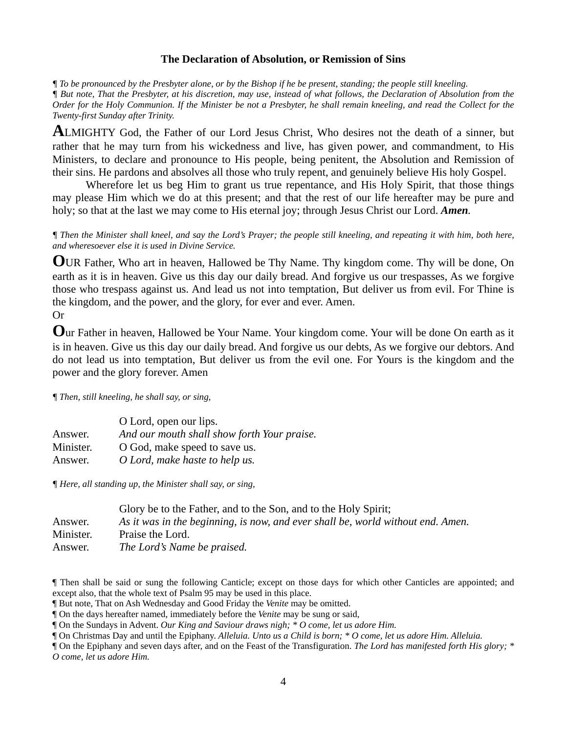### The Declaration of Absolution, or Remission of Sins

¶ *To be pronounced by the Presbyter alone, or by the Bishop if he be present, standing; the people still kneeling.*
¶ *But note, That the Presbyter, at his discretion, may use, instead of what follows, the Declaration of Absolution from the Order for the Holy Communion. If the Minister be not a Presbyter, he shall remain kneeling, and read the Collect for the Twenty-first Sunday after Trinity.*

**A**LMIGHTY God, the Father of our Lord Jesus Christ, Who desires not the death of a sinner, but rather that he may turn from his wickedness and live, has given power, and commandment, to His Ministers, to declare and pronounce to His people, being penitent, the Absolution and Remission of their sins. He pardons and absolves all those who truly repent, and genuinely believe His holy Gospel.

Wherefore let us beg Him to grant us true repentance, and His Holy Spirit, that those things may please Him which we do at this present; and that the rest of our life hereafter may be pure and holy; so that at the last we may come to His eternal joy; through Jesus Christ our Lord. ***Amen.***

¶ *Then the Minister shall kneel, and say the Lord's Prayer; the people still kneeling, and repeating it with him, both here, and wheresoever else it is used in Divine Service.*

**O**UR Father, Who art in heaven, Hallowed be Thy Name. Thy kingdom come. Thy will be done, On earth as it is in heaven. Give us this day our daily bread. And forgive us our trespasses, As we forgive those who trespass against us. And lead us not into temptation, But deliver us from evil. For Thine is the kingdom, and the power, and the glory, for ever and ever. Amen.

Or

**O**ur Father in heaven, Hallowed be Your Name. Your kingdom come. Your will be done On earth as it is in heaven. Give us this day our daily bread. And forgive us our debts, As we forgive our debtors. And do not lead us into temptation, But deliver us from the evil one. For Yours is the kingdom and the power and the glory forever. Amen

¶ *Then, still kneeling, he shall say, or sing,*

O Lord, open our lips.
Answer. *And our mouth shall show forth Your praise.*
Minister. O God, make speed to save us.
Answer. *O Lord, make haste to help us.*

¶ *Here, all standing up, the Minister shall say, or sing,*

Glory be to the Father, and to the Son, and to the Holy Spirit;
Answer. *As it was in the beginning, is now, and ever shall be, world without end. Amen.*
Minister. Praise the Lord.
Answer. *The Lord's Name be praised.*

¶ Then shall be said or sung the following Canticle; except on those days for which other Canticles are appointed; and except also, that the whole text of Psalm 95 may be used in this place.
¶ But note, That on Ash Wednesday and Good Friday the *Venite* may be omitted.
¶ On the days hereafter named, immediately before the *Venite* may be sung or said,
¶ On the Sundays in Advent. *Our King and Saviour draws nigh; * O come, let us adore Him.*
¶ On Christmas Day and until the Epiphany. *Alleluia. Unto us a Child is born; * O come, let us adore Him. Alleluia.*
¶ On the Epiphany and seven days after, and on the Feast of the Transfiguration. *The Lord has manifested forth His glory; * O come, let us adore Him.*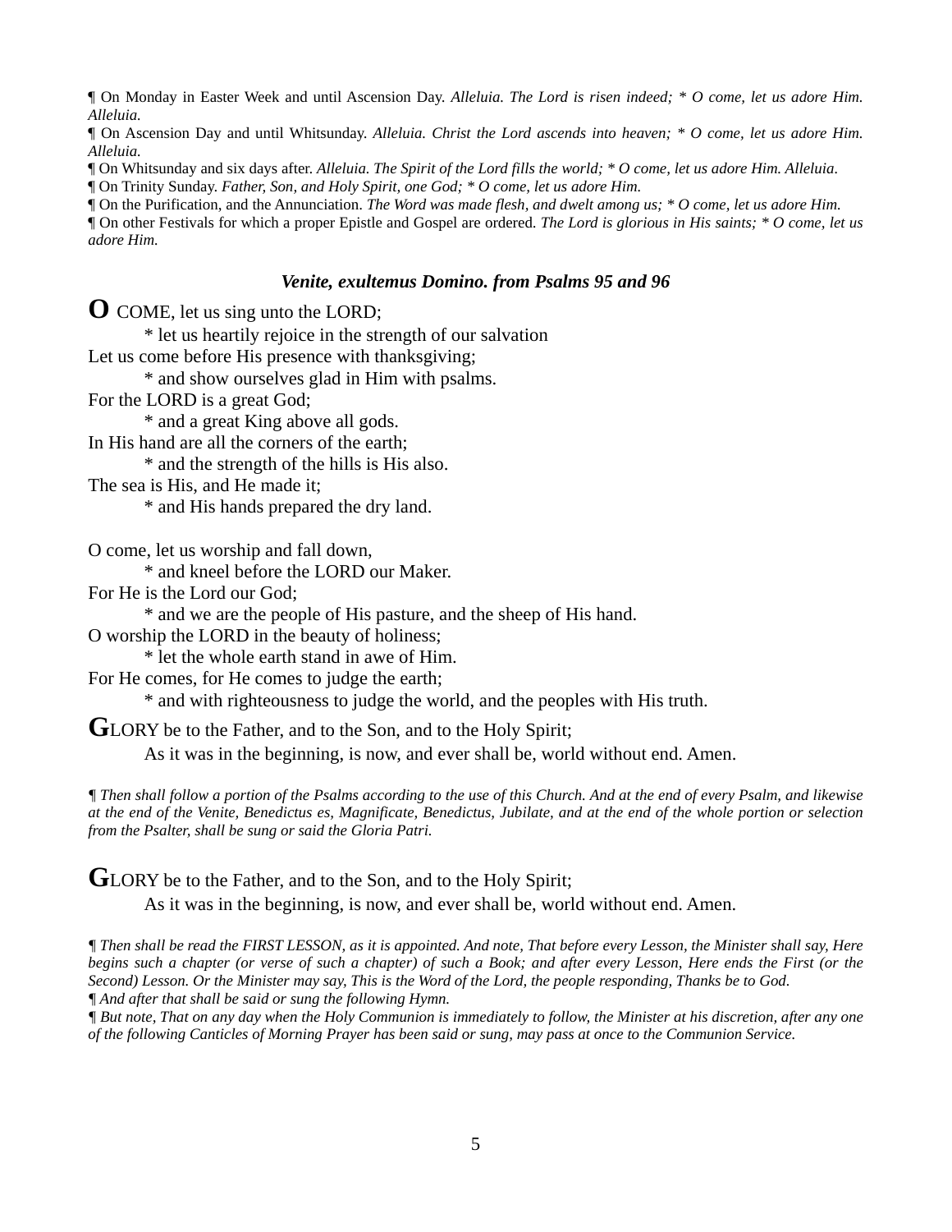¶ On Monday in Easter Week and until Ascension Day. *Alleluia. The Lord is risen indeed; * O come, let us adore Him. Alleluia.*

¶ On Ascension Day and until Whitsunday. *Alleluia. Christ the Lord ascends into heaven; * O come, let us adore Him. Alleluia.*

¶ On Whitsunday and six days after. *Alleluia. The Spirit of the Lord fills the world; * O come, let us adore Him. Alleluia.*

¶ On Trinity Sunday. *Father, Son, and Holy Spirit, one God; * O come, let us adore Him.*

¶ On the Purification, and the Annunciation. *The Word was made flesh, and dwelt among us; * O come, let us adore Him.*

¶ On other Festivals for which a proper Epistle and Gospel are ordered. *The Lord is glorious in His saints; * O come, let us adore Him.*

### *Venite, exultemus Domino. from Psalms 95 and 96*

**O** COME, let us sing unto the LORD;
  * let us heartily rejoice in the strength of our salvation
Let us come before His presence with thanksgiving;
  * and show ourselves glad in Him with psalms.
For the LORD is a great God;
  * and a great King above all gods.
In His hand are all the corners of the earth;
  * and the strength of the hills is His also.
The sea is His, and He made it;
  * and His hands prepared the dry land.

O come, let us worship and fall down,
  * and kneel before the LORD our Maker.
For He is the Lord our God;
  * and we are the people of His pasture, and the sheep of His hand.
O worship the LORD in the beauty of holiness;
  * let the whole earth stand in awe of Him.
For He comes, for He comes to judge the earth;
  * and with righteousness to judge the world, and the peoples with His truth.

**G**LORY be to the Father, and to the Son, and to the Holy Spirit;
  As it was in the beginning, is now, and ever shall be, world without end. Amen.

*¶ Then shall follow a portion of the Psalms according to the use of this Church. And at the end of every Psalm, and likewise at the end of the Venite, Benedictus es, Magnificate, Benedictus, Jubilate, and at the end of the whole portion or selection from the Psalter, shall be sung or said the Gloria Patri.*

**G**LORY be to the Father, and to the Son, and to the Holy Spirit;
  As it was in the beginning, is now, and ever shall be, world without end. Amen.

*¶ Then shall be read the FIRST LESSON, as it is appointed. And note, That before every Lesson, the Minister shall say, Here begins such a chapter (or verse of such a chapter) of such a Book; and after every Lesson, Here ends the First (or the Second) Lesson. Or the Minister may say, This is the Word of the Lord, the people responding, Thanks be to God.*

*¶ And after that shall be said or sung the following Hymn.*

*¶ But note, That on any day when the Holy Communion is immediately to follow, the Minister at his discretion, after any one of the following Canticles of Morning Prayer has been said or sung, may pass at once to the Communion Service.*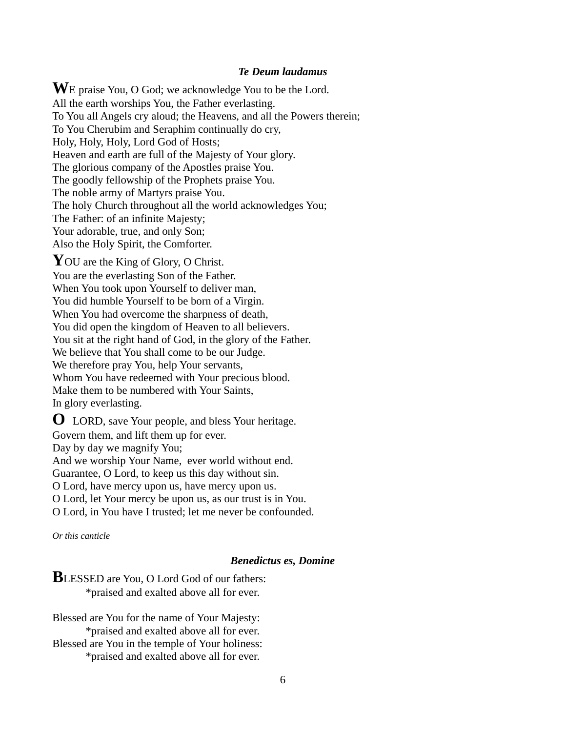### *Te Deum laudamus*

**W**E praise You, O God; we acknowledge You to be the Lord.
All the earth worships You, the Father everlasting.
To You all Angels cry aloud; the Heavens, and all the Powers therein;
To You Cherubim and Seraphim continually do cry,
Holy, Holy, Holy, Lord God of Hosts;
Heaven and earth are full of the Majesty of Your glory.
The glorious company of the Apostles praise You.
The goodly fellowship of the Prophets praise You.
The noble army of Martyrs praise You.
The holy Church throughout all the world acknowledges You;
The Father: of an infinite Majesty;
Your adorable, true, and only Son;
Also the Holy Spirit, the Comforter.

**Y**OU are the King of Glory, O Christ.
You are the everlasting Son of the Father.
When You took upon Yourself to deliver man,
You did humble Yourself to be born of a Virgin.
When You had overcome the sharpness of death,
You did open the kingdom of Heaven to all believers.
You sit at the right hand of God, in the glory of the Father.
We believe that You shall come to be our Judge.
We therefore pray You, help Your servants,
Whom You have redeemed with Your precious blood.
Make them to be numbered with Your Saints,
In glory everlasting.

**O** LORD, save Your people, and bless Your heritage.
Govern them, and lift them up for ever.
Day by day we magnify You;
And we worship Your Name, ever world without end.
Guarantee, O Lord, to keep us this day without sin.
O Lord, have mercy upon us, have mercy upon us.
O Lord, let Your mercy be upon us, as our trust is in You.
O Lord, in You have I trusted; let me never be confounded.

*Or this canticle*

### *Benedictus es, Domine*

**B**LESSED are You, O Lord God of our fathers:
*praised and exalted above all for ever.

Blessed are You for the name of Your Majesty:
*praised and exalted above all for ever.
Blessed are You in the temple of Your holiness:
*praised and exalted above all for ever.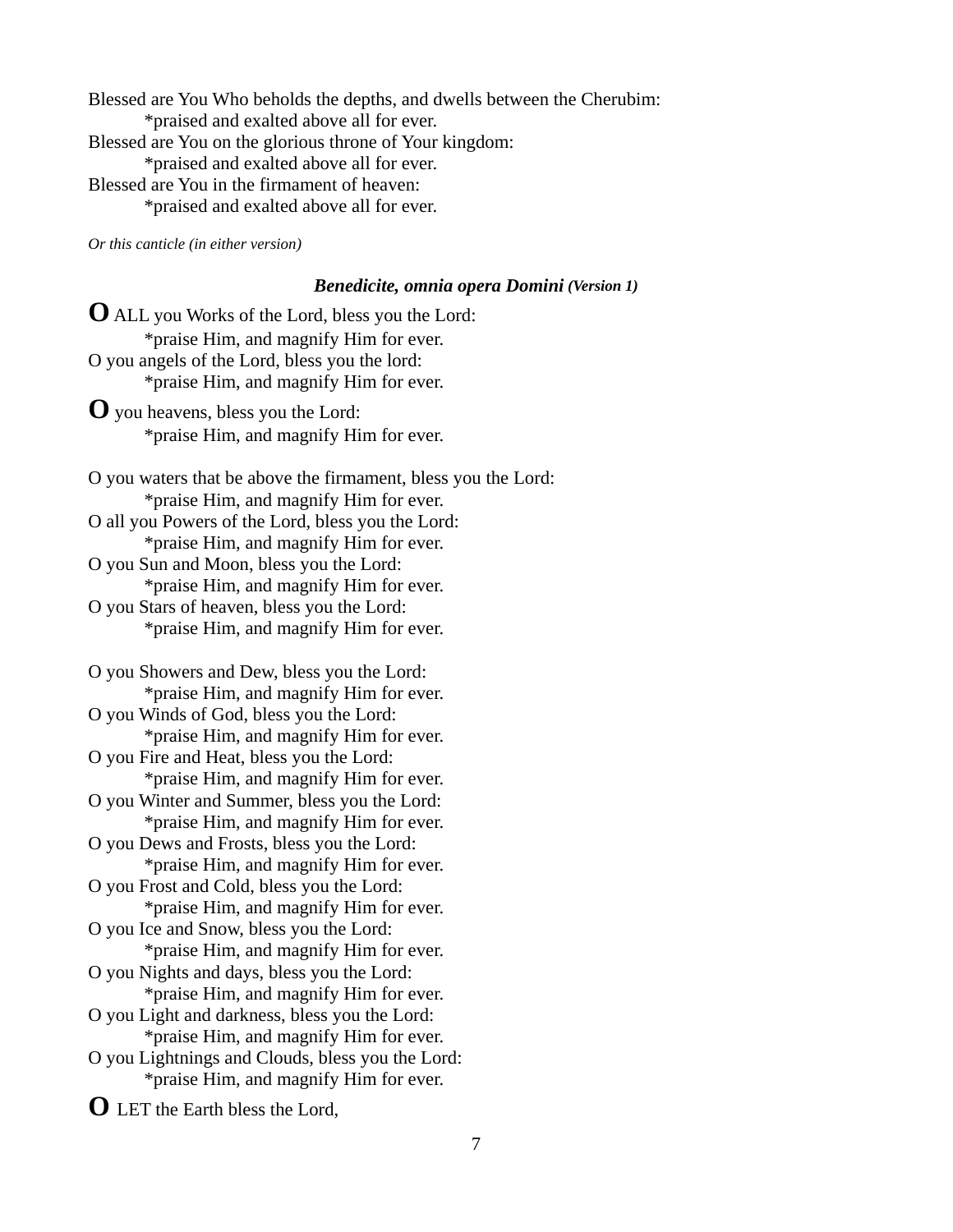Blessed are You Who beholds the depths, and dwells between the Cherubim:
*praised and exalted above all for ever.
Blessed are You on the glorious throne of Your kingdom:
*praised and exalted above all for ever.
Blessed are You in the firmament of heaven:
*praised and exalted above all for ever.

*Or this canticle (in either version)*

### ***Benedicite, omnia opera Domini*** ***(Version 1)***

**O** ALL you Works of the Lord, bless you the Lord:
*praise Him, and magnify Him for ever.
O you angels of the Lord, bless you the lord:
*praise Him, and magnify Him for ever.

**O** you heavens, bless you the Lord:
*praise Him, and magnify Him for ever.

O you waters that be above the firmament, bless you the Lord:
*praise Him, and magnify Him for ever.
O all you Powers of the Lord, bless you the Lord:
*praise Him, and magnify Him for ever.
O you Sun and Moon, bless you the Lord:
*praise Him, and magnify Him for ever.
O you Stars of heaven, bless you the Lord:
*praise Him, and magnify Him for ever.

O you Showers and Dew, bless you the Lord:
*praise Him, and magnify Him for ever.
O you Winds of God, bless you the Lord:
*praise Him, and magnify Him for ever.
O you Fire and Heat, bless you the Lord:
*praise Him, and magnify Him for ever.
O you Winter and Summer, bless you the Lord:
*praise Him, and magnify Him for ever.
O you Dews and Frosts, bless you the Lord:
*praise Him, and magnify Him for ever.
O you Frost and Cold, bless you the Lord:
*praise Him, and magnify Him for ever.
O you Ice and Snow, bless you the Lord:
*praise Him, and magnify Him for ever.
O you Nights and days, bless you the Lord:
*praise Him, and magnify Him for ever.
O you Light and darkness, bless you the Lord:
*praise Him, and magnify Him for ever.
O you Lightnings and Clouds, bless you the Lord:
*praise Him, and magnify Him for ever.

**O** LET the Earth bless the Lord,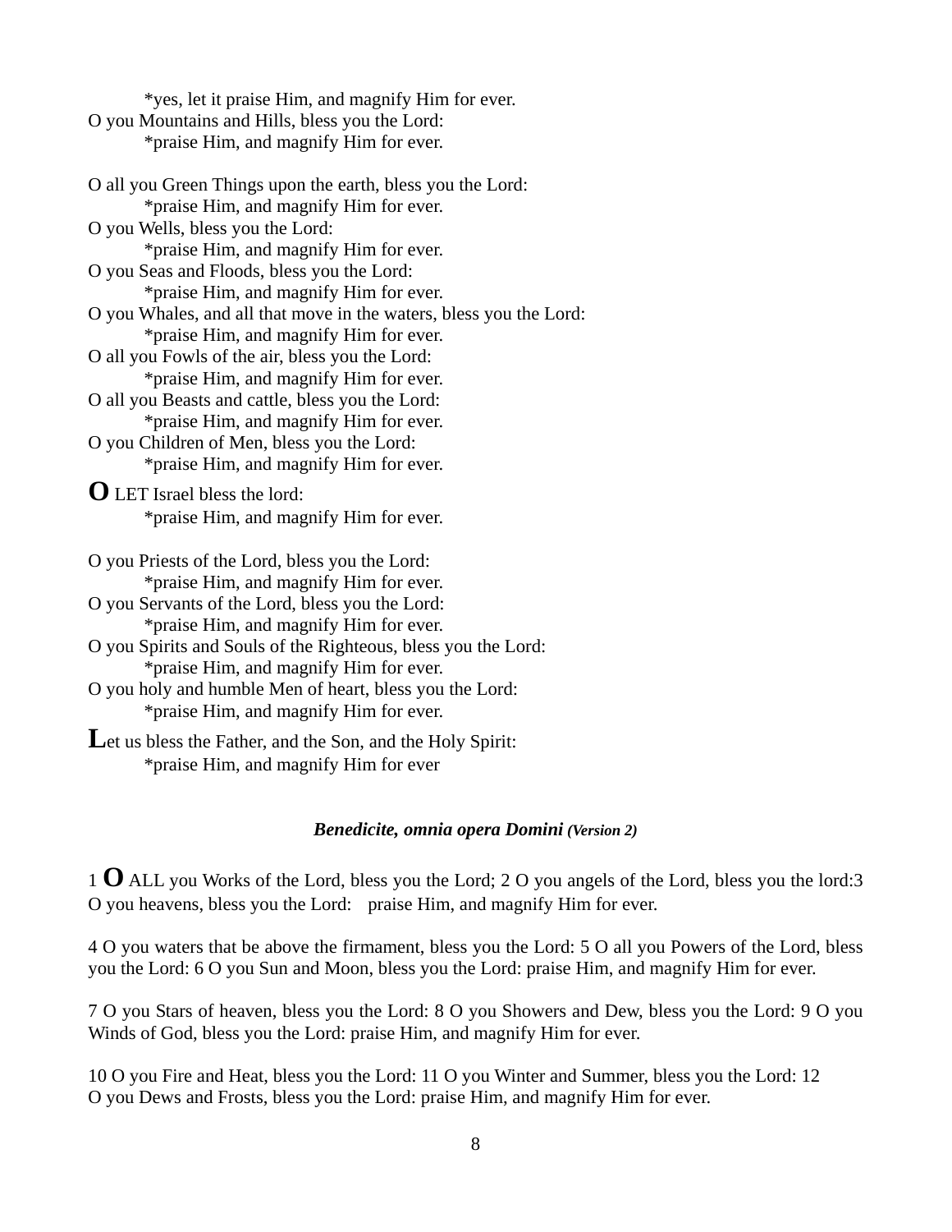*yes, let it praise Him, and magnify Him for ever.
O you Mountains and Hills, bless you the Lord:
*praise Him, and magnify Him for ever.

O all you Green Things upon the earth, bless you the Lord:
*praise Him, and magnify Him for ever.
O you Wells, bless you the Lord:
*praise Him, and magnify Him for ever.
O you Seas and Floods, bless you the Lord:
*praise Him, and magnify Him for ever.
O you Whales, and all that move in the waters, bless you the Lord:
*praise Him, and magnify Him for ever.
O all you Fowls of the air, bless you the Lord:
*praise Him, and magnify Him for ever.
O all you Beasts and cattle, bless you the Lord:
*praise Him, and magnify Him for ever.
O you Children of Men, bless you the Lord:
*praise Him, and magnify Him for ever.

**O** LET Israel bless the lord:
*praise Him, and magnify Him for ever.

O you Priests of the Lord, bless you the Lord:
*praise Him, and magnify Him for ever.
O you Servants of the Lord, bless you the Lord:
*praise Him, and magnify Him for ever.
O you Spirits and Souls of the Righteous, bless you the Lord:
*praise Him, and magnify Him for ever.
O you holy and humble Men of heart, bless you the Lord:
*praise Him, and magnify Him for ever.

**L**et us bless the Father, and the Son, and the Holy Spirit:
*praise Him, and magnify Him for ever

### *Benedicite, omnia opera Domini (Version 2)*

1 **O** ALL you Works of the Lord, bless you the Lord; 2 O you angels of the Lord, bless you the lord:3 O you heavens, bless you the Lord: praise Him, and magnify Him for ever.

4 O you waters that be above the firmament, bless you the Lord: 5 O all you Powers of the Lord, bless you the Lord: 6 O you Sun and Moon, bless you the Lord: praise Him, and magnify Him for ever.

7 O you Stars of heaven, bless you the Lord: 8 O you Showers and Dew, bless you the Lord: 9 O you Winds of God, bless you the Lord: praise Him, and magnify Him for ever.

10 O you Fire and Heat, bless you the Lord: 11 O you Winter and Summer, bless you the Lord: 12 O you Dews and Frosts, bless you the Lord: praise Him, and magnify Him for ever.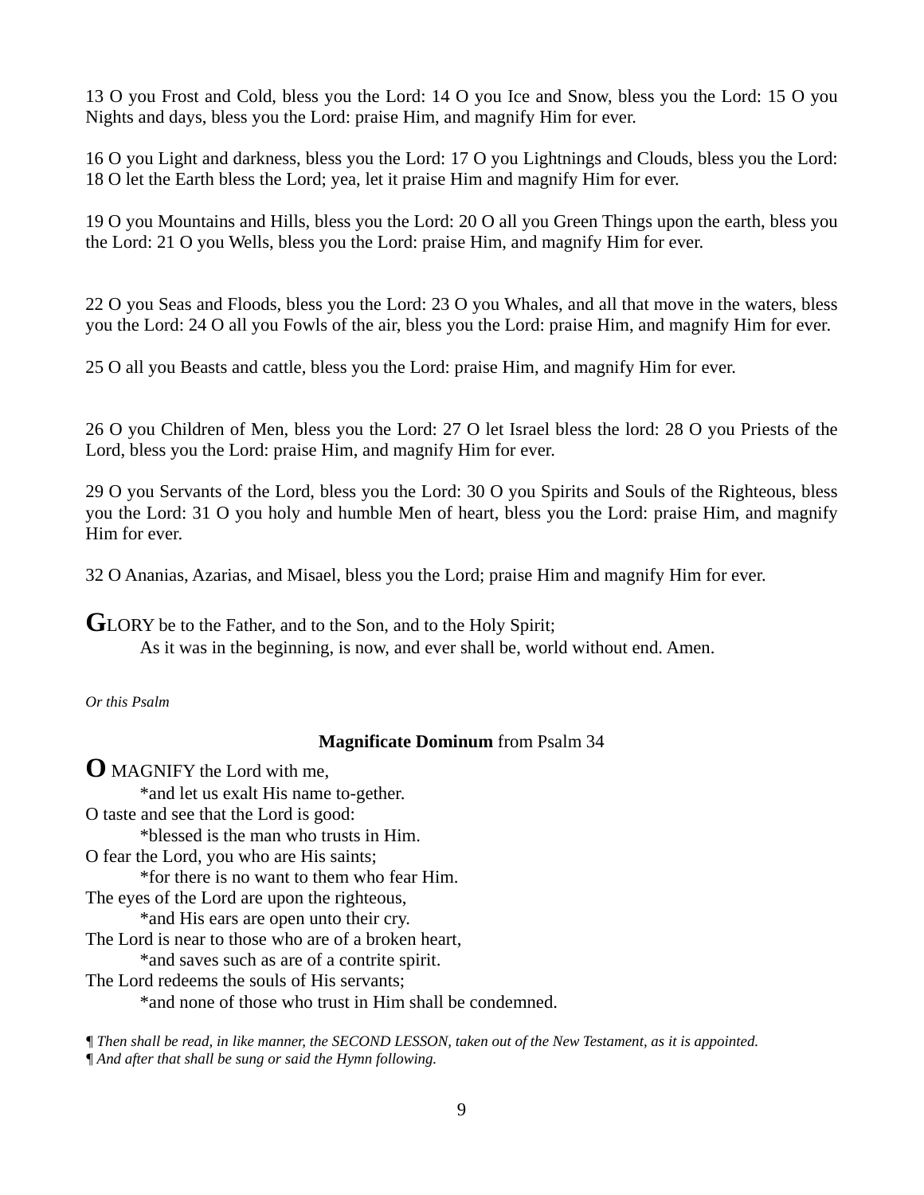13 O you Frost and Cold, bless you the Lord: 14 O you Ice and Snow, bless you the Lord: 15 O you Nights and days, bless you the Lord: praise Him, and magnify Him for ever.

16 O you Light and darkness, bless you the Lord: 17 O you Lightnings and Clouds, bless you the Lord: 18 O let the Earth bless the Lord; yea, let it praise Him and magnify Him for ever.

19 O you Mountains and Hills, bless you the Lord: 20 O all you Green Things upon the earth, bless you the Lord: 21 O you Wells, bless you the Lord: praise Him, and magnify Him for ever.

22 O you Seas and Floods, bless you the Lord: 23 O you Whales, and all that move in the waters, bless you the Lord: 24 O all you Fowls of the air, bless you the Lord: praise Him, and magnify Him for ever.

25 O all you Beasts and cattle, bless you the Lord: praise Him, and magnify Him for ever.

26 O you Children of Men, bless you the Lord: 27 O let Israel bless the lord: 28 O you Priests of the Lord, bless you the Lord: praise Him, and magnify Him for ever.

29 O you Servants of the Lord, bless you the Lord: 30 O you Spirits and Souls of the Righteous, bless you the Lord: 31 O you holy and humble Men of heart, bless you the Lord: praise Him, and magnify Him for ever.

32 O Ananias, Azarias, and Misael, bless you the Lord; praise Him and magnify Him for ever.

**G**LORY be to the Father, and to the Son, and to the Holy Spirit;
    As it was in the beginning, is now, and ever shall be, world without end. Amen.

*Or this Psalm*

**Magnificate Dominum** from Psalm 34

**O** MAGNIFY the Lord with me,
    *and let us exalt His name to-gether.
O taste and see that the Lord is good:
    *blessed is the man who trusts in Him.
O fear the Lord, you who are His saints;
    *for there is no want to them who fear Him.
The eyes of the Lord are upon the righteous,
    *and His ears are open unto their cry.
The Lord is near to those who are of a broken heart,
    *and saves such as are of a contrite spirit.
The Lord redeems the souls of His servants;
    *and none of those who trust in Him shall be condemned.

*¶ Then shall be read, in like manner, the SECOND LESSON, taken out of the New Testament, as it is appointed.*
*¶ And after that shall be sung or said the Hymn following.*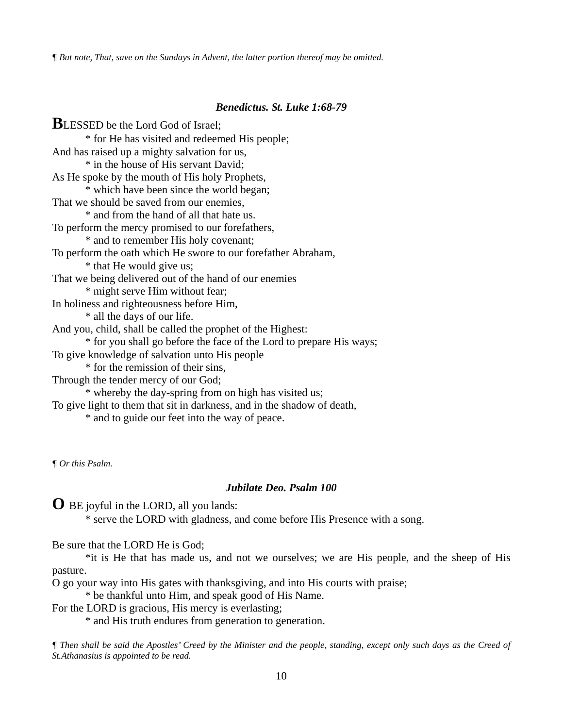*¶ But note, That, save on the Sundays in Advent, the latter portion thereof may be omitted.*

### *Benedictus. St. Luke 1:68-79*

**B**LESSED be the Lord God of Israel;
  * for He has visited and redeemed His people;
And has raised up a mighty salvation for us,
  * in the house of His servant David;
As He spoke by the mouth of His holy Prophets,
  * which have been since the world began;
That we should be saved from our enemies,
  * and from the hand of all that hate us.
To perform the mercy promised to our forefathers,
  * and to remember His holy covenant;
To perform the oath which He swore to our forefather Abraham,
  * that He would give us;
That we being delivered out of the hand of our enemies
  * might serve Him without fear;
In holiness and righteousness before Him,
  * all the days of our life.
And you, child, shall be called the prophet of the Highest:
  * for you shall go before the face of the Lord to prepare His ways;
To give knowledge of salvation unto His people
  * for the remission of their sins,
Through the tender mercy of our God;
  * whereby the day-spring from on high has visited us;
To give light to them that sit in darkness, and in the shadow of death,
  * and to guide our feet into the way of peace.

*¶ Or this Psalm.*

### *Jubilate Deo. Psalm 100*

**O** BE joyful in the LORD, all you lands:
  * serve the LORD with gladness, and come before His Presence with a song.

Be sure that the LORD He is God;
  *it is He that has made us, and not we ourselves; we are His people, and the sheep of His pasture.
O go your way into His gates with thanksgiving, and into His courts with praise;
  * be thankful unto Him, and speak good of His Name.
For the LORD is gracious, His mercy is everlasting;
  * and His truth endures from generation to generation.

*¶ Then shall be said the Apostles' Creed by the Minister and the people, standing, except only such days as the Creed of St.Athanasius is appointed to be read.*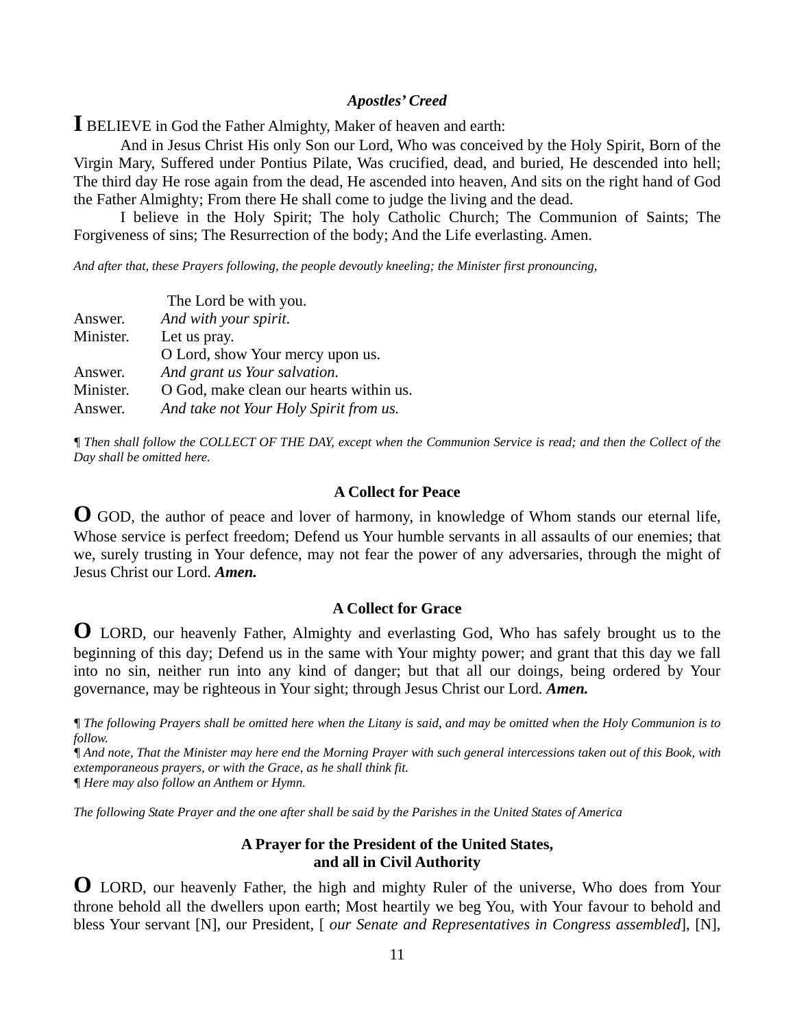### *Apostles' Creed*

**I** BELIEVE in God the Father Almighty, Maker of heaven and earth:

And in Jesus Christ His only Son our Lord, Who was conceived by the Holy Spirit, Born of the Virgin Mary, Suffered under Pontius Pilate, Was crucified, dead, and buried, He descended into hell; The third day He rose again from the dead, He ascended into heaven, And sits on the right hand of God the Father Almighty; From there He shall come to judge the living and the dead.

I believe in the Holy Spirit; The holy Catholic Church; The Communion of Saints; The Forgiveness of sins; The Resurrection of the body; And the Life everlasting. Amen.

*And after that, these Prayers following, the people devoutly kneeling; the Minister first pronouncing,*

| | |
|---|---|
| | The Lord be with you. |
| Answer. | *And with your spirit.* |
| Minister. | Let us pray. |
| | O Lord, show Your mercy upon us. |
| Answer. | *And grant us Your salvation.* |
| Minister. | O God, make clean our hearts within us. |
| Answer. | *And take not Your Holy Spirit from us.* |

*¶ Then shall follow the COLLECT OF THE DAY, except when the Communion Service is read; and then the Collect of the Day shall be omitted here.*

### A Collect for Peace

**O** GOD, the author of peace and lover of harmony, in knowledge of Whom stands our eternal life, Whose service is perfect freedom; Defend us Your humble servants in all assaults of our enemies; that we, surely trusting in Your defence, may not fear the power of any adversaries, through the might of Jesus Christ our Lord. ***Amen.***

### A Collect for Grace

**O** LORD, our heavenly Father, Almighty and everlasting God, Who has safely brought us to the beginning of this day; Defend us in the same with Your mighty power; and grant that this day we fall into no sin, neither run into any kind of danger; but that all our doings, being ordered by Your governance, may be righteous in Your sight; through Jesus Christ our Lord. ***Amen.***

*¶ The following Prayers shall be omitted here when the Litany is said, and may be omitted when the Holy Communion is to follow.*
*¶ And note, That the Minister may here end the Morning Prayer with such general intercessions taken out of this Book, with extemporaneous prayers, or with the Grace, as he shall think fit.*
*¶ Here may also follow an Anthem or Hymn.*

*The following State Prayer and the one after shall be said by the Parishes in the United States of America*

### A Prayer for the President of the United States, and all in Civil Authority

**O** LORD, our heavenly Father, the high and mighty Ruler of the universe, Who does from Your throne behold all the dwellers upon earth; Most heartily we beg You, with Your favour to behold and bless Your servant [N], our President, [ *our Senate and Representatives in Congress assembled*], [N],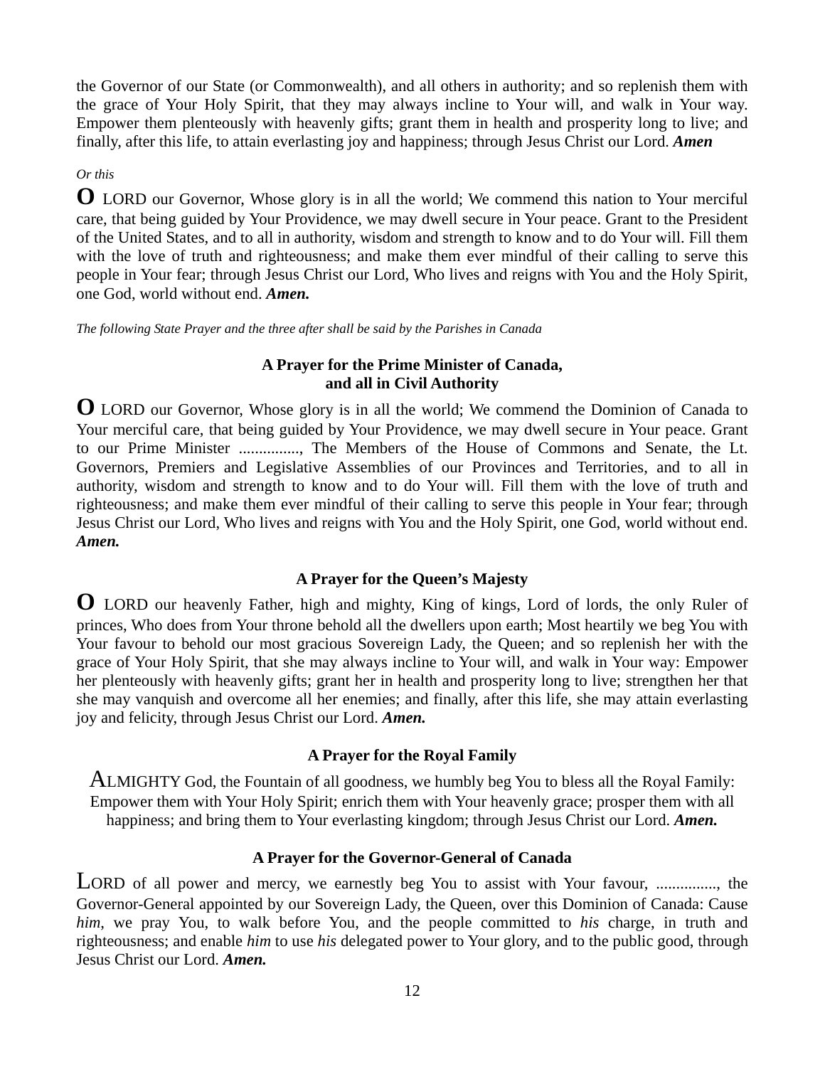the Governor of our State (or Commonwealth), and all others in authority; and so replenish them with the grace of Your Holy Spirit, that they may always incline to Your will, and walk in Your way. Empower them plenteously with heavenly gifts; grant them in health and prosperity long to live; and finally, after this life, to attain everlasting joy and happiness; through Jesus Christ our Lord. ***Amen***

*Or this*

**O** LORD our Governor, Whose glory is in all the world; We commend this nation to Your merciful care, that being guided by Your Providence, we may dwell secure in Your peace. Grant to the President of the United States, and to all in authority, wisdom and strength to know and to do Your will. Fill them with the love of truth and righteousness; and make them ever mindful of their calling to serve this people in Your fear; through Jesus Christ our Lord, Who lives and reigns with You and the Holy Spirit, one God, world without end. ***Amen.***

*The following State Prayer and the three after shall be said by the Parishes in Canada*

### A Prayer for the Prime Minister of Canada, and all in Civil Authority

**O** LORD our Governor, Whose glory is in all the world; We commend the Dominion of Canada to Your merciful care, that being guided by Your Providence, we may dwell secure in Your peace. Grant to our Prime Minister ..............., The Members of the House of Commons and Senate, the Lt. Governors, Premiers and Legislative Assemblies of our Provinces and Territories, and to all in authority, wisdom and strength to know and to do Your will. Fill them with the love of truth and righteousness; and make them ever mindful of their calling to serve this people in Your fear; through Jesus Christ our Lord, Who lives and reigns with You and the Holy Spirit, one God, world without end. ***Amen.***

### A Prayer for the Queen's Majesty

**O** LORD our heavenly Father, high and mighty, King of kings, Lord of lords, the only Ruler of princes, Who does from Your throne behold all the dwellers upon earth; Most heartily we beg You with Your favour to behold our most gracious Sovereign Lady, the Queen; and so replenish her with the grace of Your Holy Spirit, that she may always incline to Your will, and walk in Your way: Empower her plenteously with heavenly gifts; grant her in health and prosperity long to live; strengthen her that she may vanquish and overcome all her enemies; and finally, after this life, she may attain everlasting joy and felicity, through Jesus Christ our Lord. ***Amen.***

### A Prayer for the Royal Family

ALMIGHTY God, the Fountain of all goodness, we humbly beg You to bless all the Royal Family: Empower them with Your Holy Spirit; enrich them with Your heavenly grace; prosper them with all happiness; and bring them to Your everlasting kingdom; through Jesus Christ our Lord. ***Amen.***

### A Prayer for the Governor-General of Canada

LORD of all power and mercy, we earnestly beg You to assist with Your favour, ..............., the Governor-General appointed by our Sovereign Lady, the Queen, over this Dominion of Canada: Cause *him*, we pray You, to walk before You, and the people committed to *his* charge, in truth and righteousness; and enable *him* to use *his* delegated power to Your glory, and to the public good, through Jesus Christ our Lord. ***Amen.***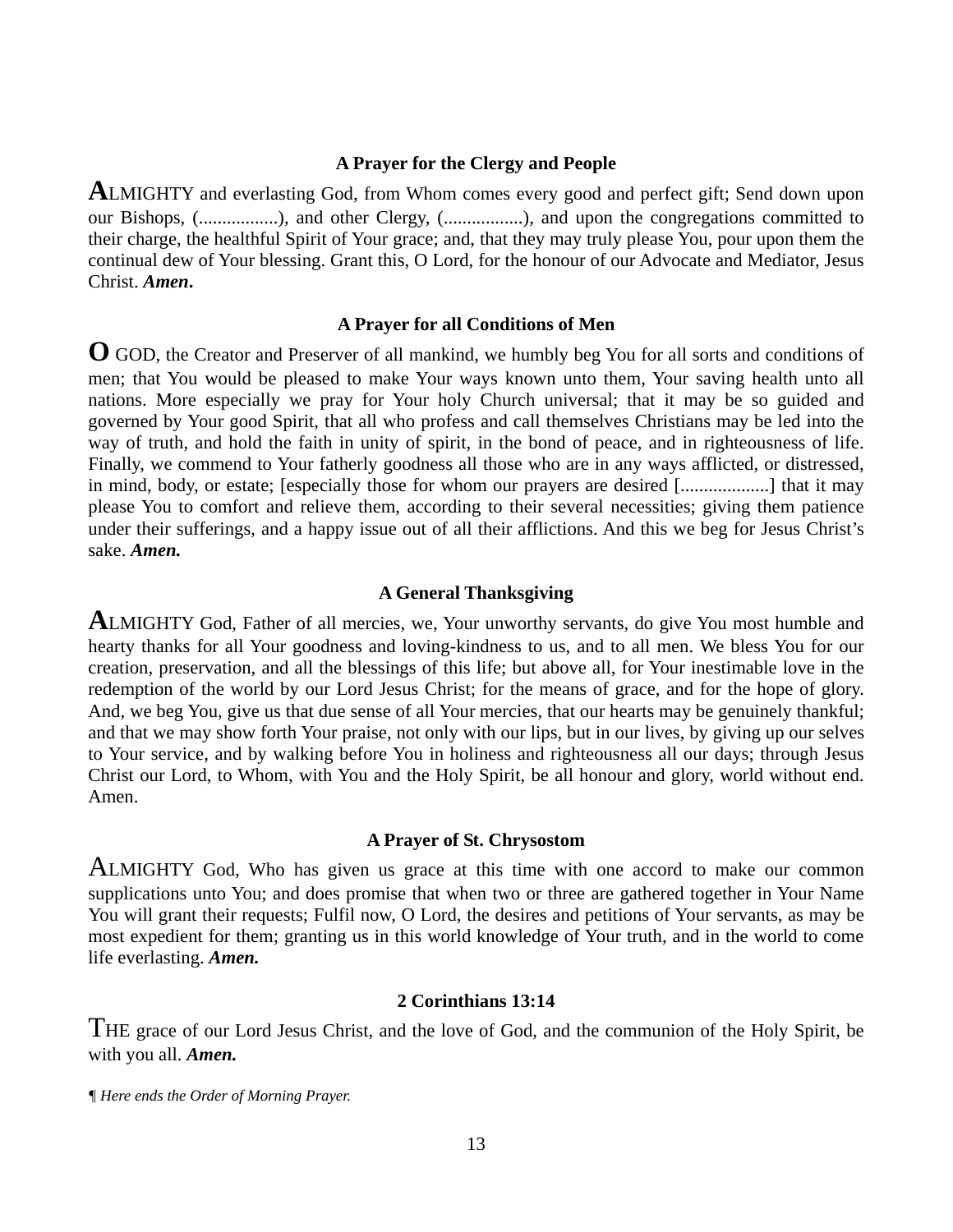### A Prayer for the Clergy and People

**A**LMIGHTY and everlasting God, from Whom comes every good and perfect gift; Send down upon our Bishops, (.................), and other Clergy, (.................), and upon the congregations committed to their charge, the healthful Spirit of Your grace; and, that they may truly please You, pour upon them the continual dew of Your blessing. Grant this, O Lord, for the honour of our Advocate and Mediator, Jesus Christ. ***Amen*.**

### A Prayer for all Conditions of Men

**O** GOD, the Creator and Preserver of all mankind, we humbly beg You for all sorts and conditions of men; that You would be pleased to make Your ways known unto them, Your saving health unto all nations. More especially we pray for Your holy Church universal; that it may be so guided and governed by Your good Spirit, that all who profess and call themselves Christians may be led into the way of truth, and hold the faith in unity of spirit, in the bond of peace, and in righteousness of life. Finally, we commend to Your fatherly goodness all those who are in any ways afflicted, or distressed, in mind, body, or estate; [especially those for whom our prayers are desired [...................] that it may please You to comfort and relieve them, according to their several necessities; giving them patience under their sufferings, and a happy issue out of all their afflictions. And this we beg for Jesus Christ's sake. ***Amen.***

### A General Thanksgiving

**A**LMIGHTY God, Father of all mercies, we, Your unworthy servants, do give You most humble and hearty thanks for all Your goodness and loving-kindness to us, and to all men. We bless You for our creation, preservation, and all the blessings of this life; but above all, for Your inestimable love in the redemption of the world by our Lord Jesus Christ; for the means of grace, and for the hope of glory. And, we beg You, give us that due sense of all Your mercies, that our hearts may be genuinely thankful; and that we may show forth Your praise, not only with our lips, but in our lives, by giving up our selves to Your service, and by walking before You in holiness and righteousness all our days; through Jesus Christ our Lord, to Whom, with You and the Holy Spirit, be all honour and glory, world without end. Amen.

### A Prayer of St. Chrysostom

ALMIGHTY God, Who has given us grace at this time with one accord to make our common supplications unto You; and does promise that when two or three are gathered together in Your Name You will grant their requests; Fulfil now, O Lord, the desires and petitions of Your servants, as may be most expedient for them; granting us in this world knowledge of Your truth, and in the world to come life everlasting. ***Amen.***

### 2 Corinthians 13:14

THE grace of our Lord Jesus Christ, and the love of God, and the communion of the Holy Spirit, be with you all. ***Amen.***

*¶ Here ends the Order of Morning Prayer.*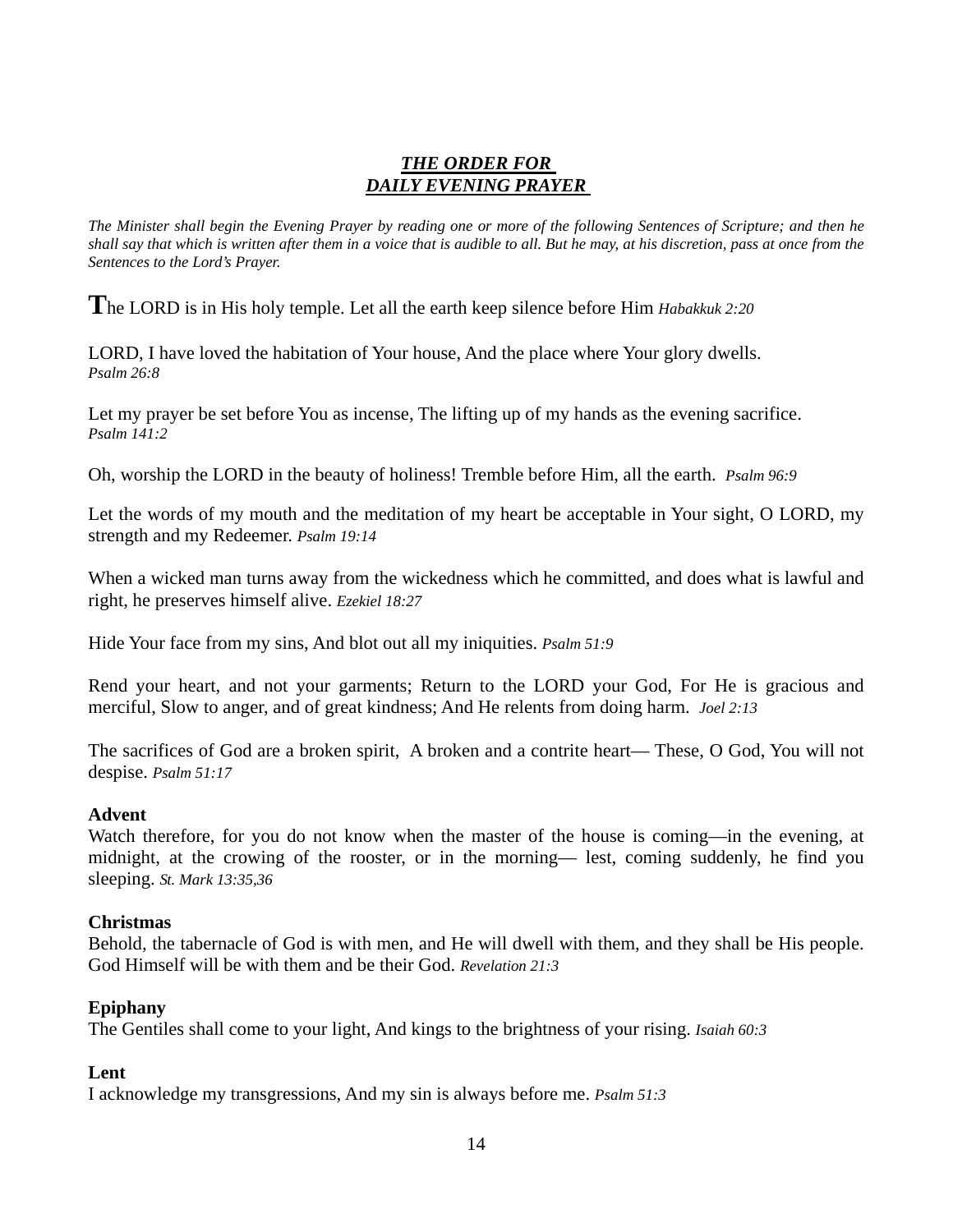# ***THE ORDER FOR DAILY EVENING PRAYER***

*The Minister shall begin the Evening Prayer by reading one or more of the following Sentences of Scripture; and then he shall say that which is written after them in a voice that is audible to all. But he may, at his discretion, pass at once from the Sentences to the Lord's Prayer.*

**T**he LORD is in His holy temple. Let all the earth keep silence before Him *Habakkuk 2:20*

LORD, I have loved the habitation of Your house, And the place where Your glory dwells. *Psalm 26:8*

Let my prayer be set before You as incense, The lifting up of my hands as the evening sacrifice. *Psalm 141:2*

Oh, worship the LORD in the beauty of holiness! Tremble before Him, all the earth. *Psalm 96:9*

Let the words of my mouth and the meditation of my heart be acceptable in Your sight, O LORD, my strength and my Redeemer. *Psalm 19:14*

When a wicked man turns away from the wickedness which he committed, and does what is lawful and right, he preserves himself alive. *Ezekiel 18:27*

Hide Your face from my sins, And blot out all my iniquities. *Psalm 51:9*

Rend your heart, and not your garments; Return to the LORD your God, For He is gracious and merciful, Slow to anger, and of great kindness; And He relents from doing harm. *Joel 2:13*

The sacrifices of God are a broken spirit, A broken and a contrite heart— These, O God, You will not despise. *Psalm 51:17*

**Advent**
Watch therefore, for you do not know when the master of the house is coming—in the evening, at midnight, at the crowing of the rooster, or in the morning— lest, coming suddenly, he find you sleeping. *St. Mark 13:35,36*

**Christmas**
Behold, the tabernacle of God is with men, and He will dwell with them, and they shall be His people. God Himself will be with them and be their God. *Revelation 21:3*

**Epiphany**
The Gentiles shall come to your light, And kings to the brightness of your rising. *Isaiah 60:3*

**Lent**
I acknowledge my transgressions, And my sin is always before me. *Psalm 51:3*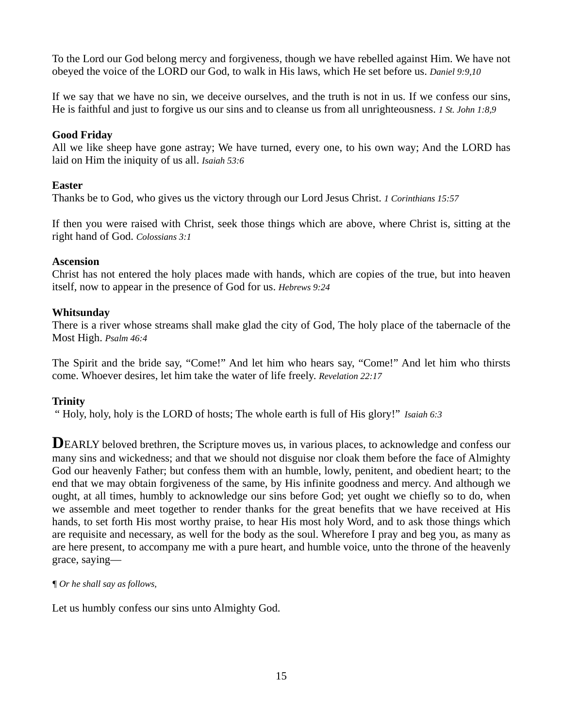To the Lord our God belong mercy and forgiveness, though we have rebelled against Him. We have not obeyed the voice of the LORD our God, to walk in His laws, which He set before us. *Daniel 9:9,10*

If we say that we have no sin, we deceive ourselves, and the truth is not in us. If we confess our sins, He is faithful and just to forgive us our sins and to cleanse us from all unrighteousness. *1 St. John 1:8,9*

**Good Friday**
All we like sheep have gone astray; We have turned, every one, to his own way; And the LORD has laid on Him the iniquity of us all. *Isaiah 53:6*

**Easter**
Thanks be to God, who gives us the victory through our Lord Jesus Christ. *1 Corinthians 15:57*

If then you were raised with Christ, seek those things which are above, where Christ is, sitting at the right hand of God. *Colossians 3:1*

**Ascension**
Christ has not entered the holy places made with hands, which are copies of the true, but into heaven itself, now to appear in the presence of God for us. *Hebrews 9:24*

**Whitsunday**
There is a river whose streams shall make glad the city of God, The holy place of the tabernacle of the Most High. *Psalm 46:4*

The Spirit and the bride say, "Come!" And let him who hears say, "Come!" And let him who thirsts come. Whoever desires, let him take the water of life freely. *Revelation 22:17*

**Trinity**
" Holy, holy, holy is the LORD of hosts; The whole earth is full of His glory!" *Isaiah 6:3*

**D**EARLY beloved brethren, the Scripture moves us, in various places, to acknowledge and confess our many sins and wickedness; and that we should not disguise nor cloak them before the face of Almighty God our heavenly Father; but confess them with an humble, lowly, penitent, and obedient heart; to the end that we may obtain forgiveness of the same, by His infinite goodness and mercy. And although we ought, at all times, humbly to acknowledge our sins before God; yet ought we chiefly so to do, when we assemble and meet together to render thanks for the great benefits that we have received at His hands, to set forth His most worthy praise, to hear His most holy Word, and to ask those things which are requisite and necessary, as well for the body as the soul. Wherefore I pray and beg you, as many as are here present, to accompany me with a pure heart, and humble voice, unto the throne of the heavenly grace, saying—

¶ *Or he shall say as follows,*

Let us humbly confess our sins unto Almighty God.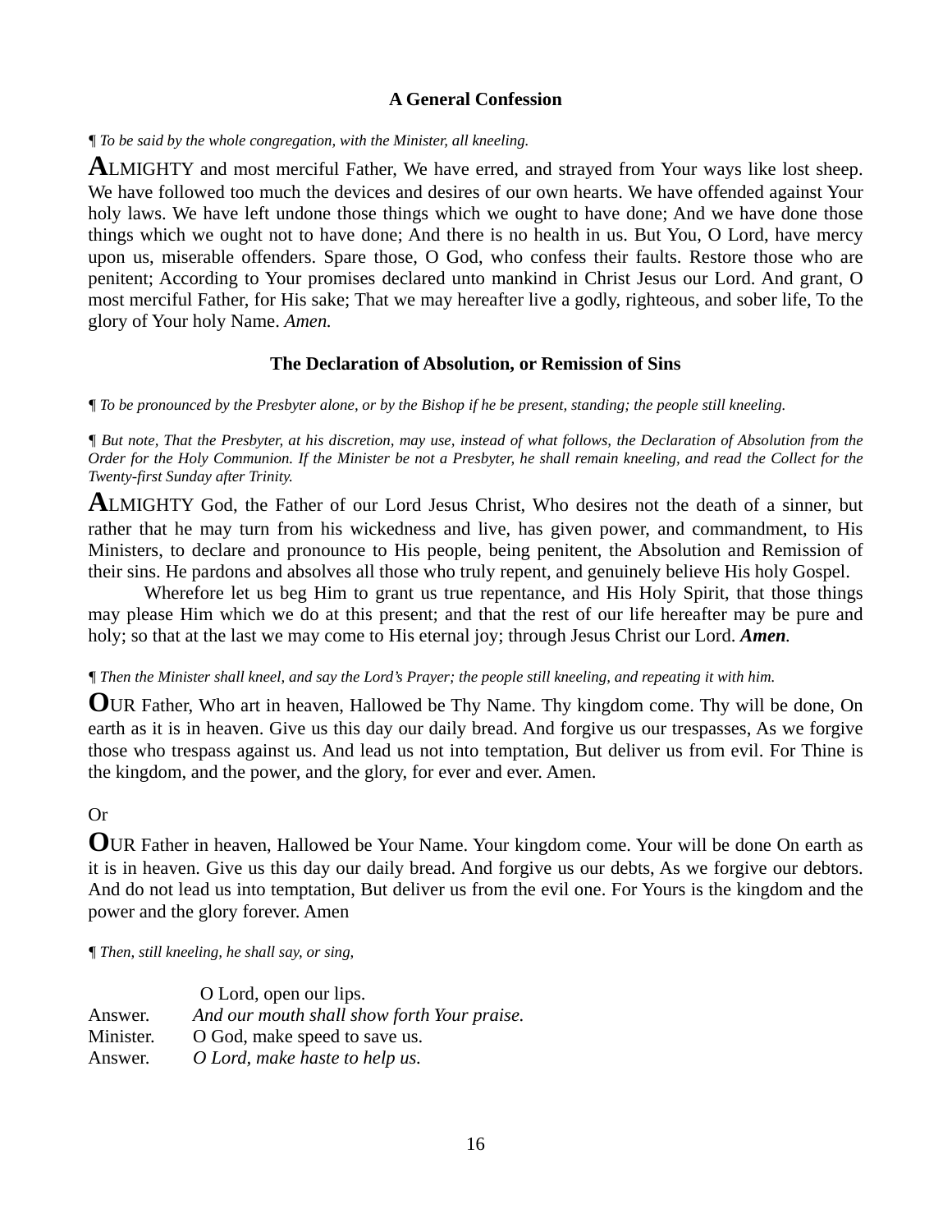### A General Confession

*¶ To be said by the whole congregation, with the Minister, all kneeling.*

**A**LMIGHTY and most merciful Father, We have erred, and strayed from Your ways like lost sheep. We have followed too much the devices and desires of our own hearts. We have offended against Your holy laws. We have left undone those things which we ought to have done; And we have done those things which we ought not to have done; And there is no health in us. But You, O Lord, have mercy upon us, miserable offenders. Spare those, O God, who confess their faults. Restore those who are penitent; According to Your promises declared unto mankind in Christ Jesus our Lord. And grant, O most merciful Father, for His sake; That we may hereafter live a godly, righteous, and sober life, To the glory of Your holy Name. *Amen.*

### The Declaration of Absolution, or Remission of Sins

*¶ To be pronounced by the Presbyter alone, or by the Bishop if he be present, standing; the people still kneeling.*

*¶ But note, That the Presbyter, at his discretion, may use, instead of what follows, the Declaration of Absolution from the Order for the Holy Communion. If the Minister be not a Presbyter, he shall remain kneeling, and read the Collect for the Twenty-first Sunday after Trinity.*

**A**LMIGHTY God, the Father of our Lord Jesus Christ, Who desires not the death of a sinner, but rather that he may turn from his wickedness and live, has given power, and commandment, to His Ministers, to declare and pronounce to His people, being penitent, the Absolution and Remission of their sins. He pardons and absolves all those who truly repent, and genuinely believe His holy Gospel.

Wherefore let us beg Him to grant us true repentance, and His Holy Spirit, that those things may please Him which we do at this present; and that the rest of our life hereafter may be pure and holy; so that at the last we may come to His eternal joy; through Jesus Christ our Lord. ***Amen.***

*¶ Then the Minister shall kneel, and say the Lord's Prayer; the people still kneeling, and repeating it with him.*

**O**UR Father, Who art in heaven, Hallowed be Thy Name. Thy kingdom come. Thy will be done, On earth as it is in heaven. Give us this day our daily bread. And forgive us our trespasses, As we forgive those who trespass against us. And lead us not into temptation, But deliver us from evil. For Thine is the kingdom, and the power, and the glory, for ever and ever. Amen.

Or

**O**UR Father in heaven, Hallowed be Your Name. Your kingdom come. Your will be done On earth as it is in heaven. Give us this day our daily bread. And forgive us our debts, As we forgive our debtors. And do not lead us into temptation, But deliver us from the evil one. For Yours is the kingdom and the power and the glory forever. Amen

*¶ Then, still kneeling, he shall say, or sing,*

O Lord, open our lips.
Answer. *And our mouth shall show forth Your praise.*
Minister. O God, make speed to save us.
Answer. *O Lord, make haste to help us.*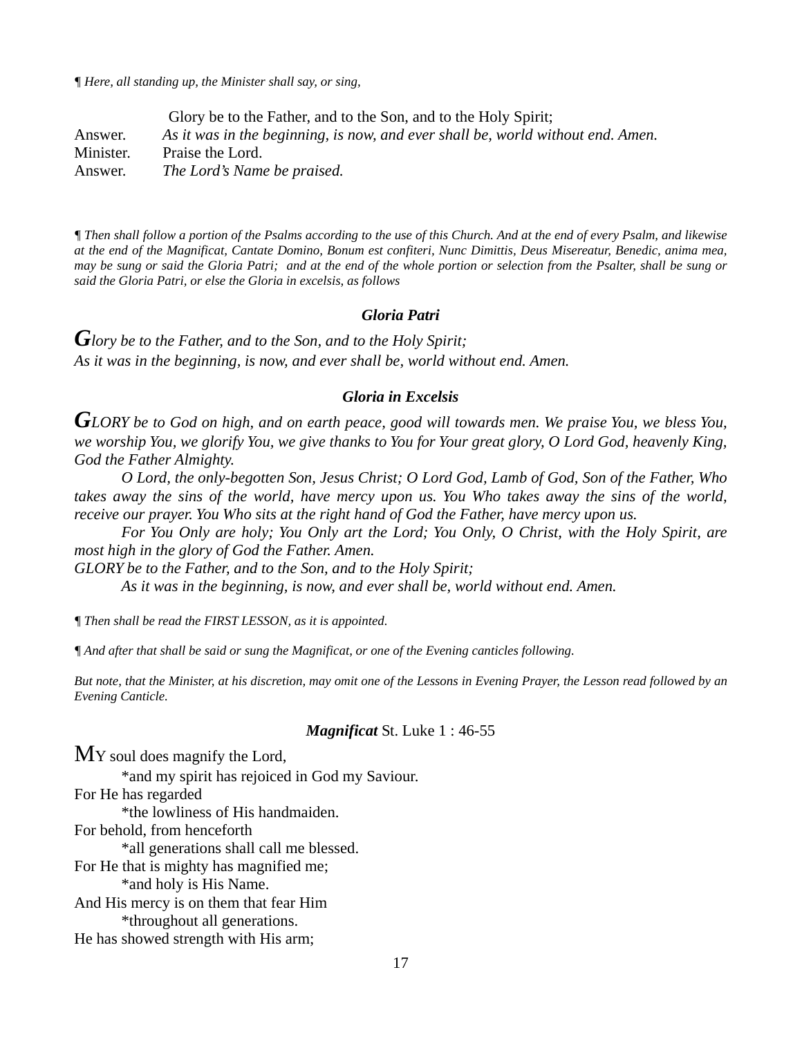*¶ Here, all standing up, the Minister shall say, or sing,*

Glory be to the Father, and to the Son, and to the Holy Spirit;  
Answer. *As it was in the beginning, is now, and ever shall be, world without end. Amen.*  
Minister. Praise the Lord.  
Answer. *The Lord's Name be praised.*

*¶ Then shall follow a portion of the Psalms according to the use of this Church. And at the end of every Psalm, and likewise at the end of the Magnificat, Cantate Domino, Bonum est confiteri, Nunc Dimittis, Deus Misereatur, Benedic, anima mea, may be sung or said the Gloria Patri; and at the end of the whole portion or selection from the Psalter, shall be sung or said the Gloria Patri, or else the Gloria in excelsis, as follows*

### *Gloria Patri*

*Glory be to the Father, and to the Son, and to the Holy Spirit;*  
*As it was in the beginning, is now, and ever shall be, world without end. Amen.*

### *Gloria in Excelsis*

*GLORY be to God on high, and on earth peace, good will towards men. We praise You, we bless You, we worship You, we glorify You, we give thanks to You for Your great glory, O Lord God, heavenly King, God the Father Almighty.*

*O Lord, the only-begotten Son, Jesus Christ; O Lord God, Lamb of God, Son of the Father, Who takes away the sins of the world, have mercy upon us. You Who takes away the sins of the world, receive our prayer. You Who sits at the right hand of God the Father, have mercy upon us.*

*For You Only are holy; You Only art the Lord; You Only, O Christ, with the Holy Spirit, are most high in the glory of God the Father. Amen.*

*GLORY be to the Father, and to the Son, and to the Holy Spirit;*  
*As it was in the beginning, is now, and ever shall be, world without end. Amen.*

*¶ Then shall be read the FIRST LESSON, as it is appointed.*

*¶ And after that shall be said or sung the Magnificat, or one of the Evening canticles following.*

*But note, that the Minister, at his discretion, may omit one of the Lessons in Evening Prayer, the Lesson read followed by an Evening Canticle.*

### ***Magnificat*** St. Luke 1 : 46-55

MY soul does magnify the Lord,  
*and my spirit has rejoiced in God my Saviour.  
For He has regarded  
*the lowliness of His handmaiden.  
For behold, from henceforth  
*all generations shall call me blessed.  
For He that is mighty has magnified me;  
*and holy is His Name.  
And His mercy is on them that fear Him  
*throughout all generations.  
He has showed strength with His arm;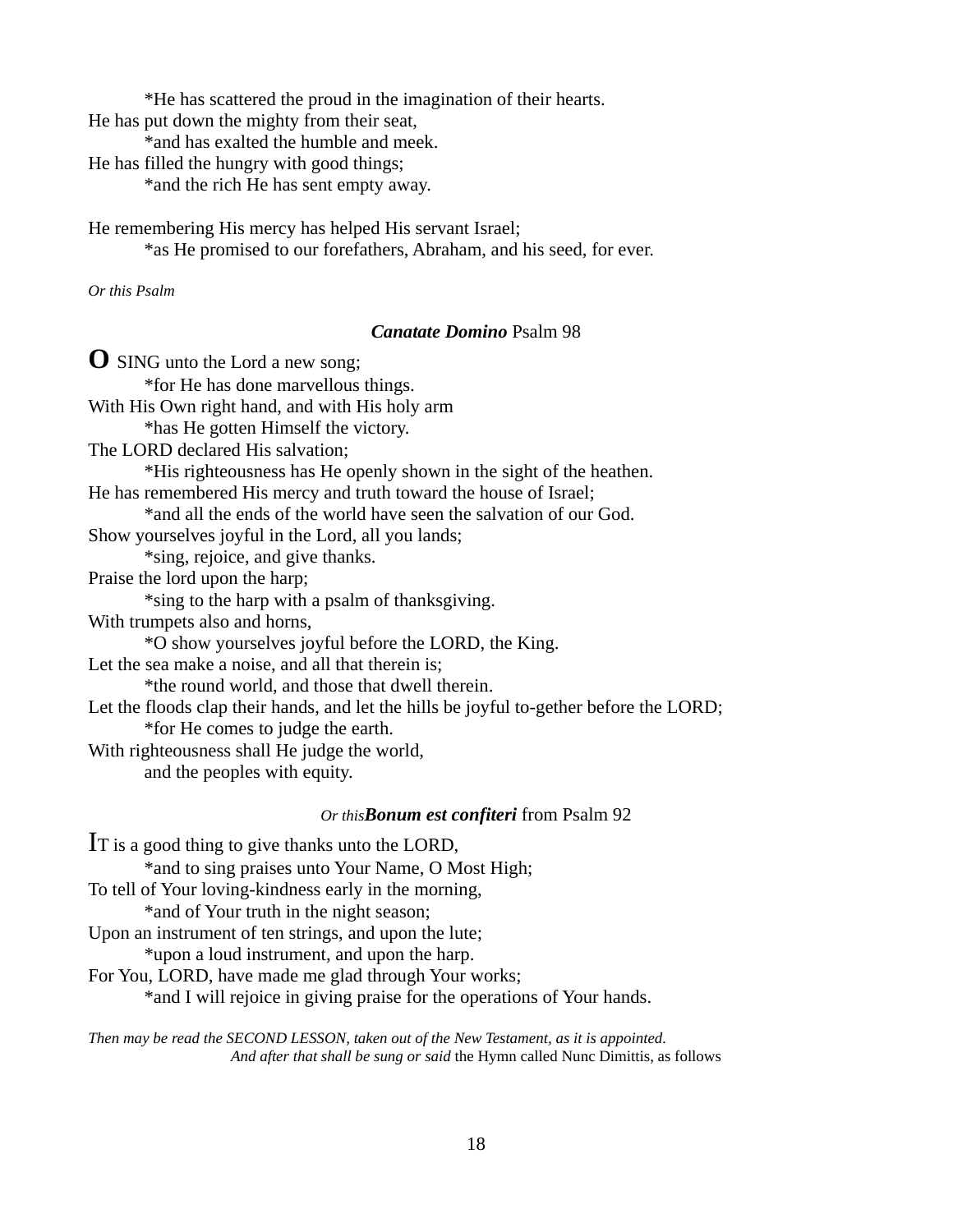*He has scattered the proud in the imagination of their hearts.
He has put down the mighty from their seat,
*and has exalted the humble and meek.
He has filled the hungry with good things;
*and the rich He has sent empty away.

He remembering His mercy has helped His servant Israel;
*as He promised to our forefathers, Abraham, and his seed, for ever.

*Or this Psalm*

### ***Canatate Domino*** Psalm 98

**O** SING unto the Lord a new song;
*for He has done marvellous things.
With His Own right hand, and with His holy arm
*has He gotten Himself the victory.
The LORD declared His salvation;
*His righteousness has He openly shown in the sight of the heathen.
He has remembered His mercy and truth toward the house of Israel;
*and all the ends of the world have seen the salvation of our God.
Show yourselves joyful in the Lord, all you lands;
*sing, rejoice, and give thanks.
Praise the lord upon the harp;
*sing to the harp with a psalm of thanksgiving.
With trumpets also and horns,
*O show yourselves joyful before the LORD, the King.
Let the sea make a noise, and all that therein is;
*the round world, and those that dwell therein.
Let the floods clap their hands, and let the hills be joyful to-gether before the LORD;
*for He comes to judge the earth.
With righteousness shall He judge the world,
and the peoples with equity.

### *Or this* ***Bonum est confiteri*** from Psalm 92

IT is a good thing to give thanks unto the LORD,
*and to sing praises unto Your Name, O Most High;
To tell of Your loving-kindness early in the morning,
*and of Your truth in the night season;
Upon an instrument of ten strings, and upon the lute;
*upon a loud instrument, and upon the harp.
For You, LORD, have made me glad through Your works;
*and I will rejoice in giving praise for the operations of Your hands.

*Then may be read the SECOND LESSON, taken out of the New Testament, as it is appointed.*
*And after that shall be sung or said* the Hymn called Nunc Dimittis, as follows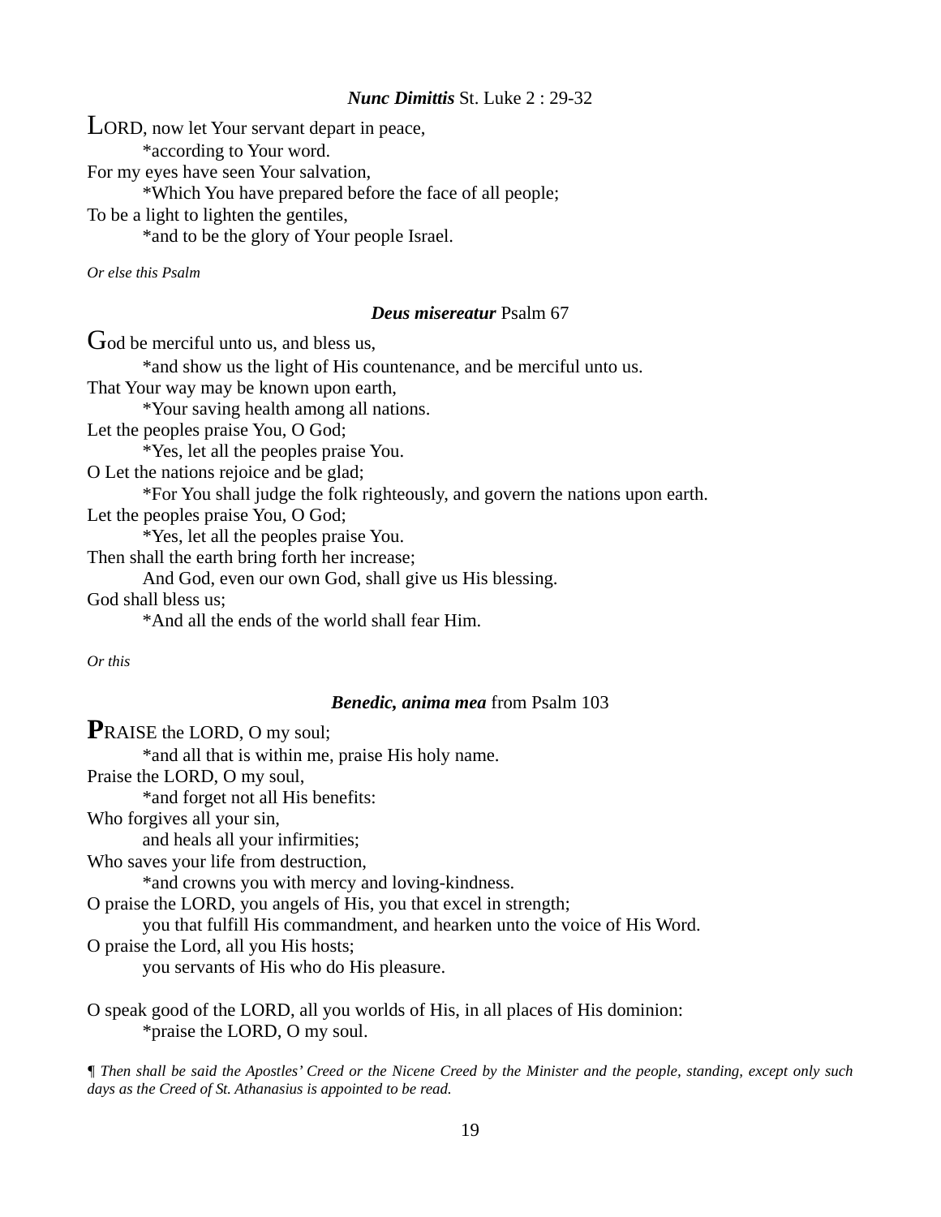***Nunc Dimittis*** St. Luke 2 : 29-32

LORD, now let Your servant depart in peace,
*according to Your word.
For my eyes have seen Your salvation,
*Which You have prepared before the face of all people;
To be a light to lighten the gentiles,
*and to be the glory of Your people Israel.

*Or else this Psalm*

***Deus misereatur*** Psalm 67

God be merciful unto us, and bless us,
*and show us the light of His countenance, and be merciful unto us.
That Your way may be known upon earth,
*Your saving health among all nations.
Let the peoples praise You, O God;
*Yes, let all the peoples praise You.
O Let the nations rejoice and be glad;
*For You shall judge the folk righteously, and govern the nations upon earth.
Let the peoples praise You, O God;
*Yes, let all the peoples praise You.
Then shall the earth bring forth her increase;
And God, even our own God, shall give us His blessing.
God shall bless us;
*And all the ends of the world shall fear Him.

*Or this*

***Benedic, anima mea*** from Psalm 103

**P**RAISE the LORD, O my soul;
*and all that is within me, praise His holy name.
Praise the LORD, O my soul,
*and forget not all His benefits:
Who forgives all your sin,
and heals all your infirmities;
Who saves your life from destruction,
*and crowns you with mercy and loving-kindness.
O praise the LORD, you angels of His, you that excel in strength;
you that fulfill His commandment, and hearken unto the voice of His Word.
O praise the Lord, all you His hosts;
you servants of His who do His pleasure.

O speak good of the LORD, all you worlds of His, in all places of His dominion:
*praise the LORD, O my soul.

¶ *Then shall be said the Apostles' Creed or the Nicene Creed by the Minister and the people, standing, except only such days as the Creed of St. Athanasius is appointed to be read.*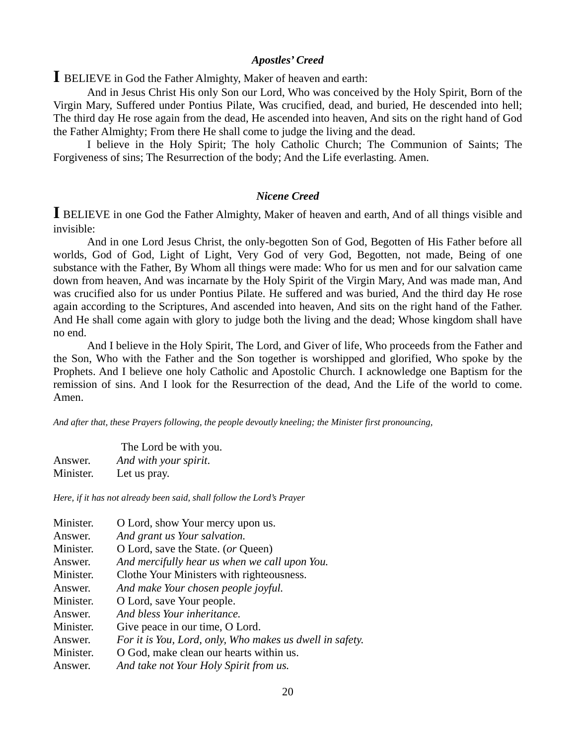### ***Apostles' Creed***

**I** BELIEVE in God the Father Almighty, Maker of heaven and earth:

And in Jesus Christ His only Son our Lord, Who was conceived by the Holy Spirit, Born of the Virgin Mary, Suffered under Pontius Pilate, Was crucified, dead, and buried, He descended into hell; The third day He rose again from the dead, He ascended into heaven, And sits on the right hand of God the Father Almighty; From there He shall come to judge the living and the dead.

I believe in the Holy Spirit; The holy Catholic Church; The Communion of Saints; The Forgiveness of sins; The Resurrection of the body; And the Life everlasting. Amen.

### ***Nicene Creed***

**I** BELIEVE in one God the Father Almighty, Maker of heaven and earth, And of all things visible and invisible:

And in one Lord Jesus Christ, the only-begotten Son of God, Begotten of His Father before all worlds, God of God, Light of Light, Very God of very God, Begotten, not made, Being of one substance with the Father, By Whom all things were made: Who for us men and for our salvation came down from heaven, And was incarnate by the Holy Spirit of the Virgin Mary, And was made man, And was crucified also for us under Pontius Pilate. He suffered and was buried, And the third day He rose again according to the Scriptures, And ascended into heaven, And sits on the right hand of the Father. And He shall come again with glory to judge both the living and the dead; Whose kingdom shall have no end.

And I believe in the Holy Spirit, The Lord, and Giver of life, Who proceeds from the Father and the Son, Who with the Father and the Son together is worshipped and glorified, Who spoke by the Prophets. And I believe one holy Catholic and Apostolic Church. I acknowledge one Baptism for the remission of sins. And I look for the Resurrection of the dead, And the Life of the world to come. Amen.

*And after that, these Prayers following, the people devoutly kneeling; the Minister first pronouncing,*

The Lord be with you.
Answer. *And with your spirit.*
Minister. Let us pray.

*Here, if it has not already been said, shall follow the Lord's Prayer*

Minister. O Lord, show Your mercy upon us.
Answer. *And grant us Your salvation.*
Minister. O Lord, save the State. (*or* Queen)
Answer. *And mercifully hear us when we call upon You.*
Minister. Clothe Your Ministers with righteousness.
Answer. *And make Your chosen people joyful.*
Minister. O Lord, save Your people.
Answer. *And bless Your inheritance.*
Minister. Give peace in our time, O Lord.
Answer. *For it is You, Lord, only, Who makes us dwell in safety.*
Minister. O God, make clean our hearts within us.
Answer. *And take not Your Holy Spirit from us.*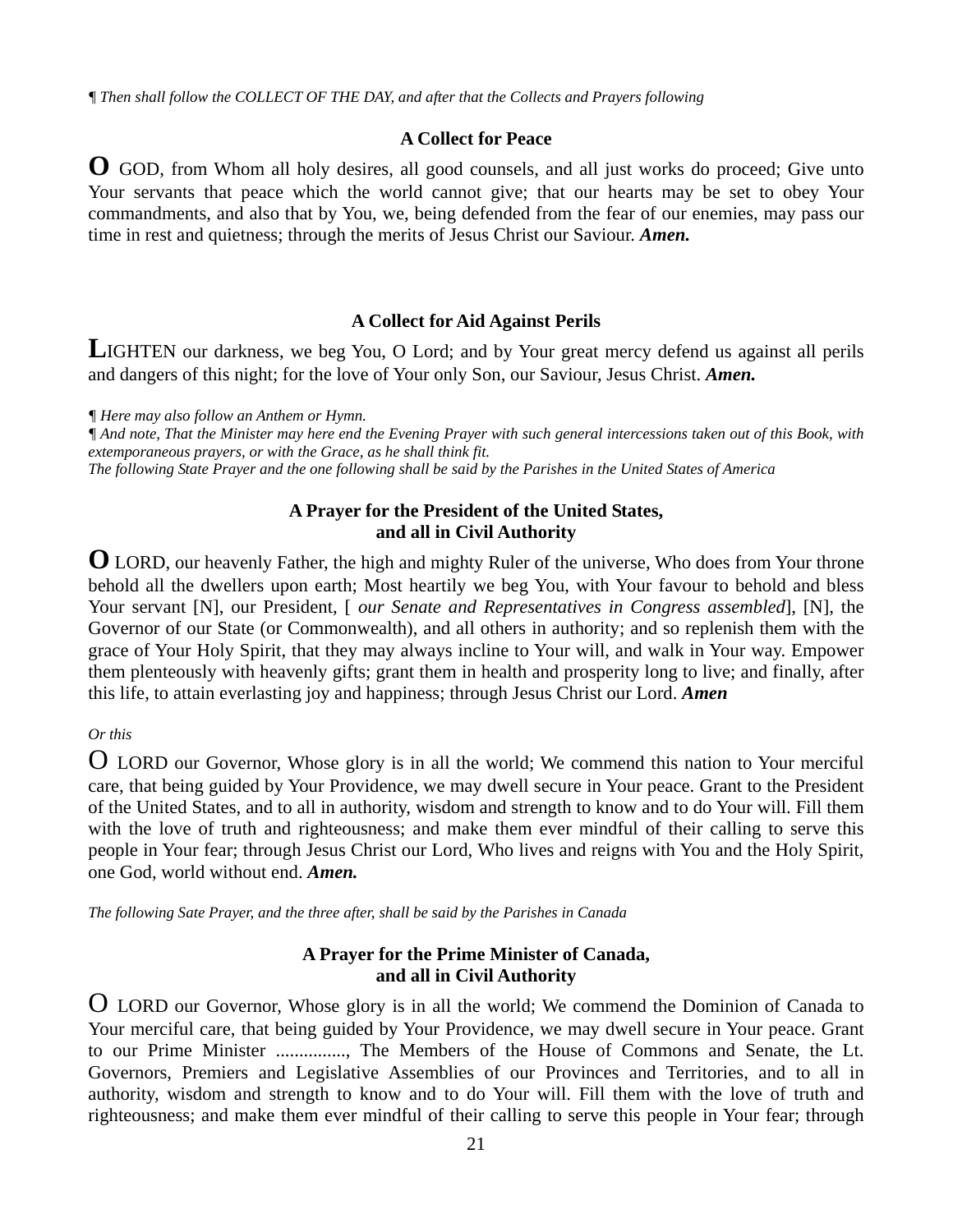¶ *Then shall follow the COLLECT OF THE DAY, and after that the Collects and Prayers following*

### A Collect for Peace

**O** GOD, from Whom all holy desires, all good counsels, and all just works do proceed; Give unto Your servants that peace which the world cannot give; that our hearts may be set to obey Your commandments, and also that by You, we, being defended from the fear of our enemies, may pass our time in rest and quietness; through the merits of Jesus Christ our Saviour. ***Amen.***

### A Collect for Aid Against Perils

**L**IGHTEN our darkness, we beg You, O Lord; and by Your great mercy defend us against all perils and dangers of this night; for the love of Your only Son, our Saviour, Jesus Christ. ***Amen.***

¶ *Here may also follow an Anthem or Hymn.*
¶ *And note, That the Minister may here end the Evening Prayer with such general intercessions taken out of this Book, with extemporaneous prayers, or with the Grace, as he shall think fit.*
*The following State Prayer and the one following shall be said by the Parishes in the United States of America*

### A Prayer for the President of the United States, and all in Civil Authority

**O** LORD, our heavenly Father, the high and mighty Ruler of the universe, Who does from Your throne behold all the dwellers upon earth; Most heartily we beg You, with Your favour to behold and bless Your servant [N], our President, [ *our Senate and Representatives in Congress assembled*], [N], the Governor of our State (or Commonwealth), and all others in authority; and so replenish them with the grace of Your Holy Spirit, that they may always incline to Your will, and walk in Your way. Empower them plenteously with heavenly gifts; grant them in health and prosperity long to live; and finally, after this life, to attain everlasting joy and happiness; through Jesus Christ our Lord. ***Amen***

*Or this*

O LORD our Governor, Whose glory is in all the world; We commend this nation to Your merciful care, that being guided by Your Providence, we may dwell secure in Your peace. Grant to the President of the United States, and to all in authority, wisdom and strength to know and to do Your will. Fill them with the love of truth and righteousness; and make them ever mindful of their calling to serve this people in Your fear; through Jesus Christ our Lord, Who lives and reigns with You and the Holy Spirit, one God, world without end. ***Amen.***

*The following Sate Prayer, and the three after, shall be said by the Parishes in Canada*

### A Prayer for the Prime Minister of Canada, and all in Civil Authority

O LORD our Governor, Whose glory is in all the world; We commend the Dominion of Canada to Your merciful care, that being guided by Your Providence, we may dwell secure in Your peace. Grant to our Prime Minister ..............., The Members of the House of Commons and Senate, the Lt. Governors, Premiers and Legislative Assemblies of our Provinces and Territories, and to all in authority, wisdom and strength to know and to do Your will. Fill them with the love of truth and righteousness; and make them ever mindful of their calling to serve this people in Your fear; through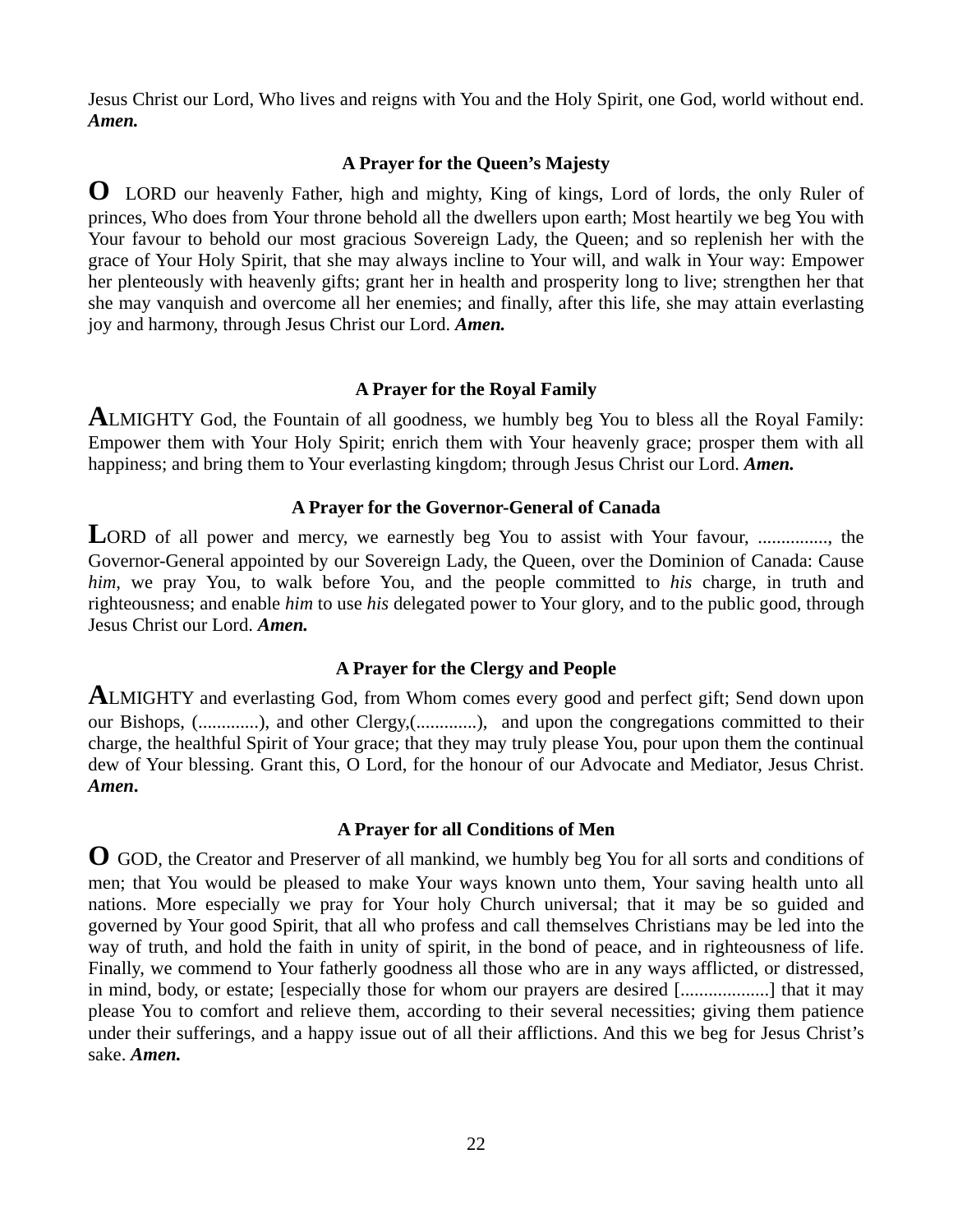Jesus Christ our Lord, Who lives and reigns with You and the Holy Spirit, one God, world without end. ***Amen.***

### A Prayer for the Queen's Majesty

**O** LORD our heavenly Father, high and mighty, King of kings, Lord of lords, the only Ruler of princes, Who does from Your throne behold all the dwellers upon earth; Most heartily we beg You with Your favour to behold our most gracious Sovereign Lady, the Queen; and so replenish her with the grace of Your Holy Spirit, that she may always incline to Your will, and walk in Your way: Empower her plenteously with heavenly gifts; grant her in health and prosperity long to live; strengthen her that she may vanquish and overcome all her enemies; and finally, after this life, she may attain everlasting joy and harmony, through Jesus Christ our Lord. ***Amen.***

### A Prayer for the Royal Family

**A**LMIGHTY God, the Fountain of all goodness, we humbly beg You to bless all the Royal Family: Empower them with Your Holy Spirit; enrich them with Your heavenly grace; prosper them with all happiness; and bring them to Your everlasting kingdom; through Jesus Christ our Lord. ***Amen.***

### A Prayer for the Governor-General of Canada

**L**ORD of all power and mercy, we earnestly beg You to assist with Your favour, ..............., the Governor-General appointed by our Sovereign Lady, the Queen, over the Dominion of Canada: Cause *him*, we pray You, to walk before You, and the people committed to *his* charge, in truth and righteousness; and enable *him* to use *his* delegated power to Your glory, and to the public good, through Jesus Christ our Lord. ***Amen.***

### A Prayer for the Clergy and People

**A**LMIGHTY and everlasting God, from Whom comes every good and perfect gift; Send down upon our Bishops, (.............), and other Clergy,(.............), and upon the congregations committed to their charge, the healthful Spirit of Your grace; that they may truly please You, pour upon them the continual dew of Your blessing. Grant this, O Lord, for the honour of our Advocate and Mediator, Jesus Christ. ***Amen.***

### A Prayer for all Conditions of Men

**O** GOD, the Creator and Preserver of all mankind, we humbly beg You for all sorts and conditions of men; that You would be pleased to make Your ways known unto them, Your saving health unto all nations. More especially we pray for Your holy Church universal; that it may be so guided and governed by Your good Spirit, that all who profess and call themselves Christians may be led into the way of truth, and hold the faith in unity of spirit, in the bond of peace, and in righteousness of life. Finally, we commend to Your fatherly goodness all those who are in any ways afflicted, or distressed, in mind, body, or estate; [especially those for whom our prayers are desired [...................] that it may please You to comfort and relieve them, according to their several necessities; giving them patience under their sufferings, and a happy issue out of all their afflictions. And this we beg for Jesus Christ's sake. ***Amen.***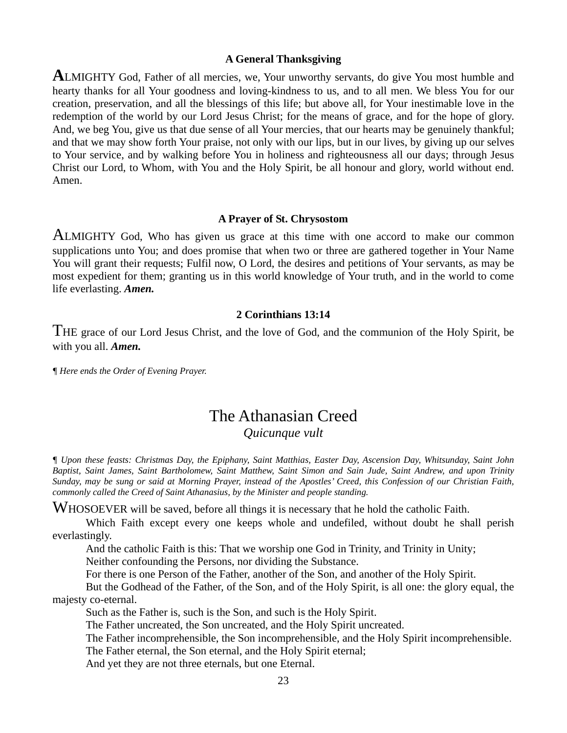### A General Thanksgiving

**A**LMIGHTY God, Father of all mercies, we, Your unworthy servants, do give You most humble and hearty thanks for all Your goodness and loving-kindness to us, and to all men. We bless You for our creation, preservation, and all the blessings of this life; but above all, for Your inestimable love in the redemption of the world by our Lord Jesus Christ; for the means of grace, and for the hope of glory. And, we beg You, give us that due sense of all Your mercies, that our hearts may be genuinely thankful; and that we may show forth Your praise, not only with our lips, but in our lives, by giving up our selves to Your service, and by walking before You in holiness and righteousness all our days; through Jesus Christ our Lord, to Whom, with You and the Holy Spirit, be all honour and glory, world without end. Amen.

### A Prayer of St. Chrysostom

ALMIGHTY God, Who has given us grace at this time with one accord to make our common supplications unto You; and does promise that when two or three are gathered together in Your Name You will grant their requests; Fulfil now, O Lord, the desires and petitions of Your servants, as may be most expedient for them; granting us in this world knowledge of Your truth, and in the world to come life everlasting. ***Amen.***

### 2 Corinthians 13:14

THE grace of our Lord Jesus Christ, and the love of God, and the communion of the Holy Spirit, be with you all. ***Amen.***

*¶ Here ends the Order of Evening Prayer.*

# The Athanasian Creed

*Quicunque vult*

*¶ Upon these feasts: Christmas Day, the Epiphany, Saint Matthias, Easter Day, Ascension Day, Whitsunday, Saint John Baptist, Saint James, Saint Bartholomew, Saint Matthew, Saint Simon and Sain Jude, Saint Andrew, and upon Trinity Sunday, may be sung or said at Morning Prayer, instead of the Apostles' Creed, this Confession of our Christian Faith, commonly called the Creed of Saint Athanasius, by the Minister and people standing.*

WHOSOEVER will be saved, before all things it is necessary that he hold the catholic Faith.

Which Faith except every one keeps whole and undefiled, without doubt he shall perish everlastingly.

And the catholic Faith is this: That we worship one God in Trinity, and Trinity in Unity;

Neither confounding the Persons, nor dividing the Substance.

For there is one Person of the Father, another of the Son, and another of the Holy Spirit.

But the Godhead of the Father, of the Son, and of the Holy Spirit, is all one: the glory equal, the majesty co-eternal.

Such as the Father is, such is the Son, and such is the Holy Spirit.

The Father uncreated, the Son uncreated, and the Holy Spirit uncreated.

The Father incomprehensible, the Son incomprehensible, and the Holy Spirit incomprehensible.

The Father eternal, the Son eternal, and the Holy Spirit eternal;

And yet they are not three eternals, but one Eternal.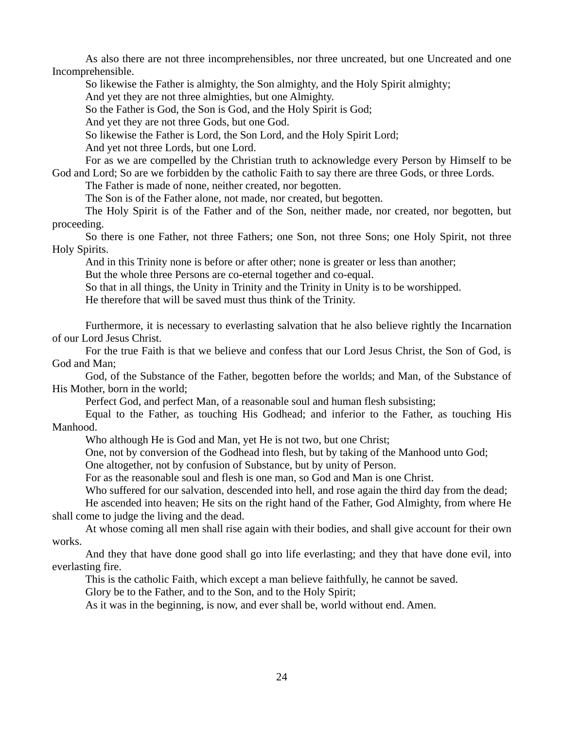As also there are not three incomprehensibles, nor three uncreated, but one Uncreated and one Incomprehensible.

So likewise the Father is almighty, the Son almighty, and the Holy Spirit almighty;

And yet they are not three almighties, but one Almighty.

So the Father is God, the Son is God, and the Holy Spirit is God;

And yet they are not three Gods, but one God.

So likewise the Father is Lord, the Son Lord, and the Holy Spirit Lord;

And yet not three Lords, but one Lord.

For as we are compelled by the Christian truth to acknowledge every Person by Himself to be God and Lord; So are we forbidden by the catholic Faith to say there are three Gods, or three Lords.

The Father is made of none, neither created, nor begotten.

The Son is of the Father alone, not made, nor created, but begotten.

The Holy Spirit is of the Father and of the Son, neither made, nor created, nor begotten, but proceeding.

So there is one Father, not three Fathers; one Son, not three Sons; one Holy Spirit, not three Holy Spirits.

And in this Trinity none is before or after other; none is greater or less than another;

But the whole three Persons are co-eternal together and co-equal.

So that in all things, the Unity in Trinity and the Trinity in Unity is to be worshipped.

He therefore that will be saved must thus think of the Trinity.

Furthermore, it is necessary to everlasting salvation that he also believe rightly the Incarnation of our Lord Jesus Christ.

For the true Faith is that we believe and confess that our Lord Jesus Christ, the Son of God, is God and Man;

God, of the Substance of the Father, begotten before the worlds; and Man, of the Substance of His Mother, born in the world;

Perfect God, and perfect Man, of a reasonable soul and human flesh subsisting;

Equal to the Father, as touching His Godhead; and inferior to the Father, as touching His Manhood.

Who although He is God and Man, yet He is not two, but one Christ;

One, not by conversion of the Godhead into flesh, but by taking of the Manhood unto God;

One altogether, not by confusion of Substance, but by unity of Person.

For as the reasonable soul and flesh is one man, so God and Man is one Christ.

Who suffered for our salvation, descended into hell, and rose again the third day from the dead;

He ascended into heaven; He sits on the right hand of the Father, God Almighty, from where He shall come to judge the living and the dead.

At whose coming all men shall rise again with their bodies, and shall give account for their own works.

And they that have done good shall go into life everlasting; and they that have done evil, into everlasting fire.

This is the catholic Faith, which except a man believe faithfully, he cannot be saved.

Glory be to the Father, and to the Son, and to the Holy Spirit;

As it was in the beginning, is now, and ever shall be, world without end. Amen.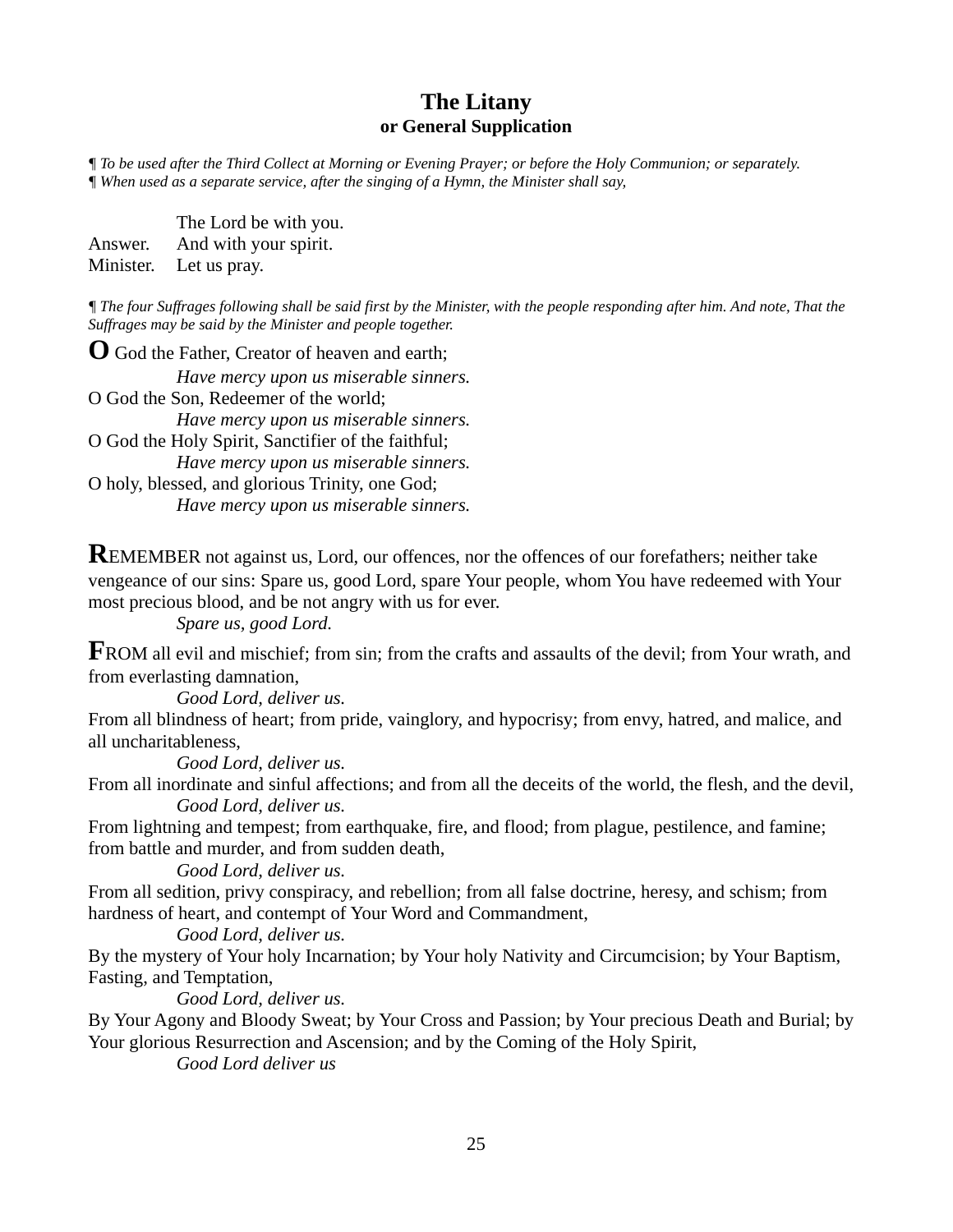# The Litany
## or General Supplication

*¶ To be used after the Third Collect at Morning or Evening Prayer; or before the Holy Communion; or separately.*
*¶ When used as a separate service, after the singing of a Hymn, the Minister shall say,*

The Lord be with you.
Answer. And with your spirit.
Minister. Let us pray.

*¶ The four Suffrages following shall be said first by the Minister, with the people responding after him. And note, That the Suffrages may be said by the Minister and people together.*

**O** God the Father, Creator of heaven and earth;
*Have mercy upon us miserable sinners.*
O God the Son, Redeemer of the world;
*Have mercy upon us miserable sinners.*
O God the Holy Spirit, Sanctifier of the faithful;
*Have mercy upon us miserable sinners.*
O holy, blessed, and glorious Trinity, one God;
*Have mercy upon us miserable sinners.*

**R**EMEMBER not against us, Lord, our offences, nor the offences of our forefathers; neither take vengeance of our sins: Spare us, good Lord, spare Your people, whom You have redeemed with Your most precious blood, and be not angry with us for ever.
*Spare us, good Lord.*

**F**ROM all evil and mischief; from sin; from the crafts and assaults of the devil; from Your wrath, and from everlasting damnation,
*Good Lord, deliver us.*
From all blindness of heart; from pride, vainglory, and hypocrisy; from envy, hatred, and malice, and all uncharitableness,
*Good Lord, deliver us.*
From all inordinate and sinful affections; and from all the deceits of the world, the flesh, and the devil,
*Good Lord, deliver us.*
From lightning and tempest; from earthquake, fire, and flood; from plague, pestilence, and famine; from battle and murder, and from sudden death,
*Good Lord, deliver us.*
From all sedition, privy conspiracy, and rebellion; from all false doctrine, heresy, and schism; from hardness of heart, and contempt of Your Word and Commandment,
*Good Lord, deliver us.*
By the mystery of Your holy Incarnation; by Your holy Nativity and Circumcision; by Your Baptism, Fasting, and Temptation,
*Good Lord, deliver us.*
By Your Agony and Bloody Sweat; by Your Cross and Passion; by Your precious Death and Burial; by Your glorious Resurrection and Ascension; and by the Coming of the Holy Spirit,
*Good Lord deliver us*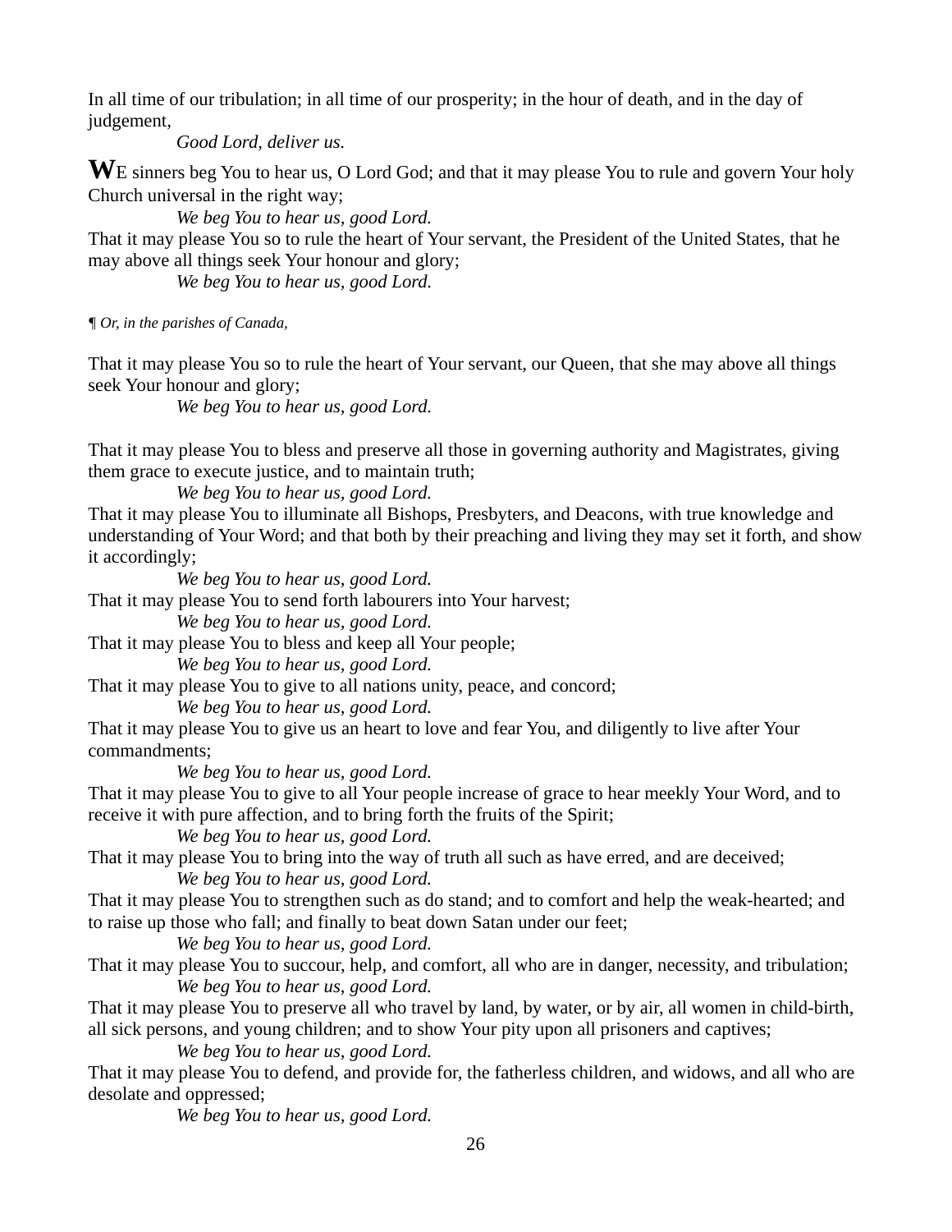In all time of our tribulation; in all time of our prosperity; in the hour of death, and in the day of judgement,

*Good Lord, deliver us.*

**W**E sinners beg You to hear us, O Lord God; and that it may please You to rule and govern Your holy Church universal in the right way;

*We beg You to hear us, good Lord.*

That it may please You so to rule the heart of Your servant, the President of the United States, that he may above all things seek Your honour and glory;

*We beg You to hear us, good Lord.*

*¶ Or, in the parishes of Canada,*

That it may please You so to rule the heart of Your servant, our Queen, that she may above all things seek Your honour and glory;

*We beg You to hear us, good Lord.*

That it may please You to bless and preserve all those in governing authority and Magistrates, giving them grace to execute justice, and to maintain truth;

*We beg You to hear us, good Lord.*

That it may please You to illuminate all Bishops, Presbyters, and Deacons, with true knowledge and understanding of Your Word; and that both by their preaching and living they may set it forth, and show it accordingly;

*We beg You to hear us, good Lord.*

That it may please You to send forth labourers into Your harvest;

*We beg You to hear us, good Lord.*

That it may please You to bless and keep all Your people;

*We beg You to hear us, good Lord.*

That it may please You to give to all nations unity, peace, and concord;

*We beg You to hear us, good Lord.*

That it may please You to give us an heart to love and fear You, and diligently to live after Your commandments;

*We beg You to hear us, good Lord.*

That it may please You to give to all Your people increase of grace to hear meekly Your Word, and to receive it with pure affection, and to bring forth the fruits of the Spirit;

*We beg You to hear us, good Lord.*

That it may please You to bring into the way of truth all such as have erred, and are deceived;

*We beg You to hear us, good Lord.*

That it may please You to strengthen such as do stand; and to comfort and help the weak-hearted; and to raise up those who fall; and finally to beat down Satan under our feet;

*We beg You to hear us, good Lord.*

That it may please You to succour, help, and comfort, all who are in danger, necessity, and tribulation;

*We beg You to hear us, good Lord.*

That it may please You to preserve all who travel by land, by water, or by air, all women in child-birth, all sick persons, and young children; and to show Your pity upon all prisoners and captives;

*We beg You to hear us, good Lord.*

That it may please You to defend, and provide for, the fatherless children, and widows, and all who are desolate and oppressed;

*We beg You to hear us, good Lord.*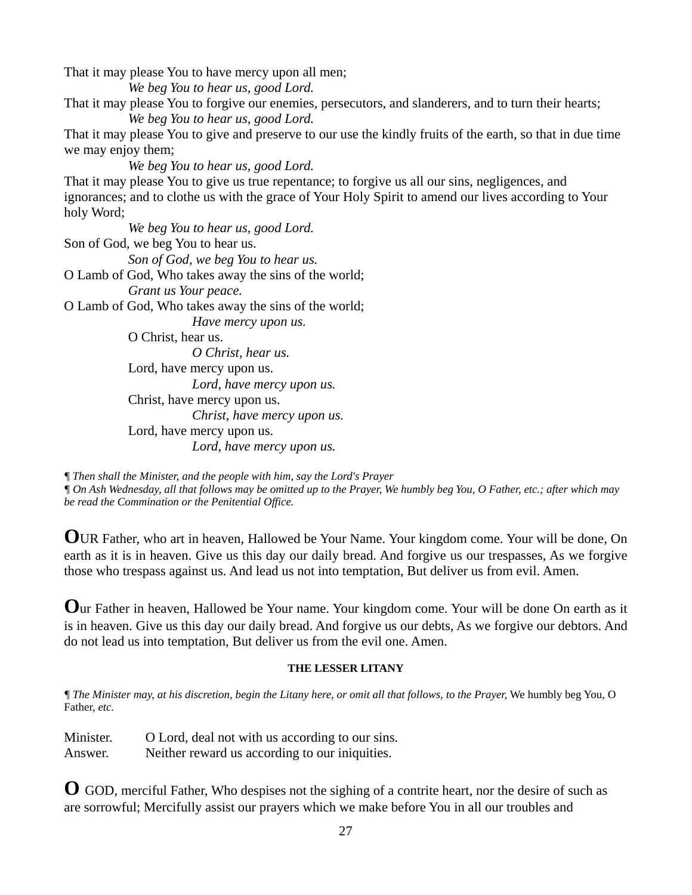That it may please You to have mercy upon all men;

*We beg You to hear us, good Lord.*

That it may please You to forgive our enemies, persecutors, and slanderers, and to turn their hearts;

*We beg You to hear us, good Lord.*

That it may please You to give and preserve to our use the kindly fruits of the earth, so that in due time we may enjoy them;

*We beg You to hear us, good Lord.*

That it may please You to give us true repentance; to forgive us all our sins, negligences, and ignorances; and to clothe us with the grace of Your Holy Spirit to amend our lives according to Your holy Word;

*We beg You to hear us, good Lord.*

Son of God, we beg You to hear us.

*Son of God, we beg You to hear us.*

O Lamb of God, Who takes away the sins of the world;

*Grant us Your peace.*

O Lamb of God, Who takes away the sins of the world;

*Have mercy upon us.*

O Christ, hear us.

*O Christ, hear us.*

Lord, have mercy upon us.

*Lord, have mercy upon us.*

Christ, have mercy upon us.

*Christ, have mercy upon us.*

Lord, have mercy upon us.

*Lord, have mercy upon us.*

¶ *Then shall the Minister, and the people with him, say the Lord's Prayer*

¶ *On Ash Wednesday, all that follows may be omitted up to the Prayer, We humbly beg You, O Father, etc.; after which may be read the Commination or the Penitential Office.*

**O**UR Father, who art in heaven, Hallowed be Your Name. Your kingdom come. Your will be done, On earth as it is in heaven. Give us this day our daily bread. And forgive us our trespasses, As we forgive those who trespass against us. And lead us not into temptation, But deliver us from evil. Amen.

**O**ur Father in heaven, Hallowed be Your name. Your kingdom come. Your will be done On earth as it is in heaven. Give us this day our daily bread. And forgive us our debts, As we forgive our debtors. And do not lead us into temptation, But deliver us from the evil one. Amen.

### THE LESSER LITANY

¶ *The Minister may, at his discretion, begin the Litany here, or omit all that follows, to the Prayer,* We humbly beg You, O Father, *etc.*

Minister. O Lord, deal not with us according to our sins.

Answer. Neither reward us according to our iniquities.

**O** GOD, merciful Father, Who despises not the sighing of a contrite heart, nor the desire of such as are sorrowful; Mercifully assist our prayers which we make before You in all our troubles and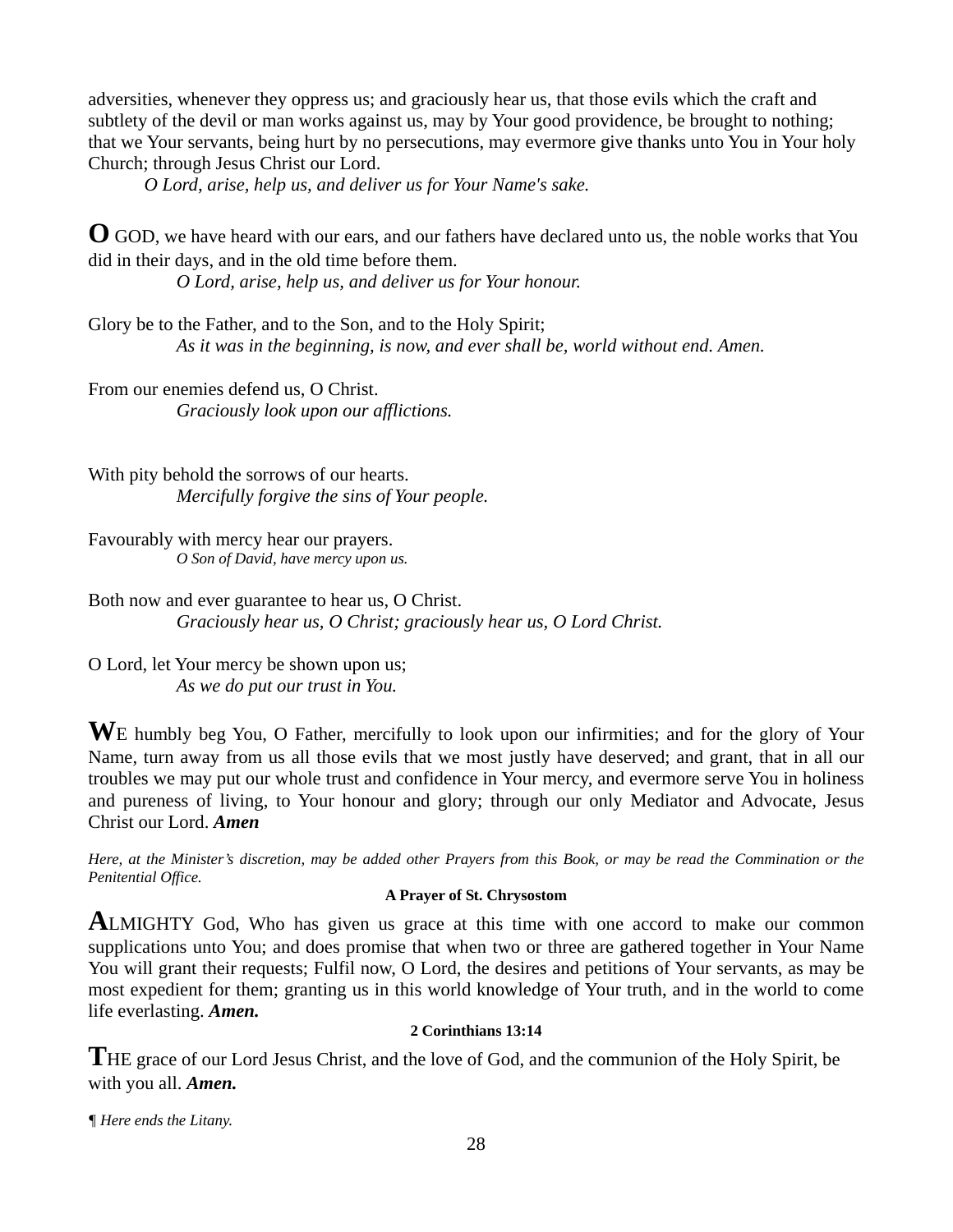adversities, whenever they oppress us; and graciously hear us, that those evils which the craft and subtlety of the devil or man works against us, may by Your good providence, be brought to nothing; that we Your servants, being hurt by no persecutions, may evermore give thanks unto You in Your holy Church; through Jesus Christ our Lord.

*O Lord, arise, help us, and deliver us for Your Name's sake.*

**O** GOD, we have heard with our ears, and our fathers have declared unto us, the noble works that You did in their days, and in the old time before them.

*O Lord, arise, help us, and deliver us for Your honour.*

Glory be to the Father, and to the Son, and to the Holy Spirit;

*As it was in the beginning, is now, and ever shall be, world without end. Amen.*

From our enemies defend us, O Christ.

*Graciously look upon our afflictions.*

With pity behold the sorrows of our hearts.

*Mercifully forgive the sins of Your people.*

Favourably with mercy hear our prayers.

*O Son of David, have mercy upon us.*

Both now and ever guarantee to hear us, O Christ.

*Graciously hear us, O Christ; graciously hear us, O Lord Christ.*

O Lord, let Your mercy be shown upon us;

*As we do put our trust in You.*

**W**E humbly beg You, O Father, mercifully to look upon our infirmities; and for the glory of Your Name, turn away from us all those evils that we most justly have deserved; and grant, that in all our troubles we may put our whole trust and confidence in Your mercy, and evermore serve You in holiness and pureness of living, to Your honour and glory; through our only Mediator and Advocate, Jesus Christ our Lord. ***Amen***

*Here, at the Minister's discretion, may be added other Prayers from this Book, or may be read the Commination or the Penitential Office.*

**A Prayer of St. Chrysostom**

**A**LMIGHTY God, Who has given us grace at this time with one accord to make our common supplications unto You; and does promise that when two or three are gathered together in Your Name You will grant their requests; Fulfil now, O Lord, the desires and petitions of Your servants, as may be most expedient for them; granting us in this world knowledge of Your truth, and in the world to come life everlasting. ***Amen.***

**2 Corinthians 13:14**

**T**HE grace of our Lord Jesus Christ, and the love of God, and the communion of the Holy Spirit, be with you all. ***Amen.***

¶ *Here ends the Litany.*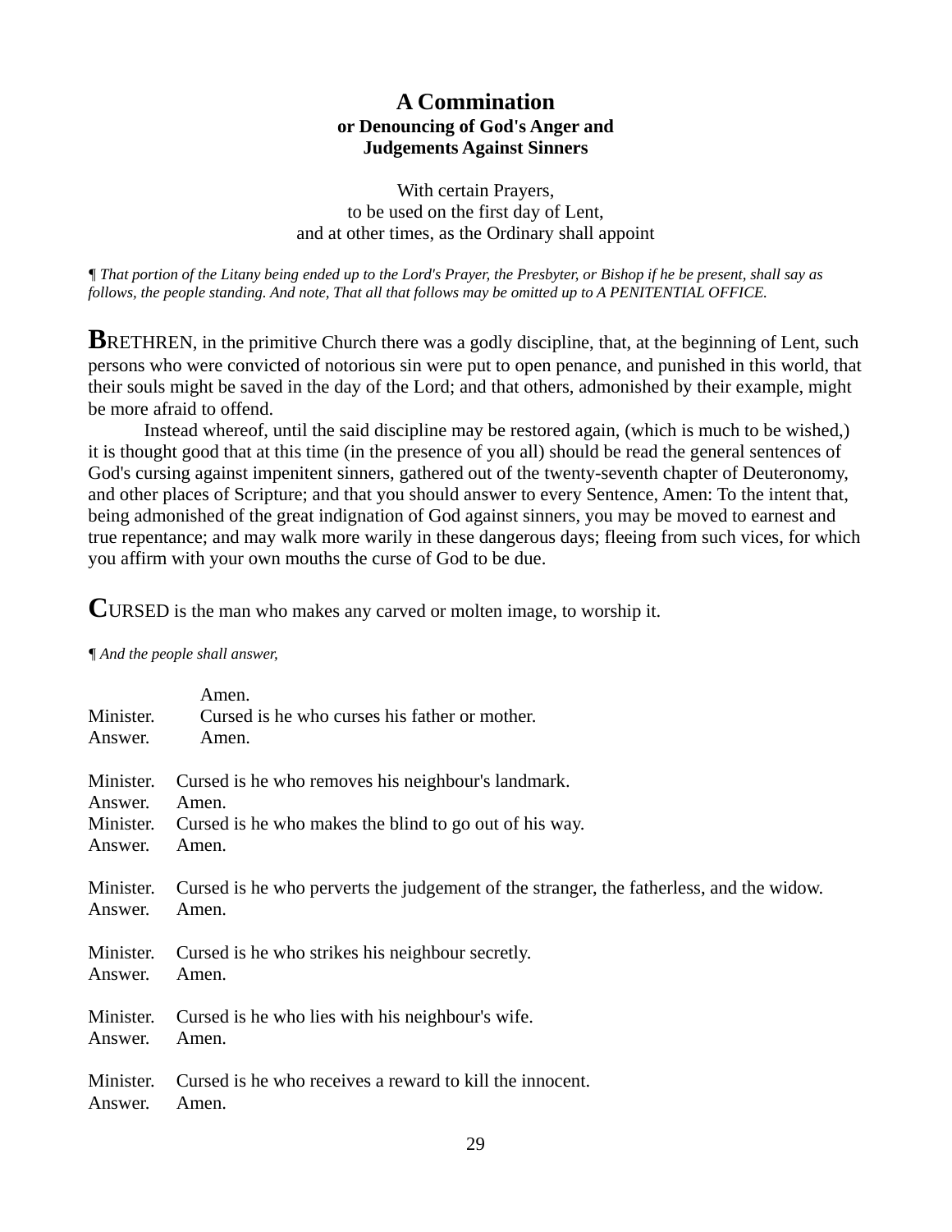# A Commination

**or Denouncing of God's Anger and Judgements Against Sinners**

With certain Prayers,
to be used on the first day of Lent,
and at other times, as the Ordinary shall appoint

¶ *That portion of the Litany being ended up to the Lord's Prayer, the Presbyter, or Bishop if he be present, shall say as follows, the people standing. And note, That all that follows may be omitted up to A PENITENTIAL OFFICE.*

**B**RETHREN, in the primitive Church there was a godly discipline, that, at the beginning of Lent, such persons who were convicted of notorious sin were put to open penance, and punished in this world, that their souls might be saved in the day of the Lord; and that others, admonished by their example, might be more afraid to offend.

Instead whereof, until the said discipline may be restored again, (which is much to be wished,) it is thought good that at this time (in the presence of you all) should be read the general sentences of God's cursing against impenitent sinners, gathered out of the twenty-seventh chapter of Deuteronomy, and other places of Scripture; and that you should answer to every Sentence, Amen: To the intent that, being admonished of the great indignation of God against sinners, you may be moved to earnest and true repentance; and may walk more warily in these dangerous days; fleeing from such vices, for which you affirm with your own mouths the curse of God to be due.

**C**URSED is the man who makes any carved or molten image, to worship it.

¶ *And the people shall answer,*

Amen.

Minister. Cursed is he who curses his father or mother.
Answer. Amen.

Minister. Cursed is he who removes his neighbour's landmark.
Answer. Amen.
Minister. Cursed is he who makes the blind to go out of his way.
Answer. Amen.

Minister. Cursed is he who perverts the judgement of the stranger, the fatherless, and the widow.
Answer. Amen.

Minister. Cursed is he who strikes his neighbour secretly.
Answer. Amen.

Minister. Cursed is he who lies with his neighbour's wife.
Answer. Amen.

Minister. Cursed is he who receives a reward to kill the innocent.
Answer. Amen.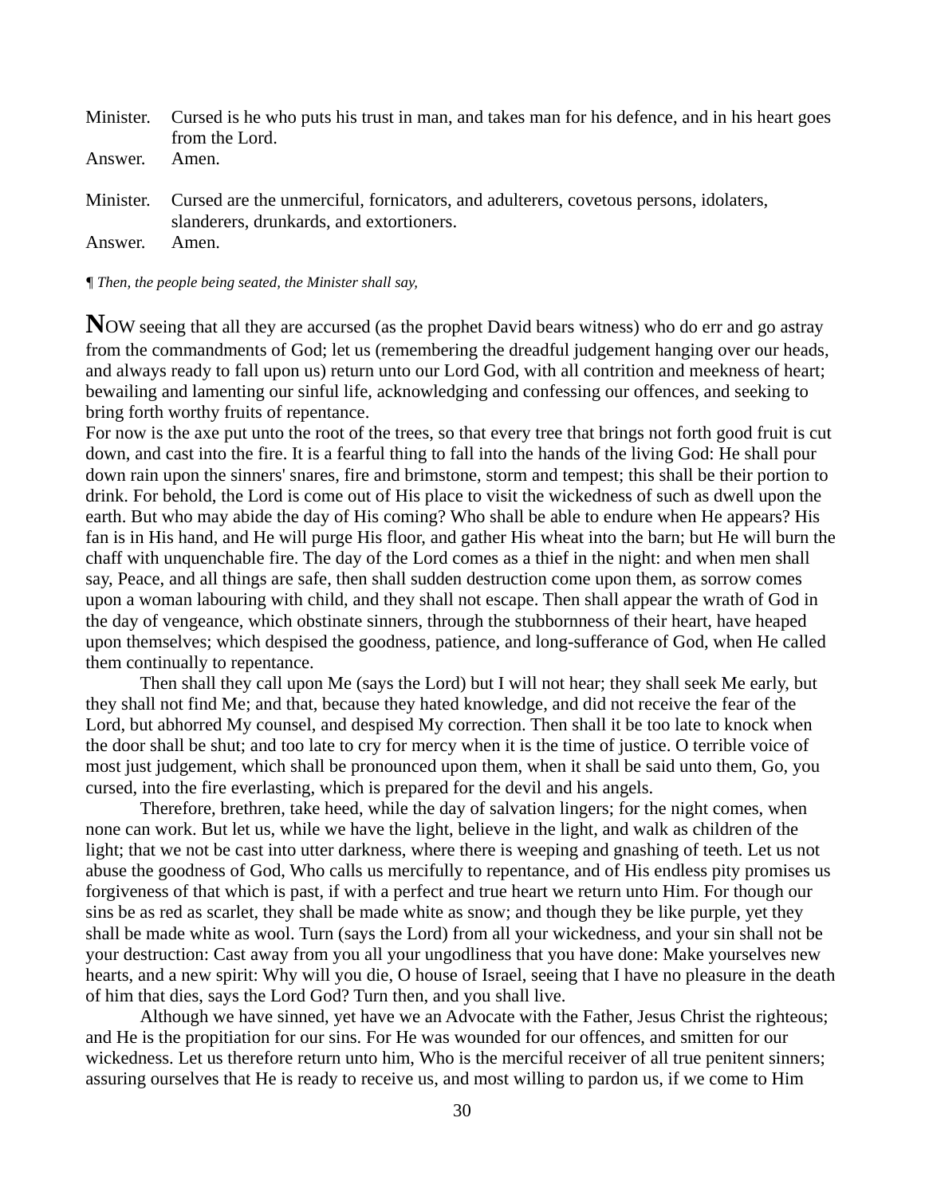Minister. Cursed is he who puts his trust in man, and takes man for his defence, and in his heart goes from the Lord.

Answer. Amen.

Minister. Cursed are the unmerciful, fornicators, and adulterers, covetous persons, idolaters, slanderers, drunkards, and extortioners.

Answer. Amen.

*¶ Then, the people being seated, the Minister shall say,*

**N**OW seeing that all they are accursed (as the prophet David bears witness) who do err and go astray from the commandments of God; let us (remembering the dreadful judgement hanging over our heads, and always ready to fall upon us) return unto our Lord God, with all contrition and meekness of heart; bewailing and lamenting our sinful life, acknowledging and confessing our offences, and seeking to bring forth worthy fruits of repentance.

For now is the axe put unto the root of the trees, so that every tree that brings not forth good fruit is cut down, and cast into the fire. It is a fearful thing to fall into the hands of the living God: He shall pour down rain upon the sinners' snares, fire and brimstone, storm and tempest; this shall be their portion to drink. For behold, the Lord is come out of His place to visit the wickedness of such as dwell upon the earth. But who may abide the day of His coming? Who shall be able to endure when He appears? His fan is in His hand, and He will purge His floor, and gather His wheat into the barn; but He will burn the chaff with unquenchable fire. The day of the Lord comes as a thief in the night: and when men shall say, Peace, and all things are safe, then shall sudden destruction come upon them, as sorrow comes upon a woman labouring with child, and they shall not escape. Then shall appear the wrath of God in the day of vengeance, which obstinate sinners, through the stubbornness of their heart, have heaped upon themselves; which despised the goodness, patience, and long-sufferance of God, when He called them continually to repentance.

Then shall they call upon Me (says the Lord) but I will not hear; they shall seek Me early, but they shall not find Me; and that, because they hated knowledge, and did not receive the fear of the Lord, but abhorred My counsel, and despised My correction. Then shall it be too late to knock when the door shall be shut; and too late to cry for mercy when it is the time of justice. O terrible voice of most just judgement, which shall be pronounced upon them, when it shall be said unto them, Go, you cursed, into the fire everlasting, which is prepared for the devil and his angels.

Therefore, brethren, take heed, while the day of salvation lingers; for the night comes, when none can work. But let us, while we have the light, believe in the light, and walk as children of the light; that we not be cast into utter darkness, where there is weeping and gnashing of teeth. Let us not abuse the goodness of God, Who calls us mercifully to repentance, and of His endless pity promises us forgiveness of that which is past, if with a perfect and true heart we return unto Him. For though our sins be as red as scarlet, they shall be made white as snow; and though they be like purple, yet they shall be made white as wool. Turn (says the Lord) from all your wickedness, and your sin shall not be your destruction: Cast away from you all your ungodliness that you have done: Make yourselves new hearts, and a new spirit: Why will you die, O house of Israel, seeing that I have no pleasure in the death of him that dies, says the Lord God? Turn then, and you shall live.

Although we have sinned, yet have we an Advocate with the Father, Jesus Christ the righteous; and He is the propitiation for our sins. For He was wounded for our offences, and smitten for our wickedness. Let us therefore return unto him, Who is the merciful receiver of all true penitent sinners; assuring ourselves that He is ready to receive us, and most willing to pardon us, if we come to Him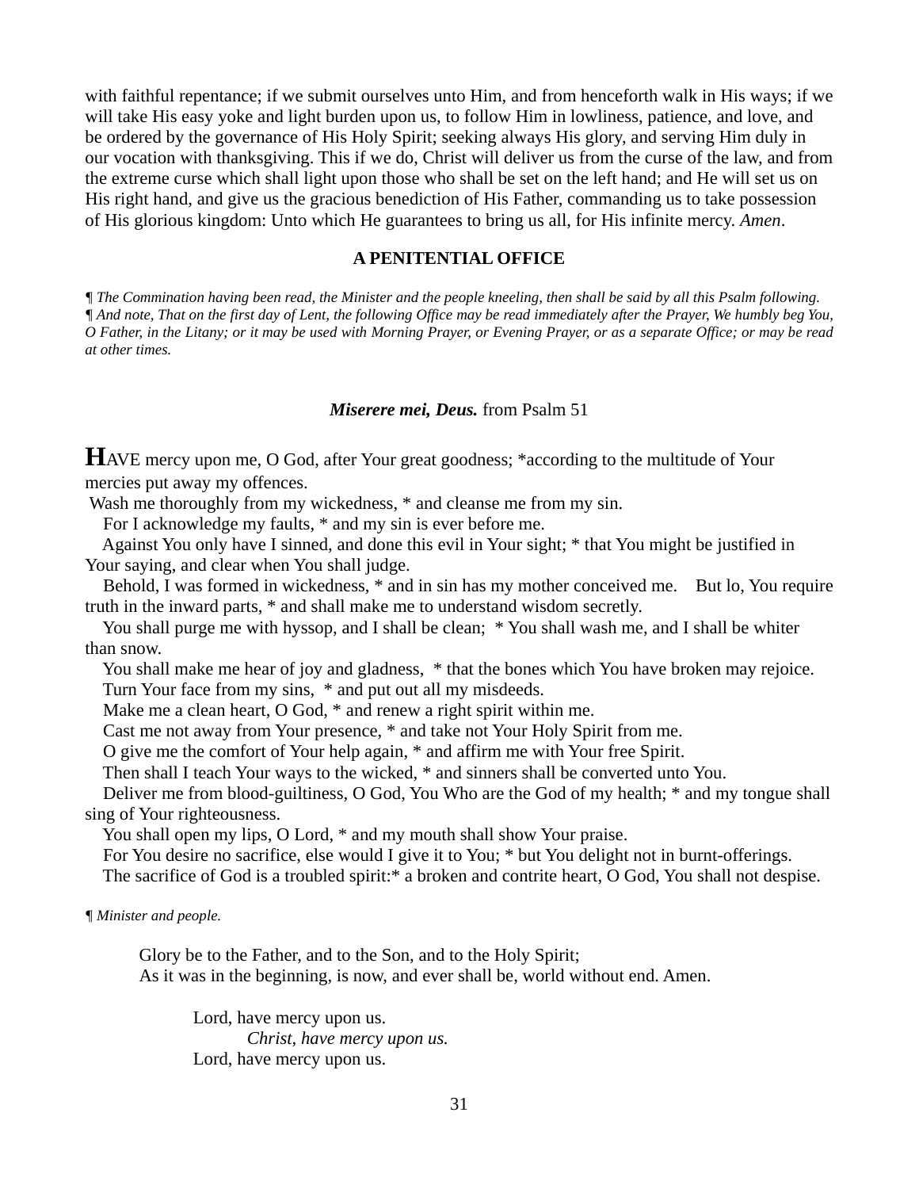with faithful repentance; if we submit ourselves unto Him, and from henceforth walk in His ways; if we will take His easy yoke and light burden upon us, to follow Him in lowliness, patience, and love, and be ordered by the governance of His Holy Spirit; seeking always His glory, and serving Him duly in our vocation with thanksgiving. This if we do, Christ will deliver us from the curse of the law, and from the extreme curse which shall light upon those who shall be set on the left hand; and He will set us on His right hand, and give us the gracious benediction of His Father, commanding us to take possession of His glorious kingdom: Unto which He guarantees to bring us all, for His infinite mercy. *Amen*.

## A PENITENTIAL OFFICE

*¶ The Commination having been read, the Minister and the people kneeling, then shall be said by all this Psalm following.*
*¶ And note, That on the first day of Lent, the following Office may be read immediately after the Prayer, We humbly beg You, O Father, in the Litany; or it may be used with Morning Prayer, or Evening Prayer, or as a separate Office; or may be read at other times.*

### ***Miserere mei, Deus.*** from Psalm 51

**H**AVE mercy upon me, O God, after Your great goodness; *according to the multitude of Your mercies put away my offences.

Wash me thoroughly from my wickedness, * and cleanse me from my sin.

For I acknowledge my faults, * and my sin is ever before me.

Against You only have I sinned, and done this evil in Your sight; * that You might be justified in Your saying, and clear when You shall judge.

Behold, I was formed in wickedness, * and in sin has my mother conceived me. But lo, You require truth in the inward parts, * and shall make me to understand wisdom secretly.

You shall purge me with hyssop, and I shall be clean; * You shall wash me, and I shall be whiter than snow.

You shall make me hear of joy and gladness, * that the bones which You have broken may rejoice.

Turn Your face from my sins, * and put out all my misdeeds.

Make me a clean heart, O God, * and renew a right spirit within me.

Cast me not away from Your presence, * and take not Your Holy Spirit from me.

O give me the comfort of Your help again, * and affirm me with Your free Spirit.

Then shall I teach Your ways to the wicked, * and sinners shall be converted unto You.

Deliver me from blood-guiltiness, O God, You Who are the God of my health; * and my tongue shall sing of Your righteousness.

You shall open my lips, O Lord, * and my mouth shall show Your praise.

For You desire no sacrifice, else would I give it to You; * but You delight not in burnt-offerings.

The sacrifice of God is a troubled spirit:* a broken and contrite heart, O God, You shall not despise.

*¶ Minister and people.*

Glory be to the Father, and to the Son, and to the Holy Spirit;
As it was in the beginning, is now, and ever shall be, world without end. Amen.

Lord, have mercy upon us.
*Christ, have mercy upon us.*
Lord, have mercy upon us.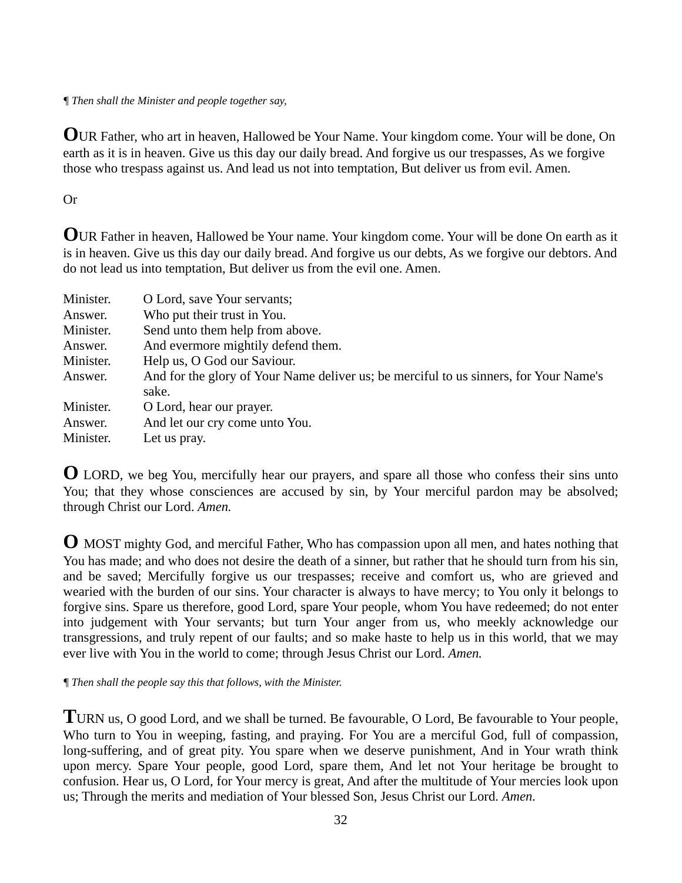*¶ Then shall the Minister and people together say,*

**O**UR Father, who art in heaven, Hallowed be Your Name. Your kingdom come. Your will be done, On earth as it is in heaven. Give us this day our daily bread. And forgive us our trespasses, As we forgive those who trespass against us. And lead us not into temptation, But deliver us from evil. Amen.

Or

**O**UR Father in heaven, Hallowed be Your name. Your kingdom come. Your will be done On earth as it is in heaven. Give us this day our daily bread. And forgive us our debts, As we forgive our debtors. And do not lead us into temptation, But deliver us from the evil one. Amen.

| | |
|---|---|
| Minister. | O Lord, save Your servants; |
| Answer. | Who put their trust in You. |
| Minister. | Send unto them help from above. |
| Answer. | And evermore mightily defend them. |
| Minister. | Help us, O God our Saviour. |
| Answer. | And for the glory of Your Name deliver us; be merciful to us sinners, for Your Name's sake. |
| Minister. | O Lord, hear our prayer. |
| Answer. | And let our cry come unto You. |
| Minister. | Let us pray. |

**O** LORD, we beg You, mercifully hear our prayers, and spare all those who confess their sins unto You; that they whose consciences are accused by sin, by Your merciful pardon may be absolved; through Christ our Lord. *Amen.*

**O** MOST mighty God, and merciful Father, Who has compassion upon all men, and hates nothing that You has made; and who does not desire the death of a sinner, but rather that he should turn from his sin, and be saved; Mercifully forgive us our trespasses; receive and comfort us, who are grieved and wearied with the burden of our sins. Your character is always to have mercy; to You only it belongs to forgive sins. Spare us therefore, good Lord, spare Your people, whom You have redeemed; do not enter into judgement with Your servants; but turn Your anger from us, who meekly acknowledge our transgressions, and truly repent of our faults; and so make haste to help us in this world, that we may ever live with You in the world to come; through Jesus Christ our Lord. *Amen.*

*¶ Then shall the people say this that follows, with the Minister.*

**T**URN us, O good Lord, and we shall be turned. Be favourable, O Lord, Be favourable to Your people, Who turn to You in weeping, fasting, and praying. For You are a merciful God, full of compassion, long-suffering, and of great pity. You spare when we deserve punishment, And in Your wrath think upon mercy. Spare Your people, good Lord, spare them, And let not Your heritage be brought to confusion. Hear us, O Lord, for Your mercy is great, And after the multitude of Your mercies look upon us; Through the merits and mediation of Your blessed Son, Jesus Christ our Lord. *Amen.*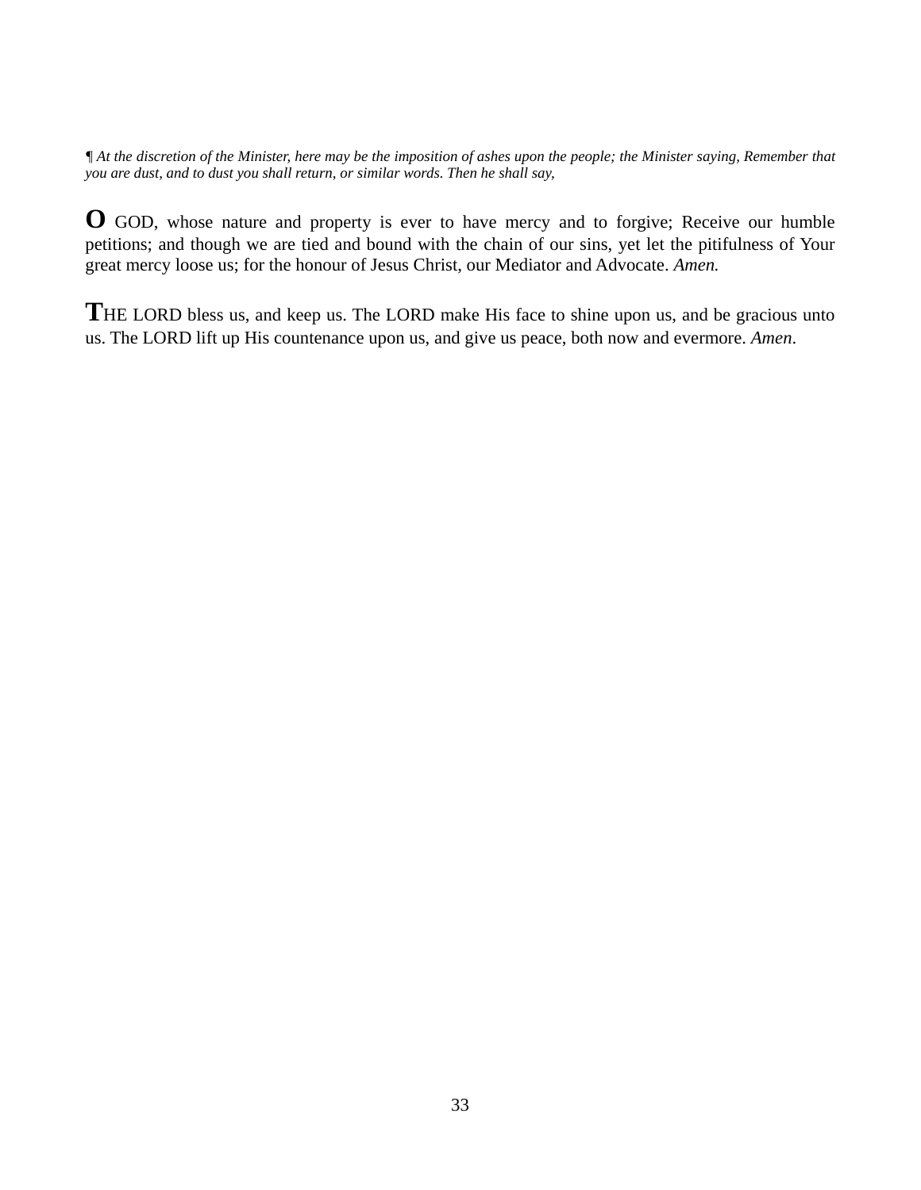¶ *At the discretion of the Minister, here may be the imposition of ashes upon the people; the Minister saying, Remember that you are dust, and to dust you shall return, or similar words. Then he shall say,*

**O** GOD, whose nature and property is ever to have mercy and to forgive; Receive our humble petitions; and though we are tied and bound with the chain of our sins, yet let the pitifulness of Your great mercy loose us; for the honour of Jesus Christ, our Mediator and Advocate. *Amen.*

**T**HE LORD bless us, and keep us. The LORD make His face to shine upon us, and be gracious unto us. The LORD lift up His countenance upon us, and give us peace, both now and evermore. *Amen.*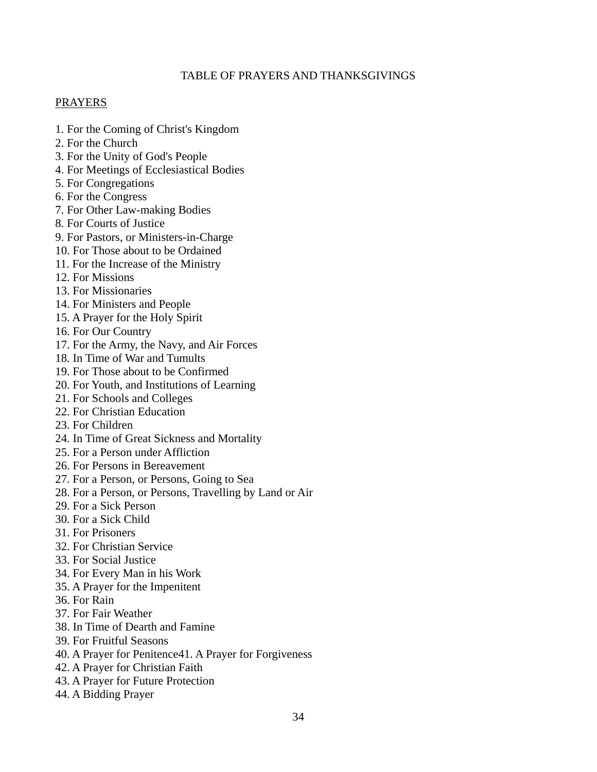# TABLE OF PRAYERS AND THANKSGIVINGS

## PRAYERS

1. For the Coming of Christ's Kingdom
2. For the Church
3. For the Unity of God's People
4. For Meetings of Ecclesiastical Bodies
5. For Congregations
6. For the Congress
7. For Other Law-making Bodies
8. For Courts of Justice
9. For Pastors, or Ministers-in-Charge
10. For Those about to be Ordained
11. For the Increase of the Ministry
12. For Missions
13. For Missionaries
14. For Ministers and People
15. A Prayer for the Holy Spirit
16. For Our Country
17. For the Army, the Navy, and Air Forces
18. In Time of War and Tumults
19. For Those about to be Confirmed
20. For Youth, and Institutions of Learning
21. For Schools and Colleges
22. For Christian Education
23. For Children
24. In Time of Great Sickness and Mortality
25. For a Person under Affliction
26. For Persons in Bereavement
27. For a Person, or Persons, Going to Sea
28. For a Person, or Persons, Travelling by Land or Air
29. For a Sick Person
30. For a Sick Child
31. For Prisoners
32. For Christian Service
33. For Social Justice
34. For Every Man in his Work
35. A Prayer for the Impenitent
36. For Rain
37. For Fair Weather
38. In Time of Dearth and Famine
39. For Fruitful Seasons
40. A Prayer for Penitence
41. A Prayer for Forgiveness
42. A Prayer for Christian Faith
43. A Prayer for Future Protection
44. A Bidding Prayer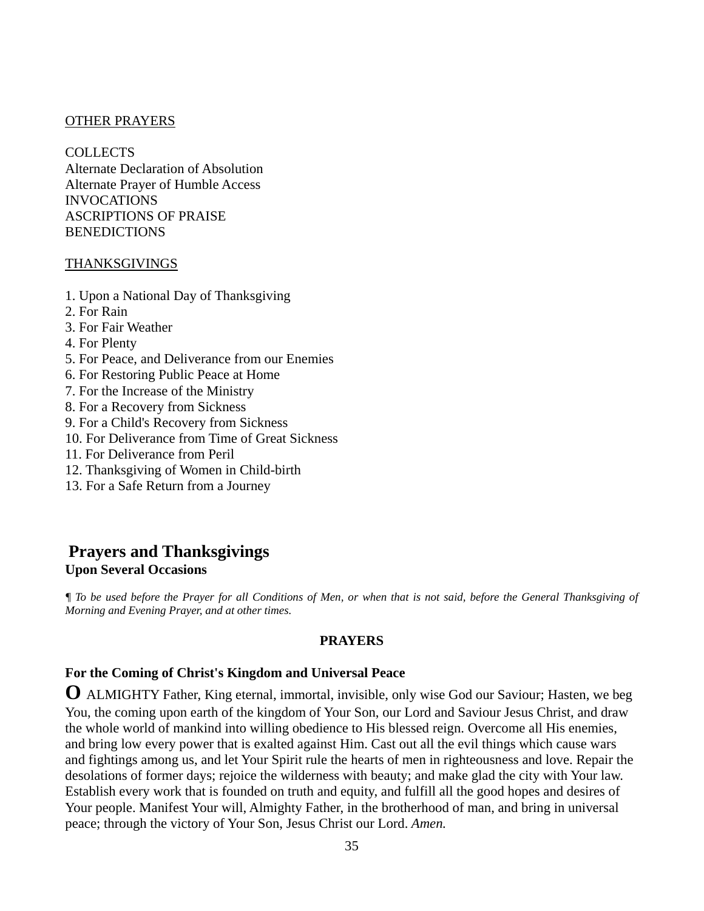OTHER PRAYERS

COLLECTS
Alternate Declaration of Absolution
Alternate Prayer of Humble Access
INVOCATIONS
ASCRIPTIONS OF PRAISE
BENEDICTIONS

THANKSGIVINGS

1. Upon a National Day of Thanksgiving
2. For Rain
3. For Fair Weather
4. For Plenty
5. For Peace, and Deliverance from our Enemies
6. For Restoring Public Peace at Home
7. For the Increase of the Ministry
8. For a Recovery from Sickness
9. For a Child's Recovery from Sickness
10. For Deliverance from Time of Great Sickness
11. For Deliverance from Peril
12. Thanksgiving of Women in Child-birth
13. For a Safe Return from a Journey

## Prayers and Thanksgivings

**Upon Several Occasions**

*¶ To be used before the Prayer for all Conditions of Men, or when that is not said, before the General Thanksgiving of Morning and Evening Prayer, and at other times.*

### PRAYERS

**For the Coming of Christ's Kingdom and Universal Peace**

**O** ALMIGHTY Father, King eternal, immortal, invisible, only wise God our Saviour; Hasten, we beg You, the coming upon earth of the kingdom of Your Son, our Lord and Saviour Jesus Christ, and draw the whole world of mankind into willing obedience to His blessed reign. Overcome all His enemies, and bring low every power that is exalted against Him. Cast out all the evil things which cause wars and fightings among us, and let Your Spirit rule the hearts of men in righteousness and love. Repair the desolations of former days; rejoice the wilderness with beauty; and make glad the city with Your law. Establish every work that is founded on truth and equity, and fulfill all the good hopes and desires of Your people. Manifest Your will, Almighty Father, in the brotherhood of man, and bring in universal peace; through the victory of Your Son, Jesus Christ our Lord. *Amen.*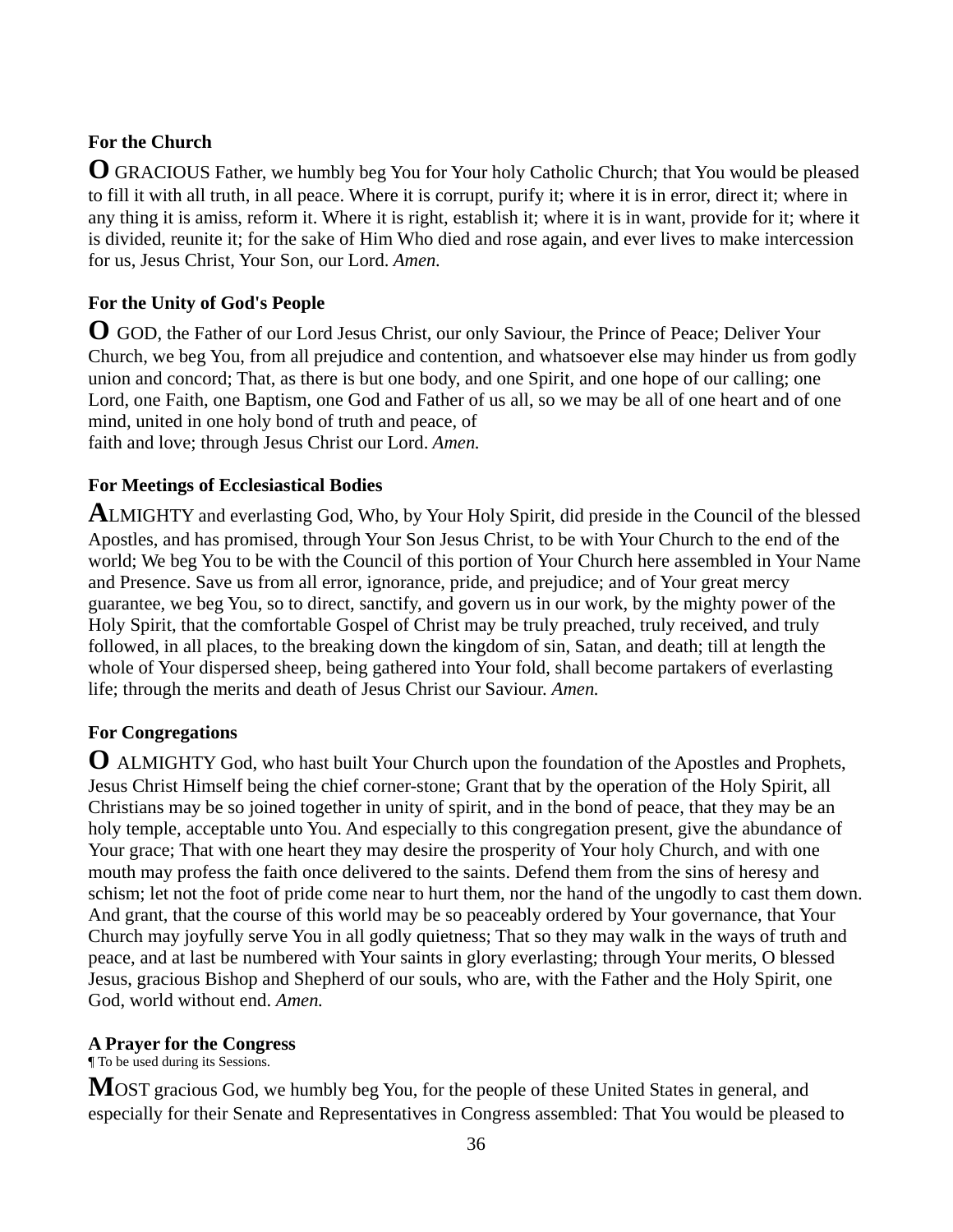### For the Church

**O** GRACIOUS Father, we humbly beg You for Your holy Catholic Church; that You would be pleased to fill it with all truth, in all peace. Where it is corrupt, purify it; where it is in error, direct it; where in any thing it is amiss, reform it. Where it is right, establish it; where it is in want, provide for it; where it is divided, reunite it; for the sake of Him Who died and rose again, and ever lives to make intercession for us, Jesus Christ, Your Son, our Lord. *Amen.*

### For the Unity of God's People

**O** GOD, the Father of our Lord Jesus Christ, our only Saviour, the Prince of Peace; Deliver Your Church, we beg You, from all prejudice and contention, and whatsoever else may hinder us from godly union and concord; That, as there is but one body, and one Spirit, and one hope of our calling; one Lord, one Faith, one Baptism, one God and Father of us all, so we may be all of one heart and of one mind, united in one holy bond of truth and peace, of faith and love; through Jesus Christ our Lord. *Amen.*

### For Meetings of Ecclesiastical Bodies

**A**LMIGHTY and everlasting God, Who, by Your Holy Spirit, did preside in the Council of the blessed Apostles, and has promised, through Your Son Jesus Christ, to be with Your Church to the end of the world; We beg You to be with the Council of this portion of Your Church here assembled in Your Name and Presence. Save us from all error, ignorance, pride, and prejudice; and of Your great mercy guarantee, we beg You, so to direct, sanctify, and govern us in our work, by the mighty power of the Holy Spirit, that the comfortable Gospel of Christ may be truly preached, truly received, and truly followed, in all places, to the breaking down the kingdom of sin, Satan, and death; till at length the whole of Your dispersed sheep, being gathered into Your fold, shall become partakers of everlasting life; through the merits and death of Jesus Christ our Saviour. *Amen.*

### For Congregations

**O** ALMIGHTY God, who hast built Your Church upon the foundation of the Apostles and Prophets, Jesus Christ Himself being the chief corner-stone; Grant that by the operation of the Holy Spirit, all Christians may be so joined together in unity of spirit, and in the bond of peace, that they may be an holy temple, acceptable unto You. And especially to this congregation present, give the abundance of Your grace; That with one heart they may desire the prosperity of Your holy Church, and with one mouth may profess the faith once delivered to the saints. Defend them from the sins of heresy and schism; let not the foot of pride come near to hurt them, nor the hand of the ungodly to cast them down. And grant, that the course of this world may be so peaceably ordered by Your governance, that Your Church may joyfully serve You in all godly quietness; That so they may walk in the ways of truth and peace, and at last be numbered with Your saints in glory everlasting; through Your merits, O blessed Jesus, gracious Bishop and Shepherd of our souls, who are, with the Father and the Holy Spirit, one God, world without end. *Amen.*

### A Prayer for the Congress

¶ To be used during its Sessions.

**M**OST gracious God, we humbly beg You, for the people of these United States in general, and especially for their Senate and Representatives in Congress assembled: That You would be pleased to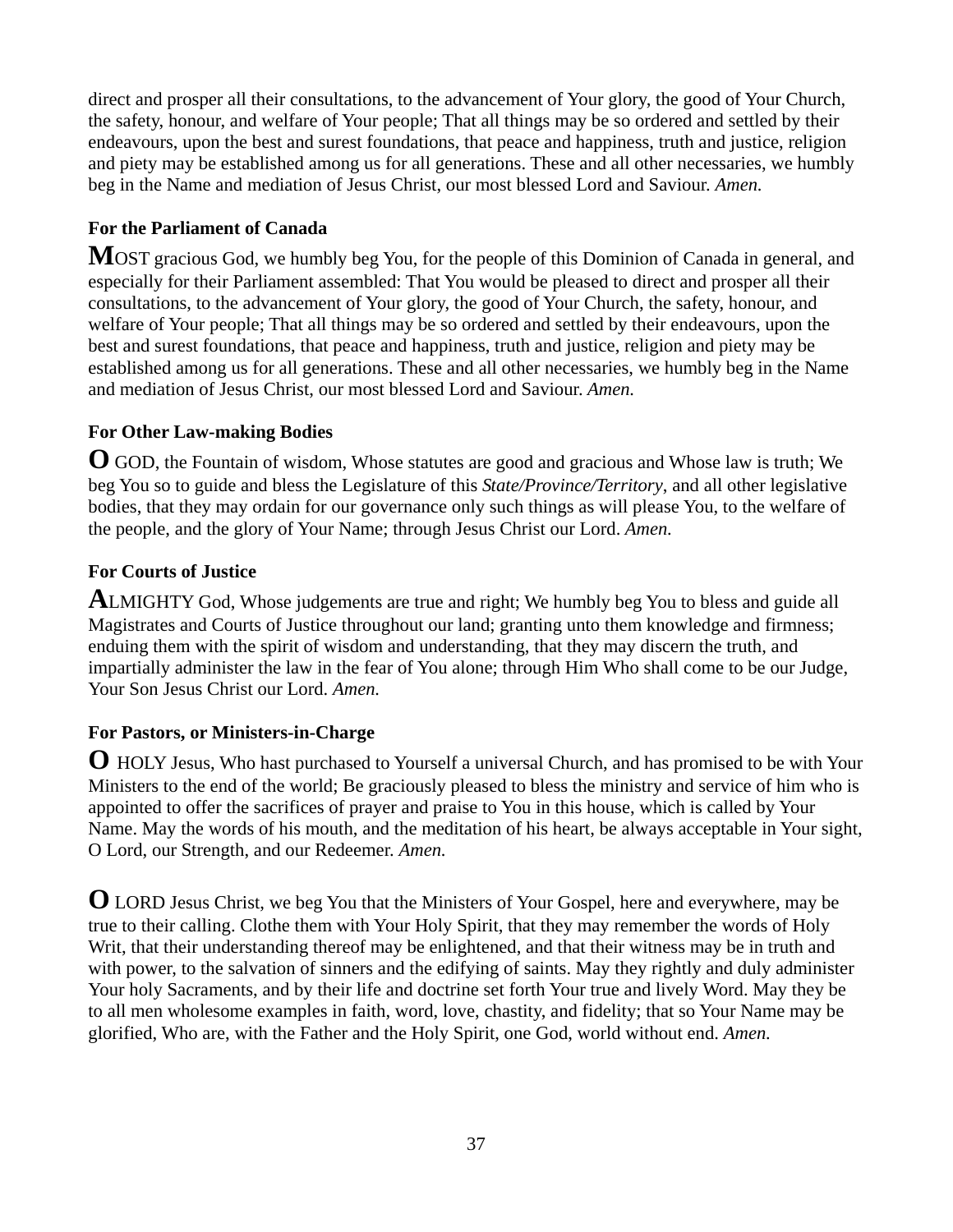direct and prosper all their consultations, to the advancement of Your glory, the good of Your Church, the safety, honour, and welfare of Your people; That all things may be so ordered and settled by their endeavours, upon the best and surest foundations, that peace and happiness, truth and justice, religion and piety may be established among us for all generations. These and all other necessaries, we humbly beg in the Name and mediation of Jesus Christ, our most blessed Lord and Saviour. *Amen.*

**For the Parliament of Canada**

**M**OST gracious God, we humbly beg You, for the people of this Dominion of Canada in general, and especially for their Parliament assembled: That You would be pleased to direct and prosper all their consultations, to the advancement of Your glory, the good of Your Church, the safety, honour, and welfare of Your people; That all things may be so ordered and settled by their endeavours, upon the best and surest foundations, that peace and happiness, truth and justice, religion and piety may be established among us for all generations. These and all other necessaries, we humbly beg in the Name and mediation of Jesus Christ, our most blessed Lord and Saviour. *Amen.*

**For Other Law-making Bodies**

**O** GOD, the Fountain of wisdom, Whose statutes are good and gracious and Whose law is truth; We beg You so to guide and bless the Legislature of this *State/Province/Territory*, and all other legislative bodies, that they may ordain for our governance only such things as will please You, to the welfare of the people, and the glory of Your Name; through Jesus Christ our Lord. *Amen.*

**For Courts of Justice**

**A**LMIGHTY God, Whose judgements are true and right; We humbly beg You to bless and guide all Magistrates and Courts of Justice throughout our land; granting unto them knowledge and firmness; enduing them with the spirit of wisdom and understanding, that they may discern the truth, and impartially administer the law in the fear of You alone; through Him Who shall come to be our Judge, Your Son Jesus Christ our Lord. *Amen.*

**For Pastors, or Ministers-in-Charge**

**O** HOLY Jesus, Who hast purchased to Yourself a universal Church, and has promised to be with Your Ministers to the end of the world; Be graciously pleased to bless the ministry and service of him who is appointed to offer the sacrifices of prayer and praise to You in this house, which is called by Your Name. May the words of his mouth, and the meditation of his heart, be always acceptable in Your sight, O Lord, our Strength, and our Redeemer. *Amen.*

**O** LORD Jesus Christ, we beg You that the Ministers of Your Gospel, here and everywhere, may be true to their calling. Clothe them with Your Holy Spirit, that they may remember the words of Holy Writ, that their understanding thereof may be enlightened, and that their witness may be in truth and with power, to the salvation of sinners and the edifying of saints. May they rightly and duly administer Your holy Sacraments, and by their life and doctrine set forth Your true and lively Word. May they be to all men wholesome examples in faith, word, love, chastity, and fidelity; that so Your Name may be glorified, Who are, with the Father and the Holy Spirit, one God, world without end. *Amen.*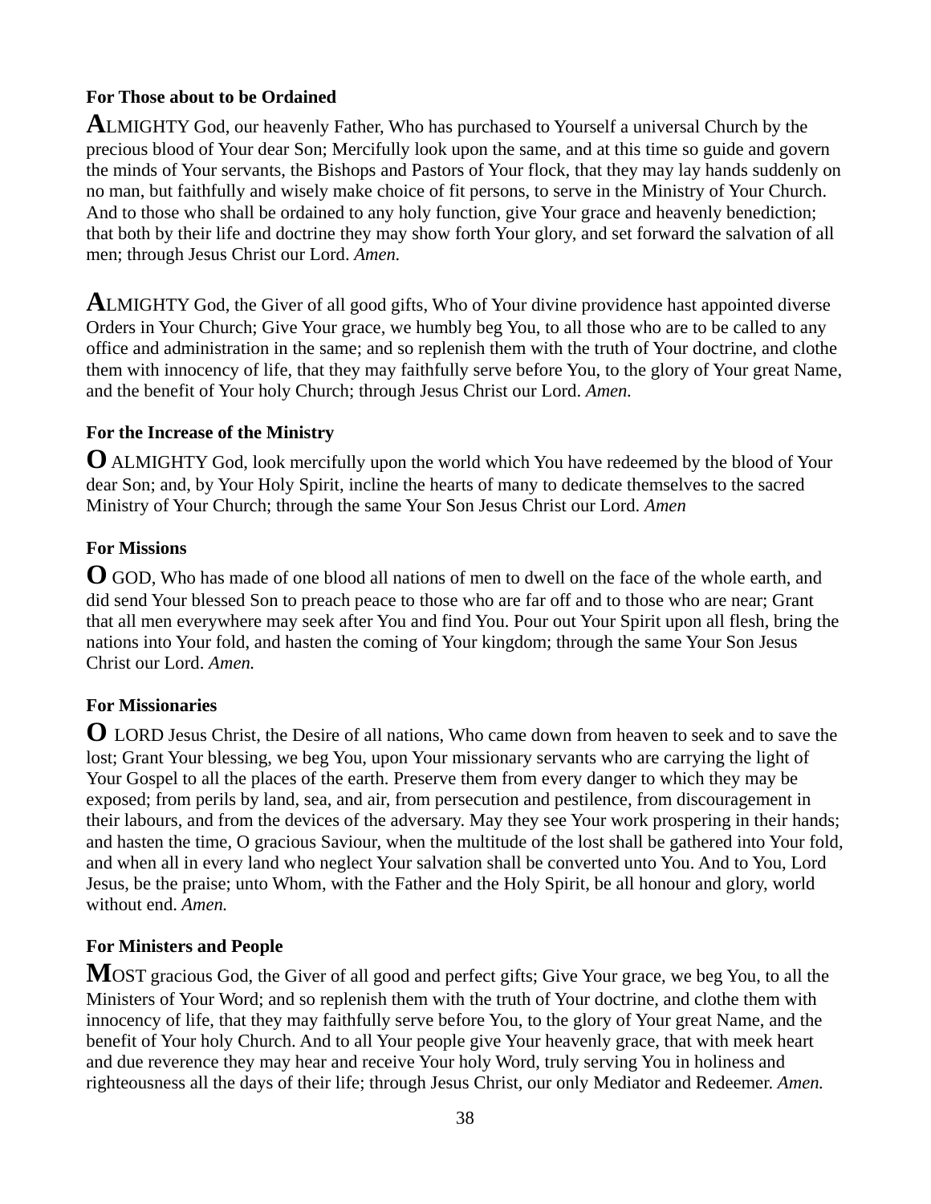**For Those about to be Ordained**

**A**LMIGHTY God, our heavenly Father, Who has purchased to Yourself a universal Church by the precious blood of Your dear Son; Mercifully look upon the same, and at this time so guide and govern the minds of Your servants, the Bishops and Pastors of Your flock, that they may lay hands suddenly on no man, but faithfully and wisely make choice of fit persons, to serve in the Ministry of Your Church. And to those who shall be ordained to any holy function, give Your grace and heavenly benediction; that both by their life and doctrine they may show forth Your glory, and set forward the salvation of all men; through Jesus Christ our Lord. *Amen.*

**A**LMIGHTY God, the Giver of all good gifts, Who of Your divine providence hast appointed diverse Orders in Your Church; Give Your grace, we humbly beg You, to all those who are to be called to any office and administration in the same; and so replenish them with the truth of Your doctrine, and clothe them with innocency of life, that they may faithfully serve before You, to the glory of Your great Name, and the benefit of Your holy Church; through Jesus Christ our Lord. *Amen.*

**For the Increase of the Ministry**

**O** ALMIGHTY God, look mercifully upon the world which You have redeemed by the blood of Your dear Son; and, by Your Holy Spirit, incline the hearts of many to dedicate themselves to the sacred Ministry of Your Church; through the same Your Son Jesus Christ our Lord. *Amen*

**For Missions**

**O** GOD, Who has made of one blood all nations of men to dwell on the face of the whole earth, and did send Your blessed Son to preach peace to those who are far off and to those who are near; Grant that all men everywhere may seek after You and find You. Pour out Your Spirit upon all flesh, bring the nations into Your fold, and hasten the coming of Your kingdom; through the same Your Son Jesus Christ our Lord. *Amen.*

**For Missionaries**

**O** LORD Jesus Christ, the Desire of all nations, Who came down from heaven to seek and to save the lost; Grant Your blessing, we beg You, upon Your missionary servants who are carrying the light of Your Gospel to all the places of the earth. Preserve them from every danger to which they may be exposed; from perils by land, sea, and air, from persecution and pestilence, from discouragement in their labours, and from the devices of the adversary. May they see Your work prospering in their hands; and hasten the time, O gracious Saviour, when the multitude of the lost shall be gathered into Your fold, and when all in every land who neglect Your salvation shall be converted unto You. And to You, Lord Jesus, be the praise; unto Whom, with the Father and the Holy Spirit, be all honour and glory, world without end. *Amen.*

**For Ministers and People**

**M**OST gracious God, the Giver of all good and perfect gifts; Give Your grace, we beg You, to all the Ministers of Your Word; and so replenish them with the truth of Your doctrine, and clothe them with innocency of life, that they may faithfully serve before You, to the glory of Your great Name, and the benefit of Your holy Church. And to all Your people give Your heavenly grace, that with meek heart and due reverence they may hear and receive Your holy Word, truly serving You in holiness and righteousness all the days of their life; through Jesus Christ, our only Mediator and Redeemer. *Amen.*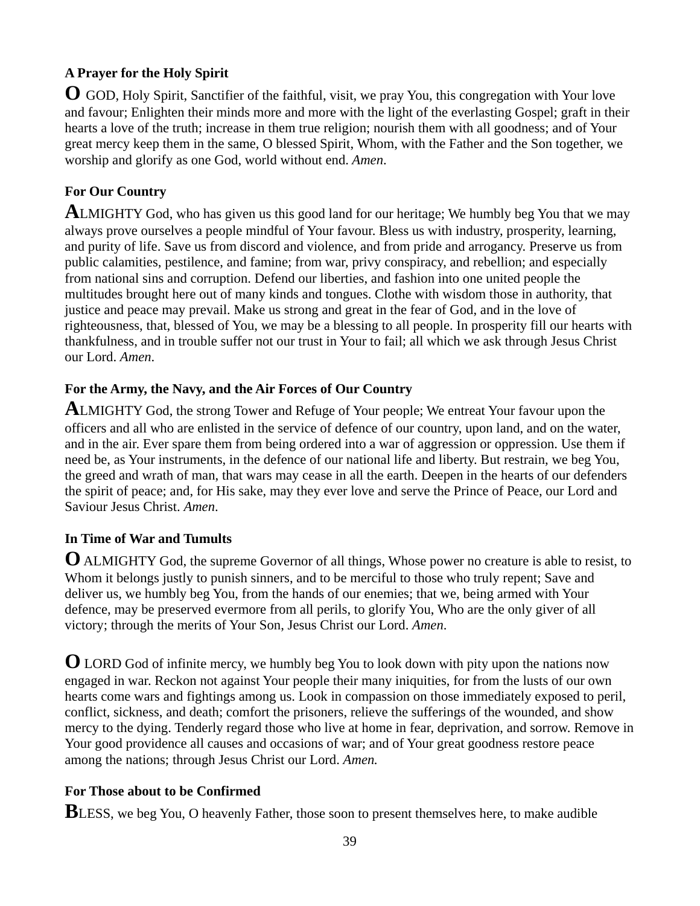**A Prayer for the Holy Spirit**

**O** GOD, Holy Spirit, Sanctifier of the faithful, visit, we pray You, this congregation with Your love and favour; Enlighten their minds more and more with the light of the everlasting Gospel; graft in their hearts a love of the truth; increase in them true religion; nourish them with all goodness; and of Your great mercy keep them in the same, O blessed Spirit, Whom, with the Father and the Son together, we worship and glorify as one God, world without end. *Amen*.

**For Our Country**

**A**LMIGHTY God, who has given us this good land for our heritage; We humbly beg You that we may always prove ourselves a people mindful of Your favour. Bless us with industry, prosperity, learning, and purity of life. Save us from discord and violence, and from pride and arrogancy. Preserve us from public calamities, pestilence, and famine; from war, privy conspiracy, and rebellion; and especially from national sins and corruption. Defend our liberties, and fashion into one united people the multitudes brought here out of many kinds and tongues. Clothe with wisdom those in authority, that justice and peace may prevail. Make us strong and great in the fear of God, and in the love of righteousness, that, blessed of You, we may be a blessing to all people. In prosperity fill our hearts with thankfulness, and in trouble suffer not our trust in Your to fail; all which we ask through Jesus Christ our Lord. *Amen*.

**For the Army, the Navy, and the Air Forces of Our Country**

**A**LMIGHTY God, the strong Tower and Refuge of Your people; We entreat Your favour upon the officers and all who are enlisted in the service of defence of our country, upon land, and on the water, and in the air. Ever spare them from being ordered into a war of aggression or oppression. Use them if need be, as Your instruments, in the defence of our national life and liberty. But restrain, we beg You, the greed and wrath of man, that wars may cease in all the earth. Deepen in the hearts of our defenders the spirit of peace; and, for His sake, may they ever love and serve the Prince of Peace, our Lord and Saviour Jesus Christ. *Amen*.

**In Time of War and Tumults**

**O** ALMIGHTY God, the supreme Governor of all things, Whose power no creature is able to resist, to Whom it belongs justly to punish sinners, and to be merciful to those who truly repent; Save and deliver us, we humbly beg You, from the hands of our enemies; that we, being armed with Your defence, may be preserved evermore from all perils, to glorify You, Who are the only giver of all victory; through the merits of Your Son, Jesus Christ our Lord. *Amen*.

**O** LORD God of infinite mercy, we humbly beg You to look down with pity upon the nations now engaged in war. Reckon not against Your people their many iniquities, for from the lusts of our own hearts come wars and fightings among us. Look in compassion on those immediately exposed to peril, conflict, sickness, and death; comfort the prisoners, relieve the sufferings of the wounded, and show mercy to the dying. Tenderly regard those who live at home in fear, deprivation, and sorrow. Remove in Your good providence all causes and occasions of war; and of Your great goodness restore peace among the nations; through Jesus Christ our Lord. *Amen.*

**For Those about to be Confirmed**

**B**LESS, we beg You, O heavenly Father, those soon to present themselves here, to make audible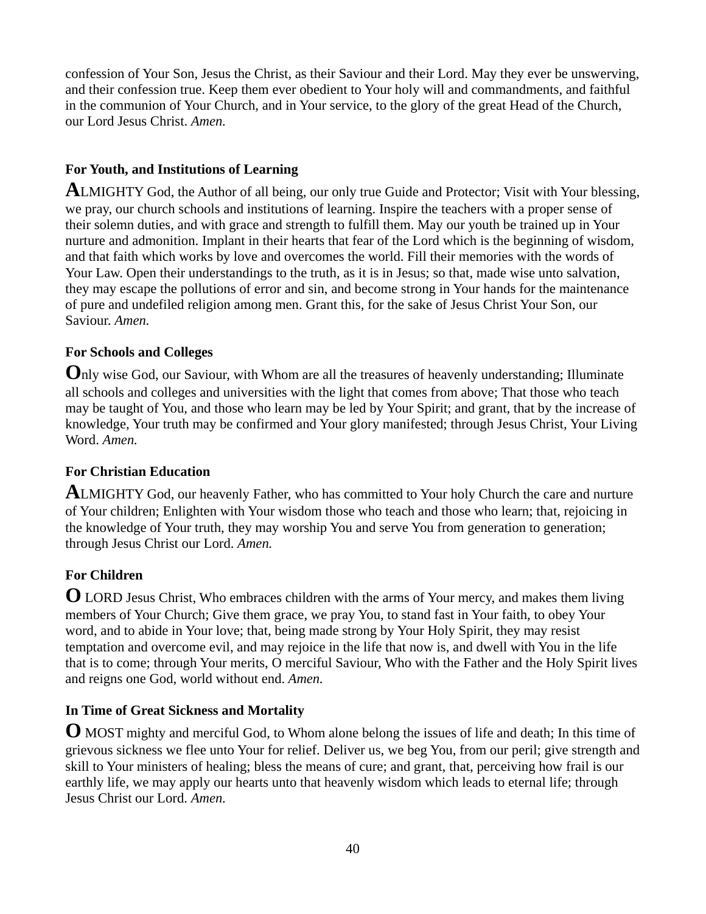confession of Your Son, Jesus the Christ, as their Saviour and their Lord. May they ever be unswerving, and their confession true. Keep them ever obedient to Your holy will and commandments, and faithful in the communion of Your Church, and in Your service, to the glory of the great Head of the Church, our Lord Jesus Christ. *Amen.*

**For Youth, and Institutions of Learning**

**A**LMIGHTY God, the Author of all being, our only true Guide and Protector; Visit with Your blessing, we pray, our church schools and institutions of learning. Inspire the teachers with a proper sense of their solemn duties, and with grace and strength to fulfill them. May our youth be trained up in Your nurture and admonition. Implant in their hearts that fear of the Lord which is the beginning of wisdom, and that faith which works by love and overcomes the world. Fill their memories with the words of Your Law. Open their understandings to the truth, as it is in Jesus; so that, made wise unto salvation, they may escape the pollutions of error and sin, and become strong in Your hands for the maintenance of pure and undefiled religion among men. Grant this, for the sake of Jesus Christ Your Son, our Saviour. *Amen.*

**For Schools and Colleges**

**O**nly wise God, our Saviour, with Whom are all the treasures of heavenly understanding; Illuminate all schools and colleges and universities with the light that comes from above; That those who teach may be taught of You, and those who learn may be led by Your Spirit; and grant, that by the increase of knowledge, Your truth may be confirmed and Your glory manifested; through Jesus Christ, Your Living Word. *Amen.*

**For Christian Education**

**A**LMIGHTY God, our heavenly Father, who has committed to Your holy Church the care and nurture of Your children; Enlighten with Your wisdom those who teach and those who learn; that, rejoicing in the knowledge of Your truth, they may worship You and serve You from generation to generation; through Jesus Christ our Lord. *Amen.*

**For Children**

**O** LORD Jesus Christ, Who embraces children with the arms of Your mercy, and makes them living members of Your Church; Give them grace, we pray You, to stand fast in Your faith, to obey Your word, and to abide in Your love; that, being made strong by Your Holy Spirit, they may resist temptation and overcome evil, and may rejoice in the life that now is, and dwell with You in the life that is to come; through Your merits, O merciful Saviour, Who with the Father and the Holy Spirit lives and reigns one God, world without end. *Amen.*

**In Time of Great Sickness and Mortality**

**O** MOST mighty and merciful God, to Whom alone belong the issues of life and death; In this time of grievous sickness we flee unto Your for relief. Deliver us, we beg You, from our peril; give strength and skill to Your ministers of healing; bless the means of cure; and grant, that, perceiving how frail is our earthly life, we may apply our hearts unto that heavenly wisdom which leads to eternal life; through Jesus Christ our Lord. *Amen.*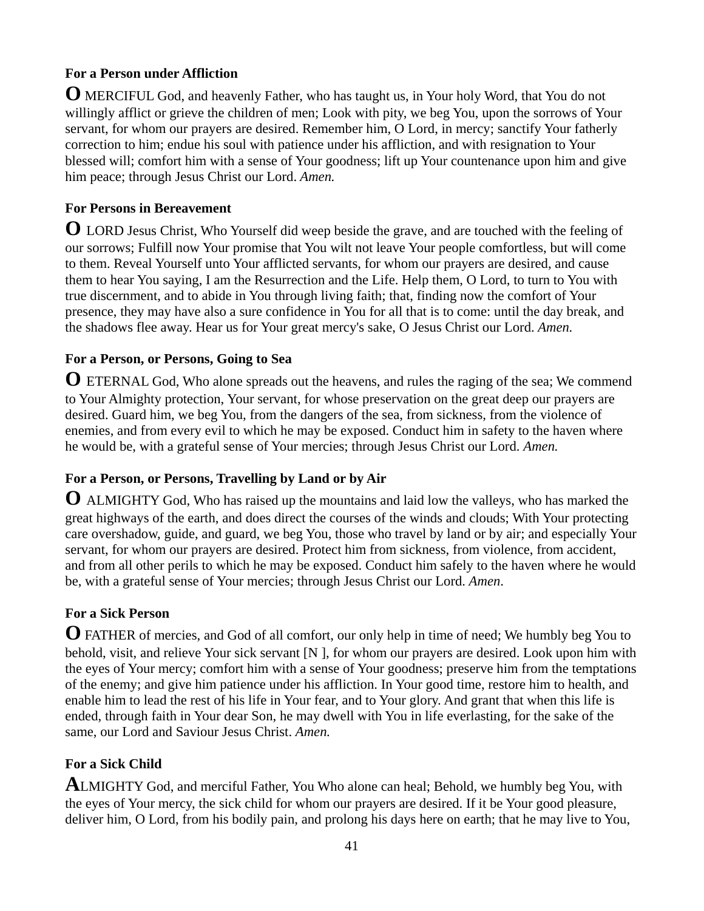**For a Person under Affliction**

**O** MERCIFUL God, and heavenly Father, who has taught us, in Your holy Word, that You do not willingly afflict or grieve the children of men; Look with pity, we beg You, upon the sorrows of Your servant, for whom our prayers are desired. Remember him, O Lord, in mercy; sanctify Your fatherly correction to him; endue his soul with patience under his affliction, and with resignation to Your blessed will; comfort him with a sense of Your goodness; lift up Your countenance upon him and give him peace; through Jesus Christ our Lord. *Amen.*

**For Persons in Bereavement**

**O** LORD Jesus Christ, Who Yourself did weep beside the grave, and are touched with the feeling of our sorrows; Fulfill now Your promise that You wilt not leave Your people comfortless, but will come to them. Reveal Yourself unto Your afflicted servants, for whom our prayers are desired, and cause them to hear You saying, I am the Resurrection and the Life. Help them, O Lord, to turn to You with true discernment, and to abide in You through living faith; that, finding now the comfort of Your presence, they may have also a sure confidence in You for all that is to come: until the day break, and the shadows flee away. Hear us for Your great mercy's sake, O Jesus Christ our Lord. *Amen.*

**For a Person, or Persons, Going to Sea**

**O** ETERNAL God, Who alone spreads out the heavens, and rules the raging of the sea; We commend to Your Almighty protection, Your servant, for whose preservation on the great deep our prayers are desired. Guard him, we beg You, from the dangers of the sea, from sickness, from the violence of enemies, and from every evil to which he may be exposed. Conduct him in safety to the haven where he would be, with a grateful sense of Your mercies; through Jesus Christ our Lord. *Amen.*

**For a Person, or Persons, Travelling by Land or by Air**

**O** ALMIGHTY God, Who has raised up the mountains and laid low the valleys, who has marked the great highways of the earth, and does direct the courses of the winds and clouds; With Your protecting care overshadow, guide, and guard, we beg You, those who travel by land or by air; and especially Your servant, for whom our prayers are desired. Protect him from sickness, from violence, from accident, and from all other perils to which he may be exposed. Conduct him safely to the haven where he would be, with a grateful sense of Your mercies; through Jesus Christ our Lord. *Amen.*

**For a Sick Person**

**O** FATHER of mercies, and God of all comfort, our only help in time of need; We humbly beg You to behold, visit, and relieve Your sick servant [N ], for whom our prayers are desired. Look upon him with the eyes of Your mercy; comfort him with a sense of Your goodness; preserve him from the temptations of the enemy; and give him patience under his affliction. In Your good time, restore him to health, and enable him to lead the rest of his life in Your fear, and to Your glory. And grant that when this life is ended, through faith in Your dear Son, he may dwell with You in life everlasting, for the sake of the same, our Lord and Saviour Jesus Christ. *Amen.*

**For a Sick Child**

**A**LMIGHTY God, and merciful Father, You Who alone can heal; Behold, we humbly beg You, with the eyes of Your mercy, the sick child for whom our prayers are desired. If it be Your good pleasure, deliver him, O Lord, from his bodily pain, and prolong his days here on earth; that he may live to You,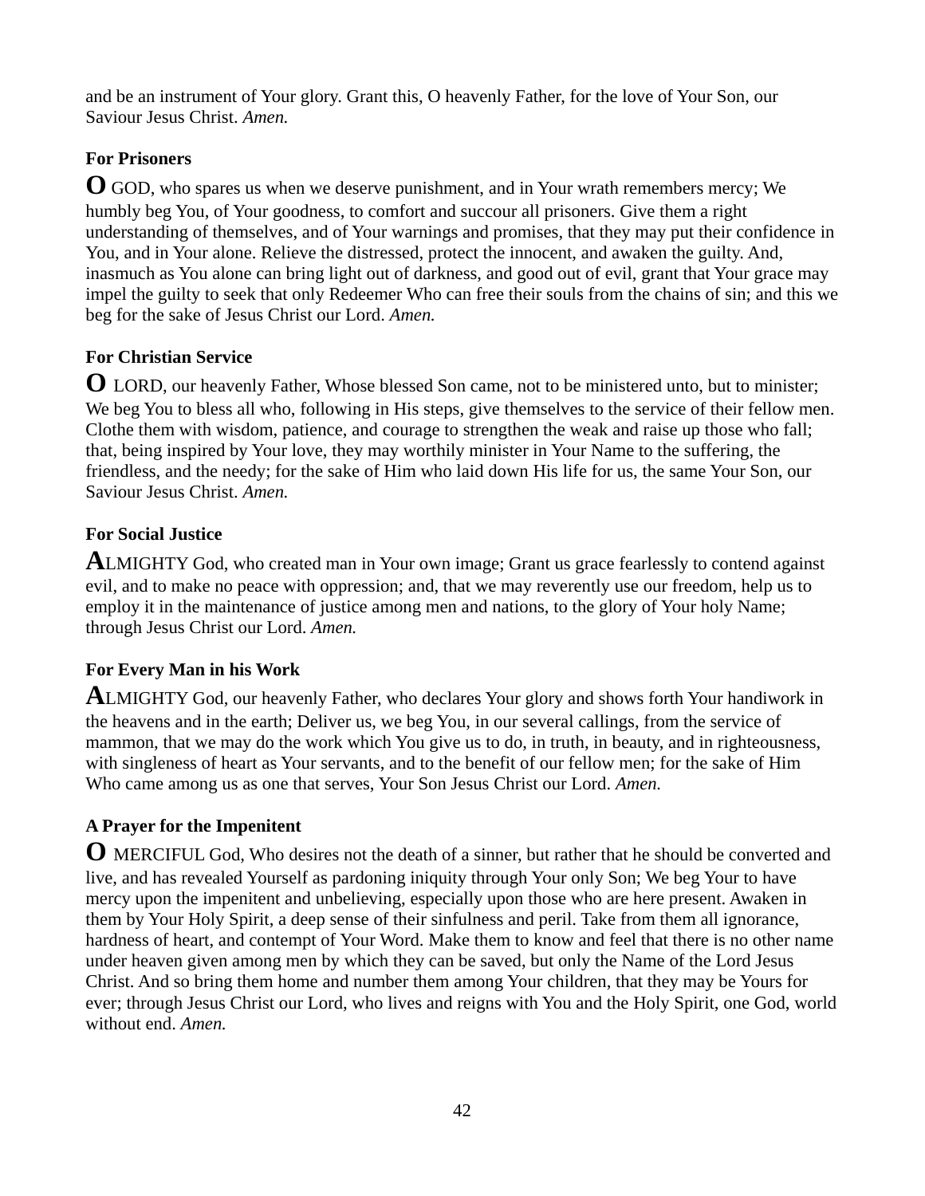and be an instrument of Your glory. Grant this, O heavenly Father, for the love of Your Son, our Saviour Jesus Christ. *Amen.*

**For Prisoners**

**O** GOD, who spares us when we deserve punishment, and in Your wrath remembers mercy; We humbly beg You, of Your goodness, to comfort and succour all prisoners. Give them a right understanding of themselves, and of Your warnings and promises, that they may put their confidence in You, and in Your alone. Relieve the distressed, protect the innocent, and awaken the guilty. And, inasmuch as You alone can bring light out of darkness, and good out of evil, grant that Your grace may impel the guilty to seek that only Redeemer Who can free their souls from the chains of sin; and this we beg for the sake of Jesus Christ our Lord. *Amen.*

**For Christian Service**

**O** LORD, our heavenly Father, Whose blessed Son came, not to be ministered unto, but to minister; We beg You to bless all who, following in His steps, give themselves to the service of their fellow men. Clothe them with wisdom, patience, and courage to strengthen the weak and raise up those who fall; that, being inspired by Your love, they may worthily minister in Your Name to the suffering, the friendless, and the needy; for the sake of Him who laid down His life for us, the same Your Son, our Saviour Jesus Christ. *Amen.*

**For Social Justice**

**A**LMIGHTY God, who created man in Your own image; Grant us grace fearlessly to contend against evil, and to make no peace with oppression; and, that we may reverently use our freedom, help us to employ it in the maintenance of justice among men and nations, to the glory of Your holy Name; through Jesus Christ our Lord. *Amen.*

**For Every Man in his Work**

**A**LMIGHTY God, our heavenly Father, who declares Your glory and shows forth Your handiwork in the heavens and in the earth; Deliver us, we beg You, in our several callings, from the service of mammon, that we may do the work which You give us to do, in truth, in beauty, and in righteousness, with singleness of heart as Your servants, and to the benefit of our fellow men; for the sake of Him Who came among us as one that serves, Your Son Jesus Christ our Lord. *Amen.*

**A Prayer for the Impenitent**

**O** MERCIFUL God, Who desires not the death of a sinner, but rather that he should be converted and live, and has revealed Yourself as pardoning iniquity through Your only Son; We beg Your to have mercy upon the impenitent and unbelieving, especially upon those who are here present. Awaken in them by Your Holy Spirit, a deep sense of their sinfulness and peril. Take from them all ignorance, hardness of heart, and contempt of Your Word. Make them to know and feel that there is no other name under heaven given among men by which they can be saved, but only the Name of the Lord Jesus Christ. And so bring them home and number them among Your children, that they may be Yours for ever; through Jesus Christ our Lord, who lives and reigns with You and the Holy Spirit, one God, world without end. *Amen.*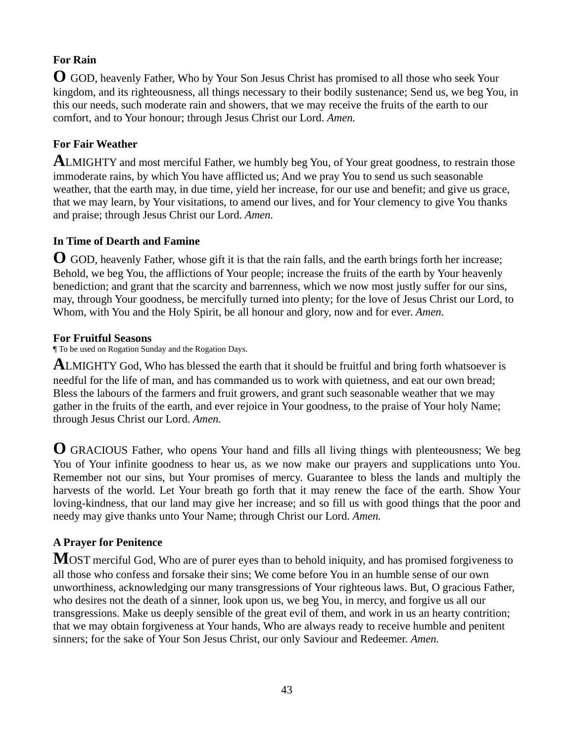**For Rain**

**O** GOD, heavenly Father, Who by Your Son Jesus Christ has promised to all those who seek Your kingdom, and its righteousness, all things necessary to their bodily sustenance; Send us, we beg You, in this our needs, such moderate rain and showers, that we may receive the fruits of the earth to our comfort, and to Your honour; through Jesus Christ our Lord. *Amen.*

**For Fair Weather**

**A**LMIGHTY and most merciful Father, we humbly beg You, of Your great goodness, to restrain those immoderate rains, by which You have afflicted us; And we pray You to send us such seasonable weather, that the earth may, in due time, yield her increase, for our use and benefit; and give us grace, that we may learn, by Your visitations, to amend our lives, and for Your clemency to give You thanks and praise; through Jesus Christ our Lord. *Amen.*

**In Time of Dearth and Famine**

**O** GOD, heavenly Father, whose gift it is that the rain falls, and the earth brings forth her increase; Behold, we beg You, the afflictions of Your people; increase the fruits of the earth by Your heavenly benediction; and grant that the scarcity and barrenness, which we now most justly suffer for our sins, may, through Your goodness, be mercifully turned into plenty; for the love of Jesus Christ our Lord, to Whom, with You and the Holy Spirit, be all honour and glory, now and for ever. *Amen*.

**For Fruitful Seasons**

¶ To be used on Rogation Sunday and the Rogation Days.

**A**LMIGHTY God, Who has blessed the earth that it should be fruitful and bring forth whatsoever is needful for the life of man, and has commanded us to work with quietness, and eat our own bread; Bless the labours of the farmers and fruit growers, and grant such seasonable weather that we may gather in the fruits of the earth, and ever rejoice in Your goodness, to the praise of Your holy Name; through Jesus Christ our Lord. *Amen.*

**O** GRACIOUS Father, who opens Your hand and fills all living things with plenteousness; We beg You of Your infinite goodness to hear us, as we now make our prayers and supplications unto You. Remember not our sins, but Your promises of mercy. Guarantee to bless the lands and multiply the harvests of the world. Let Your breath go forth that it may renew the face of the earth. Show Your loving-kindness, that our land may give her increase; and so fill us with good things that the poor and needy may give thanks unto Your Name; through Christ our Lord. *Amen.*

**A Prayer for Penitence**

**M**OST merciful God, Who are of purer eyes than to behold iniquity, and has promised forgiveness to all those who confess and forsake their sins; We come before You in an humble sense of our own unworthiness, acknowledging our many transgressions of Your righteous laws. But, O gracious Father, who desires not the death of a sinner, look upon us, we beg You, in mercy, and forgive us all our transgressions. Make us deeply sensible of the great evil of them, and work in us an hearty contrition; that we may obtain forgiveness at Your hands, Who are always ready to receive humble and penitent sinners; for the sake of Your Son Jesus Christ, our only Saviour and Redeemer. *Amen.*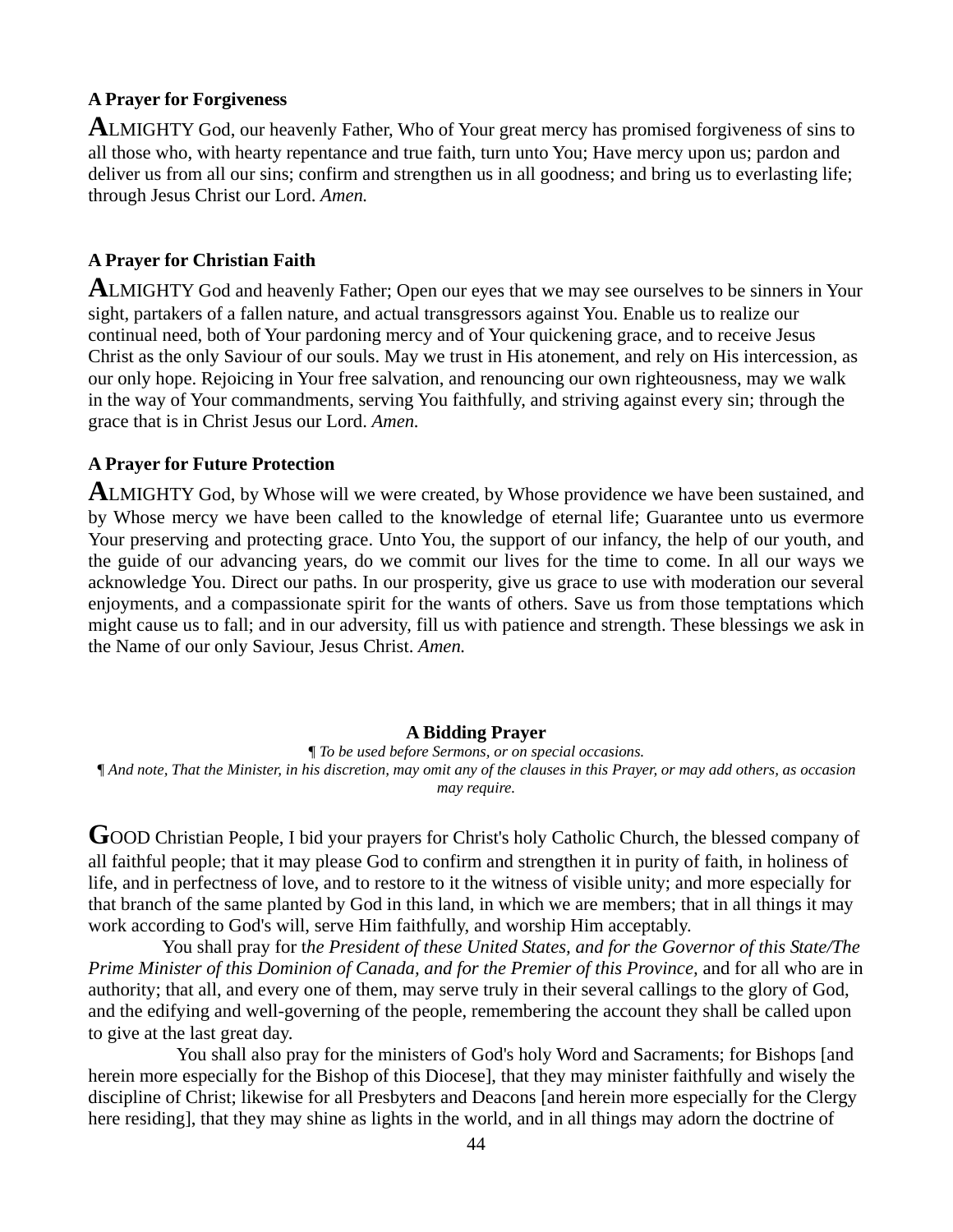### A Prayer for Forgiveness

**A**LMIGHTY God, our heavenly Father, Who of Your great mercy has promised forgiveness of sins to all those who, with hearty repentance and true faith, turn unto You; Have mercy upon us; pardon and deliver us from all our sins; confirm and strengthen us in all goodness; and bring us to everlasting life; through Jesus Christ our Lord. *Amen.*

### A Prayer for Christian Faith

**A**LMIGHTY God and heavenly Father; Open our eyes that we may see ourselves to be sinners in Your sight, partakers of a fallen nature, and actual transgressors against You. Enable us to realize our continual need, both of Your pardoning mercy and of Your quickening grace, and to receive Jesus Christ as the only Saviour of our souls. May we trust in His atonement, and rely on His intercession, as our only hope. Rejoicing in Your free salvation, and renouncing our own righteousness, may we walk in the way of Your commandments, serving You faithfully, and striving against every sin; through the grace that is in Christ Jesus our Lord. *Amen.*

### A Prayer for Future Protection

**A**LMIGHTY God, by Whose will we were created, by Whose providence we have been sustained, and by Whose mercy we have been called to the knowledge of eternal life; Guarantee unto us evermore Your preserving and protecting grace. Unto You, the support of our infancy, the help of our youth, and the guide of our advancing years, do we commit our lives for the time to come. In all our ways we acknowledge You. Direct our paths. In our prosperity, give us grace to use with moderation our several enjoyments, and a compassionate spirit for the wants of others. Save us from those temptations which might cause us to fall; and in our adversity, fill us with patience and strength. These blessings we ask in the Name of our only Saviour, Jesus Christ. *Amen.*

## A Bidding Prayer

*¶ To be used before Sermons, or on special occasions.*

*¶ And note, That the Minister, in his discretion, may omit any of the clauses in this Prayer, or may add others, as occasion may require.*

**G**OOD Christian People, I bid your prayers for Christ's holy Catholic Church, the blessed company of all faithful people; that it may please God to confirm and strengthen it in purity of faith, in holiness of life, and in perfectness of love, and to restore to it the witness of visible unity; and more especially for that branch of the same planted by God in this land, in which we are members; that in all things it may work according to God's will, serve Him faithfully, and worship Him acceptably.

You shall pray for t*he President of these United States, and for the Governor of this State/The Prime Minister of this Dominion of Canada, and for the Premier of this Province,* and for all who are in authority; that all, and every one of them, may serve truly in their several callings to the glory of God, and the edifying and well-governing of the people, remembering the account they shall be called upon to give at the last great day.

You shall also pray for the ministers of God's holy Word and Sacraments; for Bishops [and herein more especially for the Bishop of this Diocese], that they may minister faithfully and wisely the discipline of Christ; likewise for all Presbyters and Deacons [and herein more especially for the Clergy here residing], that they may shine as lights in the world, and in all things may adorn the doctrine of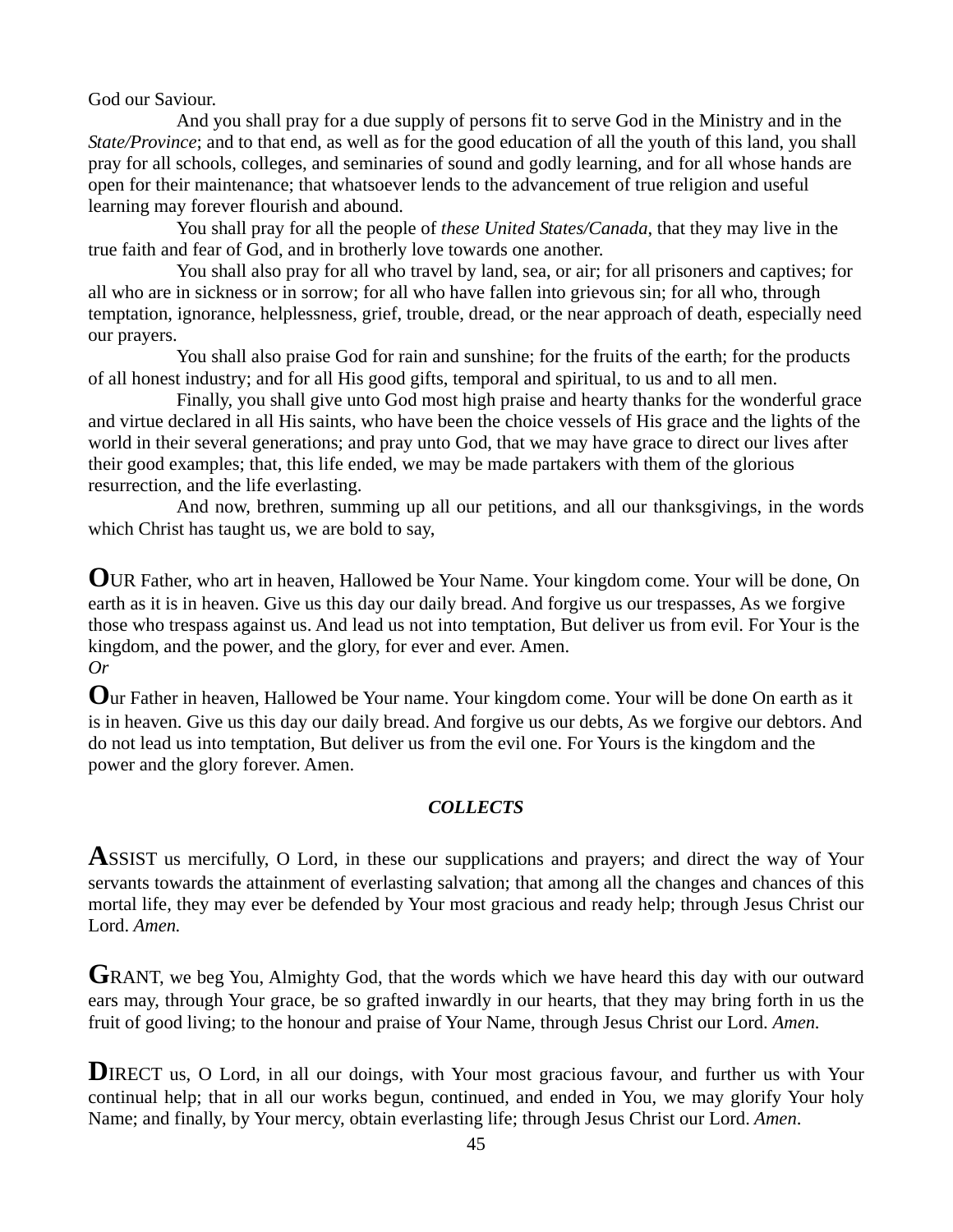God our Saviour.

And you shall pray for a due supply of persons fit to serve God in the Ministry and in the *State/Province*; and to that end, as well as for the good education of all the youth of this land, you shall pray for all schools, colleges, and seminaries of sound and godly learning, and for all whose hands are open for their maintenance; that whatsoever lends to the advancement of true religion and useful learning may forever flourish and abound.

You shall pray for all the people of *these United States/Canada*, that they may live in the true faith and fear of God, and in brotherly love towards one another.

You shall also pray for all who travel by land, sea, or air; for all prisoners and captives; for all who are in sickness or in sorrow; for all who have fallen into grievous sin; for all who, through temptation, ignorance, helplessness, grief, trouble, dread, or the near approach of death, especially need our prayers.

You shall also praise God for rain and sunshine; for the fruits of the earth; for the products of all honest industry; and for all His good gifts, temporal and spiritual, to us and to all men.

Finally, you shall give unto God most high praise and hearty thanks for the wonderful grace and virtue declared in all His saints, who have been the choice vessels of His grace and the lights of the world in their several generations; and pray unto God, that we may have grace to direct our lives after their good examples; that, this life ended, we may be made partakers with them of the glorious resurrection, and the life everlasting.

And now, brethren, summing up all our petitions, and all our thanksgivings, in the words which Christ has taught us, we are bold to say,

**O**UR Father, who art in heaven, Hallowed be Your Name. Your kingdom come. Your will be done, On earth as it is in heaven. Give us this day our daily bread. And forgive us our trespasses, As we forgive those who trespass against us. And lead us not into temptation, But deliver us from evil. For Your is the kingdom, and the power, and the glory, for ever and ever. Amen.

*Or*

**O**ur Father in heaven, Hallowed be Your name. Your kingdom come. Your will be done On earth as it is in heaven. Give us this day our daily bread. And forgive us our debts, As we forgive our debtors. And do not lead us into temptation, But deliver us from the evil one. For Yours is the kingdom and the power and the glory forever. Amen.

### *COLLECTS*

**A**SSIST us mercifully, O Lord, in these our supplications and prayers; and direct the way of Your servants towards the attainment of everlasting salvation; that among all the changes and chances of this mortal life, they may ever be defended by Your most gracious and ready help; through Jesus Christ our Lord. *Amen.*

**G**RANT, we beg You, Almighty God, that the words which we have heard this day with our outward ears may, through Your grace, be so grafted inwardly in our hearts, that they may bring forth in us the fruit of good living; to the honour and praise of Your Name, through Jesus Christ our Lord. *Amen.*

**D**IRECT us, O Lord, in all our doings, with Your most gracious favour, and further us with Your continual help; that in all our works begun, continued, and ended in You, we may glorify Your holy Name; and finally, by Your mercy, obtain everlasting life; through Jesus Christ our Lord. *Amen.*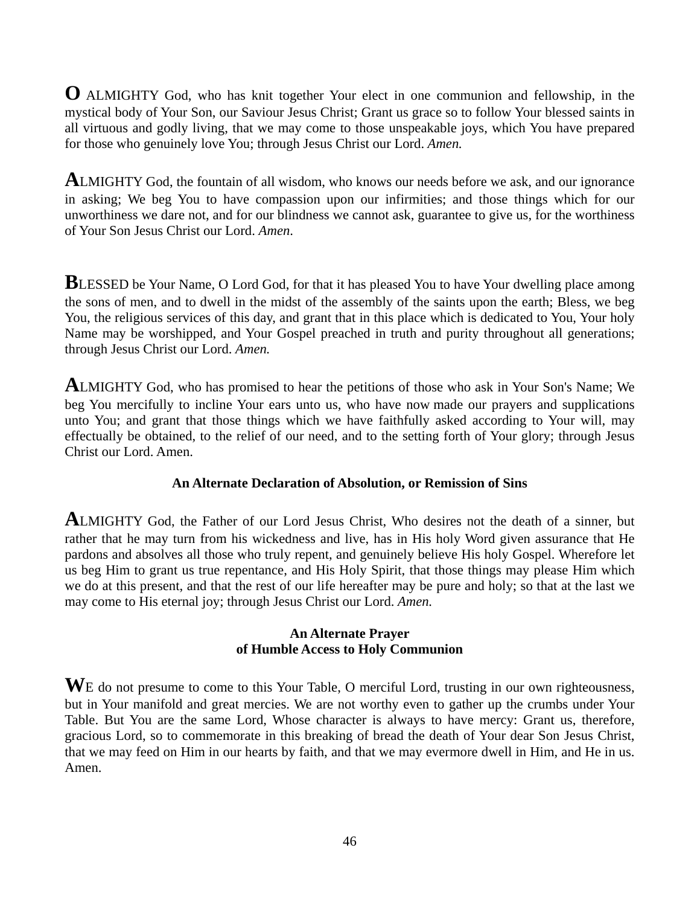**O** ALMIGHTY God, who has knit together Your elect in one communion and fellowship, in the mystical body of Your Son, our Saviour Jesus Christ; Grant us grace so to follow Your blessed saints in all virtuous and godly living, that we may come to those unspeakable joys, which You have prepared for those who genuinely love You; through Jesus Christ our Lord. *Amen.*

**A**LMIGHTY God, the fountain of all wisdom, who knows our needs before we ask, and our ignorance in asking; We beg You to have compassion upon our infirmities; and those things which for our unworthiness we dare not, and for our blindness we cannot ask, guarantee to give us, for the worthiness of Your Son Jesus Christ our Lord. *Amen*.

**B**LESSED be Your Name, O Lord God, for that it has pleased You to have Your dwelling place among the sons of men, and to dwell in the midst of the assembly of the saints upon the earth; Bless, we beg You, the religious services of this day, and grant that in this place which is dedicated to You, Your holy Name may be worshipped, and Your Gospel preached in truth and purity throughout all generations; through Jesus Christ our Lord. *Amen.*

**A**LMIGHTY God, who has promised to hear the petitions of those who ask in Your Son's Name; We beg You mercifully to incline Your ears unto us, who have now made our prayers and supplications unto You; and grant that those things which we have faithfully asked according to Your will, may effectually be obtained, to the relief of our need, and to the setting forth of Your glory; through Jesus Christ our Lord. Amen.

### An Alternate Declaration of Absolution, or Remission of Sins

**A**LMIGHTY God, the Father of our Lord Jesus Christ, Who desires not the death of a sinner, but rather that he may turn from his wickedness and live, has in His holy Word given assurance that He pardons and absolves all those who truly repent, and genuinely believe His holy Gospel. Wherefore let us beg Him to grant us true repentance, and His Holy Spirit, that those things may please Him which we do at this present, and that the rest of our life hereafter may be pure and holy; so that at the last we may come to His eternal joy; through Jesus Christ our Lord. *Amen.*

### An Alternate Prayer of Humble Access to Holy Communion

**W**E do not presume to come to this Your Table, O merciful Lord, trusting in our own righteousness, but in Your manifold and great mercies. We are not worthy even to gather up the crumbs under Your Table. But You are the same Lord, Whose character is always to have mercy: Grant us, therefore, gracious Lord, so to commemorate in this breaking of bread the death of Your dear Son Jesus Christ, that we may feed on Him in our hearts by faith, and that we may evermore dwell in Him, and He in us. Amen.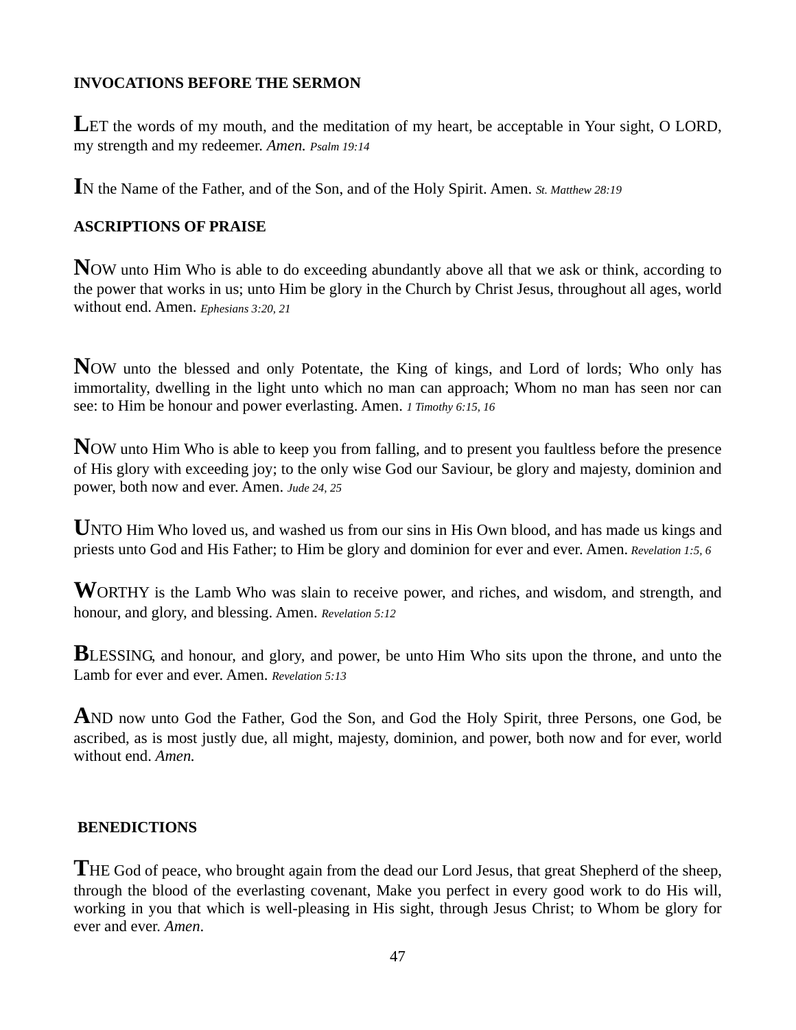## INVOCATIONS BEFORE THE SERMON

**L**ET the words of my mouth, and the meditation of my heart, be acceptable in Your sight, O LORD, my strength and my redeemer. *Amen. Psalm 19:14*

**I**N the Name of the Father, and of the Son, and of the Holy Spirit. Amen. *St. Matthew 28:19*

## ASCRIPTIONS OF PRAISE

**N**OW unto Him Who is able to do exceeding abundantly above all that we ask or think, according to the power that works in us; unto Him be glory in the Church by Christ Jesus, throughout all ages, world without end. Amen. *Ephesians 3:20, 21*

**N**OW unto the blessed and only Potentate, the King of kings, and Lord of lords; Who only has immortality, dwelling in the light unto which no man can approach; Whom no man has seen nor can see: to Him be honour and power everlasting. Amen. *1 Timothy 6:15, 16*

**N**OW unto Him Who is able to keep you from falling, and to present you faultless before the presence of His glory with exceeding joy; to the only wise God our Saviour, be glory and majesty, dominion and power, both now and ever. Amen. *Jude 24, 25*

**U**NTO Him Who loved us, and washed us from our sins in His Own blood, and has made us kings and priests unto God and His Father; to Him be glory and dominion for ever and ever. Amen. *Revelation 1:5, 6*

**W**ORTHY is the Lamb Who was slain to receive power, and riches, and wisdom, and strength, and honour, and glory, and blessing. Amen. *Revelation 5:12*

**B**LESSING, and honour, and glory, and power, be unto Him Who sits upon the throne, and unto the Lamb for ever and ever. Amen. *Revelation 5:13*

**A**ND now unto God the Father, God the Son, and God the Holy Spirit, three Persons, one God, be ascribed, as is most justly due, all might, majesty, dominion, and power, both now and for ever, world without end. *Amen.*

## BENEDICTIONS

**T**HE God of peace, who brought again from the dead our Lord Jesus, that great Shepherd of the sheep, through the blood of the everlasting covenant, Make you perfect in every good work to do His will, working in you that which is well-pleasing in His sight, through Jesus Christ; to Whom be glory for ever and ever. *Amen*.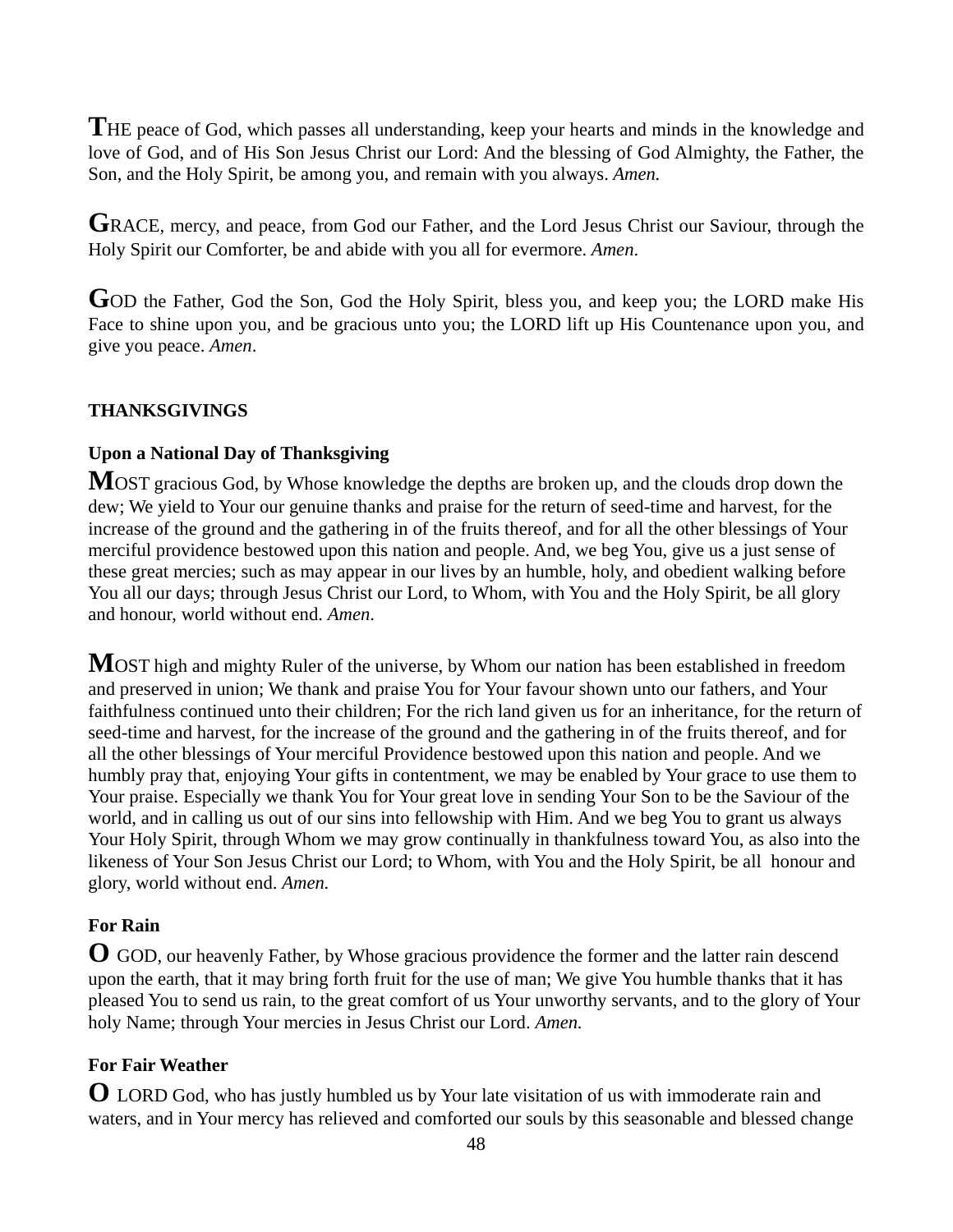THE peace of God, which passes all understanding, keep your hearts and minds in the knowledge and love of God, and of His Son Jesus Christ our Lord: And the blessing of God Almighty, the Father, the Son, and the Holy Spirit, be among you, and remain with you always. *Amen.*

GRACE, mercy, and peace, from God our Father, and the Lord Jesus Christ our Saviour, through the Holy Spirit our Comforter, be and abide with you all for evermore. *Amen*.

GOD the Father, God the Son, God the Holy Spirit, bless you, and keep you; the LORD make His Face to shine upon you, and be gracious unto you; the LORD lift up His Countenance upon you, and give you peace. *Amen*.

## THANKSGIVINGS

### Upon a National Day of Thanksgiving

MOST gracious God, by Whose knowledge the depths are broken up, and the clouds drop down the dew; We yield to Your our genuine thanks and praise for the return of seed-time and harvest, for the increase of the ground and the gathering in of the fruits thereof, and for all the other blessings of Your merciful providence bestowed upon this nation and people. And, we beg You, give us a just sense of these great mercies; such as may appear in our lives by an humble, holy, and obedient walking before You all our days; through Jesus Christ our Lord, to Whom, with You and the Holy Spirit, be all glory and honour, world without end. *Amen.*

MOST high and mighty Ruler of the universe, by Whom our nation has been established in freedom and preserved in union; We thank and praise You for Your favour shown unto our fathers, and Your faithfulness continued unto their children; For the rich land given us for an inheritance, for the return of seed-time and harvest, for the increase of the ground and the gathering in of the fruits thereof, and for all the other blessings of Your merciful Providence bestowed upon this nation and people. And we humbly pray that, enjoying Your gifts in contentment, we may be enabled by Your grace to use them to Your praise. Especially we thank You for Your great love in sending Your Son to be the Saviour of the world, and in calling us out of our sins into fellowship with Him. And we beg You to grant us always Your Holy Spirit, through Whom we may grow continually in thankfulness toward You, as also into the likeness of Your Son Jesus Christ our Lord; to Whom, with You and the Holy Spirit, be all honour and glory, world without end. *Amen.*

### For Rain

O GOD, our heavenly Father, by Whose gracious providence the former and the latter rain descend upon the earth, that it may bring forth fruit for the use of man; We give You humble thanks that it has pleased You to send us rain, to the great comfort of us Your unworthy servants, and to the glory of Your holy Name; through Your mercies in Jesus Christ our Lord. *Amen.*

### For Fair Weather

O LORD God, who has justly humbled us by Your late visitation of us with immoderate rain and waters, and in Your mercy has relieved and comforted our souls by this seasonable and blessed change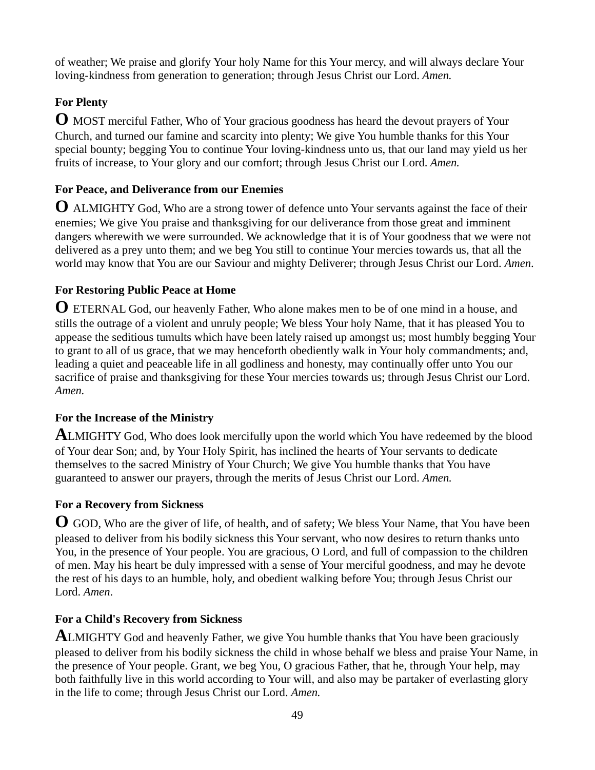of weather; We praise and glorify Your holy Name for this Your mercy, and will always declare Your loving-kindness from generation to generation; through Jesus Christ our Lord. *Amen.*

### For Plenty

**O** MOST merciful Father, Who of Your gracious goodness has heard the devout prayers of Your Church, and turned our famine and scarcity into plenty; We give You humble thanks for this Your special bounty; begging You to continue Your loving-kindness unto us, that our land may yield us her fruits of increase, to Your glory and our comfort; through Jesus Christ our Lord. *Amen.*

### For Peace, and Deliverance from our Enemies

**O** ALMIGHTY God, Who are a strong tower of defence unto Your servants against the face of their enemies; We give You praise and thanksgiving for our deliverance from those great and imminent dangers wherewith we were surrounded. We acknowledge that it is of Your goodness that we were not delivered as a prey unto them; and we beg You still to continue Your mercies towards us, that all the world may know that You are our Saviour and mighty Deliverer; through Jesus Christ our Lord. *Amen*.

### For Restoring Public Peace at Home

**O** ETERNAL God, our heavenly Father, Who alone makes men to be of one mind in a house, and stills the outrage of a violent and unruly people; We bless Your holy Name, that it has pleased You to appease the seditious tumults which have been lately raised up amongst us; most humbly begging Your to grant to all of us grace, that we may henceforth obediently walk in Your holy commandments; and, leading a quiet and peaceable life in all godliness and honesty, may continually offer unto You our sacrifice of praise and thanksgiving for these Your mercies towards us; through Jesus Christ our Lord. *Amen.*

### For the Increase of the Ministry

**A**LMIGHTY God, Who does look mercifully upon the world which You have redeemed by the blood of Your dear Son; and, by Your Holy Spirit, has inclined the hearts of Your servants to dedicate themselves to the sacred Ministry of Your Church; We give You humble thanks that You have guaranteed to answer our prayers, through the merits of Jesus Christ our Lord. *Amen.*

### For a Recovery from Sickness

**O** GOD, Who are the giver of life, of health, and of safety; We bless Your Name, that You have been pleased to deliver from his bodily sickness this Your servant, who now desires to return thanks unto You, in the presence of Your people. You are gracious, O Lord, and full of compassion to the children of men. May his heart be duly impressed with a sense of Your merciful goodness, and may he devote the rest of his days to an humble, holy, and obedient walking before You; through Jesus Christ our Lord. *Amen*.

### For a Child's Recovery from Sickness

**A**LMIGHTY God and heavenly Father, we give You humble thanks that You have been graciously pleased to deliver from his bodily sickness the child in whose behalf we bless and praise Your Name, in the presence of Your people. Grant, we beg You, O gracious Father, that he, through Your help, may both faithfully live in this world according to Your will, and also may be partaker of everlasting glory in the life to come; through Jesus Christ our Lord. *Amen.*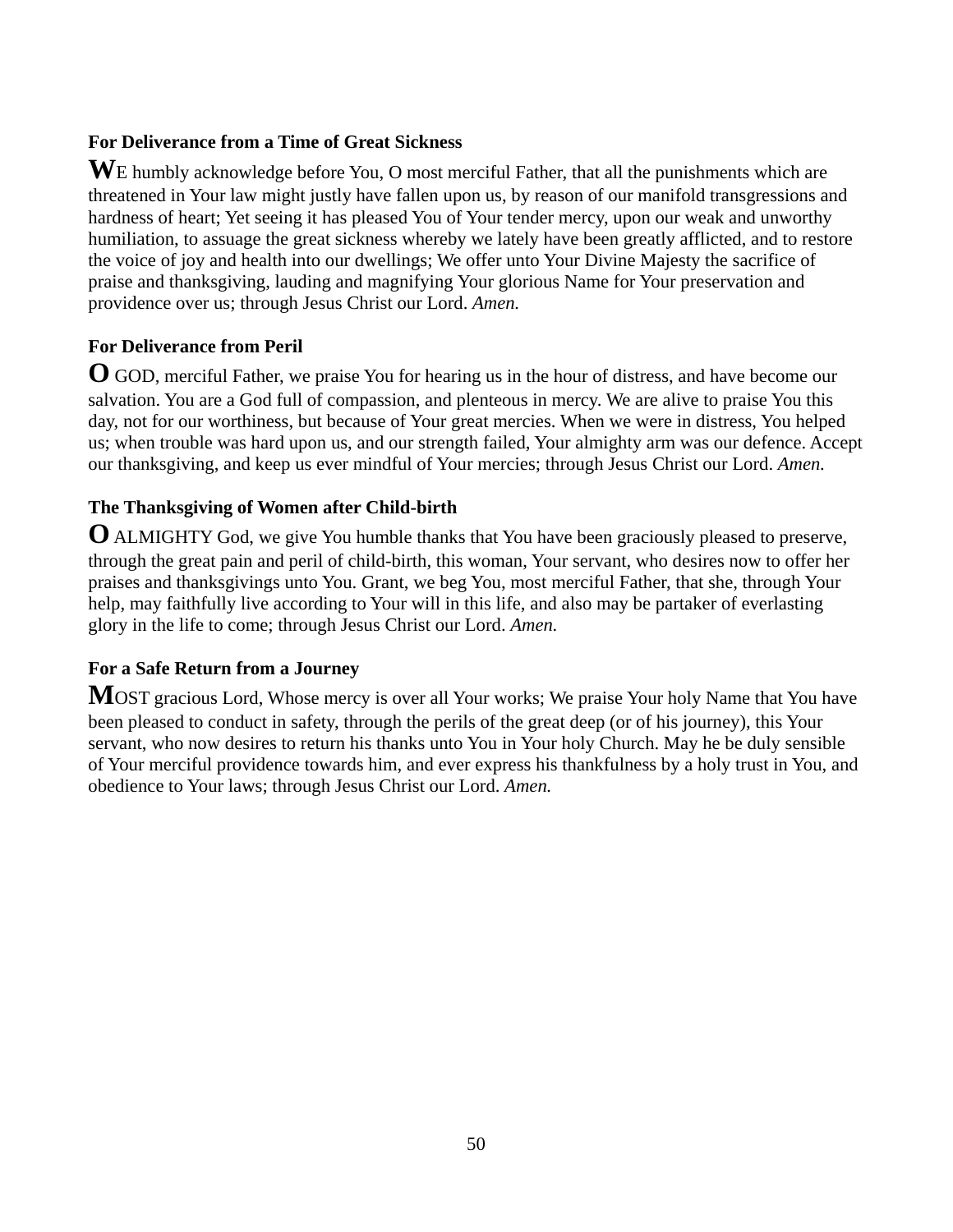### For Deliverance from a Time of Great Sickness

**W**E humbly acknowledge before You, O most merciful Father, that all the punishments which are threatened in Your law might justly have fallen upon us, by reason of our manifold transgressions and hardness of heart; Yet seeing it has pleased You of Your tender mercy, upon our weak and unworthy humiliation, to assuage the great sickness whereby we lately have been greatly afflicted, and to restore the voice of joy and health into our dwellings; We offer unto Your Divine Majesty the sacrifice of praise and thanksgiving, lauding and magnifying Your glorious Name for Your preservation and providence over us; through Jesus Christ our Lord. *Amen.*

### For Deliverance from Peril

**O** GOD, merciful Father, we praise You for hearing us in the hour of distress, and have become our salvation. You are a God full of compassion, and plenteous in mercy. We are alive to praise You this day, not for our worthiness, but because of Your great mercies. When we were in distress, You helped us; when trouble was hard upon us, and our strength failed, Your almighty arm was our defence. Accept our thanksgiving, and keep us ever mindful of Your mercies; through Jesus Christ our Lord. *Amen.*

### The Thanksgiving of Women after Child-birth

**O** ALMIGHTY God, we give You humble thanks that You have been graciously pleased to preserve, through the great pain and peril of child-birth, this woman, Your servant, who desires now to offer her praises and thanksgivings unto You. Grant, we beg You, most merciful Father, that she, through Your help, may faithfully live according to Your will in this life, and also may be partaker of everlasting glory in the life to come; through Jesus Christ our Lord. *Amen.*

### For a Safe Return from a Journey

**M**OST gracious Lord, Whose mercy is over all Your works; We praise Your holy Name that You have been pleased to conduct in safety, through the perils of the great deep (or of his journey), this Your servant, who now desires to return his thanks unto You in Your holy Church. May he be duly sensible of Your merciful providence towards him, and ever express his thankfulness by a holy trust in You, and obedience to Your laws; through Jesus Christ our Lord. *Amen.*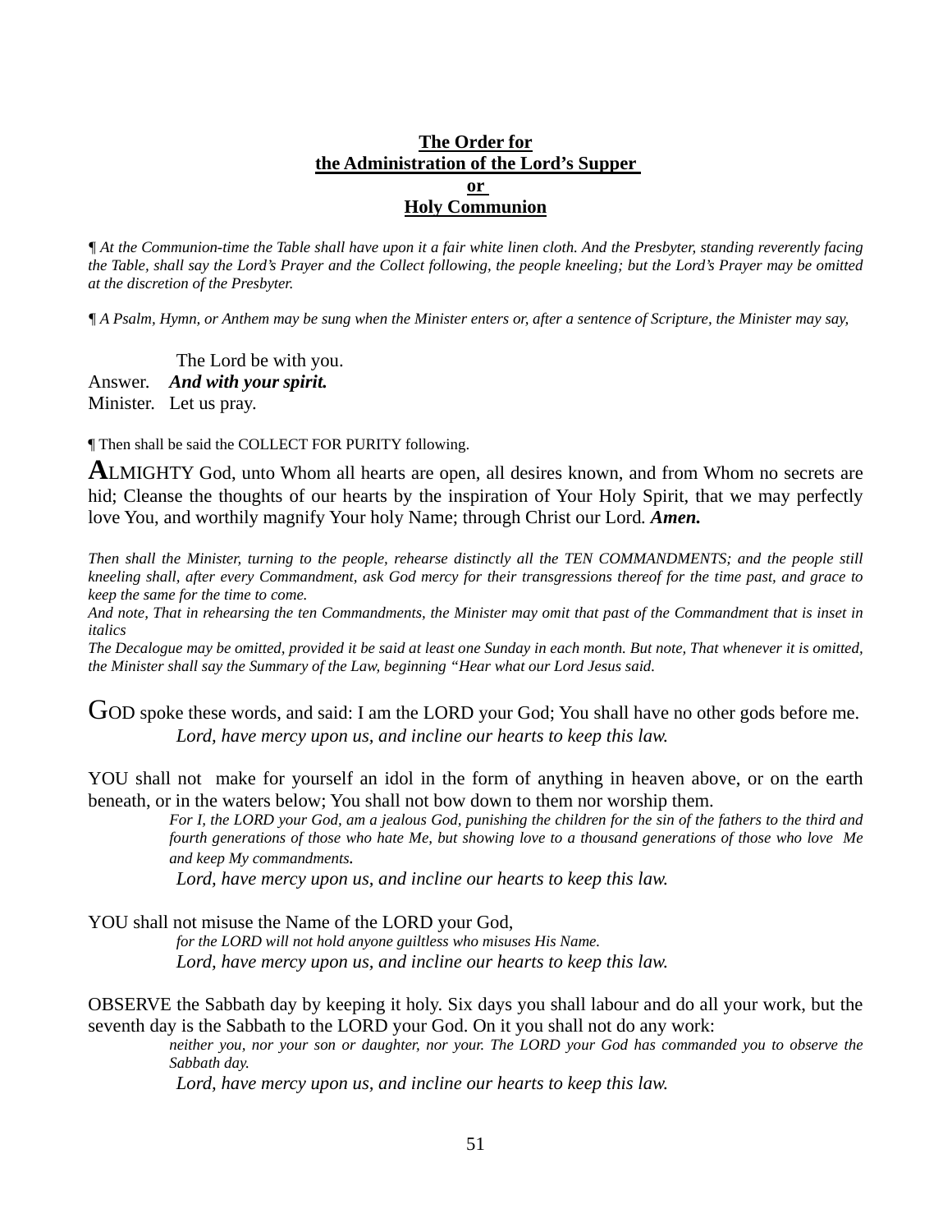## The Order for the Administration of the Lord's Supper or Holy Communion

*¶ At the Communion-time the Table shall have upon it a fair white linen cloth. And the Presbyter, standing reverently facing the Table, shall say the Lord's Prayer and the Collect following, the people kneeling; but the Lord's Prayer may be omitted at the discretion of the Presbyter.*

*¶ A Psalm, Hymn, or Anthem may be sung when the Minister enters or, after a sentence of Scripture, the Minister may say,*

The Lord be with you.
Answer. ***And with your spirit.***
Minister. Let us pray.

¶ Then shall be said the COLLECT FOR PURITY following.

ALMIGHTY God, unto Whom all hearts are open, all desires known, and from Whom no secrets are hid; Cleanse the thoughts of our hearts by the inspiration of Your Holy Spirit, that we may perfectly love You, and worthily magnify Your holy Name; through Christ our Lord. ***Amen.***

*Then shall the Minister, turning to the people, rehearse distinctly all the TEN COMMANDMENTS; and the people still kneeling shall, after every Commandment, ask God mercy for their transgressions thereof for the time past, and grace to keep the same for the time to come.*
*And note, That in rehearsing the ten Commandments, the Minister may omit that past of the Commandment that is inset in italics*
*The Decalogue may be omitted, provided it be said at least one Sunday in each month. But note, That whenever it is omitted, the Minister shall say the Summary of the Law, beginning "Hear what our Lord Jesus said.*

GOD spoke these words, and said: I am the LORD your God; You shall have no other gods before me.
*Lord, have mercy upon us, and incline our hearts to keep this law.*

YOU shall not make for yourself an idol in the form of anything in heaven above, or on the earth beneath, or in the waters below; You shall not bow down to them nor worship them.
*For I, the LORD your God, am a jealous God, punishing the children for the sin of the fathers to the third and fourth generations of those who hate Me, but showing love to a thousand generations of those who love Me and keep My commandments.*
*Lord, have mercy upon us, and incline our hearts to keep this law.*

YOU shall not misuse the Name of the LORD your God,
*for the LORD will not hold anyone guiltless who misuses His Name.*
*Lord, have mercy upon us, and incline our hearts to keep this law.*

OBSERVE the Sabbath day by keeping it holy. Six days you shall labour and do all your work, but the seventh day is the Sabbath to the LORD your God. On it you shall not do any work:
*neither you, nor your son or daughter, nor your. The LORD your God has commanded you to observe the Sabbath day.*
*Lord, have mercy upon us, and incline our hearts to keep this law.*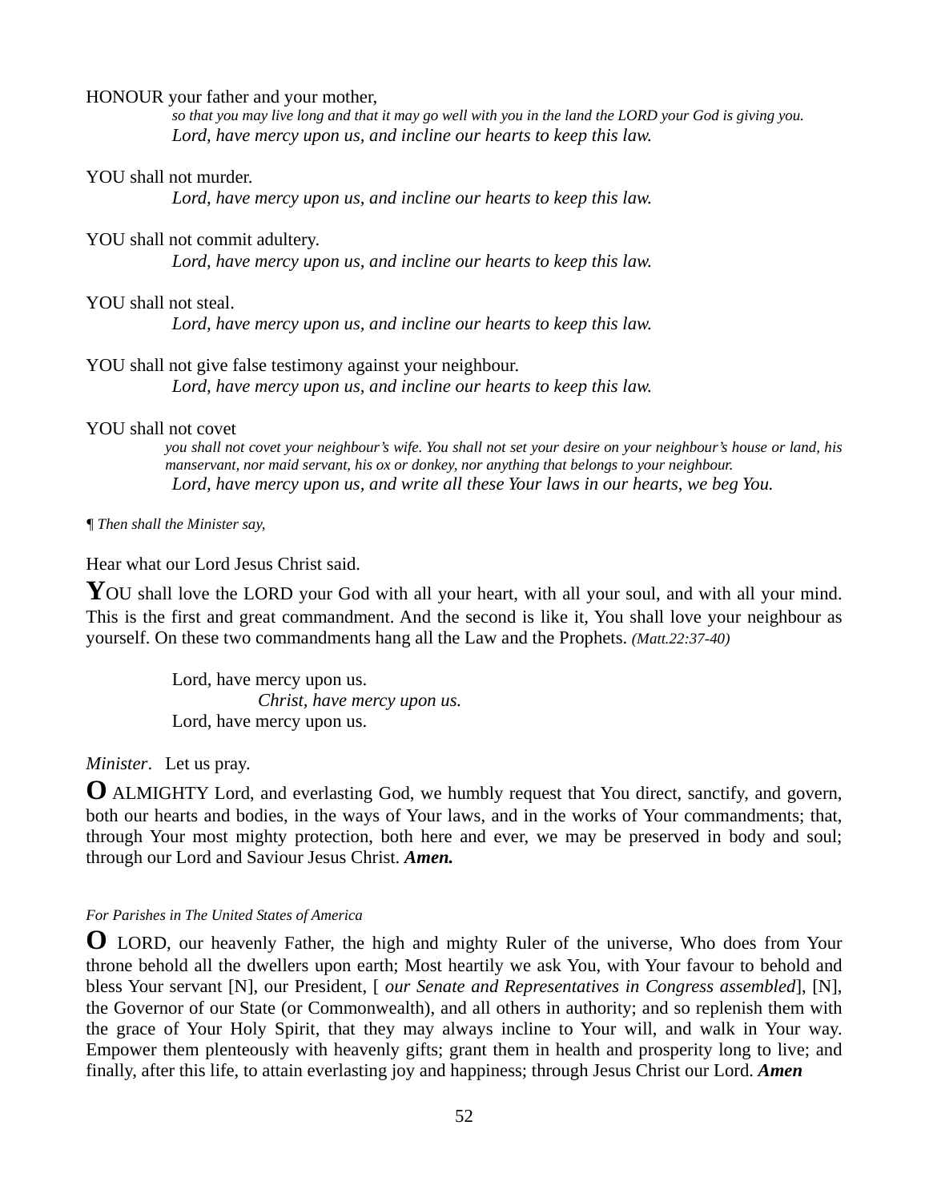HONOUR your father and your mother,

*so that you may live long and that it may go well with you in the land the LORD your God is giving you.*

*Lord, have mercy upon us, and incline our hearts to keep this law.*

YOU shall not murder.

*Lord, have mercy upon us, and incline our hearts to keep this law.*

YOU shall not commit adultery.

*Lord, have mercy upon us, and incline our hearts to keep this law.*

YOU shall not steal.

*Lord, have mercy upon us, and incline our hearts to keep this law.*

YOU shall not give false testimony against your neighbour.

*Lord, have mercy upon us, and incline our hearts to keep this law.*

YOU shall not covet

*you shall not covet your neighbour's wife. You shall not set your desire on your neighbour's house or land, his manservant, nor maid servant, his ox or donkey, nor anything that belongs to your neighbour.*

*Lord, have mercy upon us, and write all these Your laws in our hearts, we beg You.*

*¶ Then shall the Minister say,*

Hear what our Lord Jesus Christ said.

**Y**OU shall love the LORD your God with all your heart, with all your soul, and with all your mind. This is the first and great commandment. And the second is like it, You shall love your neighbour as yourself. On these two commandments hang all the Law and the Prophets. *(Matt.22:37-40)*

Lord, have mercy upon us.

*Christ, have mercy upon us.*

Lord, have mercy upon us.

*Minister*. Let us pray.

**O** ALMIGHTY Lord, and everlasting God, we humbly request that You direct, sanctify, and govern, both our hearts and bodies, in the ways of Your laws, and in the works of Your commandments; that, through Your most mighty protection, both here and ever, we may be preserved in body and soul; through our Lord and Saviour Jesus Christ. ***Amen.***

*For Parishes in The United States of America*

**O** LORD, our heavenly Father, the high and mighty Ruler of the universe, Who does from Your throne behold all the dwellers upon earth; Most heartily we ask You, with Your favour to behold and bless Your servant [N], our President, [ *our Senate and Representatives in Congress assembled*], [N], the Governor of our State (or Commonwealth), and all others in authority; and so replenish them with the grace of Your Holy Spirit, that they may always incline to Your will, and walk in Your way. Empower them plenteously with heavenly gifts; grant them in health and prosperity long to live; and finally, after this life, to attain everlasting joy and happiness; through Jesus Christ our Lord. ***Amen***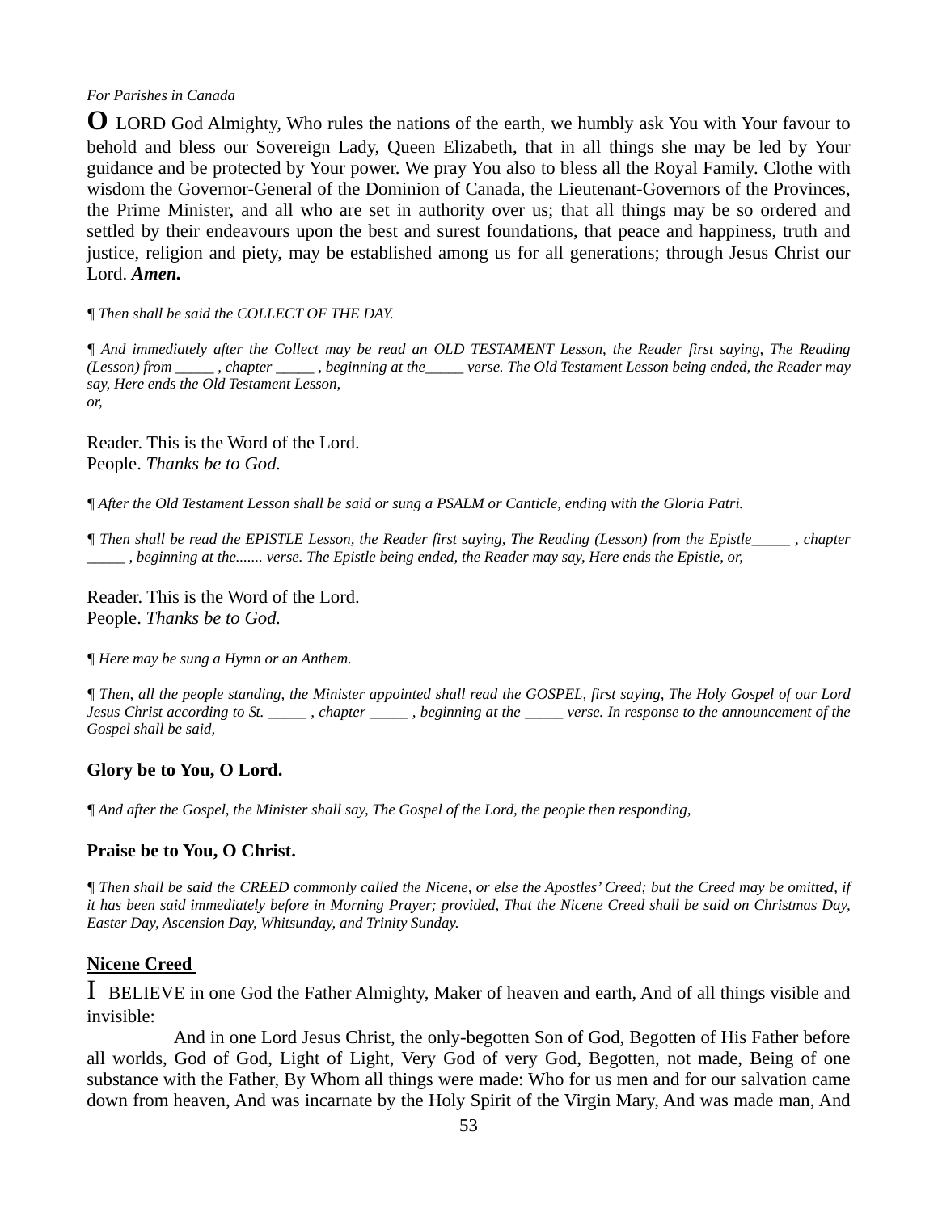*For Parishes in Canada*

**O** LORD God Almighty, Who rules the nations of the earth, we humbly ask You with Your favour to behold and bless our Sovereign Lady, Queen Elizabeth, that in all things she may be led by Your guidance and be protected by Your power. We pray You also to bless all the Royal Family. Clothe with wisdom the Governor-General of the Dominion of Canada, the Lieutenant-Governors of the Provinces, the Prime Minister, and all who are set in authority over us; that all things may be so ordered and settled by their endeavours upon the best and surest foundations, that peace and happiness, truth and justice, religion and piety, may be established among us for all generations; through Jesus Christ our Lord. ***Amen.***

*¶ Then shall be said the COLLECT OF THE DAY.*

*¶ And immediately after the Collect may be read an OLD TESTAMENT Lesson, the Reader first saying, The Reading (Lesson) from _____ , chapter _____ , beginning at the_____ verse. The Old Testament Lesson being ended, the Reader may say, Here ends the Old Testament Lesson,*
*or,*

Reader. This is the Word of the Lord.
People. *Thanks be to God.*

*¶ After the Old Testament Lesson shall be said or sung a PSALM or Canticle, ending with the Gloria Patri.*

*¶ Then shall be read the EPISTLE Lesson, the Reader first saying, The Reading (Lesson) from the Epistle_____ , chapter _____ , beginning at the....... verse. The Epistle being ended, the Reader may say, Here ends the Epistle, or,*

Reader. This is the Word of the Lord.
People. *Thanks be to God.*

*¶ Here may be sung a Hymn or an Anthem.*

*¶ Then, all the people standing, the Minister appointed shall read the GOSPEL, first saying, The Holy Gospel of our Lord Jesus Christ according to St. _____ , chapter _____ , beginning at the _____ verse. In response to the announcement of the Gospel shall be said,*

**Glory be to You, O Lord.**

*¶ And after the Gospel, the Minister shall say, The Gospel of the Lord, the people then responding,*

**Praise be to You, O Christ.**

*¶ Then shall be said the CREED commonly called the Nicene, or else the Apostles' Creed; but the Creed may be omitted, if it has been said immediately before in Morning Prayer; provided, That the Nicene Creed shall be said on Christmas Day, Easter Day, Ascension Day, Whitsunday, and Trinity Sunday.*

**Nicene Creed**

I BELIEVE in one God the Father Almighty, Maker of heaven and earth, And of all things visible and invisible:

And in one Lord Jesus Christ, the only-begotten Son of God, Begotten of His Father before all worlds, God of God, Light of Light, Very God of very God, Begotten, not made, Being of one substance with the Father, By Whom all things were made: Who for us men and for our salvation came down from heaven, And was incarnate by the Holy Spirit of the Virgin Mary, And was made man, And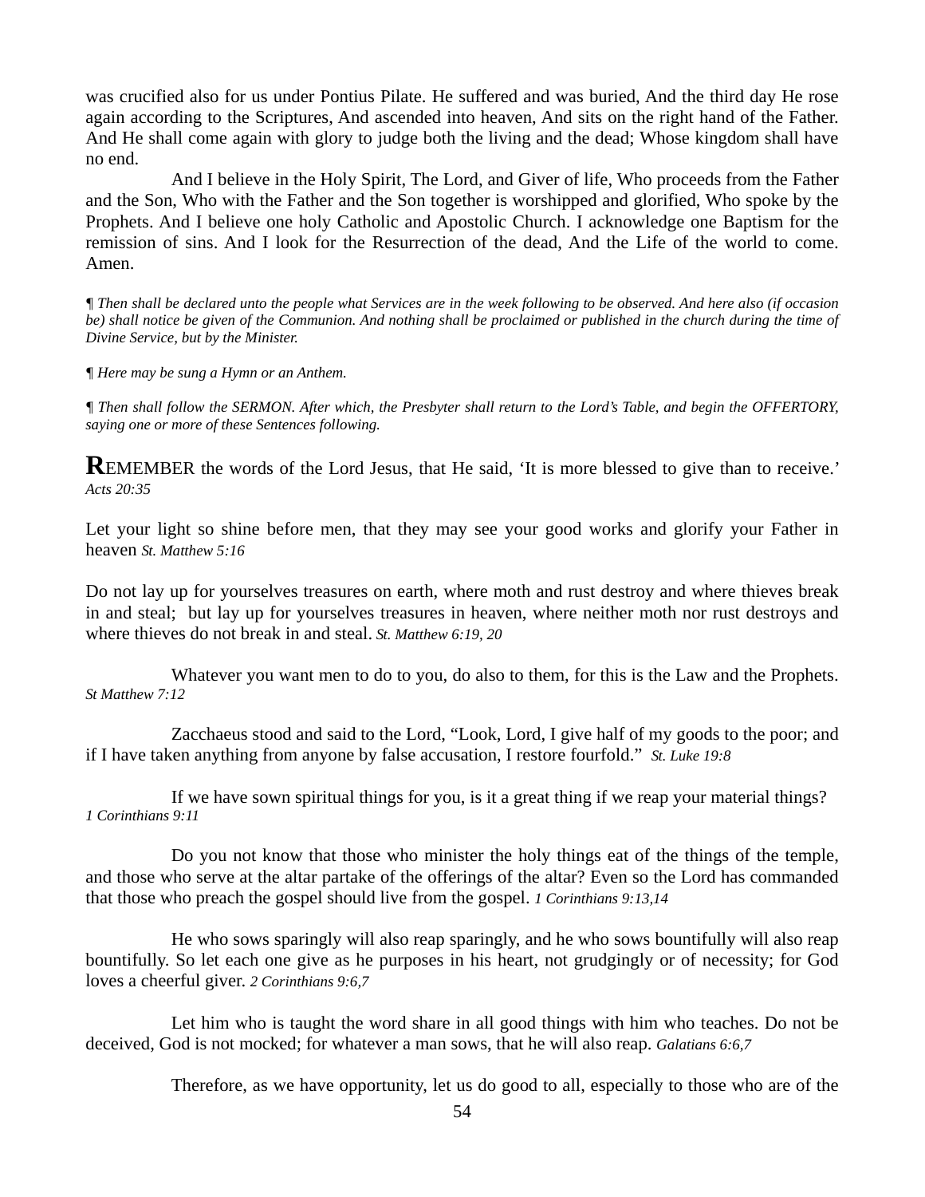was crucified also for us under Pontius Pilate. He suffered and was buried, And the third day He rose again according to the Scriptures, And ascended into heaven, And sits on the right hand of the Father. And He shall come again with glory to judge both the living and the dead; Whose kingdom shall have no end.

And I believe in the Holy Spirit, The Lord, and Giver of life, Who proceeds from the Father and the Son, Who with the Father and the Son together is worshipped and glorified, Who spoke by the Prophets. And I believe one holy Catholic and Apostolic Church. I acknowledge one Baptism for the remission of sins. And I look for the Resurrection of the dead, And the Life of the world to come. Amen.

*¶ Then shall be declared unto the people what Services are in the week following to be observed. And here also (if occasion be) shall notice be given of the Communion. And nothing shall be proclaimed or published in the church during the time of Divine Service, but by the Minister.*

*¶ Here may be sung a Hymn or an Anthem.*

*¶ Then shall follow the SERMON. After which, the Presbyter shall return to the Lord's Table, and begin the OFFERTORY, saying one or more of these Sentences following.*

**R**EMEMBER the words of the Lord Jesus, that He said, 'It is more blessed to give than to receive.' *Acts 20:35*

Let your light so shine before men, that they may see your good works and glorify your Father in heaven *St. Matthew 5:16*

Do not lay up for yourselves treasures on earth, where moth and rust destroy and where thieves break in and steal; but lay up for yourselves treasures in heaven, where neither moth nor rust destroys and where thieves do not break in and steal. *St. Matthew 6:19, 20*

Whatever you want men to do to you, do also to them, for this is the Law and the Prophets. *St Matthew 7:12*

Zacchaeus stood and said to the Lord, "Look, Lord, I give half of my goods to the poor; and if I have taken anything from anyone by false accusation, I restore fourfold." *St. Luke 19:8*

If we have sown spiritual things for you, is it a great thing if we reap your material things? *1 Corinthians 9:11*

Do you not know that those who minister the holy things eat of the things of the temple, and those who serve at the altar partake of the offerings of the altar? Even so the Lord has commanded that those who preach the gospel should live from the gospel. *1 Corinthians 9:13,14*

He who sows sparingly will also reap sparingly, and he who sows bountifully will also reap bountifully. So let each one give as he purposes in his heart, not grudgingly or of necessity; for God loves a cheerful giver. *2 Corinthians 9:6,7*

Let him who is taught the word share in all good things with him who teaches. Do not be deceived, God is not mocked; for whatever a man sows, that he will also reap. *Galatians 6:6,7*

Therefore, as we have opportunity, let us do good to all, especially to those who are of the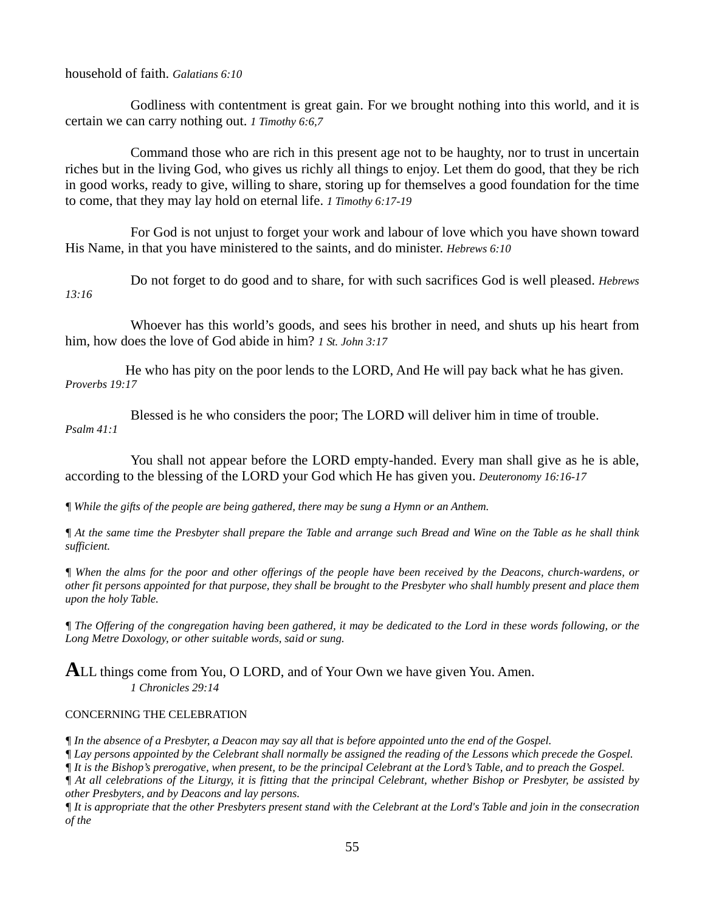household of faith. *Galatians 6:10*

Godliness with contentment is great gain. For we brought nothing into this world, and it is certain we can carry nothing out. *1 Timothy 6:6,7*

Command those who are rich in this present age not to be haughty, nor to trust in uncertain riches but in the living God, who gives us richly all things to enjoy. Let them do good, that they be rich in good works, ready to give, willing to share, storing up for themselves a good foundation for the time to come, that they may lay hold on eternal life. *1 Timothy 6:17-19*

For God is not unjust to forget your work and labour of love which you have shown toward His Name, in that you have ministered to the saints, and do minister. *Hebrews 6:10*

Do not forget to do good and to share, for with such sacrifices God is well pleased. *Hebrews 13:16*

Whoever has this world's goods, and sees his brother in need, and shuts up his heart from him, how does the love of God abide in him? *1 St. John 3:17*

He who has pity on the poor lends to the LORD, And He will pay back what he has given. *Proverbs 19:17*

Blessed is he who considers the poor; The LORD will deliver him in time of trouble. *Psalm 41:1*

You shall not appear before the LORD empty-handed. Every man shall give as he is able, according to the blessing of the LORD your God which He has given you. *Deuteronomy 16:16-17*

*¶ While the gifts of the people are being gathered, there may be sung a Hymn or an Anthem.*

*¶ At the same time the Presbyter shall prepare the Table and arrange such Bread and Wine on the Table as he shall think sufficient.*

*¶ When the alms for the poor and other offerings of the people have been received by the Deacons, church-wardens, or other fit persons appointed for that purpose, they shall be brought to the Presbyter who shall humbly present and place them upon the holy Table.*

*¶ The Offering of the congregation having been gathered, it may be dedicated to the Lord in these words following, or the Long Metre Doxology, or other suitable words, said or sung.*

**A**LL things come from You, O LORD, and of Your Own we have given You. Amen.
*1 Chronicles 29:14*

CONCERNING THE CELEBRATION

*¶ In the absence of a Presbyter, a Deacon may say all that is before appointed unto the end of the Gospel.*
*¶ Lay persons appointed by the Celebrant shall normally be assigned the reading of the Lessons which precede the Gospel.*
*¶ It is the Bishop's prerogative, when present, to be the principal Celebrant at the Lord's Table, and to preach the Gospel.*
*¶ At all celebrations of the Liturgy, it is fitting that the principal Celebrant, whether Bishop or Presbyter, be assisted by other Presbyters, and by Deacons and lay persons.*
*¶ It is appropriate that the other Presbyters present stand with the Celebrant at the Lord's Table and join in the consecration of the*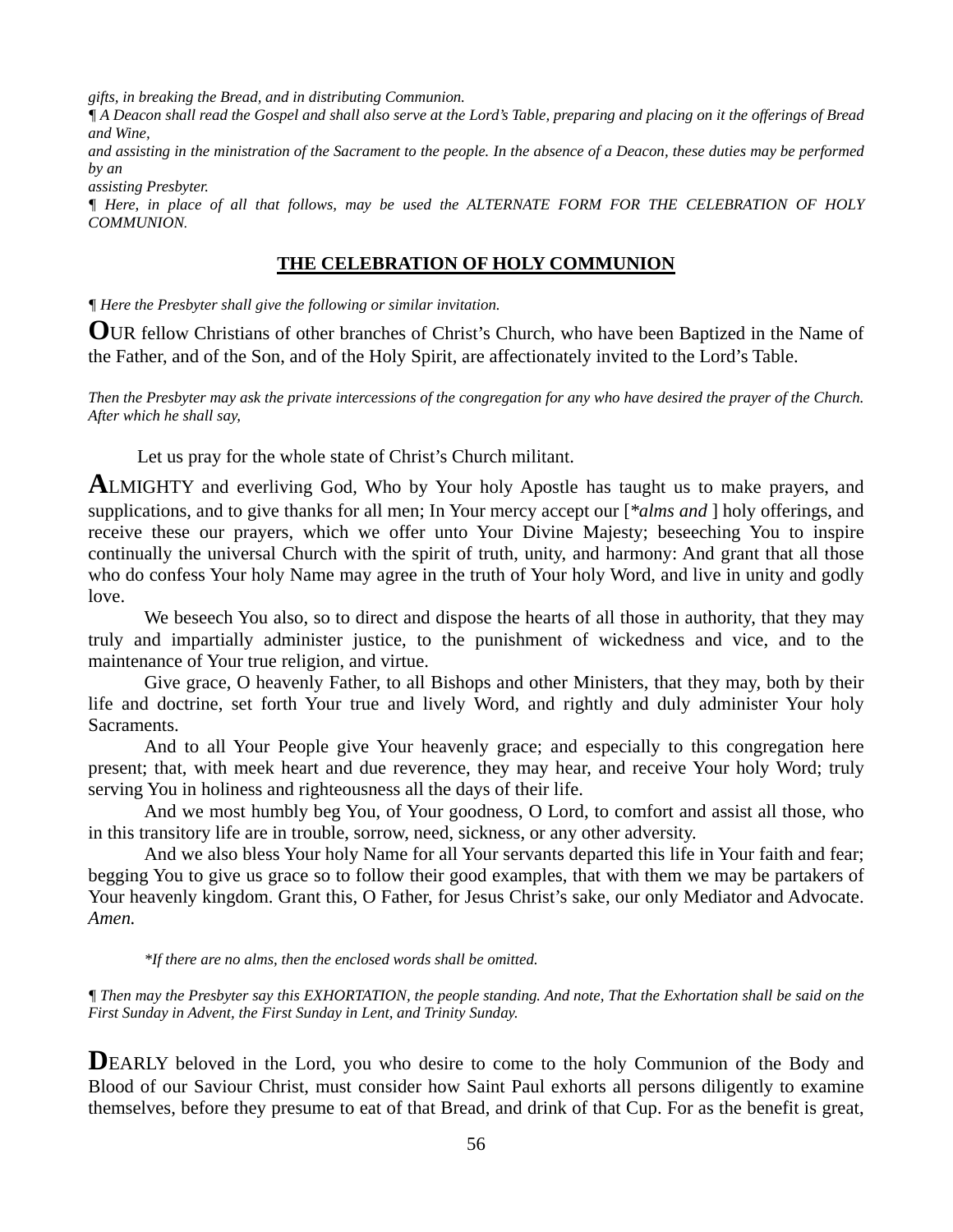*gifts, in breaking the Bread, and in distributing Communion.*

*¶ A Deacon shall read the Gospel and shall also serve at the Lord's Table, preparing and placing on it the offerings of Bread and Wine, and assisting in the ministration of the Sacrament to the people. In the absence of a Deacon, these duties may be performed by an assisting Presbyter.*

*¶ Here, in place of all that follows, may be used the ALTERNATE FORM FOR THE CELEBRATION OF HOLY COMMUNION.*

## **THE CELEBRATION OF HOLY COMMUNION**

*¶ Here the Presbyter shall give the following or similar invitation.*

**O**UR fellow Christians of other branches of Christ's Church, who have been Baptized in the Name of the Father, and of the Son, and of the Holy Spirit, are affectionately invited to the Lord's Table.

*Then the Presbyter may ask the private intercessions of the congregation for any who have desired the prayer of the Church. After which he shall say,*

Let us pray for the whole state of Christ's Church militant.

**A**LMIGHTY and everliving God, Who by Your holy Apostle has taught us to make prayers, and supplications, and to give thanks for all men; In Your mercy accept our [*\*alms and* ] holy offerings, and receive these our prayers, which we offer unto Your Divine Majesty; beseeching You to inspire continually the universal Church with the spirit of truth, unity, and harmony: And grant that all those who do confess Your holy Name may agree in the truth of Your holy Word, and live in unity and godly love.

We beseech You also, so to direct and dispose the hearts of all those in authority, that they may truly and impartially administer justice, to the punishment of wickedness and vice, and to the maintenance of Your true religion, and virtue.

Give grace, O heavenly Father, to all Bishops and other Ministers, that they may, both by their life and doctrine, set forth Your true and lively Word, and rightly and duly administer Your holy Sacraments.

And to all Your People give Your heavenly grace; and especially to this congregation here present; that, with meek heart and due reverence, they may hear, and receive Your holy Word; truly serving You in holiness and righteousness all the days of their life.

And we most humbly beg You, of Your goodness, O Lord, to comfort and assist all those, who in this transitory life are in trouble, sorrow, need, sickness, or any other adversity.

And we also bless Your holy Name for all Your servants departed this life in Your faith and fear; begging You to give us grace so to follow their good examples, that with them we may be partakers of Your heavenly kingdom. Grant this, O Father, for Jesus Christ's sake, our only Mediator and Advocate. *Amen.*

*\*If there are no alms, then the enclosed words shall be omitted.*

*¶ Then may the Presbyter say this EXHORTATION, the people standing. And note, That the Exhortation shall be said on the First Sunday in Advent, the First Sunday in Lent, and Trinity Sunday.*

**D**EARLY beloved in the Lord, you who desire to come to the holy Communion of the Body and Blood of our Saviour Christ, must consider how Saint Paul exhorts all persons diligently to examine themselves, before they presume to eat of that Bread, and drink of that Cup. For as the benefit is great,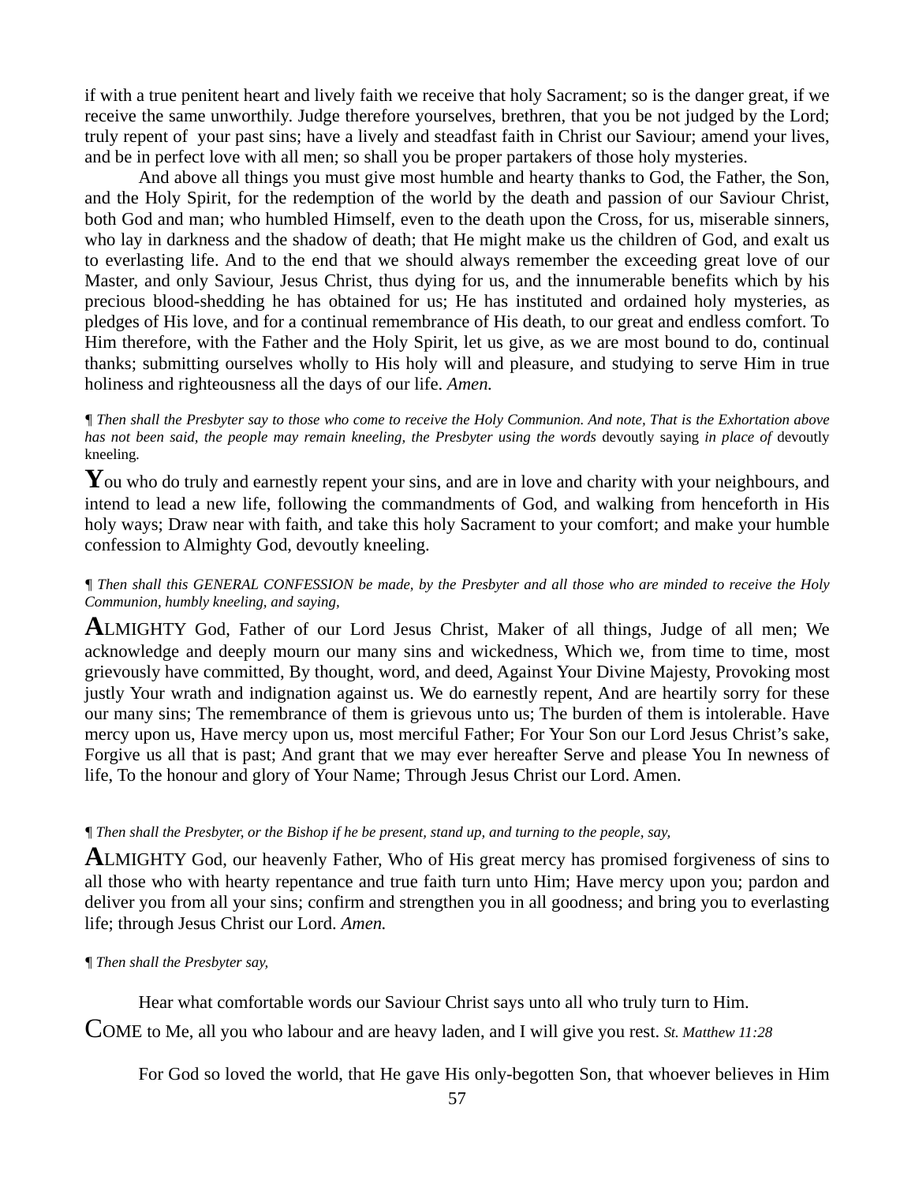if with a true penitent heart and lively faith we receive that holy Sacrament; so is the danger great, if we receive the same unworthily. Judge therefore yourselves, brethren, that you be not judged by the Lord; truly repent of your past sins; have a lively and steadfast faith in Christ our Saviour; amend your lives, and be in perfect love with all men; so shall you be proper partakers of those holy mysteries.

And above all things you must give most humble and hearty thanks to God, the Father, the Son, and the Holy Spirit, for the redemption of the world by the death and passion of our Saviour Christ, both God and man; who humbled Himself, even to the death upon the Cross, for us, miserable sinners, who lay in darkness and the shadow of death; that He might make us the children of God, and exalt us to everlasting life. And to the end that we should always remember the exceeding great love of our Master, and only Saviour, Jesus Christ, thus dying for us, and the innumerable benefits which by his precious blood-shedding he has obtained for us; He has instituted and ordained holy mysteries, as pledges of His love, and for a continual remembrance of His death, to our great and endless comfort. To Him therefore, with the Father and the Holy Spirit, let us give, as we are most bound to do, continual thanks; submitting ourselves wholly to His holy will and pleasure, and studying to serve Him in true holiness and righteousness all the days of our life. *Amen.*

¶ *Then shall the Presbyter say to those who come to receive the Holy Communion. And note, That is the Exhortation above has not been said, the people may remain kneeling, the Presbyter using the words* devoutly saying *in place of* devoutly kneeling*.*

**Y**ou who do truly and earnestly repent your sins, and are in love and charity with your neighbours, and intend to lead a new life, following the commandments of God, and walking from henceforth in His holy ways; Draw near with faith, and take this holy Sacrament to your comfort; and make your humble confession to Almighty God, devoutly kneeling.

¶ *Then shall this GENERAL CONFESSION be made, by the Presbyter and all those who are minded to receive the Holy Communion, humbly kneeling, and saying,*

**A**LMIGHTY God, Father of our Lord Jesus Christ, Maker of all things, Judge of all men; We acknowledge and deeply mourn our many sins and wickedness, Which we, from time to time, most grievously have committed, By thought, word, and deed, Against Your Divine Majesty, Provoking most justly Your wrath and indignation against us. We do earnestly repent, And are heartily sorry for these our many sins; The remembrance of them is grievous unto us; The burden of them is intolerable. Have mercy upon us, Have mercy upon us, most merciful Father; For Your Son our Lord Jesus Christ's sake, Forgive us all that is past; And grant that we may ever hereafter Serve and please You In newness of life, To the honour and glory of Your Name; Through Jesus Christ our Lord. Amen.

¶ *Then shall the Presbyter, or the Bishop if he be present, stand up, and turning to the people, say,*

**A**LMIGHTY God, our heavenly Father, Who of His great mercy has promised forgiveness of sins to all those who with hearty repentance and true faith turn unto Him; Have mercy upon you; pardon and deliver you from all your sins; confirm and strengthen you in all goodness; and bring you to everlasting life; through Jesus Christ our Lord. *Amen.*

¶ *Then shall the Presbyter say,*

Hear what comfortable words our Saviour Christ says unto all who truly turn to Him.

COME to Me, all you who labour and are heavy laden, and I will give you rest. *St. Matthew 11:28*

For God so loved the world, that He gave His only-begotten Son, that whoever believes in Him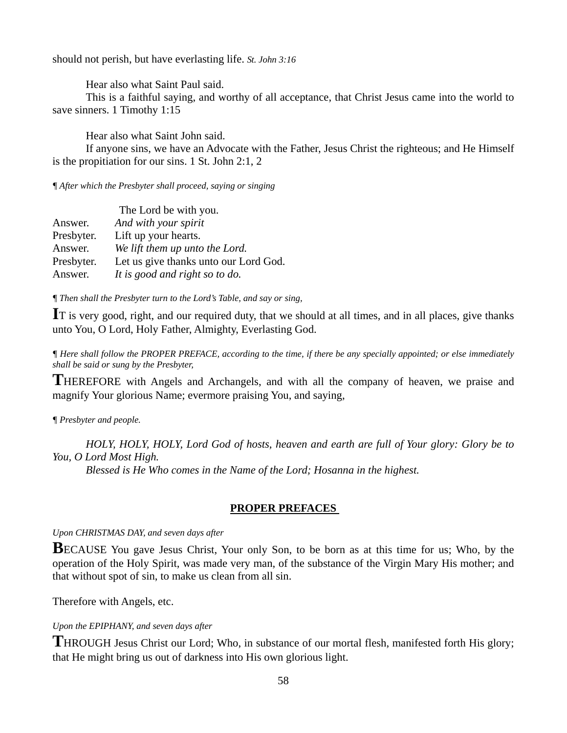should not perish, but have everlasting life. *St. John 3:16*

Hear also what Saint Paul said.

This is a faithful saying, and worthy of all acceptance, that Christ Jesus came into the world to save sinners. 1 Timothy 1:15

Hear also what Saint John said.

If anyone sins, we have an Advocate with the Father, Jesus Christ the righteous; and He Himself is the propitiation for our sins. 1 St. John 2:1, 2

*¶ After which the Presbyter shall proceed, saying or singing*

| | |
|---|---|
| | The Lord be with you. |
| Answer. | *And with your spirit* |
| Presbyter. | Lift up your hearts. |
| Answer. | *We lift them up unto the Lord.* |
| Presbyter. | Let us give thanks unto our Lord God. |
| Answer. | *It is good and right so to do.* |

*¶ Then shall the Presbyter turn to the Lord's Table, and say or sing,*

**I**T is very good, right, and our required duty, that we should at all times, and in all places, give thanks unto You, O Lord, Holy Father, Almighty, Everlasting God.

*¶ Here shall follow the PROPER PREFACE, according to the time, if there be any specially appointed; or else immediately shall be said or sung by the Presbyter,*

**T**HEREFORE with Angels and Archangels, and with all the company of heaven, we praise and magnify Your glorious Name; evermore praising You, and saying,

*¶ Presbyter and people.*

*HOLY, HOLY, HOLY, Lord God of hosts, heaven and earth are full of Your glory: Glory be to You, O Lord Most High.*

*Blessed is He Who comes in the Name of the Lord; Hosanna in the highest.*

## PROPER PREFACES

*Upon CHRISTMAS DAY, and seven days after*

**B**ECAUSE You gave Jesus Christ, Your only Son, to be born as at this time for us; Who, by the operation of the Holy Spirit, was made very man, of the substance of the Virgin Mary His mother; and that without spot of sin, to make us clean from all sin.

Therefore with Angels, etc.

*Upon the EPIPHANY, and seven days after*

**T**HROUGH Jesus Christ our Lord; Who, in substance of our mortal flesh, manifested forth His glory; that He might bring us out of darkness into His own glorious light.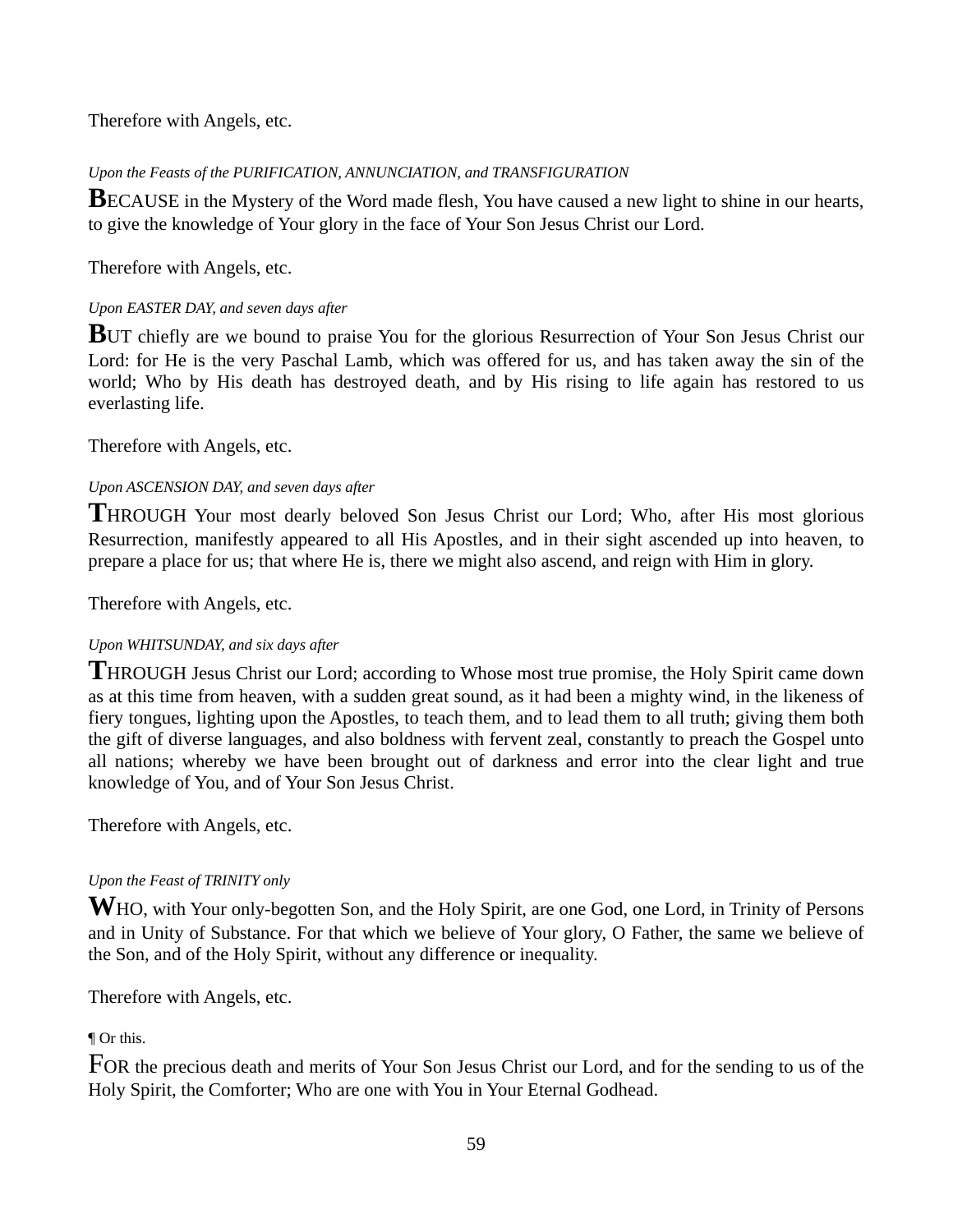Therefore with Angels, etc.

*Upon the Feasts of the PURIFICATION, ANNUNCIATION, and TRANSFIGURATION*

**B**ECAUSE in the Mystery of the Word made flesh, You have caused a new light to shine in our hearts, to give the knowledge of Your glory in the face of Your Son Jesus Christ our Lord.

Therefore with Angels, etc.

*Upon EASTER DAY, and seven days after*

**B**UT chiefly are we bound to praise You for the glorious Resurrection of Your Son Jesus Christ our Lord: for He is the very Paschal Lamb, which was offered for us, and has taken away the sin of the world; Who by His death has destroyed death, and by His rising to life again has restored to us everlasting life.

Therefore with Angels, etc.

*Upon ASCENSION DAY, and seven days after*

**T**HROUGH Your most dearly beloved Son Jesus Christ our Lord; Who, after His most glorious Resurrection, manifestly appeared to all His Apostles, and in their sight ascended up into heaven, to prepare a place for us; that where He is, there we might also ascend, and reign with Him in glory.

Therefore with Angels, etc.

*Upon WHITSUNDAY, and six days after*

**T**HROUGH Jesus Christ our Lord; according to Whose most true promise, the Holy Spirit came down as at this time from heaven, with a sudden great sound, as it had been a mighty wind, in the likeness of fiery tongues, lighting upon the Apostles, to teach them, and to lead them to all truth; giving them both the gift of diverse languages, and also boldness with fervent zeal, constantly to preach the Gospel unto all nations; whereby we have been brought out of darkness and error into the clear light and true knowledge of You, and of Your Son Jesus Christ.

Therefore with Angels, etc.

*Upon the Feast of TRINITY only*

**W**HO, with Your only-begotten Son, and the Holy Spirit, are one God, one Lord, in Trinity of Persons and in Unity of Substance. For that which we believe of Your glory, O Father, the same we believe of the Son, and of the Holy Spirit, without any difference or inequality.

Therefore with Angels, etc.

¶ Or this.

FOR the precious death and merits of Your Son Jesus Christ our Lord, and for the sending to us of the Holy Spirit, the Comforter; Who are one with You in Your Eternal Godhead.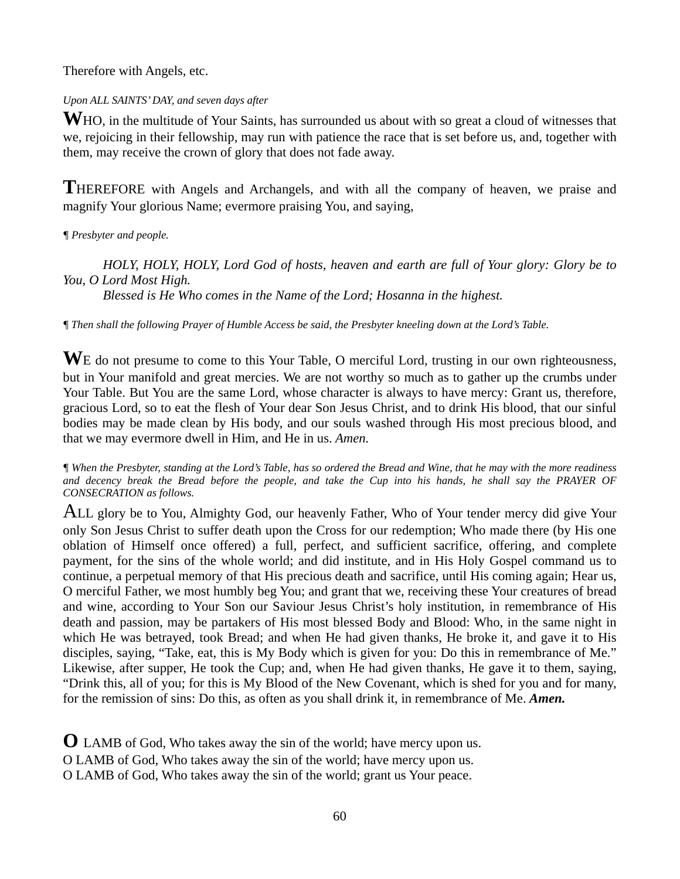Therefore with Angels, etc.

*Upon ALL SAINTS' DAY, and seven days after*

**W**HO, in the multitude of Your Saints, has surrounded us about with so great a cloud of witnesses that we, rejoicing in their fellowship, may run with patience the race that is set before us, and, together with them, may receive the crown of glory that does not fade away.

**T**HEREFORE with Angels and Archangels, and with all the company of heaven, we praise and magnify Your glorious Name; evermore praising You, and saying,

*¶ Presbyter and people.*

*HOLY, HOLY, HOLY, Lord God of hosts, heaven and earth are full of Your glory: Glory be to You, O Lord Most High.*

*Blessed is He Who comes in the Name of the Lord; Hosanna in the highest.*

*¶ Then shall the following Prayer of Humble Access be said, the Presbyter kneeling down at the Lord's Table.*

**W**E do not presume to come to this Your Table, O merciful Lord, trusting in our own righteousness, but in Your manifold and great mercies. We are not worthy so much as to gather up the crumbs under Your Table. But You are the same Lord, whose character is always to have mercy: Grant us, therefore, gracious Lord, so to eat the flesh of Your dear Son Jesus Christ, and to drink His blood, that our sinful bodies may be made clean by His body, and our souls washed through His most precious blood, and that we may evermore dwell in Him, and He in us. *Amen.*

*¶ When the Presbyter, standing at the Lord's Table, has so ordered the Bread and Wine, that he may with the more readiness and decency break the Bread before the people, and take the Cup into his hands, he shall say the PRAYER OF CONSECRATION as follows.*

ALL glory be to You, Almighty God, our heavenly Father, Who of Your tender mercy did give Your only Son Jesus Christ to suffer death upon the Cross for our redemption; Who made there (by His one oblation of Himself once offered) a full, perfect, and sufficient sacrifice, offering, and complete payment, for the sins of the whole world; and did institute, and in His Holy Gospel command us to continue, a perpetual memory of that His precious death and sacrifice, until His coming again; Hear us, O merciful Father, we most humbly beg You; and grant that we, receiving these Your creatures of bread and wine, according to Your Son our Saviour Jesus Christ's holy institution, in remembrance of His death and passion, may be partakers of His most blessed Body and Blood: Who, in the same night in which He was betrayed, took Bread; and when He had given thanks, He broke it, and gave it to His disciples, saying, "Take, eat, this is My Body which is given for you: Do this in remembrance of Me." Likewise, after supper, He took the Cup; and, when He had given thanks, He gave it to them, saying, "Drink this, all of you; for this is My Blood of the New Covenant, which is shed for you and for many, for the remission of sins: Do this, as often as you shall drink it, in remembrance of Me. ***Amen.***

**O** LAMB of God, Who takes away the sin of the world; have mercy upon us.
O LAMB of God, Who takes away the sin of the world; have mercy upon us.
O LAMB of God, Who takes away the sin of the world; grant us Your peace.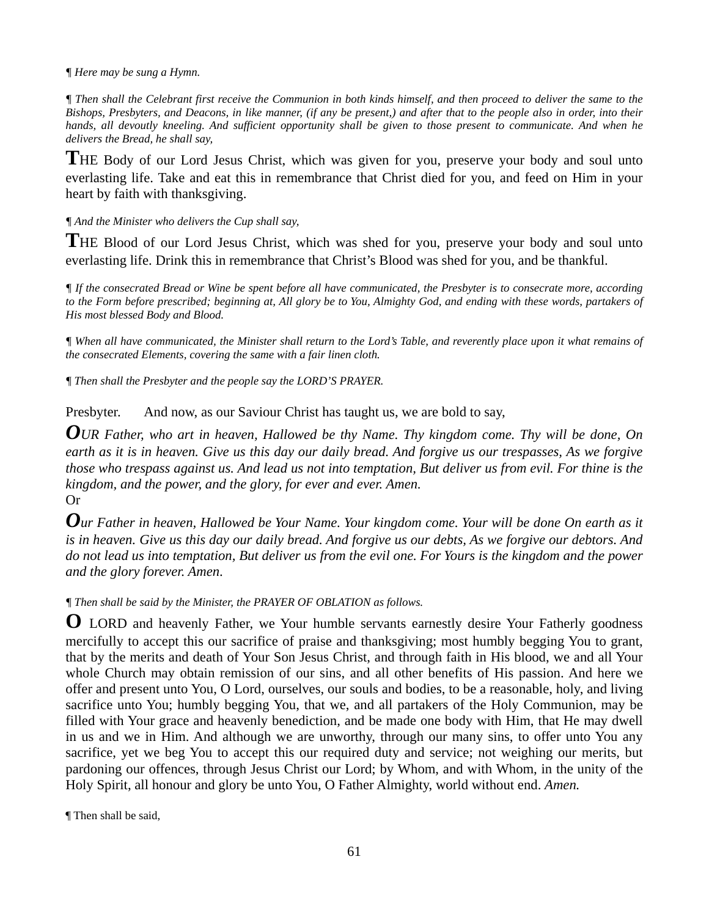*¶ Here may be sung a Hymn.*

*¶ Then shall the Celebrant first receive the Communion in both kinds himself, and then proceed to deliver the same to the Bishops, Presbyters, and Deacons, in like manner, (if any be present,) and after that to the people also in order, into their hands, all devoutly kneeling. And sufficient opportunity shall be given to those present to communicate. And when he delivers the Bread, he shall say,*

**T**HE Body of our Lord Jesus Christ, which was given for you, preserve your body and soul unto everlasting life. Take and eat this in remembrance that Christ died for you, and feed on Him in your heart by faith with thanksgiving.

*¶ And the Minister who delivers the Cup shall say,*

**T**HE Blood of our Lord Jesus Christ, which was shed for you, preserve your body and soul unto everlasting life. Drink this in remembrance that Christ's Blood was shed for you, and be thankful.

*¶ If the consecrated Bread or Wine be spent before all have communicated, the Presbyter is to consecrate more, according to the Form before prescribed; beginning at, All glory be to You, Almighty God, and ending with these words, partakers of His most blessed Body and Blood.*

*¶ When all have communicated, the Minister shall return to the Lord's Table, and reverently place upon it what remains of the consecrated Elements, covering the same with a fair linen cloth.*

*¶ Then shall the Presbyter and the people say the LORD'S PRAYER.*

Presbyter. And now, as our Saviour Christ has taught us, we are bold to say,

***O**UR Father, who art in heaven, Hallowed be thy Name. Thy kingdom come. Thy will be done, On earth as it is in heaven. Give us this day our daily bread. And forgive us our trespasses, As we forgive those who trespass against us. And lead us not into temptation, But deliver us from evil. For thine is the kingdom, and the power, and the glory, for ever and ever. Amen.*

Or

***O**ur Father in heaven, Hallowed be Your Name. Your kingdom come. Your will be done On earth as it is in heaven. Give us this day our daily bread. And forgive us our debts, As we forgive our debtors. And do not lead us into temptation, But deliver us from the evil one. For Yours is the kingdom and the power and the glory forever. Amen.*

*¶ Then shall be said by the Minister, the PRAYER OF OBLATION as follows.*

**O** LORD and heavenly Father, we Your humble servants earnestly desire Your Fatherly goodness mercifully to accept this our sacrifice of praise and thanksgiving; most humbly begging You to grant, that by the merits and death of Your Son Jesus Christ, and through faith in His blood, we and all Your whole Church may obtain remission of our sins, and all other benefits of His passion. And here we offer and present unto You, O Lord, ourselves, our souls and bodies, to be a reasonable, holy, and living sacrifice unto You; humbly begging You, that we, and all partakers of the Holy Communion, may be filled with Your grace and heavenly benediction, and be made one body with Him, that He may dwell in us and we in Him. And although we are unworthy, through our many sins, to offer unto You any sacrifice, yet we beg You to accept this our required duty and service; not weighing our merits, but pardoning our offences, through Jesus Christ our Lord; by Whom, and with Whom, in the unity of the Holy Spirit, all honour and glory be unto You, O Father Almighty, world without end. *Amen.*

¶ Then shall be said,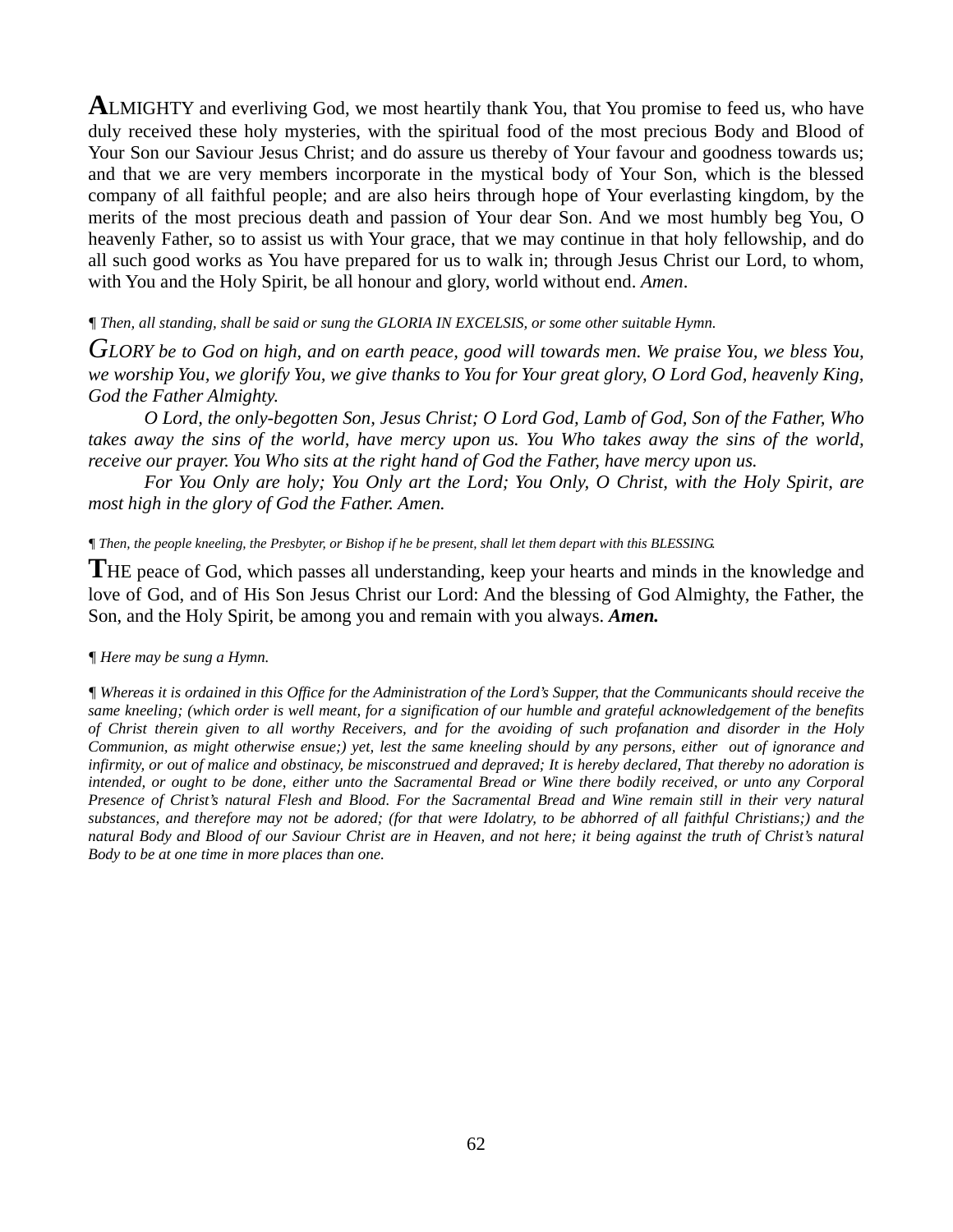**A**LMIGHTY and everliving God, we most heartily thank You, that You promise to feed us, who have duly received these holy mysteries, with the spiritual food of the most precious Body and Blood of Your Son our Saviour Jesus Christ; and do assure us thereby of Your favour and goodness towards us; and that we are very members incorporate in the mystical body of Your Son, which is the blessed company of all faithful people; and are also heirs through hope of Your everlasting kingdom, by the merits of the most precious death and passion of Your dear Son. And we most humbly beg You, O heavenly Father, so to assist us with Your grace, that we may continue in that holy fellowship, and do all such good works as You have prepared for us to walk in; through Jesus Christ our Lord, to whom, with You and the Holy Spirit, be all honour and glory, world without end. *Amen*.

*¶ Then, all standing, shall be said or sung the GLORIA IN EXCELSIS, or some other suitable Hymn.*

*GLORY be to God on high, and on earth peace, good will towards men. We praise You, we bless You, we worship You, we glorify You, we give thanks to You for Your great glory, O Lord God, heavenly King, God the Father Almighty.*

*O Lord, the only-begotten Son, Jesus Christ; O Lord God, Lamb of God, Son of the Father, Who takes away the sins of the world, have mercy upon us. You Who takes away the sins of the world, receive our prayer. You Who sits at the right hand of God the Father, have mercy upon us.*

*For You Only are holy; You Only art the Lord; You Only, O Christ, with the Holy Spirit, are most high in the glory of God the Father. Amen.*

*¶ Then, the people kneeling, the Presbyter, or Bishop if he be present, shall let them depart with this BLESSING.*

**T**HE peace of God, which passes all understanding, keep your hearts and minds in the knowledge and love of God, and of His Son Jesus Christ our Lord: And the blessing of God Almighty, the Father, the Son, and the Holy Spirit, be among you and remain with you always. ***Amen.***

*¶ Here may be sung a Hymn.*

*¶ Whereas it is ordained in this Office for the Administration of the Lord's Supper, that the Communicants should receive the same kneeling; (which order is well meant, for a signification of our humble and grateful acknowledgement of the benefits of Christ therein given to all worthy Receivers, and for the avoiding of such profanation and disorder in the Holy Communion, as might otherwise ensue;) yet, lest the same kneeling should by any persons, either out of ignorance and infirmity, or out of malice and obstinacy, be misconstrued and depraved; It is hereby declared, That thereby no adoration is intended, or ought to be done, either unto the Sacramental Bread or Wine there bodily received, or unto any Corporal Presence of Christ's natural Flesh and Blood. For the Sacramental Bread and Wine remain still in their very natural substances, and therefore may not be adored; (for that were Idolatry, to be abhorred of all faithful Christians;) and the natural Body and Blood of our Saviour Christ are in Heaven, and not here; it being against the truth of Christ's natural Body to be at one time in more places than one.*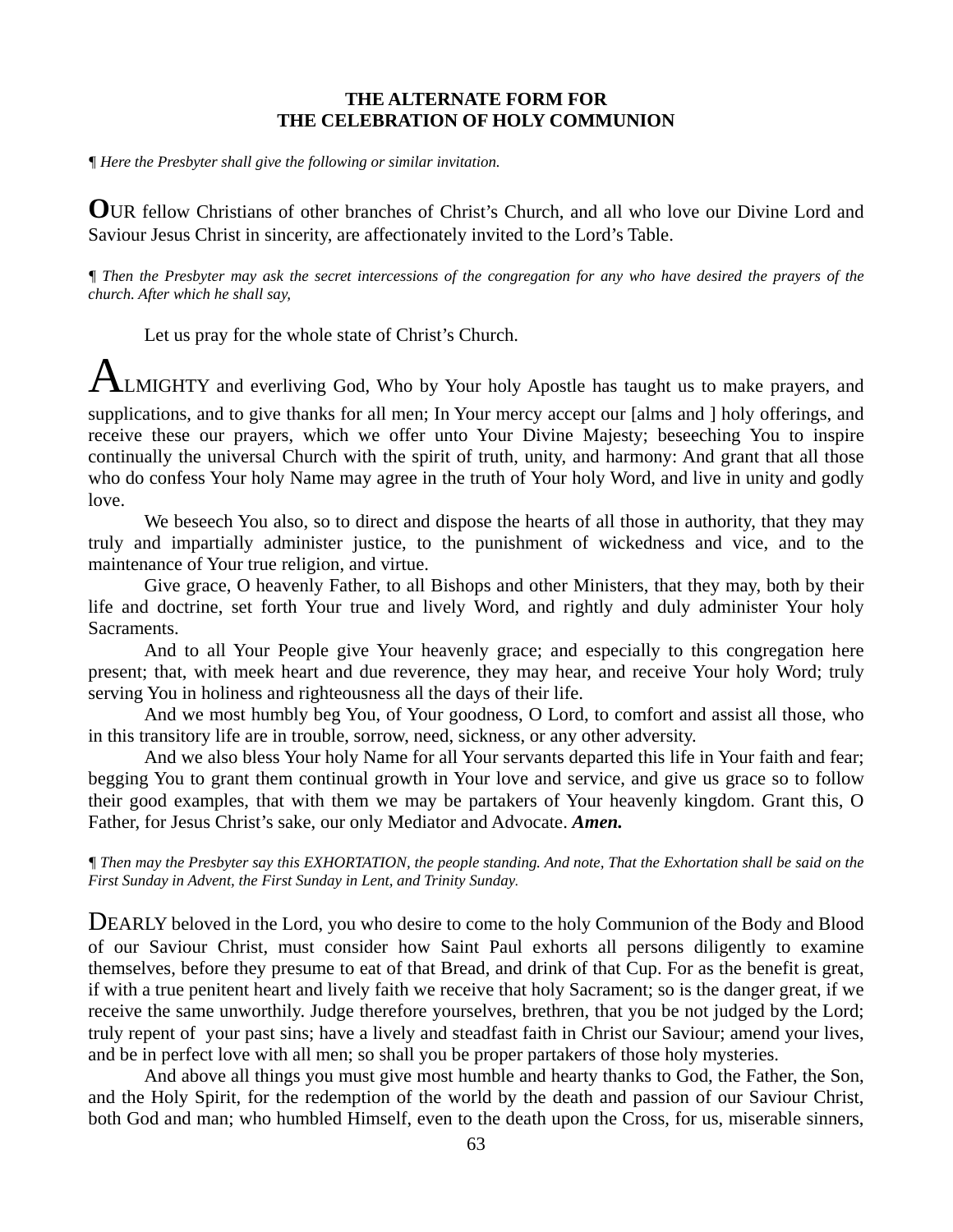**THE ALTERNATE FORM FOR**
**THE CELEBRATION OF HOLY COMMUNION**

*¶ Here the Presbyter shall give the following or similar invitation.*

**O**UR fellow Christians of other branches of Christ's Church, and all who love our Divine Lord and Saviour Jesus Christ in sincerity, are affectionately invited to the Lord's Table.

*¶ Then the Presbyter may ask the secret intercessions of the congregation for any who have desired the prayers of the church. After which he shall say,*

Let us pray for the whole state of Christ's Church.

ALMIGHTY and everliving God, Who by Your holy Apostle has taught us to make prayers, and supplications, and to give thanks for all men; In Your mercy accept our [alms and ] holy offerings, and receive these our prayers, which we offer unto Your Divine Majesty; beseeching You to inspire continually the universal Church with the spirit of truth, unity, and harmony: And grant that all those who do confess Your holy Name may agree in the truth of Your holy Word, and live in unity and godly love.

We beseech You also, so to direct and dispose the hearts of all those in authority, that they may truly and impartially administer justice, to the punishment of wickedness and vice, and to the maintenance of Your true religion, and virtue.

Give grace, O heavenly Father, to all Bishops and other Ministers, that they may, both by their life and doctrine, set forth Your true and lively Word, and rightly and duly administer Your holy Sacraments.

And to all Your People give Your heavenly grace; and especially to this congregation here present; that, with meek heart and due reverence, they may hear, and receive Your holy Word; truly serving You in holiness and righteousness all the days of their life.

And we most humbly beg You, of Your goodness, O Lord, to comfort and assist all those, who in this transitory life are in trouble, sorrow, need, sickness, or any other adversity.

And we also bless Your holy Name for all Your servants departed this life in Your faith and fear; begging You to grant them continual growth in Your love and service, and give us grace so to follow their good examples, that with them we may be partakers of Your heavenly kingdom. Grant this, O Father, for Jesus Christ's sake, our only Mediator and Advocate. ***Amen.***

*¶ Then may the Presbyter say this EXHORTATION, the people standing. And note, That the Exhortation shall be said on the First Sunday in Advent, the First Sunday in Lent, and Trinity Sunday.*

DEARLY beloved in the Lord, you who desire to come to the holy Communion of the Body and Blood of our Saviour Christ, must consider how Saint Paul exhorts all persons diligently to examine themselves, before they presume to eat of that Bread, and drink of that Cup. For as the benefit is great, if with a true penitent heart and lively faith we receive that holy Sacrament; so is the danger great, if we receive the same unworthily. Judge therefore yourselves, brethren, that you be not judged by the Lord; truly repent of your past sins; have a lively and steadfast faith in Christ our Saviour; amend your lives, and be in perfect love with all men; so shall you be proper partakers of those holy mysteries.

And above all things you must give most humble and hearty thanks to God, the Father, the Son, and the Holy Spirit, for the redemption of the world by the death and passion of our Saviour Christ, both God and man; who humbled Himself, even to the death upon the Cross, for us, miserable sinners,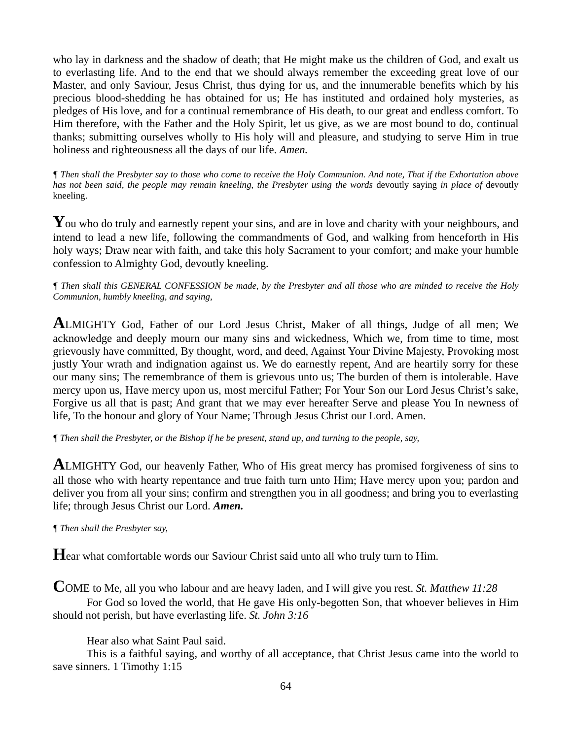who lay in darkness and the shadow of death; that He might make us the children of God, and exalt us to everlasting life. And to the end that we should always remember the exceeding great love of our Master, and only Saviour, Jesus Christ, thus dying for us, and the innumerable benefits which by his precious blood-shedding he has obtained for us; He has instituted and ordained holy mysteries, as pledges of His love, and for a continual remembrance of His death, to our great and endless comfort. To Him therefore, with the Father and the Holy Spirit, let us give, as we are most bound to do, continual thanks; submitting ourselves wholly to His holy will and pleasure, and studying to serve Him in true holiness and righteousness all the days of our life. *Amen.*

¶ *Then shall the Presbyter say to those who come to receive the Holy Communion. And note, That if the Exhortation above has not been said, the people may remain kneeling, the Presbyter using the words* devoutly saying *in place of* devoutly kneeling.

**Y**ou who do truly and earnestly repent your sins, and are in love and charity with your neighbours, and intend to lead a new life, following the commandments of God, and walking from henceforth in His holy ways; Draw near with faith, and take this holy Sacrament to your comfort; and make your humble confession to Almighty God, devoutly kneeling.

¶ *Then shall this GENERAL CONFESSION be made, by the Presbyter and all those who are minded to receive the Holy Communion, humbly kneeling, and saying,*

**A**LMIGHTY God, Father of our Lord Jesus Christ, Maker of all things, Judge of all men; We acknowledge and deeply mourn our many sins and wickedness, Which we, from time to time, most grievously have committed, By thought, word, and deed, Against Your Divine Majesty, Provoking most justly Your wrath and indignation against us. We do earnestly repent, And are heartily sorry for these our many sins; The remembrance of them is grievous unto us; The burden of them is intolerable. Have mercy upon us, Have mercy upon us, most merciful Father; For Your Son our Lord Jesus Christ's sake, Forgive us all that is past; And grant that we may ever hereafter Serve and please You In newness of life, To the honour and glory of Your Name; Through Jesus Christ our Lord. Amen.

¶ *Then shall the Presbyter, or the Bishop if he be present, stand up, and turning to the people, say,*

**A**LMIGHTY God, our heavenly Father, Who of His great mercy has promised forgiveness of sins to all those who with hearty repentance and true faith turn unto Him; Have mercy upon you; pardon and deliver you from all your sins; confirm and strengthen you in all goodness; and bring you to everlasting life; through Jesus Christ our Lord. ***Amen.***

¶ *Then shall the Presbyter say,*

**H**ear what comfortable words our Saviour Christ said unto all who truly turn to Him.

**C**OME to Me, all you who labour and are heavy laden, and I will give you rest. *St. Matthew 11:28*

For God so loved the world, that He gave His only-begotten Son, that whoever believes in Him should not perish, but have everlasting life. *St. John 3:16*

Hear also what Saint Paul said.

This is a faithful saying, and worthy of all acceptance, that Christ Jesus came into the world to save sinners. 1 Timothy 1:15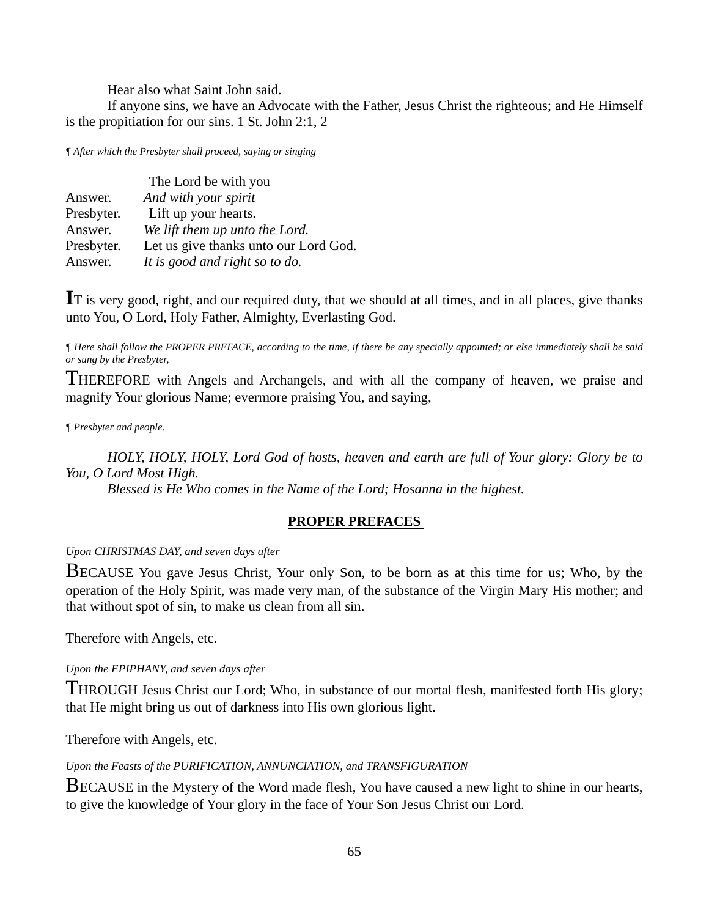Hear also what Saint John said.

If anyone sins, we have an Advocate with the Father, Jesus Christ the righteous; and He Himself is the propitiation for our sins. 1 St. John 2:1, 2

*¶ After which the Presbyter shall proceed, saying or singing*

The Lord be with you
Answer. *And with your spirit*
Presbyter. Lift up your hearts.
Answer. *We lift them up unto the Lord.*
Presbyter. Let us give thanks unto our Lord God.
Answer. *It is good and right so to do.*

**I**T is very good, right, and our required duty, that we should at all times, and in all places, give thanks unto You, O Lord, Holy Father, Almighty, Everlasting God.

*¶ Here shall follow the PROPER PREFACE, according to the time, if there be any specially appointed; or else immediately shall be said or sung by the Presbyter,*

THEREFORE with Angels and Archangels, and with all the company of heaven, we praise and magnify Your glorious Name; evermore praising You, and saying,

*¶ Presbyter and people.*

*HOLY, HOLY, HOLY, Lord God of hosts, heaven and earth are full of Your glory: Glory be to You, O Lord Most High.*

*Blessed is He Who comes in the Name of the Lord; Hosanna in the highest.*

## PROPER PREFACES

*Upon CHRISTMAS DAY, and seven days after*

BECAUSE You gave Jesus Christ, Your only Son, to be born as at this time for us; Who, by the operation of the Holy Spirit, was made very man, of the substance of the Virgin Mary His mother; and that without spot of sin, to make us clean from all sin.

Therefore with Angels, etc.

*Upon the EPIPHANY, and seven days after*

THROUGH Jesus Christ our Lord; Who, in substance of our mortal flesh, manifested forth His glory; that He might bring us out of darkness into His own glorious light.

Therefore with Angels, etc.

*Upon the Feasts of the PURIFICATION, ANNUNCIATION, and TRANSFIGURATION*

BECAUSE in the Mystery of the Word made flesh, You have caused a new light to shine in our hearts, to give the knowledge of Your glory in the face of Your Son Jesus Christ our Lord.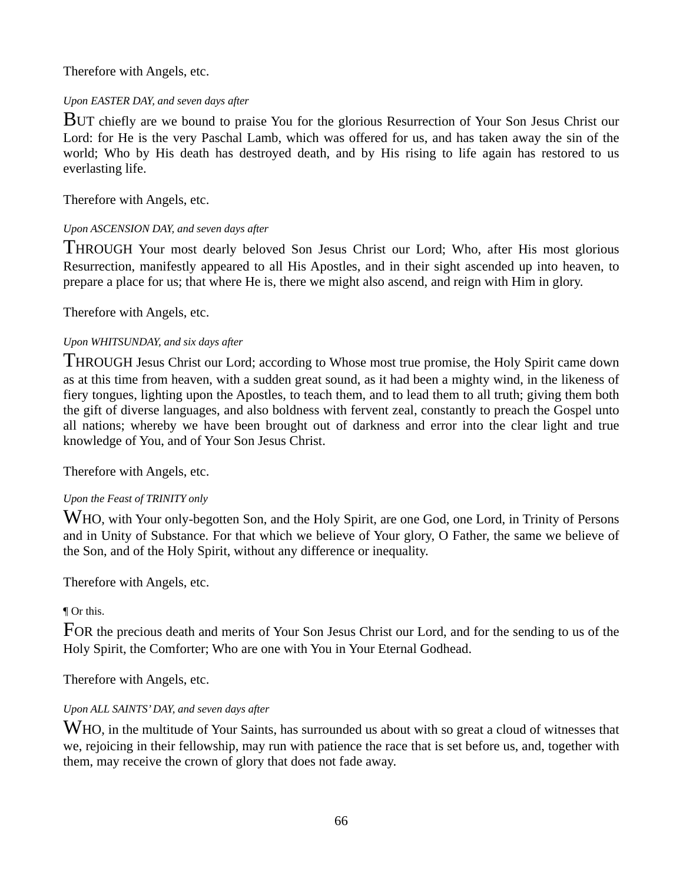Therefore with Angels, etc.

*Upon EASTER DAY, and seven days after*

BUT chiefly are we bound to praise You for the glorious Resurrection of Your Son Jesus Christ our Lord: for He is the very Paschal Lamb, which was offered for us, and has taken away the sin of the world; Who by His death has destroyed death, and by His rising to life again has restored to us everlasting life.

Therefore with Angels, etc.

*Upon ASCENSION DAY, and seven days after*

THROUGH Your most dearly beloved Son Jesus Christ our Lord; Who, after His most glorious Resurrection, manifestly appeared to all His Apostles, and in their sight ascended up into heaven, to prepare a place for us; that where He is, there we might also ascend, and reign with Him in glory.

Therefore with Angels, etc.

*Upon WHITSUNDAY, and six days after*

THROUGH Jesus Christ our Lord; according to Whose most true promise, the Holy Spirit came down as at this time from heaven, with a sudden great sound, as it had been a mighty wind, in the likeness of fiery tongues, lighting upon the Apostles, to teach them, and to lead them to all truth; giving them both the gift of diverse languages, and also boldness with fervent zeal, constantly to preach the Gospel unto all nations; whereby we have been brought out of darkness and error into the clear light and true knowledge of You, and of Your Son Jesus Christ.

Therefore with Angels, etc.

*Upon the Feast of TRINITY only*

WHO, with Your only-begotten Son, and the Holy Spirit, are one God, one Lord, in Trinity of Persons and in Unity of Substance. For that which we believe of Your glory, O Father, the same we believe of the Son, and of the Holy Spirit, without any difference or inequality.

Therefore with Angels, etc.

¶ Or this.

FOR the precious death and merits of Your Son Jesus Christ our Lord, and for the sending to us of the Holy Spirit, the Comforter; Who are one with You in Your Eternal Godhead.

Therefore with Angels, etc.

*Upon ALL SAINTS' DAY, and seven days after*

WHO, in the multitude of Your Saints, has surrounded us about with so great a cloud of witnesses that we, rejoicing in their fellowship, may run with patience the race that is set before us, and, together with them, may receive the crown of glory that does not fade away.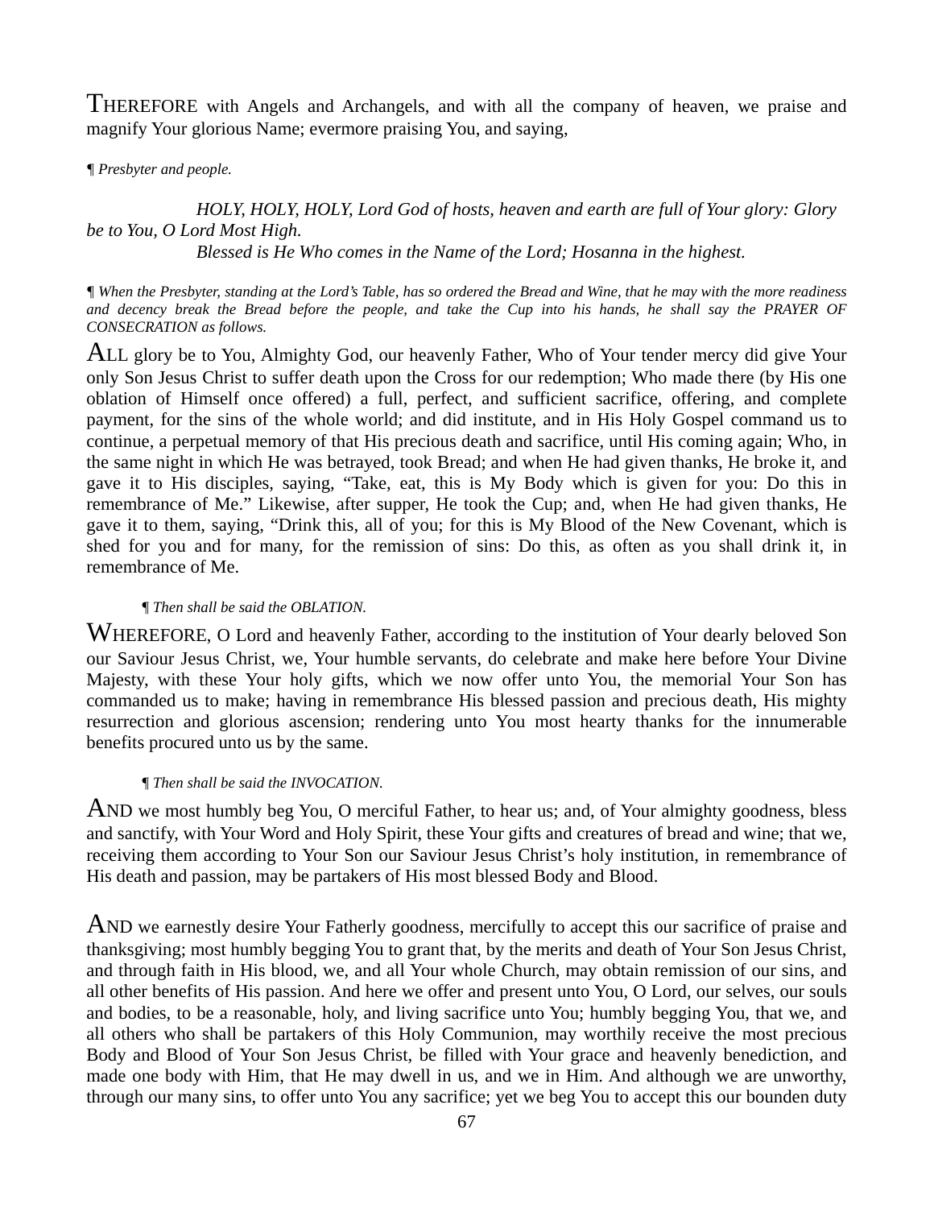THEREFORE with Angels and Archangels, and with all the company of heaven, we praise and magnify Your glorious Name; evermore praising You, and saying,

*¶ Presbyter and people.*

*HOLY, HOLY, HOLY, Lord God of hosts, heaven and earth are full of Your glory: Glory be to You, O Lord Most High.*

*Blessed is He Who comes in the Name of the Lord; Hosanna in the highest.*

*¶ When the Presbyter, standing at the Lord's Table, has so ordered the Bread and Wine, that he may with the more readiness and decency break the Bread before the people, and take the Cup into his hands, he shall say the PRAYER OF CONSECRATION as follows.*

ALL glory be to You, Almighty God, our heavenly Father, Who of Your tender mercy did give Your only Son Jesus Christ to suffer death upon the Cross for our redemption; Who made there (by His one oblation of Himself once offered) a full, perfect, and sufficient sacrifice, offering, and complete payment, for the sins of the whole world; and did institute, and in His Holy Gospel command us to continue, a perpetual memory of that His precious death and sacrifice, until His coming again; Who, in the same night in which He was betrayed, took Bread; and when He had given thanks, He broke it, and gave it to His disciples, saying, "Take, eat, this is My Body which is given for you: Do this in remembrance of Me." Likewise, after supper, He took the Cup; and, when He had given thanks, He gave it to them, saying, "Drink this, all of you; for this is My Blood of the New Covenant, which is shed for you and for many, for the remission of sins: Do this, as often as you shall drink it, in remembrance of Me.

*¶ Then shall be said the OBLATION.*

WHEREFORE, O Lord and heavenly Father, according to the institution of Your dearly beloved Son our Saviour Jesus Christ, we, Your humble servants, do celebrate and make here before Your Divine Majesty, with these Your holy gifts, which we now offer unto You, the memorial Your Son has commanded us to make; having in remembrance His blessed passion and precious death, His mighty resurrection and glorious ascension; rendering unto You most hearty thanks for the innumerable benefits procured unto us by the same.

*¶ Then shall be said the INVOCATION.*

AND we most humbly beg You, O merciful Father, to hear us; and, of Your almighty goodness, bless and sanctify, with Your Word and Holy Spirit, these Your gifts and creatures of bread and wine; that we, receiving them according to Your Son our Saviour Jesus Christ's holy institution, in remembrance of His death and passion, may be partakers of His most blessed Body and Blood.

AND we earnestly desire Your Fatherly goodness, mercifully to accept this our sacrifice of praise and thanksgiving; most humbly begging You to grant that, by the merits and death of Your Son Jesus Christ, and through faith in His blood, we, and all Your whole Church, may obtain remission of our sins, and all other benefits of His passion. And here we offer and present unto You, O Lord, our selves, our souls and bodies, to be a reasonable, holy, and living sacrifice unto You; humbly begging You, that we, and all others who shall be partakers of this Holy Communion, may worthily receive the most precious Body and Blood of Your Son Jesus Christ, be filled with Your grace and heavenly benediction, and made one body with Him, that He may dwell in us, and we in Him. And although we are unworthy, through our many sins, to offer unto You any sacrifice; yet we beg You to accept this our bounden duty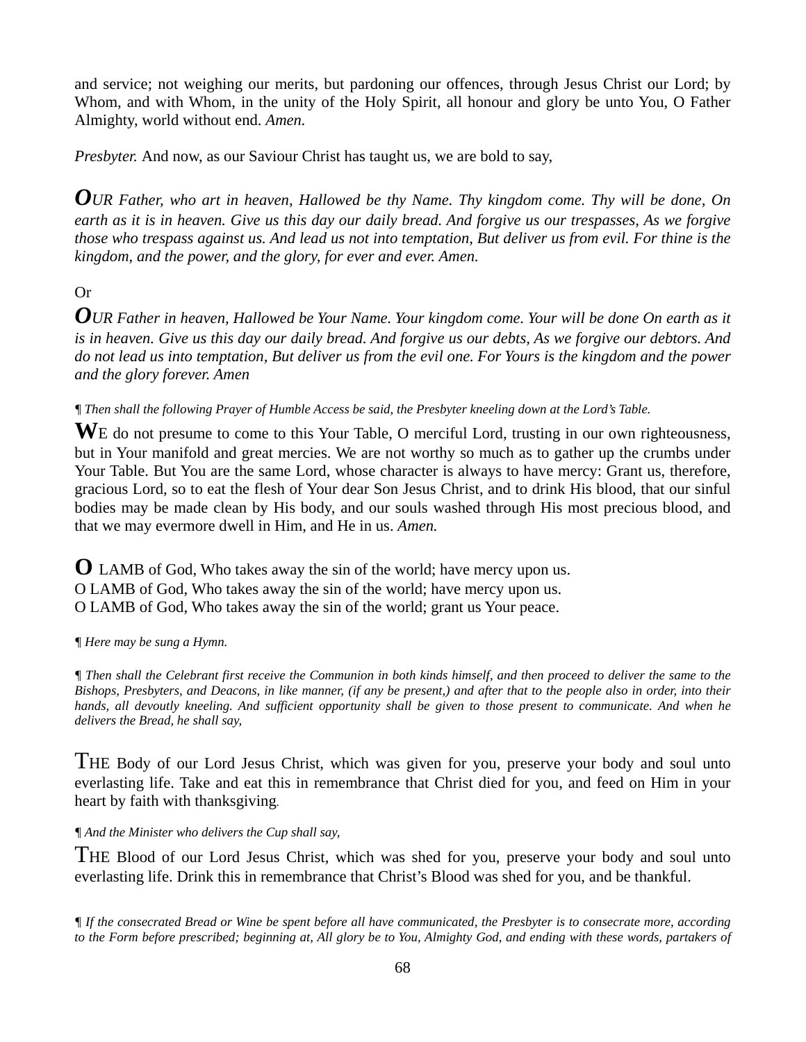and service; not weighing our merits, but pardoning our offences, through Jesus Christ our Lord; by Whom, and with Whom, in the unity of the Holy Spirit, all honour and glory be unto You, O Father Almighty, world without end. *Amen.*

*Presbyter.* And now, as our Saviour Christ has taught us, we are bold to say,

***OUR Father, who art in heaven, Hallowed be thy Name. Thy kingdom come. Thy will be done, On earth as it is in heaven. Give us this day our daily bread. And forgive us our trespasses, As we forgive those who trespass against us. And lead us not into temptation, But deliver us from evil. For thine is the kingdom, and the power, and the glory, for ever and ever. Amen.***

Or

***OUR Father in heaven, Hallowed be Your Name. Your kingdom come. Your will be done On earth as it is in heaven. Give us this day our daily bread. And forgive us our debts, As we forgive our debtors. And do not lead us into temptation, But deliver us from the evil one. For Yours is the kingdom and the power and the glory forever. Amen***

*¶ Then shall the following Prayer of Humble Access be said, the Presbyter kneeling down at the Lord's Table.*

**W**E do not presume to come to this Your Table, O merciful Lord, trusting in our own righteousness, but in Your manifold and great mercies. We are not worthy so much as to gather up the crumbs under Your Table. But You are the same Lord, whose character is always to have mercy: Grant us, therefore, gracious Lord, so to eat the flesh of Your dear Son Jesus Christ, and to drink His blood, that our sinful bodies may be made clean by His body, and our souls washed through His most precious blood, and that we may evermore dwell in Him, and He in us. *Amen.*

**O** LAMB of God, Who takes away the sin of the world; have mercy upon us.
O LAMB of God, Who takes away the sin of the world; have mercy upon us.
O LAMB of God, Who takes away the sin of the world; grant us Your peace.

*¶ Here may be sung a Hymn.*

*¶ Then shall the Celebrant first receive the Communion in both kinds himself, and then proceed to deliver the same to the Bishops, Presbyters, and Deacons, in like manner, (if any be present,) and after that to the people also in order, into their hands, all devoutly kneeling. And sufficient opportunity shall be given to those present to communicate. And when he delivers the Bread, he shall say,*

THE Body of our Lord Jesus Christ, which was given for you, preserve your body and soul unto everlasting life. Take and eat this in remembrance that Christ died for you, and feed on Him in your heart by faith with thanksgiving.

*¶ And the Minister who delivers the Cup shall say,*

THE Blood of our Lord Jesus Christ, which was shed for you, preserve your body and soul unto everlasting life. Drink this in remembrance that Christ's Blood was shed for you, and be thankful.

*¶ If the consecrated Bread or Wine be spent before all have communicated, the Presbyter is to consecrate more, according to the Form before prescribed; beginning at, All glory be to You, Almighty God, and ending with these words, partakers of*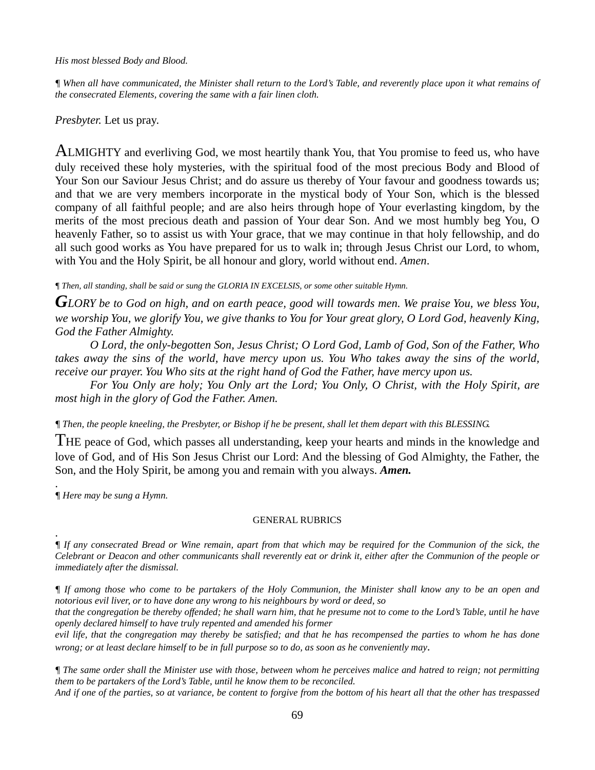*His most blessed Body and Blood.*

*¶ When all have communicated, the Minister shall return to the Lord's Table, and reverently place upon it what remains of the consecrated Elements, covering the same with a fair linen cloth.*

*Presbyter.* Let us pray.

ALMIGHTY and everliving God, we most heartily thank You, that You promise to feed us, who have duly received these holy mysteries, with the spiritual food of the most precious Body and Blood of Your Son our Saviour Jesus Christ; and do assure us thereby of Your favour and goodness towards us; and that we are very members incorporate in the mystical body of Your Son, which is the blessed company of all faithful people; and are also heirs through hope of Your everlasting kingdom, by the merits of the most precious death and passion of Your dear Son. And we most humbly beg You, O heavenly Father, so to assist us with Your grace, that we may continue in that holy fellowship, and do all such good works as You have prepared for us to walk in; through Jesus Christ our Lord, to whom, with You and the Holy Spirit, be all honour and glory, world without end. *Amen*.

*¶ Then, all standing, shall be said or sung the GLORIA IN EXCELSIS, or some other suitable Hymn.*

***G****LORY be to God on high, and on earth peace, good will towards men. We praise You, we bless You, we worship You, we glorify You, we give thanks to You for Your great glory, O Lord God, heavenly King, God the Father Almighty.*

*O Lord, the only-begotten Son, Jesus Christ; O Lord God, Lamb of God, Son of the Father, Who takes away the sins of the world, have mercy upon us. You Who takes away the sins of the world, receive our prayer. You Who sits at the right hand of God the Father, have mercy upon us.*

*For You Only are holy; You Only art the Lord; You Only, O Christ, with the Holy Spirit, are most high in the glory of God the Father. Amen.*

*¶ Then, the people kneeling, the Presbyter, or Bishop if he be present, shall let them depart with this BLESSING.*

THE peace of God, which passes all understanding, keep your hearts and minds in the knowledge and love of God, and of His Son Jesus Christ our Lord: And the blessing of God Almighty, the Father, the Son, and the Holy Spirit, be among you and remain with you always. ***Amen.***

.

*¶ Here may be sung a Hymn.*

## GENERAL RUBRICS

.

*¶ If any consecrated Bread or Wine remain, apart from that which may be required for the Communion of the sick, the Celebrant or Deacon and other communicants shall reverently eat or drink it, either after the Communion of the people or immediately after the dismissal.*

*¶ If among those who come to be partakers of the Holy Communion, the Minister shall know any to be an open and notorious evil liver, or to have done any wrong to his neighbours by word or deed, so that the congregation be thereby offended; he shall warn him, that he presume not to come to the Lord's Table, until he have openly declared himself to have truly repented and amended his former evil life, that the congregation may thereby be satisfied; and that he has recompensed the parties to whom he has done wrong; or at least declare himself to be in full purpose so to do, as soon as he conveniently may.*

*¶ The same order shall the Minister use with those, between whom he perceives malice and hatred to reign; not permitting them to be partakers of the Lord's Table, until he know them to be reconciled. And if one of the parties, so at variance, be content to forgive from the bottom of his heart all that the other has trespassed*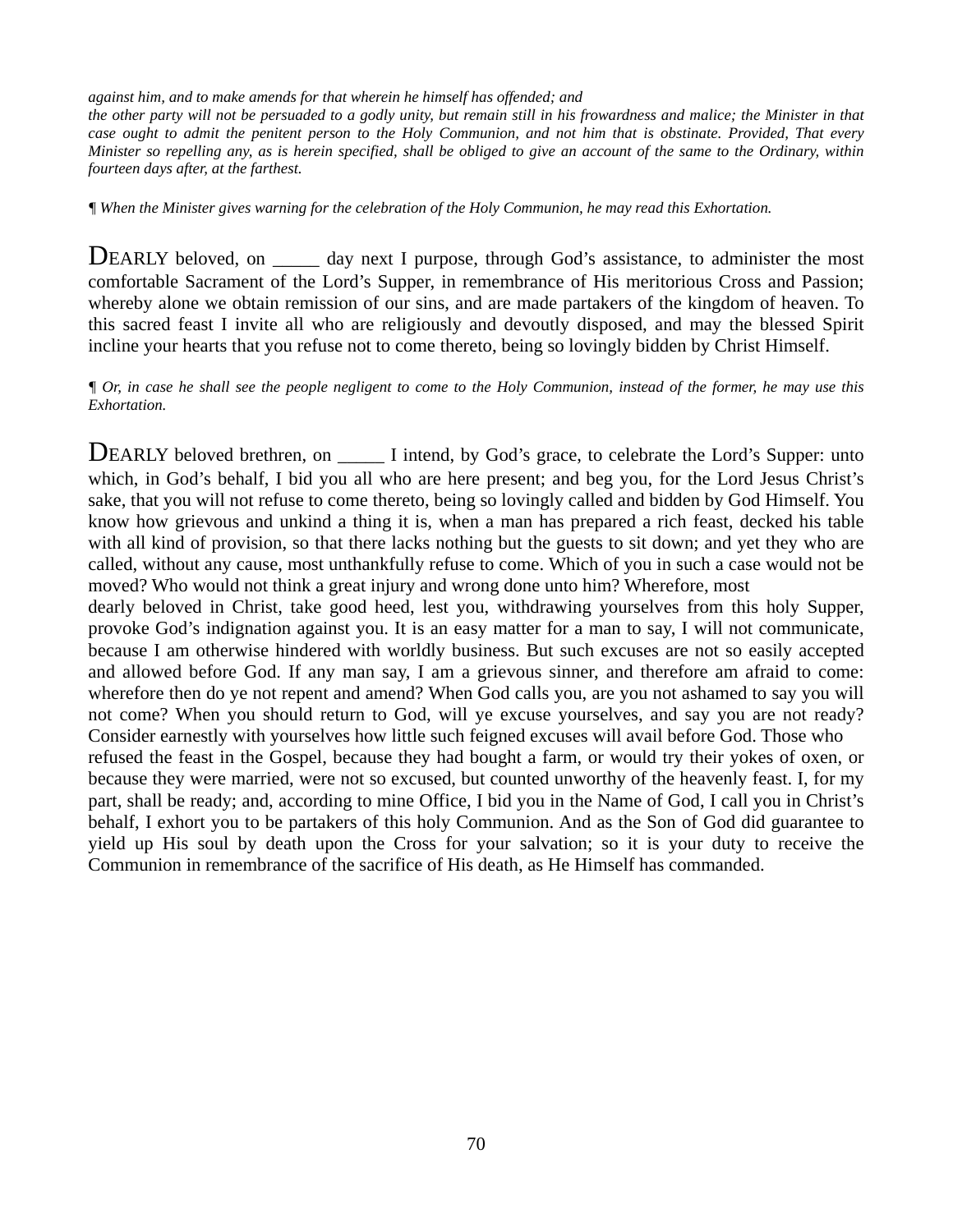*against him, and to make amends for that wherein he himself has offended; and the other party will not be persuaded to a godly unity, but remain still in his frowardness and malice; the Minister in that case ought to admit the penitent person to the Holy Communion, and not him that is obstinate. Provided, That every Minister so repelling any, as is herein specified, shall be obliged to give an account of the same to the Ordinary, within fourteen days after, at the farthest.*

*¶ When the Minister gives warning for the celebration of the Holy Communion, he may read this Exhortation.*

DEARLY beloved, on _____ day next I purpose, through God's assistance, to administer the most comfortable Sacrament of the Lord's Supper, in remembrance of His meritorious Cross and Passion; whereby alone we obtain remission of our sins, and are made partakers of the kingdom of heaven. To this sacred feast I invite all who are religiously and devoutly disposed, and may the blessed Spirit incline your hearts that you refuse not to come thereto, being so lovingly bidden by Christ Himself.

*¶ Or, in case he shall see the people negligent to come to the Holy Communion, instead of the former, he may use this Exhortation.*

DEARLY beloved brethren, on _____ I intend, by God's grace, to celebrate the Lord's Supper: unto which, in God's behalf, I bid you all who are here present; and beg you, for the Lord Jesus Christ's sake, that you will not refuse to come thereto, being so lovingly called and bidden by God Himself. You know how grievous and unkind a thing it is, when a man has prepared a rich feast, decked his table with all kind of provision, so that there lacks nothing but the guests to sit down; and yet they who are called, without any cause, most unthankfully refuse to come. Which of you in such a case would not be moved? Who would not think a great injury and wrong done unto him? Wherefore, most dearly beloved in Christ, take good heed, lest you, withdrawing yourselves from this holy Supper, provoke God's indignation against you. It is an easy matter for a man to say, I will not communicate, because I am otherwise hindered with worldly business. But such excuses are not so easily accepted and allowed before God. If any man say, I am a grievous sinner, and therefore am afraid to come: wherefore then do ye not repent and amend? When God calls you, are you not ashamed to say you will not come? When you should return to God, will ye excuse yourselves, and say you are not ready? Consider earnestly with yourselves how little such feigned excuses will avail before God. Those who refused the feast in the Gospel, because they had bought a farm, or would try their yokes of oxen, or because they were married, were not so excused, but counted unworthy of the heavenly feast. I, for my part, shall be ready; and, according to mine Office, I bid you in the Name of God, I call you in Christ's behalf, I exhort you to be partakers of this holy Communion. And as the Son of God did guarantee to yield up His soul by death upon the Cross for your salvation; so it is your duty to receive the Communion in remembrance of the sacrifice of His death, as He Himself has commanded.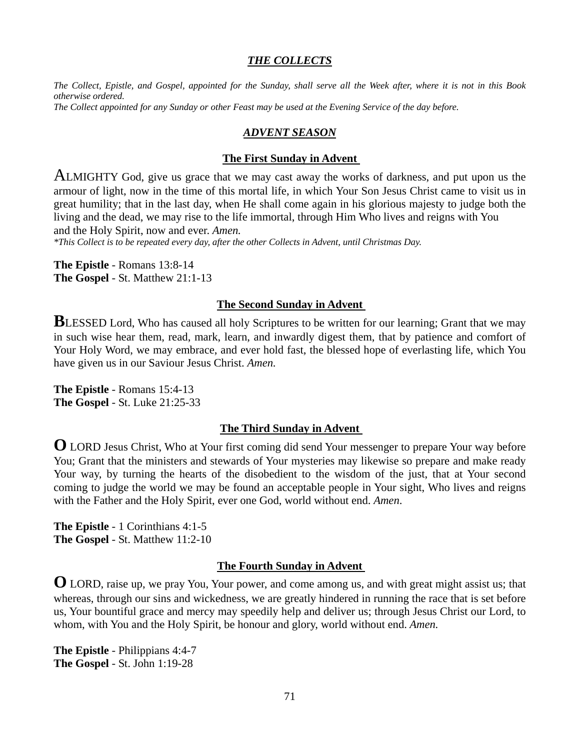## ***THE COLLECTS***

*The Collect, Epistle, and Gospel, appointed for the Sunday, shall serve all the Week after, where it is not in this Book otherwise ordered.*
*The Collect appointed for any Sunday or other Feast may be used at the Evening Service of the day before.*

## ***ADVENT SEASON***

### The First Sunday in Advent

ALMIGHTY God, give us grace that we may cast away the works of darkness, and put upon us the armour of light, now in the time of this mortal life, in which Your Son Jesus Christ came to visit us in great humility; that in the last day, when He shall come again in his glorious majesty to judge both the living and the dead, we may rise to the life immortal, through Him Who lives and reigns with You and the Holy Spirit, now and ever. *Amen.*
*\*This Collect is to be repeated every day, after the other Collects in Advent, until Christmas Day.*

**The Epistle** - Romans 13:8-14
**The Gospel** - St. Matthew 21:1-13

### The Second Sunday in Advent

**B**LESSED Lord, Who has caused all holy Scriptures to be written for our learning; Grant that we may in such wise hear them, read, mark, learn, and inwardly digest them, that by patience and comfort of Your Holy Word, we may embrace, and ever hold fast, the blessed hope of everlasting life, which You have given us in our Saviour Jesus Christ. *Amen.*

**The Epistle** - Romans 15:4-13
**The Gospel** - St. Luke 21:25-33

### The Third Sunday in Advent

**O** LORD Jesus Christ, Who at Your first coming did send Your messenger to prepare Your way before You; Grant that the ministers and stewards of Your mysteries may likewise so prepare and make ready Your way, by turning the hearts of the disobedient to the wisdom of the just, that at Your second coming to judge the world we may be found an acceptable people in Your sight, Who lives and reigns with the Father and the Holy Spirit, ever one God, world without end. *Amen*.

**The Epistle** - 1 Corinthians 4:1-5
**The Gospel** - St. Matthew 11:2-10

### The Fourth Sunday in Advent

**O** LORD, raise up, we pray You, Your power, and come among us, and with great might assist us; that whereas, through our sins and wickedness, we are greatly hindered in running the race that is set before us, Your bountiful grace and mercy may speedily help and deliver us; through Jesus Christ our Lord, to whom, with You and the Holy Spirit, be honour and glory, world without end. *Amen.*

**The Epistle** - Philippians 4:4-7
**The Gospel** - St. John 1:19-28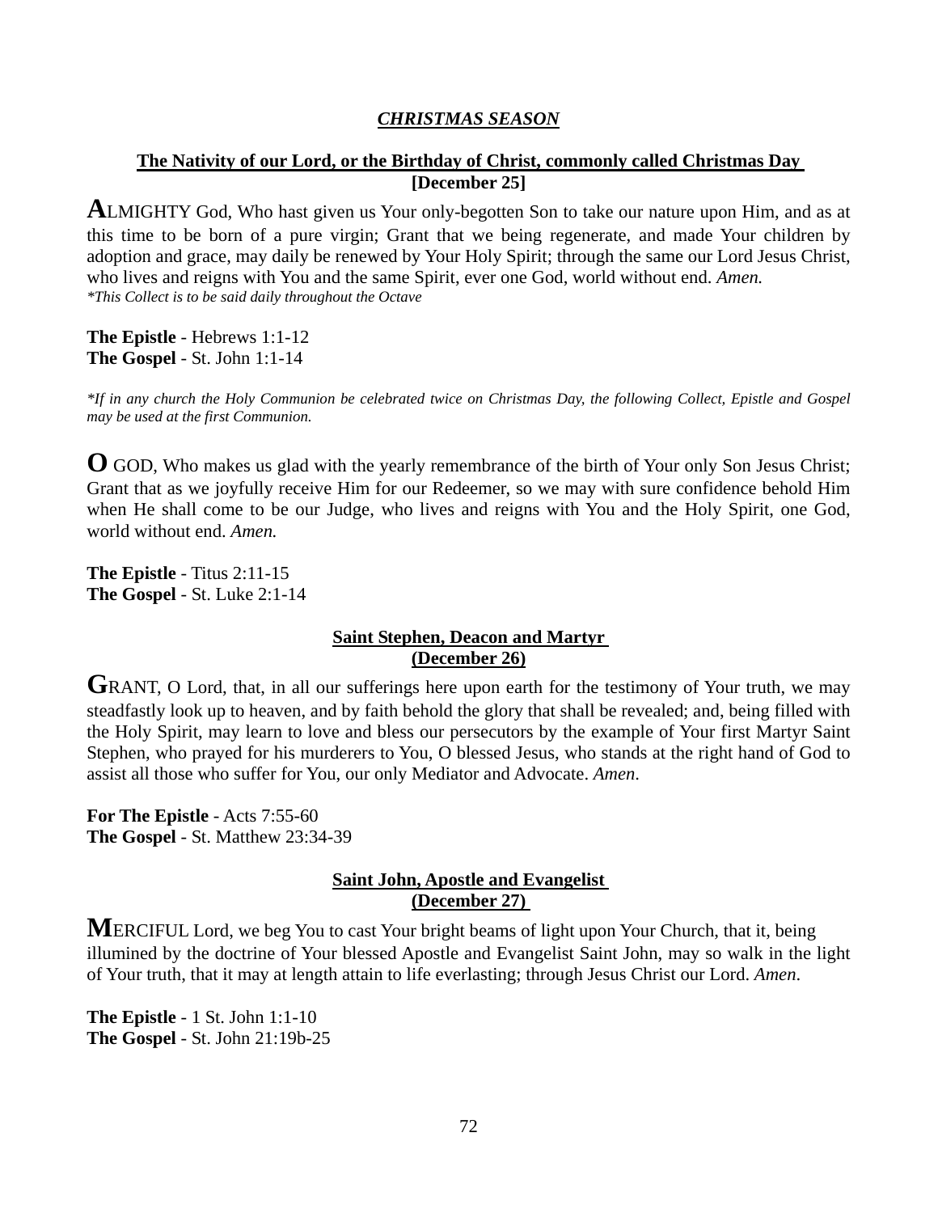## *CHRISTMAS SEASON*

### The Nativity of our Lord, or the Birthday of Christ, commonly called Christmas Day [December 25]

**A**LMIGHTY God, Who hast given us Your only-begotten Son to take our nature upon Him, and as at this time to be born of a pure virgin; Grant that we being regenerate, and made Your children by adoption and grace, may daily be renewed by Your Holy Spirit; through the same our Lord Jesus Christ, who lives and reigns with You and the same Spirit, ever one God, world without end. *Amen.*
*\*This Collect is to be said daily throughout the Octave*

**The Epistle** - Hebrews 1:1-12
**The Gospel** - St. John 1:1-14

*\*If in any church the Holy Communion be celebrated twice on Christmas Day, the following Collect, Epistle and Gospel may be used at the first Communion.*

**O** GOD, Who makes us glad with the yearly remembrance of the birth of Your only Son Jesus Christ; Grant that as we joyfully receive Him for our Redeemer, so we may with sure confidence behold Him when He shall come to be our Judge, who lives and reigns with You and the Holy Spirit, one God, world without end. *Amen.*

**The Epistle** - Titus 2:11-15
**The Gospel** - St. Luke 2:1-14

### Saint Stephen, Deacon and Martyr (December 26)

**G**RANT, O Lord, that, in all our sufferings here upon earth for the testimony of Your truth, we may steadfastly look up to heaven, and by faith behold the glory that shall be revealed; and, being filled with the Holy Spirit, may learn to love and bless our persecutors by the example of Your first Martyr Saint Stephen, who prayed for his murderers to You, O blessed Jesus, who stands at the right hand of God to assist all those who suffer for You, our only Mediator and Advocate. *Amen*.

**For The Epistle** - Acts 7:55-60
**The Gospel** - St. Matthew 23:34-39

### Saint John, Apostle and Evangelist (December 27)

**M**ERCIFUL Lord, we beg You to cast Your bright beams of light upon Your Church, that it, being illumined by the doctrine of Your blessed Apostle and Evangelist Saint John, may so walk in the light of Your truth, that it may at length attain to life everlasting; through Jesus Christ our Lord. *Amen*.

**The Epistle** - 1 St. John 1:1-10
**The Gospel** - St. John 21:19b-25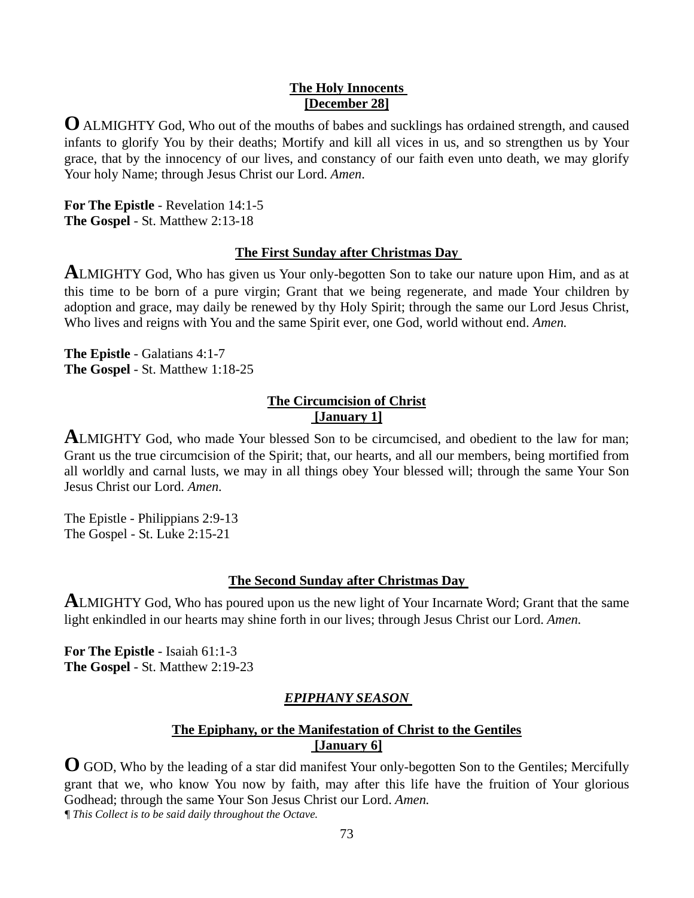**The Holy Innocents**
**[December 28]**

**O** ALMIGHTY God, Who out of the mouths of babes and sucklings has ordained strength, and caused infants to glorify You by their deaths; Mortify and kill all vices in us, and so strengthen us by Your grace, that by the innocency of our lives, and constancy of our faith even unto death, we may glorify Your holy Name; through Jesus Christ our Lord. *Amen*.

**For The Epistle** - Revelation 14:1-5
**The Gospel** - St. Matthew 2:13-18

**The First Sunday after Christmas Day**

**A**LMIGHTY God, Who has given us Your only-begotten Son to take our nature upon Him, and as at this time to be born of a pure virgin; Grant that we being regenerate, and made Your children by adoption and grace, may daily be renewed by thy Holy Spirit; through the same our Lord Jesus Christ, Who lives and reigns with You and the same Spirit ever, one God, world without end. *Amen.*

**The Epistle** - Galatians 4:1-7
**The Gospel** - St. Matthew 1:18-25

**The Circumcision of Christ**
**[January 1]**

**A**LMIGHTY God, who made Your blessed Son to be circumcised, and obedient to the law for man; Grant us the true circumcision of the Spirit; that, our hearts, and all our members, being mortified from all worldly and carnal lusts, we may in all things obey Your blessed will; through the same Your Son Jesus Christ our Lord. *Amen.*

The Epistle - Philippians 2:9-13
The Gospel - St. Luke 2:15-21

**The Second Sunday after Christmas Day**

**A**LMIGHTY God, Who has poured upon us the new light of Your Incarnate Word; Grant that the same light enkindled in our hearts may shine forth in our lives; through Jesus Christ our Lord. *Amen.*

**For The Epistle** - Isaiah 61:1-3
**The Gospel** - St. Matthew 2:19-23

***EPIPHANY SEASON***

**The Epiphany, or the Manifestation of Christ to the Gentiles**
**[January 6]**

**O** GOD, Who by the leading of a star did manifest Your only-begotten Son to the Gentiles; Mercifully grant that we, who know You now by faith, may after this life have the fruition of Your glorious Godhead; through the same Your Son Jesus Christ our Lord. *Amen.*

*¶ This Collect is to be said daily throughout the Octave.*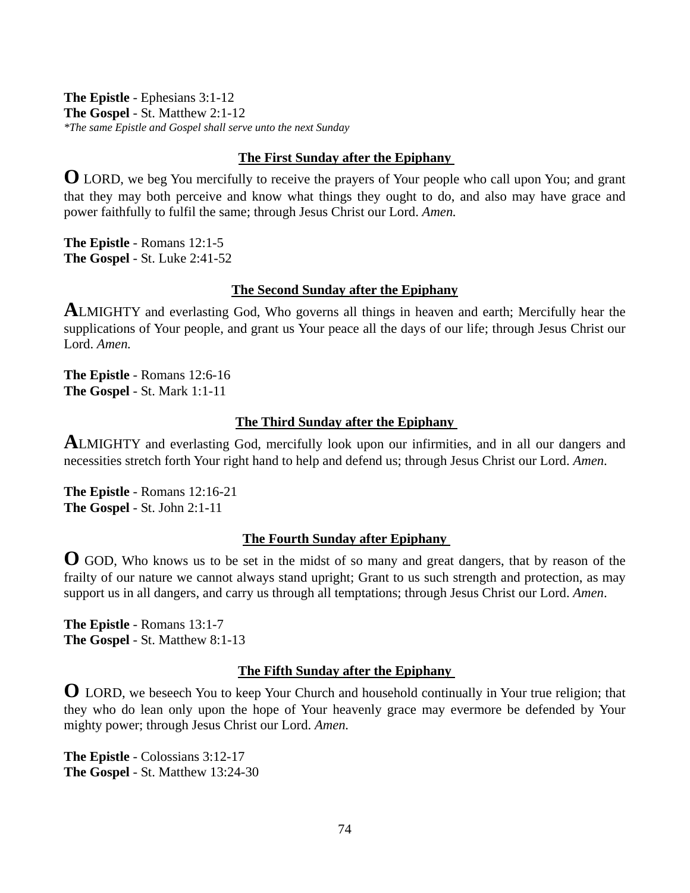**The Epistle** - Ephesians 3:1-12
**The Gospel** - St. Matthew 2:1-12
*\*The same Epistle and Gospel shall serve unto the next Sunday*

## The First Sunday after the Epiphany

**O** LORD, we beg You mercifully to receive the prayers of Your people who call upon You; and grant that they may both perceive and know what things they ought to do, and also may have grace and power faithfully to fulfil the same; through Jesus Christ our Lord. *Amen.*

**The Epistle** - Romans 12:1-5
**The Gospel** - St. Luke 2:41-52

## The Second Sunday after the Epiphany

**A**LMIGHTY and everlasting God, Who governs all things in heaven and earth; Mercifully hear the supplications of Your people, and grant us Your peace all the days of our life; through Jesus Christ our Lord. *Amen.*

**The Epistle** - Romans 12:6-16
**The Gospel** - St. Mark 1:1-11

## The Third Sunday after the Epiphany

**A**LMIGHTY and everlasting God, mercifully look upon our infirmities, and in all our dangers and necessities stretch forth Your right hand to help and defend us; through Jesus Christ our Lord. *Amen*.

**The Epistle** - Romans 12:16-21
**The Gospel** - St. John 2:1-11

## The Fourth Sunday after Epiphany

**O** GOD, Who knows us to be set in the midst of so many and great dangers, that by reason of the frailty of our nature we cannot always stand upright; Grant to us such strength and protection, as may support us in all dangers, and carry us through all temptations; through Jesus Christ our Lord. *Amen*.

**The Epistle** - Romans 13:1-7
**The Gospel** - St. Matthew 8:1-13

## The Fifth Sunday after the Epiphany

**O** LORD, we beseech You to keep Your Church and household continually in Your true religion; that they who do lean only upon the hope of Your heavenly grace may evermore be defended by Your mighty power; through Jesus Christ our Lord. *Amen.*

**The Epistle** - Colossians 3:12-17
**The Gospel** - St. Matthew 13:24-30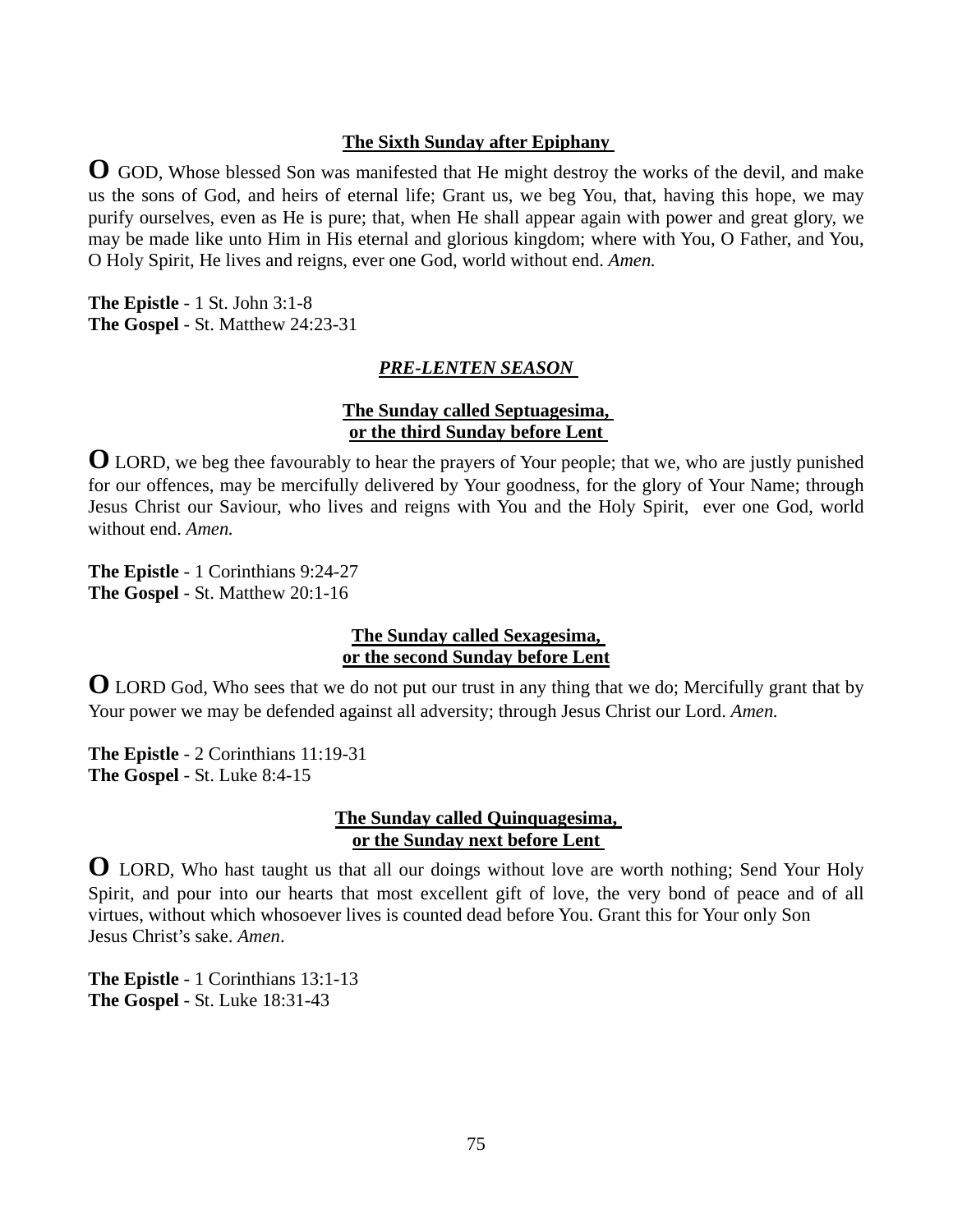## The Sixth Sunday after Epiphany

**O** GOD, Whose blessed Son was manifested that He might destroy the works of the devil, and make us the sons of God, and heirs of eternal life; Grant us, we beg You, that, having this hope, we may purify ourselves, even as He is pure; that, when He shall appear again with power and great glory, we may be made like unto Him in His eternal and glorious kingdom; where with You, O Father, and You, O Holy Spirit, He lives and reigns, ever one God, world without end. *Amen.*

**The Epistle** - 1 St. John 3:1-8
**The Gospel** - St. Matthew 24:23-31

## *PRE-LENTEN SEASON*

## The Sunday called Septuagesima, or the third Sunday before Lent

**O** LORD, we beg thee favourably to hear the prayers of Your people; that we, who are justly punished for our offences, may be mercifully delivered by Your goodness, for the glory of Your Name; through Jesus Christ our Saviour, who lives and reigns with You and the Holy Spirit, ever one God, world without end. *Amen.*

**The Epistle** - 1 Corinthians 9:24-27
**The Gospel** - St. Matthew 20:1-16

## The Sunday called Sexagesima, or the second Sunday before Lent

**O** LORD God, Who sees that we do not put our trust in any thing that we do; Mercifully grant that by Your power we may be defended against all adversity; through Jesus Christ our Lord. *Amen.*

**The Epistle** - 2 Corinthians 11:19-31
**The Gospel** - St. Luke 8:4-15

## The Sunday called Quinquagesima, or the Sunday next before Lent

**O** LORD, Who hast taught us that all our doings without love are worth nothing; Send Your Holy Spirit, and pour into our hearts that most excellent gift of love, the very bond of peace and of all virtues, without which whosoever lives is counted dead before You. Grant this for Your only Son Jesus Christ's sake. *Amen*.

**The Epistle** - 1 Corinthians 13:1-13
**The Gospel** - St. Luke 18:31-43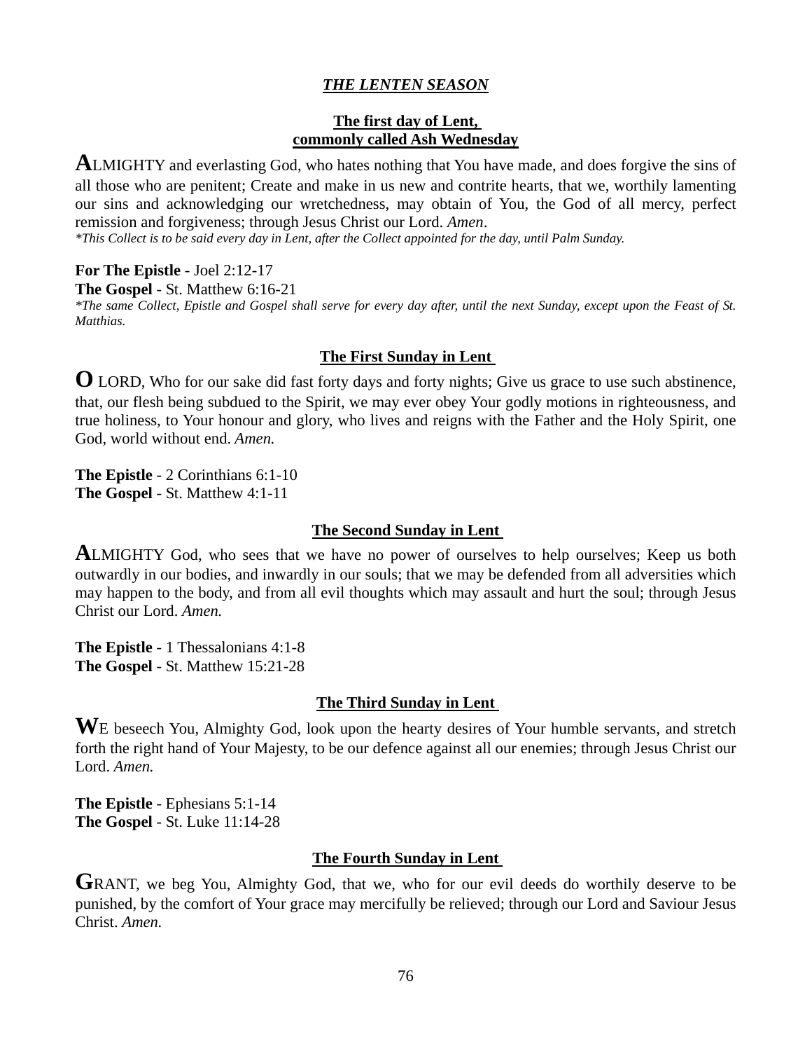## *THE LENTEN SEASON*

### The first day of Lent, commonly called Ash Wednesday

**A**LMIGHTY and everlasting God, who hates nothing that You have made, and does forgive the sins of all those who are penitent; Create and make in us new and contrite hearts, that we, worthily lamenting our sins and acknowledging our wretchedness, may obtain of You, the God of all mercy, perfect remission and forgiveness; through Jesus Christ our Lord. *Amen*.

*\*This Collect is to be said every day in Lent, after the Collect appointed for the day, until Palm Sunday.*

**For The Epistle** - Joel 2:12-17
**The Gospel** - St. Matthew 6:16-21

*\*The same Collect, Epistle and Gospel shall serve for every day after, until the next Sunday, except upon the Feast of St. Matthias.*

### The First Sunday in Lent

**O** LORD, Who for our sake did fast forty days and forty nights; Give us grace to use such abstinence, that, our flesh being subdued to the Spirit, we may ever obey Your godly motions in righteousness, and true holiness, to Your honour and glory, who lives and reigns with the Father and the Holy Spirit, one God, world without end. *Amen.*

**The Epistle** - 2 Corinthians 6:1-10
**The Gospel** - St. Matthew 4:1-11

### The Second Sunday in Lent

**A**LMIGHTY God, who sees that we have no power of ourselves to help ourselves; Keep us both outwardly in our bodies, and inwardly in our souls; that we may be defended from all adversities which may happen to the body, and from all evil thoughts which may assault and hurt the soul; through Jesus Christ our Lord. *Amen.*

**The Epistle** - 1 Thessalonians 4:1-8
**The Gospel** - St. Matthew 15:21-28

### The Third Sunday in Lent

**W**E beseech You, Almighty God, look upon the hearty desires of Your humble servants, and stretch forth the right hand of Your Majesty, to be our defence against all our enemies; through Jesus Christ our Lord. *Amen.*

**The Epistle** - Ephesians 5:1-14
**The Gospel** - St. Luke 11:14-28

### The Fourth Sunday in Lent

**G**RANT, we beg You, Almighty God, that we, who for our evil deeds do worthily deserve to be punished, by the comfort of Your grace may mercifully be relieved; through our Lord and Saviour Jesus Christ. *Amen.*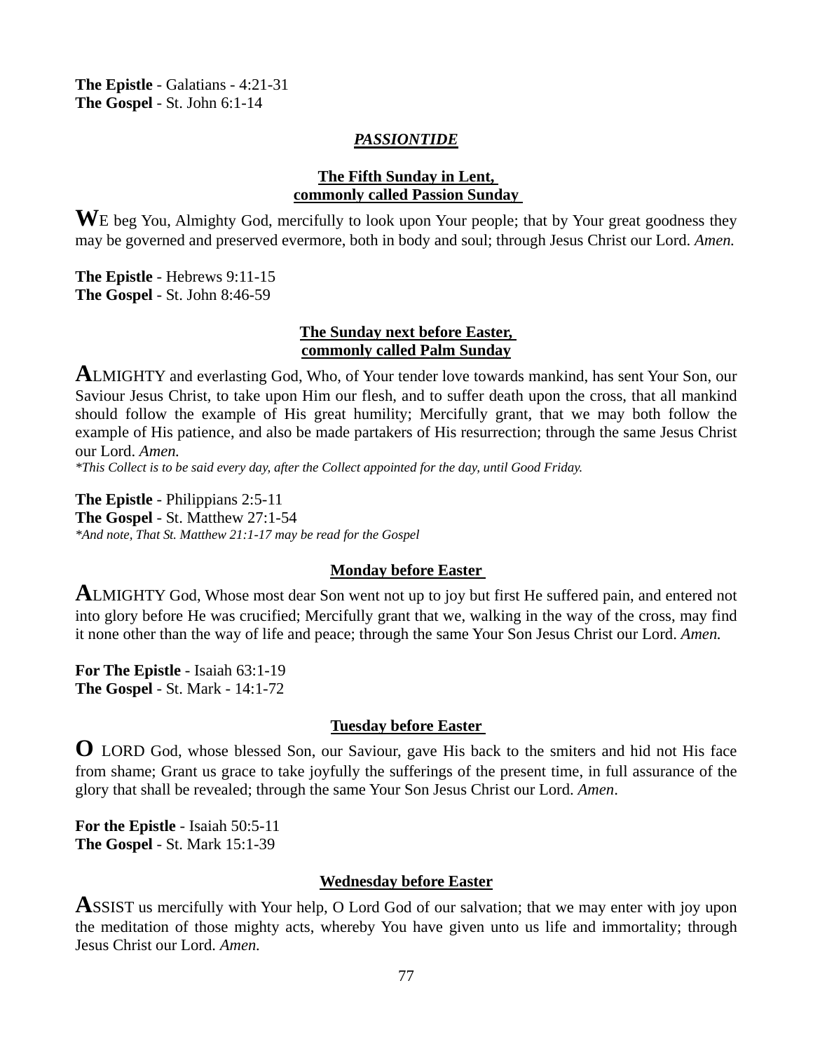**The Epistle** - Galatians - 4:21-31
**The Gospel** - St. John 6:1-14

## *PASSIONTIDE*

### The Fifth Sunday in Lent, commonly called Passion Sunday

**W**E beg You, Almighty God, mercifully to look upon Your people; that by Your great goodness they may be governed and preserved evermore, both in body and soul; through Jesus Christ our Lord. *Amen.*

**The Epistle** - Hebrews 9:11-15
**The Gospel** - St. John 8:46-59

### The Sunday next before Easter, commonly called Palm Sunday

**A**LMIGHTY and everlasting God, Who, of Your tender love towards mankind, has sent Your Son, our Saviour Jesus Christ, to take upon Him our flesh, and to suffer death upon the cross, that all mankind should follow the example of His great humility; Mercifully grant, that we may both follow the example of His patience, and also be made partakers of His resurrection; through the same Jesus Christ our Lord. *Amen.*
*\*This Collect is to be said every day, after the Collect appointed for the day, until Good Friday.*

**The Epistle** - Philippians 2:5-11
**The Gospel** - St. Matthew 27:1-54
*\*And note, That St. Matthew 21:1-17 may be read for the Gospel*

### Monday before Easter

**A**LMIGHTY God, Whose most dear Son went not up to joy but first He suffered pain, and entered not into glory before He was crucified; Mercifully grant that we, walking in the way of the cross, may find it none other than the way of life and peace; through the same Your Son Jesus Christ our Lord. *Amen.*

**For The Epistle** - Isaiah 63:1-19
**The Gospel** - St. Mark - 14:1-72

### Tuesday before Easter

**O** LORD God, whose blessed Son, our Saviour, gave His back to the smiters and hid not His face from shame; Grant us grace to take joyfully the sufferings of the present time, in full assurance of the glory that shall be revealed; through the same Your Son Jesus Christ our Lord. *Amen*.

**For the Epistle** - Isaiah 50:5-11
**The Gospel** - St. Mark 15:1-39

### Wednesday before Easter

**A**SSIST us mercifully with Your help, O Lord God of our salvation; that we may enter with joy upon the meditation of those mighty acts, whereby You have given unto us life and immortality; through Jesus Christ our Lord. *Amen.*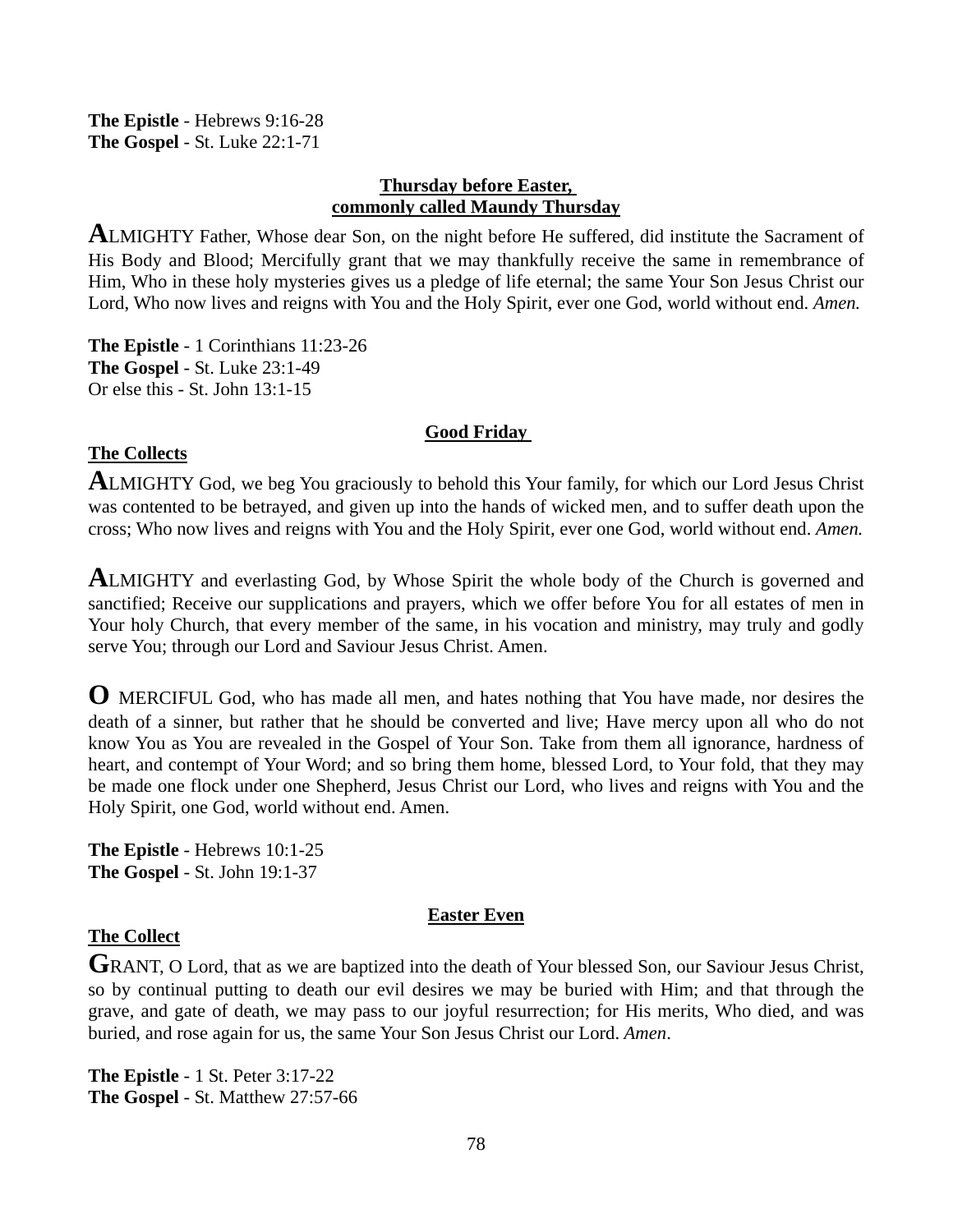**The Epistle** - Hebrews 9:16-28
**The Gospel** - St. Luke 22:1-71

## Thursday before Easter, commonly called Maundy Thursday

**A**LMIGHTY Father, Whose dear Son, on the night before He suffered, did institute the Sacrament of His Body and Blood; Mercifully grant that we may thankfully receive the same in remembrance of Him, Who in these holy mysteries gives us a pledge of life eternal; the same Your Son Jesus Christ our Lord, Who now lives and reigns with You and the Holy Spirit, ever one God, world without end. *Amen.*

**The Epistle** - 1 Corinthians 11:23-26
**The Gospel** - St. Luke 23:1-49
Or else this - St. John 13:1-15

## Good Friday

### The Collects

**A**LMIGHTY God, we beg You graciously to behold this Your family, for which our Lord Jesus Christ was contented to be betrayed, and given up into the hands of wicked men, and to suffer death upon the cross; Who now lives and reigns with You and the Holy Spirit, ever one God, world without end. *Amen.*

**A**LMIGHTY and everlasting God, by Whose Spirit the whole body of the Church is governed and sanctified; Receive our supplications and prayers, which we offer before You for all estates of men in Your holy Church, that every member of the same, in his vocation and ministry, may truly and godly serve You; through our Lord and Saviour Jesus Christ. Amen.

**O** MERCIFUL God, who has made all men, and hates nothing that You have made, nor desires the death of a sinner, but rather that he should be converted and live; Have mercy upon all who do not know You as You are revealed in the Gospel of Your Son. Take from them all ignorance, hardness of heart, and contempt of Your Word; and so bring them home, blessed Lord, to Your fold, that they may be made one flock under one Shepherd, Jesus Christ our Lord, who lives and reigns with You and the Holy Spirit, one God, world without end. Amen.

**The Epistle** - Hebrews 10:1-25
**The Gospel** - St. John 19:1-37

## Easter Even

### The Collect

**G**RANT, O Lord, that as we are baptized into the death of Your blessed Son, our Saviour Jesus Christ, so by continual putting to death our evil desires we may be buried with Him; and that through the grave, and gate of death, we may pass to our joyful resurrection; for His merits, Who died, and was buried, and rose again for us, the same Your Son Jesus Christ our Lord. *Amen*.

**The Epistle** - 1 St. Peter 3:17-22
**The Gospel** - St. Matthew 27:57-66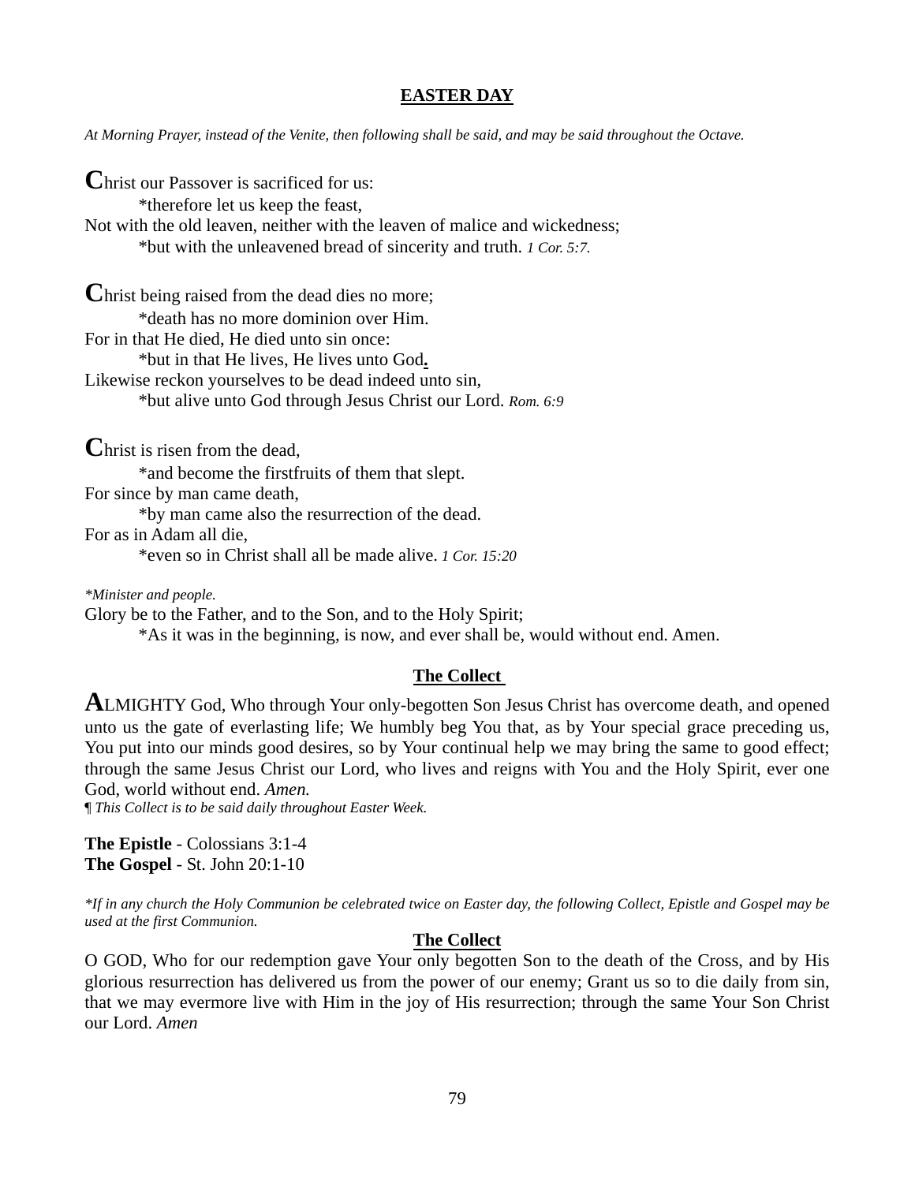## EASTER DAY

*At Morning Prayer, instead of the Venite, then following shall be said, and may be said throughout the Octave.*

**C**hrist our Passover is sacrificed for us:
  *therefore let us keep the feast,
Not with the old leaven, neither with the leaven of malice and wickedness;
  *but with the unleavened bread of sincerity and truth. *1 Cor. 5:7.*

**C**hrist being raised from the dead dies no more;
  *death has no more dominion over Him.
For in that He died, He died unto sin once:
  *but in that He lives, He lives unto God**.**
Likewise reckon yourselves to be dead indeed unto sin,
  *but alive unto God through Jesus Christ our Lord. *Rom. 6:9*

**C**hrist is risen from the dead,
  *and become the firstfruits of them that slept.
For since by man came death,
  *by man came also the resurrection of the dead.
For as in Adam all die,
  *even so in Christ shall all be made alive. *1 Cor. 15:20*

*\*Minister and people.*
Glory be to the Father, and to the Son, and to the Holy Spirit;
  *As it was in the beginning, is now, and ever shall be, would without end. Amen.

### The Collect

**A**LMIGHTY God, Who through Your only-begotten Son Jesus Christ has overcome death, and opened unto us the gate of everlasting life; We humbly beg You that, as by Your special grace preceding us, You put into our minds good desires, so by Your continual help we may bring the same to good effect; through the same Jesus Christ our Lord, who lives and reigns with You and the Holy Spirit, ever one God, world without end. *Amen.*
*¶ This Collect is to be said daily throughout Easter Week.*

**The Epistle** - Colossians 3:1-4
**The Gospel** - St. John 20:1-10

*\*If in any church the Holy Communion be celebrated twice on Easter day, the following Collect, Epistle and Gospel may be used at the first Communion.*

### The Collect

O GOD, Who for our redemption gave Your only begotten Son to the death of the Cross, and by His glorious resurrection has delivered us from the power of our enemy; Grant us so to die daily from sin, that we may evermore live with Him in the joy of His resurrection; through the same Your Son Christ our Lord. *Amen*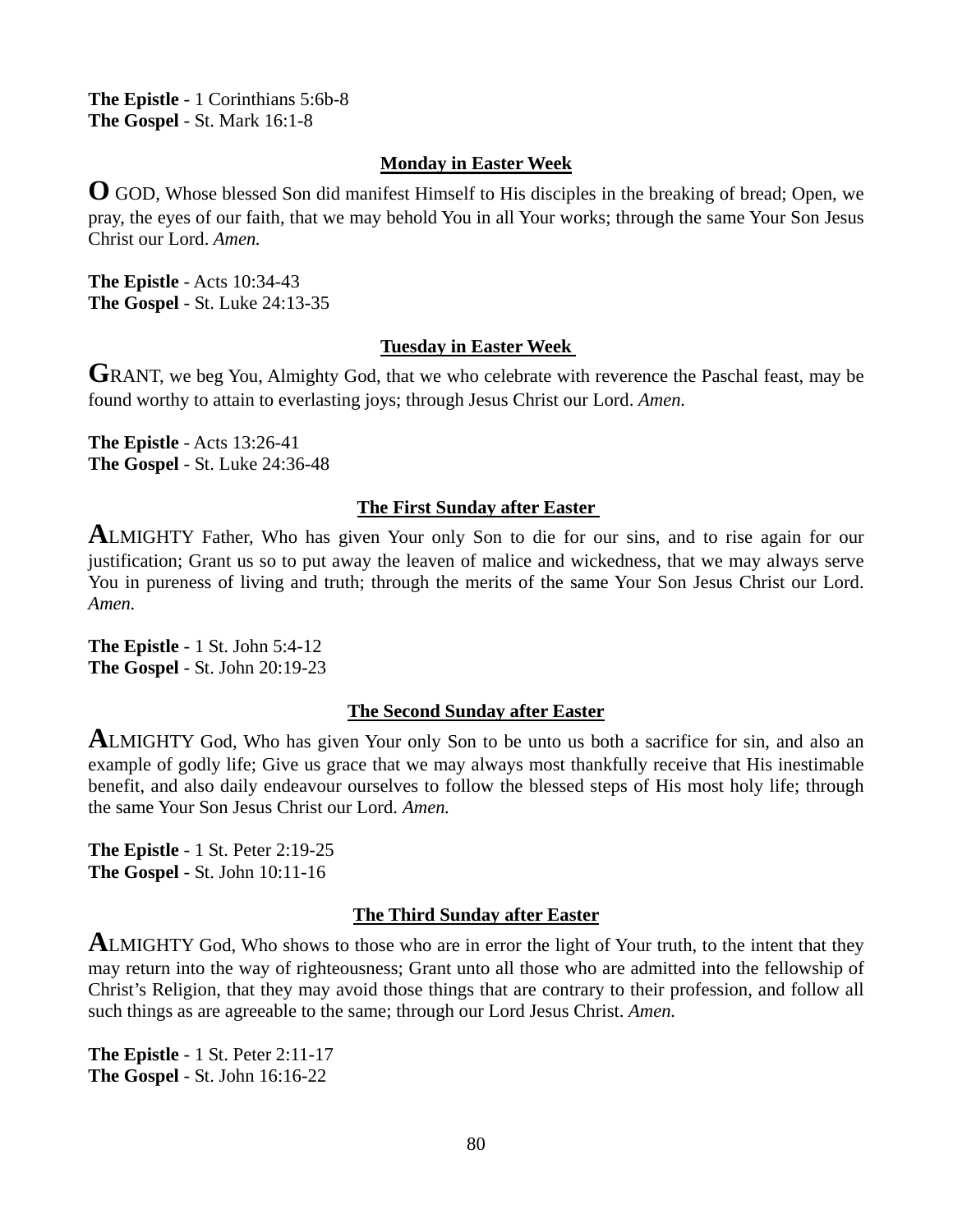**The Epistle** - 1 Corinthians 5:6b-8
**The Gospel** - St. Mark 16:1-8

## Monday in Easter Week

**O** GOD, Whose blessed Son did manifest Himself to His disciples in the breaking of bread; Open, we pray, the eyes of our faith, that we may behold You in all Your works; through the same Your Son Jesus Christ our Lord. *Amen.*

**The Epistle** - Acts 10:34-43
**The Gospel** - St. Luke 24:13-35

## Tuesday in Easter Week

**G**RANT, we beg You, Almighty God, that we who celebrate with reverence the Paschal feast, may be found worthy to attain to everlasting joys; through Jesus Christ our Lord. *Amen.*

**The Epistle** - Acts 13:26-41
**The Gospel** - St. Luke 24:36-48

## The First Sunday after Easter

**A**LMIGHTY Father, Who has given Your only Son to die for our sins, and to rise again for our justification; Grant us so to put away the leaven of malice and wickedness, that we may always serve You in pureness of living and truth; through the merits of the same Your Son Jesus Christ our Lord. *Amen.*

**The Epistle** - 1 St. John 5:4-12
**The Gospel** - St. John 20:19-23

## The Second Sunday after Easter

**A**LMIGHTY God, Who has given Your only Son to be unto us both a sacrifice for sin, and also an example of godly life; Give us grace that we may always most thankfully receive that His inestimable benefit, and also daily endeavour ourselves to follow the blessed steps of His most holy life; through the same Your Son Jesus Christ our Lord. *Amen.*

**The Epistle** - 1 St. Peter 2:19-25
**The Gospel** - St. John 10:11-16

## The Third Sunday after Easter

**A**LMIGHTY God, Who shows to those who are in error the light of Your truth, to the intent that they may return into the way of righteousness; Grant unto all those who are admitted into the fellowship of Christ's Religion, that they may avoid those things that are contrary to their profession, and follow all such things as are agreeable to the same; through our Lord Jesus Christ. *Amen.*

**The Epistle** - 1 St. Peter 2:11-17
**The Gospel** - St. John 16:16-22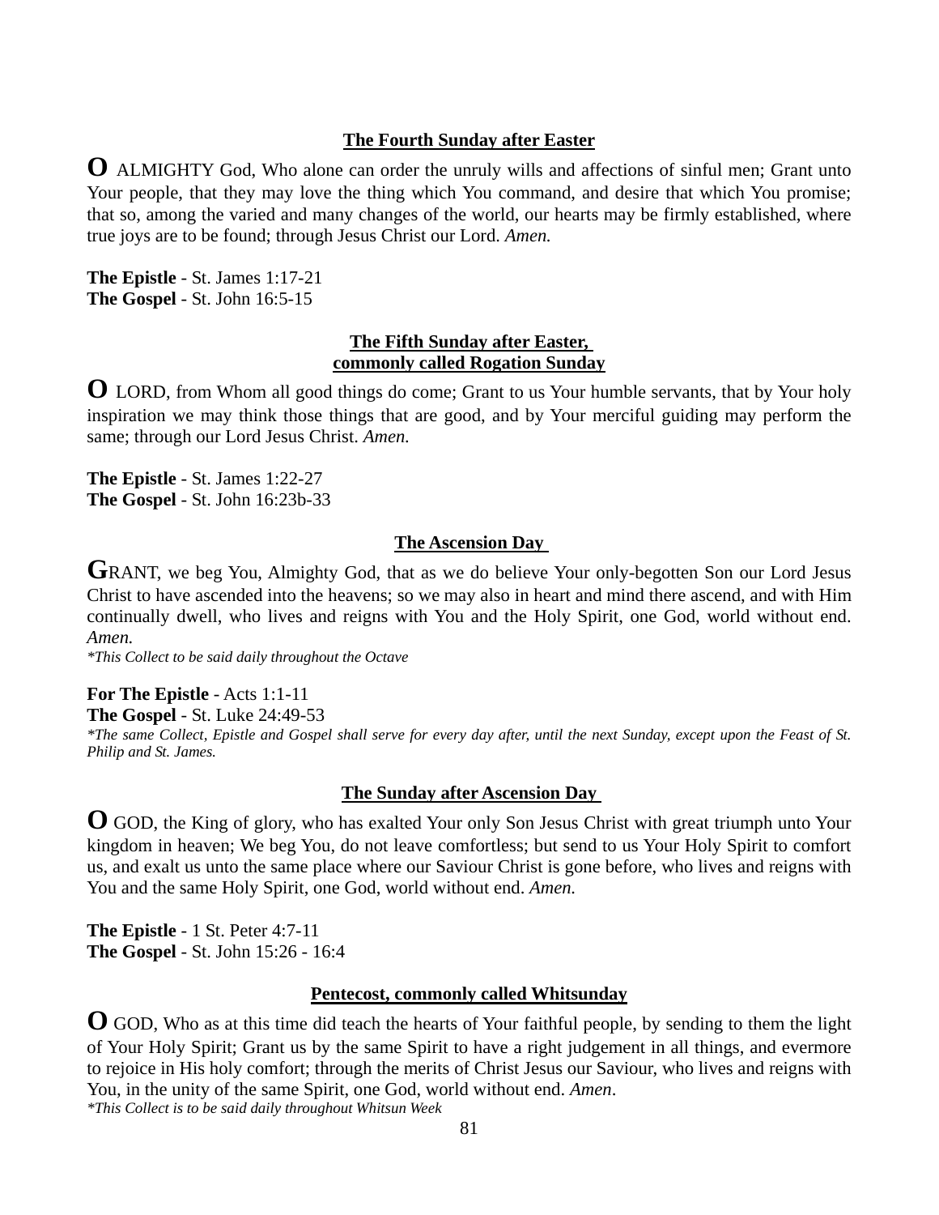## The Fourth Sunday after Easter

**O** ALMIGHTY God, Who alone can order the unruly wills and affections of sinful men; Grant unto Your people, that they may love the thing which You command, and desire that which You promise; that so, among the varied and many changes of the world, our hearts may be firmly established, where true joys are to be found; through Jesus Christ our Lord. *Amen.*

**The Epistle** - St. James 1:17-21
**The Gospel** - St. John 16:5-15

## The Fifth Sunday after Easter, commonly called Rogation Sunday

**O** LORD, from Whom all good things do come; Grant to us Your humble servants, that by Your holy inspiration we may think those things that are good, and by Your merciful guiding may perform the same; through our Lord Jesus Christ. *Amen.*

**The Epistle** - St. James 1:22-27
**The Gospel** - St. John 16:23b-33

## The Ascension Day

**G**RANT, we beg You, Almighty God, that as we do believe Your only-begotten Son our Lord Jesus Christ to have ascended into the heavens; so we may also in heart and mind there ascend, and with Him continually dwell, who lives and reigns with You and the Holy Spirit, one God, world without end. *Amen.*
*\*This Collect to be said daily throughout the Octave*

**For The Epistle** - Acts 1:1-11
**The Gospel** - St. Luke 24:49-53
*\*The same Collect, Epistle and Gospel shall serve for every day after, until the next Sunday, except upon the Feast of St. Philip and St. James.*

## The Sunday after Ascension Day

**O** GOD, the King of glory, who has exalted Your only Son Jesus Christ with great triumph unto Your kingdom in heaven; We beg You, do not leave comfortless; but send to us Your Holy Spirit to comfort us, and exalt us unto the same place where our Saviour Christ is gone before, who lives and reigns with You and the same Holy Spirit, one God, world without end. *Amen.*

**The Epistle** - 1 St. Peter 4:7-11
**The Gospel** - St. John 15:26 - 16:4

## Pentecost, commonly called Whitsunday

**O** GOD, Who as at this time did teach the hearts of Your faithful people, by sending to them the light of Your Holy Spirit; Grant us by the same Spirit to have a right judgement in all things, and evermore to rejoice in His holy comfort; through the merits of Christ Jesus our Saviour, who lives and reigns with You, in the unity of the same Spirit, one God, world without end. *Amen*.
*\*This Collect is to be said daily throughout Whitsun Week*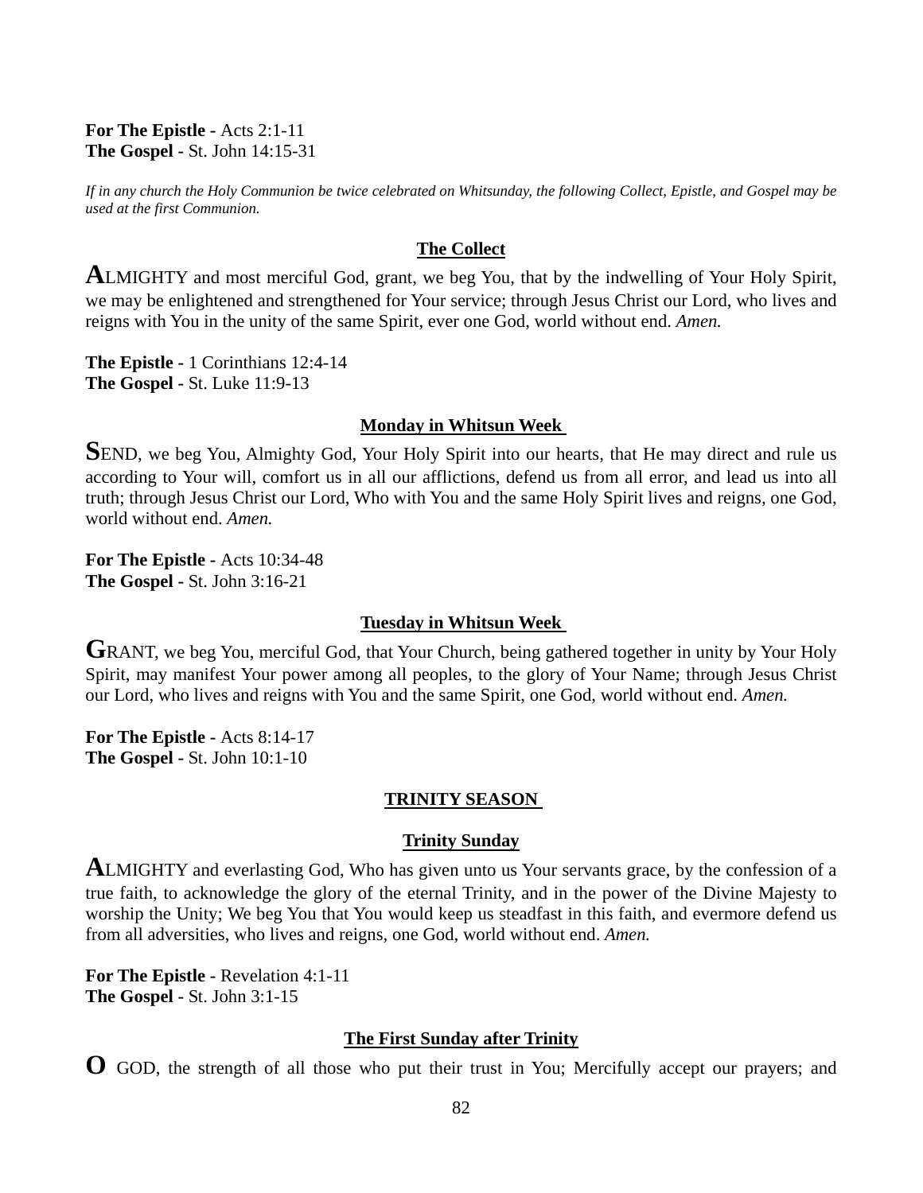**For The Epistle -** Acts 2:1-11
**The Gospel -** St. John 14:15-31

*If in any church the Holy Communion be twice celebrated on Whitsunday, the following Collect, Epistle, and Gospel may be used at the first Communion.*

### The Collect

**A**LMIGHTY and most merciful God, grant, we beg You, that by the indwelling of Your Holy Spirit, we may be enlightened and strengthened for Your service; through Jesus Christ our Lord, who lives and reigns with You in the unity of the same Spirit, ever one God, world without end. *Amen.*

**The Epistle -** 1 Corinthians 12:4-14
**The Gospel -** St. Luke 11:9-13

### Monday in Whitsun Week

**S**END, we beg You, Almighty God, Your Holy Spirit into our hearts, that He may direct and rule us according to Your will, comfort us in all our afflictions, defend us from all error, and lead us into all truth; through Jesus Christ our Lord, Who with You and the same Holy Spirit lives and reigns, one God, world without end. *Amen.*

**For The Epistle -** Acts 10:34-48
**The Gospel -** St. John 3:16-21

### Tuesday in Whitsun Week

**G**RANT, we beg You, merciful God, that Your Church, being gathered together in unity by Your Holy Spirit, may manifest Your power among all peoples, to the glory of Your Name; through Jesus Christ our Lord, who lives and reigns with You and the same Spirit, one God, world without end. *Amen.*

**For The Epistle -** Acts 8:14-17
**The Gospel -** St. John 10:1-10

## TRINITY SEASON

### Trinity Sunday

**A**LMIGHTY and everlasting God, Who has given unto us Your servants grace, by the confession of a true faith, to acknowledge the glory of the eternal Trinity, and in the power of the Divine Majesty to worship the Unity; We beg You that You would keep us steadfast in this faith, and evermore defend us from all adversities, who lives and reigns, one God, world without end. *Amen.*

**For The Epistle -** Revelation 4:1-11
**The Gospel -** St. John 3:1-15

### The First Sunday after Trinity

**O** GOD, the strength of all those who put their trust in You; Mercifully accept our prayers; and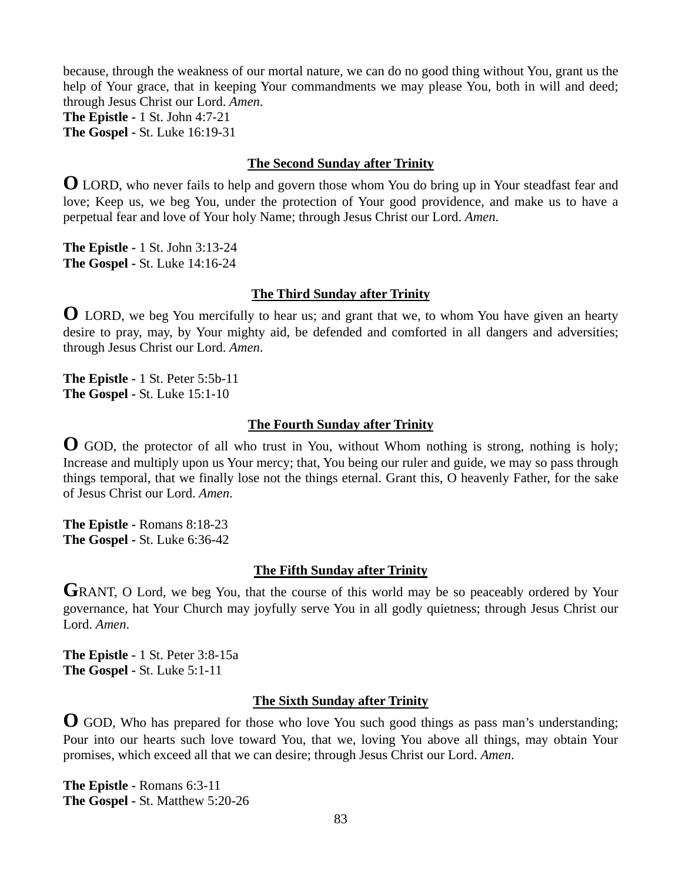because, through the weakness of our mortal nature, we can do no good thing without You, grant us the help of Your grace, that in keeping Your commandments we may please You, both in will and deed; through Jesus Christ our Lord. *Amen*.
**The Epistle -** 1 St. John 4:7-21
**The Gospel -** St. Luke 16:19-31

### The Second Sunday after Trinity

**O** LORD, who never fails to help and govern those whom You do bring up in Your steadfast fear and love; Keep us, we beg You, under the protection of Your good providence, and make us to have a perpetual fear and love of Your holy Name; through Jesus Christ our Lord. *Amen*.

**The Epistle -** 1 St. John 3:13-24
**The Gospel -** St. Luke 14:16-24

### The Third Sunday after Trinity

**O** LORD, we beg You mercifully to hear us; and grant that we, to whom You have given an hearty desire to pray, may, by Your mighty aid, be defended and comforted in all dangers and adversities; through Jesus Christ our Lord. *Amen*.

**The Epistle -** 1 St. Peter 5:5b-11
**The Gospel -** St. Luke 15:1-10

### The Fourth Sunday after Trinity

**O** GOD, the protector of all who trust in You, without Whom nothing is strong, nothing is holy; Increase and multiply upon us Your mercy; that, You being our ruler and guide, we may so pass through things temporal, that we finally lose not the things eternal. Grant this, O heavenly Father, for the sake of Jesus Christ our Lord. *Amen*.

**The Epistle -** Romans 8:18-23
**The Gospel -** St. Luke 6:36-42

### The Fifth Sunday after Trinity

**G**RANT, O Lord, we beg You, that the course of this world may be so peaceably ordered by Your governance, hat Your Church may joyfully serve You in all godly quietness; through Jesus Christ our Lord. *Amen*.

**The Epistle -** 1 St. Peter 3:8-15a
**The Gospel -** St. Luke 5:1-11

### The Sixth Sunday after Trinity

**O** GOD, Who has prepared for those who love You such good things as pass man's understanding; Pour into our hearts such love toward You, that we, loving You above all things, may obtain Your promises, which exceed all that we can desire; through Jesus Christ our Lord. *Amen*.

**The Epistle -** Romans 6:3-11
**The Gospel -** St. Matthew 5:20-26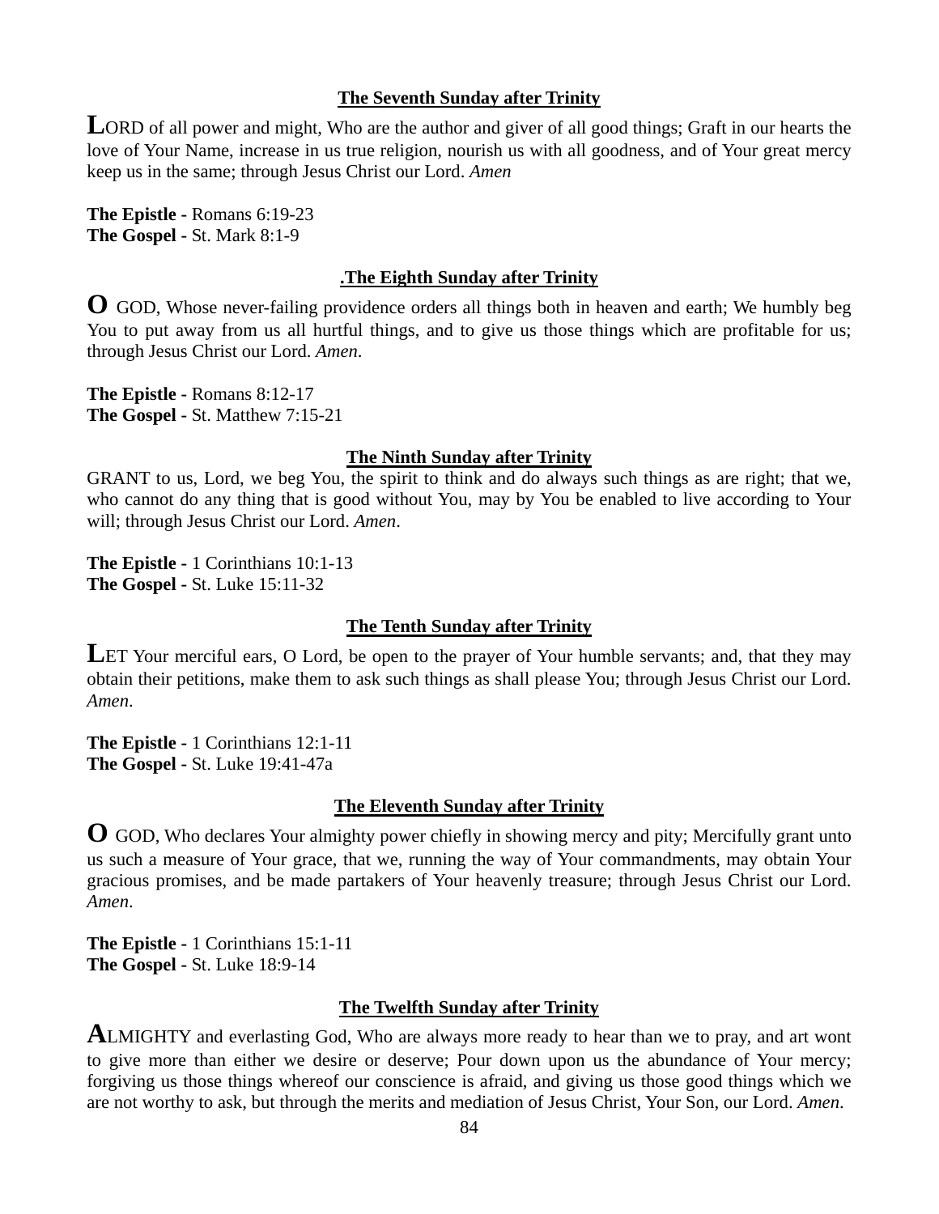### The Seventh Sunday after Trinity

**L**ORD of all power and might, Who are the author and giver of all good things; Graft in our hearts the love of Your Name, increase in us true religion, nourish us with all goodness, and of Your great mercy keep us in the same; through Jesus Christ our Lord. *Amen*

**The Epistle -** Romans 6:19-23
**The Gospel -** St. Mark 8:1-9

### .The Eighth Sunday after Trinity

**O** GOD, Whose never-failing providence orders all things both in heaven and earth; We humbly beg You to put away from us all hurtful things, and to give us those things which are profitable for us; through Jesus Christ our Lord. *Amen*.

**The Epistle -** Romans 8:12-17
**The Gospel -** St. Matthew 7:15-21

### The Ninth Sunday after Trinity

GRANT to us, Lord, we beg You, the spirit to think and do always such things as are right; that we, who cannot do any thing that is good without You, may by You be enabled to live according to Your will; through Jesus Christ our Lord. *Amen*.

**The Epistle -** 1 Corinthians 10:1-13
**The Gospel -** St. Luke 15:11-32

### The Tenth Sunday after Trinity

**L**ET Your merciful ears, O Lord, be open to the prayer of Your humble servants; and, that they may obtain their petitions, make them to ask such things as shall please You; through Jesus Christ our Lord. *Amen*.

**The Epistle -** 1 Corinthians 12:1-11
**The Gospel -** St. Luke 19:41-47a

### The Eleventh Sunday after Trinity

**O** GOD, Who declares Your almighty power chiefly in showing mercy and pity; Mercifully grant unto us such a measure of Your grace, that we, running the way of Your commandments, may obtain Your gracious promises, and be made partakers of Your heavenly treasure; through Jesus Christ our Lord. *Amen*.

**The Epistle -** 1 Corinthians 15:1-11
**The Gospel -** St. Luke 18:9-14

### The Twelfth Sunday after Trinity

**A**LMIGHTY and everlasting God, Who are always more ready to hear than we to pray, and art wont to give more than either we desire or deserve; Pour down upon us the abundance of Your mercy; forgiving us those things whereof our conscience is afraid, and giving us those good things which we are not worthy to ask, but through the merits and mediation of Jesus Christ, Your Son, our Lord. *Amen*.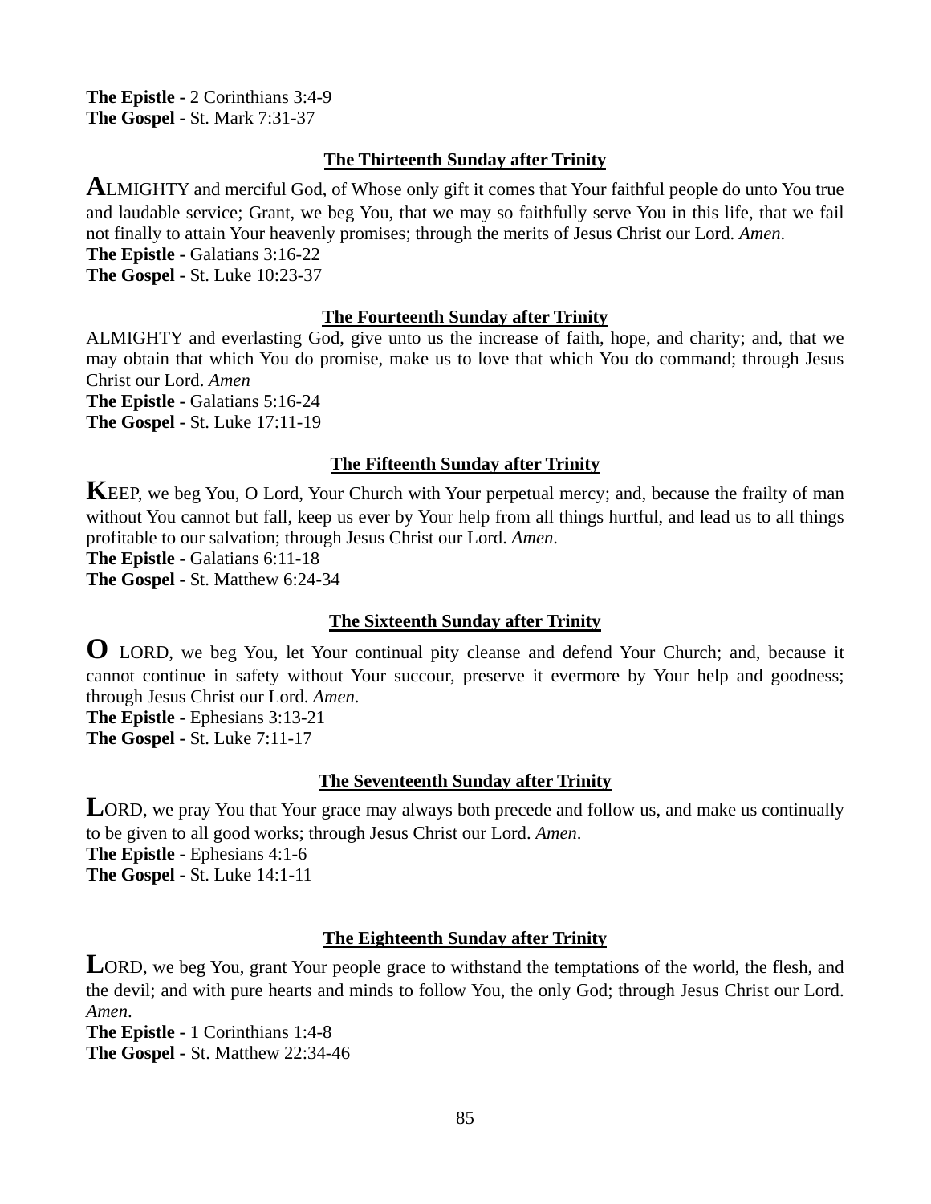**The Epistle -** 2 Corinthians 3:4-9
**The Gospel -** St. Mark 7:31-37

### The Thirteenth Sunday after Trinity

ALMIGHTY and merciful God, of Whose only gift it comes that Your faithful people do unto You true and laudable service; Grant, we beg You, that we may so faithfully serve You in this life, that we fail not finally to attain Your heavenly promises; through the merits of Jesus Christ our Lord. *Amen.*
**The Epistle -** Galatians 3:16-22
**The Gospel -** St. Luke 10:23-37

### The Fourteenth Sunday after Trinity

ALMIGHTY and everlasting God, give unto us the increase of faith, hope, and charity; and, that we may obtain that which You do promise, make us to love that which You do command; through Jesus Christ our Lord. *Amen*
**The Epistle -** Galatians 5:16-24
**The Gospel -** St. Luke 17:11-19

### The Fifteenth Sunday after Trinity

KEEP, we beg You, O Lord, Your Church with Your perpetual mercy; and, because the frailty of man without You cannot but fall, keep us ever by Your help from all things hurtful, and lead us to all things profitable to our salvation; through Jesus Christ our Lord. *Amen.*
**The Epistle -** Galatians 6:11-18
**The Gospel -** St. Matthew 6:24-34

### The Sixteenth Sunday after Trinity

O LORD, we beg You, let Your continual pity cleanse and defend Your Church; and, because it cannot continue in safety without Your succour, preserve it evermore by Your help and goodness; through Jesus Christ our Lord. *Amen.*
**The Epistle -** Ephesians 3:13-21
**The Gospel -** St. Luke 7:11-17

### The Seventeenth Sunday after Trinity

LORD, we pray You that Your grace may always both precede and follow us, and make us continually to be given to all good works; through Jesus Christ our Lord. *Amen.*
**The Epistle -** Ephesians 4:1-6
**The Gospel -** St. Luke 14:1-11

### The Eighteenth Sunday after Trinity

LORD, we beg You, grant Your people grace to withstand the temptations of the world, the flesh, and the devil; and with pure hearts and minds to follow You, the only God; through Jesus Christ our Lord. *Amen.*
**The Epistle -** 1 Corinthians 1:4-8
**The Gospel -** St. Matthew 22:34-46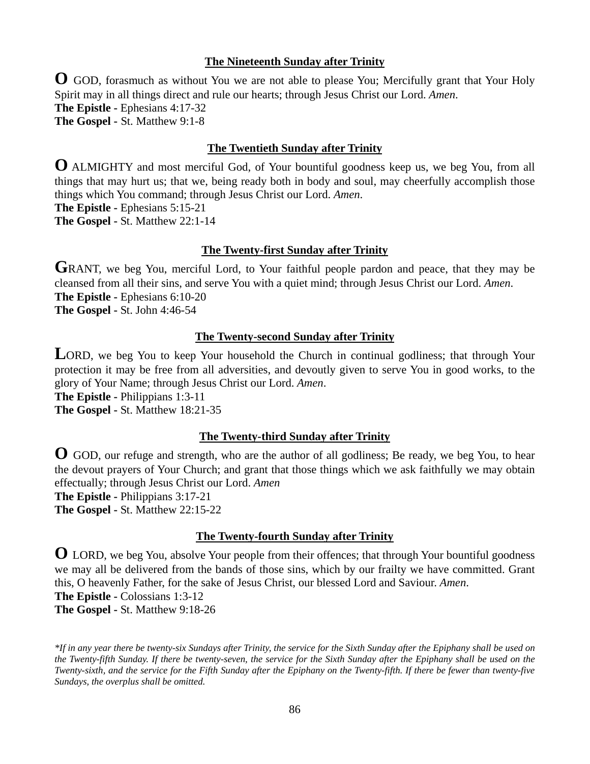### The Nineteenth Sunday after Trinity

**O** GOD, forasmuch as without You we are not able to please You; Mercifully grant that Your Holy Spirit may in all things direct and rule our hearts; through Jesus Christ our Lord. *Amen*.
**The Epistle -** Ephesians 4:17-32
**The Gospel -** St. Matthew 9:1-8

### The Twentieth Sunday after Trinity

**O** ALMIGHTY and most merciful God, of Your bountiful goodness keep us, we beg You, from all things that may hurt us; that we, being ready both in body and soul, may cheerfully accomplish those things which You command; through Jesus Christ our Lord. *Amen*.
**The Epistle -** Ephesians 5:15-21
**The Gospel -** St. Matthew 22:1-14

### The Twenty-first Sunday after Trinity

**G**RANT, we beg You, merciful Lord, to Your faithful people pardon and peace, that they may be cleansed from all their sins, and serve You with a quiet mind; through Jesus Christ our Lord. *Amen*.
**The Epistle -** Ephesians 6:10-20
**The Gospel -** St. John 4:46-54

### The Twenty-second Sunday after Trinity

**L**ORD, we beg You to keep Your household the Church in continual godliness; that through Your protection it may be free from all adversities, and devoutly given to serve You in good works, to the glory of Your Name; through Jesus Christ our Lord. *Amen*.
**The Epistle -** Philippians 1:3-11
**The Gospel -** St. Matthew 18:21-35

### The Twenty-third Sunday after Trinity

**O** GOD, our refuge and strength, who are the author of all godliness; Be ready, we beg You, to hear the devout prayers of Your Church; and grant that those things which we ask faithfully we may obtain effectually; through Jesus Christ our Lord. *Amen*
**The Epistle -** Philippians 3:17-21
**The Gospel -** St. Matthew 22:15-22

### The Twenty-fourth Sunday after Trinity

**O** LORD, we beg You, absolve Your people from their offences; that through Your bountiful goodness we may all be delivered from the bands of those sins, which by our frailty we have committed. Grant this, O heavenly Father, for the sake of Jesus Christ, our blessed Lord and Saviour. *Amen*.
**The Epistle -** Colossians 1:3-12
**The Gospel -** St. Matthew 9:18-26

*\*If in any year there be twenty-six Sundays after Trinity, the service for the Sixth Sunday after the Epiphany shall be used on the Twenty-fifth Sunday. If there be twenty-seven, the service for the Sixth Sunday after the Epiphany shall be used on the Twenty-sixth, and the service for the Fifth Sunday after the Epiphany on the Twenty-fifth. If there be fewer than twenty-five Sundays, the overplus shall be omitted.*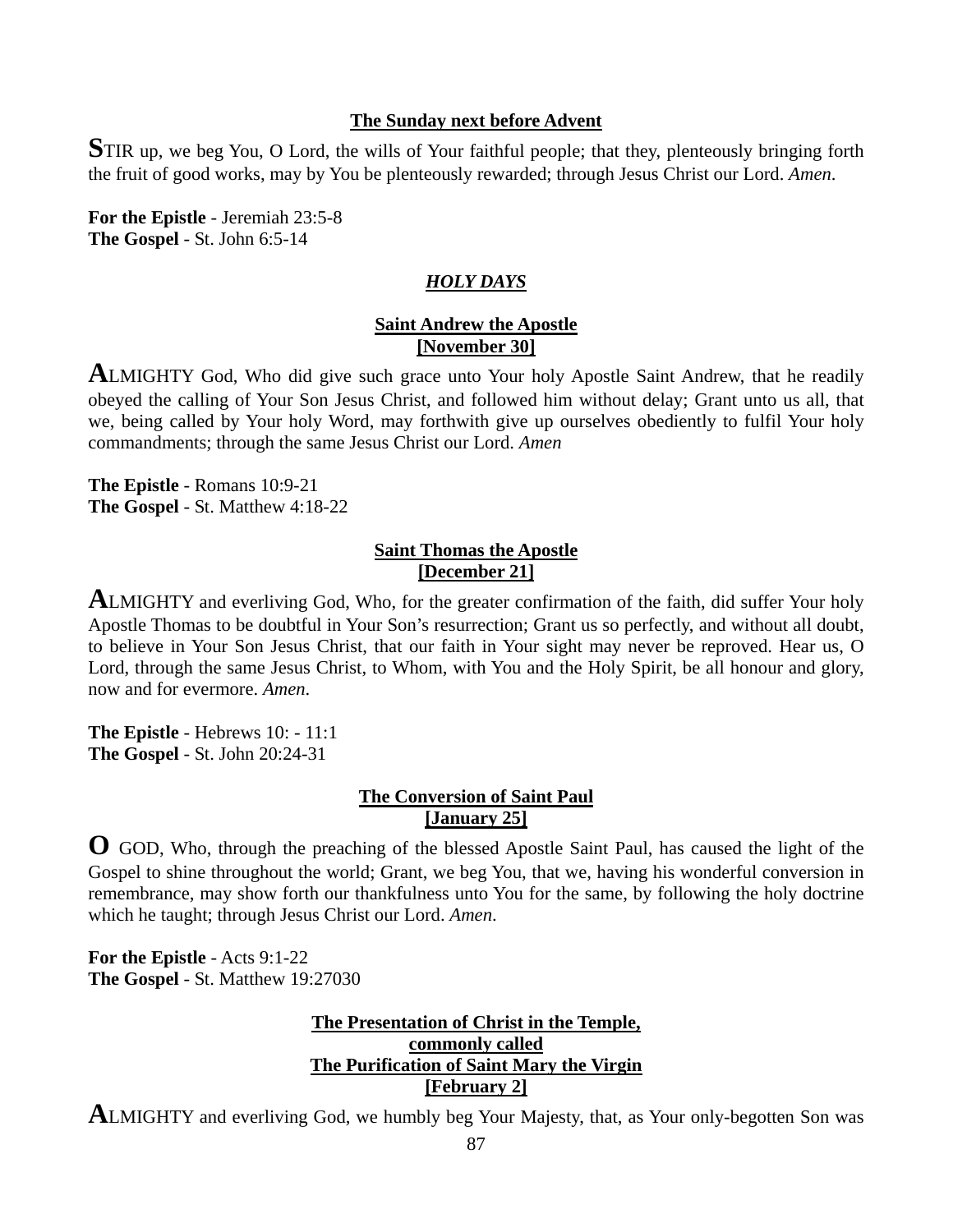**The Sunday next before Advent**

**S**TIR up, we beg You, O Lord, the wills of Your faithful people; that they, plenteously bringing forth the fruit of good works, may by You be plenteously rewarded; through Jesus Christ our Lord. *Amen*.

**For the Epistle** - Jeremiah 23:5-8
**The Gospel** - St. John 6:5-14

## *HOLY DAYS*

**Saint Andrew the Apostle**
**[November 30]**

**A**LMIGHTY God, Who did give such grace unto Your holy Apostle Saint Andrew, that he readily obeyed the calling of Your Son Jesus Christ, and followed him without delay; Grant unto us all, that we, being called by Your holy Word, may forthwith give up ourselves obediently to fulfil Your holy commandments; through the same Jesus Christ our Lord. *Amen*

**The Epistle** - Romans 10:9-21
**The Gospel** - St. Matthew 4:18-22

**Saint Thomas the Apostle**
**[December 21]**

**A**LMIGHTY and everliving God, Who, for the greater confirmation of the faith, did suffer Your holy Apostle Thomas to be doubtful in Your Son's resurrection; Grant us so perfectly, and without all doubt, to believe in Your Son Jesus Christ, that our faith in Your sight may never be reproved. Hear us, O Lord, through the same Jesus Christ, to Whom, with You and the Holy Spirit, be all honour and glory, now and for evermore. *Amen*.

**The Epistle** - Hebrews 10: - 11:1
**The Gospel** - St. John 20:24-31

**The Conversion of Saint Paul**
**[January 25]**

**O** GOD, Who, through the preaching of the blessed Apostle Saint Paul, has caused the light of the Gospel to shine throughout the world; Grant, we beg You, that we, having his wonderful conversion in remembrance, may show forth our thankfulness unto You for the same, by following the holy doctrine which he taught; through Jesus Christ our Lord. *Amen*.

**For the Epistle** - Acts 9:1-22
**The Gospel** - St. Matthew 19:27030

**The Presentation of Christ in the Temple,**
**commonly called**
**The Purification of Saint Mary the Virgin**
**[February 2]**

**A**LMIGHTY and everliving God, we humbly beg Your Majesty, that, as Your only-begotten Son was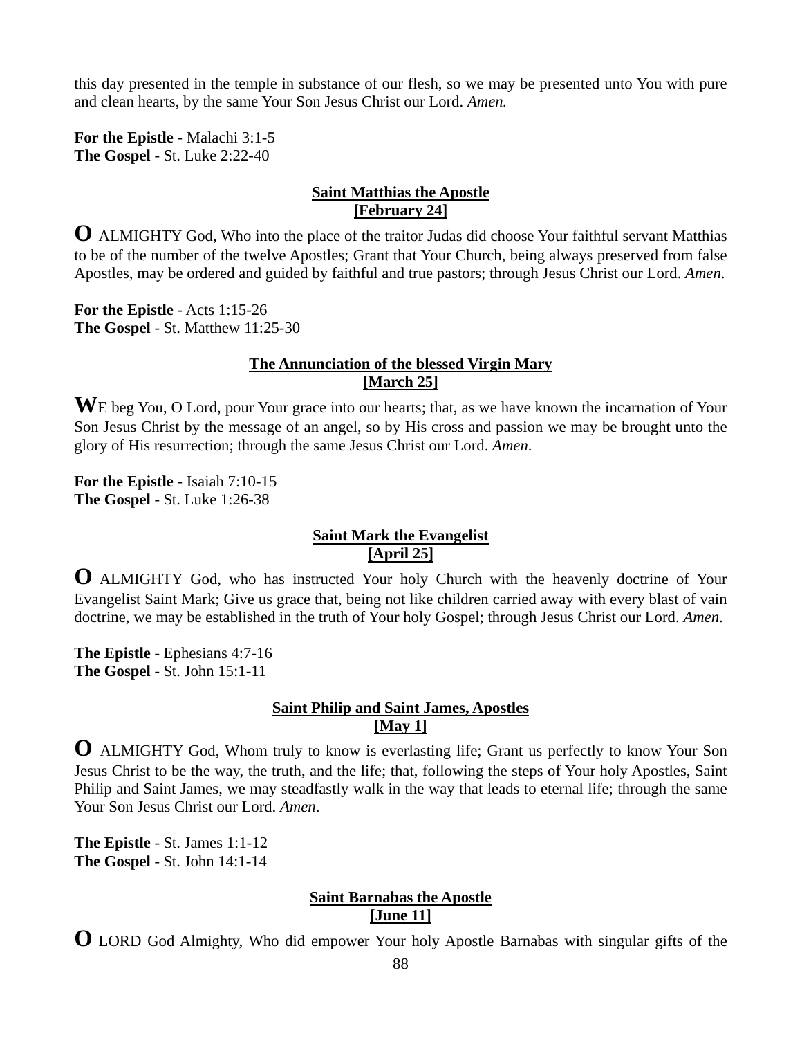this day presented in the temple in substance of our flesh, so we may be presented unto You with pure and clean hearts, by the same Your Son Jesus Christ our Lord. *Amen.*

**For the Epistle** - Malachi 3:1-5
**The Gospel** - St. Luke 2:22-40

### Saint Matthias the Apostle
### [February 24]

**O** ALMIGHTY God, Who into the place of the traitor Judas did choose Your faithful servant Matthias to be of the number of the twelve Apostles; Grant that Your Church, being always preserved from false Apostles, may be ordered and guided by faithful and true pastors; through Jesus Christ our Lord. *Amen*.

**For the Epistle** - Acts 1:15-26
**The Gospel** - St. Matthew 11:25-30

### The Annunciation of the blessed Virgin Mary
### [March 25]

**W**E beg You, O Lord, pour Your grace into our hearts; that, as we have known the incarnation of Your Son Jesus Christ by the message of an angel, so by His cross and passion we may be brought unto the glory of His resurrection; through the same Jesus Christ our Lord. *Amen*.

**For the Epistle** - Isaiah 7:10-15
**The Gospel** - St. Luke 1:26-38

### Saint Mark the Evangelist
### [April 25]

**O** ALMIGHTY God, who has instructed Your holy Church with the heavenly doctrine of Your Evangelist Saint Mark; Give us grace that, being not like children carried away with every blast of vain doctrine, we may be established in the truth of Your holy Gospel; through Jesus Christ our Lord. *Amen*.

**The Epistle** - Ephesians 4:7-16
**The Gospel** - St. John 15:1-11

### Saint Philip and Saint James, Apostles
### [May 1]

**O** ALMIGHTY God, Whom truly to know is everlasting life; Grant us perfectly to know Your Son Jesus Christ to be the way, the truth, and the life; that, following the steps of Your holy Apostles, Saint Philip and Saint James, we may steadfastly walk in the way that leads to eternal life; through the same Your Son Jesus Christ our Lord. *Amen*.

**The Epistle** - St. James 1:1-12
**The Gospel** - St. John 14:1-14

### Saint Barnabas the Apostle
### [June 11]

**O** LORD God Almighty, Who did empower Your holy Apostle Barnabas with singular gifts of the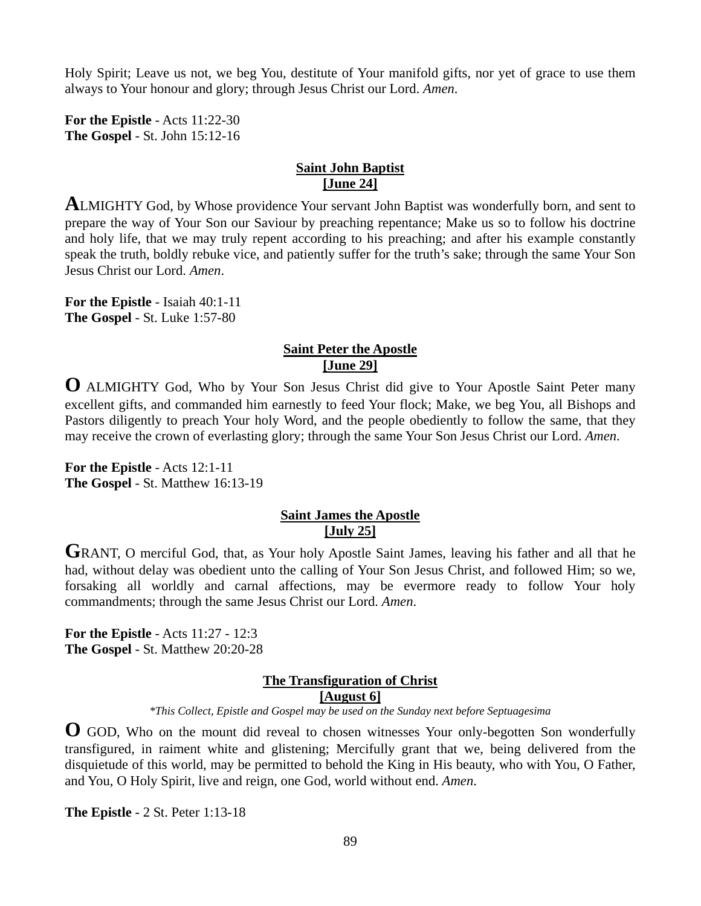Holy Spirit; Leave us not, we beg You, destitute of Your manifold gifts, nor yet of grace to use them always to Your honour and glory; through Jesus Christ our Lord. *Amen*.

**For the Epistle** - Acts 11:22-30
**The Gospel** - St. John 15:12-16

## Saint John Baptist
## [June 24]

**A**LMIGHTY God, by Whose providence Your servant John Baptist was wonderfully born, and sent to prepare the way of Your Son our Saviour by preaching repentance; Make us so to follow his doctrine and holy life, that we may truly repent according to his preaching; and after his example constantly speak the truth, boldly rebuke vice, and patiently suffer for the truth's sake; through the same Your Son Jesus Christ our Lord. *Amen*.

**For the Epistle** - Isaiah 40:1-11
**The Gospel** - St. Luke 1:57-80

## Saint Peter the Apostle
## [June 29]

**O** ALMIGHTY God, Who by Your Son Jesus Christ did give to Your Apostle Saint Peter many excellent gifts, and commanded him earnestly to feed Your flock; Make, we beg You, all Bishops and Pastors diligently to preach Your holy Word, and the people obediently to follow the same, that they may receive the crown of everlasting glory; through the same Your Son Jesus Christ our Lord. *Amen*.

**For the Epistle** - Acts 12:1-11
**The Gospel** - St. Matthew 16:13-19

## Saint James the Apostle
## [July 25]

**G**RANT, O merciful God, that, as Your holy Apostle Saint James, leaving his father and all that he had, without delay was obedient unto the calling of Your Son Jesus Christ, and followed Him; so we, forsaking all worldly and carnal affections, may be evermore ready to follow Your holy commandments; through the same Jesus Christ our Lord. *Amen*.

**For the Epistle** - Acts 11:27 - 12:3
**The Gospel** - St. Matthew 20:20-28

## The Transfiguration of Christ
## [August 6]

*\*This Collect, Epistle and Gospel may be used on the Sunday next before Septuagesima*

**O** GOD, Who on the mount did reveal to chosen witnesses Your only-begotten Son wonderfully transfigured, in raiment white and glistening; Mercifully grant that we, being delivered from the disquietude of this world, may be permitted to behold the King in His beauty, who with You, O Father, and You, O Holy Spirit, live and reign, one God, world without end. *Amen*.

**The Epistle** - 2 St. Peter 1:13-18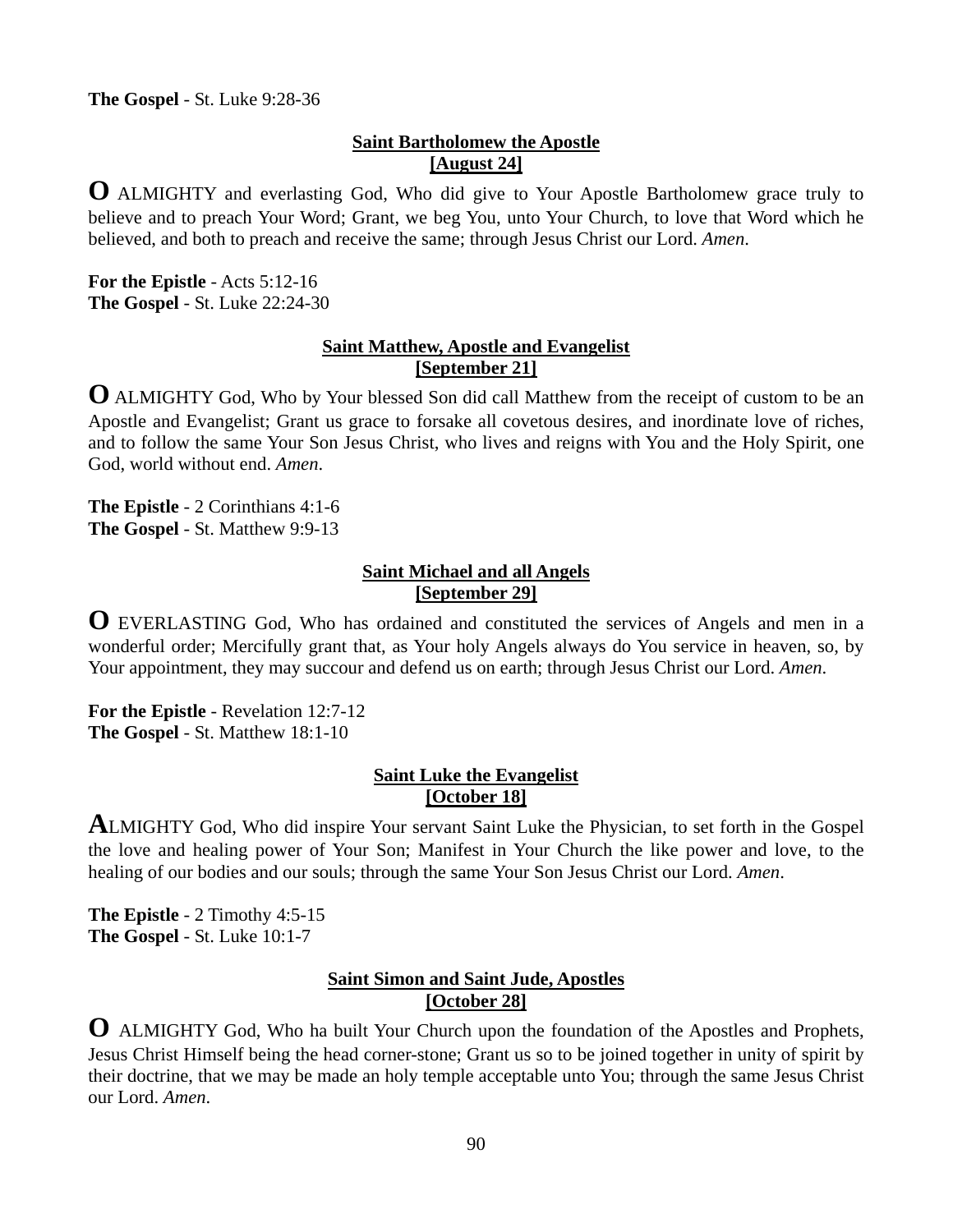**The Gospel** - St. Luke 9:28-36

## Saint Bartholomew the Apostle
## [August 24]

**O** ALMIGHTY and everlasting God, Who did give to Your Apostle Bartholomew grace truly to believe and to preach Your Word; Grant, we beg You, unto Your Church, to love that Word which he believed, and both to preach and receive the same; through Jesus Christ our Lord. *Amen*.

**For the Epistle** - Acts 5:12-16
**The Gospel** - St. Luke 22:24-30

## Saint Matthew, Apostle and Evangelist
## [September 21]

**O** ALMIGHTY God, Who by Your blessed Son did call Matthew from the receipt of custom to be an Apostle and Evangelist; Grant us grace to forsake all covetous desires, and inordinate love of riches, and to follow the same Your Son Jesus Christ, who lives and reigns with You and the Holy Spirit, one God, world without end. *Amen*.

**The Epistle** - 2 Corinthians 4:1-6
**The Gospel** - St. Matthew 9:9-13

## Saint Michael and all Angels
## [September 29]

**O** EVERLASTING God, Who has ordained and constituted the services of Angels and men in a wonderful order; Mercifully grant that, as Your holy Angels always do You service in heaven, so, by Your appointment, they may succour and defend us on earth; through Jesus Christ our Lord. *Amen*.

**For the Epistle** - Revelation 12:7-12
**The Gospel** - St. Matthew 18:1-10

## Saint Luke the Evangelist
## [October 18]

**A**LMIGHTY God, Who did inspire Your servant Saint Luke the Physician, to set forth in the Gospel the love and healing power of Your Son; Manifest in Your Church the like power and love, to the healing of our bodies and our souls; through the same Your Son Jesus Christ our Lord. *Amen*.

**The Epistle** - 2 Timothy 4:5-15
**The Gospel** - St. Luke 10:1-7

## Saint Simon and Saint Jude, Apostles
## [October 28]

**O** ALMIGHTY God, Who ha built Your Church upon the foundation of the Apostles and Prophets, Jesus Christ Himself being the head corner-stone; Grant us so to be joined together in unity of spirit by their doctrine, that we may be made an holy temple acceptable unto You; through the same Jesus Christ our Lord. *Amen*.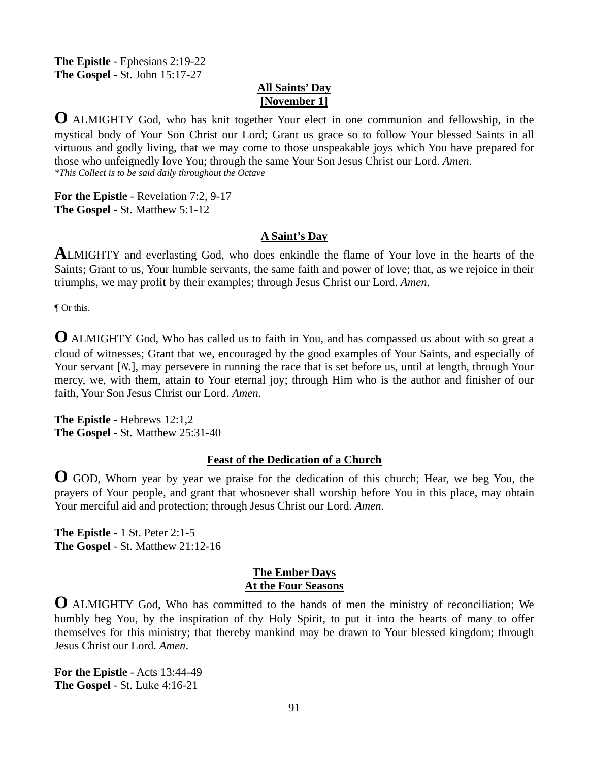**The Epistle** - Ephesians 2:19-22
**The Gospel** - St. John 15:17-27

## All Saints' Day
## [November 1]

**O** ALMIGHTY God, who has knit together Your elect in one communion and fellowship, in the mystical body of Your Son Christ our Lord; Grant us grace so to follow Your blessed Saints in all virtuous and godly living, that we may come to those unspeakable joys which You have prepared for those who unfeignedly love You; through the same Your Son Jesus Christ our Lord. *Amen*.
*\*This Collect is to be said daily throughout the Octave*

**For the Epistle** - Revelation 7:2, 9-17
**The Gospel** - St. Matthew 5:1-12

## A Saint's Day

**A**LMIGHTY and everlasting God, who does enkindle the flame of Your love in the hearts of the Saints; Grant to us, Your humble servants, the same faith and power of love; that, as we rejoice in their triumphs, we may profit by their examples; through Jesus Christ our Lord. *Amen*.

¶ Or this.

**O** ALMIGHTY God, Who has called us to faith in You, and has compassed us about with so great a cloud of witnesses; Grant that we, encouraged by the good examples of Your Saints, and especially of Your servant [*N*.], may persevere in running the race that is set before us, until at length, through Your mercy, we, with them, attain to Your eternal joy; through Him who is the author and finisher of our faith, Your Son Jesus Christ our Lord. *Amen*.

**The Epistle** - Hebrews 12:1,2
**The Gospel** - St. Matthew 25:31-40

## Feast of the Dedication of a Church

**O** GOD, Whom year by year we praise for the dedication of this church; Hear, we beg You, the prayers of Your people, and grant that whosoever shall worship before You in this place, may obtain Your merciful aid and protection; through Jesus Christ our Lord. *Amen*.

**The Epistle** - 1 St. Peter 2:1-5
**The Gospel** - St. Matthew 21:12-16

## The Ember Days
## At the Four Seasons

**O** ALMIGHTY God, Who has committed to the hands of men the ministry of reconciliation; We humbly beg You, by the inspiration of thy Holy Spirit, to put it into the hearts of many to offer themselves for this ministry; that thereby mankind may be drawn to Your blessed kingdom; through Jesus Christ our Lord. *Amen*.

**For the Epistle** - Acts 13:44-49
**The Gospel** - St. Luke 4:16-21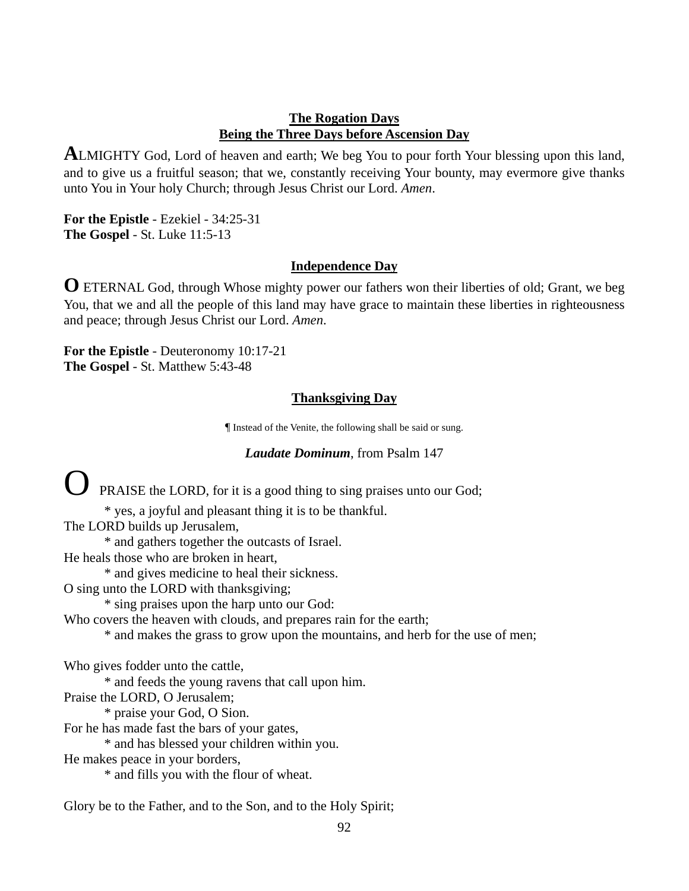**The Rogation Days**
**Being the Three Days before Ascension Day**

**A**LMIGHTY God, Lord of heaven and earth; We beg You to pour forth Your blessing upon this land, and to give us a fruitful season; that we, constantly receiving Your bounty, may evermore give thanks unto You in Your holy Church; through Jesus Christ our Lord. *Amen*.

**For the Epistle** - Ezekiel - 34:25-31
**The Gospel** - St. Luke 11:5-13

**Independence Day**

**O** ETERNAL God, through Whose mighty power our fathers won their liberties of old; Grant, we beg You, that we and all the people of this land may have grace to maintain these liberties in righteousness and peace; through Jesus Christ our Lord. *Amen*.

**For the Epistle** - Deuteronomy 10:17-21
**The Gospel** - St. Matthew 5:43-48

**Thanksgiving Day**

¶ Instead of the Venite, the following shall be said or sung.

***Laudate Dominum***, from Psalm 147

O PRAISE the LORD, for it is a good thing to sing praises unto our God;
  * yes, a joyful and pleasant thing it is to be thankful.
The LORD builds up Jerusalem,
  * and gathers together the outcasts of Israel.
He heals those who are broken in heart,
  * and gives medicine to heal their sickness.
O sing unto the LORD with thanksgiving;
  * sing praises upon the harp unto our God:
Who covers the heaven with clouds, and prepares rain for the earth;
  * and makes the grass to grow upon the mountains, and herb for the use of men;

Who gives fodder unto the cattle,
  * and feeds the young ravens that call upon him.
Praise the LORD, O Jerusalem;
  * praise your God, O Sion.
For he has made fast the bars of your gates,
  * and has blessed your children within you.
He makes peace in your borders,
  * and fills you with the flour of wheat.

Glory be to the Father, and to the Son, and to the Holy Spirit;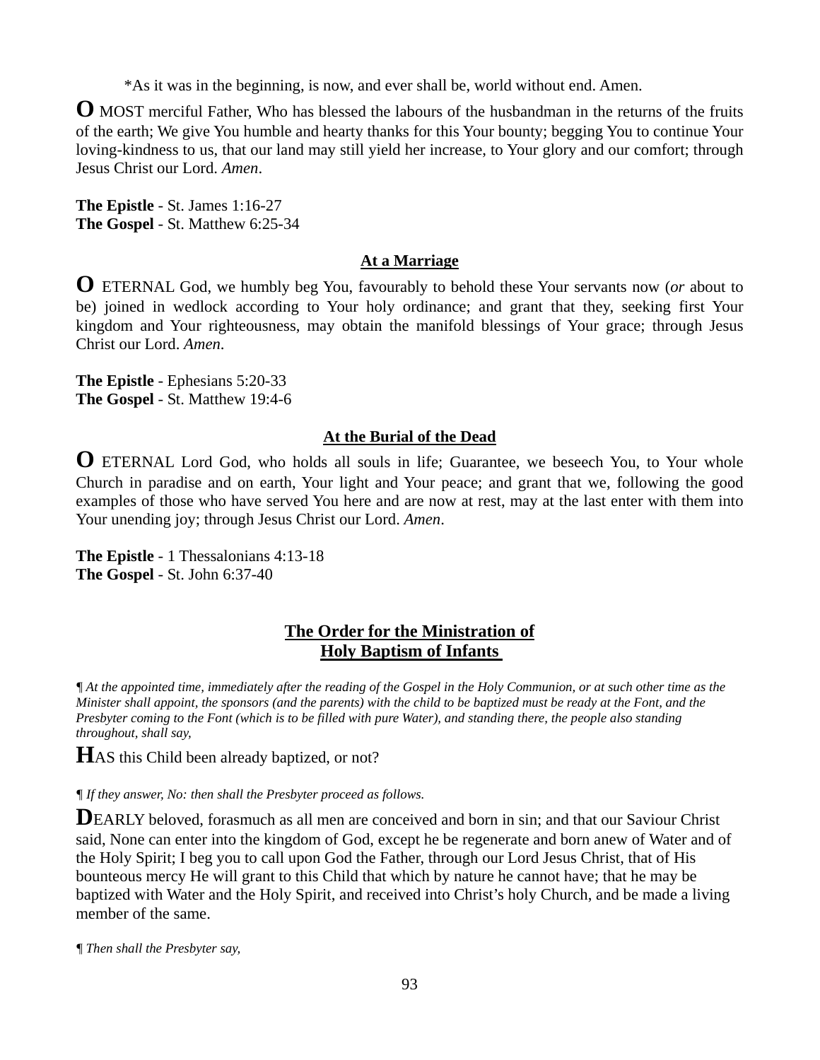*As it was in the beginning, is now, and ever shall be, world without end. Amen.

**O** MOST merciful Father, Who has blessed the labours of the husbandman in the returns of the fruits of the earth; We give You humble and hearty thanks for this Your bounty; begging You to continue Your loving-kindness to us, that our land may still yield her increase, to Your glory and our comfort; through Jesus Christ our Lord. *Amen*.

**The Epistle** - St. James 1:16-27
**The Gospel** - St. Matthew 6:25-34

### At a Marriage

**O** ETERNAL God, we humbly beg You, favourably to behold these Your servants now (*or* about to be) joined in wedlock according to Your holy ordinance; and grant that they, seeking first Your kingdom and Your righteousness, may obtain the manifold blessings of Your grace; through Jesus Christ our Lord. *Amen*.

**The Epistle** - Ephesians 5:20-33
**The Gospel** - St. Matthew 19:4-6

### At the Burial of the Dead

**O** ETERNAL Lord God, who holds all souls in life; Guarantee, we beseech You, to Your whole Church in paradise and on earth, Your light and Your peace; and grant that we, following the good examples of those who have served You here and are now at rest, may at the last enter with them into Your unending joy; through Jesus Christ our Lord. *Amen*.

**The Epistle** - 1 Thessalonians 4:13-18
**The Gospel** - St. John 6:37-40

## The Order for the Ministration of Holy Baptism of Infants

*¶ At the appointed time, immediately after the reading of the Gospel in the Holy Communion, or at such other time as the Minister shall appoint, the sponsors (and the parents) with the child to be baptized must be ready at the Font, and the Presbyter coming to the Font (which is to be filled with pure Water), and standing there, the people also standing throughout, shall say,*

**H**AS this Child been already baptized, or not?

*¶ If they answer, No: then shall the Presbyter proceed as follows.*

**D**EARLY beloved, forasmuch as all men are conceived and born in sin; and that our Saviour Christ said, None can enter into the kingdom of God, except he be regenerate and born anew of Water and of the Holy Spirit; I beg you to call upon God the Father, through our Lord Jesus Christ, that of His bounteous mercy He will grant to this Child that which by nature he cannot have; that he may be baptized with Water and the Holy Spirit, and received into Christ's holy Church, and be made a living member of the same.

*¶ Then shall the Presbyter say,*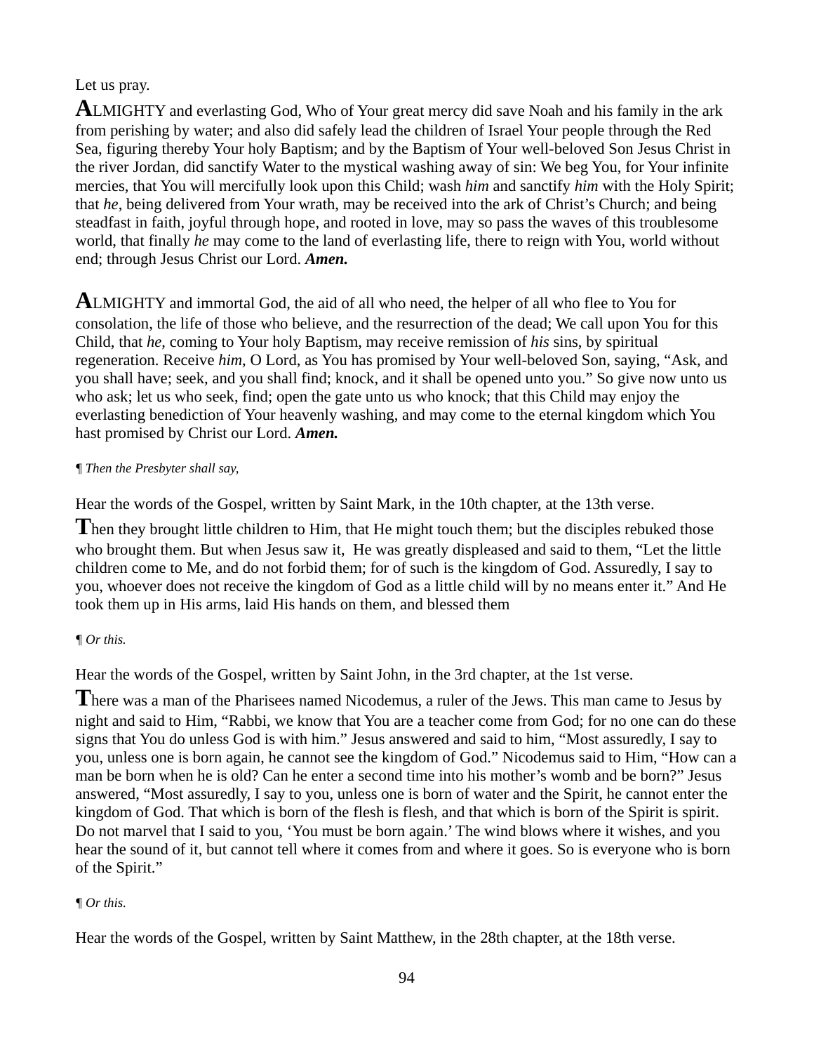Let us pray.

**A**LMIGHTY and everlasting God, Who of Your great mercy did save Noah and his family in the ark from perishing by water; and also did safely lead the children of Israel Your people through the Red Sea, figuring thereby Your holy Baptism; and by the Baptism of Your well-beloved Son Jesus Christ in the river Jordan, did sanctify Water to the mystical washing away of sin: We beg You, for Your infinite mercies, that You will mercifully look upon this Child; wash *him* and sanctify *him* with the Holy Spirit; that *he*, being delivered from Your wrath, may be received into the ark of Christ's Church; and being steadfast in faith, joyful through hope, and rooted in love, may so pass the waves of this troublesome world, that finally *he* may come to the land of everlasting life, there to reign with You, world without end; through Jesus Christ our Lord. ***Amen.***

**A**LMIGHTY and immortal God, the aid of all who need, the helper of all who flee to You for consolation, the life of those who believe, and the resurrection of the dead; We call upon You for this Child, that *he*, coming to Your holy Baptism, may receive remission of *his* sins, by spiritual regeneration. Receive *him*, O Lord, as You has promised by Your well-beloved Son, saying, "Ask, and you shall have; seek, and you shall find; knock, and it shall be opened unto you." So give now unto us who ask; let us who seek, find; open the gate unto us who knock; that this Child may enjoy the everlasting benediction of Your heavenly washing, and may come to the eternal kingdom which You hast promised by Christ our Lord. ***Amen.***

*¶ Then the Presbyter shall say,*

Hear the words of the Gospel, written by Saint Mark, in the 10th chapter, at the 13th verse.

**T**hen they brought little children to Him, that He might touch them; but the disciples rebuked those who brought them. But when Jesus saw it, He was greatly displeased and said to them, "Let the little children come to Me, and do not forbid them; for of such is the kingdom of God. Assuredly, I say to you, whoever does not receive the kingdom of God as a little child will by no means enter it." And He took them up in His arms, laid His hands on them, and blessed them

*¶ Or this.*

Hear the words of the Gospel, written by Saint John, in the 3rd chapter, at the 1st verse.

**T**here was a man of the Pharisees named Nicodemus, a ruler of the Jews. This man came to Jesus by night and said to Him, "Rabbi, we know that You are a teacher come from God; for no one can do these signs that You do unless God is with him." Jesus answered and said to him, "Most assuredly, I say to you, unless one is born again, he cannot see the kingdom of God." Nicodemus said to Him, "How can a man be born when he is old? Can he enter a second time into his mother's womb and be born?" Jesus answered, "Most assuredly, I say to you, unless one is born of water and the Spirit, he cannot enter the kingdom of God. That which is born of the flesh is flesh, and that which is born of the Spirit is spirit. Do not marvel that I said to you, 'You must be born again.' The wind blows where it wishes, and you hear the sound of it, but cannot tell where it comes from and where it goes. So is everyone who is born of the Spirit."

*¶ Or this.*

Hear the words of the Gospel, written by Saint Matthew, in the 28th chapter, at the 18th verse.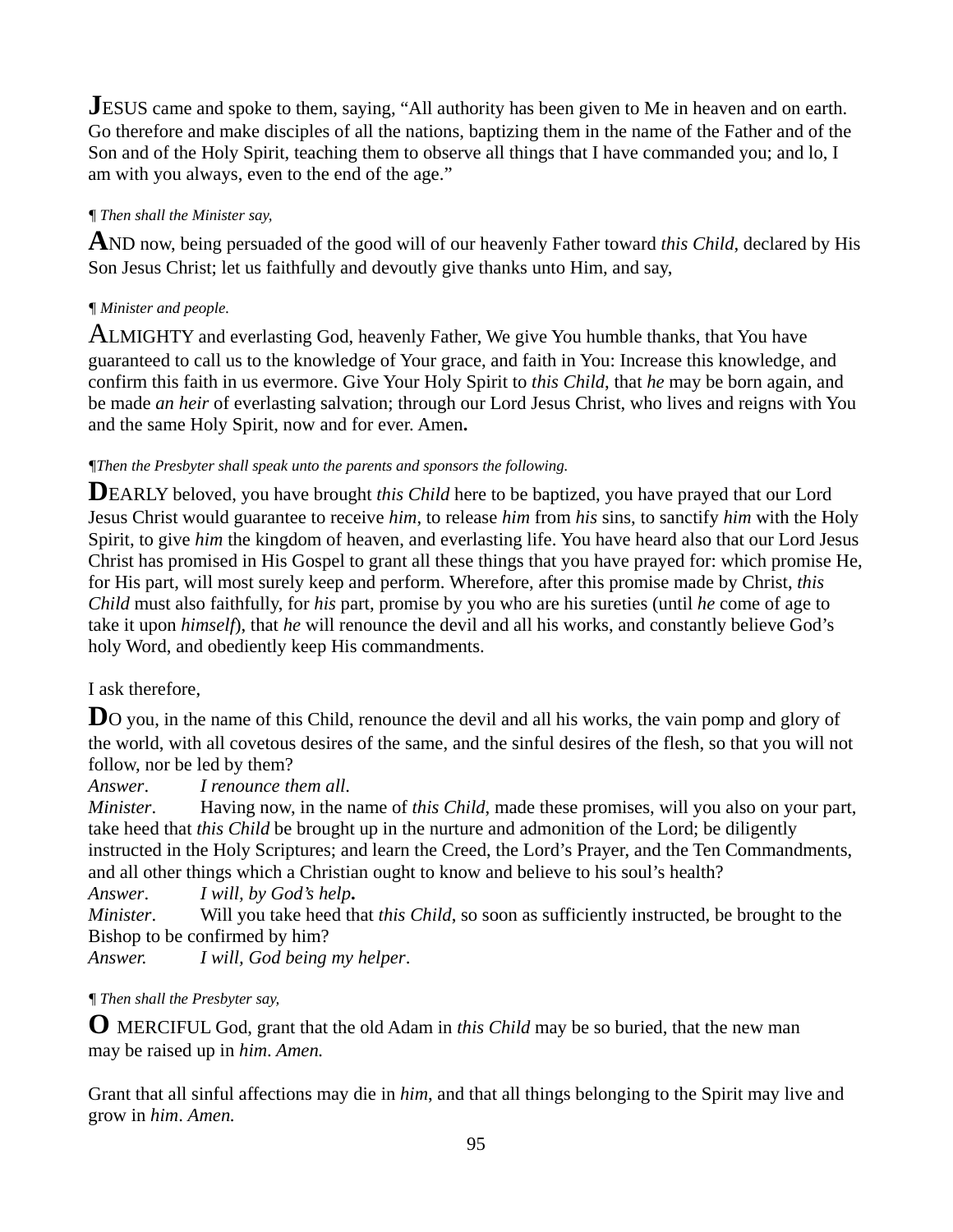**J**ESUS came and spoke to them, saying, “All authority has been given to Me in heaven and on earth. Go therefore and make disciples of all the nations, baptizing them in the name of the Father and of the Son and of the Holy Spirit, teaching them to observe all things that I have commanded you; and lo, I am with you always, even to the end of the age.”

*¶ Then shall the Minister say,*

**A**ND now, being persuaded of the good will of our heavenly Father toward *this Child*, declared by His Son Jesus Christ; let us faithfully and devoutly give thanks unto Him, and say,

*¶ Minister and people.*

ALMIGHTY and everlasting God, heavenly Father, We give You humble thanks, that You have guaranteed to call us to the knowledge of Your grace, and faith in You: Increase this knowledge, and confirm this faith in us evermore. Give Your Holy Spirit to *this Child*, that *he* may be born again, and be made *an heir* of everlasting salvation; through our Lord Jesus Christ, who lives and reigns with You and the same Holy Spirit, now and for ever. Amen**.**

*¶Then the Presbyter shall speak unto the parents and sponsors the following.*

**D**EARLY beloved, you have brought *this Child* here to be baptized, you have prayed that our Lord Jesus Christ would guarantee to receive *him*, to release *him* from *his* sins, to sanctify *him* with the Holy Spirit, to give *him* the kingdom of heaven, and everlasting life. You have heard also that our Lord Jesus Christ has promised in His Gospel to grant all these things that you have prayed for: which promise He, for His part, will most surely keep and perform. Wherefore, after this promise made by Christ, *this Child* must also faithfully, for *his* part, promise by you who are his sureties (until *he* come of age to take it upon *himself*), that *he* will renounce the devil and all his works, and constantly believe God’s holy Word, and obediently keep His commandments.

I ask therefore,

**D**O you, in the name of this Child, renounce the devil and all his works, the vain pomp and glory of the world, with all covetous desires of the same, and the sinful desires of the flesh, so that you will not follow, nor be led by them?

*Answer*. *I renounce them all.*

*Minister*. Having now, in the name of *this Child*, made these promises, will you also on your part, take heed that *this Child* be brought up in the nurture and admonition of the Lord; be diligently instructed in the Holy Scriptures; and learn the Creed, the Lord’s Prayer, and the Ten Commandments, and all other things which a Christian ought to know and believe to his soul’s health?

*Answer*. *I will, by God’s help***.**

*Minister*. Will you take heed that *this Child*, so soon as sufficiently instructed, be brought to the Bishop to be confirmed by him?

*Answer.* *I will, God being my helper*.

*¶ Then shall the Presbyter say,*

**O** MERCIFUL God, grant that the old Adam in *this Child* may be so buried, that the new man may be raised up in *him*. *Amen.*

Grant that all sinful affections may die in *him*, and that all things belonging to the Spirit may live and grow in *him*. *Amen.*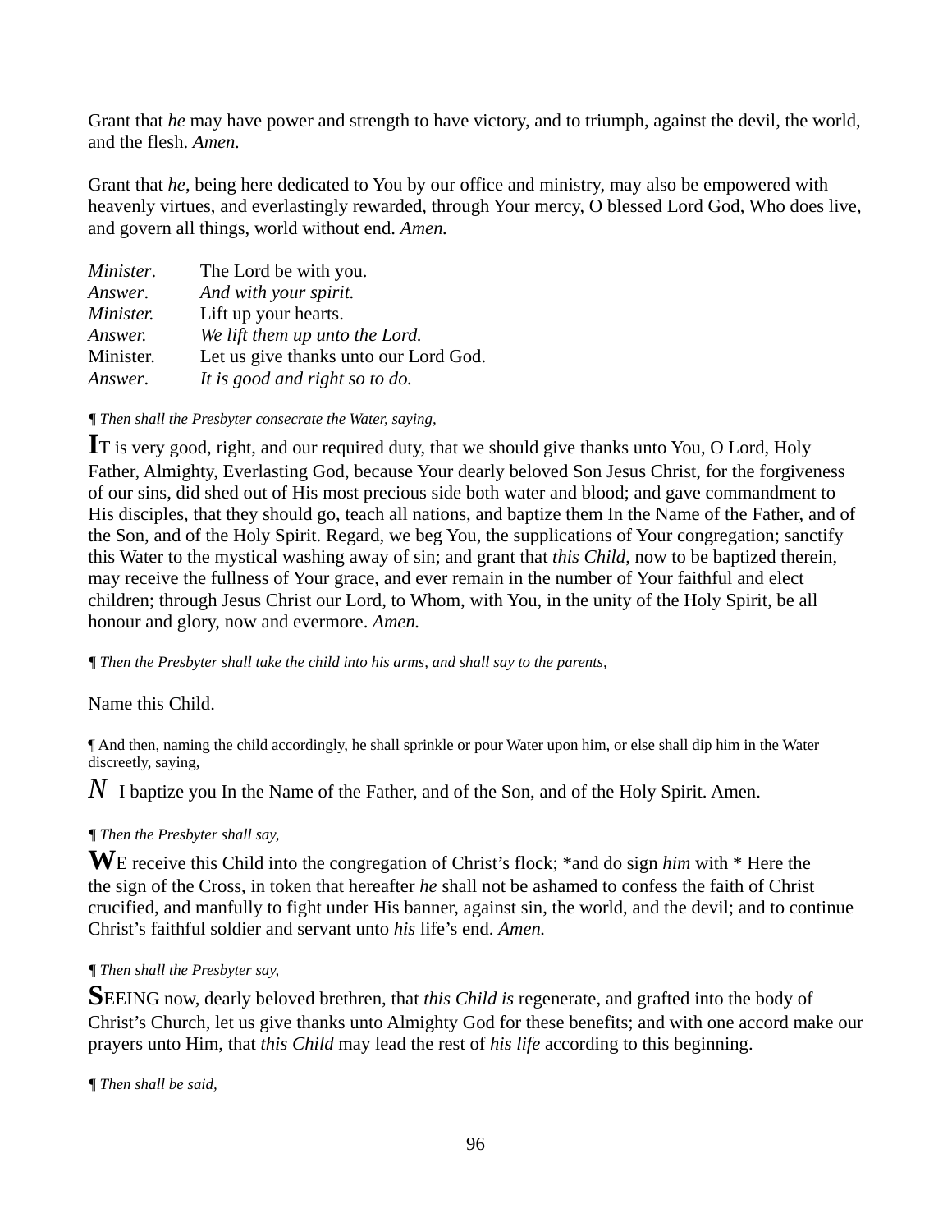Grant that *he* may have power and strength to have victory, and to triumph, against the devil, the world, and the flesh. *Amen.*

Grant that *he*, being here dedicated to You by our office and ministry, may also be empowered with heavenly virtues, and everlastingly rewarded, through Your mercy, O blessed Lord God, Who does live, and govern all things, world without end. *Amen.*

*Minister*. The Lord be with you.
*Answer*. *And with your spirit.*
*Minister.* Lift up your hearts.
*Answer.* *We lift them up unto the Lord.*
Minister. Let us give thanks unto our Lord God.
*Answer*. *It is good and right so to do.*

*¶ Then shall the Presbyter consecrate the Water, saying,*

**I**T is very good, right, and our required duty, that we should give thanks unto You, O Lord, Holy Father, Almighty, Everlasting God, because Your dearly beloved Son Jesus Christ, for the forgiveness of our sins, did shed out of His most precious side both water and blood; and gave commandment to His disciples, that they should go, teach all nations, and baptize them In the Name of the Father, and of the Son, and of the Holy Spirit. Regard, we beg You, the supplications of Your congregation; sanctify this Water to the mystical washing away of sin; and grant that *this Child,* now to be baptized therein, may receive the fullness of Your grace, and ever remain in the number of Your faithful and elect children; through Jesus Christ our Lord, to Whom, with You, in the unity of the Holy Spirit, be all honour and glory, now and evermore. *Amen.*

*¶ Then the Presbyter shall take the child into his arms, and shall say to the parents,*

Name this Child.

¶ And then, naming the child accordingly, he shall sprinkle or pour Water upon him, or else shall dip him in the Water discreetly, saying,

*N* I baptize you In the Name of the Father, and of the Son, and of the Holy Spirit. Amen.

*¶ Then the Presbyter shall say,*

**W**E receive this Child into the congregation of Christ's flock; *and do sign *him* with * Here the the sign of the Cross, in token that hereafter *he* shall not be ashamed to confess the faith of Christ crucified, and manfully to fight under His banner, against sin, the world, and the devil; and to continue Christ's faithful soldier and servant unto *his* life's end. *Amen.*

*¶ Then shall the Presbyter say,*

**S**EEING now, dearly beloved brethren, that *this Child is* regenerate, and grafted into the body of Christ's Church, let us give thanks unto Almighty God for these benefits; and with one accord make our prayers unto Him, that *this Child* may lead the rest of *his life* according to this beginning.

*¶ Then shall be said,*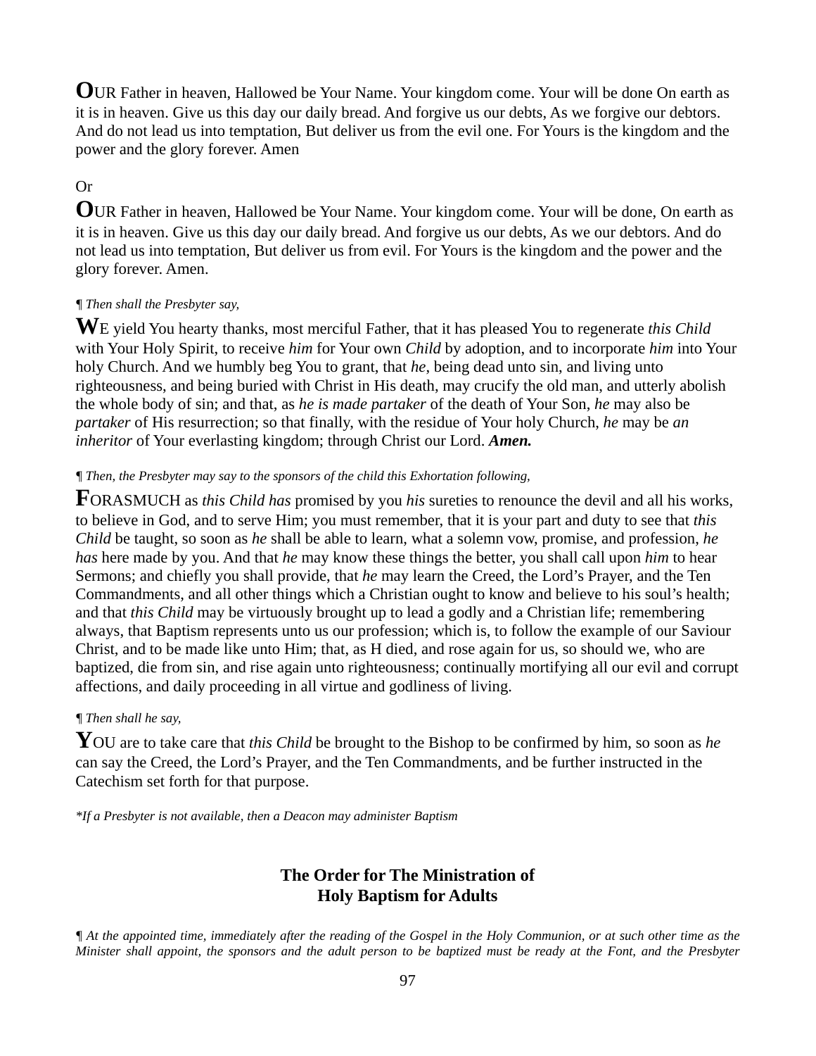**O**UR Father in heaven, Hallowed be Your Name. Your kingdom come. Your will be done On earth as it is in heaven. Give us this day our daily bread. And forgive us our debts, As we forgive our debtors. And do not lead us into temptation, But deliver us from the evil one. For Yours is the kingdom and the power and the glory forever. Amen

Or

**O**UR Father in heaven, Hallowed be Your Name. Your kingdom come. Your will be done, On earth as it is in heaven. Give us this day our daily bread. And forgive us our debts, As we our debtors. And do not lead us into temptation, But deliver us from evil. For Yours is the kingdom and the power and the glory forever. Amen.

*¶ Then shall the Presbyter say,*

**W**E yield You hearty thanks, most merciful Father, that it has pleased You to regenerate *this Child* with Your Holy Spirit, to receive *him* for Your own *Child* by adoption, and to incorporate *him* into Your holy Church. And we humbly beg You to grant, that *he*, being dead unto sin, and living unto righteousness, and being buried with Christ in His death, may crucify the old man, and utterly abolish the whole body of sin; and that, as *he is made partaker* of the death of Your Son, *he* may also be *partaker* of His resurrection; so that finally, with the residue of Your holy Church, *he* may be *an inheritor* of Your everlasting kingdom; through Christ our Lord. ***Amen.***

*¶ Then, the Presbyter may say to the sponsors of the child this Exhortation following,*

**F**ORASMUCH as *this Child has* promised by you *his* sureties to renounce the devil and all his works, to believe in God, and to serve Him; you must remember, that it is your part and duty to see that *this Child* be taught, so soon as *he* shall be able to learn, what a solemn vow, promise, and profession, *he has* here made by you. And that *he* may know these things the better, you shall call upon *him* to hear Sermons; and chiefly you shall provide, that *he* may learn the Creed, the Lord's Prayer, and the Ten Commandments, and all other things which a Christian ought to know and believe to his soul's health; and that *this Child* may be virtuously brought up to lead a godly and a Christian life; remembering always, that Baptism represents unto us our profession; which is, to follow the example of our Saviour Christ, and to be made like unto Him; that, as H died, and rose again for us, so should we, who are baptized, die from sin, and rise again unto righteousness; continually mortifying all our evil and corrupt affections, and daily proceeding in all virtue and godliness of living.

*¶ Then shall he say,*

**Y**OU are to take care that *this Child* be brought to the Bishop to be confirmed by him, so soon as *he* can say the Creed, the Lord's Prayer, and the Ten Commandments, and be further instructed in the Catechism set forth for that purpose.

**If a Presbyter is not available, then a Deacon may administer Baptism*

## The Order for The Ministration of Holy Baptism for Adults

*¶ At the appointed time, immediately after the reading of the Gospel in the Holy Communion, or at such other time as the Minister shall appoint, the sponsors and the adult person to be baptized must be ready at the Font, and the Presbyter*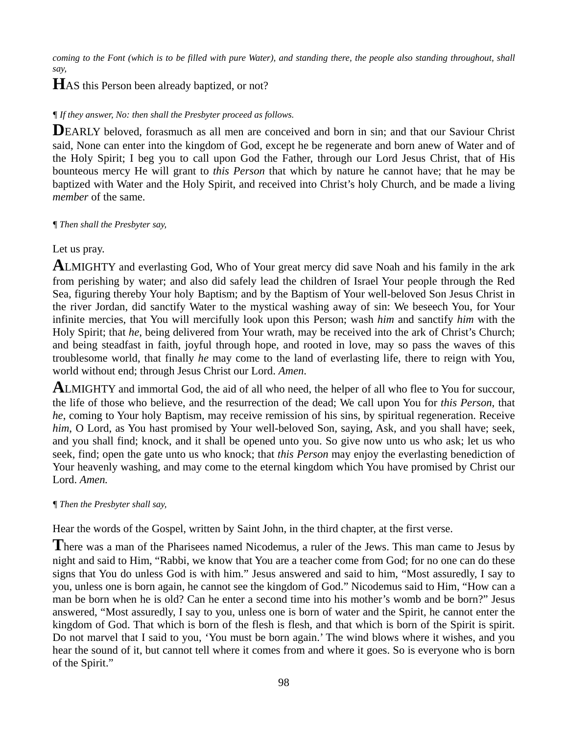*coming to the Font (which is to be filled with pure Water), and standing there, the people also standing throughout, shall say,*

**H**AS this Person been already baptized, or not?

¶ *If they answer, No: then shall the Presbyter proceed as follows.*

**D**EARLY beloved, forasmuch as all men are conceived and born in sin; and that our Saviour Christ said, None can enter into the kingdom of God, except he be regenerate and born anew of Water and of the Holy Spirit; I beg you to call upon God the Father, through our Lord Jesus Christ, that of His bounteous mercy He will grant to *this Person* that which by nature he cannot have; that he may be baptized with Water and the Holy Spirit, and received into Christ's holy Church, and be made a living *member* of the same.

¶ *Then shall the Presbyter say,*

Let us pray.

**A**LMIGHTY and everlasting God, Who of Your great mercy did save Noah and his family in the ark from perishing by water; and also did safely lead the children of Israel Your people through the Red Sea, figuring thereby Your holy Baptism; and by the Baptism of Your well-beloved Son Jesus Christ in the river Jordan, did sanctify Water to the mystical washing away of sin: We beseech You, for Your infinite mercies, that You will mercifully look upon this Person; wash *him* and sanctify *him* with the Holy Spirit; that *he*, being delivered from Your wrath, may be received into the ark of Christ's Church; and being steadfast in faith, joyful through hope, and rooted in love, may so pass the waves of this troublesome world, that finally *he* may come to the land of everlasting life, there to reign with You, world without end; through Jesus Christ our Lord. *Amen*.

**A**LMIGHTY and immortal God, the aid of all who need, the helper of all who flee to You for succour, the life of those who believe, and the resurrection of the dead; We call upon You for *this Person*, that *he*, coming to Your holy Baptism, may receive remission of his sins, by spiritual regeneration. Receive *him*, O Lord, as You hast promised by Your well-beloved Son, saying, Ask, and you shall have; seek, and you shall find; knock, and it shall be opened unto you. So give now unto us who ask; let us who seek, find; open the gate unto us who knock; that *this Person* may enjoy the everlasting benediction of Your heavenly washing, and may come to the eternal kingdom which You have promised by Christ our Lord. *Amen.*

¶ *Then the Presbyter shall say,*

Hear the words of the Gospel, written by Saint John, in the third chapter, at the first verse.

**T**here was a man of the Pharisees named Nicodemus, a ruler of the Jews. This man came to Jesus by night and said to Him, "Rabbi, we know that You are a teacher come from God; for no one can do these signs that You do unless God is with him." Jesus answered and said to him, "Most assuredly, I say to you, unless one is born again, he cannot see the kingdom of God." Nicodemus said to Him, "How can a man be born when he is old? Can he enter a second time into his mother's womb and be born?" Jesus answered, "Most assuredly, I say to you, unless one is born of water and the Spirit, he cannot enter the kingdom of God. That which is born of the flesh is flesh, and that which is born of the Spirit is spirit. Do not marvel that I said to you, 'You must be born again.' The wind blows where it wishes, and you hear the sound of it, but cannot tell where it comes from and where it goes. So is everyone who is born of the Spirit."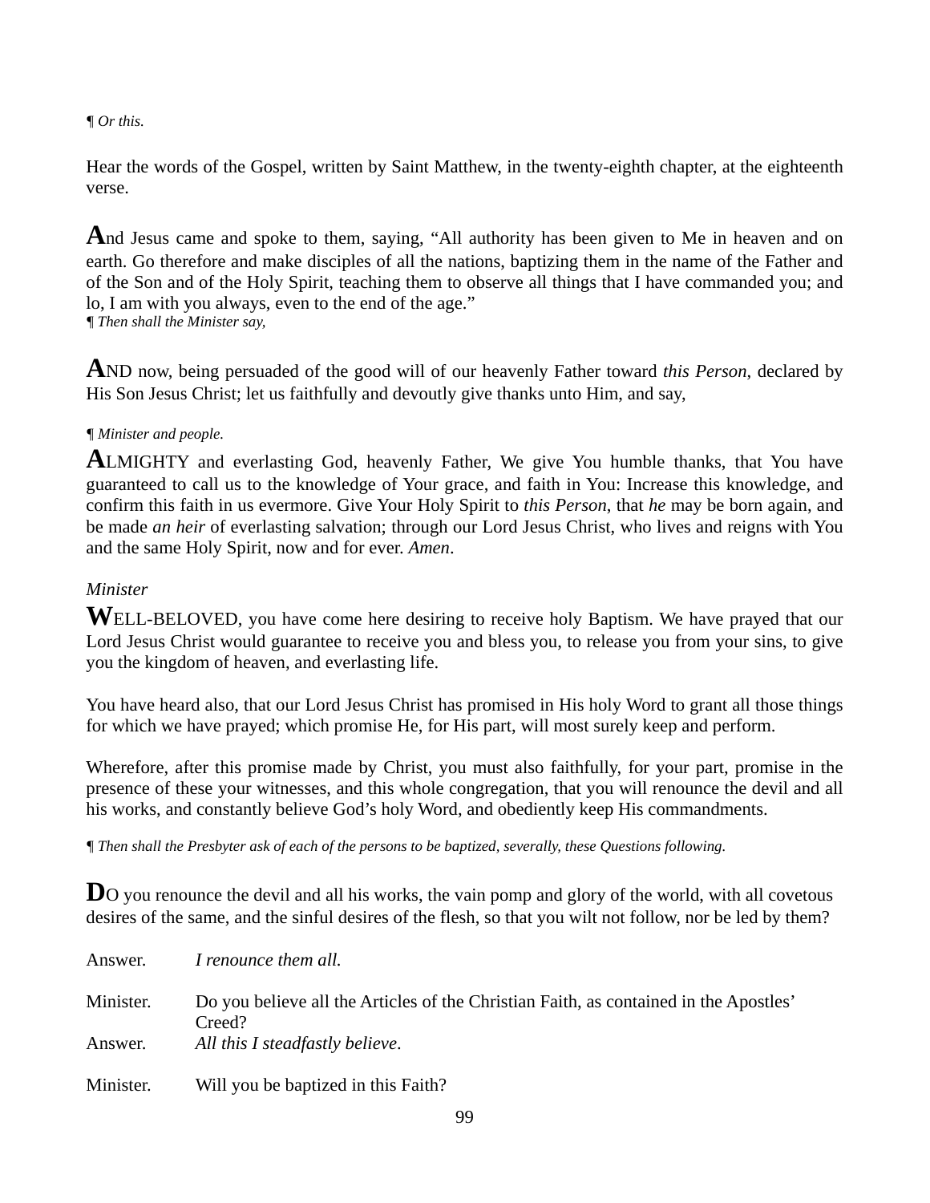¶ *Or this.*

Hear the words of the Gospel, written by Saint Matthew, in the twenty-eighth chapter, at the eighteenth verse.

**A**nd Jesus came and spoke to them, saying, “All authority has been given to Me in heaven and on earth. Go therefore and make disciples of all the nations, baptizing them in the name of the Father and of the Son and of the Holy Spirit, teaching them to observe all things that I have commanded you; and lo, I am with you always, even to the end of the age.”

¶ *Then shall the Minister say,*

**A**ND now, being persuaded of the good will of our heavenly Father toward *this Person*, declared by His Son Jesus Christ; let us faithfully and devoutly give thanks unto Him, and say,

¶ *Minister and people.*

**A**LMIGHTY and everlasting God, heavenly Father, We give You humble thanks, that You have guaranteed to call us to the knowledge of Your grace, and faith in You: Increase this knowledge, and confirm this faith in us evermore. Give Your Holy Spirit to *this Person*, that *he* may be born again, and be made *an heir* of everlasting salvation; through our Lord Jesus Christ, who lives and reigns with You and the same Holy Spirit, now and for ever. *Amen*.

*Minister*

**W**ELL-BELOVED, you have come here desiring to receive holy Baptism. We have prayed that our Lord Jesus Christ would guarantee to receive you and bless you, to release you from your sins, to give you the kingdom of heaven, and everlasting life.

You have heard also, that our Lord Jesus Christ has promised in His holy Word to grant all those things for which we have prayed; which promise He, for His part, will most surely keep and perform.

Wherefore, after this promise made by Christ, you must also faithfully, for your part, promise in the presence of these your witnesses, and this whole congregation, that you will renounce the devil and all his works, and constantly believe God’s holy Word, and obediently keep His commandments.

¶ *Then shall the Presbyter ask of each of the persons to be baptized, severally, these Questions following.*

**D**O you renounce the devil and all his works, the vain pomp and glory of the world, with all covetous desires of the same, and the sinful desires of the flesh, so that you wilt not follow, nor be led by them?

Answer. *I renounce them all.*

Minister. Do you believe all the Articles of the Christian Faith, as contained in the Apostles’ Creed?

Answer. *All this I steadfastly believe*.

Minister. Will you be baptized in this Faith?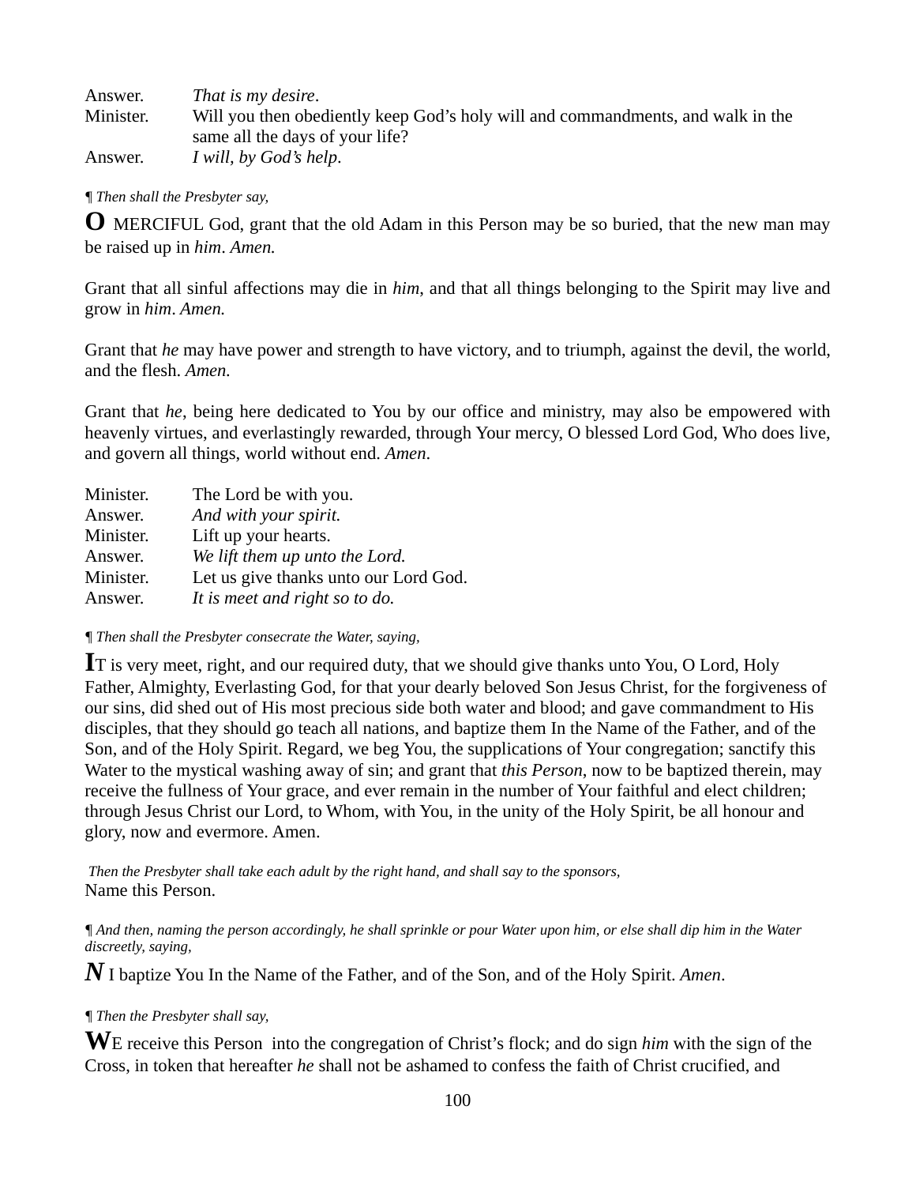Answer. *That is my desire*.
Minister. Will you then obediently keep God's holy will and commandments, and walk in the same all the days of your life?
Answer. *I will, by God's help*.

*¶ Then shall the Presbyter say,*

**O** MERCIFUL God, grant that the old Adam in this Person may be so buried, that the new man may be raised up in *him*. *Amen.*

Grant that all sinful affections may die in *him*, and that all things belonging to the Spirit may live and grow in *him*. *Amen.*

Grant that *he* may have power and strength to have victory, and to triumph, against the devil, the world, and the flesh. *Amen.*

Grant that *he*, being here dedicated to You by our office and ministry, may also be empowered with heavenly virtues, and everlastingly rewarded, through Your mercy, O blessed Lord God, Who does live, and govern all things, world without end. *Amen*.

Minister. The Lord be with you.
Answer. *And with your spirit.*
Minister. Lift up your hearts.
Answer. *We lift them up unto the Lord.*
Minister. Let us give thanks unto our Lord God.
Answer. *It is meet and right so to do.*

*¶ Then shall the Presbyter consecrate the Water, saying,*

**I**T is very meet, right, and our required duty, that we should give thanks unto You, O Lord, Holy Father, Almighty, Everlasting God, for that your dearly beloved Son Jesus Christ, for the forgiveness of our sins, did shed out of His most precious side both water and blood; and gave commandment to His disciples, that they should go teach all nations, and baptize them In the Name of the Father, and of the Son, and of the Holy Spirit. Regard, we beg You, the supplications of Your congregation; sanctify this Water to the mystical washing away of sin; and grant that *this Person*, now to be baptized therein, may receive the fullness of Your grace, and ever remain in the number of Your faithful and elect children; through Jesus Christ our Lord, to Whom, with You, in the unity of the Holy Spirit, be all honour and glory, now and evermore. Amen.

*Then the Presbyter shall take each adult by the right hand, and shall say to the sponsors,*
Name this Person.

*¶ And then, naming the person accordingly, he shall sprinkle or pour Water upon him, or else shall dip him in the Water discreetly, saying,*

***N*** I baptize You In the Name of the Father, and of the Son, and of the Holy Spirit. *Amen*.

*¶ Then the Presbyter shall say,*

**W**E receive this Person into the congregation of Christ's flock; and do sign *him* with the sign of the Cross, in token that hereafter *he* shall not be ashamed to confess the faith of Christ crucified, and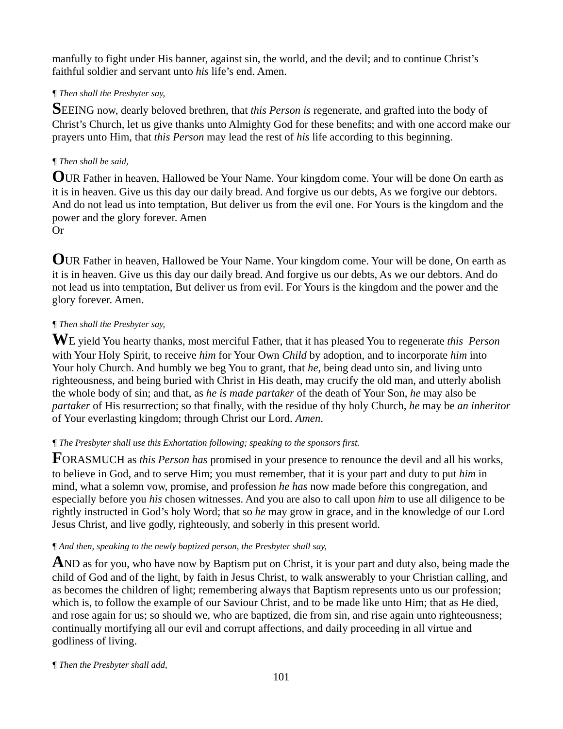manfully to fight under His banner, against sin, the world, and the devil; and to continue Christ's faithful soldier and servant unto *his* life's end. Amen.

¶ *Then shall the Presbyter say,*

**S**EEING now, dearly beloved brethren, that *this Person is* regenerate, and grafted into the body of Christ's Church, let us give thanks unto Almighty God for these benefits; and with one accord make our prayers unto Him, that *this Person* may lead the rest of *his* life according to this beginning.

¶ *Then shall be said,*

**O**UR Father in heaven, Hallowed be Your Name. Your kingdom come. Your will be done On earth as it is in heaven. Give us this day our daily bread. And forgive us our debts, As we forgive our debtors. And do not lead us into temptation, But deliver us from the evil one. For Yours is the kingdom and the power and the glory forever. Amen
Or

**O**UR Father in heaven, Hallowed be Your Name. Your kingdom come. Your will be done, On earth as it is in heaven. Give us this day our daily bread. And forgive us our debts, As we our debtors. And do not lead us into temptation, But deliver us from evil. For Yours is the kingdom and the power and the glory forever. Amen.

¶ *Then shall the Presbyter say,*

**W**E yield You hearty thanks, most merciful Father, that it has pleased You to regenerate *this Person* with Your Holy Spirit, to receive *him* for Your Own *Child* by adoption, and to incorporate *him* into Your holy Church. And humbly we beg You to grant, that *he*, being dead unto sin, and living unto righteousness, and being buried with Christ in His death, may crucify the old man, and utterly abolish the whole body of sin; and that, as *he is made partaker* of the death of Your Son, *he* may also be *partaker* of His resurrection; so that finally, with the residue of thy holy Church, *he* may be *an inheritor* of Your everlasting kingdom; through Christ our Lord. *Amen*.

¶ *The Presbyter shall use this Exhortation following; speaking to the sponsors first.*

**F**ORASMUCH as *this Person has* promised in your presence to renounce the devil and all his works, to believe in God, and to serve Him; you must remember, that it is your part and duty to put *him* in mind, what a solemn vow, promise, and profession *he has* now made before this congregation, and especially before you *his* chosen witnesses. And you are also to call upon *him* to use all diligence to be rightly instructed in God's holy Word; that so *he* may grow in grace, and in the knowledge of our Lord Jesus Christ, and live godly, righteously, and soberly in this present world.

¶ *And then, speaking to the newly baptized person, the Presbyter shall say,*

**A**ND as for you, who have now by Baptism put on Christ, it is your part and duty also, being made the child of God and of the light, by faith in Jesus Christ, to walk answerably to your Christian calling, and as becomes the children of light; remembering always that Baptism represents unto us our profession; which is, to follow the example of our Saviour Christ, and to be made like unto Him; that as He died, and rose again for us; so should we, who are baptized, die from sin, and rise again unto righteousness; continually mortifying all our evil and corrupt affections, and daily proceeding in all virtue and godliness of living.

¶ *Then the Presbyter shall add,*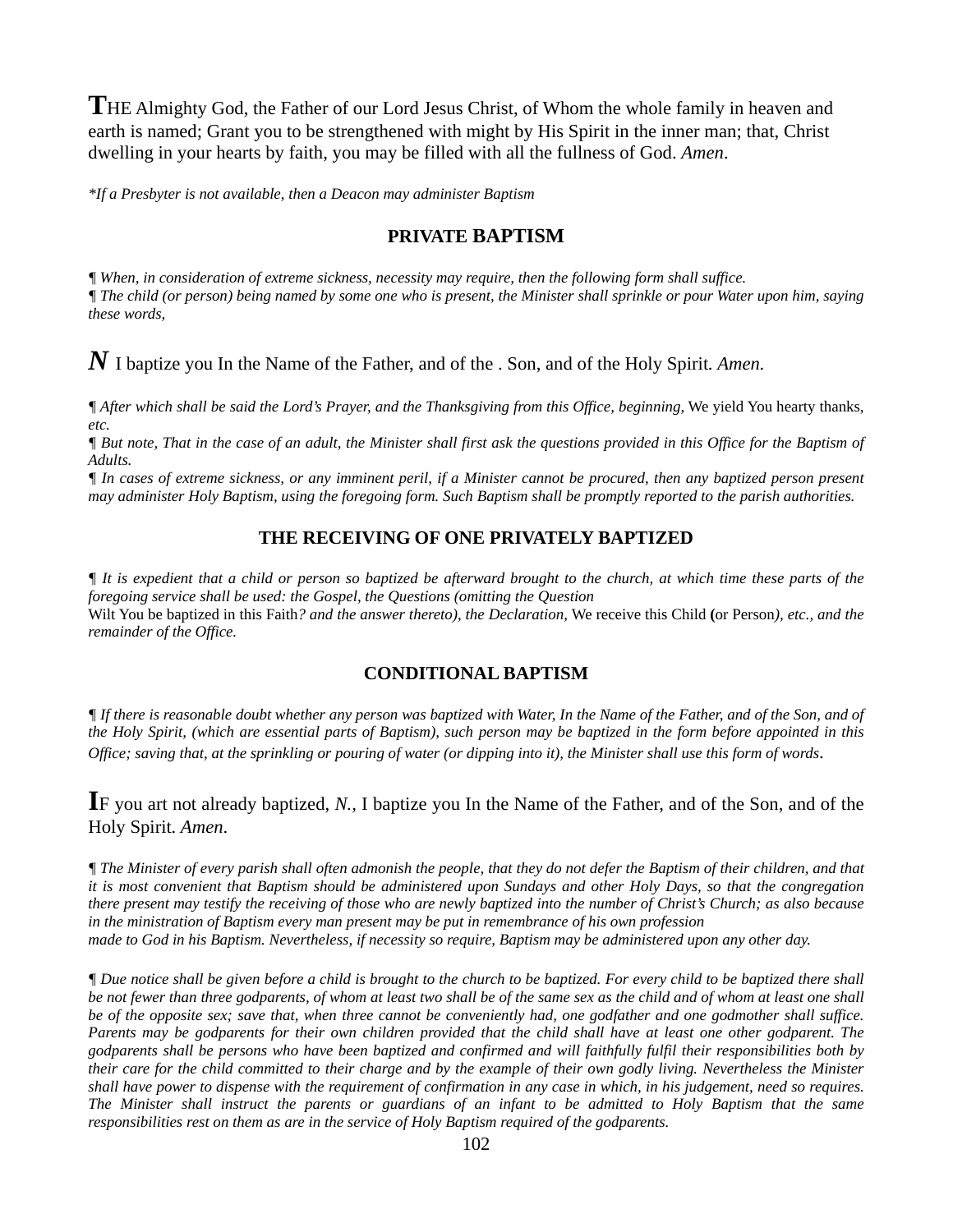**T**HE Almighty God, the Father of our Lord Jesus Christ, of Whom the whole family in heaven and earth is named; Grant you to be strengthened with might by His Spirit in the inner man; that, Christ dwelling in your hearts by faith, you may be filled with all the fullness of God. *Amen*.

*\*If a Presbyter is not available, then a Deacon may administer Baptism*

## PRIVATE BAPTISM

*¶ When, in consideration of extreme sickness, necessity may require, then the following form shall suffice.*
*¶ The child (or person) being named by some one who is present, the Minister shall sprinkle or pour Water upon him, saying these words,*

***N*** I baptize you In the Name of the Father, and of the . Son, and of the Holy Spirit. *Amen.*

*¶ After which shall be said the Lord's Prayer, and the Thanksgiving from this Office, beginning,* We yield You hearty thanks, *etc.*
*¶ But note, That in the case of an adult, the Minister shall first ask the questions provided in this Office for the Baptism of Adults.*
*¶ In cases of extreme sickness, or any imminent peril, if a Minister cannot be procured, then any baptized person present may administer Holy Baptism, using the foregoing form. Such Baptism shall be promptly reported to the parish authorities.*

## THE RECEIVING OF ONE PRIVATELY BAPTIZED

*¶ It is expedient that a child or person so baptized be afterward brought to the church, at which time these parts of the foregoing service shall be used: the Gospel, the Questions (omitting the Question*
Wilt You be baptized in this Faith*? and the answer thereto), the Declaration,* We receive this Child **(**or Person*), etc., and the remainder of the Office.*

## CONDITIONAL BAPTISM

*¶ If there is reasonable doubt whether any person was baptized with Water, In the Name of the Father, and of the Son, and of the Holy Spirit, (which are essential parts of Baptism), such person may be baptized in the form before appointed in this Office; saving that, at the sprinkling or pouring of water (or dipping into it), the Minister shall use this form of words*.

**I**F you art not already baptized, *N.,* I baptize you In the Name of the Father, and of the Son, and of the Holy Spirit. *Amen*.

*¶ The Minister of every parish shall often admonish the people, that they do not defer the Baptism of their children, and that it is most convenient that Baptism should be administered upon Sundays and other Holy Days, so that the congregation there present may testify the receiving of those who are newly baptized into the number of Christ's Church; as also because in the ministration of Baptism every man present may be put in remembrance of his own profession made to God in his Baptism. Nevertheless, if necessity so require, Baptism may be administered upon any other day.*

*¶ Due notice shall be given before a child is brought to the church to be baptized. For every child to be baptized there shall be not fewer than three godparents, of whom at least two shall be of the same sex as the child and of whom at least one shall be of the opposite sex; save that, when three cannot be conveniently had, one godfather and one godmother shall suffice. Parents may be godparents for their own children provided that the child shall have at least one other godparent. The godparents shall be persons who have been baptized and confirmed and will faithfully fulfil their responsibilities both by their care for the child committed to their charge and by the example of their own godly living. Nevertheless the Minister shall have power to dispense with the requirement of confirmation in any case in which, in his judgement, need so requires. The Minister shall instruct the parents or guardians of an infant to be admitted to Holy Baptism that the same responsibilities rest on them as are in the service of Holy Baptism required of the godparents.*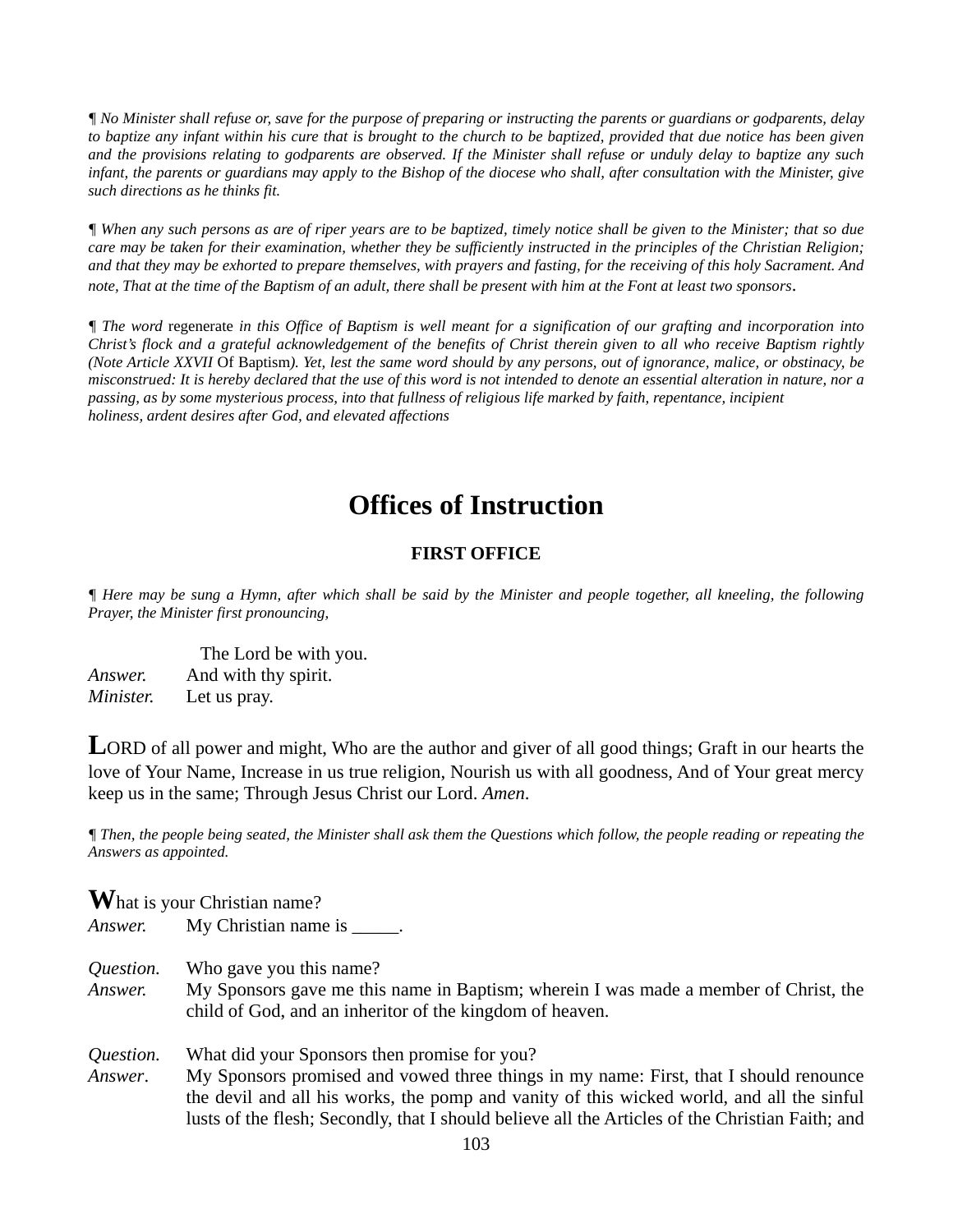*¶ No Minister shall refuse or, save for the purpose of preparing or instructing the parents or guardians or godparents, delay to baptize any infant within his cure that is brought to the church to be baptized, provided that due notice has been given and the provisions relating to godparents are observed. If the Minister shall refuse or unduly delay to baptize any such infant, the parents or guardians may apply to the Bishop of the diocese who shall, after consultation with the Minister, give such directions as he thinks fit.*

*¶ When any such persons as are of riper years are to be baptized, timely notice shall be given to the Minister; that so due care may be taken for their examination, whether they be sufficiently instructed in the principles of the Christian Religion; and that they may be exhorted to prepare themselves, with prayers and fasting, for the receiving of this holy Sacrament. And note, That at the time of the Baptism of an adult, there shall be present with him at the Font at least two sponsors.*

*¶ The word* regenerate *in this Office of Baptism is well meant for a signification of our grafting and incorporation into Christ's flock and a grateful acknowledgement of the benefits of Christ therein given to all who receive Baptism rightly (Note Article XXVII* Of Baptism*). Yet, lest the same word should by any persons, out of ignorance, malice, or obstinacy, be misconstrued: It is hereby declared that the use of this word is not intended to denote an essential alteration in nature, nor a passing, as by some mysterious process, into that fullness of religious life marked by faith, repentance, incipient holiness, ardent desires after God, and elevated affections*

# Offices of Instruction

## FIRST OFFICE

*¶ Here may be sung a Hymn, after which shall be said by the Minister and people together, all kneeling, the following Prayer, the Minister first pronouncing,*

The Lord be with you.
*Answer.* And with thy spirit.
*Minister.* Let us pray.

**L**ORD of all power and might, Who are the author and giver of all good things; Graft in our hearts the love of Your Name, Increase in us true religion, Nourish us with all goodness, And of Your great mercy keep us in the same; Through Jesus Christ our Lord. *Amen*.

*¶ Then, the people being seated, the Minister shall ask them the Questions which follow, the people reading or repeating the Answers as appointed.*

**W**hat is your Christian name?
*Answer.* My Christian name is _____.

*Question.* Who gave you this name?
*Answer.* My Sponsors gave me this name in Baptism; wherein I was made a member of Christ, the child of God, and an inheritor of the kingdom of heaven.

*Question.* What did your Sponsors then promise for you?
*Answer*. My Sponsors promised and vowed three things in my name: First, that I should renounce the devil and all his works, the pomp and vanity of this wicked world, and all the sinful lusts of the flesh; Secondly, that I should believe all the Articles of the Christian Faith; and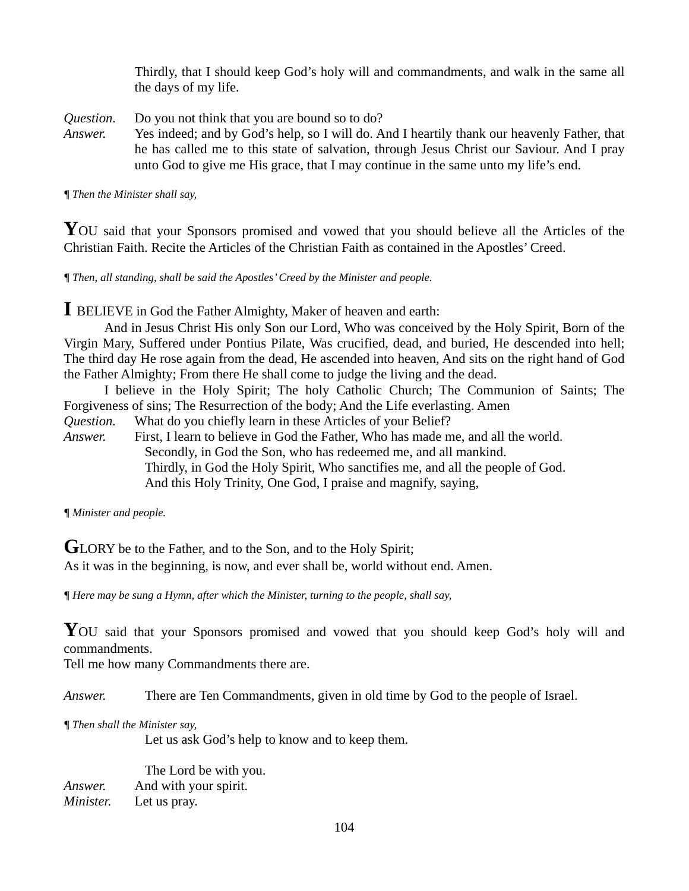Thirdly, that I should keep God's holy will and commandments, and walk in the same all the days of my life.

*Question.* Do you not think that you are bound so to do?

*Answer.* Yes indeed; and by God's help, so I will do. And I heartily thank our heavenly Father, that he has called me to this state of salvation, through Jesus Christ our Saviour. And I pray unto God to give me His grace, that I may continue in the same unto my life's end.

¶ *Then the Minister shall say,*

**Y**OU said that your Sponsors promised and vowed that you should believe all the Articles of the Christian Faith. Recite the Articles of the Christian Faith as contained in the Apostles' Creed.

¶ *Then, all standing, shall be said the Apostles' Creed by the Minister and people.*

**I** BELIEVE in God the Father Almighty, Maker of heaven and earth:

And in Jesus Christ His only Son our Lord, Who was conceived by the Holy Spirit, Born of the Virgin Mary, Suffered under Pontius Pilate, Was crucified, dead, and buried, He descended into hell; The third day He rose again from the dead, He ascended into heaven, And sits on the right hand of God the Father Almighty; From there He shall come to judge the living and the dead.

I believe in the Holy Spirit; The holy Catholic Church; The Communion of Saints; The Forgiveness of sins; The Resurrection of the body; And the Life everlasting. Amen

*Question.* What do you chiefly learn in these Articles of your Belief?

*Answer.* First, I learn to believe in God the Father, Who has made me, and all the world.
Secondly, in God the Son, who has redeemed me, and all mankind.
Thirdly, in God the Holy Spirit, Who sanctifies me, and all the people of God.
And this Holy Trinity, One God, I praise and magnify, saying,

¶ *Minister and people.*

**G**LORY be to the Father, and to the Son, and to the Holy Spirit;
As it was in the beginning, is now, and ever shall be, world without end. Amen.

¶ *Here may be sung a Hymn, after which the Minister, turning to the people, shall say,*

**Y**OU said that your Sponsors promised and vowed that you should keep God's holy will and commandments.
Tell me how many Commandments there are.

*Answer.* There are Ten Commandments, given in old time by God to the people of Israel.

¶ *Then shall the Minister say,*

Let us ask God's help to know and to keep them.

The Lord be with you.

*Answer.* And with your spirit.

*Minister.* Let us pray.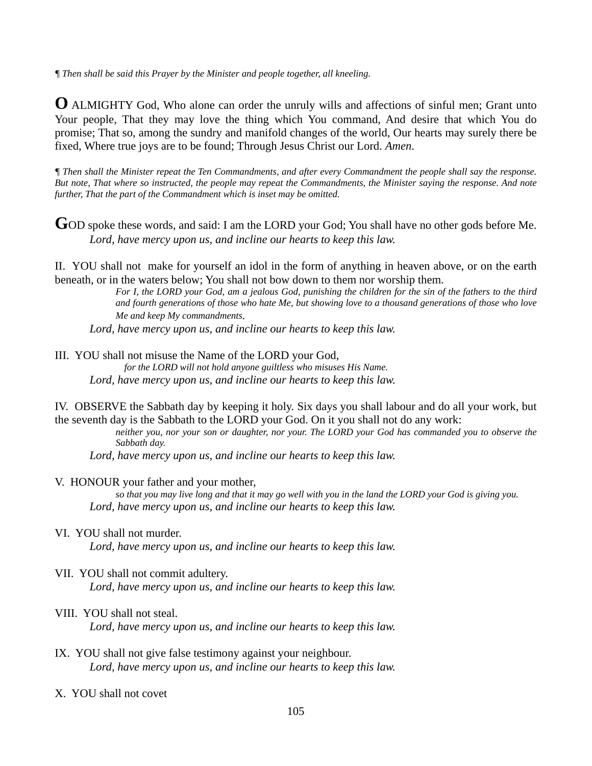*¶ Then shall be said this Prayer by the Minister and people together, all kneeling.*

**O** ALMIGHTY God, Who alone can order the unruly wills and affections of sinful men; Grant unto Your people, That they may love the thing which You command, And desire that which You do promise; That so, among the sundry and manifold changes of the world, Our hearts may surely there be fixed, Where true joys are to be found; Through Jesus Christ our Lord. *Amen*.

*¶ Then shall the Minister repeat the Ten Commandments, and after every Commandment the people shall say the response. But note, That where so instructed, the people may repeat the Commandments, the Minister saying the response. And note further, That the part of the Commandment which is inset may be omitted.*

**G**OD spoke these words, and said: I am the LORD your God; You shall have no other gods before Me.

*Lord, have mercy upon us, and incline our hearts to keep this law.*

II. YOU shall not make for yourself an idol in the form of anything in heaven above, or on the earth beneath, or in the waters below; You shall not bow down to them nor worship them.

> *For I, the LORD your God, am a jealous God, punishing the children for the sin of the fathers to the third and fourth generations of those who hate Me, but showing love to a thousand generations of those who love Me and keep My commandments.*

*Lord, have mercy upon us, and incline our hearts to keep this law.*

III. YOU shall not misuse the Name of the LORD your God,

> *for the LORD will not hold anyone guiltless who misuses His Name.*

*Lord, have mercy upon us, and incline our hearts to keep this law.*

IV. OBSERVE the Sabbath day by keeping it holy. Six days you shall labour and do all your work, but the seventh day is the Sabbath to the LORD your God. On it you shall not do any work:

> *neither you, nor your son or daughter, nor your. The LORD your God has commanded you to observe the Sabbath day.*

*Lord, have mercy upon us, and incline our hearts to keep this law.*

V. HONOUR your father and your mother,

> *so that you may live long and that it may go well with you in the land the LORD your God is giving you.*

*Lord, have mercy upon us, and incline our hearts to keep this law.*

VI. YOU shall not murder.

*Lord, have mercy upon us, and incline our hearts to keep this law.*

VII. YOU shall not commit adultery.

*Lord, have mercy upon us, and incline our hearts to keep this law.*

VIII. YOU shall not steal.

*Lord, have mercy upon us, and incline our hearts to keep this law.*

IX. YOU shall not give false testimony against your neighbour.

*Lord, have mercy upon us, and incline our hearts to keep this law.*

X. YOU shall not covet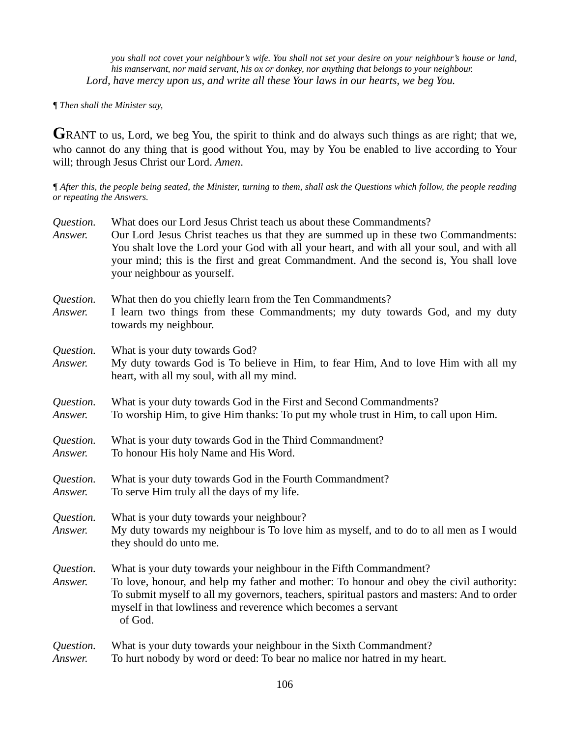*you shall not covet your neighbour's wife. You shall not set your desire on your neighbour's house or land, his manservant, nor maid servant, his ox or donkey, nor anything that belongs to your neighbour.*

*Lord, have mercy upon us, and write all these Your laws in our hearts, we beg You.*

*¶ Then shall the Minister say,*

**G**RANT to us, Lord, we beg You, the spirit to think and do always such things as are right; that we, who cannot do any thing that is good without You, may by You be enabled to live according to Your will; through Jesus Christ our Lord. *Amen*.

*¶ After this, the people being seated, the Minister, turning to them, shall ask the Questions which follow, the people reading or repeating the Answers.*

*Question.* What does our Lord Jesus Christ teach us about these Commandments?
*Answer.* Our Lord Jesus Christ teaches us that they are summed up in these two Commandments: You shalt love the Lord your God with all your heart, and with all your soul, and with all your mind; this is the first and great Commandment. And the second is, You shall love your neighbour as yourself.

*Question.* What then do you chiefly learn from the Ten Commandments?
*Answer.* I learn two things from these Commandments; my duty towards God, and my duty towards my neighbour.

*Question.* What is your duty towards God?
*Answer.* My duty towards God is To believe in Him, to fear Him, And to love Him with all my heart, with all my soul, with all my mind.

*Question.* What is your duty towards God in the First and Second Commandments?
*Answer.* To worship Him, to give Him thanks: To put my whole trust in Him, to call upon Him.

*Question.* What is your duty towards God in the Third Commandment?
*Answer.* To honour His holy Name and His Word.

*Question.* What is your duty towards God in the Fourth Commandment?
*Answer.* To serve Him truly all the days of my life.

*Question.* What is your duty towards your neighbour?
*Answer.* My duty towards my neighbour is To love him as myself, and to do to all men as I would they should do unto me.

*Question.* What is your duty towards your neighbour in the Fifth Commandment?
*Answer.* To love, honour, and help my father and mother: To honour and obey the civil authority: To submit myself to all my governors, teachers, spiritual pastors and masters: And to order myself in that lowliness and reverence which becomes a servant of God.

*Question.* What is your duty towards your neighbour in the Sixth Commandment?
*Answer.* To hurt nobody by word or deed: To bear no malice nor hatred in my heart.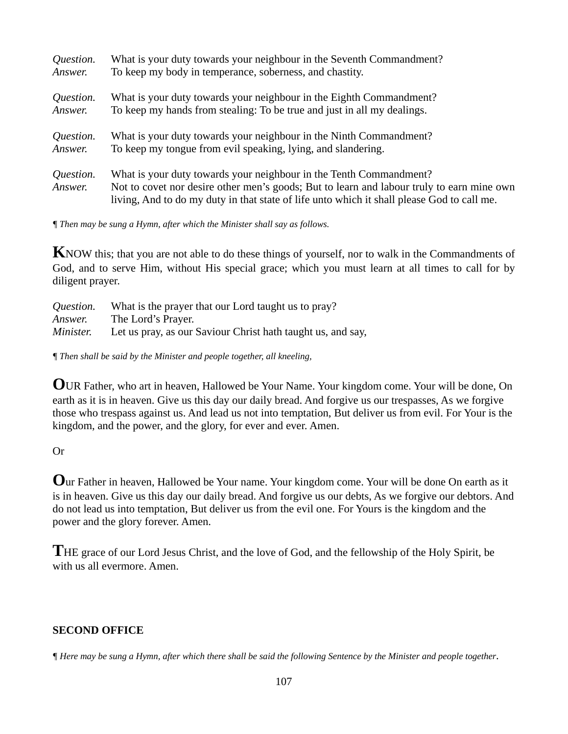*Question.* What is your duty towards your neighbour in the Seventh Commandment?
*Answer.* To keep my body in temperance, soberness, and chastity.

*Question.* What is your duty towards your neighbour in the Eighth Commandment?
*Answer.* To keep my hands from stealing: To be true and just in all my dealings.

*Question.* What is your duty towards your neighbour in the Ninth Commandment?
*Answer.* To keep my tongue from evil speaking, lying, and slandering.

*Question.* What is your duty towards your neighbour in the Tenth Commandment?
*Answer.* Not to covet nor desire other men's goods; But to learn and labour truly to earn mine own living, And to do my duty in that state of life unto which it shall please God to call me.

*¶ Then may be sung a Hymn, after which the Minister shall say as follows.*

**K**NOW this; that you are not able to do these things of yourself, nor to walk in the Commandments of God, and to serve Him, without His special grace; which you must learn at all times to call for by diligent prayer.

*Question.* What is the prayer that our Lord taught us to pray?
*Answer.* The Lord's Prayer.
*Minister.* Let us pray, as our Saviour Christ hath taught us, and say,

*¶ Then shall be said by the Minister and people together, all kneeling,*

**O**UR Father, who art in heaven, Hallowed be Your Name. Your kingdom come. Your will be done, On earth as it is in heaven. Give us this day our daily bread. And forgive us our trespasses, As we forgive those who trespass against us. And lead us not into temptation, But deliver us from evil. For Your is the kingdom, and the power, and the glory, for ever and ever. Amen.

Or

**O**ur Father in heaven, Hallowed be Your name. Your kingdom come. Your will be done On earth as it is in heaven. Give us this day our daily bread. And forgive us our debts, As we forgive our debtors. And do not lead us into temptation, But deliver us from the evil one. For Yours is the kingdom and the power and the glory forever. Amen.

**T**HE grace of our Lord Jesus Christ, and the love of God, and the fellowship of the Holy Spirit, be with us all evermore. Amen.

## SECOND OFFICE

*¶ Here may be sung a Hymn, after which there shall be said the following Sentence by the Minister and people together.*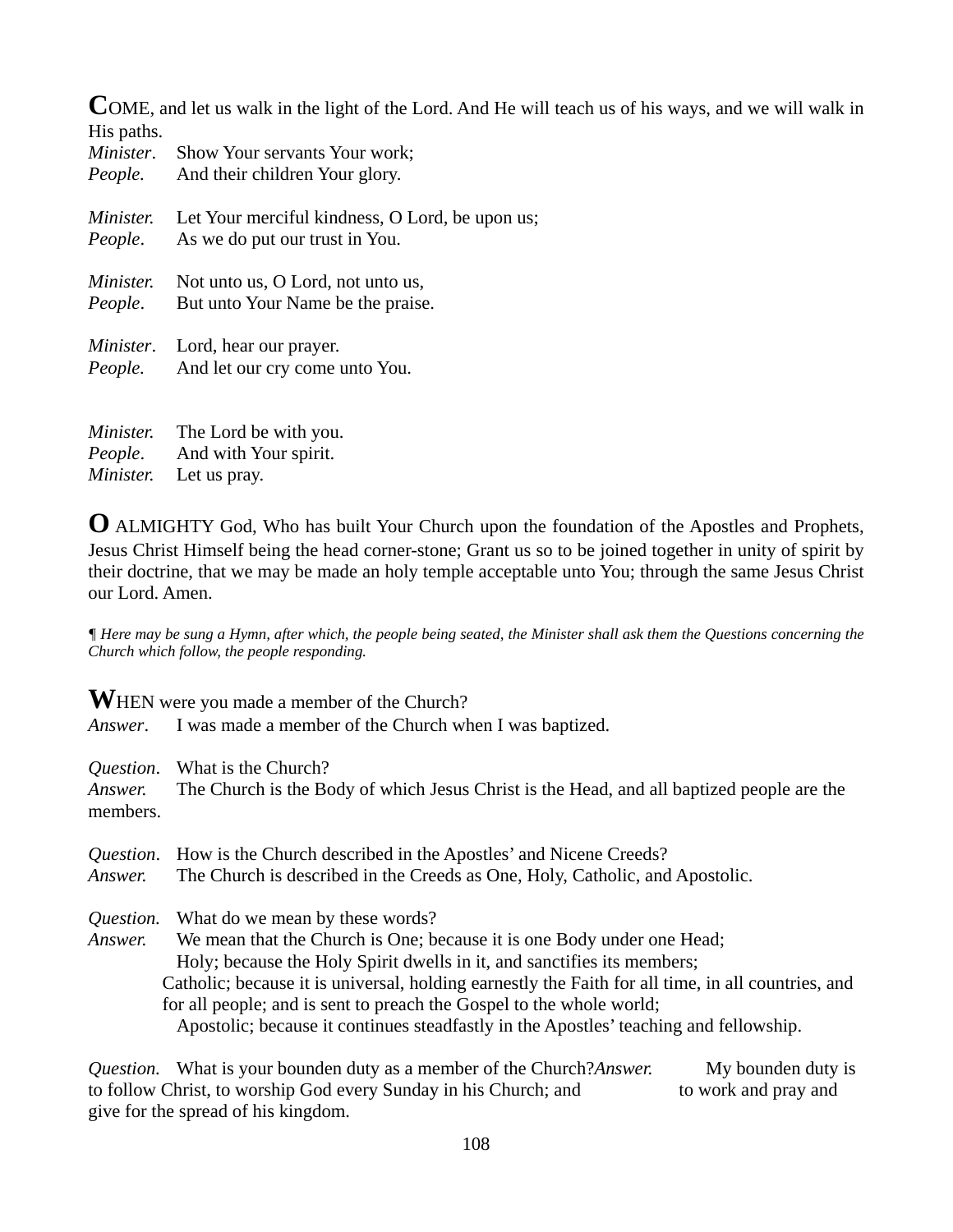**C**OME, and let us walk in the light of the Lord. And He will teach us of his ways, and we will walk in His paths.

*Minister*. Show Your servants Your work;
*People.* And their children Your glory.

*Minister.* Let Your merciful kindness, O Lord, be upon us;
*People*. As we do put our trust in You.

*Minister.* Not unto us, O Lord, not unto us,
*People*. But unto Your Name be the praise.

*Minister*. Lord, hear our prayer.
*People.* And let our cry come unto You.

*Minister.* The Lord be with you.
*People*. And with Your spirit.
*Minister.* Let us pray.

**O** ALMIGHTY God, Who has built Your Church upon the foundation of the Apostles and Prophets, Jesus Christ Himself being the head corner-stone; Grant us so to be joined together in unity of spirit by their doctrine, that we may be made an holy temple acceptable unto You; through the same Jesus Christ our Lord. Amen.

*¶ Here may be sung a Hymn, after which, the people being seated, the Minister shall ask them the Questions concerning the Church which follow, the people responding.*

**W**HEN were you made a member of the Church?
*Answer*. I was made a member of the Church when I was baptized.

*Question*. What is the Church?
*Answer.* The Church is the Body of which Jesus Christ is the Head, and all baptized people are the members.

*Question*. How is the Church described in the Apostles' and Nicene Creeds?
*Answer.* The Church is described in the Creeds as One, Holy, Catholic, and Apostolic.

*Question.* What do we mean by these words?
*Answer.* We mean that the Church is One; because it is one Body under one Head;
Holy; because the Holy Spirit dwells in it, and sanctifies its members;
Catholic; because it is universal, holding earnestly the Faith for all time, in all countries, and for all people; and is sent to preach the Gospel to the whole world;
Apostolic; because it continues steadfastly in the Apostles' teaching and fellowship.

*Question*. What is your bounden duty as a member of the Church?
*Answer.* My bounden duty is to follow Christ, to worship God every Sunday in his Church; and to work and pray and give for the spread of his kingdom.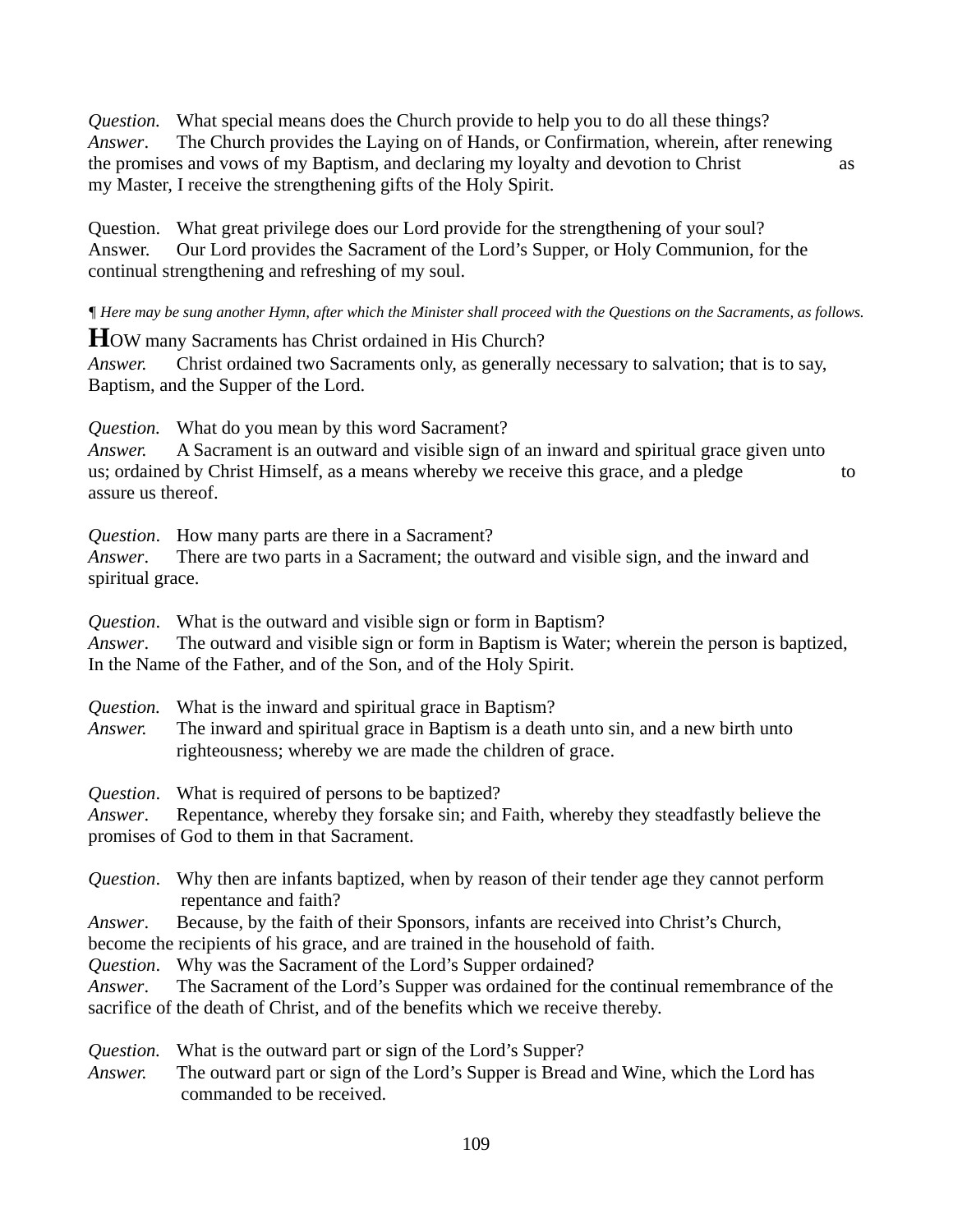*Question.* What special means does the Church provide to help you to do all these things?
*Answer*. The Church provides the Laying on of Hands, or Confirmation, wherein, after renewing the promises and vows of my Baptism, and declaring my loyalty and devotion to Christ as my Master, I receive the strengthening gifts of the Holy Spirit.

Question. What great privilege does our Lord provide for the strengthening of your soul?
Answer. Our Lord provides the Sacrament of the Lord's Supper, or Holy Communion, for the continual strengthening and refreshing of my soul.

*¶ Here may be sung another Hymn, after which the Minister shall proceed with the Questions on the Sacraments, as follows.*

**H**OW many Sacraments has Christ ordained in His Church?
*Answer.* Christ ordained two Sacraments only, as generally necessary to salvation; that is to say, Baptism, and the Supper of the Lord.

*Question.* What do you mean by this word Sacrament?
*Answer.* A Sacrament is an outward and visible sign of an inward and spiritual grace given unto us; ordained by Christ Himself, as a means whereby we receive this grace, and a pledge to assure us thereof.

*Question*. How many parts are there in a Sacrament?
*Answer*. There are two parts in a Sacrament; the outward and visible sign, and the inward and spiritual grace.

*Question*. What is the outward and visible sign or form in Baptism?
*Answer*. The outward and visible sign or form in Baptism is Water; wherein the person is baptized, In the Name of the Father, and of the Son, and of the Holy Spirit.

*Question.* What is the inward and spiritual grace in Baptism?
*Answer.* The inward and spiritual grace in Baptism is a death unto sin, and a new birth unto righteousness; whereby we are made the children of grace.

*Question*. What is required of persons to be baptized?
*Answer*. Repentance, whereby they forsake sin; and Faith, whereby they steadfastly believe the promises of God to them in that Sacrament.

*Question*. Why then are infants baptized, when by reason of their tender age they cannot perform repentance and faith?
*Answer*. Because, by the faith of their Sponsors, infants are received into Christ's Church, become the recipients of his grace, and are trained in the household of faith.
*Question*. Why was the Sacrament of the Lord's Supper ordained?
*Answer*. The Sacrament of the Lord's Supper was ordained for the continual remembrance of the sacrifice of the death of Christ, and of the benefits which we receive thereby.

*Question.* What is the outward part or sign of the Lord's Supper?
*Answer.* The outward part or sign of the Lord's Supper is Bread and Wine, which the Lord has commanded to be received.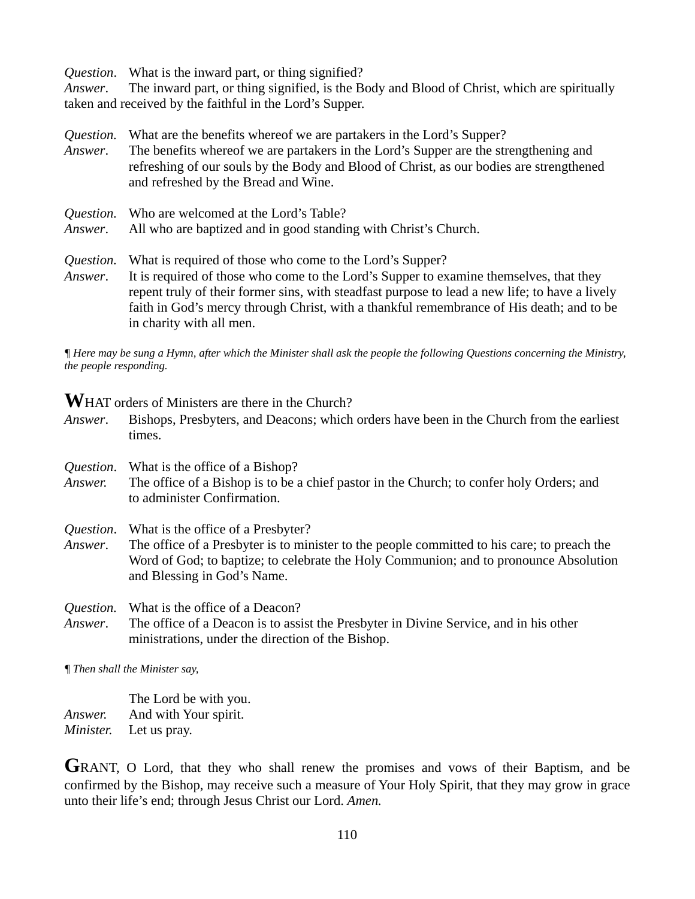*Question*. What is the inward part, or thing signified?
*Answer*. The inward part, or thing signified, is the Body and Blood of Christ, which are spiritually taken and received by the faithful in the Lord's Supper.

*Question.* What are the benefits whereof we are partakers in the Lord's Supper?
*Answer*. The benefits whereof we are partakers in the Lord's Supper are the strengthening and refreshing of our souls by the Body and Blood of Christ, as our bodies are strengthened and refreshed by the Bread and Wine.

*Question.* Who are welcomed at the Lord's Table?
*Answer*. All who are baptized and in good standing with Christ's Church.

*Question.* What is required of those who come to the Lord's Supper?
*Answer*. It is required of those who come to the Lord's Supper to examine themselves, that they repent truly of their former sins, with steadfast purpose to lead a new life; to have a lively faith in God's mercy through Christ, with a thankful remembrance of His death; and to be in charity with all men.

¶ *Here may be sung a Hymn, after which the Minister shall ask the people the following Questions concerning the Ministry, the people responding.*

**W**HAT orders of Ministers are there in the Church?
*Answer*. Bishops, Presbyters, and Deacons; which orders have been in the Church from the earliest times.

*Question*. What is the office of a Bishop?
*Answer.* The office of a Bishop is to be a chief pastor in the Church; to confer holy Orders; and to administer Confirmation.

*Question*. What is the office of a Presbyter?
*Answer*. The office of a Presbyter is to minister to the people committed to his care; to preach the Word of God; to baptize; to celebrate the Holy Communion; and to pronounce Absolution and Blessing in God's Name.

*Question.* What is the office of a Deacon?
*Answer*. The office of a Deacon is to assist the Presbyter in Divine Service, and in his other ministrations, under the direction of the Bishop.

¶ *Then shall the Minister say,*

The Lord be with you.
*Answer.* And with Your spirit.
*Minister.* Let us pray.

**G**RANT, O Lord, that they who shall renew the promises and vows of their Baptism, and be confirmed by the Bishop, may receive such a measure of Your Holy Spirit, that they may grow in grace unto their life's end; through Jesus Christ our Lord. *Amen.*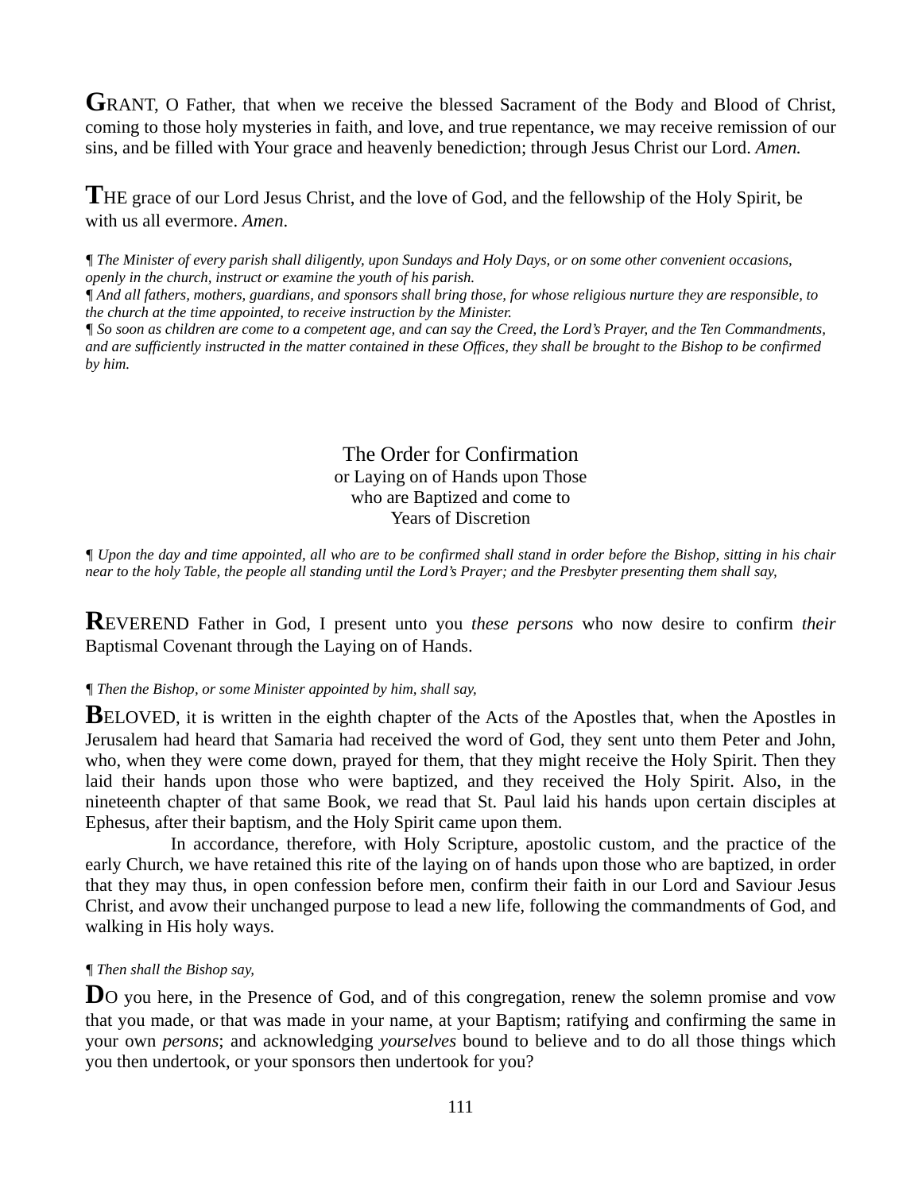**G**RANT, O Father, that when we receive the blessed Sacrament of the Body and Blood of Christ, coming to those holy mysteries in faith, and love, and true repentance, we may receive remission of our sins, and be filled with Your grace and heavenly benediction; through Jesus Christ our Lord. *Amen.*

**T**HE grace of our Lord Jesus Christ, and the love of God, and the fellowship of the Holy Spirit, be with us all evermore. *Amen*.

*¶ The Minister of every parish shall diligently, upon Sundays and Holy Days, or on some other convenient occasions, openly in the church, instruct or examine the youth of his parish.*
*¶ And all fathers, mothers, guardians, and sponsors shall bring those, for whose religious nurture they are responsible, to the church at the time appointed, to receive instruction by the Minister.*
*¶ So soon as children are come to a competent age, and can say the Creed, the Lord's Prayer, and the Ten Commandments, and are sufficiently instructed in the matter contained in these Offices, they shall be brought to the Bishop to be confirmed by him.*

## The Order for Confirmation
### or Laying on of Hands upon Those who are Baptized and come to Years of Discretion

*¶ Upon the day and time appointed, all who are to be confirmed shall stand in order before the Bishop, sitting in his chair near to the holy Table, the people all standing until the Lord's Prayer; and the Presbyter presenting them shall say,*

**R**EVEREND Father in God, I present unto you *these persons* who now desire to confirm *their* Baptismal Covenant through the Laying on of Hands.

*¶ Then the Bishop, or some Minister appointed by him, shall say,*

**B**ELOVED, it is written in the eighth chapter of the Acts of the Apostles that, when the Apostles in Jerusalem had heard that Samaria had received the word of God, they sent unto them Peter and John, who, when they were come down, prayed for them, that they might receive the Holy Spirit. Then they laid their hands upon those who were baptized, and they received the Holy Spirit. Also, in the nineteenth chapter of that same Book, we read that St. Paul laid his hands upon certain disciples at Ephesus, after their baptism, and the Holy Spirit came upon them.

In accordance, therefore, with Holy Scripture, apostolic custom, and the practice of the early Church, we have retained this rite of the laying on of hands upon those who are baptized, in order that they may thus, in open confession before men, confirm their faith in our Lord and Saviour Jesus Christ, and avow their unchanged purpose to lead a new life, following the commandments of God, and walking in His holy ways.

*¶ Then shall the Bishop say,*

**D**O you here, in the Presence of God, and of this congregation, renew the solemn promise and vow that you made, or that was made in your name, at your Baptism; ratifying and confirming the same in your own *persons*; and acknowledging *yourselves* bound to believe and to do all those things which you then undertook, or your sponsors then undertook for you?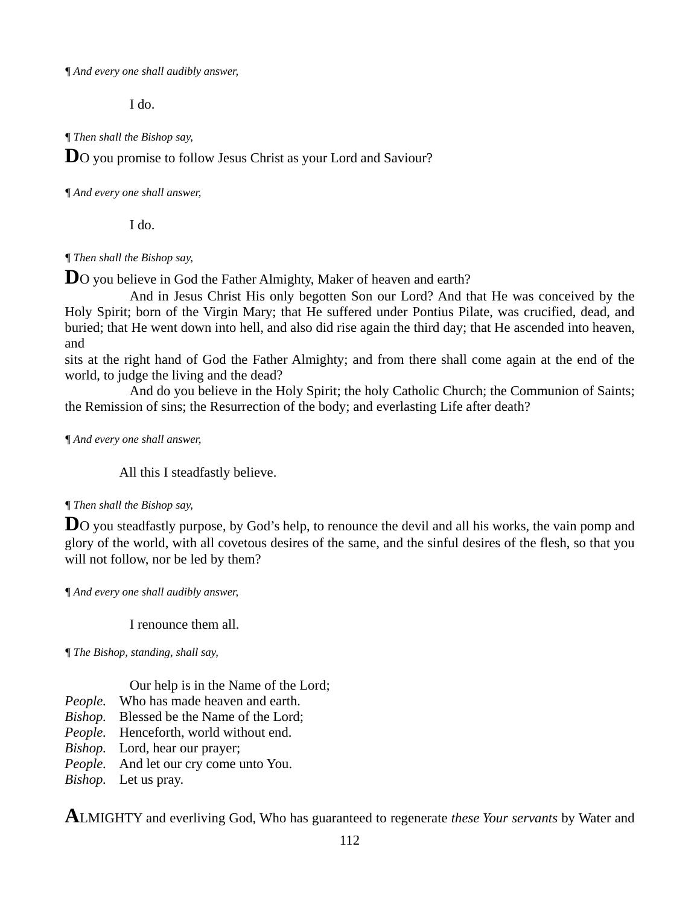¶ *And every one shall audibly answer,*

I do.

¶ *Then shall the Bishop say,*

**D**O you promise to follow Jesus Christ as your Lord and Saviour?

¶ *And every one shall answer,*

I do.

¶ *Then shall the Bishop say,*

**D**O you believe in God the Father Almighty, Maker of heaven and earth?

And in Jesus Christ His only begotten Son our Lord? And that He was conceived by the Holy Spirit; born of the Virgin Mary; that He suffered under Pontius Pilate, was crucified, dead, and buried; that He went down into hell, and also did rise again the third day; that He ascended into heaven, and sits at the right hand of God the Father Almighty; and from there shall come again at the end of the world, to judge the living and the dead?

And do you believe in the Holy Spirit; the holy Catholic Church; the Communion of Saints; the Remission of sins; the Resurrection of the body; and everlasting Life after death?

¶ *And every one shall answer,*

All this I steadfastly believe.

¶ *Then shall the Bishop say,*

**D**O you steadfastly purpose, by God's help, to renounce the devil and all his works, the vain pomp and glory of the world, with all covetous desires of the same, and the sinful desires of the flesh, so that you will not follow, nor be led by them?

¶ *And every one shall audibly answer,*

I renounce them all.

¶ *The Bishop, standing, shall say,*

Our help is in the Name of the Lord;
*People.* Who has made heaven and earth.
*Bishop.* Blessed be the Name of the Lord;
*People.* Henceforth, world without end.
*Bishop.* Lord, hear our prayer;
*People.* And let our cry come unto You.
*Bishop.* Let us pray.

**A**LMIGHTY and everliving God, Who has guaranteed to regenerate *these Your servants* by Water and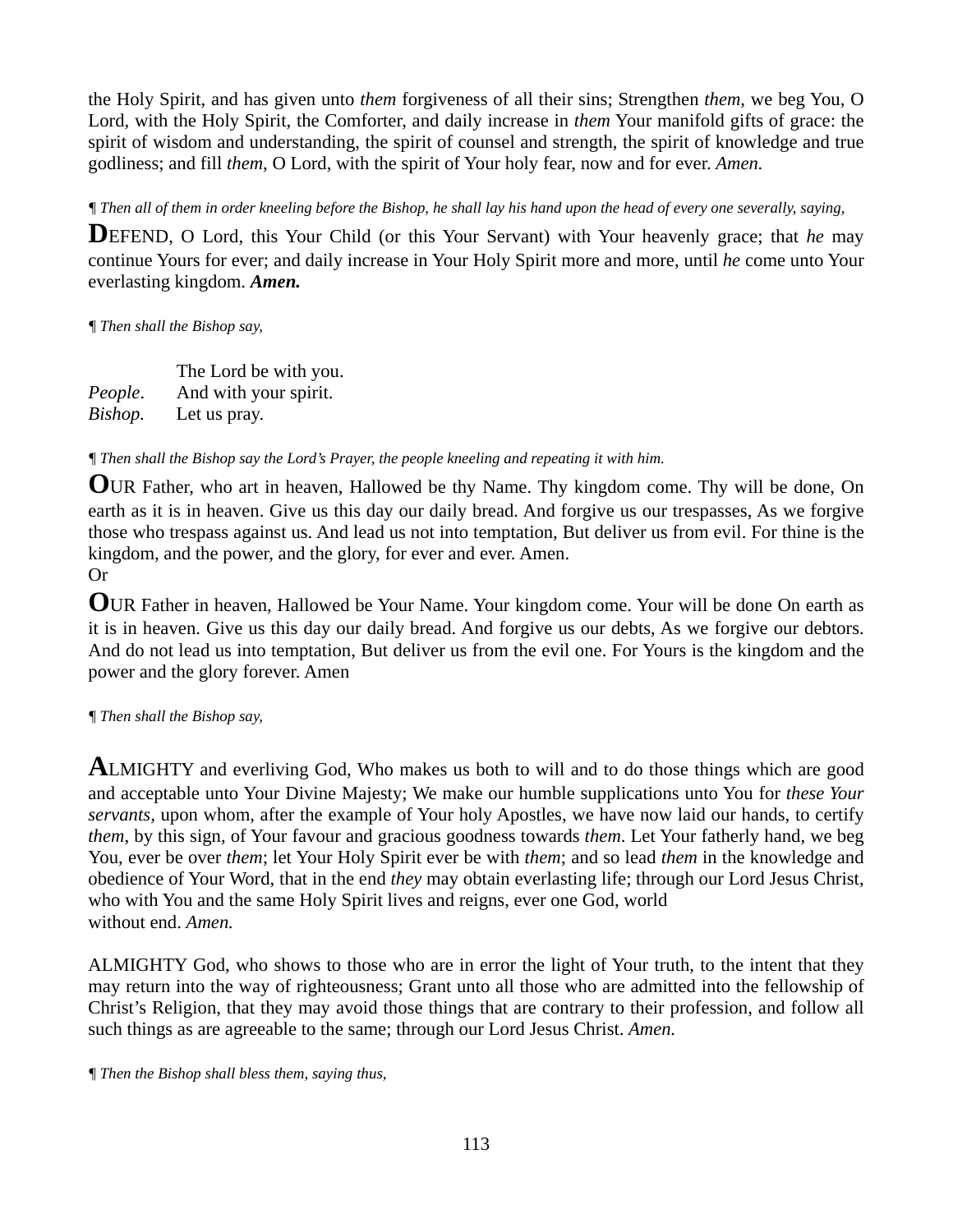the Holy Spirit, and has given unto *them* forgiveness of all their sins; Strengthen *them*, we beg You, O Lord, with the Holy Spirit, the Comforter, and daily increase in *them* Your manifold gifts of grace: the spirit of wisdom and understanding, the spirit of counsel and strength, the spirit of knowledge and true godliness; and fill *them*, O Lord, with the spirit of Your holy fear, now and for ever. *Amen.*

*¶ Then all of them in order kneeling before the Bishop, he shall lay his hand upon the head of every one severally, saying,*

**D**EFEND, O Lord, this Your Child (or this Your Servant) with Your heavenly grace; that *he* may continue Yours for ever; and daily increase in Your Holy Spirit more and more, until *he* come unto Your everlasting kingdom. ***Amen.***

*¶ Then shall the Bishop say,*

The Lord be with you.
*People*. And with your spirit.
*Bishop.* Let us pray.

*¶ Then shall the Bishop say the Lord's Prayer, the people kneeling and repeating it with him.*

**O**UR Father, who art in heaven, Hallowed be thy Name. Thy kingdom come. Thy will be done, On earth as it is in heaven. Give us this day our daily bread. And forgive us our trespasses, As we forgive those who trespass against us. And lead us not into temptation, But deliver us from evil. For thine is the kingdom, and the power, and the glory, for ever and ever. Amen.
Or

**O**UR Father in heaven, Hallowed be Your Name. Your kingdom come. Your will be done On earth as it is in heaven. Give us this day our daily bread. And forgive us our debts, As we forgive our debtors. And do not lead us into temptation, But deliver us from the evil one. For Yours is the kingdom and the power and the glory forever. Amen

*¶ Then shall the Bishop say,*

**A**LMIGHTY and everliving God, Who makes us both to will and to do those things which are good and acceptable unto Your Divine Majesty; We make our humble supplications unto You for *these Your servants*, upon whom, after the example of Your holy Apostles, we have now laid our hands, to certify *them*, by this sign, of Your favour and gracious goodness towards *them*. Let Your fatherly hand, we beg You, ever be over *them*; let Your Holy Spirit ever be with *them*; and so lead *them* in the knowledge and obedience of Your Word, that in the end *they* may obtain everlasting life; through our Lord Jesus Christ, who with You and the same Holy Spirit lives and reigns, ever one God, world without end. *Amen.*

ALMIGHTY God, who shows to those who are in error the light of Your truth, to the intent that they may return into the way of righteousness; Grant unto all those who are admitted into the fellowship of Christ's Religion, that they may avoid those things that are contrary to their profession, and follow all such things as are agreeable to the same; through our Lord Jesus Christ. *Amen.*

*¶ Then the Bishop shall bless them, saying thus,*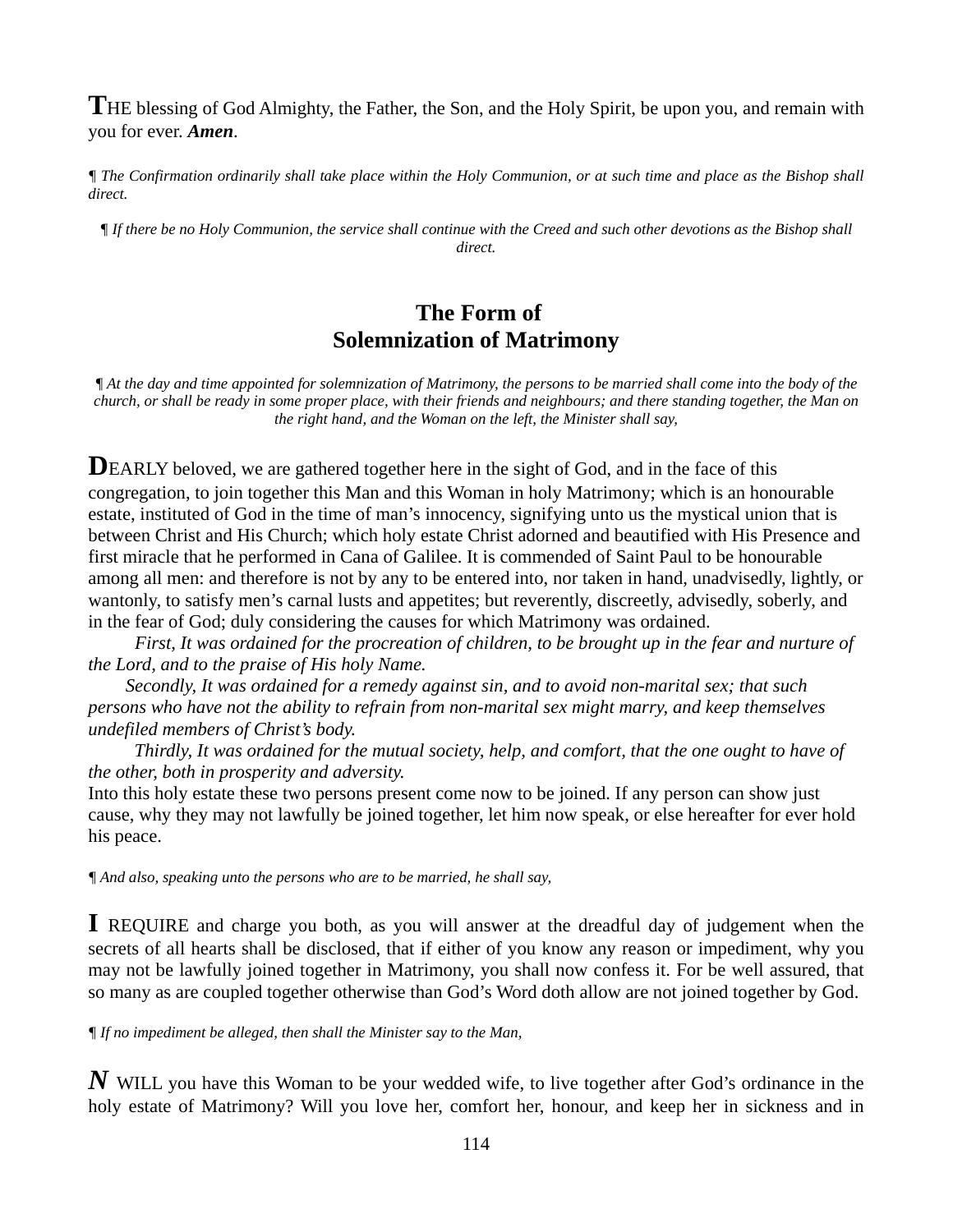**T**HE blessing of God Almighty, the Father, the Son, and the Holy Spirit, be upon you, and remain with you for ever. ***Amen***.

*¶ The Confirmation ordinarily shall take place within the Holy Communion, or at such time and place as the Bishop shall direct.*

*¶ If there be no Holy Communion, the service shall continue with the Creed and such other devotions as the Bishop shall direct.*

## The Form of Solemnization of Matrimony

*¶ At the day and time appointed for solemnization of Matrimony, the persons to be married shall come into the body of the church, or shall be ready in some proper place, with their friends and neighbours; and there standing together, the Man on the right hand, and the Woman on the left, the Minister shall say,*

**D**EARLY beloved, we are gathered together here in the sight of God, and in the face of this congregation, to join together this Man and this Woman in holy Matrimony; which is an honourable estate, instituted of God in the time of man's innocency, signifying unto us the mystical union that is between Christ and His Church; which holy estate Christ adorned and beautified with His Presence and first miracle that he performed in Cana of Galilee. It is commended of Saint Paul to be honourable among all men: and therefore is not by any to be entered into, nor taken in hand, unadvisedly, lightly, or wantonly, to satisfy men's carnal lusts and appetites; but reverently, discreetly, advisedly, soberly, and in the fear of God; duly considering the causes for which Matrimony was ordained.

*First, It was ordained for the procreation of children, to be brought up in the fear and nurture of the Lord, and to the praise of His holy Name.*

*Secondly, It was ordained for a remedy against sin, and to avoid non-marital sex; that such persons who have not the ability to refrain from non-marital sex might marry, and keep themselves undefiled members of Christ's body.*

*Thirdly, It was ordained for the mutual society, help, and comfort, that the one ought to have of the other, both in prosperity and adversity.*

Into this holy estate these two persons present come now to be joined. If any person can show just cause, why they may not lawfully be joined together, let him now speak, or else hereafter for ever hold his peace.

*¶ And also, speaking unto the persons who are to be married, he shall say,*

**I** REQUIRE and charge you both, as you will answer at the dreadful day of judgement when the secrets of all hearts shall be disclosed, that if either of you know any reason or impediment, why you may not be lawfully joined together in Matrimony, you shall now confess it. For be well assured, that so many as are coupled together otherwise than God's Word doth allow are not joined together by God.

*¶ If no impediment be alleged, then shall the Minister say to the Man,*

***N*** WILL you have this Woman to be your wedded wife, to live together after God's ordinance in the holy estate of Matrimony? Will you love her, comfort her, honour, and keep her in sickness and in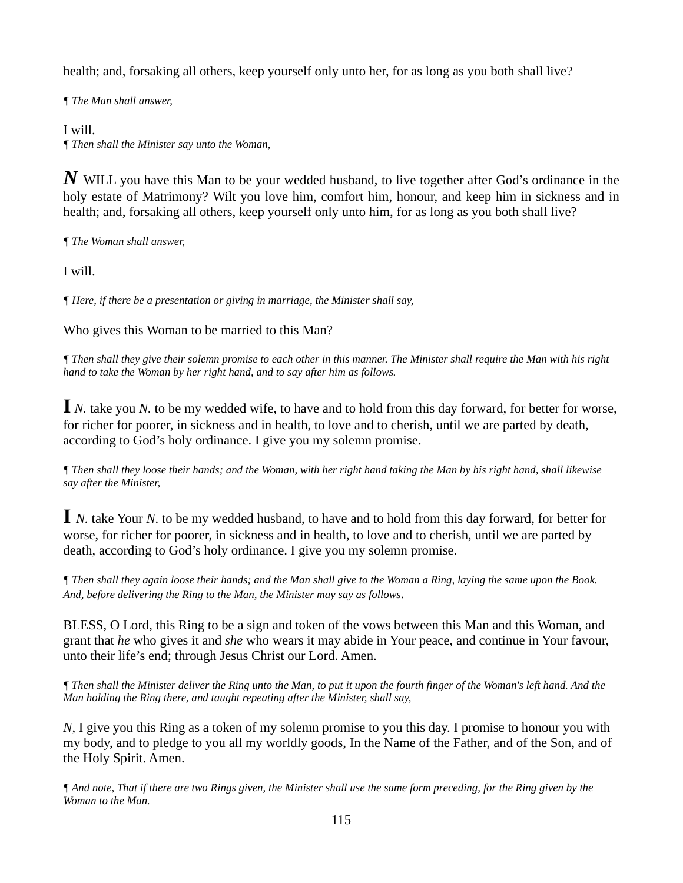health; and, forsaking all others, keep yourself only unto her, for as long as you both shall live?

*¶ The Man shall answer,*

I will.
*¶ Then shall the Minister say unto the Woman,*

***N*** WILL you have this Man to be your wedded husband, to live together after God's ordinance in the holy estate of Matrimony? Wilt you love him, comfort him, honour, and keep him in sickness and in health; and, forsaking all others, keep yourself only unto him, for as long as you both shall live?

*¶ The Woman shall answer,*

I will.

*¶ Here, if there be a presentation or giving in marriage, the Minister shall say,*

Who gives this Woman to be married to this Man?

*¶ Then shall they give their solemn promise to each other in this manner. The Minister shall require the Man with his right hand to take the Woman by her right hand, and to say after him as follows.*

**I** *N.* take you *N.* to be my wedded wife, to have and to hold from this day forward, for better for worse, for richer for poorer, in sickness and in health, to love and to cherish, until we are parted by death, according to God's holy ordinance. I give you my solemn promise.

*¶ Then shall they loose their hands; and the Woman, with her right hand taking the Man by his right hand, shall likewise say after the Minister,*

**I** *N.* take Your *N.* to be my wedded husband, to have and to hold from this day forward, for better for worse, for richer for poorer, in sickness and in health, to love and to cherish, until we are parted by death, according to God's holy ordinance. I give you my solemn promise.

*¶ Then shall they again loose their hands; and the Man shall give to the Woman a Ring, laying the same upon the Book. And, before delivering the Ring to the Man, the Minister may say as follows.*

BLESS, O Lord, this Ring to be a sign and token of the vows between this Man and this Woman, and grant that *he* who gives it and *she* who wears it may abide in Your peace, and continue in Your favour, unto their life's end; through Jesus Christ our Lord. Amen.

*¶ Then shall the Minister deliver the Ring unto the Man, to put it upon the fourth finger of the Woman's left hand. And the Man holding the Ring there, and taught repeating after the Minister, shall say,*

*N*, I give you this Ring as a token of my solemn promise to you this day. I promise to honour you with my body, and to pledge to you all my worldly goods, In the Name of the Father, and of the Son, and of the Holy Spirit. Amen.

*¶ And note, That if there are two Rings given, the Minister shall use the same form preceding, for the Ring given by the Woman to the Man.*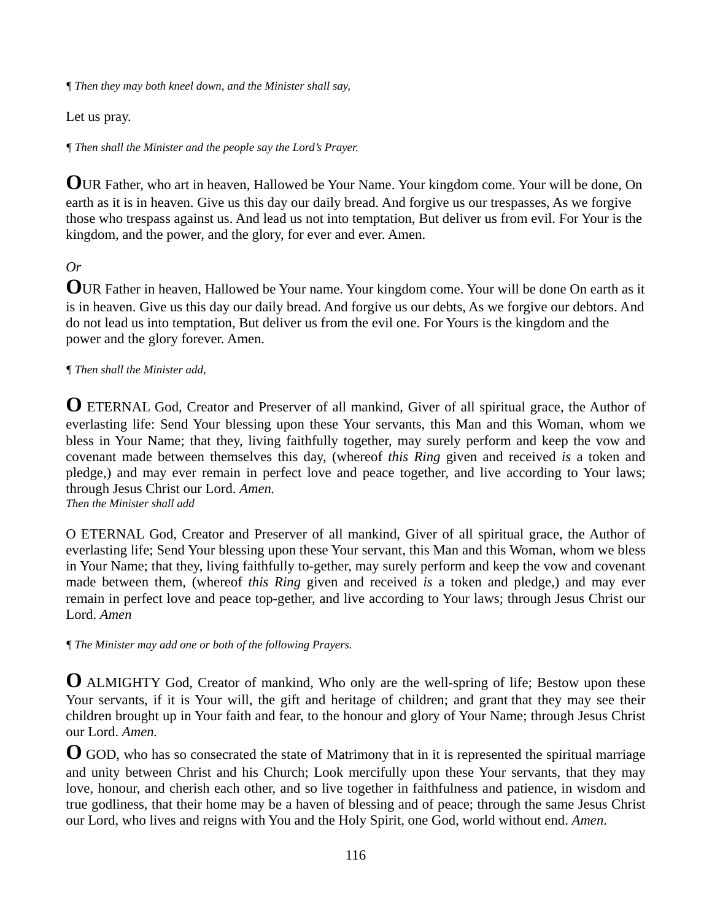*¶ Then they may both kneel down, and the Minister shall say,*

Let us pray.

*¶ Then shall the Minister and the people say the Lord’s Prayer.*

**O**UR Father, who art in heaven, Hallowed be Your Name. Your kingdom come. Your will be done, On earth as it is in heaven. Give us this day our daily bread. And forgive us our trespasses, As we forgive those who trespass against us. And lead us not into temptation, But deliver us from evil. For Your is the kingdom, and the power, and the glory, for ever and ever. Amen.

*Or*

**O**UR Father in heaven, Hallowed be Your name. Your kingdom come. Your will be done On earth as it is in heaven. Give us this day our daily bread. And forgive us our debts, As we forgive our debtors. And do not lead us into temptation, But deliver us from the evil one. For Yours is the kingdom and the power and the glory forever. Amen.

*¶ Then shall the Minister add,*

**O** ETERNAL God, Creator and Preserver of all mankind, Giver of all spiritual grace, the Author of everlasting life: Send Your blessing upon these Your servants, this Man and this Woman, whom we bless in Your Name; that they, living faithfully together, may surely perform and keep the vow and covenant made between themselves this day, (whereof *this Ring* given and received *is* a token and pledge,) and may ever remain in perfect love and peace together, and live according to Your laws; through Jesus Christ our Lord. *Amen.*

*Then the Minister shall add*

O ETERNAL God, Creator and Preserver of all mankind, Giver of all spiritual grace, the Author of everlasting life; Send Your blessing upon these Your servant, this Man and this Woman, whom we bless in Your Name; that they, living faithfully to-gether, may surely perform and keep the vow and covenant made between them, (whereof *this Ring* given and received *is* a token and pledge,) and may ever remain in perfect love and peace top-gether, and live according to Your laws; through Jesus Christ our Lord. *Amen*

*¶ The Minister may add one or both of the following Prayers.*

**O** ALMIGHTY God, Creator of mankind, Who only are the well-spring of life; Bestow upon these Your servants, if it is Your will, the gift and heritage of children; and grant that they may see their children brought up in Your faith and fear, to the honour and glory of Your Name; through Jesus Christ our Lord. *Amen.*

**O** GOD, who has so consecrated the state of Matrimony that in it is represented the spiritual marriage and unity between Christ and his Church; Look mercifully upon these Your servants, that they may love, honour, and cherish each other, and so live together in faithfulness and patience, in wisdom and true godliness, that their home may be a haven of blessing and of peace; through the same Jesus Christ our Lord, who lives and reigns with You and the Holy Spirit, one God, world without end. *Amen.*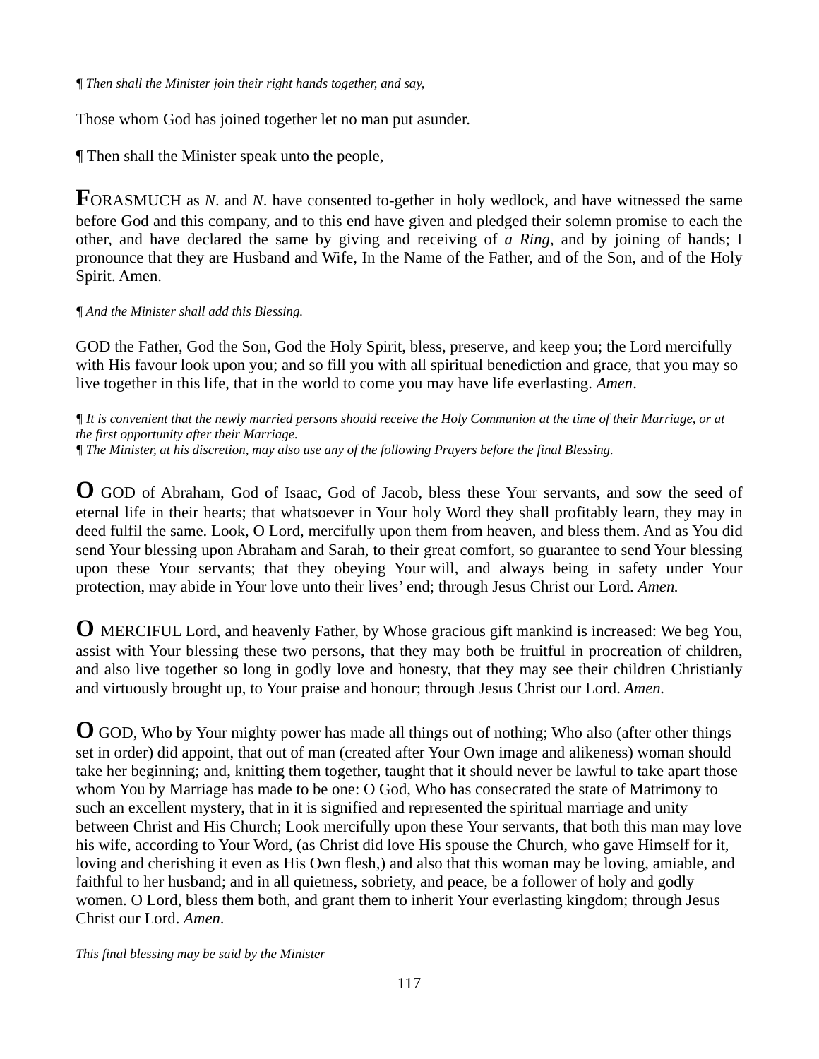*¶ Then shall the Minister join their right hands together, and say,*

Those whom God has joined together let no man put asunder.

¶ Then shall the Minister speak unto the people,

**F**ORASMUCH as *N*. and *N*. have consented to-gether in holy wedlock, and have witnessed the same before God and this company, and to this end have given and pledged their solemn promise to each the other, and have declared the same by giving and receiving of *a Ring*, and by joining of hands; I pronounce that they are Husband and Wife, In the Name of the Father, and of the Son, and of the Holy Spirit. Amen.

*¶ And the Minister shall add this Blessing.*

GOD the Father, God the Son, God the Holy Spirit, bless, preserve, and keep you; the Lord mercifully with His favour look upon you; and so fill you with all spiritual benediction and grace, that you may so live together in this life, that in the world to come you may have life everlasting. *Amen*.

*¶ It is convenient that the newly married persons should receive the Holy Communion at the time of their Marriage, or at the first opportunity after their Marriage.*
*¶ The Minister, at his discretion, may also use any of the following Prayers before the final Blessing.*

**O** GOD of Abraham, God of Isaac, God of Jacob, bless these Your servants, and sow the seed of eternal life in their hearts; that whatsoever in Your holy Word they shall profitably learn, they may in deed fulfil the same. Look, O Lord, mercifully upon them from heaven, and bless them. And as You did send Your blessing upon Abraham and Sarah, to their great comfort, so guarantee to send Your blessing upon these Your servants; that they obeying Your will, and always being in safety under Your protection, may abide in Your love unto their lives' end; through Jesus Christ our Lord. *Amen.*

**O** MERCIFUL Lord, and heavenly Father, by Whose gracious gift mankind is increased: We beg You, assist with Your blessing these two persons, that they may both be fruitful in procreation of children, and also live together so long in godly love and honesty, that they may see their children Christianly and virtuously brought up, to Your praise and honour; through Jesus Christ our Lord. *Amen.*

**O** GOD, Who by Your mighty power has made all things out of nothing; Who also (after other things set in order) did appoint, that out of man (created after Your Own image and alikeness) woman should take her beginning; and, knitting them together, taught that it should never be lawful to take apart those whom You by Marriage has made to be one: O God, Who has consecrated the state of Matrimony to such an excellent mystery, that in it is signified and represented the spiritual marriage and unity between Christ and His Church; Look mercifully upon these Your servants, that both this man may love his wife, according to Your Word, (as Christ did love His spouse the Church, who gave Himself for it, loving and cherishing it even as His Own flesh,) and also that this woman may be loving, amiable, and faithful to her husband; and in all quietness, sobriety, and peace, be a follower of holy and godly women. O Lord, bless them both, and grant them to inherit Your everlasting kingdom; through Jesus Christ our Lord. *Amen*.

*This final blessing may be said by the Minister*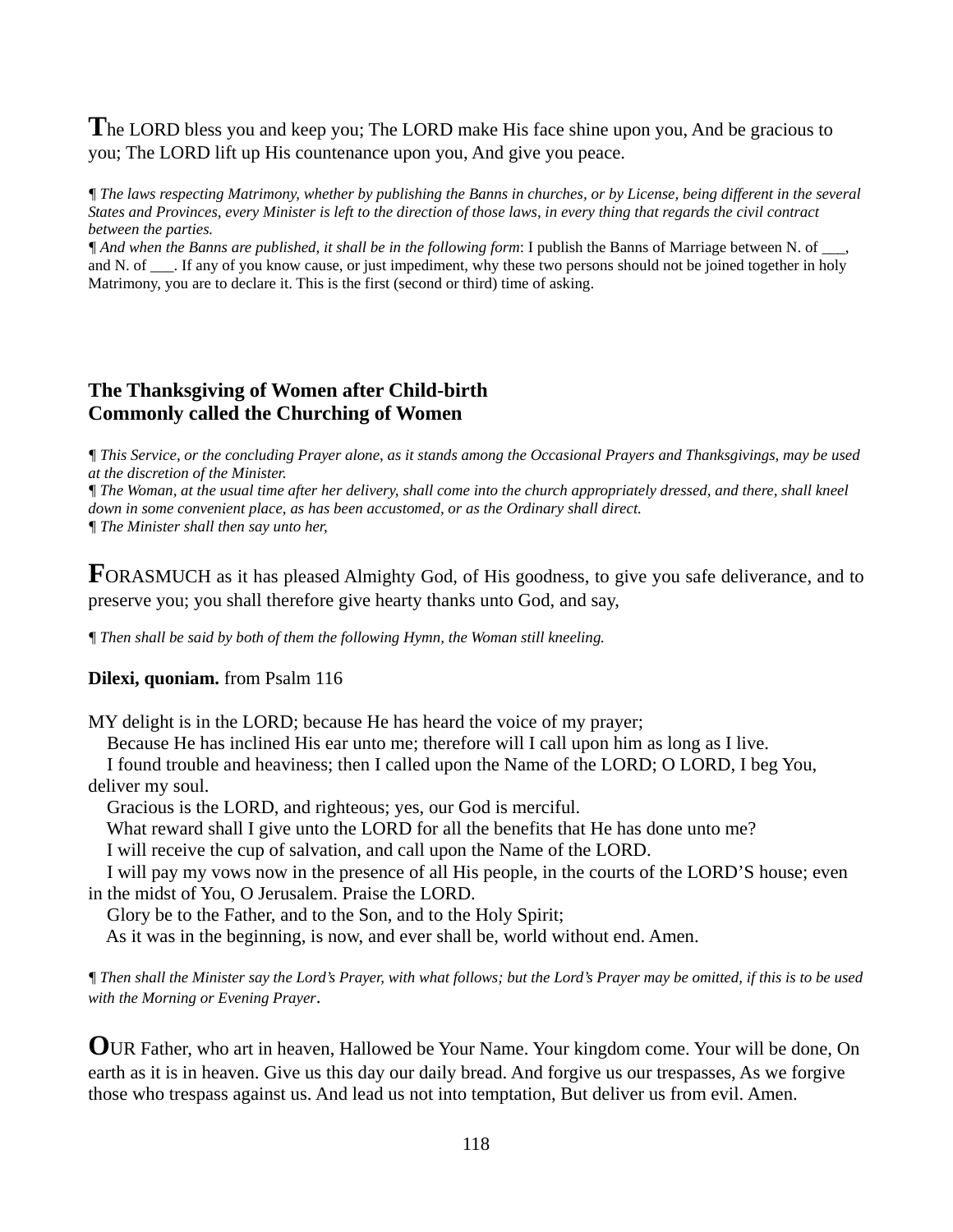**T**he LORD bless you and keep you; The LORD make His face shine upon you, And be gracious to you; The LORD lift up His countenance upon you, And give you peace.

¶ *The laws respecting Matrimony, whether by publishing the Banns in churches, or by License, being different in the several States and Provinces, every Minister is left to the direction of those laws, in every thing that regards the civil contract between the parties.*
¶ *And when the Banns are published, it shall be in the following form*: I publish the Banns of Marriage between N. of ___, and N. of ___. If any of you know cause, or just impediment, why these two persons should not be joined together in holy Matrimony, you are to declare it. This is the first (second or third) time of asking.

## The Thanksgiving of Women after Child-birth
## Commonly called the Churching of Women

¶ *This Service, or the concluding Prayer alone, as it stands among the Occasional Prayers and Thanksgivings, may be used at the discretion of the Minister.*
¶ *The Woman, at the usual time after her delivery, shall come into the church appropriately dressed, and there, shall kneel down in some convenient place, as has been accustomed, or as the Ordinary shall direct.*
¶ *The Minister shall then say unto her,*

**F**ORASMUCH as it has pleased Almighty God, of His goodness, to give you safe deliverance, and to preserve you; you shall therefore give hearty thanks unto God, and say,

¶ *Then shall be said by both of them the following Hymn, the Woman still kneeling.*

**Dilexi, quoniam.** from Psalm 116

MY delight is in the LORD; because He has heard the voice of my prayer;
Because He has inclined His ear unto me; therefore will I call upon him as long as I live.
I found trouble and heaviness; then I called upon the Name of the LORD; O LORD, I beg You, deliver my soul.
Gracious is the LORD, and righteous; yes, our God is merciful.
What reward shall I give unto the LORD for all the benefits that He has done unto me?
I will receive the cup of salvation, and call upon the Name of the LORD.
I will pay my vows now in the presence of all His people, in the courts of the LORD'S house; even in the midst of You, O Jerusalem. Praise the LORD.
Glory be to the Father, and to the Son, and to the Holy Spirit;
As it was in the beginning, is now, and ever shall be, world without end. Amen.

¶ *Then shall the Minister say the Lord's Prayer, with what follows; but the Lord's Prayer may be omitted, if this is to be used with the Morning or Evening Prayer*.

**O**UR Father, who art in heaven, Hallowed be Your Name. Your kingdom come. Your will be done, On earth as it is in heaven. Give us this day our daily bread. And forgive us our trespasses, As we forgive those who trespass against us. And lead us not into temptation, But deliver us from evil. Amen.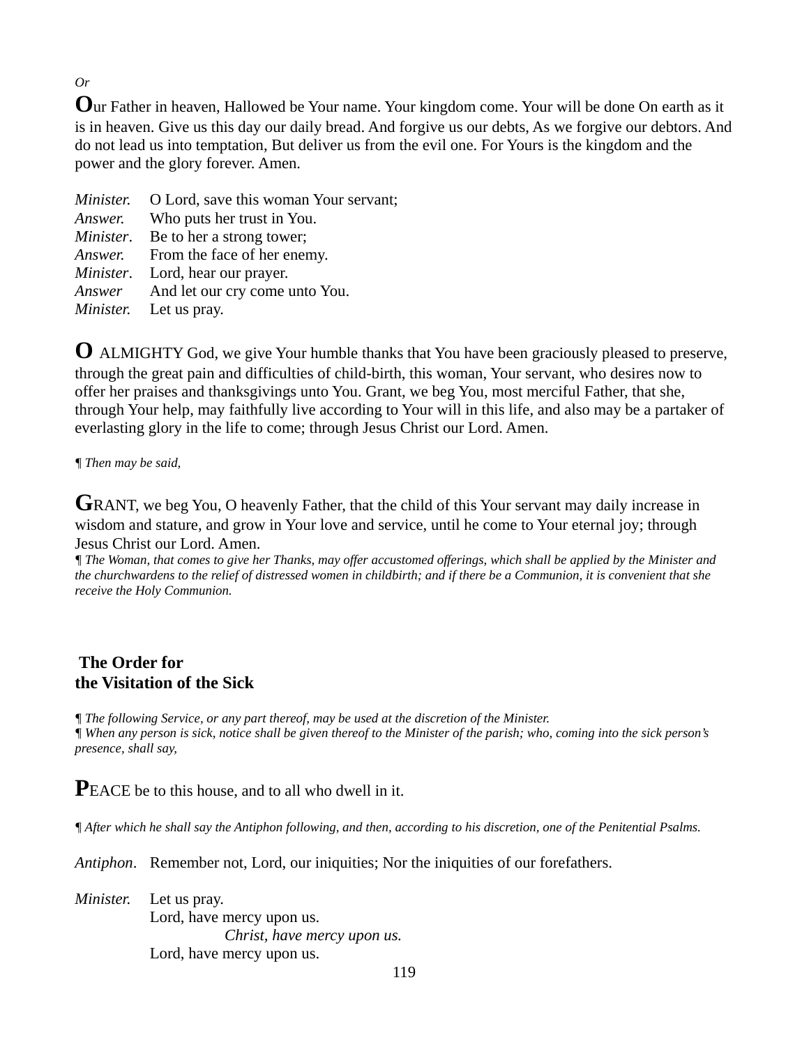*Or*

**O**ur Father in heaven, Hallowed be Your name. Your kingdom come. Your will be done On earth as it is in heaven. Give us this day our daily bread. And forgive us our debts, As we forgive our debtors. And do not lead us into temptation, But deliver us from the evil one. For Yours is the kingdom and the power and the glory forever. Amen.

*Minister.* O Lord, save this woman Your servant;
*Answer.* Who puts her trust in You.
*Minister*. Be to her a strong tower;
*Answer.* From the face of her enemy.
*Minister*. Lord, hear our prayer.
*Answer* And let our cry come unto You.
*Minister.* Let us pray.

**O** ALMIGHTY God, we give Your humble thanks that You have been graciously pleased to preserve, through the great pain and difficulties of child-birth, this woman, Your servant, who desires now to offer her praises and thanksgivings unto You. Grant, we beg You, most merciful Father, that she, through Your help, may faithfully live according to Your will in this life, and also may be a partaker of everlasting glory in the life to come; through Jesus Christ our Lord. Amen.

*¶ Then may be said,*

**G**RANT, we beg You, O heavenly Father, that the child of this Your servant may daily increase in wisdom and stature, and grow in Your love and service, until he come to Your eternal joy; through Jesus Christ our Lord. Amen.

*¶ The Woman, that comes to give her Thanks, may offer accustomed offerings, which shall be applied by the Minister and the churchwardens to the relief of distressed women in childbirth; and if there be a Communion, it is convenient that she receive the Holy Communion.*

## The Order for the Visitation of the Sick

*¶ The following Service, or any part thereof, may be used at the discretion of the Minister.*
*¶ When any person is sick, notice shall be given thereof to the Minister of the parish; who, coming into the sick person's presence, shall say,*

**P**EACE be to this house, and to all who dwell in it.

*¶ After which he shall say the Antiphon following, and then, according to his discretion, one of the Penitential Psalms.*

*Antiphon*. Remember not, Lord, our iniquities; Nor the iniquities of our forefathers.

*Minister.* Let us pray.
Lord, have mercy upon us.
*Christ, have mercy upon us.*
Lord, have mercy upon us.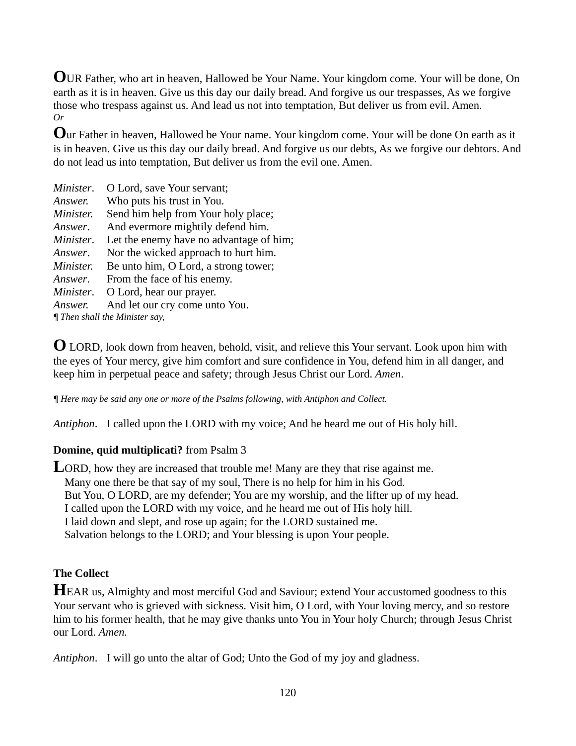**O**UR Father, who art in heaven, Hallowed be Your Name. Your kingdom come. Your will be done, On earth as it is in heaven. Give us this day our daily bread. And forgive us our trespasses, As we forgive those who trespass against us. And lead us not into temptation, But deliver us from evil. Amen.
*Or*

**O**ur Father in heaven, Hallowed be Your name. Your kingdom come. Your will be done On earth as it is in heaven. Give us this day our daily bread. And forgive us our debts, As we forgive our debtors. And do not lead us into temptation, But deliver us from the evil one. Amen.

*Minister*. O Lord, save Your servant;
*Answer.* Who puts his trust in You.
*Minister.* Send him help from Your holy place;
*Answer*. And evermore mightily defend him.
*Minister*. Let the enemy have no advantage of him;
*Answer*. Nor the wicked approach to hurt him.
*Minister.* Be unto him, O Lord, a strong tower;
*Answer*. From the face of his enemy.
*Minister*. O Lord, hear our prayer.
*Answer.* And let our cry come unto You.
*¶ Then shall the Minister say,*

**O** LORD, look down from heaven, behold, visit, and relieve this Your servant. Look upon him with the eyes of Your mercy, give him comfort and sure confidence in You, defend him in all danger, and keep him in perpetual peace and safety; through Jesus Christ our Lord. *Amen*.

*¶ Here may be said any one or more of the Psalms following, with Antiphon and Collect.*

*Antiphon*. I called upon the LORD with my voice; And he heard me out of His holy hill.

**Domine, quid multiplicati?** from Psalm 3

**L**ORD, how they are increased that trouble me! Many are they that rise against me.
Many one there be that say of my soul, There is no help for him in his God.
But You, O LORD, are my defender; You are my worship, and the lifter up of my head.
I called upon the LORD with my voice, and he heard me out of His holy hill.
I laid down and slept, and rose up again; for the LORD sustained me.
Salvation belongs to the LORD; and Your blessing is upon Your people.

**The Collect**

**H**EAR us, Almighty and most merciful God and Saviour; extend Your accustomed goodness to this Your servant who is grieved with sickness. Visit him, O Lord, with Your loving mercy, and so restore him to his former health, that he may give thanks unto You in Your holy Church; through Jesus Christ our Lord. *Amen.*

*Antiphon*. I will go unto the altar of God; Unto the God of my joy and gladness.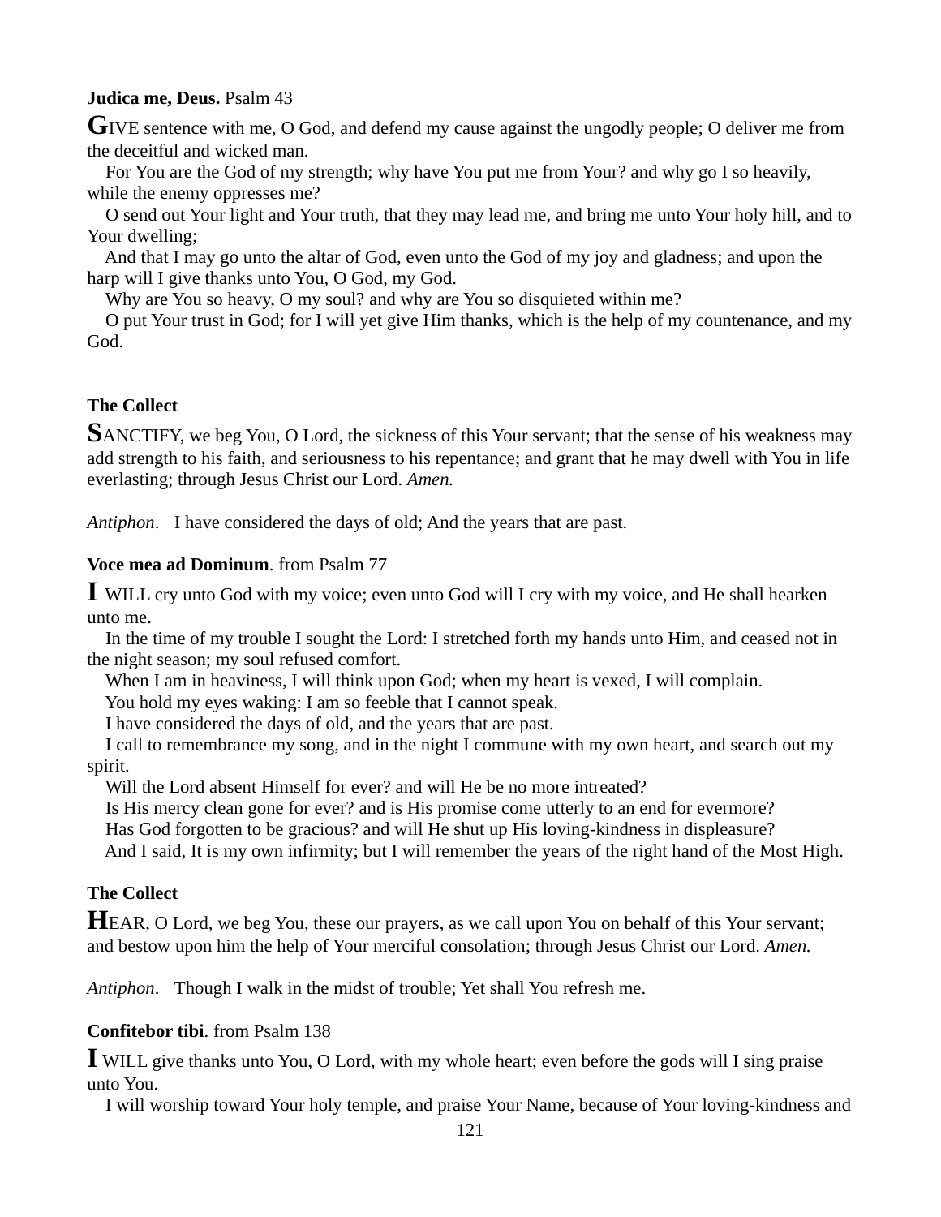**Judica me, Deus.** Psalm 43

**G**IVE sentence with me, O God, and defend my cause against the ungodly people; O deliver me from the deceitful and wicked man.

For You are the God of my strength; why have You put me from Your? and why go I so heavily, while the enemy oppresses me?

O send out Your light and Your truth, that they may lead me, and bring me unto Your holy hill, and to Your dwelling;

And that I may go unto the altar of God, even unto the God of my joy and gladness; and upon the harp will I give thanks unto You, O God, my God.

Why are You so heavy, O my soul? and why are You so disquieted within me?

O put Your trust in God; for I will yet give Him thanks, which is the help of my countenance, and my God.

**The Collect**

**S**ANCTIFY, we beg You, O Lord, the sickness of this Your servant; that the sense of his weakness may add strength to his faith, and seriousness to his repentance; and grant that he may dwell with You in life everlasting; through Jesus Christ our Lord. *Amen.*

*Antiphon*. I have considered the days of old; And the years that are past.

**Voce mea ad Dominum**. from Psalm 77

**I** WILL cry unto God with my voice; even unto God will I cry with my voice, and He shall hearken unto me.

In the time of my trouble I sought the Lord: I stretched forth my hands unto Him, and ceased not in the night season; my soul refused comfort.

When I am in heaviness, I will think upon God; when my heart is vexed, I will complain.

You hold my eyes waking: I am so feeble that I cannot speak.

I have considered the days of old, and the years that are past.

I call to remembrance my song, and in the night I commune with my own heart, and search out my spirit.

Will the Lord absent Himself for ever? and will He be no more intreated?

Is His mercy clean gone for ever? and is His promise come utterly to an end for evermore?

Has God forgotten to be gracious? and will He shut up His loving-kindness in displeasure?

And I said, It is my own infirmity; but I will remember the years of the right hand of the Most High.

**The Collect**

**H**EAR, O Lord, we beg You, these our prayers, as we call upon You on behalf of this Your servant; and bestow upon him the help of Your merciful consolation; through Jesus Christ our Lord. *Amen.*

*Antiphon*. Though I walk in the midst of trouble; Yet shall You refresh me.

**Confitebor tibi**. from Psalm 138

**I** WILL give thanks unto You, O Lord, with my whole heart; even before the gods will I sing praise unto You.

I will worship toward Your holy temple, and praise Your Name, because of Your loving-kindness and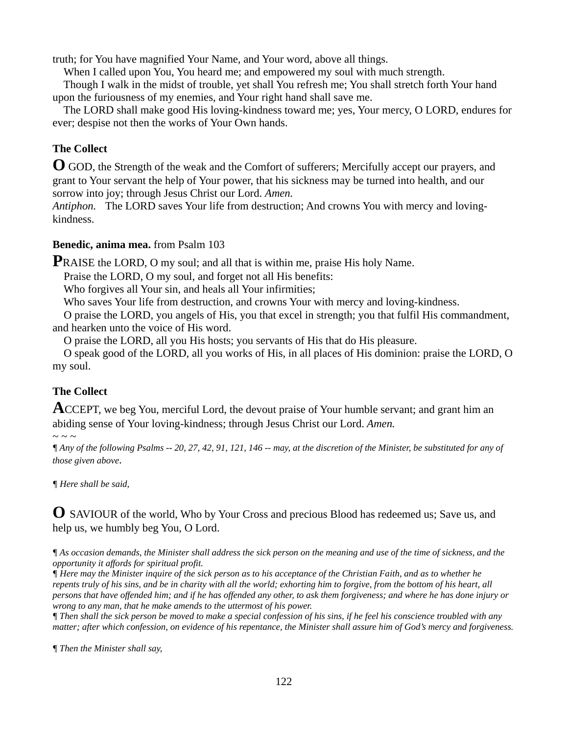truth; for You have magnified Your Name, and Your word, above all things.

When I called upon You, You heard me; and empowered my soul with much strength.

Though I walk in the midst of trouble, yet shall You refresh me; You shall stretch forth Your hand upon the furiousness of my enemies, and Your right hand shall save me.

The LORD shall make good His loving-kindness toward me; yes, Your mercy, O LORD, endures for ever; despise not then the works of Your Own hands.

**The Collect**

**O** GOD, the Strength of the weak and the Comfort of sufferers; Mercifully accept our prayers, and grant to Your servant the help of Your power, that his sickness may be turned into health, and our sorrow into joy; through Jesus Christ our Lord. *Amen.*

*Antiphon.* The LORD saves Your life from destruction; And crowns You with mercy and loving-kindness.

**Benedic, anima mea.** from Psalm 103

**P**RAISE the LORD, O my soul; and all that is within me, praise His holy Name.

Praise the LORD, O my soul, and forget not all His benefits:

Who forgives all Your sin, and heals all Your infirmities;

Who saves Your life from destruction, and crowns Your with mercy and loving-kindness.

O praise the LORD, you angels of His, you that excel in strength; you that fulfil His commandment, and hearken unto the voice of His word.

O praise the LORD, all you His hosts; you servants of His that do His pleasure.

O speak good of the LORD, all you works of His, in all places of His dominion: praise the LORD, O my soul.

**The Collect**

**A**CCEPT, we beg You, merciful Lord, the devout praise of Your humble servant; and grant him an abiding sense of Your loving-kindness; through Jesus Christ our Lord. *Amen.*

~ ~ ~

*¶ Any of the following Psalms -- 20, 27, 42, 91, 121, 146 -- may, at the discretion of the Minister, be substituted for any of those given above*.

*¶ Here shall be said,*

**O** SAVIOUR of the world, Who by Your Cross and precious Blood has redeemed us; Save us, and help us, we humbly beg You, O Lord.

*¶ As occasion demands, the Minister shall address the sick person on the meaning and use of the time of sickness, and the opportunity it affords for spiritual profit.*

*¶ Here may the Minister inquire of the sick person as to his acceptance of the Christian Faith, and as to whether he repents truly of his sins, and be in charity with all the world; exhorting him to forgive, from the bottom of his heart, all persons that have offended him; and if he has offended any other, to ask them forgiveness; and where he has done injury or wrong to any man, that he make amends to the uttermost of his power.*

*¶ Then shall the sick person be moved to make a special confession of his sins, if he feel his conscience troubled with any matter; after which confession, on evidence of his repentance, the Minister shall assure him of God's mercy and forgiveness.*

*¶ Then the Minister shall say,*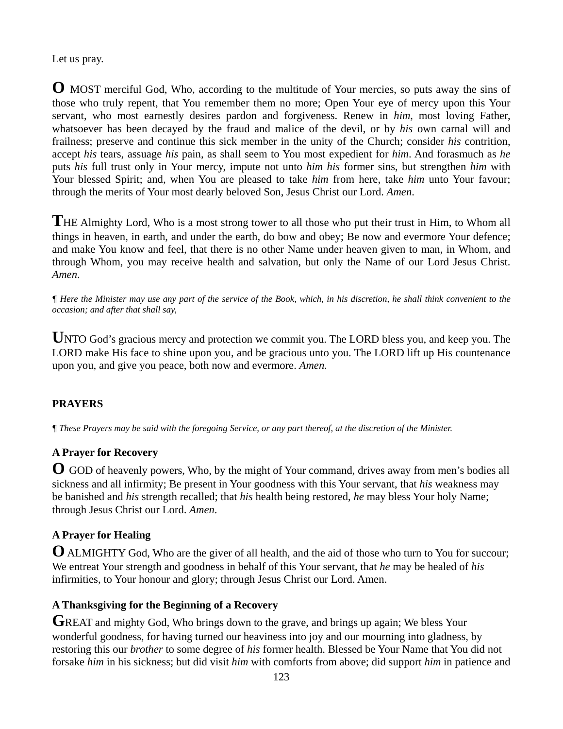Let us pray.

**O** MOST merciful God, Who, according to the multitude of Your mercies, so puts away the sins of those who truly repent, that You remember them no more; Open Your eye of mercy upon this Your servant, who most earnestly desires pardon and forgiveness. Renew in *him*, most loving Father, whatsoever has been decayed by the fraud and malice of the devil, or by *his* own carnal will and frailness; preserve and continue this sick member in the unity of the Church; consider *his* contrition, accept *his* tears, assuage *his* pain, as shall seem to You most expedient for *him*. And forasmuch as *he* puts *his* full trust only in Your mercy, impute not unto *him his* former sins, but strengthen *him* with Your blessed Spirit; and, when You are pleased to take *him* from here, take *him* unto Your favour; through the merits of Your most dearly beloved Son, Jesus Christ our Lord. *Amen*.

**T**HE Almighty Lord, Who is a most strong tower to all those who put their trust in Him, to Whom all things in heaven, in earth, and under the earth, do bow and obey; Be now and evermore Your defence; and make You know and feel, that there is no other Name under heaven given to man, in Whom, and through Whom, you may receive health and salvation, but only the Name of our Lord Jesus Christ. *Amen*.

*¶ Here the Minister may use any part of the service of the Book, which, in his discretion, he shall think convenient to the occasion; and after that shall say,*

**U**NTO God's gracious mercy and protection we commit you. The LORD bless you, and keep you. The LORD make His face to shine upon you, and be gracious unto you. The LORD lift up His countenance upon you, and give you peace, both now and evermore. *Amen.*

## PRAYERS

*¶ These Prayers may be said with the foregoing Service, or any part thereof, at the discretion of the Minister.*

### A Prayer for Recovery

**O** GOD of heavenly powers, Who, by the might of Your command, drives away from men's bodies all sickness and all infirmity; Be present in Your goodness with this Your servant, that *his* weakness may be banished and *his* strength recalled; that *his* health being restored, *he* may bless Your holy Name; through Jesus Christ our Lord. *Amen*.

### A Prayer for Healing

**O** ALMIGHTY God, Who are the giver of all health, and the aid of those who turn to You for succour; We entreat Your strength and goodness in behalf of this Your servant, that *he* may be healed of *his* infirmities, to Your honour and glory; through Jesus Christ our Lord. Amen.

### A Thanksgiving for the Beginning of a Recovery

**G**REAT and mighty God, Who brings down to the grave, and brings up again; We bless Your wonderful goodness, for having turned our heaviness into joy and our mourning into gladness, by restoring this our *brother* to some degree of *his* former health. Blessed be Your Name that You did not forsake *him* in his sickness; but did visit *him* with comforts from above; did support *him* in patience and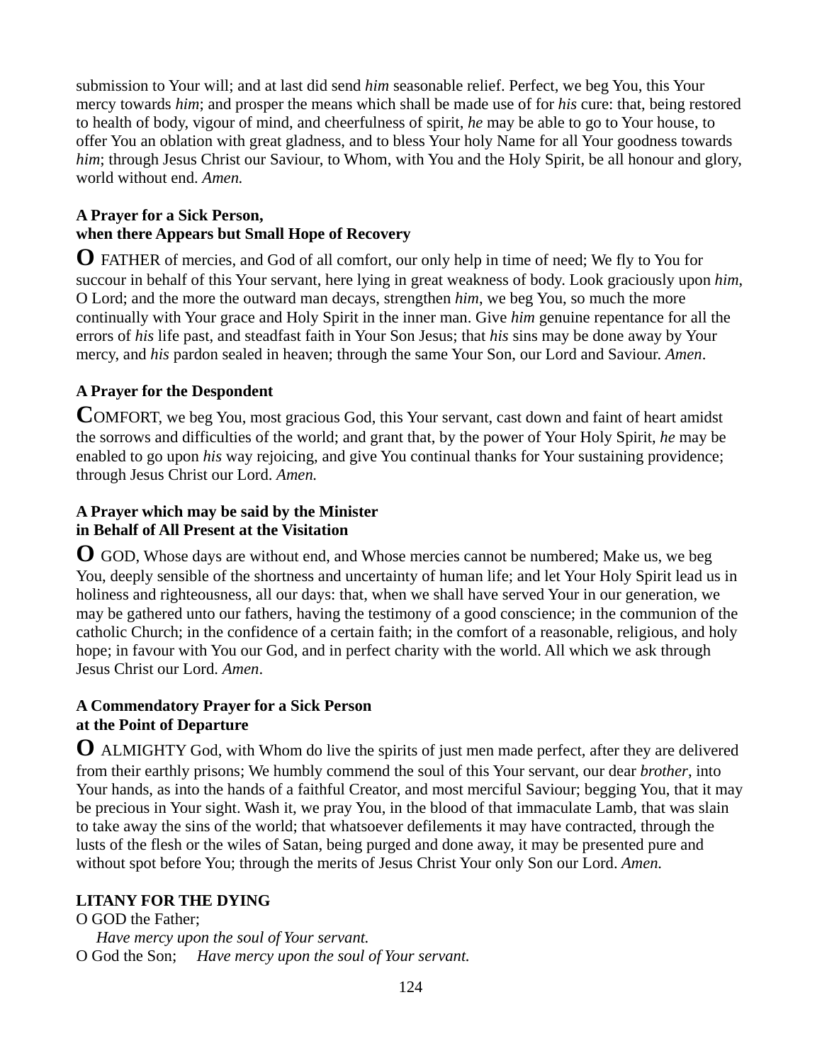submission to Your will; and at last did send *him* seasonable relief. Perfect, we beg You, this Your mercy towards *him*; and prosper the means which shall be made use of for *his* cure: that, being restored to health of body, vigour of mind, and cheerfulness of spirit, *he* may be able to go to Your house, to offer You an oblation with great gladness, and to bless Your holy Name for all Your goodness towards *him*; through Jesus Christ our Saviour, to Whom, with You and the Holy Spirit, be all honour and glory, world without end. *Amen.*

**A Prayer for a Sick Person,**
**when there Appears but Small Hope of Recovery**

**O** FATHER of mercies, and God of all comfort, our only help in time of need; We fly to You for succour in behalf of this Your servant, here lying in great weakness of body. Look graciously upon *him*, O Lord; and the more the outward man decays, strengthen *him*, we beg You, so much the more continually with Your grace and Holy Spirit in the inner man. Give *him* genuine repentance for all the errors of *his* life past, and steadfast faith in Your Son Jesus; that *his* sins may be done away by Your mercy, and *his* pardon sealed in heaven; through the same Your Son, our Lord and Saviour. *Amen*.

**A Prayer for the Despondent**

**C**OMFORT, we beg You, most gracious God, this Your servant, cast down and faint of heart amidst the sorrows and difficulties of the world; and grant that, by the power of Your Holy Spirit, *he* may be enabled to go upon *his* way rejoicing, and give You continual thanks for Your sustaining providence; through Jesus Christ our Lord. *Amen.*

**A Prayer which may be said by the Minister**
**in Behalf of All Present at the Visitation**

**O** GOD, Whose days are without end, and Whose mercies cannot be numbered; Make us, we beg You, deeply sensible of the shortness and uncertainty of human life; and let Your Holy Spirit lead us in holiness and righteousness, all our days: that, when we shall have served Your in our generation, we may be gathered unto our fathers, having the testimony of a good conscience; in the communion of the catholic Church; in the confidence of a certain faith; in the comfort of a reasonable, religious, and holy hope; in favour with You our God, and in perfect charity with the world. All which we ask through Jesus Christ our Lord. *Amen*.

**A Commendatory Prayer for a Sick Person**
**at the Point of Departure**

**O** ALMIGHTY God, with Whom do live the spirits of just men made perfect, after they are delivered from their earthly prisons; We humbly commend the soul of this Your servant, our dear *brother*, into Your hands, as into the hands of a faithful Creator, and most merciful Saviour; begging You, that it may be precious in Your sight. Wash it, we pray You, in the blood of that immaculate Lamb, that was slain to take away the sins of the world; that whatsoever defilements it may have contracted, through the lusts of the flesh or the wiles of Satan, being purged and done away, it may be presented pure and without spot before You; through the merits of Jesus Christ Your only Son our Lord. *Amen.*

**LITANY FOR THE DYING**

O GOD the Father;
*Have mercy upon the soul of Your servant.*
O God the Son; *Have mercy upon the soul of Your servant.*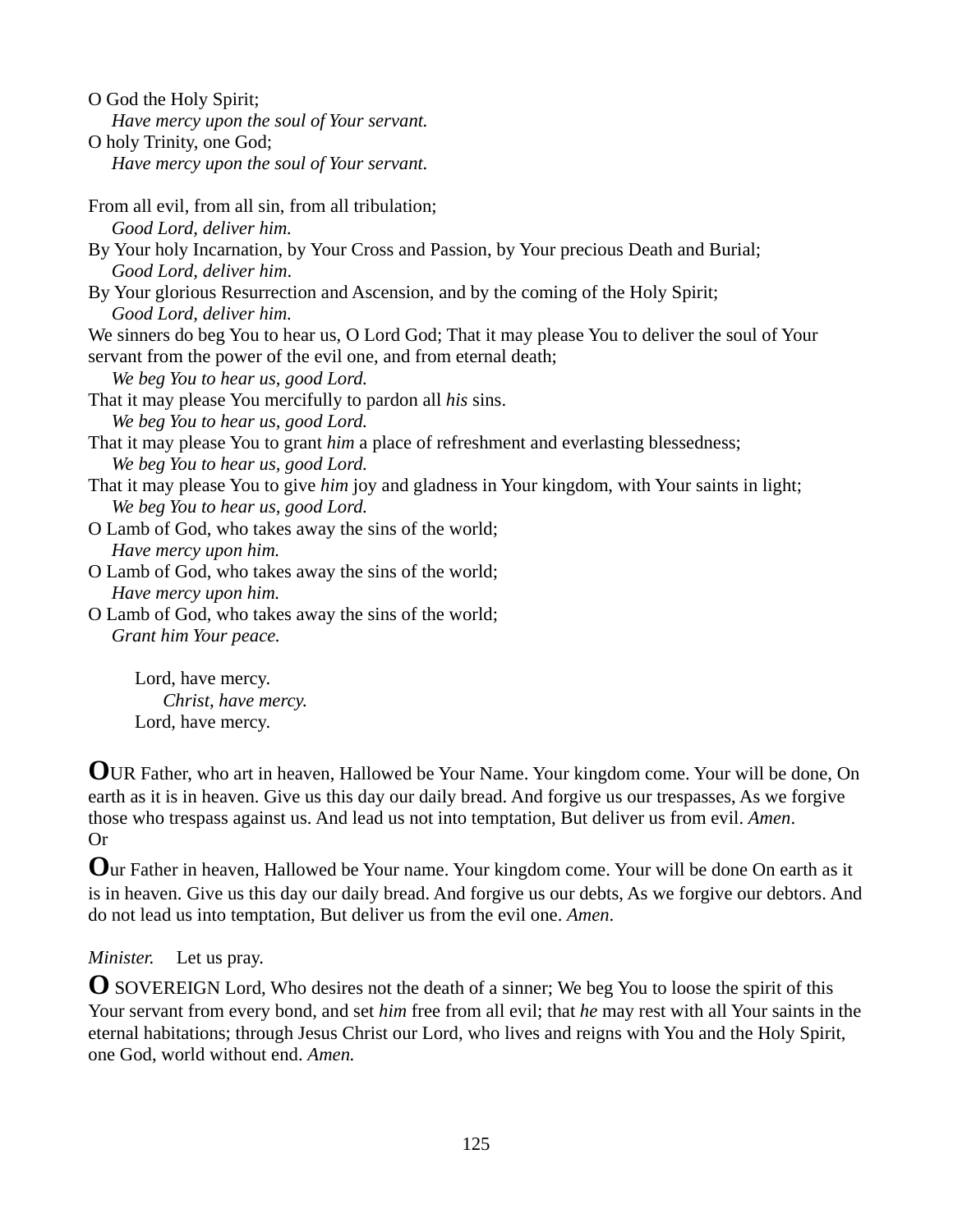O God the Holy Spirit;
*Have mercy upon the soul of Your servant.*
O holy Trinity, one God;
*Have mercy upon the soul of Your servant.*

From all evil, from all sin, from all tribulation;
*Good Lord, deliver him.*
By Your holy Incarnation, by Your Cross and Passion, by Your precious Death and Burial;
*Good Lord, deliver him.*
By Your glorious Resurrection and Ascension, and by the coming of the Holy Spirit;
*Good Lord, deliver him.*
We sinners do beg You to hear us, O Lord God; That it may please You to deliver the soul of Your servant from the power of the evil one, and from eternal death;
*We beg You to hear us, good Lord.*
That it may please You mercifully to pardon all *his* sins.
*We beg You to hear us, good Lord.*
That it may please You to grant *him* a place of refreshment and everlasting blessedness;
*We beg You to hear us, good Lord.*
That it may please You to give *him* joy and gladness in Your kingdom, with Your saints in light;
*We beg You to hear us, good Lord.*
O Lamb of God, who takes away the sins of the world;
*Have mercy upon him.*
O Lamb of God, who takes away the sins of the world;
*Have mercy upon him.*
O Lamb of God, who takes away the sins of the world;
*Grant him Your peace.*

Lord, have mercy.
*Christ, have mercy.*
Lord, have mercy.

**O**UR Father, who art in heaven, Hallowed be Your Name. Your kingdom come. Your will be done, On earth as it is in heaven. Give us this day our daily bread. And forgive us our trespasses, As we forgive those who trespass against us. And lead us not into temptation, But deliver us from evil. *Amen*.
Or

**O**ur Father in heaven, Hallowed be Your name. Your kingdom come. Your will be done On earth as it is in heaven. Give us this day our daily bread. And forgive us our debts, As we forgive our debtors. And do not lead us into temptation, But deliver us from the evil one. *Amen*.

*Minister.* Let us pray.

**O** SOVEREIGN Lord, Who desires not the death of a sinner; We beg You to loose the spirit of this Your servant from every bond, and set *him* free from all evil; that *he* may rest with all Your saints in the eternal habitations; through Jesus Christ our Lord, who lives and reigns with You and the Holy Spirit, one God, world without end. *Amen.*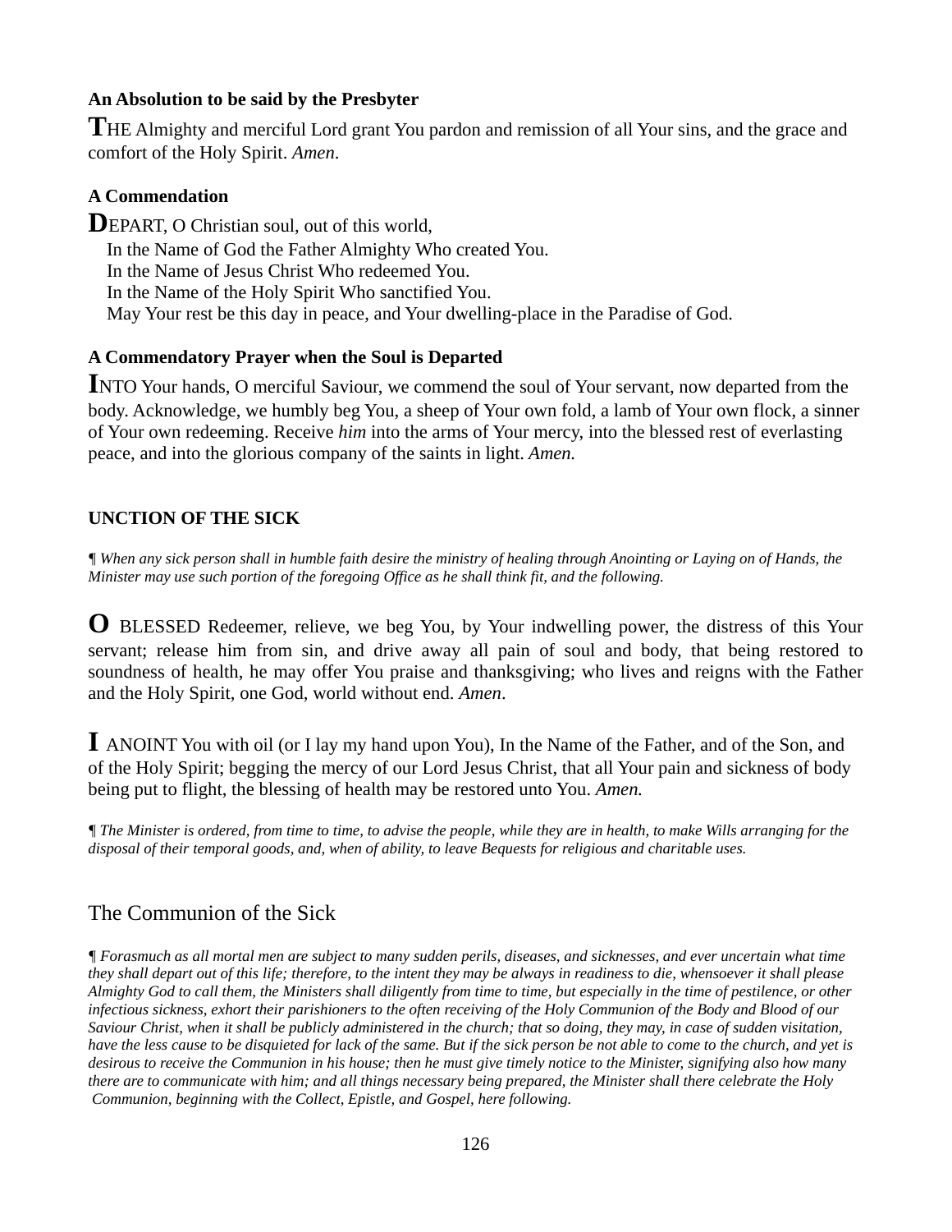**An Absolution to be said by the Presbyter**

THE Almighty and merciful Lord grant You pardon and remission of all Your sins, and the grace and comfort of the Holy Spirit. *Amen*.

**A Commendation**

DEPART, O Christian soul, out of this world,
In the Name of God the Father Almighty Who created You.
In the Name of Jesus Christ Who redeemed You.
In the Name of the Holy Spirit Who sanctified You.
May Your rest be this day in peace, and Your dwelling-place in the Paradise of God.

**A Commendatory Prayer when the Soul is Departed**

INTO Your hands, O merciful Saviour, we commend the soul of Your servant, now departed from the body. Acknowledge, we humbly beg You, a sheep of Your own fold, a lamb of Your own flock, a sinner of Your own redeeming. Receive *him* into the arms of Your mercy, into the blessed rest of everlasting peace, and into the glorious company of the saints in light. *Amen.*

**UNCTION OF THE SICK**

*¶ When any sick person shall in humble faith desire the ministry of healing through Anointing or Laying on of Hands, the Minister may use such portion of the foregoing Office as he shall think fit, and the following.*

O BLESSED Redeemer, relieve, we beg You, by Your indwelling power, the distress of this Your servant; release him from sin, and drive away all pain of soul and body, that being restored to soundness of health, he may offer You praise and thanksgiving; who lives and reigns with the Father and the Holy Spirit, one God, world without end. *Amen*.

I ANOINT You with oil (or I lay my hand upon You), In the Name of the Father, and of the Son, and of the Holy Spirit; begging the mercy of our Lord Jesus Christ, that all Your pain and sickness of body being put to flight, the blessing of health may be restored unto You. *Amen.*

*¶ The Minister is ordered, from time to time, to advise the people, while they are in health, to make Wills arranging for the disposal of their temporal goods, and, when of ability, to leave Bequests for religious and charitable uses.*

## The Communion of the Sick

*¶ Forasmuch as all mortal men are subject to many sudden perils, diseases, and sicknesses, and ever uncertain what time they shall depart out of this life; therefore, to the intent they may be always in readiness to die, whensoever it shall please Almighty God to call them, the Ministers shall diligently from time to time, but especially in the time of pestilence, or other infectious sickness, exhort their parishioners to the often receiving of the Holy Communion of the Body and Blood of our Saviour Christ, when it shall be publicly administered in the church; that so doing, they may, in case of sudden visitation, have the less cause to be disquieted for lack of the same. But if the sick person be not able to come to the church, and yet is desirous to receive the Communion in his house; then he must give timely notice to the Minister, signifying also how many there are to communicate with him; and all things necessary being prepared, the Minister shall there celebrate the Holy Communion, beginning with the Collect, Epistle, and Gospel, here following.*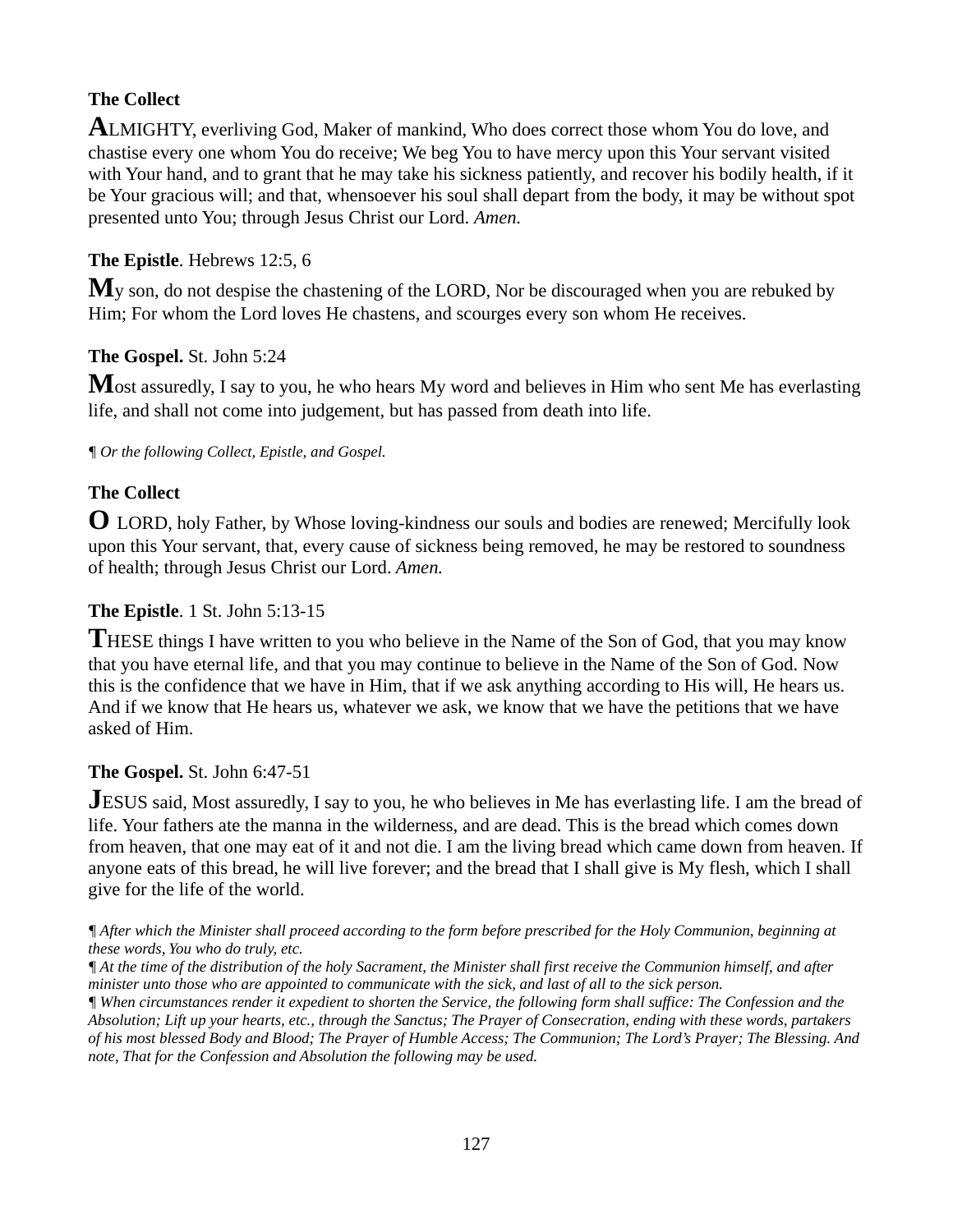**The Collect**

**A**LMIGHTY, everliving God, Maker of mankind, Who does correct those whom You do love, and chastise every one whom You do receive; We beg You to have mercy upon this Your servant visited with Your hand, and to grant that he may take his sickness patiently, and recover his bodily health, if it be Your gracious will; and that, whensoever his soul shall depart from the body, it may be without spot presented unto You; through Jesus Christ our Lord. *Amen.*

**The Epistle**. Hebrews 12:5, 6

**M**y son, do not despise the chastening of the LORD, Nor be discouraged when you are rebuked by Him; For whom the Lord loves He chastens, and scourges every son whom He receives.

**The Gospel.** St. John 5:24

**M**ost assuredly, I say to you, he who hears My word and believes in Him who sent Me has everlasting life, and shall not come into judgement, but has passed from death into life.

*¶ Or the following Collect, Epistle, and Gospel.*

**The Collect**

**O** LORD, holy Father, by Whose loving-kindness our souls and bodies are renewed; Mercifully look upon this Your servant, that, every cause of sickness being removed, he may be restored to soundness of health; through Jesus Christ our Lord. *Amen.*

**The Epistle**. 1 St. John 5:13-15

**T**HESE things I have written to you who believe in the Name of the Son of God, that you may know that you have eternal life, and that you may continue to believe in the Name of the Son of God. Now this is the confidence that we have in Him, that if we ask anything according to His will, He hears us. And if we know that He hears us, whatever we ask, we know that we have the petitions that we have asked of Him.

**The Gospel.** St. John 6:47-51

**J**ESUS said, Most assuredly, I say to you, he who believes in Me has everlasting life. I am the bread of life. Your fathers ate the manna in the wilderness, and are dead. This is the bread which comes down from heaven, that one may eat of it and not die. I am the living bread which came down from heaven. If anyone eats of this bread, he will live forever; and the bread that I shall give is My flesh, which I shall give for the life of the world.

*¶ After which the Minister shall proceed according to the form before prescribed for the Holy Communion, beginning at these words, You who do truly, etc.*
*¶ At the time of the distribution of the holy Sacrament, the Minister shall first receive the Communion himself, and after minister unto those who are appointed to communicate with the sick, and last of all to the sick person.*
*¶ When circumstances render it expedient to shorten the Service, the following form shall suffice: The Confession and the Absolution; Lift up your hearts, etc., through the Sanctus; The Prayer of Consecration, ending with these words, partakers of his most blessed Body and Blood; The Prayer of Humble Access; The Communion; The Lord's Prayer; The Blessing. And note, That for the Confession and Absolution the following may be used.*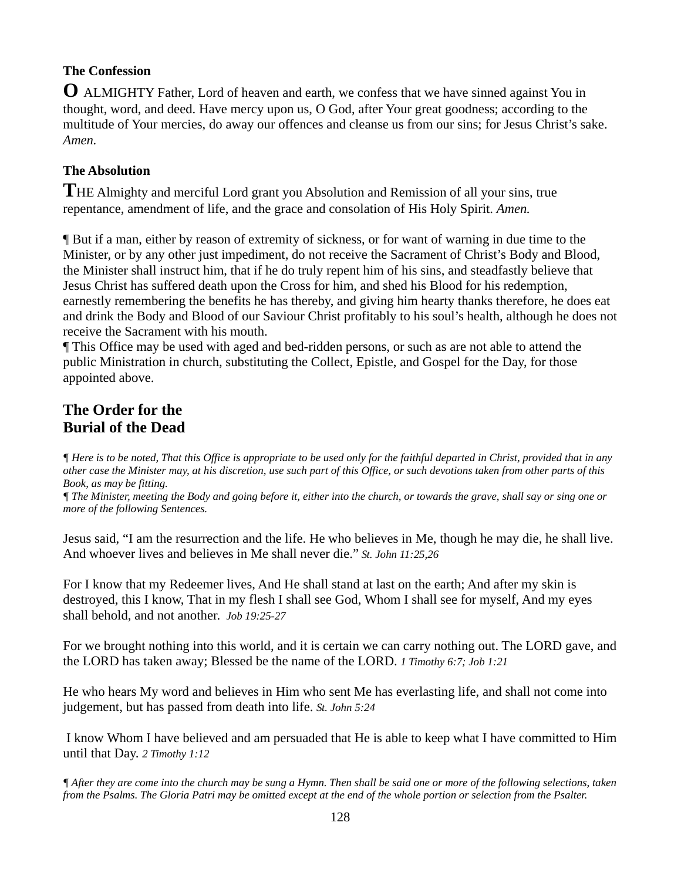**The Confession**

**O** ALMIGHTY Father, Lord of heaven and earth, we confess that we have sinned against You in thought, word, and deed. Have mercy upon us, O God, after Your great goodness; according to the multitude of Your mercies, do away our offences and cleanse us from our sins; for Jesus Christ's sake. *Amen.*

**The Absolution**

**T**HE Almighty and merciful Lord grant you Absolution and Remission of all your sins, true repentance, amendment of life, and the grace and consolation of His Holy Spirit. *Amen.*

¶ But if a man, either by reason of extremity of sickness, or for want of warning in due time to the Minister, or by any other just impediment, do not receive the Sacrament of Christ's Body and Blood, the Minister shall instruct him, that if he do truly repent him of his sins, and steadfastly believe that Jesus Christ has suffered death upon the Cross for him, and shed his Blood for his redemption, earnestly remembering the benefits he has thereby, and giving him hearty thanks therefore, he does eat and drink the Body and Blood of our Saviour Christ profitably to his soul's health, although he does not receive the Sacrament with his mouth.

¶ This Office may be used with aged and bed-ridden persons, or such as are not able to attend the public Ministration in church, substituting the Collect, Epistle, and Gospel for the Day, for those appointed above.

## The Order for the Burial of the Dead

*¶ Here is to be noted, That this Office is appropriate to be used only for the faithful departed in Christ, provided that in any other case the Minister may, at his discretion, use such part of this Office, or such devotions taken from other parts of this Book, as may be fitting.*

*¶ The Minister, meeting the Body and going before it, either into the church, or towards the grave, shall say or sing one or more of the following Sentences.*

Jesus said, "I am the resurrection and the life. He who believes in Me, though he may die, he shall live. And whoever lives and believes in Me shall never die." *St. John 11:25,26*

For I know that my Redeemer lives, And He shall stand at last on the earth; And after my skin is destroyed, this I know, That in my flesh I shall see God, Whom I shall see for myself, And my eyes shall behold, and not another. *Job 19:25-27*

For we brought nothing into this world, and it is certain we can carry nothing out. The LORD gave, and the LORD has taken away; Blessed be the name of the LORD. *1 Timothy 6:7; Job 1:21*

He who hears My word and believes in Him who sent Me has everlasting life, and shall not come into judgement, but has passed from death into life. *St. John 5:24*

I know Whom I have believed and am persuaded that He is able to keep what I have committed to Him until that Day. *2 Timothy 1:12*

*¶ After they are come into the church may be sung a Hymn. Then shall be said one or more of the following selections, taken from the Psalms. The Gloria Patri may be omitted except at the end of the whole portion or selection from the Psalter.*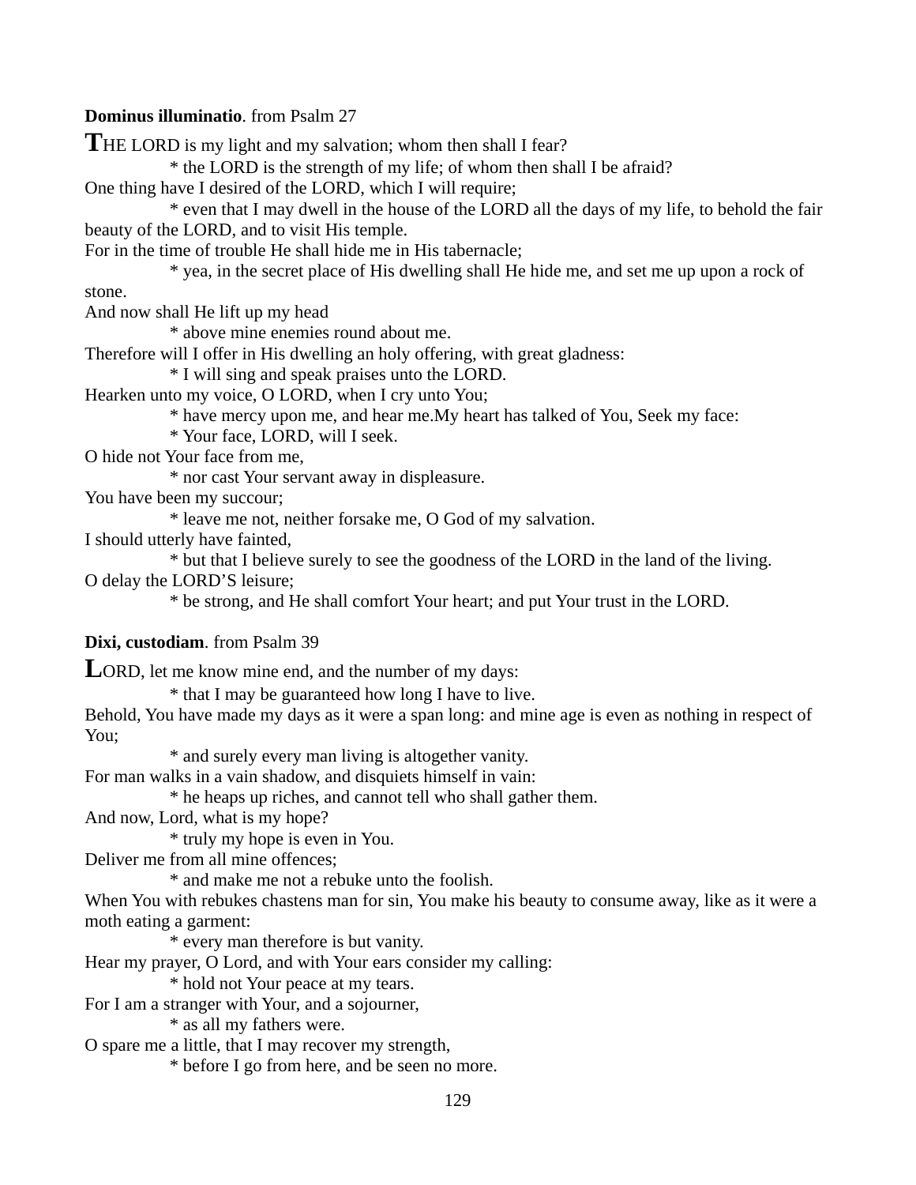**Dominus illuminatio**. from Psalm 27

**T**HE LORD is my light and my salvation; whom then shall I fear?
* the LORD is the strength of my life; of whom then shall I be afraid?
One thing have I desired of the LORD, which I will require;
* even that I may dwell in the house of the LORD all the days of my life, to behold the fair beauty of the LORD, and to visit His temple.
For in the time of trouble He shall hide me in His tabernacle;
* yea, in the secret place of His dwelling shall He hide me, and set me up upon a rock of stone.
And now shall He lift up my head
* above mine enemies round about me.
Therefore will I offer in His dwelling an holy offering, with great gladness:
* I will sing and speak praises unto the LORD.
Hearken unto my voice, O LORD, when I cry unto You;
* have mercy upon me, and hear me.My heart has talked of You, Seek my face:
* Your face, LORD, will I seek.
O hide not Your face from me,
* nor cast Your servant away in displeasure.
You have been my succour;
* leave me not, neither forsake me, O God of my salvation.
I should utterly have fainted,
* but that I believe surely to see the goodness of the LORD in the land of the living.
O delay the LORD'S leisure;
* be strong, and He shall comfort Your heart; and put Your trust in the LORD.

**Dixi, custodiam**. from Psalm 39

**L**ORD, let me know mine end, and the number of my days:
* that I may be guaranteed how long I have to live.
Behold, You have made my days as it were a span long: and mine age is even as nothing in respect of You;
* and surely every man living is altogether vanity.
For man walks in a vain shadow, and disquiets himself in vain:
* he heaps up riches, and cannot tell who shall gather them.
And now, Lord, what is my hope?
* truly my hope is even in You.
Deliver me from all mine offences;
* and make me not a rebuke unto the foolish.
When You with rebukes chastens man for sin, You make his beauty to consume away, like as it were a moth eating a garment:
* every man therefore is but vanity.
Hear my prayer, O Lord, and with Your ears consider my calling:
* hold not Your peace at my tears.
For I am a stranger with Your, and a sojourner,
* as all my fathers were.
O spare me a little, that I may recover my strength,
* before I go from here, and be seen no more.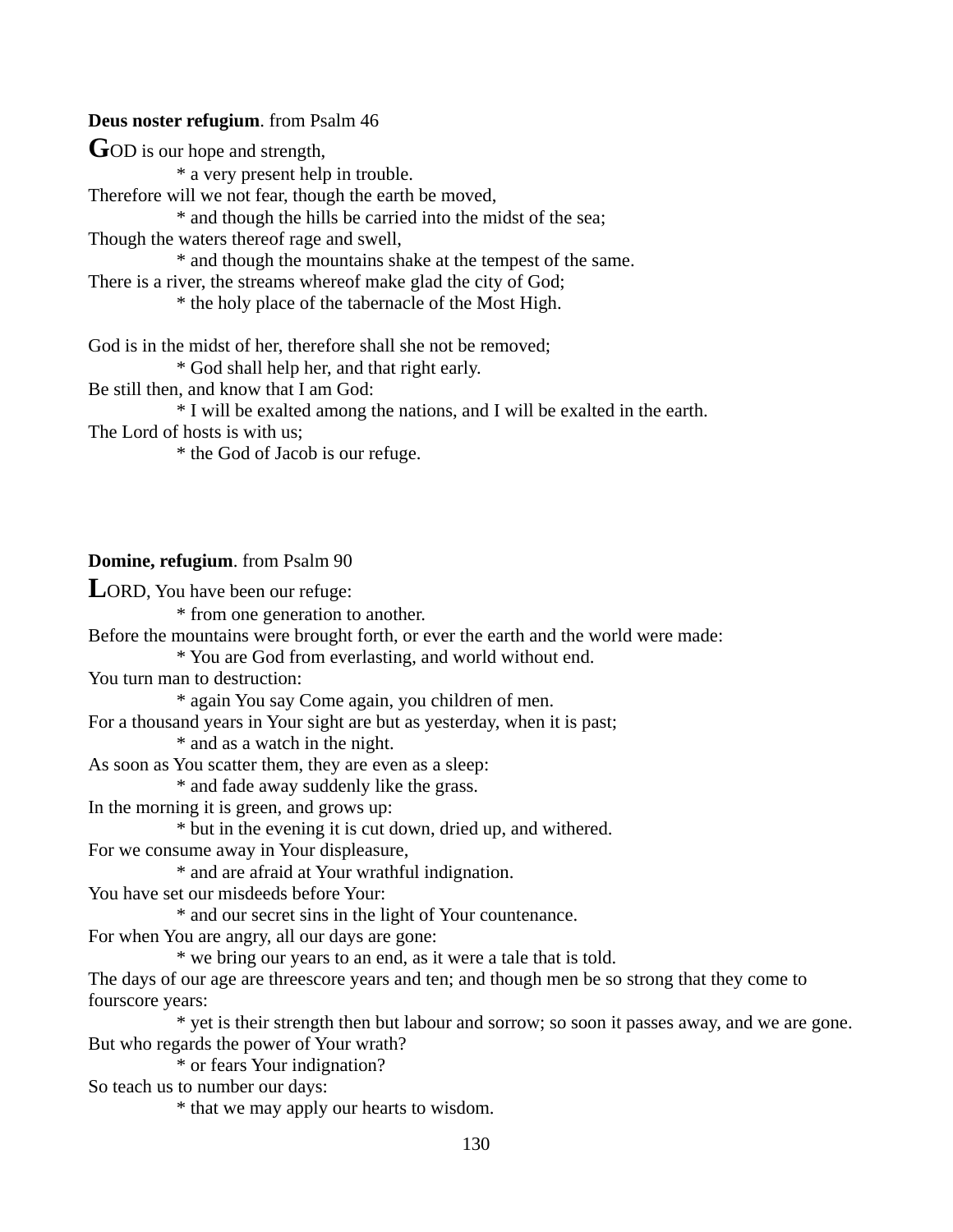**Deus noster refugium**. from Psalm 46

GOD is our hope and strength,
  * a very present help in trouble.
Therefore will we not fear, though the earth be moved,
  * and though the hills be carried into the midst of the sea;
Though the waters thereof rage and swell,
  * and though the mountains shake at the tempest of the same.
There is a river, the streams whereof make glad the city of God;
  * the holy place of the tabernacle of the Most High.

God is in the midst of her, therefore shall she not be removed;
  * God shall help her, and that right early.
Be still then, and know that I am God:
  * I will be exalted among the nations, and I will be exalted in the earth.
The Lord of hosts is with us;
  * the God of Jacob is our refuge.

**Domine, refugium**. from Psalm 90

LORD, You have been our refuge:
  * from one generation to another.
Before the mountains were brought forth, or ever the earth and the world were made:
  * You are God from everlasting, and world without end.
You turn man to destruction:
  * again You say Come again, you children of men.
For a thousand years in Your sight are but as yesterday, when it is past;
  * and as a watch in the night.
As soon as You scatter them, they are even as a sleep:
  * and fade away suddenly like the grass.
In the morning it is green, and grows up:
  * but in the evening it is cut down, dried up, and withered.
For we consume away in Your displeasure,
  * and are afraid at Your wrathful indignation.
You have set our misdeeds before Your:
  * and our secret sins in the light of Your countenance.
For when You are angry, all our days are gone:
  * we bring our years to an end, as it were a tale that is told.
The days of our age are threescore years and ten; and though men be so strong that they come to fourscore years:
  * yet is their strength then but labour and sorrow; so soon it passes away, and we are gone.
But who regards the power of Your wrath?
  * or fears Your indignation?
So teach us to number our days:
  * that we may apply our hearts to wisdom.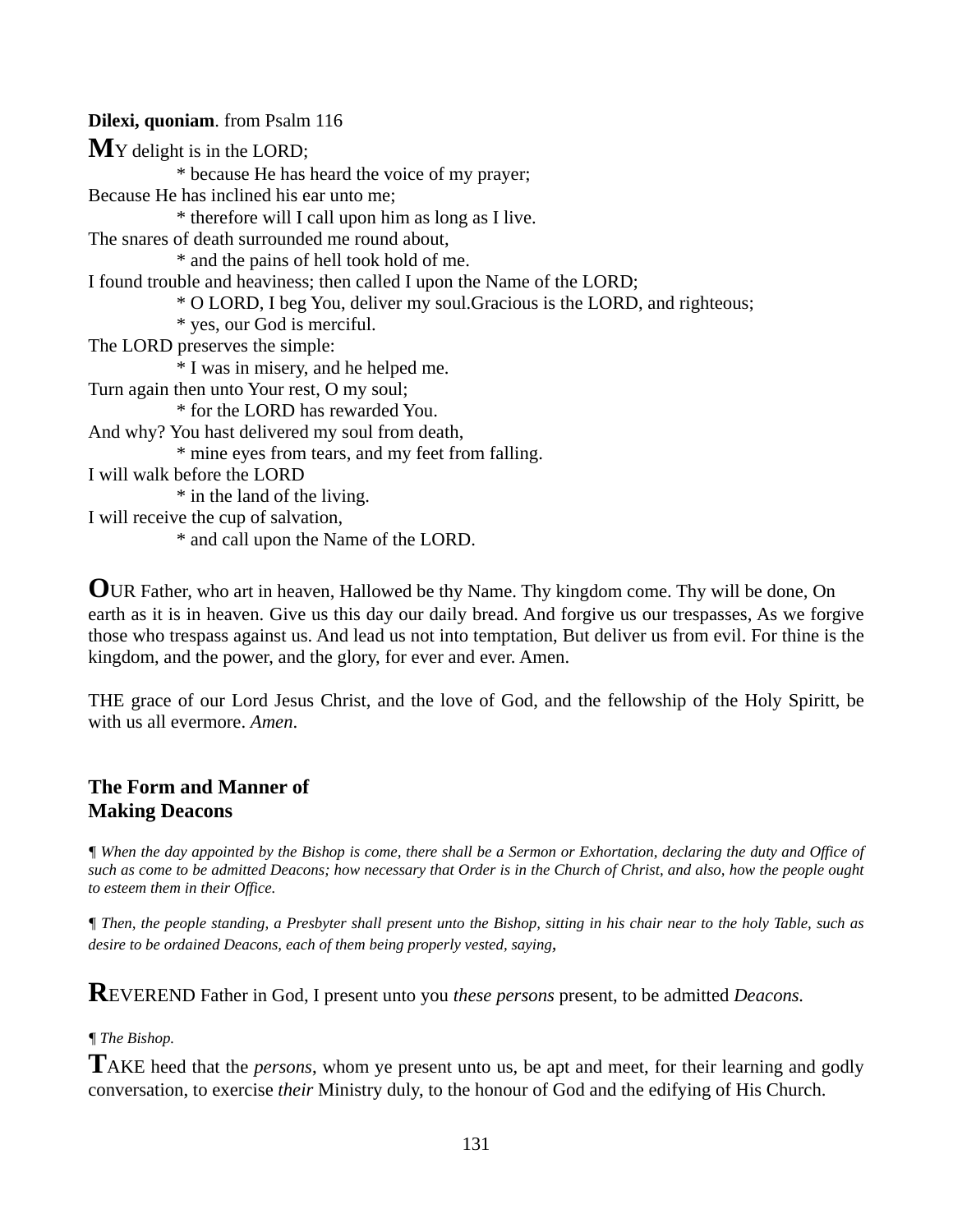**Dilexi, quoniam**. from Psalm 116

**M**Y delight is in the LORD;
* because He has heard the voice of my prayer;
Because He has inclined his ear unto me;
* therefore will I call upon him as long as I live.
The snares of death surrounded me round about,
* and the pains of hell took hold of me.
I found trouble and heaviness; then called I upon the Name of the LORD;
* O LORD, I beg You, deliver my soul.Gracious is the LORD, and righteous;
* yes, our God is merciful.
The LORD preserves the simple:
* I was in misery, and he helped me.
Turn again then unto Your rest, O my soul;
* for the LORD has rewarded You.
And why? You hast delivered my soul from death,
* mine eyes from tears, and my feet from falling.
I will walk before the LORD
* in the land of the living.
I will receive the cup of salvation,
* and call upon the Name of the LORD.

**O**UR Father, who art in heaven, Hallowed be thy Name. Thy kingdom come. Thy will be done, On earth as it is in heaven. Give us this day our daily bread. And forgive us our trespasses, As we forgive those who trespass against us. And lead us not into temptation, But deliver us from evil. For thine is the kingdom, and the power, and the glory, for ever and ever. Amen.

THE grace of our Lord Jesus Christ, and the love of God, and the fellowship of the Holy Spiritt, be with us all evermore. *Amen*.

## The Form and Manner of Making Deacons

*¶ When the day appointed by the Bishop is come, there shall be a Sermon or Exhortation, declaring the duty and Office of such as come to be admitted Deacons; how necessary that Order is in the Church of Christ, and also, how the people ought to esteem them in their Office.*

*¶ Then, the people standing, a Presbyter shall present unto the Bishop, sitting in his chair near to the holy Table, such as desire to be ordained Deacons, each of them being properly vested, saying*,

**R**EVEREND Father in God, I present unto you *these persons* present, to be admitted *Deacons.*

*¶ The Bishop.*

**T**AKE heed that the *persons*, whom ye present unto us, be apt and meet, for their learning and godly conversation, to exercise *their* Ministry duly, to the honour of God and the edifying of His Church.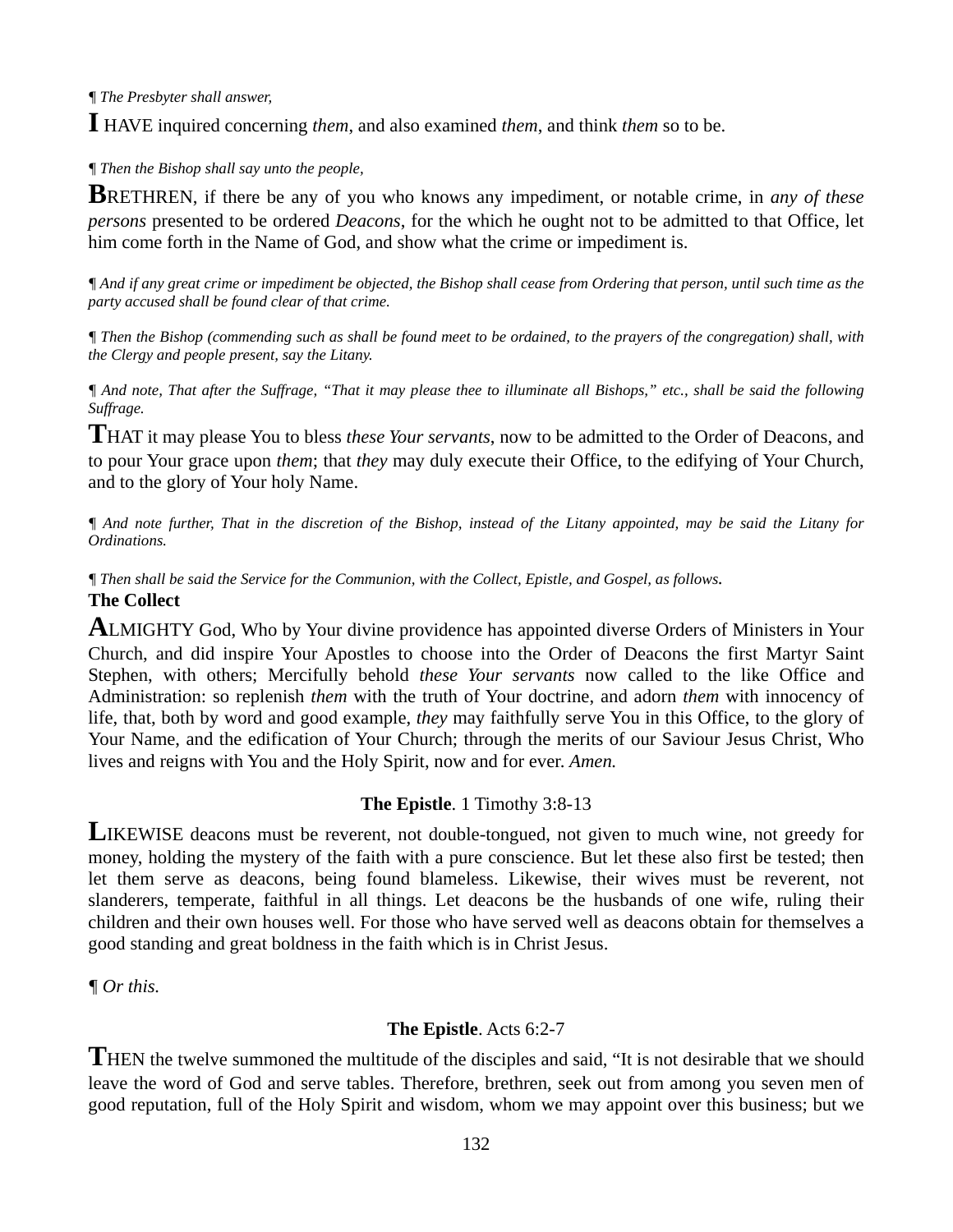¶ *The Presbyter shall answer,*

**I** HAVE inquired concerning *them*, and also examined *them*, and think *them* so to be.

¶ *Then the Bishop shall say unto the people,*

**B**RETHREN, if there be any of you who knows any impediment, or notable crime, in *any of these persons* presented to be ordered *Deacons*, for the which he ought not to be admitted to that Office, let him come forth in the Name of God, and show what the crime or impediment is.

¶ *And if any great crime or impediment be objected, the Bishop shall cease from Ordering that person, until such time as the party accused shall be found clear of that crime.*

¶ *Then the Bishop (commending such as shall be found meet to be ordained, to the prayers of the congregation) shall, with the Clergy and people present, say the Litany.*

¶ *And note, That after the Suffrage, "That it may please thee to illuminate all Bishops," etc., shall be said the following Suffrage.*

**T**HAT it may please You to bless *these Your servants*, now to be admitted to the Order of Deacons, and to pour Your grace upon *them*; that *they* may duly execute their Office, to the edifying of Your Church, and to the glory of Your holy Name.

¶ *And note further, That in the discretion of the Bishop, instead of the Litany appointed, may be said the Litany for Ordinations.*

¶ *Then shall be said the Service for the Communion, with the Collect, Epistle, and Gospel, as follows.*

**The Collect**

**A**LMIGHTY God, Who by Your divine providence has appointed diverse Orders of Ministers in Your Church, and did inspire Your Apostles to choose into the Order of Deacons the first Martyr Saint Stephen, with others; Mercifully behold *these Your servants* now called to the like Office and Administration: so replenish *them* with the truth of Your doctrine, and adorn *them* with innocency of life, that, both by word and good example, *they* may faithfully serve You in this Office, to the glory of Your Name, and the edification of Your Church; through the merits of our Saviour Jesus Christ, Who lives and reigns with You and the Holy Spirit, now and for ever. *Amen.*

**The Epistle**. 1 Timothy 3:8-13

**L**IKEWISE deacons must be reverent, not double-tongued, not given to much wine, not greedy for money, holding the mystery of the faith with a pure conscience. But let these also first be tested; then let them serve as deacons, being found blameless. Likewise, their wives must be reverent, not slanderers, temperate, faithful in all things. Let deacons be the husbands of one wife, ruling their children and their own houses well. For those who have served well as deacons obtain for themselves a good standing and great boldness in the faith which is in Christ Jesus.

¶ *Or this.*

**The Epistle**. Acts 6:2-7

**T**HEN the twelve summoned the multitude of the disciples and said, "It is not desirable that we should leave the word of God and serve tables. Therefore, brethren, seek out from among you seven men of good reputation, full of the Holy Spirit and wisdom, whom we may appoint over this business; but we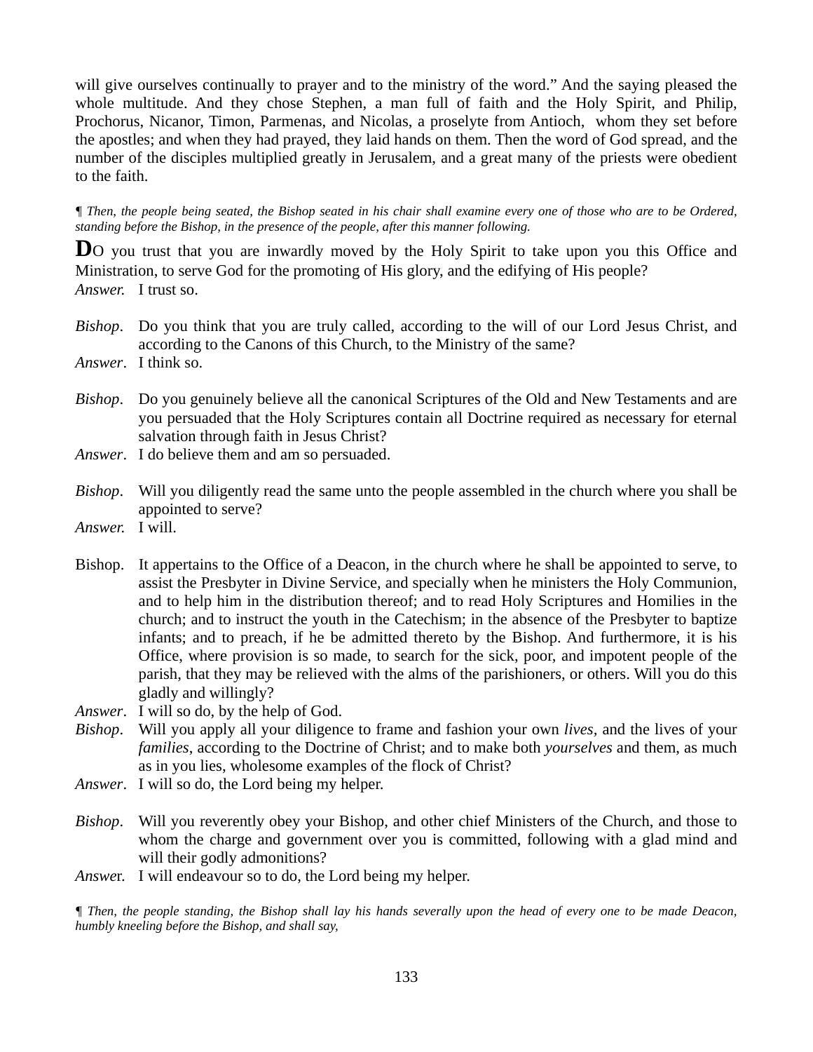will give ourselves continually to prayer and to the ministry of the word." And the saying pleased the whole multitude. And they chose Stephen, a man full of faith and the Holy Spirit, and Philip, Prochorus, Nicanor, Timon, Parmenas, and Nicolas, a proselyte from Antioch, whom they set before the apostles; and when they had prayed, they laid hands on them. Then the word of God spread, and the number of the disciples multiplied greatly in Jerusalem, and a great many of the priests were obedient to the faith.

*¶ Then, the people being seated, the Bishop seated in his chair shall examine every one of those who are to be Ordered, standing before the Bishop, in the presence of the people, after this manner following.*

**D**O you trust that you are inwardly moved by the Holy Spirit to take upon you this Office and Ministration, to serve God for the promoting of His glory, and the edifying of His people?

*Answer.* I trust so.

*Bishop*. Do you think that you are truly called, according to the will of our Lord Jesus Christ, and according to the Canons of this Church, to the Ministry of the same?

*Answer*. I think so.

*Bishop*. Do you genuinely believe all the canonical Scriptures of the Old and New Testaments and are you persuaded that the Holy Scriptures contain all Doctrine required as necessary for eternal salvation through faith in Jesus Christ?

*Answer*. I do believe them and am so persuaded.

*Bishop*. Will you diligently read the same unto the people assembled in the church where you shall be appointed to serve?

*Answer.* I will.

Bishop. It appertains to the Office of a Deacon, in the church where he shall be appointed to serve, to assist the Presbyter in Divine Service, and specially when he ministers the Holy Communion, and to help him in the distribution thereof; and to read Holy Scriptures and Homilies in the church; and to instruct the youth in the Catechism; in the absence of the Presbyter to baptize infants; and to preach, if he be admitted thereto by the Bishop. And furthermore, it is his Office, where provision is so made, to search for the sick, poor, and impotent people of the parish, that they may be relieved with the alms of the parishioners, or others. Will you do this gladly and willingly?

*Answer*. I will so do, by the help of God.

*Bishop*. Will you apply all your diligence to frame and fashion your own *lives*, and the lives of your *families*, according to the Doctrine of Christ; and to make both *yourselves* and them, as much as in you lies, wholesome examples of the flock of Christ?

*Answer*. I will so do, the Lord being my helper.

*Bishop*. Will you reverently obey your Bishop, and other chief Ministers of the Church, and those to whom the charge and government over you is committed, following with a glad mind and will their godly admonitions?

*Answer.* I will endeavour so to do, the Lord being my helper.

*¶ Then, the people standing, the Bishop shall lay his hands severally upon the head of every one to be made Deacon, humbly kneeling before the Bishop, and shall say,*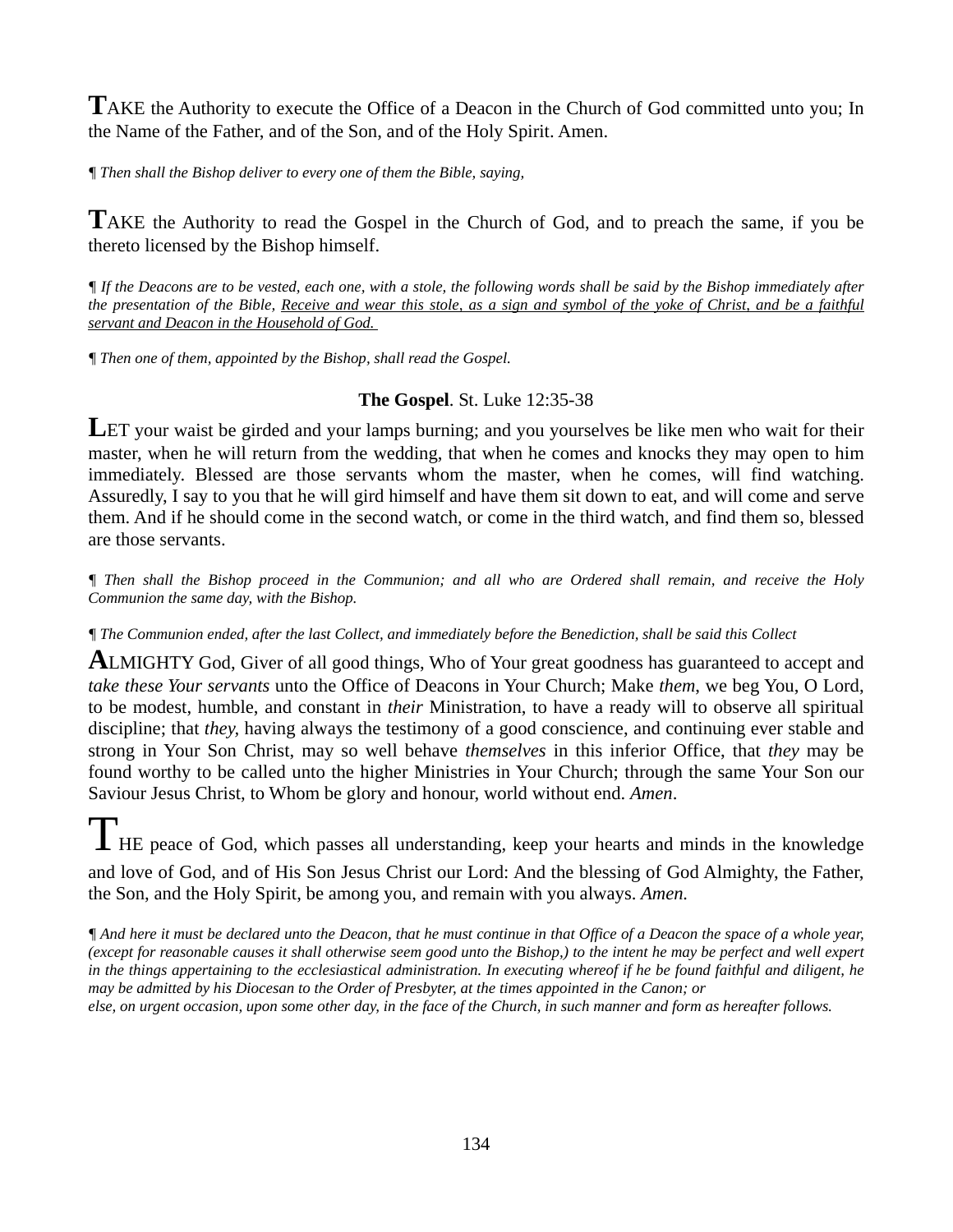**T**AKE the Authority to execute the Office of a Deacon in the Church of God committed unto you; In the Name of the Father, and of the Son, and of the Holy Spirit. Amen.

*¶ Then shall the Bishop deliver to every one of them the Bible, saying,*

**T**AKE the Authority to read the Gospel in the Church of God, and to preach the same, if you be thereto licensed by the Bishop himself.

*¶ If the Deacons are to be vested, each one, with a stole, the following words shall be said by the Bishop immediately after the presentation of the Bible, <u>Receive and wear this stole, as a sign and symbol of the yoke of Christ, and be a faithful servant and Deacon in the Household of God.</u>*

*¶ Then one of them, appointed by the Bishop, shall read the Gospel.*

**The Gospel**. St. Luke 12:35-38

**L**ET your waist be girded and your lamps burning; and you yourselves be like men who wait for their master, when he will return from the wedding, that when he comes and knocks they may open to him immediately. Blessed are those servants whom the master, when he comes, will find watching. Assuredly, I say to you that he will gird himself and have them sit down to eat, and will come and serve them. And if he should come in the second watch, or come in the third watch, and find them so, blessed are those servants.

*¶ Then shall the Bishop proceed in the Communion; and all who are Ordered shall remain, and receive the Holy Communion the same day, with the Bishop.*

*¶ The Communion ended, after the last Collect, and immediately before the Benediction, shall be said this Collect*

**A**LMIGHTY God, Giver of all good things, Who of Your great goodness has guaranteed to accept and *take these Your servants* unto the Office of Deacons in Your Church; Make *them*, we beg You, O Lord, to be modest, humble, and constant in *their* Ministration, to have a ready will to observe all spiritual discipline; that *they*, having always the testimony of a good conscience, and continuing ever stable and strong in Your Son Christ, may so well behave *themselves* in this inferior Office, that *they* may be found worthy to be called unto the higher Ministries in Your Church; through the same Your Son our Saviour Jesus Christ, to Whom be glory and honour, world without end. *Amen*.

**T**HE peace of God, which passes all understanding, keep your hearts and minds in the knowledge and love of God, and of His Son Jesus Christ our Lord: And the blessing of God Almighty, the Father, the Son, and the Holy Spirit, be among you, and remain with you always. *Amen.*

*¶ And here it must be declared unto the Deacon, that he must continue in that Office of a Deacon the space of a whole year, (except for reasonable causes it shall otherwise seem good unto the Bishop,) to the intent he may be perfect and well expert in the things appertaining to the ecclesiastical administration. In executing whereof if he be found faithful and diligent, he may be admitted by his Diocesan to the Order of Presbyter, at the times appointed in the Canon; or else, on urgent occasion, upon some other day, in the face of the Church, in such manner and form as hereafter follows.*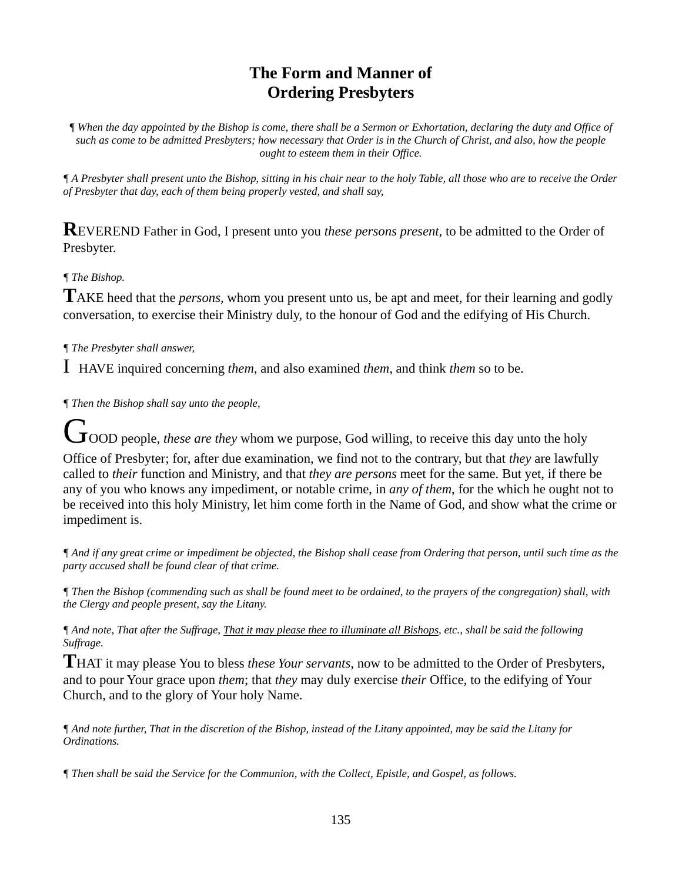# The Form and Manner of Ordering Presbyters

*¶ When the day appointed by the Bishop is come, there shall be a Sermon or Exhortation, declaring the duty and Office of such as come to be admitted Presbyters; how necessary that Order is in the Church of Christ, and also, how the people ought to esteem them in their Office.*

*¶ A Presbyter shall present unto the Bishop, sitting in his chair near to the holy Table, all those who are to receive the Order of Presbyter that day, each of them being properly vested, and shall say,*

**R**EVEREND Father in God, I present unto you *these persons present*, to be admitted to the Order of Presbyter.

*¶ The Bishop.*

**T**AKE heed that the *persons*, whom you present unto us, be apt and meet, for their learning and godly conversation, to exercise their Ministry duly, to the honour of God and the edifying of His Church.

*¶ The Presbyter shall answer,*

I HAVE inquired concerning *them*, and also examined *them*, and think *them* so to be.

*¶ Then the Bishop shall say unto the people,*

GOOD people, *these are they* whom we purpose, God willing, to receive this day unto the holy Office of Presbyter; for, after due examination, we find not to the contrary, but that *they* are lawfully called to *their* function and Ministry, and that *they are persons* meet for the same. But yet, if there be any of you who knows any impediment, or notable crime, in *any of them*, for the which he ought not to be received into this holy Ministry, let him come forth in the Name of God, and show what the crime or impediment is.

*¶ And if any great crime or impediment be objected, the Bishop shall cease from Ordering that person, until such time as the party accused shall be found clear of that crime.*

*¶ Then the Bishop (commending such as shall be found meet to be ordained, to the prayers of the congregation) shall, with the Clergy and people present, say the Litany.*

*¶ And note, That after the Suffrage, That it may please thee to illuminate all Bishops, etc., shall be said the following Suffrage.*

**T**HAT it may please You to bless *these Your servants*, now to be admitted to the Order of Presbyters, and to pour Your grace upon *them*; that *they* may duly exercise *their* Office, to the edifying of Your Church, and to the glory of Your holy Name.

*¶ And note further, That in the discretion of the Bishop, instead of the Litany appointed, may be said the Litany for Ordinations.*

*¶ Then shall be said the Service for the Communion, with the Collect, Epistle, and Gospel, as follows.*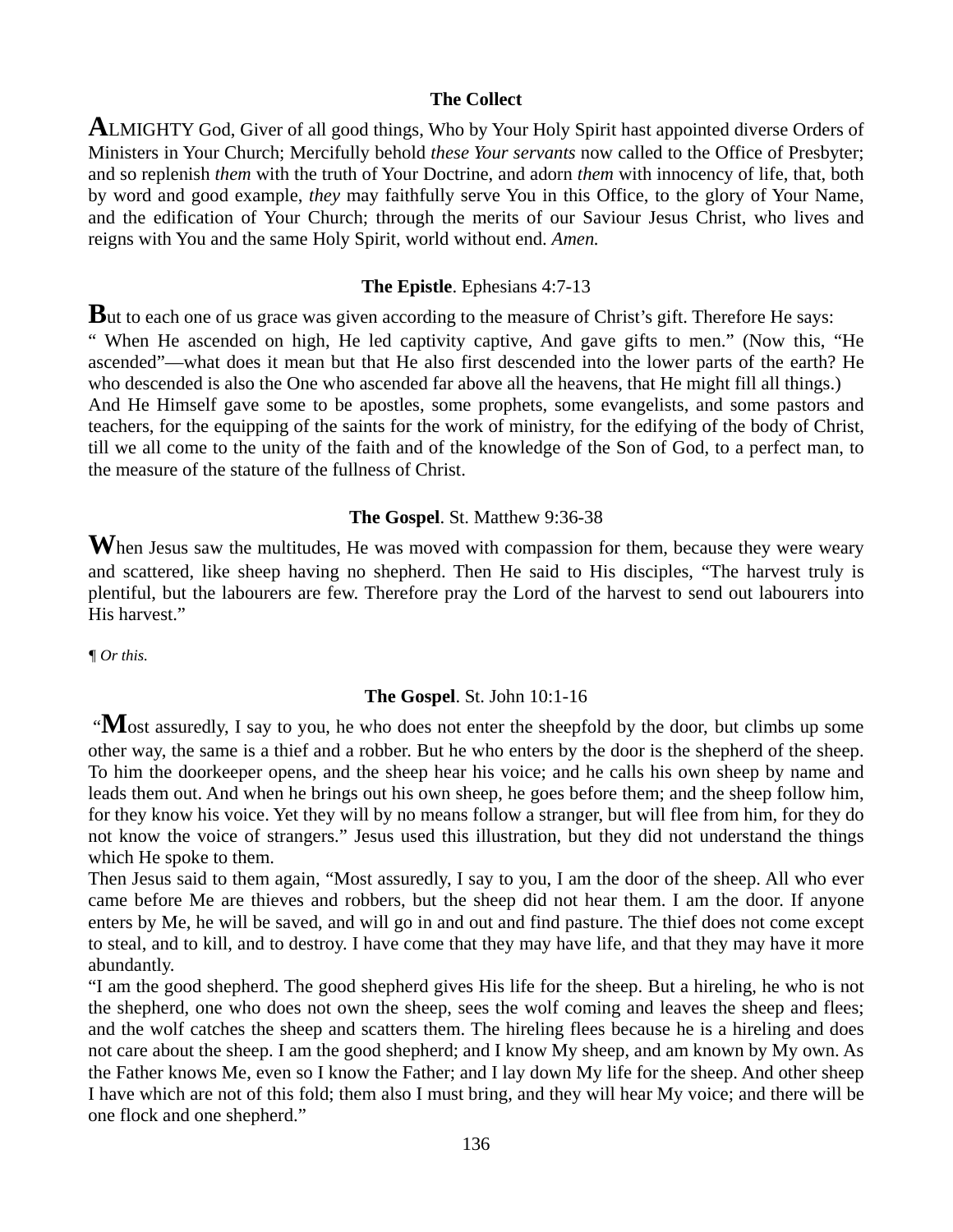**The Collect**

**A**LMIGHTY God, Giver of all good things, Who by Your Holy Spirit hast appointed diverse Orders of Ministers in Your Church; Mercifully behold *these Your servants* now called to the Office of Presbyter; and so replenish *them* with the truth of Your Doctrine, and adorn *them* with innocency of life, that, both by word and good example, *they* may faithfully serve You in this Office, to the glory of Your Name, and the edification of Your Church; through the merits of our Saviour Jesus Christ, who lives and reigns with You and the same Holy Spirit, world without end. *Amen.*

**The Epistle**. Ephesians 4:7-13

**B**ut to each one of us grace was given according to the measure of Christ's gift. Therefore He says:
" When He ascended on high, He led captivity captive, And gave gifts to men." (Now this, "He ascended"—what does it mean but that He also first descended into the lower parts of the earth? He who descended is also the One who ascended far above all the heavens, that He might fill all things.)
And He Himself gave some to be apostles, some prophets, some evangelists, and some pastors and teachers, for the equipping of the saints for the work of ministry, for the edifying of the body of Christ, till we all come to the unity of the faith and of the knowledge of the Son of God, to a perfect man, to the measure of the stature of the fullness of Christ.

**The Gospel**. St. Matthew 9:36-38

**W**hen Jesus saw the multitudes, He was moved with compassion for them, because they were weary and scattered, like sheep having no shepherd. Then He said to His disciples, "The harvest truly is plentiful, but the labourers are few. Therefore pray the Lord of the harvest to send out labourers into His harvest."

¶ *Or this.*

**The Gospel**. St. John 10:1-16

"**M**ost assuredly, I say to you, he who does not enter the sheepfold by the door, but climbs up some other way, the same is a thief and a robber. But he who enters by the door is the shepherd of the sheep. To him the doorkeeper opens, and the sheep hear his voice; and he calls his own sheep by name and leads them out. And when he brings out his own sheep, he goes before them; and the sheep follow him, for they know his voice. Yet they will by no means follow a stranger, but will flee from him, for they do not know the voice of strangers." Jesus used this illustration, but they did not understand the things which He spoke to them.
Then Jesus said to them again, "Most assuredly, I say to you, I am the door of the sheep. All who ever came before Me are thieves and robbers, but the sheep did not hear them. I am the door. If anyone enters by Me, he will be saved, and will go in and out and find pasture. The thief does not come except to steal, and to kill, and to destroy. I have come that they may have life, and that they may have it more abundantly.
"I am the good shepherd. The good shepherd gives His life for the sheep. But a hireling, he who is not the shepherd, one who does not own the sheep, sees the wolf coming and leaves the sheep and flees; and the wolf catches the sheep and scatters them. The hireling flees because he is a hireling and does not care about the sheep. I am the good shepherd; and I know My sheep, and am known by My own. As the Father knows Me, even so I know the Father; and I lay down My life for the sheep. And other sheep I have which are not of this fold; them also I must bring, and they will hear My voice; and there will be one flock and one shepherd."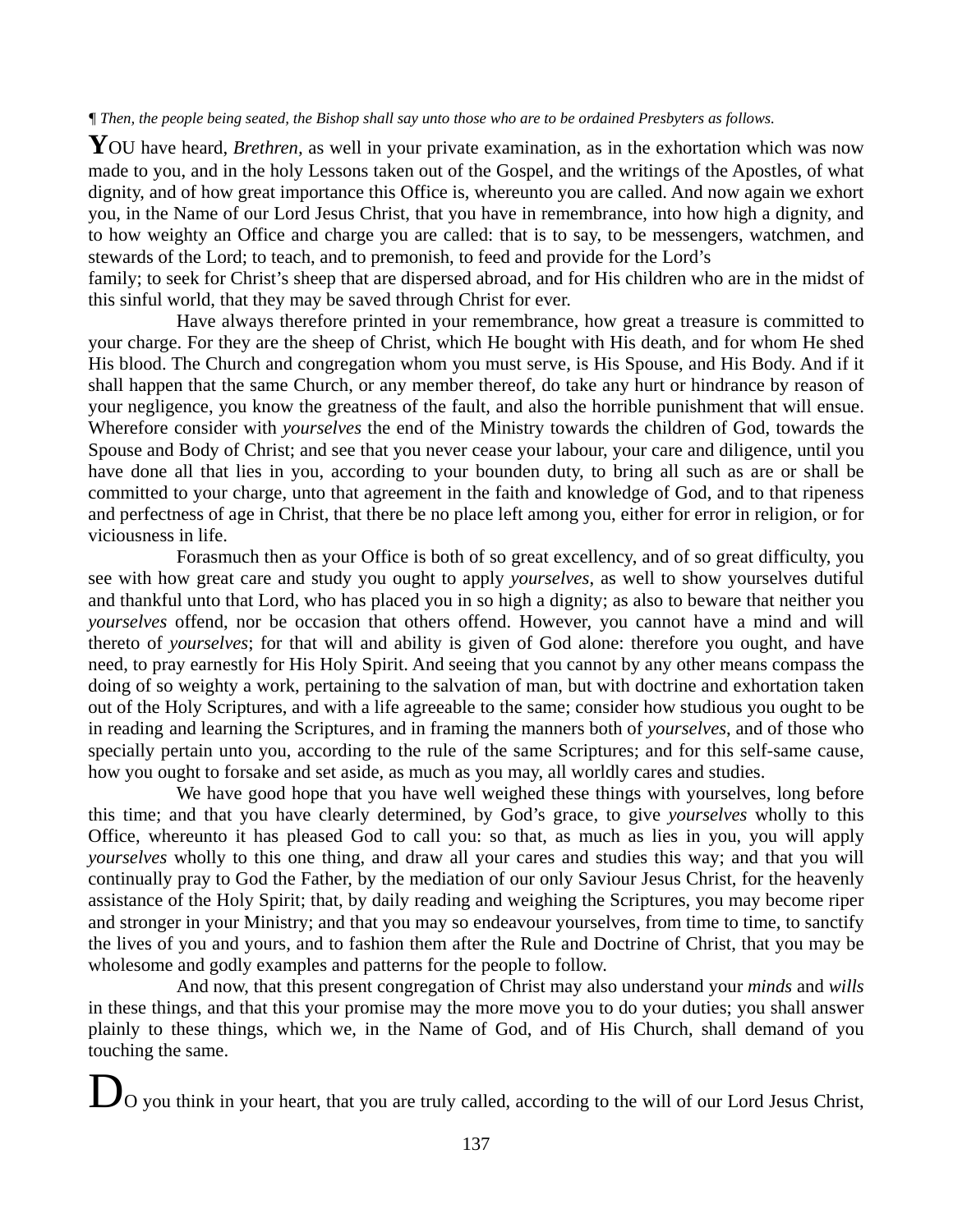¶ *Then, the people being seated, the Bishop shall say unto those who are to be ordained Presbyters as follows.*

**Y**OU have heard, *Brethren,* as well in your private examination, as in the exhortation which was now made to you, and in the holy Lessons taken out of the Gospel, and the writings of the Apostles, of what dignity, and of how great importance this Office is, whereunto you are called. And now again we exhort you, in the Name of our Lord Jesus Christ, that you have in remembrance, into how high a dignity, and to how weighty an Office and charge you are called: that is to say, to be messengers, watchmen, and stewards of the Lord; to teach, and to premonish, to feed and provide for the Lord's family; to seek for Christ's sheep that are dispersed abroad, and for His children who are in the midst of this sinful world, that they may be saved through Christ for ever.

Have always therefore printed in your remembrance, how great a treasure is committed to your charge. For they are the sheep of Christ, which He bought with His death, and for whom He shed His blood. The Church and congregation whom you must serve, is His Spouse, and His Body. And if it shall happen that the same Church, or any member thereof, do take any hurt or hindrance by reason of your negligence, you know the greatness of the fault, and also the horrible punishment that will ensue. Wherefore consider with *yourselves* the end of the Ministry towards the children of God, towards the Spouse and Body of Christ; and see that you never cease your labour, your care and diligence, until you have done all that lies in you, according to your bounden duty, to bring all such as are or shall be committed to your charge, unto that agreement in the faith and knowledge of God, and to that ripeness and perfectness of age in Christ, that there be no place left among you, either for error in religion, or for viciousness in life.

Forasmuch then as your Office is both of so great excellency, and of so great difficulty, you see with how great care and study you ought to apply *yourselves*, as well to show yourselves dutiful and thankful unto that Lord, who has placed you in so high a dignity; as also to beware that neither you *yourselves* offend, nor be occasion that others offend. However, you cannot have a mind and will thereto of *yourselves*; for that will and ability is given of God alone: therefore you ought, and have need, to pray earnestly for His Holy Spirit. And seeing that you cannot by any other means compass the doing of so weighty a work, pertaining to the salvation of man, but with doctrine and exhortation taken out of the Holy Scriptures, and with a life agreeable to the same; consider how studious you ought to be in reading and learning the Scriptures, and in framing the manners both of *yourselves*, and of those who specially pertain unto you, according to the rule of the same Scriptures; and for this self-same cause, how you ought to forsake and set aside, as much as you may, all worldly cares and studies.

We have good hope that you have well weighed these things with yourselves, long before this time; and that you have clearly determined, by God's grace, to give *yourselves* wholly to this Office, whereunto it has pleased God to call you: so that, as much as lies in you, you will apply *yourselves* wholly to this one thing, and draw all your cares and studies this way; and that you will continually pray to God the Father, by the mediation of our only Saviour Jesus Christ, for the heavenly assistance of the Holy Spirit; that, by daily reading and weighing the Scriptures, you may become riper and stronger in your Ministry; and that you may so endeavour yourselves, from time to time, to sanctify the lives of you and yours, and to fashion them after the Rule and Doctrine of Christ, that you may be wholesome and godly examples and patterns for the people to follow.

And now, that this present congregation of Christ may also understand your *minds* and *wills* in these things, and that this your promise may the more move you to do your duties; you shall answer plainly to these things, which we, in the Name of God, and of His Church, shall demand of you touching the same.

**D**O you think in your heart, that you are truly called, according to the will of our Lord Jesus Christ,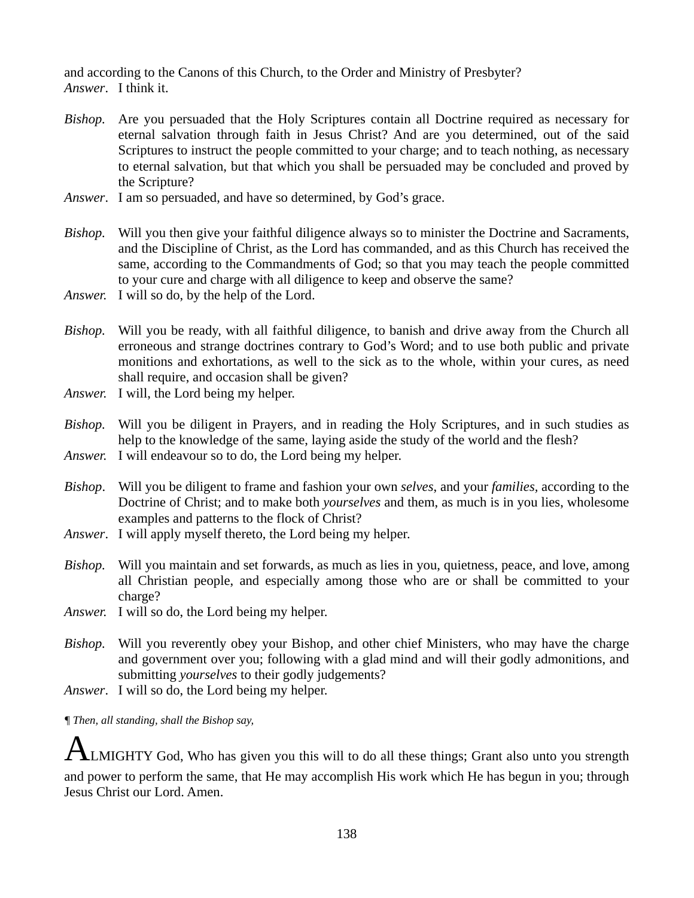and according to the Canons of this Church, to the Order and Ministry of Presbyter?
*Answer*. I think it.

*Bishop.* Are you persuaded that the Holy Scriptures contain all Doctrine required as necessary for eternal salvation through faith in Jesus Christ? And are you determined, out of the said Scriptures to instruct the people committed to your charge; and to teach nothing, as necessary to eternal salvation, but that which you shall be persuaded may be concluded and proved by the Scripture?
*Answer*. I am so persuaded, and have so determined, by God's grace.

*Bishop.* Will you then give your faithful diligence always so to minister the Doctrine and Sacraments, and the Discipline of Christ, as the Lord has commanded, and as this Church has received the same, according to the Commandments of God; so that you may teach the people committed to your cure and charge with all diligence to keep and observe the same?
*Answer.* I will so do, by the help of the Lord.

*Bishop.* Will you be ready, with all faithful diligence, to banish and drive away from the Church all erroneous and strange doctrines contrary to God's Word; and to use both public and private monitions and exhortations, as well to the sick as to the whole, within your cures, as need shall require, and occasion shall be given?
*Answer.* I will, the Lord being my helper.

*Bishop.* Will you be diligent in Prayers, and in reading the Holy Scriptures, and in such studies as help to the knowledge of the same, laying aside the study of the world and the flesh?
*Answer.* I will endeavour so to do, the Lord being my helper.

*Bishop*. Will you be diligent to frame and fashion your own *selves*, and your *families*, according to the Doctrine of Christ; and to make both *yourselves* and them, as much is in you lies, wholesome examples and patterns to the flock of Christ?
*Answer*. I will apply myself thereto, the Lord being my helper.

*Bishop.* Will you maintain and set forwards, as much as lies in you, quietness, peace, and love, among all Christian people, and especially among those who are or shall be committed to your charge?
*Answer.* I will so do, the Lord being my helper.

*Bishop.* Will you reverently obey your Bishop, and other chief Ministers, who may have the charge and government over you; following with a glad mind and will their godly admonitions, and submitting *yourselves* to their godly judgements?
*Answer*. I will so do, the Lord being my helper.

¶ *Then, all standing, shall the Bishop say,*

ALMIGHTY God, Who has given you this will to do all these things; Grant also unto you strength and power to perform the same, that He may accomplish His work which He has begun in you; through Jesus Christ our Lord. Amen.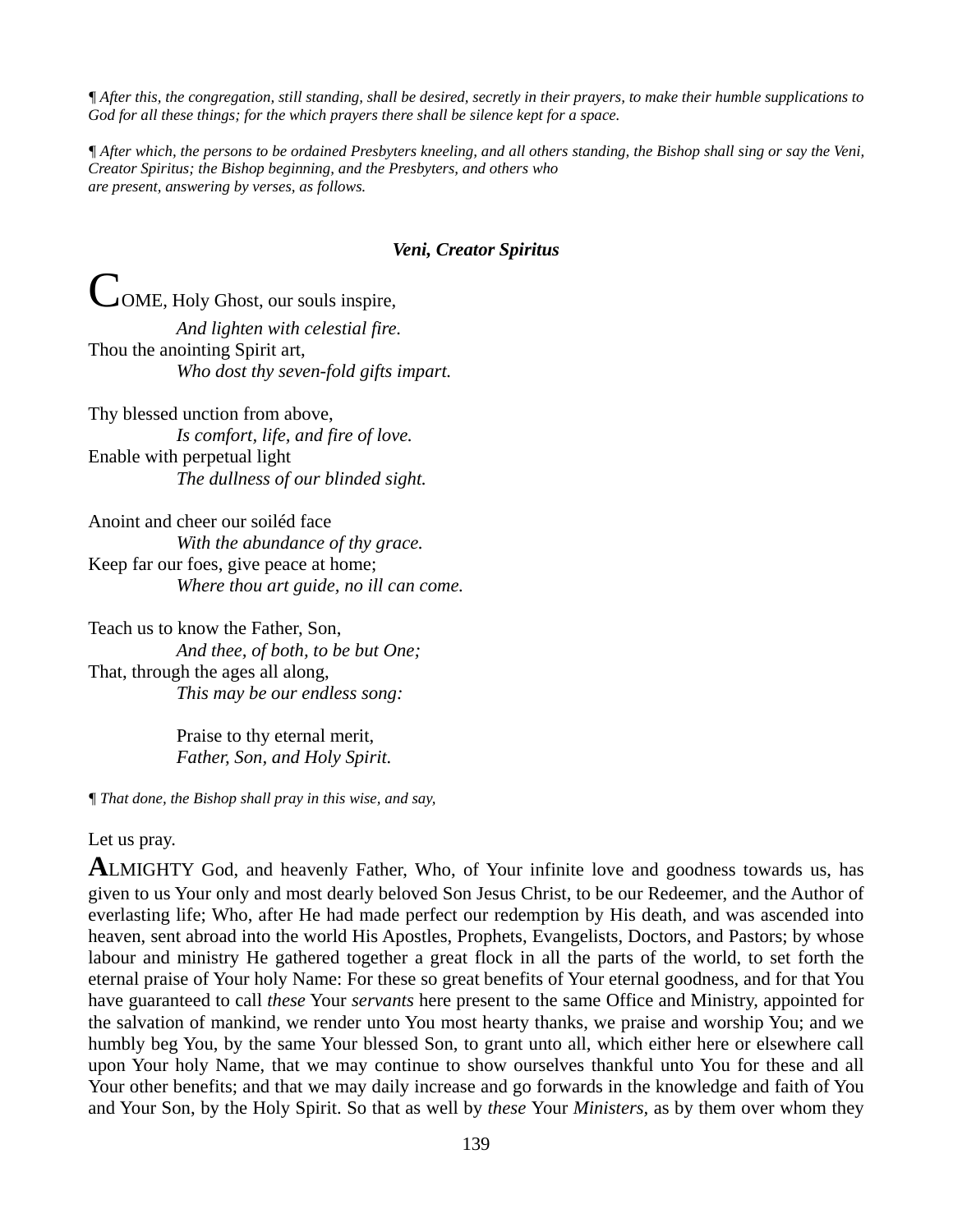*¶ After this, the congregation, still standing, shall be desired, secretly in their prayers, to make their humble supplications to God for all these things; for the which prayers there shall be silence kept for a space.*

*¶ After which, the persons to be ordained Presbyters kneeling, and all others standing, the Bishop shall sing or say the Veni, Creator Spiritus; the Bishop beginning, and the Presbyters, and others who are present, answering by verses, as follows.*

### ***Veni, Creator Spiritus***

COME, Holy Ghost, our souls inspire,
*And lighten with celestial fire.*
Thou the anointing Spirit art,
*Who dost thy seven-fold gifts impart.*

Thy blessed unction from above,
*Is comfort, life, and fire of love.*
Enable with perpetual light
*The dullness of our blinded sight.*

Anoint and cheer our soiléd face
*With the abundance of thy grace.*
Keep far our foes, give peace at home;
*Where thou art guide, no ill can come.*

Teach us to know the Father, Son,
*And thee, of both, to be but One;*
That, through the ages all along,
*This may be our endless song:*

Praise to thy eternal merit,
*Father, Son, and Holy Spirit.*

*¶ That done, the Bishop shall pray in this wise, and say,*

Let us pray.

ALMIGHTY God, and heavenly Father, Who, of Your infinite love and goodness towards us, has given to us Your only and most dearly beloved Son Jesus Christ, to be our Redeemer, and the Author of everlasting life; Who, after He had made perfect our redemption by His death, and was ascended into heaven, sent abroad into the world His Apostles, Prophets, Evangelists, Doctors, and Pastors; by whose labour and ministry He gathered together a great flock in all the parts of the world, to set forth the eternal praise of Your holy Name: For these so great benefits of Your eternal goodness, and for that You have guaranteed to call *these* Your *servants* here present to the same Office and Ministry, appointed for the salvation of mankind, we render unto You most hearty thanks, we praise and worship You; and we humbly beg You, by the same Your blessed Son, to grant unto all, which either here or elsewhere call upon Your holy Name, that we may continue to show ourselves thankful unto You for these and all Your other benefits; and that we may daily increase and go forwards in the knowledge and faith of You and Your Son, by the Holy Spirit. So that as well by *these* Your *Ministers*, as by them over whom they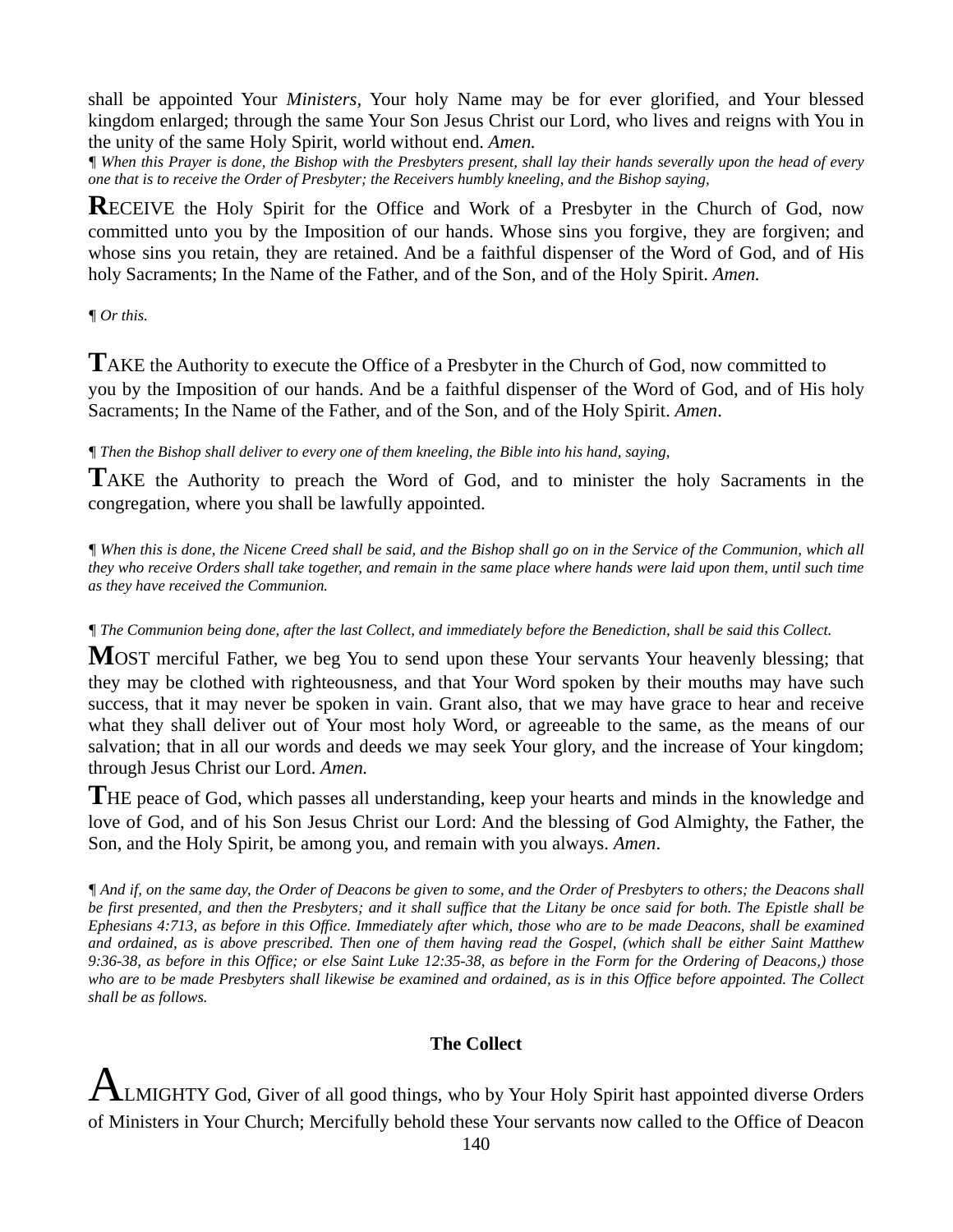shall be appointed Your *Ministers,* Your holy Name may be for ever glorified, and Your blessed kingdom enlarged; through the same Your Son Jesus Christ our Lord, who lives and reigns with You in the unity of the same Holy Spirit, world without end. *Amen.*

*¶ When this Prayer is done, the Bishop with the Presbyters present, shall lay their hands severally upon the head of every one that is to receive the Order of Presbyter; the Receivers humbly kneeling, and the Bishop saying,*

**R**ECEIVE the Holy Spirit for the Office and Work of a Presbyter in the Church of God, now committed unto you by the Imposition of our hands. Whose sins you forgive, they are forgiven; and whose sins you retain, they are retained. And be a faithful dispenser of the Word of God, and of His holy Sacraments; In the Name of the Father, and of the Son, and of the Holy Spirit. *Amen.*

*¶ Or this.*

**T**AKE the Authority to execute the Office of a Presbyter in the Church of God, now committed to you by the Imposition of our hands. And be a faithful dispenser of the Word of God, and of His holy Sacraments; In the Name of the Father, and of the Son, and of the Holy Spirit. *Amen*.

*¶ Then the Bishop shall deliver to every one of them kneeling, the Bible into his hand, saying,*

**T**AKE the Authority to preach the Word of God, and to minister the holy Sacraments in the congregation, where you shall be lawfully appointed.

*¶ When this is done, the Nicene Creed shall be said, and the Bishop shall go on in the Service of the Communion, which all they who receive Orders shall take together, and remain in the same place where hands were laid upon them, until such time as they have received the Communion.*

*¶ The Communion being done, after the last Collect, and immediately before the Benediction, shall be said this Collect.*

**M**OST merciful Father, we beg You to send upon these Your servants Your heavenly blessing; that they may be clothed with righteousness, and that Your Word spoken by their mouths may have such success, that it may never be spoken in vain. Grant also, that we may have grace to hear and receive what they shall deliver out of Your most holy Word, or agreeable to the same, as the means of our salvation; that in all our words and deeds we may seek Your glory, and the increase of Your kingdom; through Jesus Christ our Lord. *Amen.*

**T**HE peace of God, which passes all understanding, keep your hearts and minds in the knowledge and love of God, and of his Son Jesus Christ our Lord: And the blessing of God Almighty, the Father, the Son, and the Holy Spirit, be among you, and remain with you always. *Amen*.

*¶ And if, on the same day, the Order of Deacons be given to some, and the Order of Presbyters to others; the Deacons shall be first presented, and then the Presbyters; and it shall suffice that the Litany be once said for both. The Epistle shall be Ephesians 4:713, as before in this Office. Immediately after which, those who are to be made Deacons, shall be examined and ordained, as is above prescribed. Then one of them having read the Gospel, (which shall be either Saint Matthew 9:36-38, as before in this Office; or else Saint Luke 12:35-38, as before in the Form for the Ordering of Deacons,) those who are to be made Presbyters shall likewise be examined and ordained, as is in this Office before appointed. The Collect shall be as follows.*

**The Collect**

**A**LMIGHTY God, Giver of all good things, who by Your Holy Spirit hast appointed diverse Orders of Ministers in Your Church; Mercifully behold these Your servants now called to the Office of Deacon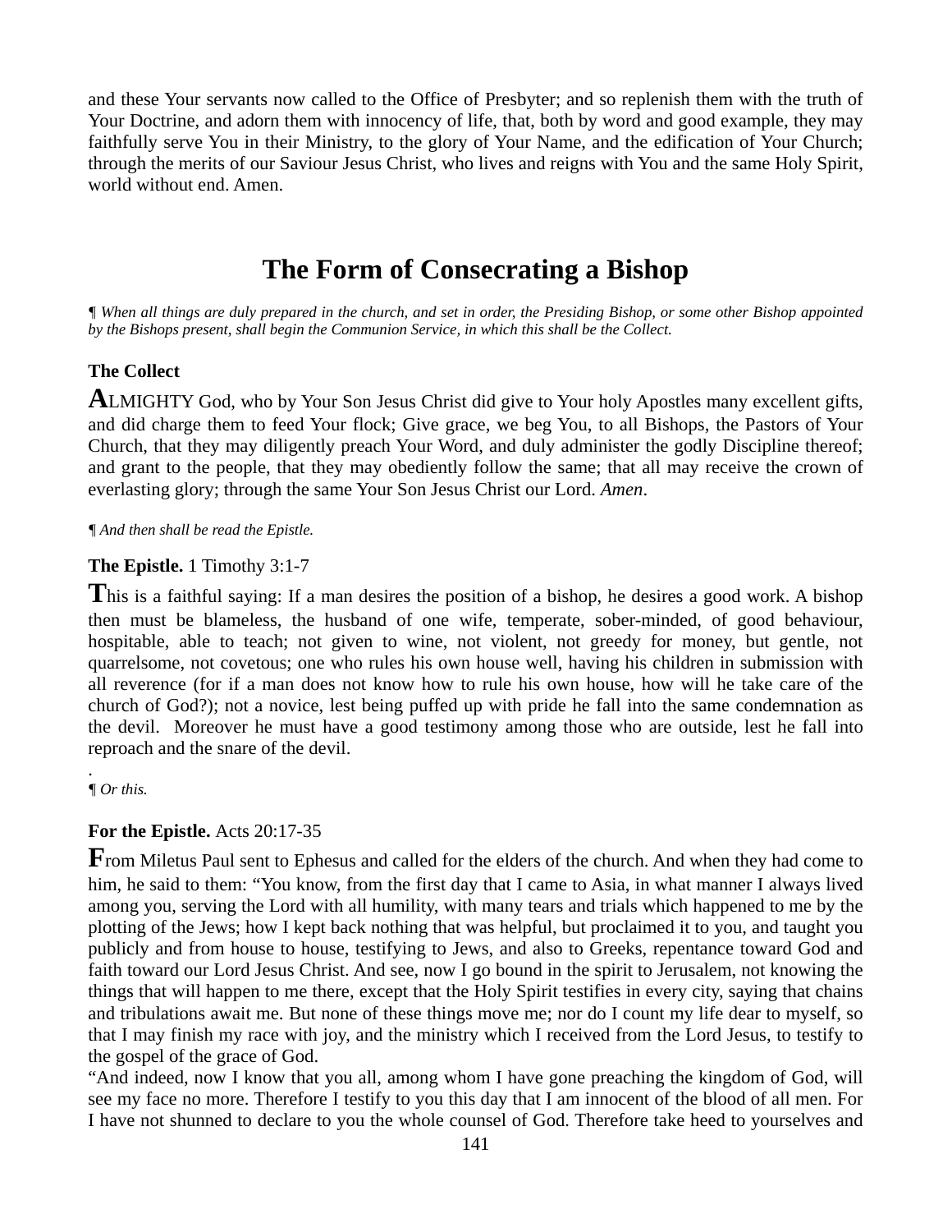and these Your servants now called to the Office of Presbyter; and so replenish them with the truth of Your Doctrine, and adorn them with innocency of life, that, both by word and good example, they may faithfully serve You in their Ministry, to the glory of Your Name, and the edification of Your Church; through the merits of our Saviour Jesus Christ, who lives and reigns with You and the same Holy Spirit, world without end. Amen.

# The Form of Consecrating a Bishop

*¶ When all things are duly prepared in the church, and set in order, the Presiding Bishop, or some other Bishop appointed by the Bishops present, shall begin the Communion Service, in which this shall be the Collect.*

**The Collect**

ALMIGHTY God, who by Your Son Jesus Christ did give to Your holy Apostles many excellent gifts, and did charge them to feed Your flock; Give grace, we beg You, to all Bishops, the Pastors of Your Church, that they may diligently preach Your Word, and duly administer the godly Discipline thereof; and grant to the people, that they may obediently follow the same; that all may receive the crown of everlasting glory; through the same Your Son Jesus Christ our Lord. *Amen*.

*¶ And then shall be read the Epistle.*

**The Epistle.** 1 Timothy 3:1-7

This is a faithful saying: If a man desires the position of a bishop, he desires a good work. A bishop then must be blameless, the husband of one wife, temperate, sober-minded, of good behaviour, hospitable, able to teach; not given to wine, not violent, not greedy for money, but gentle, not quarrelsome, not covetous; one who rules his own house well, having his children in submission with all reverence (for if a man does not know how to rule his own house, how will he take care of the church of God?); not a novice, lest being puffed up with pride he fall into the same condemnation as the devil. Moreover he must have a good testimony among those who are outside, lest he fall into reproach and the snare of the devil.

.

*¶ Or this.*

**For the Epistle.** Acts 20:17-35

From Miletus Paul sent to Ephesus and called for the elders of the church. And when they had come to him, he said to them: "You know, from the first day that I came to Asia, in what manner I always lived among you, serving the Lord with all humility, with many tears and trials which happened to me by the plotting of the Jews; how I kept back nothing that was helpful, but proclaimed it to you, and taught you publicly and from house to house, testifying to Jews, and also to Greeks, repentance toward God and faith toward our Lord Jesus Christ. And see, now I go bound in the spirit to Jerusalem, not knowing the things that will happen to me there, except that the Holy Spirit testifies in every city, saying that chains and tribulations await me. But none of these things move me; nor do I count my life dear to myself, so that I may finish my race with joy, and the ministry which I received from the Lord Jesus, to testify to the gospel of the grace of God.

"And indeed, now I know that you all, among whom I have gone preaching the kingdom of God, will see my face no more. Therefore I testify to you this day that I am innocent of the blood of all men. For I have not shunned to declare to you the whole counsel of God. Therefore take heed to yourselves and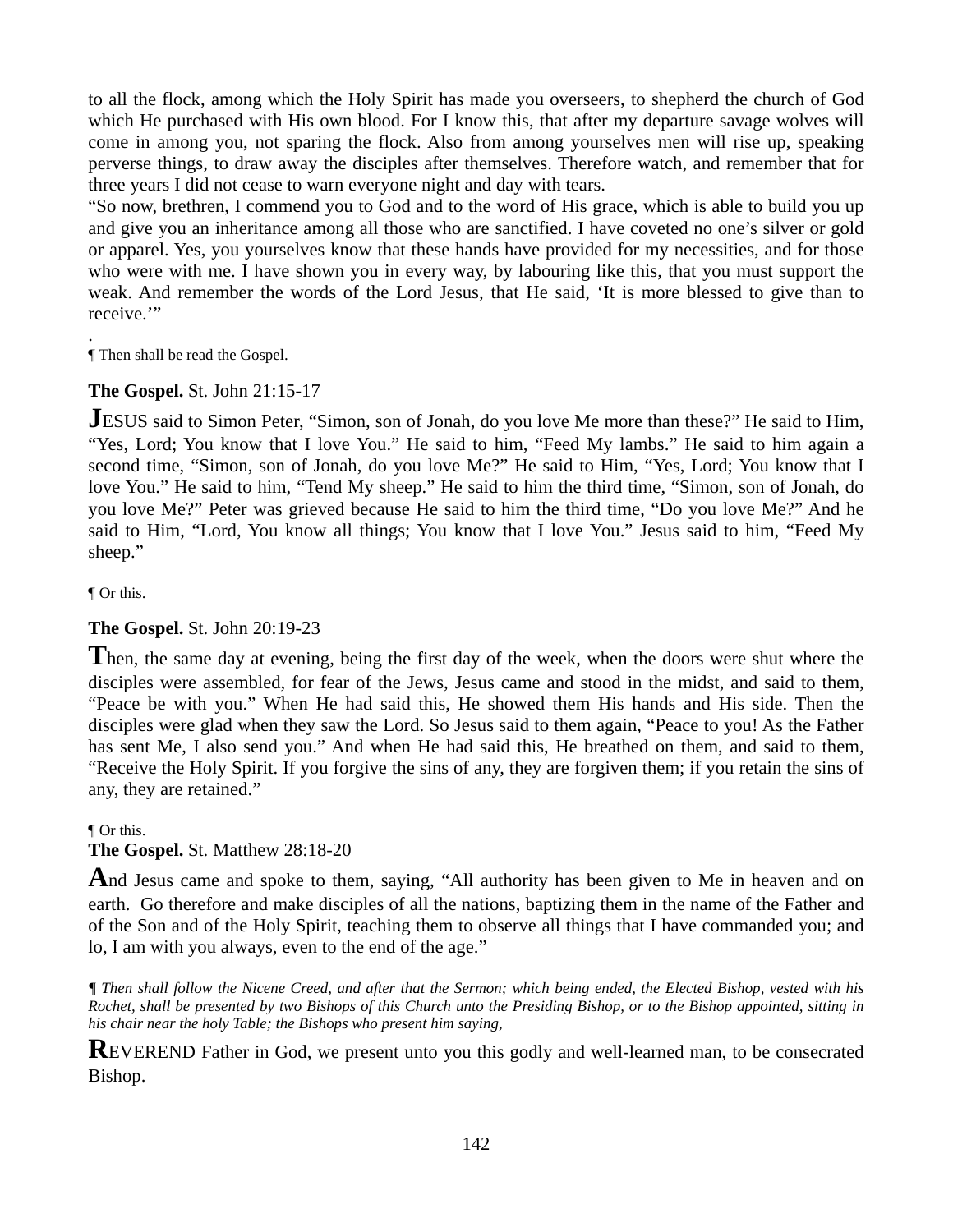to all the flock, among which the Holy Spirit has made you overseers, to shepherd the church of God which He purchased with His own blood. For I know this, that after my departure savage wolves will come in among you, not sparing the flock. Also from among yourselves men will rise up, speaking perverse things, to draw away the disciples after themselves. Therefore watch, and remember that for three years I did not cease to warn everyone night and day with tears.

"So now, brethren, I commend you to God and to the word of His grace, which is able to build you up and give you an inheritance among all those who are sanctified. I have coveted no one's silver or gold or apparel. Yes, you yourselves know that these hands have provided for my necessities, and for those who were with me. I have shown you in every way, by labouring like this, that you must support the weak. And remember the words of the Lord Jesus, that He said, 'It is more blessed to give than to receive.'"

.

¶ Then shall be read the Gospel.

**The Gospel.** St. John 21:15-17

**J**ESUS said to Simon Peter, "Simon, son of Jonah, do you love Me more than these?" He said to Him, "Yes, Lord; You know that I love You." He said to him, "Feed My lambs." He said to him again a second time, "Simon, son of Jonah, do you love Me?" He said to Him, "Yes, Lord; You know that I love You." He said to him, "Tend My sheep." He said to him the third time, "Simon, son of Jonah, do you love Me?" Peter was grieved because He said to him the third time, "Do you love Me?" And he said to Him, "Lord, You know all things; You know that I love You." Jesus said to him, "Feed My sheep."

¶ Or this.

**The Gospel.** St. John 20:19-23

**T**hen, the same day at evening, being the first day of the week, when the doors were shut where the disciples were assembled, for fear of the Jews, Jesus came and stood in the midst, and said to them, "Peace be with you." When He had said this, He showed them His hands and His side. Then the disciples were glad when they saw the Lord. So Jesus said to them again, "Peace to you! As the Father has sent Me, I also send you." And when He had said this, He breathed on them, and said to them, "Receive the Holy Spirit. If you forgive the sins of any, they are forgiven them; if you retain the sins of any, they are retained."

¶ Or this.

**The Gospel.** St. Matthew 28:18-20

**A**nd Jesus came and spoke to them, saying, "All authority has been given to Me in heaven and on earth. Go therefore and make disciples of all the nations, baptizing them in the name of the Father and of the Son and of the Holy Spirit, teaching them to observe all things that I have commanded you; and lo, I am with you always, even to the end of the age."

*¶ Then shall follow the Nicene Creed, and after that the Sermon; which being ended, the Elected Bishop, vested with his Rochet, shall be presented by two Bishops of this Church unto the Presiding Bishop, or to the Bishop appointed, sitting in his chair near the holy Table; the Bishops who present him saying,*

**R**EVEREND Father in God, we present unto you this godly and well-learned man, to be consecrated Bishop.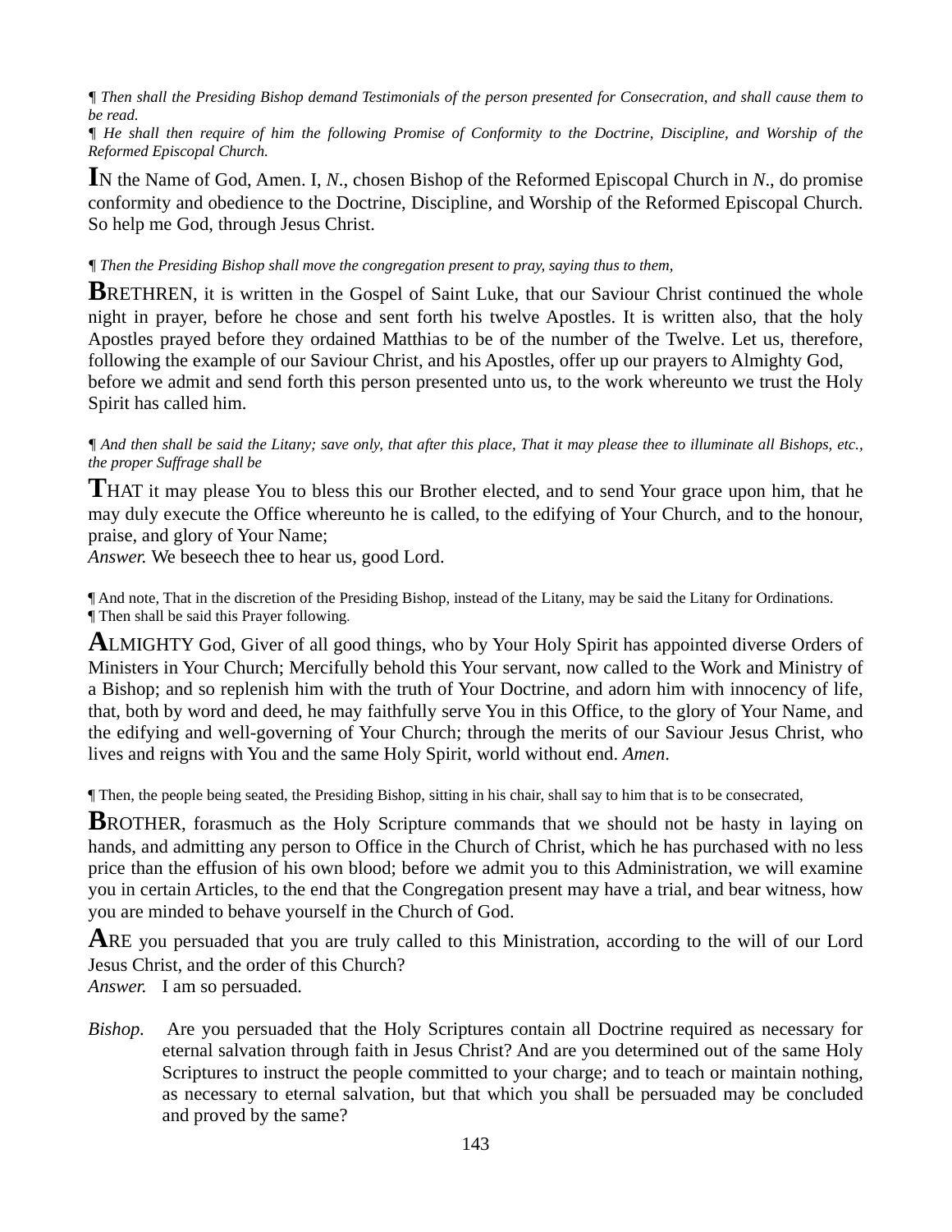*¶ Then shall the Presiding Bishop demand Testimonials of the person presented for Consecration, and shall cause them to be read.*

*¶ He shall then require of him the following Promise of Conformity to the Doctrine, Discipline, and Worship of the Reformed Episcopal Church.*

**I**N the Name of God, Amen. I, *N*., chosen Bishop of the Reformed Episcopal Church in *N*., do promise conformity and obedience to the Doctrine, Discipline, and Worship of the Reformed Episcopal Church. So help me God, through Jesus Christ.

*¶ Then the Presiding Bishop shall move the congregation present to pray, saying thus to them,*

**B**RETHREN, it is written in the Gospel of Saint Luke, that our Saviour Christ continued the whole night in prayer, before he chose and sent forth his twelve Apostles. It is written also, that the holy Apostles prayed before they ordained Matthias to be of the number of the Twelve. Let us, therefore, following the example of our Saviour Christ, and his Apostles, offer up our prayers to Almighty God, before we admit and send forth this person presented unto us, to the work whereunto we trust the Holy Spirit has called him.

*¶ And then shall be said the Litany; save only, that after this place, That it may please thee to illuminate all Bishops, etc., the proper Suffrage shall be*

**T**HAT it may please You to bless this our Brother elected, and to send Your grace upon him, that he may duly execute the Office whereunto he is called, to the edifying of Your Church, and to the honour, praise, and glory of Your Name;
*Answer.* We beseech thee to hear us, good Lord.

¶ And note, That in the discretion of the Presiding Bishop, instead of the Litany, may be said the Litany for Ordinations.
¶ Then shall be said this Prayer following.

**A**LMIGHTY God, Giver of all good things, who by Your Holy Spirit has appointed diverse Orders of Ministers in Your Church; Mercifully behold this Your servant, now called to the Work and Ministry of a Bishop; and so replenish him with the truth of Your Doctrine, and adorn him with innocency of life, that, both by word and deed, he may faithfully serve You in this Office, to the glory of Your Name, and the edifying and well-governing of Your Church; through the merits of our Saviour Jesus Christ, who lives and reigns with You and the same Holy Spirit, world without end. *Amen*.

¶ Then, the people being seated, the Presiding Bishop, sitting in his chair, shall say to him that is to be consecrated,

**B**ROTHER, forasmuch as the Holy Scripture commands that we should not be hasty in laying on hands, and admitting any person to Office in the Church of Christ, which he has purchased with no less price than the effusion of his own blood; before we admit you to this Administration, we will examine you in certain Articles, to the end that the Congregation present may have a trial, and bear witness, how you are minded to behave yourself in the Church of God.

**A**RE you persuaded that you are truly called to this Ministration, according to the will of our Lord Jesus Christ, and the order of this Church?
*Answer.* I am so persuaded.

*Bishop.* Are you persuaded that the Holy Scriptures contain all Doctrine required as necessary for eternal salvation through faith in Jesus Christ? And are you determined out of the same Holy Scriptures to instruct the people committed to your charge; and to teach or maintain nothing, as necessary to eternal salvation, but that which you shall be persuaded may be concluded and proved by the same?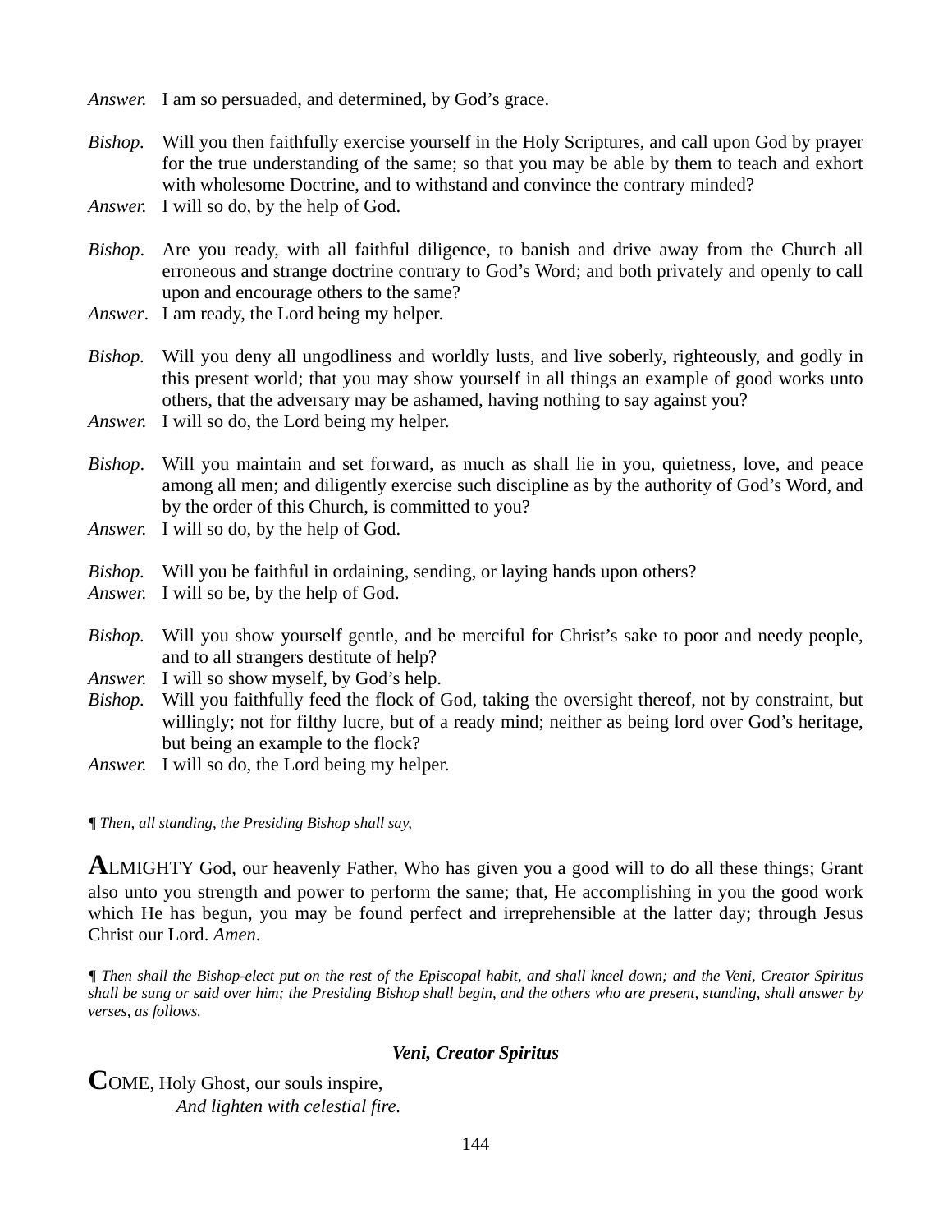*Answer.* I am so persuaded, and determined, by God's grace.

*Bishop.* Will you then faithfully exercise yourself in the Holy Scriptures, and call upon God by prayer for the true understanding of the same; so that you may be able by them to teach and exhort with wholesome Doctrine, and to withstand and convince the contrary minded?
*Answer.* I will so do, by the help of God.

*Bishop*. Are you ready, with all faithful diligence, to banish and drive away from the Church all erroneous and strange doctrine contrary to God's Word; and both privately and openly to call upon and encourage others to the same?
*Answer*. I am ready, the Lord being my helper.

*Bishop.* Will you deny all ungodliness and worldly lusts, and live soberly, righteously, and godly in this present world; that you may show yourself in all things an example of good works unto others, that the adversary may be ashamed, having nothing to say against you?
*Answer.* I will so do, the Lord being my helper.

*Bishop*. Will you maintain and set forward, as much as shall lie in you, quietness, love, and peace among all men; and diligently exercise such discipline as by the authority of God's Word, and by the order of this Church, is committed to you?
*Answer.* I will so do, by the help of God.

*Bishop.* Will you be faithful in ordaining, sending, or laying hands upon others?
*Answer.* I will so be, by the help of God.

*Bishop.* Will you show yourself gentle, and be merciful for Christ's sake to poor and needy people, and to all strangers destitute of help?
*Answer.* I will so show myself, by God's help.
*Bishop.* Will you faithfully feed the flock of God, taking the oversight thereof, not by constraint, but willingly; not for filthy lucre, but of a ready mind; neither as being lord over God's heritage, but being an example to the flock?
*Answer.* I will so do, the Lord being my helper.

*¶ Then, all standing, the Presiding Bishop shall say,*

**A**LMIGHTY God, our heavenly Father, Who has given you a good will to do all these things; Grant also unto you strength and power to perform the same; that, He accomplishing in you the good work which He has begun, you may be found perfect and irreprehensible at the latter day; through Jesus Christ our Lord. *Amen*.

*¶ Then shall the Bishop-elect put on the rest of the Episcopal habit, and shall kneel down; and the Veni, Creator Spiritus shall be sung or said over him; the Presiding Bishop shall begin, and the others who are present, standing, shall answer by verses, as follows.*

### *Veni, Creator Spiritus*

**C**OME, Holy Ghost, our souls inspire,
*And lighten with celestial fire.*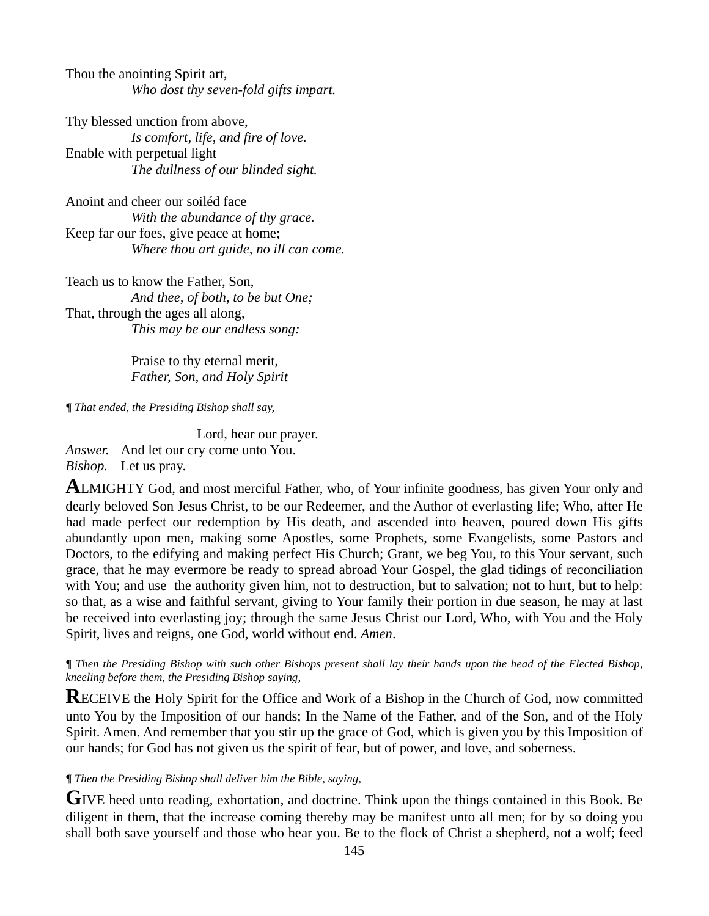Thou the anointing Spirit art,
*Who dost thy seven-fold gifts impart.*

Thy blessed unction from above,
*Is comfort, life, and fire of love.*
Enable with perpetual light
*The dullness of our blinded sight.*

Anoint and cheer our soiléd face
*With the abundance of thy grace.*
Keep far our foes, give peace at home;
*Where thou art guide, no ill can come.*

Teach us to know the Father, Son,
*And thee, of both, to be but One;*
That, through the ages all along,
*This may be our endless song:*

Praise to thy eternal merit,
*Father, Son, and Holy Spirit*

*¶ That ended, the Presiding Bishop shall say,*

Lord, hear our prayer.
*Answer.* And let our cry come unto You.
*Bishop.* Let us pray.

**A**LMIGHTY God, and most merciful Father, who, of Your infinite goodness, has given Your only and dearly beloved Son Jesus Christ, to be our Redeemer, and the Author of everlasting life; Who, after He had made perfect our redemption by His death, and ascended into heaven, poured down His gifts abundantly upon men, making some Apostles, some Prophets, some Evangelists, some Pastors and Doctors, to the edifying and making perfect His Church; Grant, we beg You, to this Your servant, such grace, that he may evermore be ready to spread abroad Your Gospel, the glad tidings of reconciliation with You; and use the authority given him, not to destruction, but to salvation; not to hurt, but to help: so that, as a wise and faithful servant, giving to Your family their portion in due season, he may at last be received into everlasting joy; through the same Jesus Christ our Lord, Who, with You and the Holy Spirit, lives and reigns, one God, world without end. *Amen*.

*¶ Then the Presiding Bishop with such other Bishops present shall lay their hands upon the head of the Elected Bishop, kneeling before them, the Presiding Bishop saying,*

**R**ECEIVE the Holy Spirit for the Office and Work of a Bishop in the Church of God, now committed unto You by the Imposition of our hands; In the Name of the Father, and of the Son, and of the Holy Spirit. Amen. And remember that you stir up the grace of God, which is given you by this Imposition of our hands; for God has not given us the spirit of fear, but of power, and love, and soberness.

*¶ Then the Presiding Bishop shall deliver him the Bible, saying,*

**G**IVE heed unto reading, exhortation, and doctrine. Think upon the things contained in this Book. Be diligent in them, that the increase coming thereby may be manifest unto all men; for by so doing you shall both save yourself and those who hear you. Be to the flock of Christ a shepherd, not a wolf; feed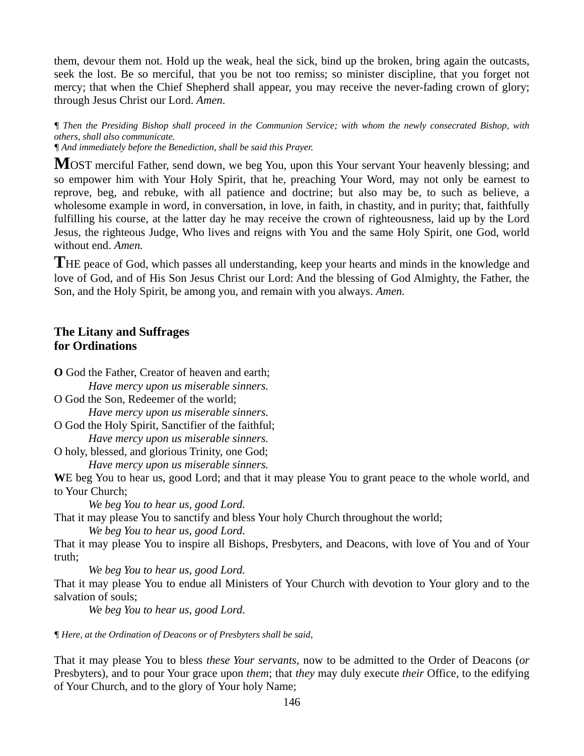them, devour them not. Hold up the weak, heal the sick, bind up the broken, bring again the outcasts, seek the lost. Be so merciful, that you be not too remiss; so minister discipline, that you forget not mercy; that when the Chief Shepherd shall appear, you may receive the never-fading crown of glory; through Jesus Christ our Lord. *Amen*.

¶ *Then the Presiding Bishop shall proceed in the Communion Service; with whom the newly consecrated Bishop, with others, shall also communicate.*
¶ *And immediately before the Benediction, shall be said this Prayer.*

**M**OST merciful Father, send down, we beg You, upon this Your servant Your heavenly blessing; and so empower him with Your Holy Spirit, that he, preaching Your Word, may not only be earnest to reprove, beg, and rebuke, with all patience and doctrine; but also may be, to such as believe, a wholesome example in word, in conversation, in love, in faith, in chastity, and in purity; that, faithfully fulfilling his course, at the latter day he may receive the crown of righteousness, laid up by the Lord Jesus, the righteous Judge, Who lives and reigns with You and the same Holy Spirit, one God, world without end. *Amen.*

**T**HE peace of God, which passes all understanding, keep your hearts and minds in the knowledge and love of God, and of His Son Jesus Christ our Lord: And the blessing of God Almighty, the Father, the Son, and the Holy Spirit, be among you, and remain with you always. *Amen.*

## The Litany and Suffrages for Ordinations

**O** God the Father, Creator of heaven and earth;
*Have mercy upon us miserable sinners.*
O God the Son, Redeemer of the world;
*Have mercy upon us miserable sinners.*
O God the Holy Spirit, Sanctifier of the faithful;
*Have mercy upon us miserable sinners.*
O holy, blessed, and glorious Trinity, one God;
*Have mercy upon us miserable sinners.*

**W**E beg You to hear us, good Lord; and that it may please You to grant peace to the whole world, and to Your Church;
*We beg You to hear us, good Lord.*
That it may please You to sanctify and bless Your holy Church throughout the world;
*We beg You to hear us, good Lord.*
That it may please You to inspire all Bishops, Presbyters, and Deacons, with love of You and of Your truth;
*We beg You to hear us, good Lord.*
That it may please You to endue all Ministers of Your Church with devotion to Your glory and to the salvation of souls;
*We beg You to hear us, good Lord.*

¶ *Here, at the Ordination of Deacons or of Presbyters shall be said,*

That it may please You to bless *these Your servants*, now to be admitted to the Order of Deacons (*or* Presbyters), and to pour Your grace upon *them*; that *they* may duly execute *their* Office, to the edifying of Your Church, and to the glory of Your holy Name;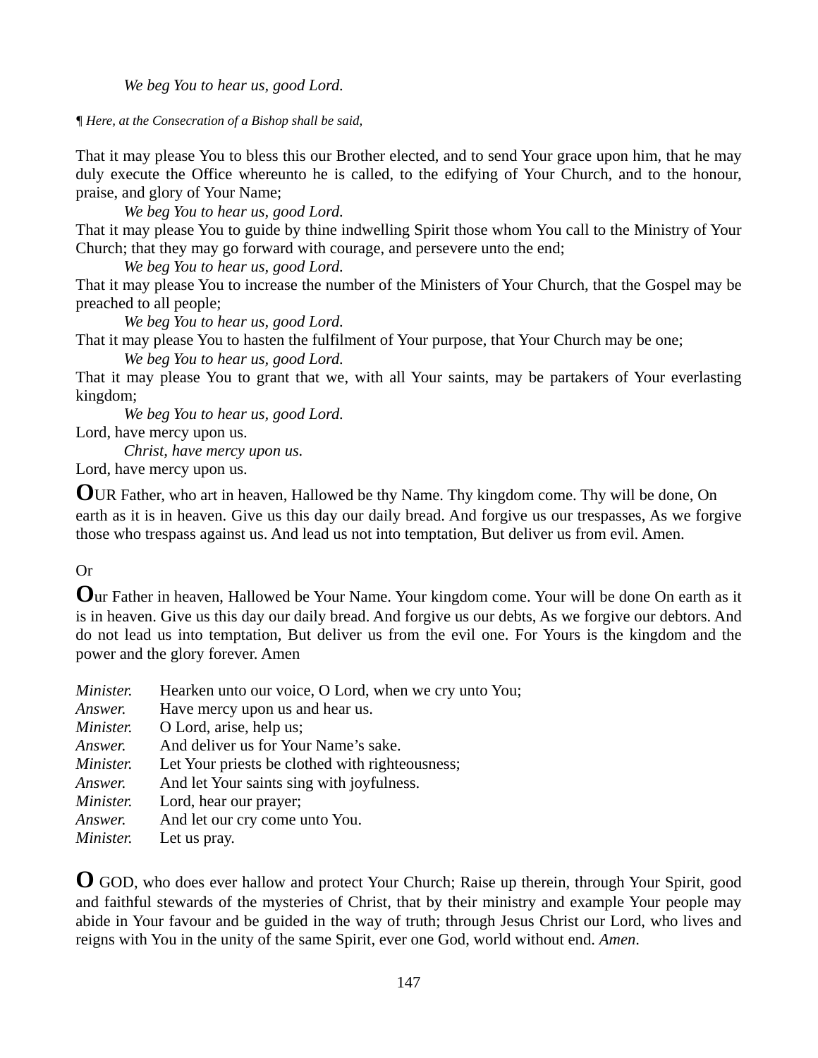*We beg You to hear us, good Lord.*

*¶ Here, at the Consecration of a Bishop shall be said,*

That it may please You to bless this our Brother elected, and to send Your grace upon him, that he may duly execute the Office whereunto he is called, to the edifying of Your Church, and to the honour, praise, and glory of Your Name;

*We beg You to hear us, good Lord.*

That it may please You to guide by thine indwelling Spirit those whom You call to the Ministry of Your Church; that they may go forward with courage, and persevere unto the end;

*We beg You to hear us, good Lord.*

That it may please You to increase the number of the Ministers of Your Church, that the Gospel may be preached to all people;

*We beg You to hear us, good Lord.*

That it may please You to hasten the fulfilment of Your purpose, that Your Church may be one;

*We beg You to hear us, good Lord.*

That it may please You to grant that we, with all Your saints, may be partakers of Your everlasting kingdom;

*We beg You to hear us, good Lord.*

Lord, have mercy upon us.

*Christ, have mercy upon us.*

Lord, have mercy upon us.

**O**UR Father, who art in heaven, Hallowed be thy Name. Thy kingdom come. Thy will be done, On earth as it is in heaven. Give us this day our daily bread. And forgive us our trespasses, As we forgive those who trespass against us. And lead us not into temptation, But deliver us from evil. Amen.

Or

**O**ur Father in heaven, Hallowed be Your Name. Your kingdom come. Your will be done On earth as it is in heaven. Give us this day our daily bread. And forgive us our debts, As we forgive our debtors. And do not lead us into temptation, But deliver us from the evil one. For Yours is the kingdom and the power and the glory forever. Amen

*Minister.* Hearken unto our voice, O Lord, when we cry unto You;
*Answer.* Have mercy upon us and hear us.
*Minister.* O Lord, arise, help us;
*Answer.* And deliver us for Your Name's sake.
*Minister.* Let Your priests be clothed with righteousness;
*Answer.* And let Your saints sing with joyfulness.
*Minister.* Lord, hear our prayer;
*Answer.* And let our cry come unto You.
*Minister.* Let us pray.

**O** GOD, who does ever hallow and protect Your Church; Raise up therein, through Your Spirit, good and faithful stewards of the mysteries of Christ, that by their ministry and example Your people may abide in Your favour and be guided in the way of truth; through Jesus Christ our Lord, who lives and reigns with You in the unity of the same Spirit, ever one God, world without end. *Amen*.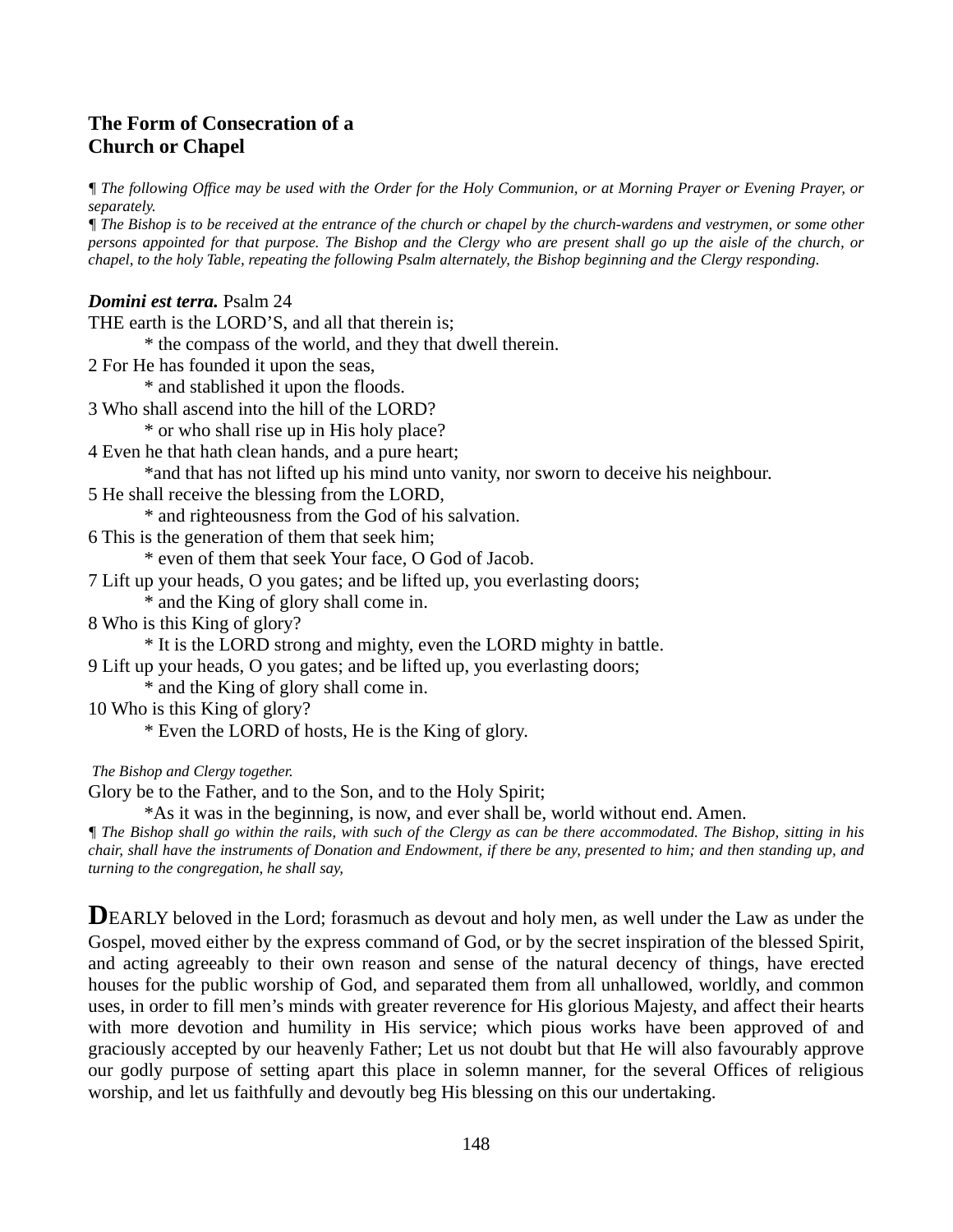## The Form of Consecration of a Church or Chapel

*¶ The following Office may be used with the Order for the Holy Communion, or at Morning Prayer or Evening Prayer, or separately.*

*¶ The Bishop is to be received at the entrance of the church or chapel by the church-wardens and vestrymen, or some other persons appointed for that purpose. The Bishop and the Clergy who are present shall go up the aisle of the church, or chapel, to the holy Table, repeating the following Psalm alternately, the Bishop beginning and the Clergy responding.*

***Domini est terra.*** Psalm 24

THE earth is the LORD'S, and all that therein is;
    * the compass of the world, and they that dwell therein.
2 For He has founded it upon the seas,
    * and stablished it upon the floods.
3 Who shall ascend into the hill of the LORD?
    * or who shall rise up in His holy place?
4 Even he that hath clean hands, and a pure heart;
    *and that has not lifted up his mind unto vanity, nor sworn to deceive his neighbour.
5 He shall receive the blessing from the LORD,
    * and righteousness from the God of his salvation.
6 This is the generation of them that seek him;
    * even of them that seek Your face, O God of Jacob.
7 Lift up your heads, O you gates; and be lifted up, you everlasting doors;
    * and the King of glory shall come in.
8 Who is this King of glory?
    * It is the LORD strong and mighty, even the LORD mighty in battle.
9 Lift up your heads, O you gates; and be lifted up, you everlasting doors;
    * and the King of glory shall come in.
10 Who is this King of glory?
    * Even the LORD of hosts, He is the King of glory.

*The Bishop and Clergy together.*

Glory be to the Father, and to the Son, and to the Holy Spirit;
    *As it was in the beginning, is now, and ever shall be, world without end. Amen.

*¶ The Bishop shall go within the rails, with such of the Clergy as can be there accommodated. The Bishop, sitting in his chair, shall have the instruments of Donation and Endowment, if there be any, presented to him; and then standing up, and turning to the congregation, he shall say,*

**D**EARLY beloved in the Lord; forasmuch as devout and holy men, as well under the Law as under the Gospel, moved either by the express command of God, or by the secret inspiration of the blessed Spirit, and acting agreeably to their own reason and sense of the natural decency of things, have erected houses for the public worship of God, and separated them from all unhallowed, worldly, and common uses, in order to fill men's minds with greater reverence for His glorious Majesty, and affect their hearts with more devotion and humility in His service; which pious works have been approved of and graciously accepted by our heavenly Father; Let us not doubt but that He will also favourably approve our godly purpose of setting apart this place in solemn manner, for the several Offices of religious worship, and let us faithfully and devoutly beg His blessing on this our undertaking.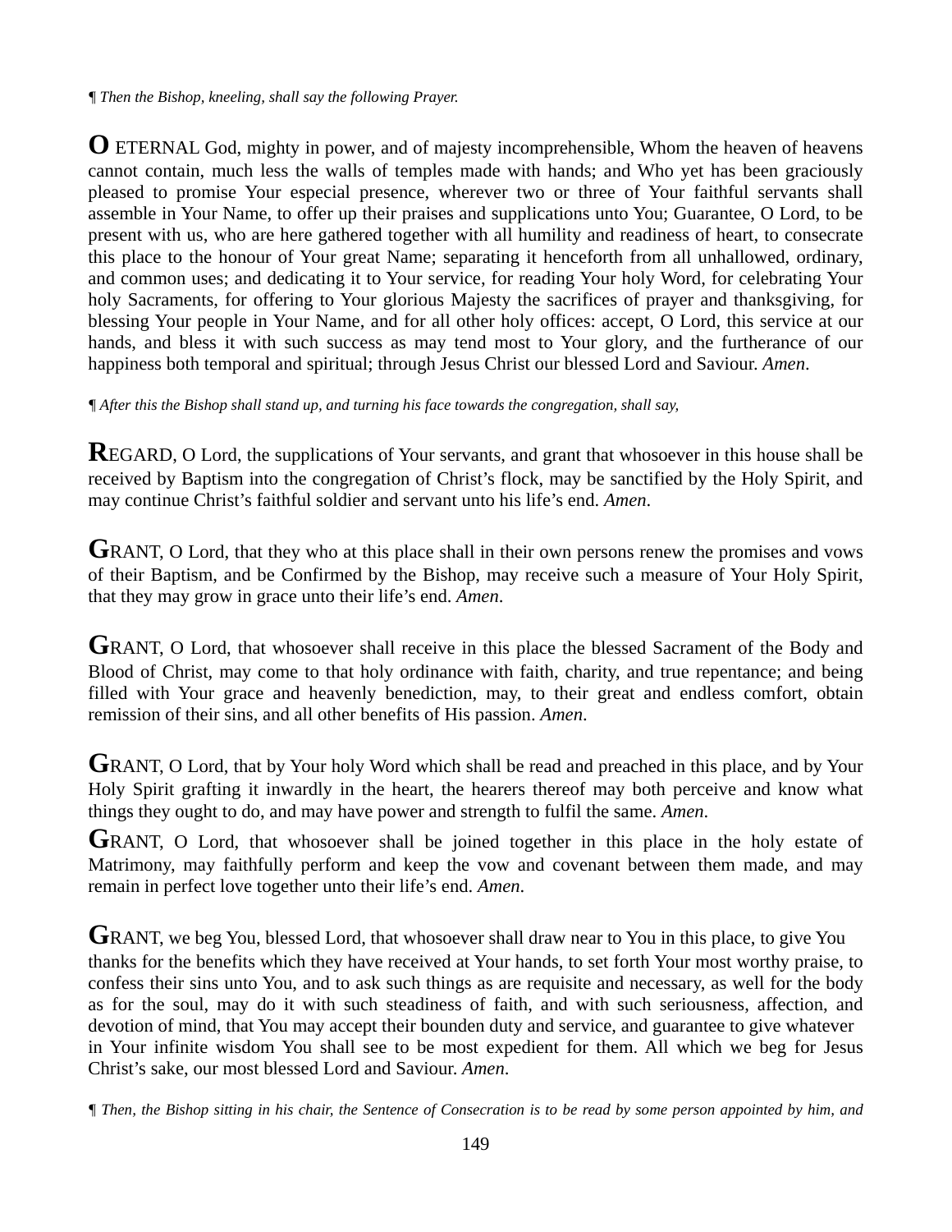¶ *Then the Bishop, kneeling, shall say the following Prayer.*

**O** ETERNAL God, mighty in power, and of majesty incomprehensible, Whom the heaven of heavens cannot contain, much less the walls of temples made with hands; and Who yet has been graciously pleased to promise Your especial presence, wherever two or three of Your faithful servants shall assemble in Your Name, to offer up their praises and supplications unto You; Guarantee, O Lord, to be present with us, who are here gathered together with all humility and readiness of heart, to consecrate this place to the honour of Your great Name; separating it henceforth from all unhallowed, ordinary, and common uses; and dedicating it to Your service, for reading Your holy Word, for celebrating Your holy Sacraments, for offering to Your glorious Majesty the sacrifices of prayer and thanksgiving, for blessing Your people in Your Name, and for all other holy offices: accept, O Lord, this service at our hands, and bless it with such success as may tend most to Your glory, and the furtherance of our happiness both temporal and spiritual; through Jesus Christ our blessed Lord and Saviour. *Amen*.

¶ *After this the Bishop shall stand up, and turning his face towards the congregation, shall say,*

**R**EGARD, O Lord, the supplications of Your servants, and grant that whosoever in this house shall be received by Baptism into the congregation of Christ's flock, may be sanctified by the Holy Spirit, and may continue Christ's faithful soldier and servant unto his life's end. *Amen*.

**G**RANT, O Lord, that they who at this place shall in their own persons renew the promises and vows of their Baptism, and be Confirmed by the Bishop, may receive such a measure of Your Holy Spirit, that they may grow in grace unto their life's end. *Amen*.

**G**RANT, O Lord, that whosoever shall receive in this place the blessed Sacrament of the Body and Blood of Christ, may come to that holy ordinance with faith, charity, and true repentance; and being filled with Your grace and heavenly benediction, may, to their great and endless comfort, obtain remission of their sins, and all other benefits of His passion. *Amen*.

**G**RANT, O Lord, that by Your holy Word which shall be read and preached in this place, and by Your Holy Spirit grafting it inwardly in the heart, the hearers thereof may both perceive and know what things they ought to do, and may have power and strength to fulfil the same. *Amen*.

**G**RANT, O Lord, that whosoever shall be joined together in this place in the holy estate of Matrimony, may faithfully perform and keep the vow and covenant between them made, and may remain in perfect love together unto their life's end. *Amen*.

**G**RANT, we beg You, blessed Lord, that whosoever shall draw near to You in this place, to give You thanks for the benefits which they have received at Your hands, to set forth Your most worthy praise, to confess their sins unto You, and to ask such things as are requisite and necessary, as well for the body as for the soul, may do it with such steadiness of faith, and with such seriousness, affection, and devotion of mind, that You may accept their bounden duty and service, and guarantee to give whatever in Your infinite wisdom You shall see to be most expedient for them. All which we beg for Jesus Christ's sake, our most blessed Lord and Saviour. *Amen*.

¶ *Then, the Bishop sitting in his chair, the Sentence of Consecration is to be read by some person appointed by him, and*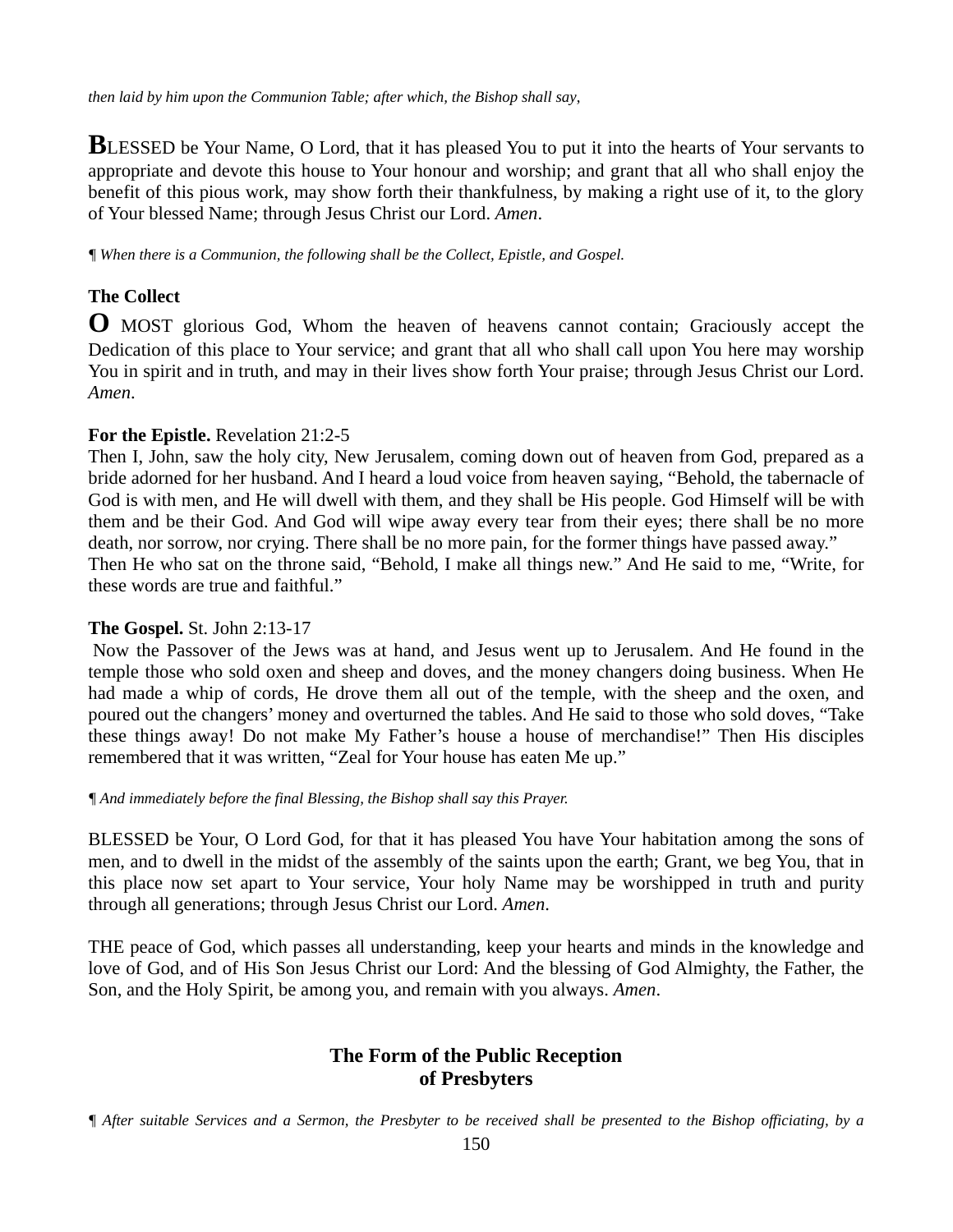*then laid by him upon the Communion Table; after which, the Bishop shall say,*

**B**LESSED be Your Name, O Lord, that it has pleased You to put it into the hearts of Your servants to appropriate and devote this house to Your honour and worship; and grant that all who shall enjoy the benefit of this pious work, may show forth their thankfulness, by making a right use of it, to the glory of Your blessed Name; through Jesus Christ our Lord. *Amen*.

*¶ When there is a Communion, the following shall be the Collect, Epistle, and Gospel.*

**The Collect**

**O** MOST glorious God, Whom the heaven of heavens cannot contain; Graciously accept the Dedication of this place to Your service; and grant that all who shall call upon You here may worship You in spirit and in truth, and may in their lives show forth Your praise; through Jesus Christ our Lord. *Amen*.

**For the Epistle.** Revelation 21:2-5

Then I, John, saw the holy city, New Jerusalem, coming down out of heaven from God, prepared as a bride adorned for her husband. And I heard a loud voice from heaven saying, "Behold, the tabernacle of God is with men, and He will dwell with them, and they shall be His people. God Himself will be with them and be their God. And God will wipe away every tear from their eyes; there shall be no more death, nor sorrow, nor crying. There shall be no more pain, for the former things have passed away."
Then He who sat on the throne said, "Behold, I make all things new." And He said to me, "Write, for these words are true and faithful."

**The Gospel.** St. John 2:13-17

Now the Passover of the Jews was at hand, and Jesus went up to Jerusalem. And He found in the temple those who sold oxen and sheep and doves, and the money changers doing business. When He had made a whip of cords, He drove them all out of the temple, with the sheep and the oxen, and poured out the changers' money and overturned the tables. And He said to those who sold doves, "Take these things away! Do not make My Father's house a house of merchandise!" Then His disciples remembered that it was written, "Zeal for Your house has eaten Me up."

*¶ And immediately before the final Blessing, the Bishop shall say this Prayer.*

BLESSED be Your, O Lord God, for that it has pleased You have Your habitation among the sons of men, and to dwell in the midst of the assembly of the saints upon the earth; Grant, we beg You, that in this place now set apart to Your service, Your holy Name may be worshipped in truth and purity through all generations; through Jesus Christ our Lord. *Amen*.

THE peace of God, which passes all understanding, keep your hearts and minds in the knowledge and love of God, and of His Son Jesus Christ our Lord: And the blessing of God Almighty, the Father, the Son, and the Holy Spirit, be among you, and remain with you always. *Amen*.

## The Form of the Public Reception of Presbyters

*¶ After suitable Services and a Sermon, the Presbyter to be received shall be presented to the Bishop officiating, by a*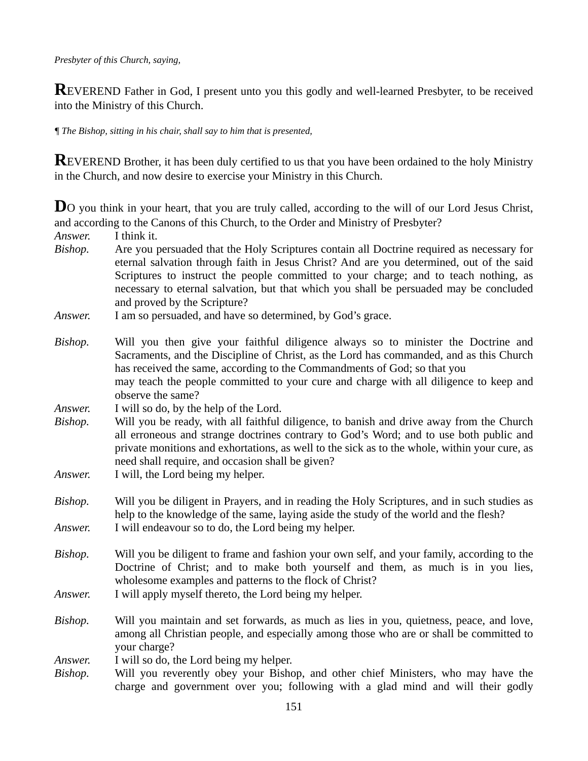*Presbyter of this Church, saying,*

**R**EVEREND Father in God, I present unto you this godly and well-learned Presbyter, to be received into the Ministry of this Church.

¶ *The Bishop, sitting in his chair, shall say to him that is presented,*

**R**EVEREND Brother, it has been duly certified to us that you have been ordained to the holy Ministry in the Church, and now desire to exercise your Ministry in this Church.

**D**O you think in your heart, that you are truly called, according to the will of our Lord Jesus Christ, and according to the Canons of this Church, to the Order and Ministry of Presbyter?

*Answer.* I think it.

*Bishop.* Are you persuaded that the Holy Scriptures contain all Doctrine required as necessary for eternal salvation through faith in Jesus Christ? And are you determined, out of the said Scriptures to instruct the people committed to your charge; and to teach nothing, as necessary to eternal salvation, but that which you shall be persuaded may be concluded and proved by the Scripture?

*Answer.* I am so persuaded, and have so determined, by God's grace.

*Bishop.* Will you then give your faithful diligence always so to minister the Doctrine and Sacraments, and the Discipline of Christ, as the Lord has commanded, and as this Church has received the same, according to the Commandments of God; so that you may teach the people committed to your cure and charge with all diligence to keep and observe the same?

*Answer.* I will so do, by the help of the Lord.

*Bishop.* Will you be ready, with all faithful diligence, to banish and drive away from the Church all erroneous and strange doctrines contrary to God's Word; and to use both public and private monitions and exhortations, as well to the sick as to the whole, within your cure, as need shall require, and occasion shall be given?

*Answer.* I will, the Lord being my helper.

*Bishop.* Will you be diligent in Prayers, and in reading the Holy Scriptures, and in such studies as help to the knowledge of the same, laying aside the study of the world and the flesh?

*Answer.* I will endeavour so to do, the Lord being my helper.

*Bishop.* Will you be diligent to frame and fashion your own self, and your family, according to the Doctrine of Christ; and to make both yourself and them, as much is in you lies, wholesome examples and patterns to the flock of Christ?

*Answer.* I will apply myself thereto, the Lord being my helper.

*Bishop.* Will you maintain and set forwards, as much as lies in you, quietness, peace, and love, among all Christian people, and especially among those who are or shall be committed to your charge?

*Answer.* I will so do, the Lord being my helper.

*Bishop.* Will you reverently obey your Bishop, and other chief Ministers, who may have the charge and government over you; following with a glad mind and will their godly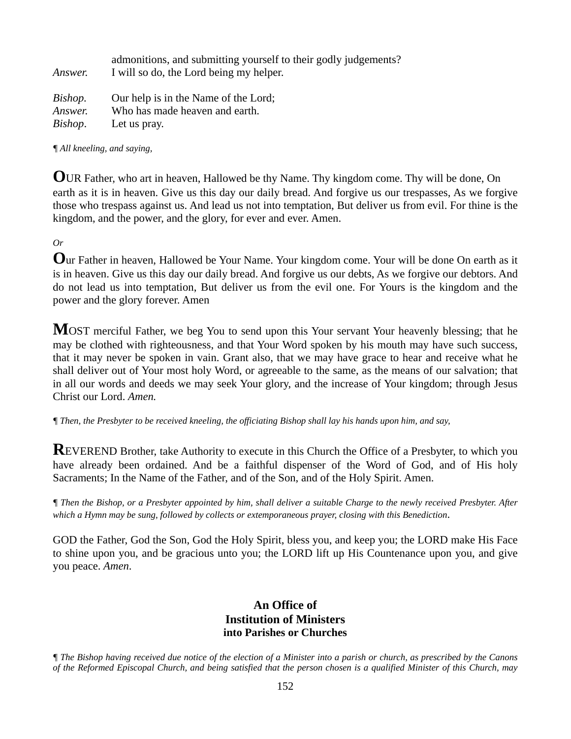admonitions, and submitting yourself to their godly judgements?

*Answer.* I will so do, the Lord being my helper.

*Bishop.* Our help is in the Name of the Lord;
*Answer.* Who has made heaven and earth.
*Bishop.* Let us pray.

¶ *All kneeling, and saying,*

**O**UR Father, who art in heaven, Hallowed be thy Name. Thy kingdom come. Thy will be done, On earth as it is in heaven. Give us this day our daily bread. And forgive us our trespasses, As we forgive those who trespass against us. And lead us not into temptation, But deliver us from evil. For thine is the kingdom, and the power, and the glory, for ever and ever. Amen.

*Or*

**O**ur Father in heaven, Hallowed be Your Name. Your kingdom come. Your will be done On earth as it is in heaven. Give us this day our daily bread. And forgive us our debts, As we forgive our debtors. And do not lead us into temptation, But deliver us from the evil one. For Yours is the kingdom and the power and the glory forever. Amen

**M**OST merciful Father, we beg You to send upon this Your servant Your heavenly blessing; that he may be clothed with righteousness, and that Your Word spoken by his mouth may have such success, that it may never be spoken in vain. Grant also, that we may have grace to hear and receive what he shall deliver out of Your most holy Word, or agreeable to the same, as the means of our salvation; that in all our words and deeds we may seek Your glory, and the increase of Your kingdom; through Jesus Christ our Lord. *Amen.*

¶ *Then, the Presbyter to be received kneeling, the officiating Bishop shall lay his hands upon him, and say,*

**R**EVEREND Brother, take Authority to execute in this Church the Office of a Presbyter, to which you have already been ordained. And be a faithful dispenser of the Word of God, and of His holy Sacraments; In the Name of the Father, and of the Son, and of the Holy Spirit. Amen.

¶ *Then the Bishop, or a Presbyter appointed by him, shall deliver a suitable Charge to the newly received Presbyter. After which a Hymn may be sung, followed by collects or extemporaneous prayer, closing with this Benediction.*

GOD the Father, God the Son, God the Holy Spirit, bless you, and keep you; the LORD make His Face to shine upon you, and be gracious unto you; the LORD lift up His Countenance upon you, and give you peace. *Amen*.

## An Office of Institution of Ministers into Parishes or Churches

¶ *The Bishop having received due notice of the election of a Minister into a parish or church, as prescribed by the Canons of the Reformed Episcopal Church, and being satisfied that the person chosen is a qualified Minister of this Church, may*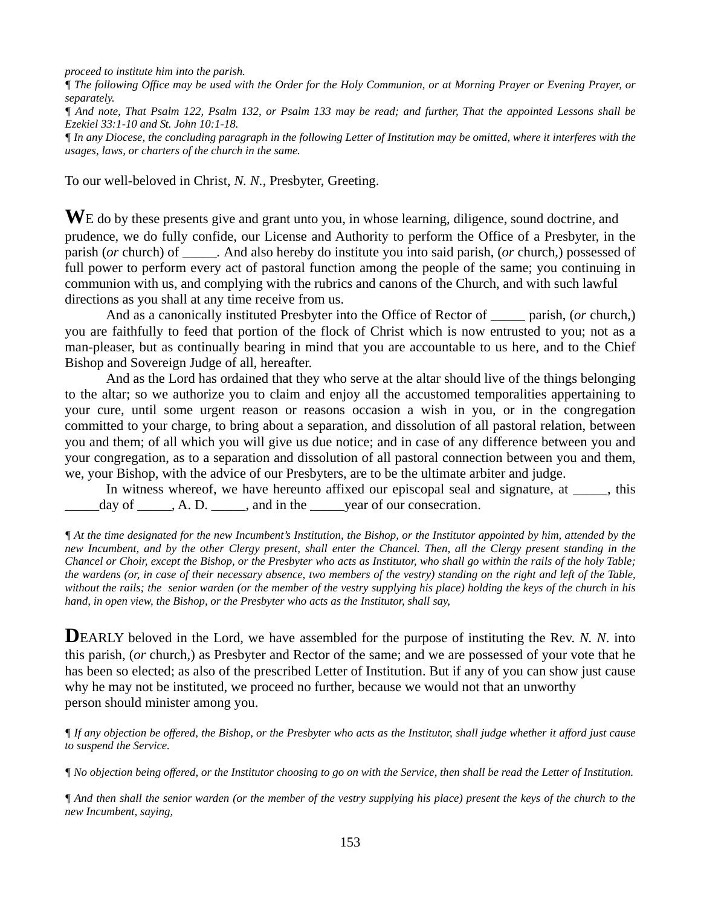*proceed to institute him into the parish.*

*¶ The following Office may be used with the Order for the Holy Communion, or at Morning Prayer or Evening Prayer, or separately.*

*¶ And note, That Psalm 122, Psalm 132, or Psalm 133 may be read; and further, That the appointed Lessons shall be Ezekiel 33:1-10 and St. John 10:1-18.*

*¶ In any Diocese, the concluding paragraph in the following Letter of Institution may be omitted, where it interferes with the usages, laws, or charters of the church in the same.*

To our well-beloved in Christ, *N. N.*, Presbyter, Greeting.

**W**E do by these presents give and grant unto you, in whose learning, diligence, sound doctrine, and prudence, we do fully confide, our License and Authority to perform the Office of a Presbyter, in the parish (*or* church) of _____. And also hereby do institute you into said parish, (*or* church,) possessed of full power to perform every act of pastoral function among the people of the same; you continuing in communion with us, and complying with the rubrics and canons of the Church, and with such lawful directions as you shall at any time receive from us.

And as a canonically instituted Presbyter into the Office of Rector of _____ parish, (*or* church,) you are faithfully to feed that portion of the flock of Christ which is now entrusted to you; not as a man-pleaser, but as continually bearing in mind that you are accountable to us here, and to the Chief Bishop and Sovereign Judge of all, hereafter.

And as the Lord has ordained that they who serve at the altar should live of the things belonging to the altar; so we authorize you to claim and enjoy all the accustomed temporalities appertaining to your cure, until some urgent reason or reasons occasion a wish in you, or in the congregation committed to your charge, to bring about a separation, and dissolution of all pastoral relation, between you and them; of all which you will give us due notice; and in case of any difference between you and your congregation, as to a separation and dissolution of all pastoral connection between you and them, we, your Bishop, with the advice of our Presbyters, are to be the ultimate arbiter and judge.

In witness whereof, we have hereunto affixed our episcopal seal and signature, at _____, this _____day of _____, A. D. _____, and in the _____year of our consecration.

*¶ At the time designated for the new Incumbent's Institution, the Bishop, or the Institutor appointed by him, attended by the new Incumbent, and by the other Clergy present, shall enter the Chancel. Then, all the Clergy present standing in the Chancel or Choir, except the Bishop, or the Presbyter who acts as Institutor, who shall go within the rails of the holy Table; the wardens (or, in case of their necessary absence, two members of the vestry) standing on the right and left of the Table, without the rails; the senior warden (or the member of the vestry supplying his place) holding the keys of the church in his hand, in open view, the Bishop, or the Presbyter who acts as the Institutor, shall say,*

**D**EARLY beloved in the Lord, we have assembled for the purpose of instituting the Rev. *N. N*. into this parish, (*or* church,) as Presbyter and Rector of the same; and we are possessed of your vote that he has been so elected; as also of the prescribed Letter of Institution. But if any of you can show just cause why he may not be instituted, we proceed no further, because we would not that an unworthy person should minister among you.

*¶ If any objection be offered, the Bishop, or the Presbyter who acts as the Institutor, shall judge whether it afford just cause to suspend the Service.*

*¶ No objection being offered, or the Institutor choosing to go on with the Service, then shall be read the Letter of Institution.*

*¶ And then shall the senior warden (or the member of the vestry supplying his place) present the keys of the church to the new Incumbent, saying,*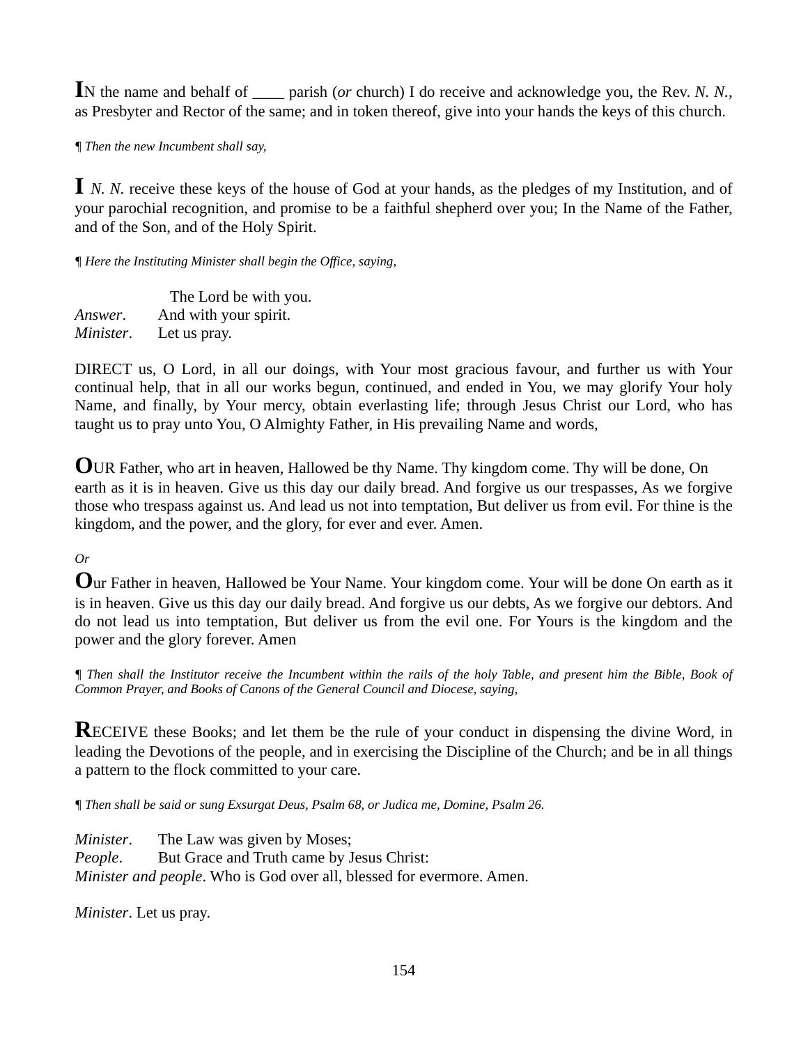**I**N the name and behalf of ____ parish (*or* church) I do receive and acknowledge you, the Rev. *N. N.*, as Presbyter and Rector of the same; and in token thereof, give into your hands the keys of this church.

*¶ Then the new Incumbent shall say,*

**I** *N. N.* receive these keys of the house of God at your hands, as the pledges of my Institution, and of your parochial recognition, and promise to be a faithful shepherd over you; In the Name of the Father, and of the Son, and of the Holy Spirit.

*¶ Here the Instituting Minister shall begin the Office, saying,*

The Lord be with you.
*Answer*. And with your spirit.
*Minister*. Let us pray.

DIRECT us, O Lord, in all our doings, with Your most gracious favour, and further us with Your continual help, that in all our works begun, continued, and ended in You, we may glorify Your holy Name, and finally, by Your mercy, obtain everlasting life; through Jesus Christ our Lord, who has taught us to pray unto You, O Almighty Father, in His prevailing Name and words,

**O**UR Father, who art in heaven, Hallowed be thy Name. Thy kingdom come. Thy will be done, On earth as it is in heaven. Give us this day our daily bread. And forgive us our trespasses, As we forgive those who trespass against us. And lead us not into temptation, But deliver us from evil. For thine is the kingdom, and the power, and the glory, for ever and ever. Amen.

*Or*

**O**ur Father in heaven, Hallowed be Your Name. Your kingdom come. Your will be done On earth as it is in heaven. Give us this day our daily bread. And forgive us our debts, As we forgive our debtors. And do not lead us into temptation, But deliver us from the evil one. For Yours is the kingdom and the power and the glory forever. Amen

*¶ Then shall the Institutor receive the Incumbent within the rails of the holy Table, and present him the Bible, Book of Common Prayer, and Books of Canons of the General Council and Diocese, saying,*

**R**ECEIVE these Books; and let them be the rule of your conduct in dispensing the divine Word, in leading the Devotions of the people, and in exercising the Discipline of the Church; and be in all things a pattern to the flock committed to your care.

*¶ Then shall be said or sung Exsurgat Deus, Psalm 68, or Judica me, Domine, Psalm 26.*

*Minister*. The Law was given by Moses;
*People*. But Grace and Truth came by Jesus Christ:
*Minister and people*. Who is God over all, blessed for evermore. Amen.

*Minister*. Let us pray.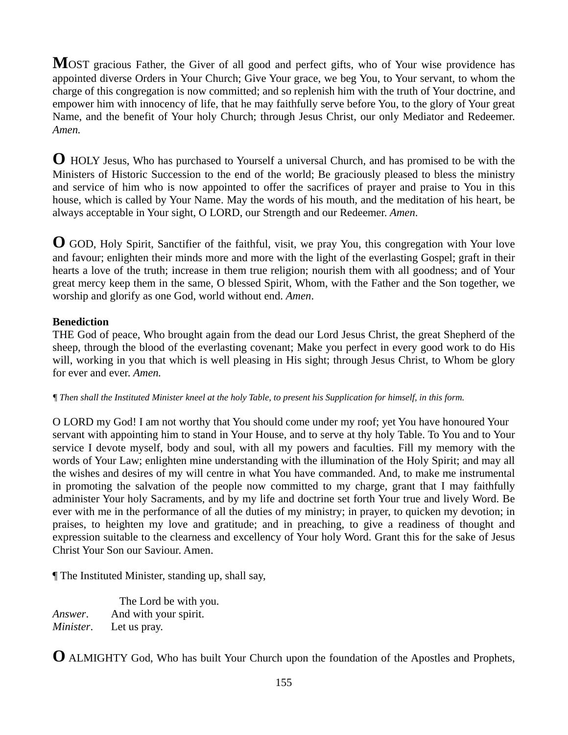**M**OST gracious Father, the Giver of all good and perfect gifts, who of Your wise providence has appointed diverse Orders in Your Church; Give Your grace, we beg You, to Your servant, to whom the charge of this congregation is now committed; and so replenish him with the truth of Your doctrine, and empower him with innocency of life, that he may faithfully serve before You, to the glory of Your great Name, and the benefit of Your holy Church; through Jesus Christ, our only Mediator and Redeemer. *Amen.*

**O** HOLY Jesus, Who has purchased to Yourself a universal Church, and has promised to be with the Ministers of Historic Succession to the end of the world; Be graciously pleased to bless the ministry and service of him who is now appointed to offer the sacrifices of prayer and praise to You in this house, which is called by Your Name. May the words of his mouth, and the meditation of his heart, be always acceptable in Your sight, O LORD, our Strength and our Redeemer. *Amen*.

**O** GOD, Holy Spirit, Sanctifier of the faithful, visit, we pray You, this congregation with Your love and favour; enlighten their minds more and more with the light of the everlasting Gospel; graft in their hearts a love of the truth; increase in them true religion; nourish them with all goodness; and of Your great mercy keep them in the same, O blessed Spirit, Whom, with the Father and the Son together, we worship and glorify as one God, world without end. *Amen*.

**Benediction**
THE God of peace, Who brought again from the dead our Lord Jesus Christ, the great Shepherd of the sheep, through the blood of the everlasting covenant; Make you perfect in every good work to do His will, working in you that which is well pleasing in His sight; through Jesus Christ, to Whom be glory for ever and ever. *Amen.*

*¶ Then shall the Instituted Minister kneel at the holy Table, to present his Supplication for himself, in this form.*

O LORD my God! I am not worthy that You should come under my roof; yet You have honoured Your servant with appointing him to stand in Your House, and to serve at thy holy Table. To You and to Your service I devote myself, body and soul, with all my powers and faculties. Fill my memory with the words of Your Law; enlighten mine understanding with the illumination of the Holy Spirit; and may all the wishes and desires of my will centre in what You have commanded. And, to make me instrumental in promoting the salvation of the people now committed to my charge, grant that I may faithfully administer Your holy Sacraments, and by my life and doctrine set forth Your true and lively Word. Be ever with me in the performance of all the duties of my ministry; in prayer, to quicken my devotion; in praises, to heighten my love and gratitude; and in preaching, to give a readiness of thought and expression suitable to the clearness and excellency of Your holy Word. Grant this for the sake of Jesus Christ Your Son our Saviour. Amen.

¶ The Instituted Minister, standing up, shall say,

The Lord be with you.
*Answer*. And with your spirit.
*Minister*. Let us pray.

**O** ALMIGHTY God, Who has built Your Church upon the foundation of the Apostles and Prophets,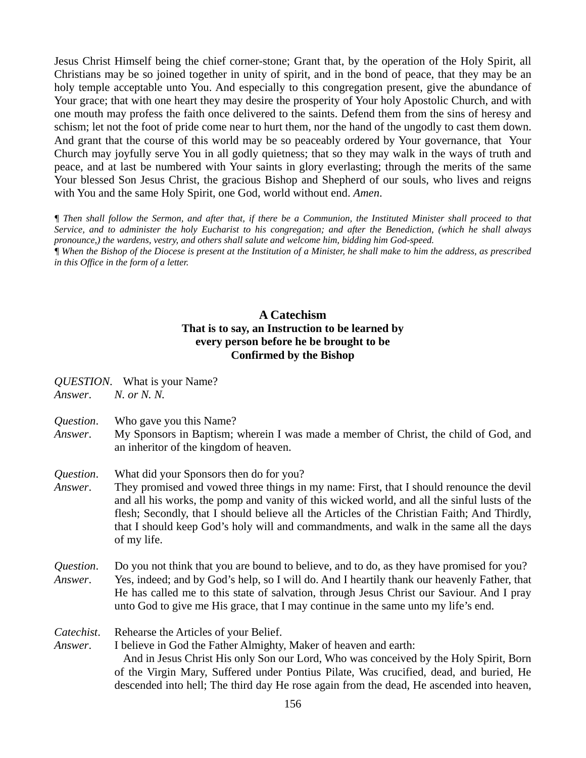Jesus Christ Himself being the chief corner-stone; Grant that, by the operation of the Holy Spirit, all Christians may be so joined together in unity of spirit, and in the bond of peace, that they may be an holy temple acceptable unto You. And especially to this congregation present, give the abundance of Your grace; that with one heart they may desire the prosperity of Your holy Apostolic Church, and with one mouth may profess the faith once delivered to the saints. Defend them from the sins of heresy and schism; let not the foot of pride come near to hurt them, nor the hand of the ungodly to cast them down. And grant that the course of this world may be so peaceably ordered by Your governance, that Your Church may joyfully serve You in all godly quietness; that so they may walk in the ways of truth and peace, and at last be numbered with Your saints in glory everlasting; through the merits of the same Your blessed Son Jesus Christ, the gracious Bishop and Shepherd of our souls, who lives and reigns with You and the same Holy Spirit, one God, world without end. *Amen*.

*¶ Then shall follow the Sermon, and after that, if there be a Communion, the Instituted Minister shall proceed to that Service, and to administer the holy Eucharist to his congregation; and after the Benediction, (which he shall always pronounce,) the wardens, vestry, and others shall salute and welcome him, bidding him God-speed.*
*¶ When the Bishop of the Diocese is present at the Institution of a Minister, he shall make to him the address, as prescribed in this Office in the form of a letter.*

## A Catechism
### That is to say, an Instruction to be learned by every person before he be brought to be Confirmed by the Bishop

*QUESTION*. What is your Name?
*Answer*. *N. or N. N.*

*Question*. Who gave you this Name?
*Answer*. My Sponsors in Baptism; wherein I was made a member of Christ, the child of God, and an inheritor of the kingdom of heaven.

*Question*. What did your Sponsors then do for you?
*Answer*. They promised and vowed three things in my name: First, that I should renounce the devil and all his works, the pomp and vanity of this wicked world, and all the sinful lusts of the flesh; Secondly, that I should believe all the Articles of the Christian Faith; And Thirdly, that I should keep God's holy will and commandments, and walk in the same all the days of my life.

*Question*. Do you not think that you are bound to believe, and to do, as they have promised for you?
*Answer*. Yes, indeed; and by God's help, so I will do. And I heartily thank our heavenly Father, that He has called me to this state of salvation, through Jesus Christ our Saviour. And I pray unto God to give me His grace, that I may continue in the same unto my life's end.

*Catechist*. Rehearse the Articles of your Belief.
*Answer*. I believe in God the Father Almighty, Maker of heaven and earth:
And in Jesus Christ His only Son our Lord, Who was conceived by the Holy Spirit, Born of the Virgin Mary, Suffered under Pontius Pilate, Was crucified, dead, and buried, He descended into hell; The third day He rose again from the dead, He ascended into heaven,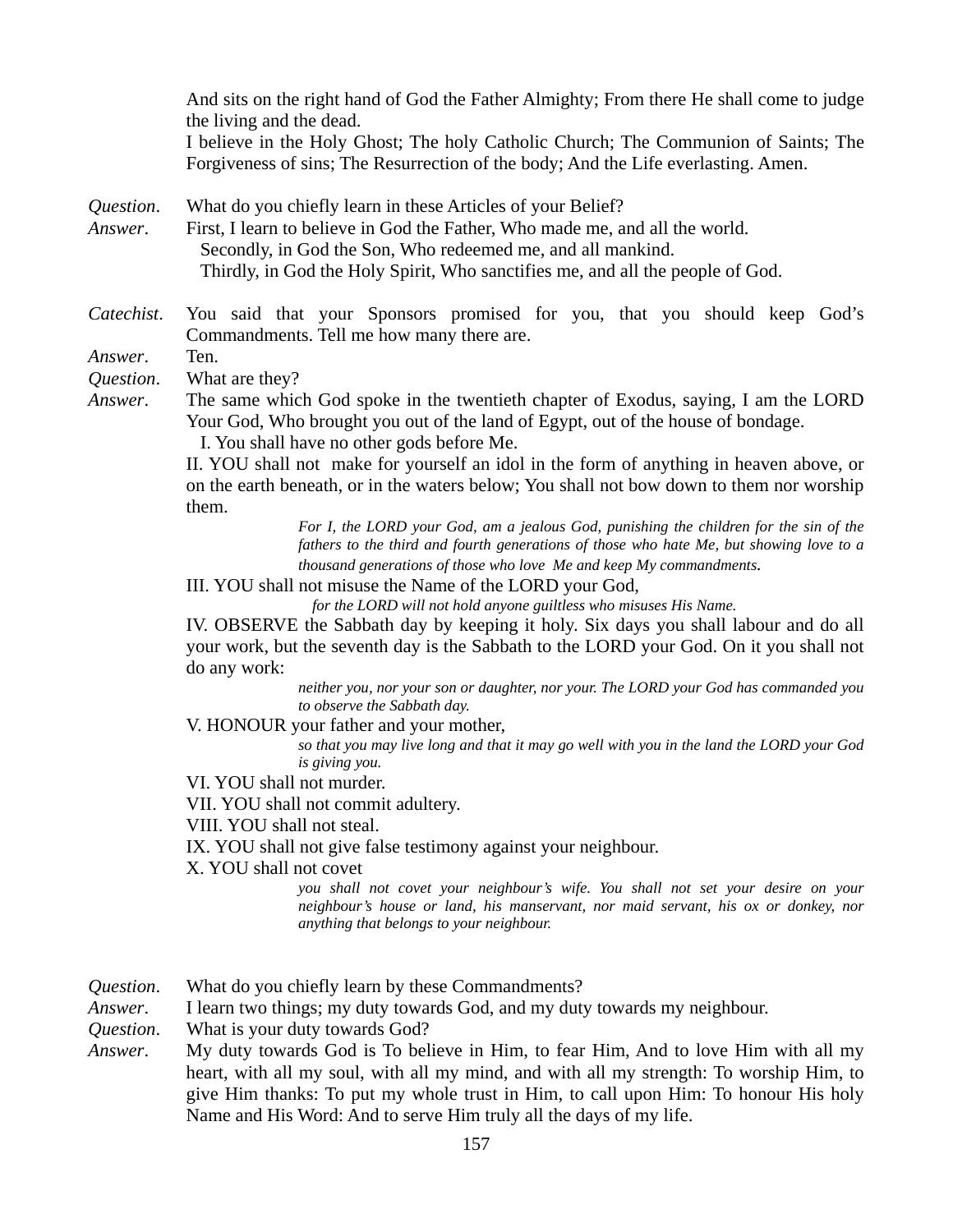And sits on the right hand of God the Father Almighty; From there He shall come to judge the living and the dead.
I believe in the Holy Ghost; The holy Catholic Church; The Communion of Saints; The Forgiveness of sins; The Resurrection of the body; And the Life everlasting. Amen.

*Question*. What do you chiefly learn in these Articles of your Belief?

*Answer*. First, I learn to believe in God the Father, Who made me, and all the world.
Secondly, in God the Son, Who redeemed me, and all mankind.
Thirdly, in God the Holy Spirit, Who sanctifies me, and all the people of God.

*Catechist*. You said that your Sponsors promised for you, that you should keep God's Commandments. Tell me how many there are.

*Answer*. Ten.

*Question*. What are they?

*Answer*. The same which God spoke in the twentieth chapter of Exodus, saying, I am the LORD Your God, Who brought you out of the land of Egypt, out of the house of bondage.

I. You shall have no other gods before Me.

II. YOU shall not make for yourself an idol in the form of anything in heaven above, or on the earth beneath, or in the waters below; You shall not bow down to them nor worship them.

*For I, the LORD your God, am a jealous God, punishing the children for the sin of the fathers to the third and fourth generations of those who hate Me, but showing love to a thousand generations of those who love Me and keep My commandments.*

III. YOU shall not misuse the Name of the LORD your God,

*for the LORD will not hold anyone guiltless who misuses His Name.*

IV. OBSERVE the Sabbath day by keeping it holy. Six days you shall labour and do all your work, but the seventh day is the Sabbath to the LORD your God. On it you shall not do any work:

*neither you, nor your son or daughter, nor your. The LORD your God has commanded you to observe the Sabbath day.*

V. HONOUR your father and your mother,

*so that you may live long and that it may go well with you in the land the LORD your God is giving you.*

VI. YOU shall not murder.

VII. YOU shall not commit adultery.

VIII. YOU shall not steal.

IX. YOU shall not give false testimony against your neighbour.

X. YOU shall not covet

*you shall not covet your neighbour's wife. You shall not set your desire on your neighbour's house or land, his manservant, nor maid servant, his ox or donkey, nor anything that belongs to your neighbour.*

*Question*. What do you chiefly learn by these Commandments?

*Answer*. I learn two things; my duty towards God, and my duty towards my neighbour.

*Question*. What is your duty towards God?

*Answer*. My duty towards God is To believe in Him, to fear Him, And to love Him with all my heart, with all my soul, with all my mind, and with all my strength: To worship Him, to give Him thanks: To put my whole trust in Him, to call upon Him: To honour His holy Name and His Word: And to serve Him truly all the days of my life.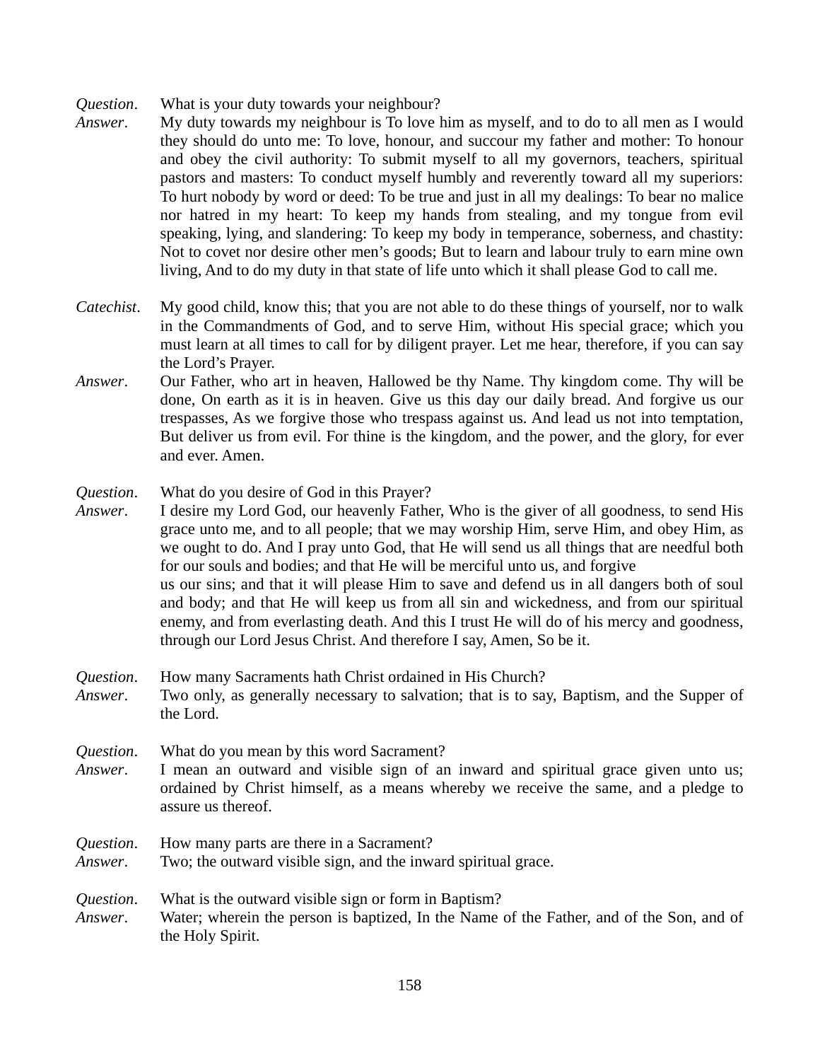*Question*. What is your duty towards your neighbour?

*Answer*. My duty towards my neighbour is To love him as myself, and to do to all men as I would they should do unto me: To love, honour, and succour my father and mother: To honour and obey the civil authority: To submit myself to all my governors, teachers, spiritual pastors and masters: To conduct myself humbly and reverently toward all my superiors: To hurt nobody by word or deed: To be true and just in all my dealings: To bear no malice nor hatred in my heart: To keep my hands from stealing, and my tongue from evil speaking, lying, and slandering: To keep my body in temperance, soberness, and chastity: Not to covet nor desire other men's goods; But to learn and labour truly to earn mine own living, And to do my duty in that state of life unto which it shall please God to call me.

*Catechist*. My good child, know this; that you are not able to do these things of yourself, nor to walk in the Commandments of God, and to serve Him, without His special grace; which you must learn at all times to call for by diligent prayer. Let me hear, therefore, if you can say the Lord's Prayer.

*Answer*. Our Father, who art in heaven, Hallowed be thy Name. Thy kingdom come. Thy will be done, On earth as it is in heaven. Give us this day our daily bread. And forgive us our trespasses, As we forgive those who trespass against us. And lead us not into temptation, But deliver us from evil. For thine is the kingdom, and the power, and the glory, for ever and ever. Amen.

*Question*. What do you desire of God in this Prayer?

*Answer*. I desire my Lord God, our heavenly Father, Who is the giver of all goodness, to send His grace unto me, and to all people; that we may worship Him, serve Him, and obey Him, as we ought to do. And I pray unto God, that He will send us all things that are needful both for our souls and bodies; and that He will be merciful unto us, and forgive us our sins; and that it will please Him to save and defend us in all dangers both of soul and body; and that He will keep us from all sin and wickedness, and from our spiritual enemy, and from everlasting death. And this I trust He will do of his mercy and goodness, through our Lord Jesus Christ. And therefore I say, Amen, So be it.

*Question*. How many Sacraments hath Christ ordained in His Church?

*Answer*. Two only, as generally necessary to salvation; that is to say, Baptism, and the Supper of the Lord.

*Question*. What do you mean by this word Sacrament?

*Answer*. I mean an outward and visible sign of an inward and spiritual grace given unto us; ordained by Christ himself, as a means whereby we receive the same, and a pledge to assure us thereof.

*Question*. How many parts are there in a Sacrament?

*Answer*. Two; the outward visible sign, and the inward spiritual grace.

*Question*. What is the outward visible sign or form in Baptism?

*Answer*. Water; wherein the person is baptized, In the Name of the Father, and of the Son, and of the Holy Spirit.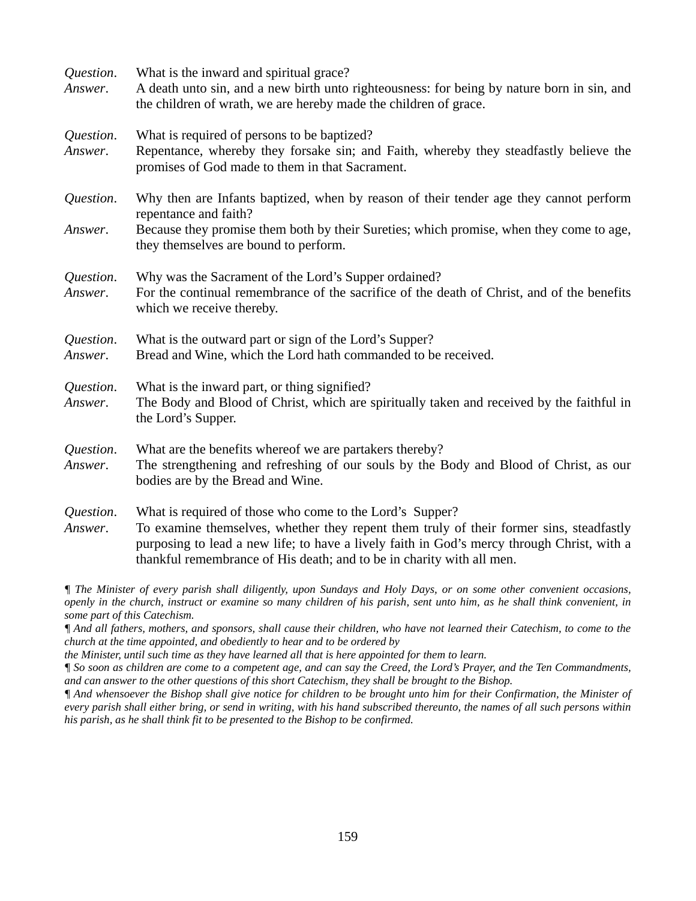*Question*. What is the inward and spiritual grace?
*Answer*. A death unto sin, and a new birth unto righteousness: for being by nature born in sin, and the children of wrath, we are hereby made the children of grace.

*Question*. What is required of persons to be baptized?
*Answer*. Repentance, whereby they forsake sin; and Faith, whereby they steadfastly believe the promises of God made to them in that Sacrament.

*Question*. Why then are Infants baptized, when by reason of their tender age they cannot perform repentance and faith?
*Answer*. Because they promise them both by their Sureties; which promise, when they come to age, they themselves are bound to perform.

*Question*. Why was the Sacrament of the Lord's Supper ordained?
*Answer*. For the continual remembrance of the sacrifice of the death of Christ, and of the benefits which we receive thereby.

*Question*. What is the outward part or sign of the Lord's Supper?
*Answer*. Bread and Wine, which the Lord hath commanded to be received.

*Question*. What is the inward part, or thing signified?
*Answer*. The Body and Blood of Christ, which are spiritually taken and received by the faithful in the Lord's Supper.

*Question*. What are the benefits whereof we are partakers thereby?
*Answer*. The strengthening and refreshing of our souls by the Body and Blood of Christ, as our bodies are by the Bread and Wine.

*Question*. What is required of those who come to the Lord's Supper?
*Answer*. To examine themselves, whether they repent them truly of their former sins, steadfastly purposing to lead a new life; to have a lively faith in God's mercy through Christ, with a thankful remembrance of His death; and to be in charity with all men.

*¶ The Minister of every parish shall diligently, upon Sundays and Holy Days, or on some other convenient occasions, openly in the church, instruct or examine so many children of his parish, sent unto him, as he shall think convenient, in some part of this Catechism.*

*¶ And all fathers, mothers, and sponsors, shall cause their children, who have not learned their Catechism, to come to the church at the time appointed, and obediently to hear and to be ordered by the Minister, until such time as they have learned all that is here appointed for them to learn.*

*¶ So soon as children are come to a competent age, and can say the Creed, the Lord's Prayer, and the Ten Commandments, and can answer to the other questions of this short Catechism, they shall be brought to the Bishop.*

*¶ And whensoever the Bishop shall give notice for children to be brought unto him for their Confirmation, the Minister of every parish shall either bring, or send in writing, with his hand subscribed thereunto, the names of all such persons within his parish, as he shall think fit to be presented to the Bishop to be confirmed.*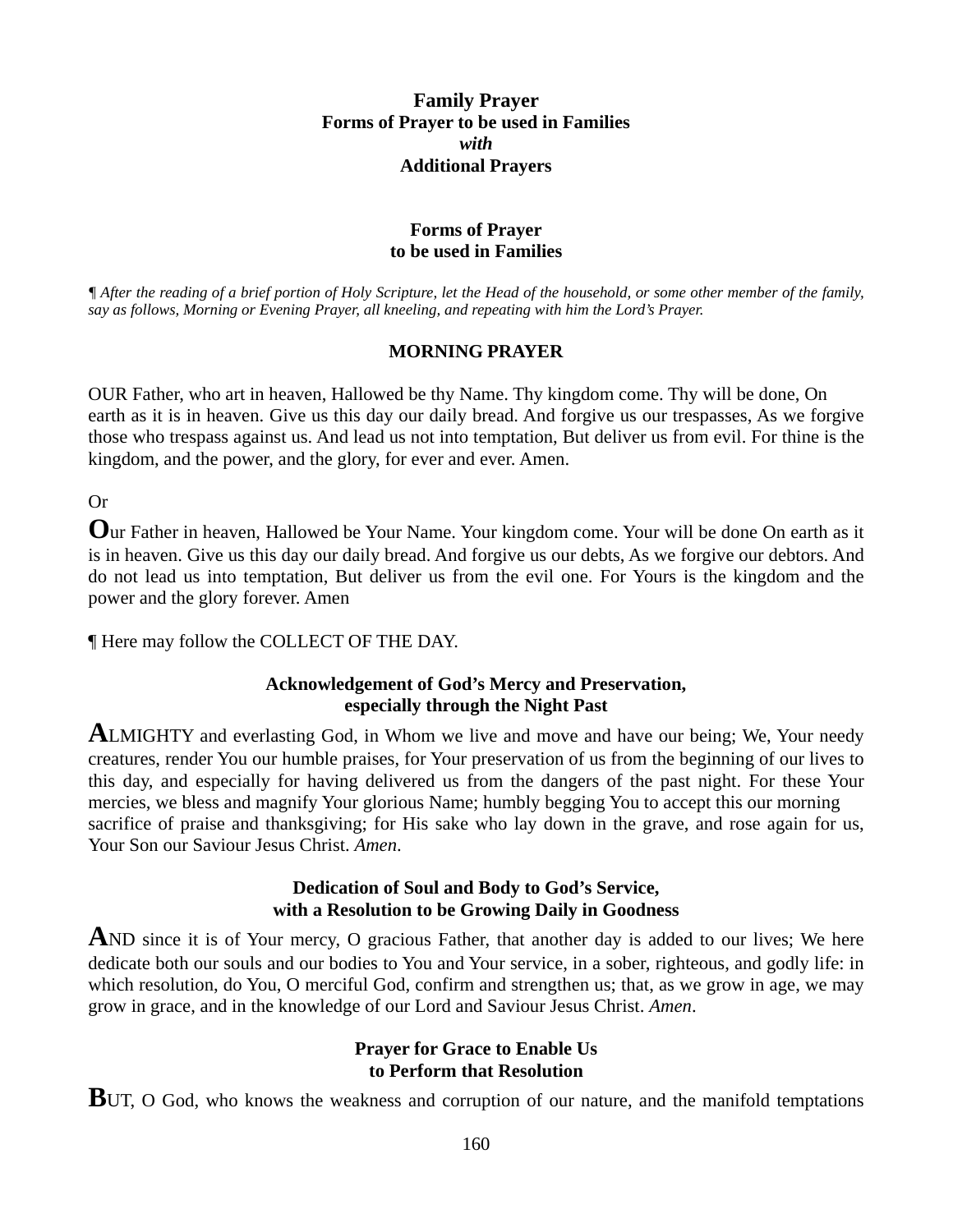# Family Prayer
## Forms of Prayer to be used in Families
*with*
## Additional Prayers

## Forms of Prayer to be used in Families

*¶ After the reading of a brief portion of Holy Scripture, let the Head of the household, or some other member of the family, say as follows, Morning or Evening Prayer, all kneeling, and repeating with him the Lord's Prayer.*

### MORNING PRAYER

OUR Father, who art in heaven, Hallowed be thy Name. Thy kingdom come. Thy will be done, On earth as it is in heaven. Give us this day our daily bread. And forgive us our trespasses, As we forgive those who trespass against us. And lead us not into temptation, But deliver us from evil. For thine is the kingdom, and the power, and the glory, for ever and ever. Amen.

Or

Our Father in heaven, Hallowed be Your Name. Your kingdom come. Your will be done On earth as it is in heaven. Give us this day our daily bread. And forgive us our debts, As we forgive our debtors. And do not lead us into temptation, But deliver us from the evil one. For Yours is the kingdom and the power and the glory forever. Amen

¶ Here may follow the COLLECT OF THE DAY.

#### Acknowledgement of God's Mercy and Preservation, especially through the Night Past

ALMIGHTY and everlasting God, in Whom we live and move and have our being; We, Your needy creatures, render You our humble praises, for Your preservation of us from the beginning of our lives to this day, and especially for having delivered us from the dangers of the past night. For these Your mercies, we bless and magnify Your glorious Name; humbly begging You to accept this our morning sacrifice of praise and thanksgiving; for His sake who lay down in the grave, and rose again for us, Your Son our Saviour Jesus Christ. *Amen*.

#### Dedication of Soul and Body to God's Service, with a Resolution to be Growing Daily in Goodness

AND since it is of Your mercy, O gracious Father, that another day is added to our lives; We here dedicate both our souls and our bodies to You and Your service, in a sober, righteous, and godly life: in which resolution, do You, O merciful God, confirm and strengthen us; that, as we grow in age, we may grow in grace, and in the knowledge of our Lord and Saviour Jesus Christ. *Amen*.

#### Prayer for Grace to Enable Us to Perform that Resolution

BUT, O God, who knows the weakness and corruption of our nature, and the manifold temptations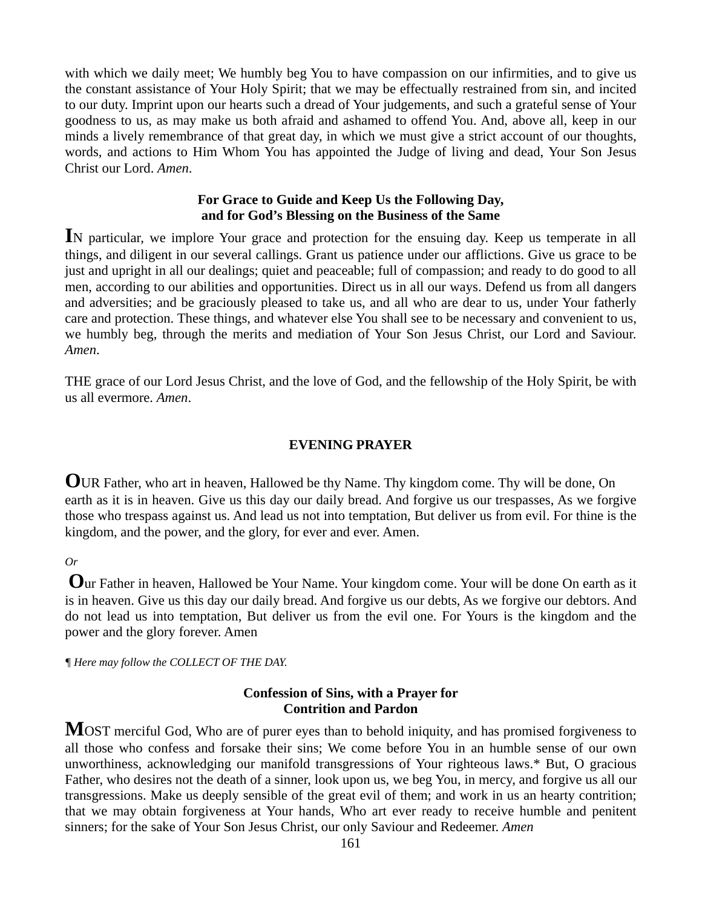with which we daily meet; We humbly beg You to have compassion on our infirmities, and to give us the constant assistance of Your Holy Spirit; that we may be effectually restrained from sin, and incited to our duty. Imprint upon our hearts such a dread of Your judgements, and such a grateful sense of Your goodness to us, as may make us both afraid and ashamed to offend You. And, above all, keep in our minds a lively remembrance of that great day, in which we must give a strict account of our thoughts, words, and actions to Him Whom You has appointed the Judge of living and dead, Your Son Jesus Christ our Lord. *Amen*.

### For Grace to Guide and Keep Us the Following Day, and for God's Blessing on the Business of the Same

**I**N particular, we implore Your grace and protection for the ensuing day. Keep us temperate in all things, and diligent in our several callings. Grant us patience under our afflictions. Give us grace to be just and upright in all our dealings; quiet and peaceable; full of compassion; and ready to do good to all men, according to our abilities and opportunities. Direct us in all our ways. Defend us from all dangers and adversities; and be graciously pleased to take us, and all who are dear to us, under Your fatherly care and protection. These things, and whatever else You shall see to be necessary and convenient to us, we humbly beg, through the merits and mediation of Your Son Jesus Christ, our Lord and Saviour. *Amen*.

THE grace of our Lord Jesus Christ, and the love of God, and the fellowship of the Holy Spirit, be with us all evermore. *Amen*.

## EVENING PRAYER

**O**UR Father, who art in heaven, Hallowed be thy Name. Thy kingdom come. Thy will be done, On earth as it is in heaven. Give us this day our daily bread. And forgive us our trespasses, As we forgive those who trespass against us. And lead us not into temptation, But deliver us from evil. For thine is the kingdom, and the power, and the glory, for ever and ever. Amen.

*Or*

**O**ur Father in heaven, Hallowed be Your Name. Your kingdom come. Your will be done On earth as it is in heaven. Give us this day our daily bread. And forgive us our debts, As we forgive our debtors. And do not lead us into temptation, But deliver us from the evil one. For Yours is the kingdom and the power and the glory forever. Amen

*¶ Here may follow the COLLECT OF THE DAY.*

### Confession of Sins, with a Prayer for Contrition and Pardon

**M**OST merciful God, Who are of purer eyes than to behold iniquity, and has promised forgiveness to all those who confess and forsake their sins; We come before You in an humble sense of our own unworthiness, acknowledging our manifold transgressions of Your righteous laws.* But, O gracious Father, who desires not the death of a sinner, look upon us, we beg You, in mercy, and forgive us all our transgressions. Make us deeply sensible of the great evil of them; and work in us an hearty contrition; that we may obtain forgiveness at Your hands, Who art ever ready to receive humble and penitent sinners; for the sake of Your Son Jesus Christ, our only Saviour and Redeemer. *Amen*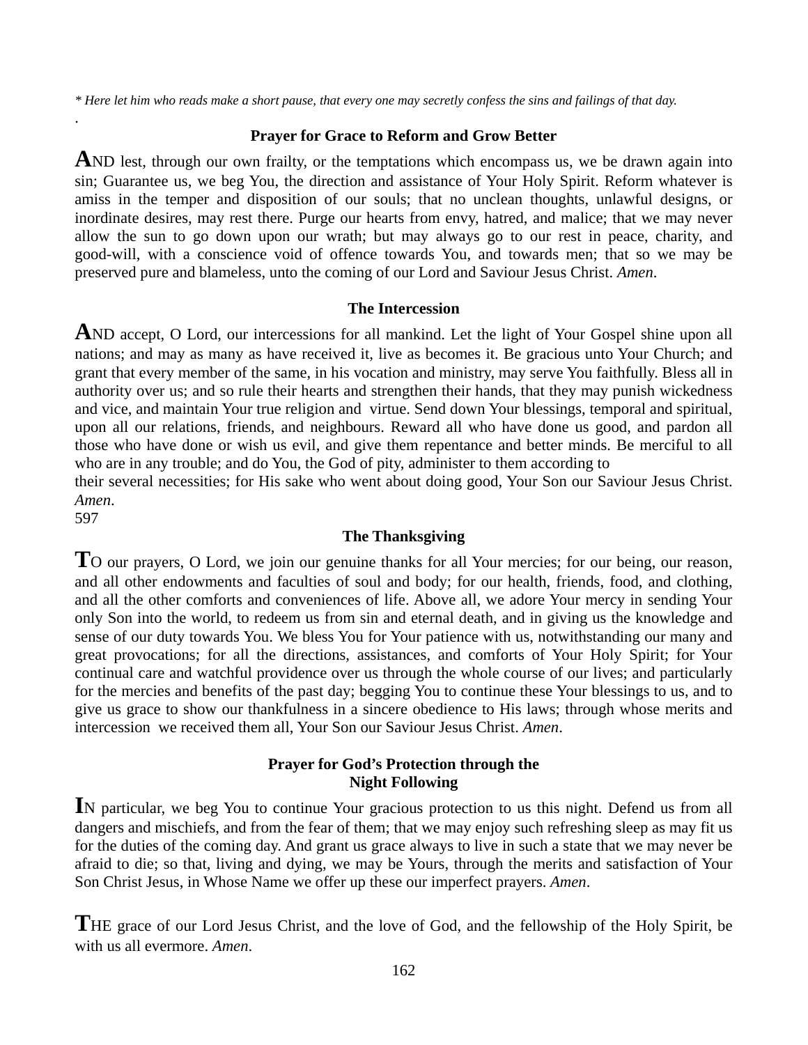*\* Here let him who reads make a short pause, that every one may secretly confess the sins and failings of that day.*

.

### Prayer for Grace to Reform and Grow Better

**A**ND lest, through our own frailty, or the temptations which encompass us, we be drawn again into sin; Guarantee us, we beg You, the direction and assistance of Your Holy Spirit. Reform whatever is amiss in the temper and disposition of our souls; that no unclean thoughts, unlawful designs, or inordinate desires, may rest there. Purge our hearts from envy, hatred, and malice; that we may never allow the sun to go down upon our wrath; but may always go to our rest in peace, charity, and good-will, with a conscience void of offence towards You, and towards men; that so we may be preserved pure and blameless, unto the coming of our Lord and Saviour Jesus Christ. *Amen*.

### The Intercession

**A**ND accept, O Lord, our intercessions for all mankind. Let the light of Your Gospel shine upon all nations; and may as many as have received it, live as becomes it. Be gracious unto Your Church; and grant that every member of the same, in his vocation and ministry, may serve You faithfully. Bless all in authority over us; and so rule their hearts and strengthen their hands, that they may punish wickedness and vice, and maintain Your true religion and virtue. Send down Your blessings, temporal and spiritual, upon all our relations, friends, and neighbours. Reward all who have done us good, and pardon all those who have done or wish us evil, and give them repentance and better minds. Be merciful to all who are in any trouble; and do You, the God of pity, administer to them according to their several necessities; for His sake who went about doing good, Your Son our Saviour Jesus Christ. *Amen*.

597

### The Thanksgiving

**T**O our prayers, O Lord, we join our genuine thanks for all Your mercies; for our being, our reason, and all other endowments and faculties of soul and body; for our health, friends, food, and clothing, and all the other comforts and conveniences of life. Above all, we adore Your mercy in sending Your only Son into the world, to redeem us from sin and eternal death, and in giving us the knowledge and sense of our duty towards You. We bless You for Your patience with us, notwithstanding our many and great provocations; for all the directions, assistances, and comforts of Your Holy Spirit; for Your continual care and watchful providence over us through the whole course of our lives; and particularly for the mercies and benefits of the past day; begging You to continue these Your blessings to us, and to give us grace to show our thankfulness in a sincere obedience to His laws; through whose merits and intercession we received them all, Your Son our Saviour Jesus Christ. *Amen*.

### Prayer for God's Protection through the Night Following

**I**N particular, we beg You to continue Your gracious protection to us this night. Defend us from all dangers and mischiefs, and from the fear of them; that we may enjoy such refreshing sleep as may fit us for the duties of the coming day. And grant us grace always to live in such a state that we may never be afraid to die; so that, living and dying, we may be Yours, through the merits and satisfaction of Your Son Christ Jesus, in Whose Name we offer up these our imperfect prayers. *Amen*.

**T**HE grace of our Lord Jesus Christ, and the love of God, and the fellowship of the Holy Spirit, be with us all evermore. *Amen*.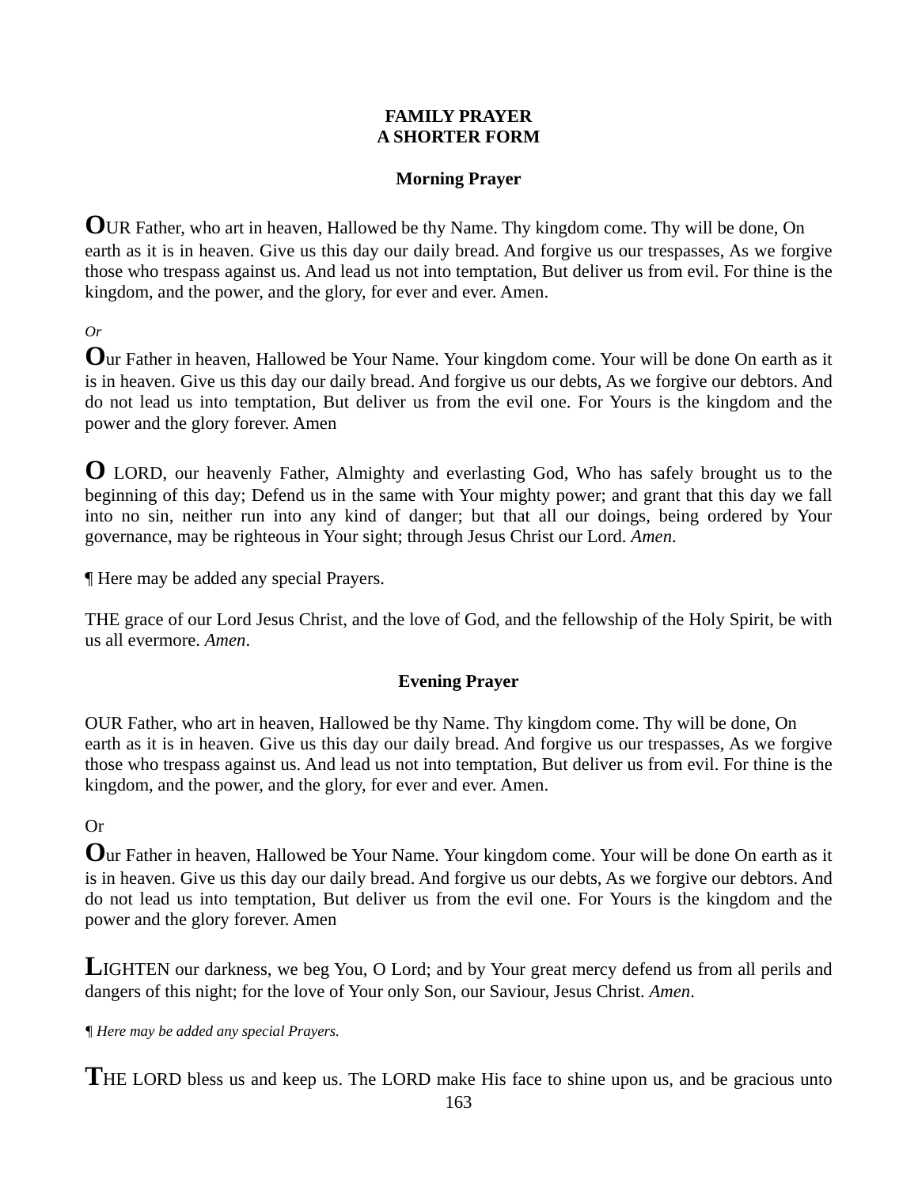**FAMILY PRAYER**
**A SHORTER FORM**

**Morning Prayer**

OUR Father, who art in heaven, Hallowed be thy Name. Thy kingdom come. Thy will be done, On earth as it is in heaven. Give us this day our daily bread. And forgive us our trespasses, As we forgive those who trespass against us. And lead us not into temptation, But deliver us from evil. For thine is the kingdom, and the power, and the glory, for ever and ever. Amen.

*Or*

Our Father in heaven, Hallowed be Your Name. Your kingdom come. Your will be done On earth as it is in heaven. Give us this day our daily bread. And forgive us our debts, As we forgive our debtors. And do not lead us into temptation, But deliver us from the evil one. For Yours is the kingdom and the power and the glory forever. Amen

O LORD, our heavenly Father, Almighty and everlasting God, Who has safely brought us to the beginning of this day; Defend us in the same with Your mighty power; and grant that this day we fall into no sin, neither run into any kind of danger; but that all our doings, being ordered by Your governance, may be righteous in Your sight; through Jesus Christ our Lord. *Amen*.

¶ Here may be added any special Prayers.

THE grace of our Lord Jesus Christ, and the love of God, and the fellowship of the Holy Spirit, be with us all evermore. *Amen*.

**Evening Prayer**

OUR Father, who art in heaven, Hallowed be thy Name. Thy kingdom come. Thy will be done, On earth as it is in heaven. Give us this day our daily bread. And forgive us our trespasses, As we forgive those who trespass against us. And lead us not into temptation, But deliver us from evil. For thine is the kingdom, and the power, and the glory, for ever and ever. Amen.

Or

Our Father in heaven, Hallowed be Your Name. Your kingdom come. Your will be done On earth as it is in heaven. Give us this day our daily bread. And forgive us our debts, As we forgive our debtors. And do not lead us into temptation, But deliver us from the evil one. For Yours is the kingdom and the power and the glory forever. Amen

LIGHTEN our darkness, we beg You, O Lord; and by Your great mercy defend us from all perils and dangers of this night; for the love of Your only Son, our Saviour, Jesus Christ. *Amen*.

*¶ Here may be added any special Prayers.*

THE LORD bless us and keep us. The LORD make His face to shine upon us, and be gracious unto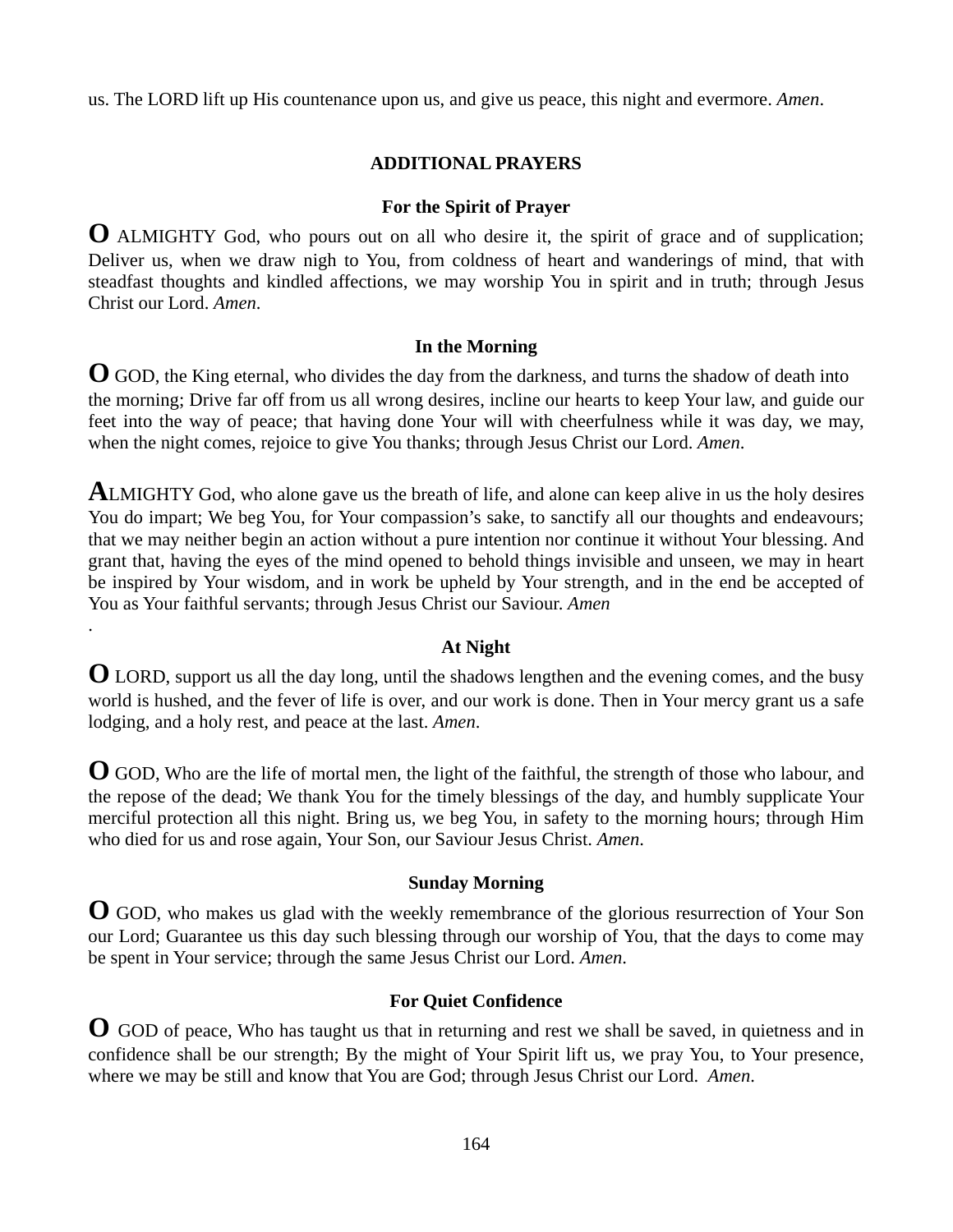us. The LORD lift up His countenance upon us, and give us peace, this night and evermore. *Amen*.

## ADDITIONAL PRAYERS

### For the Spirit of Prayer

**O** ALMIGHTY God, who pours out on all who desire it, the spirit of grace and of supplication; Deliver us, when we draw nigh to You, from coldness of heart and wanderings of mind, that with steadfast thoughts and kindled affections, we may worship You in spirit and in truth; through Jesus Christ our Lord. *Amen.*

### In the Morning

**O** GOD, the King eternal, who divides the day from the darkness, and turns the shadow of death into the morning; Drive far off from us all wrong desires, incline our hearts to keep Your law, and guide our feet into the way of peace; that having done Your will with cheerfulness while it was day, we may, when the night comes, rejoice to give You thanks; through Jesus Christ our Lord. *Amen*.

**A**LMIGHTY God, who alone gave us the breath of life, and alone can keep alive in us the holy desires You do impart; We beg You, for Your compassion's sake, to sanctify all our thoughts and endeavours; that we may neither begin an action without a pure intention nor continue it without Your blessing. And grant that, having the eyes of the mind opened to behold things invisible and unseen, we may in heart be inspired by Your wisdom, and in work be upheld by Your strength, and in the end be accepted of You as Your faithful servants; through Jesus Christ our Saviour. *Amen*
.

### At Night

**O** LORD, support us all the day long, until the shadows lengthen and the evening comes, and the busy world is hushed, and the fever of life is over, and our work is done. Then in Your mercy grant us a safe lodging, and a holy rest, and peace at the last. *Amen*.

**O** GOD, Who are the life of mortal men, the light of the faithful, the strength of those who labour, and the repose of the dead; We thank You for the timely blessings of the day, and humbly supplicate Your merciful protection all this night. Bring us, we beg You, in safety to the morning hours; through Him who died for us and rose again, Your Son, our Saviour Jesus Christ. *Amen*.

### Sunday Morning

**O** GOD, who makes us glad with the weekly remembrance of the glorious resurrection of Your Son our Lord; Guarantee us this day such blessing through our worship of You, that the days to come may be spent in Your service; through the same Jesus Christ our Lord. *Amen*.

### For Quiet Confidence

**O** GOD of peace, Who has taught us that in returning and rest we shall be saved, in quietness and in confidence shall be our strength; By the might of Your Spirit lift us, we pray You, to Your presence, where we may be still and know that You are God; through Jesus Christ our Lord. *Amen*.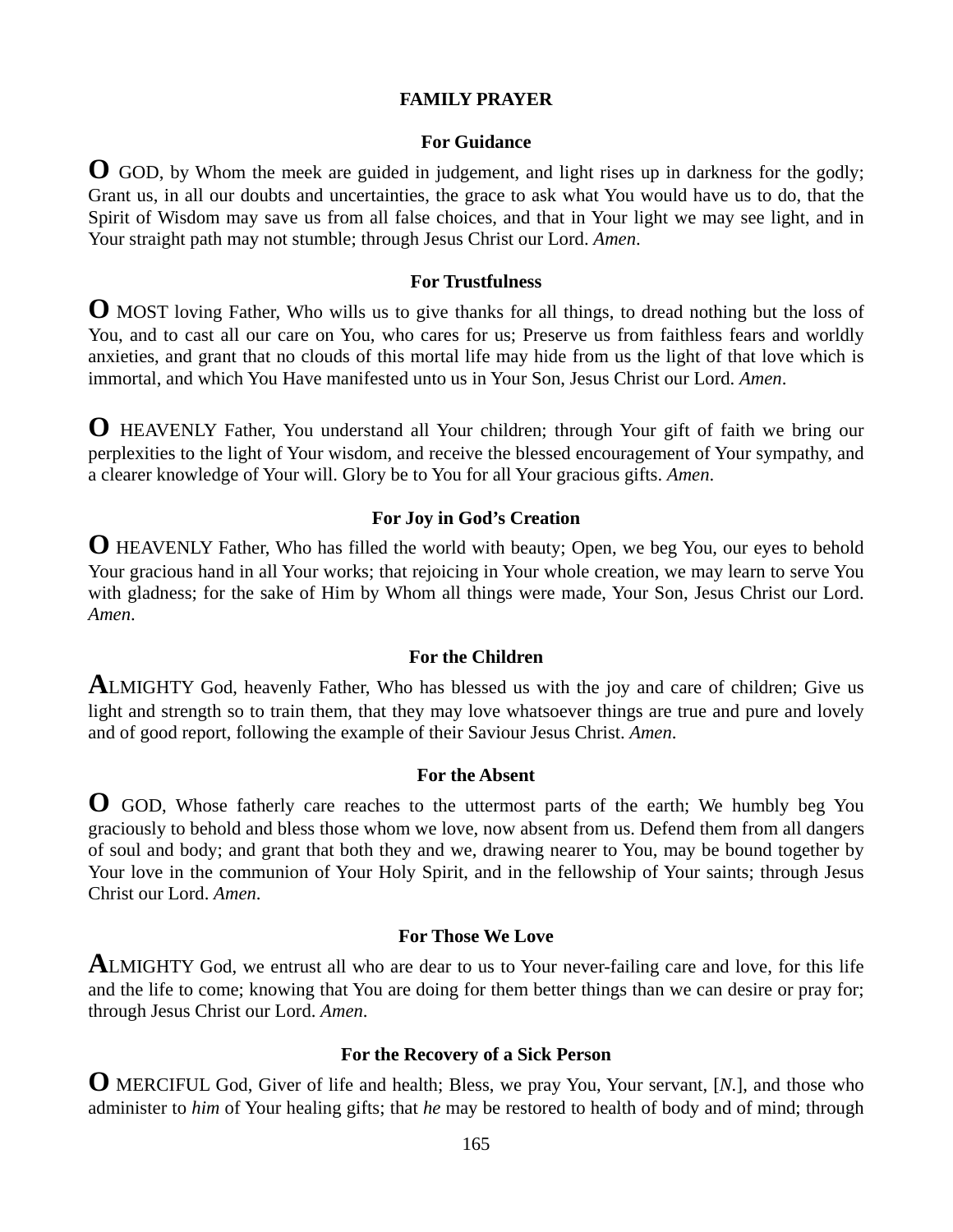## FAMILY PRAYER

### For Guidance

**O** GOD, by Whom the meek are guided in judgement, and light rises up in darkness for the godly; Grant us, in all our doubts and uncertainties, the grace to ask what You would have us to do, that the Spirit of Wisdom may save us from all false choices, and that in Your light we may see light, and in Your straight path may not stumble; through Jesus Christ our Lord. *Amen*.

### For Trustfulness

**O** MOST loving Father, Who wills us to give thanks for all things, to dread nothing but the loss of You, and to cast all our care on You, who cares for us; Preserve us from faithless fears and worldly anxieties, and grant that no clouds of this mortal life may hide from us the light of that love which is immortal, and which You Have manifested unto us in Your Son, Jesus Christ our Lord. *Amen*.

**O** HEAVENLY Father, You understand all Your children; through Your gift of faith we bring our perplexities to the light of Your wisdom, and receive the blessed encouragement of Your sympathy, and a clearer knowledge of Your will. Glory be to You for all Your gracious gifts. *Amen*.

### For Joy in God's Creation

**O** HEAVENLY Father, Who has filled the world with beauty; Open, we beg You, our eyes to behold Your gracious hand in all Your works; that rejoicing in Your whole creation, we may learn to serve You with gladness; for the sake of Him by Whom all things were made, Your Son, Jesus Christ our Lord. *Amen*.

### For the Children

**A**LMIGHTY God, heavenly Father, Who has blessed us with the joy and care of children; Give us light and strength so to train them, that they may love whatsoever things are true and pure and lovely and of good report, following the example of their Saviour Jesus Christ. *Amen*.

### For the Absent

**O** GOD, Whose fatherly care reaches to the uttermost parts of the earth; We humbly beg You graciously to behold and bless those whom we love, now absent from us. Defend them from all dangers of soul and body; and grant that both they and we, drawing nearer to You, may be bound together by Your love in the communion of Your Holy Spirit, and in the fellowship of Your saints; through Jesus Christ our Lord. *Amen*.

### For Those We Love

**A**LMIGHTY God, we entrust all who are dear to us to Your never-failing care and love, for this life and the life to come; knowing that You are doing for them better things than we can desire or pray for; through Jesus Christ our Lord. *Amen*.

### For the Recovery of a Sick Person

**O** MERCIFUL God, Giver of life and health; Bless, we pray You, Your servant, [*N.*], and those who administer to *him* of Your healing gifts; that *he* may be restored to health of body and of mind; through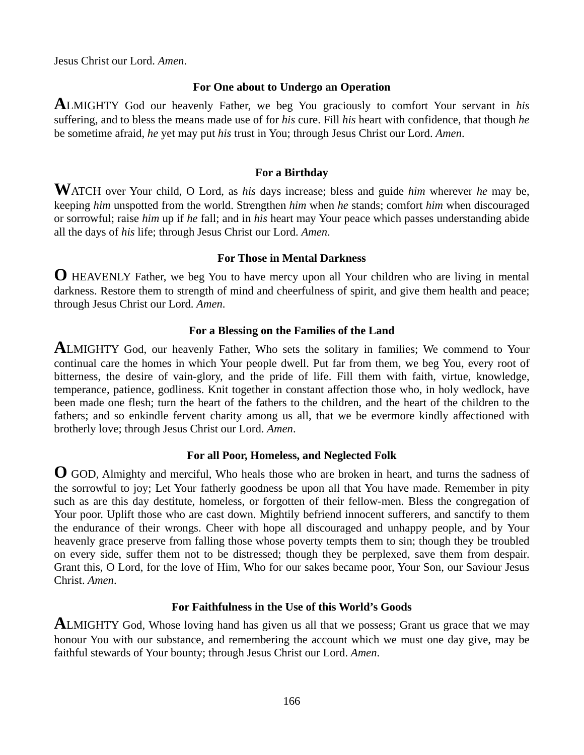Jesus Christ our Lord. *Amen*.

### For One about to Undergo an Operation

**A**LMIGHTY God our heavenly Father, we beg You graciously to comfort Your servant in *his* suffering, and to bless the means made use of for *his* cure. Fill *his* heart with confidence, that though *he* be sometime afraid, *he* yet may put *his* trust in You; through Jesus Christ our Lord. *Amen*.

### For a Birthday

**W**ATCH over Your child, O Lord, as *his* days increase; bless and guide *him* wherever *he* may be, keeping *him* unspotted from the world. Strengthen *him* when *he* stands; comfort *him* when discouraged or sorrowful; raise *him* up if *he* fall; and in *his* heart may Your peace which passes understanding abide all the days of *his* life; through Jesus Christ our Lord. *Amen*.

### For Those in Mental Darkness

**O** HEAVENLY Father, we beg You to have mercy upon all Your children who are living in mental darkness. Restore them to strength of mind and cheerfulness of spirit, and give them health and peace; through Jesus Christ our Lord. *Amen*.

### For a Blessing on the Families of the Land

**A**LMIGHTY God, our heavenly Father, Who sets the solitary in families; We commend to Your continual care the homes in which Your people dwell. Put far from them, we beg You, every root of bitterness, the desire of vain-glory, and the pride of life. Fill them with faith, virtue, knowledge, temperance, patience, godliness. Knit together in constant affection those who, in holy wedlock, have been made one flesh; turn the heart of the fathers to the children, and the heart of the children to the fathers; and so enkindle fervent charity among us all, that we be evermore kindly affectioned with brotherly love; through Jesus Christ our Lord. *Amen*.

### For all Poor, Homeless, and Neglected Folk

**O** GOD, Almighty and merciful, Who heals those who are broken in heart, and turns the sadness of the sorrowful to joy; Let Your fatherly goodness be upon all that You have made. Remember in pity such as are this day destitute, homeless, or forgotten of their fellow-men. Bless the congregation of Your poor. Uplift those who are cast down. Mightily befriend innocent sufferers, and sanctify to them the endurance of their wrongs. Cheer with hope all discouraged and unhappy people, and by Your heavenly grace preserve from falling those whose poverty tempts them to sin; though they be troubled on every side, suffer them not to be distressed; though they be perplexed, save them from despair. Grant this, O Lord, for the love of Him, Who for our sakes became poor, Your Son, our Saviour Jesus Christ. *Amen*.

### For Faithfulness in the Use of this World's Goods

**A**LMIGHTY God, Whose loving hand has given us all that we possess; Grant us grace that we may honour You with our substance, and remembering the account which we must one day give, may be faithful stewards of Your bounty; through Jesus Christ our Lord. *Amen*.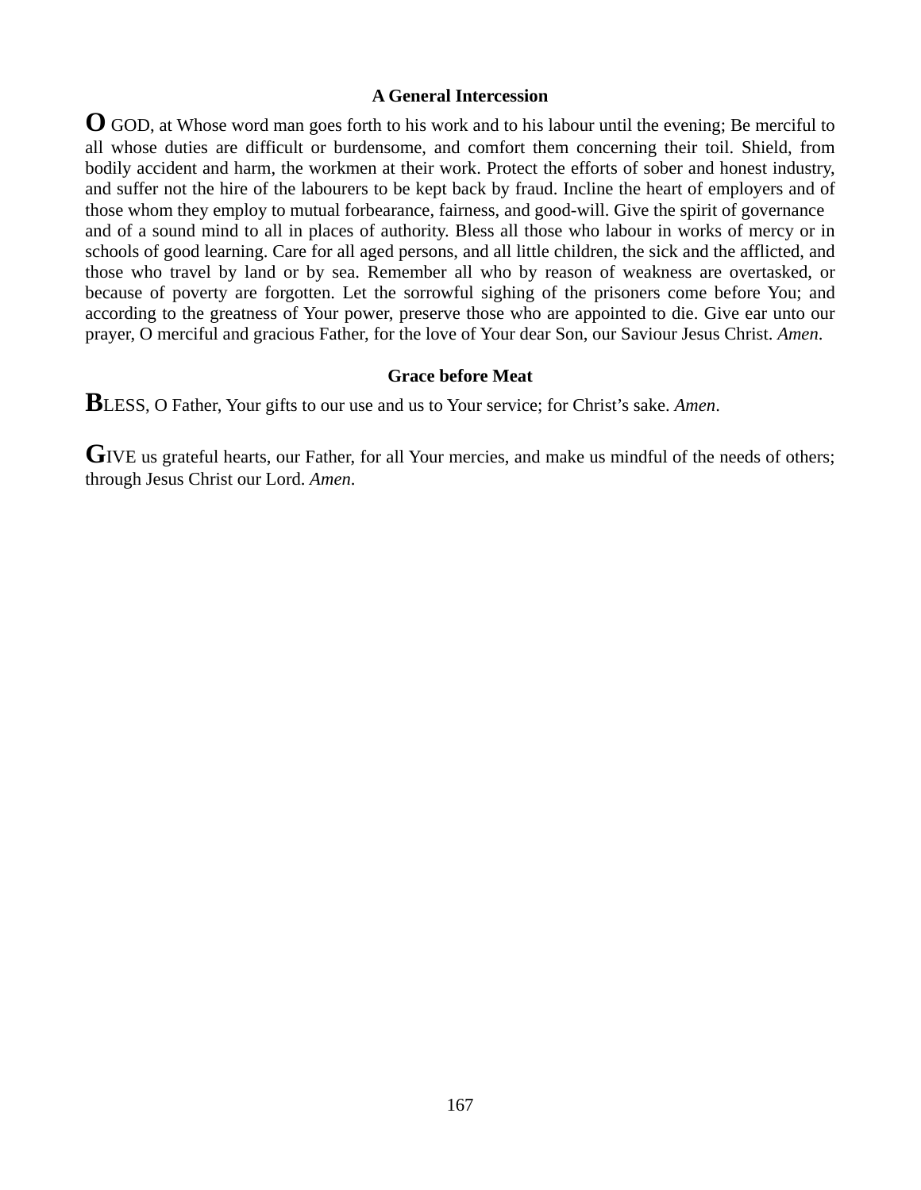### A General Intercession

**O** GOD, at Whose word man goes forth to his work and to his labour until the evening; Be merciful to all whose duties are difficult or burdensome, and comfort them concerning their toil. Shield, from bodily accident and harm, the workmen at their work. Protect the efforts of sober and honest industry, and suffer not the hire of the labourers to be kept back by fraud. Incline the heart of employers and of those whom they employ to mutual forbearance, fairness, and good-will. Give the spirit of governance and of a sound mind to all in places of authority. Bless all those who labour in works of mercy or in schools of good learning. Care for all aged persons, and all little children, the sick and the afflicted, and those who travel by land or by sea. Remember all who by reason of weakness are overtasked, or because of poverty are forgotten. Let the sorrowful sighing of the prisoners come before You; and according to the greatness of Your power, preserve those who are appointed to die. Give ear unto our prayer, O merciful and gracious Father, for the love of Your dear Son, our Saviour Jesus Christ. *Amen*.

### Grace before Meat

**B**LESS, O Father, Your gifts to our use and us to Your service; for Christ's sake. *Amen*.

**G**IVE us grateful hearts, our Father, for all Your mercies, and make us mindful of the needs of others; through Jesus Christ our Lord. *Amen*.